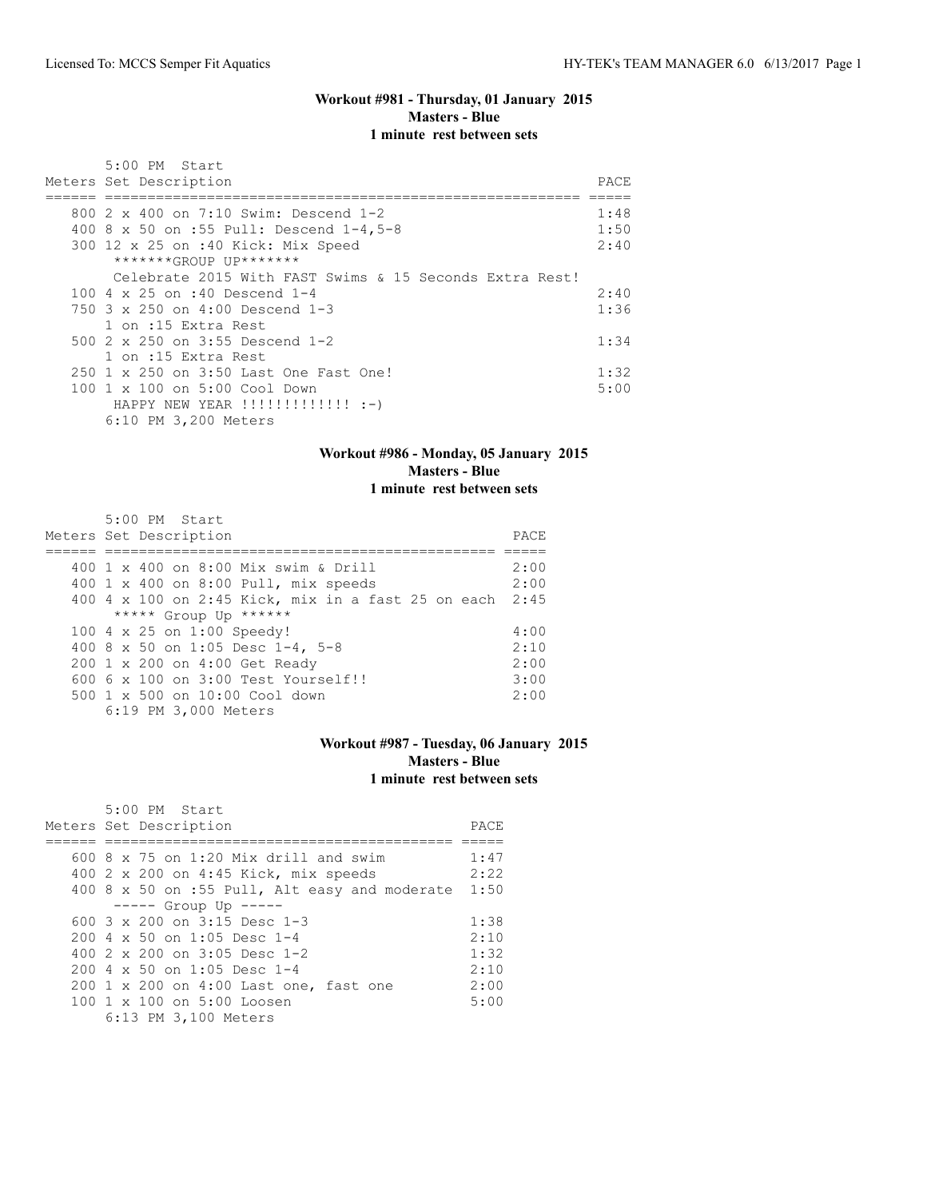## Workout #981 - Thursday, 01 January 2015
### Masters - Blue
### 1 minute rest between sets

5:00 PM Start

| Meters | Set Description | PACE |
|---|---|---|
| 800 | 2 x 400 on 7:10 Swim: Descend 1-2 | 1:48 |
| 400 | 8 x 50 on :55 Pull: Descend 1-4,5-8 | 1:50 |
| 300 | 12 x 25 on :40 Kick: Mix Speed | 2:40 |
| | *******GROUP UP******* | |
| | Celebrate 2015 With FAST Swims & 15 Seconds Extra Rest! | |
| 100 | 4 x 25 on :40 Descend 1-4 | 2:40 |
| 750 | 3 x 250 on 4:00 Descend 1-3 | 1:36 |
| | 1 on :15 Extra Rest | |
| 500 | 2 x 250 on 3:55 Descend 1-2 | 1:34 |
| | 1 on :15 Extra Rest | |
| 250 | 1 x 250 on 3:50 Last One Fast One! | 1:32 |
| 100 | 1 x 100 on 5:00 Cool Down | 5:00 |
| | HAPPY NEW YEAR !!!!!!!!!!!!! :-) | |

6:10 PM 3,200 Meters

## Workout #986 - Monday, 05 January 2015
### Masters - Blue
### 1 minute rest between sets

5:00 PM Start

| Meters | Set Description | PACE |
|---|---|---|
| 400 | 1 x 400 on 8:00 Mix swim & Drill | 2:00 |
| 400 | 1 x 400 on 8:00 Pull, mix speeds | 2:00 |
| 400 | 4 x 100 on 2:45 Kick, mix in a fast 25 on each | 2:45 |
| | ***** Group Up ****** | |
| 100 | 4 x 25 on 1:00 Speedy! | 4:00 |
| 400 | 8 x 50 on 1:05 Desc 1-4, 5-8 | 2:10 |
| 200 | 1 x 200 on 4:00 Get Ready | 2:00 |
| 600 | 6 x 100 on 3:00 Test Yourself!! | 3:00 |
| 500 | 1 x 500 on 10:00 Cool down | 2:00 |

6:19 PM 3,000 Meters

## Workout #987 - Tuesday, 06 January 2015
### Masters - Blue
### 1 minute rest between sets

5:00 PM Start

| Meters | Set Description | PACE |
|---|---|---|
| 600 | 8 x 75 on 1:20 Mix drill and swim | 1:47 |
| 400 | 2 x 200 on 4:45 Kick, mix speeds | 2:22 |
| 400 | 8 x 50 on :55 Pull, Alt easy and moderate | 1:50 |
| | ----- Group Up ----- | |
| 600 | 3 x 200 on 3:15 Desc 1-3 | 1:38 |
| 200 | 4 x 50 on 1:05 Desc 1-4 | 2:10 |
| 400 | 2 x 200 on 3:05 Desc 1-2 | 1:32 |
| 200 | 4 x 50 on 1:05 Desc 1-4 | 2:10 |
| 200 | 1 x 200 on 4:00 Last one, fast one | 2:00 |
| 100 | 1 x 100 on 5:00 Loosen | 5:00 |

6:13 PM 3,100 Meters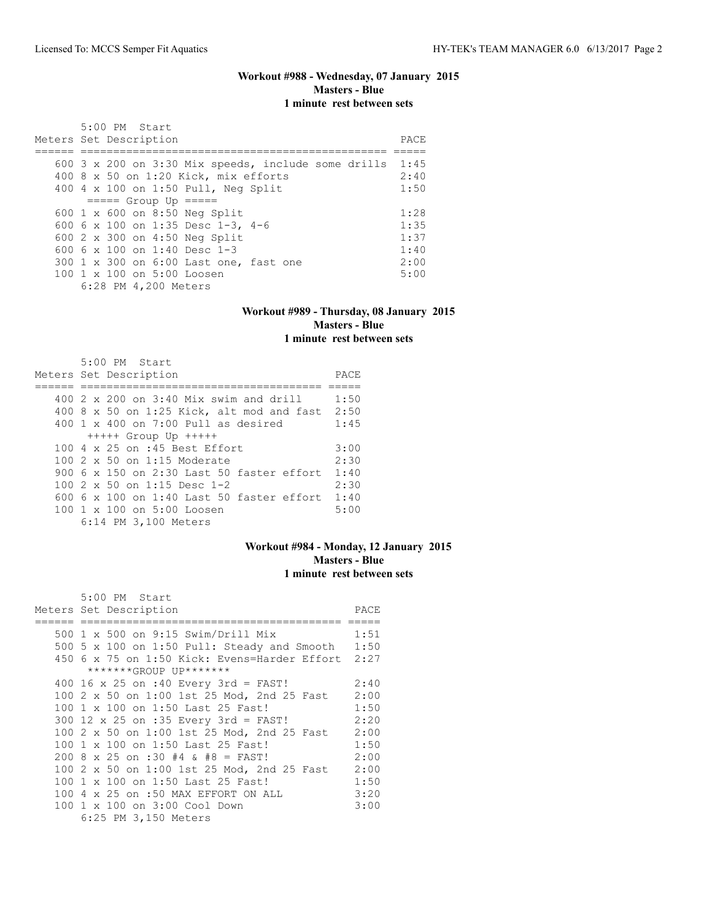### Workout #988 - Wednesday, 07 January 2015
**Masters - Blue**
**1 minute rest between sets**

5:00 PM Start

| Meters | Set Description | PACE |
|---|---|---|
| 600 | 3 x 200 on 3:30 Mix speeds, include some drills | 1:45 |
| 400 | 8 x 50 on 1:20 Kick, mix efforts | 2:40 |
| 400 | 4 x 100 on 1:50 Pull, Neg Split | 1:50 |
| | ===== Group Up ===== | |
| 600 | 1 x 600 on 8:50 Neg Split | 1:28 |
| 600 | 6 x 100 on 1:35 Desc 1-3, 4-6 | 1:35 |
| 600 | 2 x 300 on 4:50 Neg Split | 1:37 |
| 600 | 6 x 100 on 1:40 Desc 1-3 | 1:40 |
| 300 | 1 x 300 on 6:00 Last one, fast one | 2:00 |
| 100 | 1 x 100 on 5:00 Loosen | 5:00 |

6:28 PM 4,200 Meters

### Workout #989 - Thursday, 08 January 2015
**Masters - Blue**
**1 minute rest between sets**

5:00 PM Start

| Meters | Set Description | PACE |
|---|---|---|
| 400 | 2 x 200 on 3:40 Mix swim and drill | 1:50 |
| 400 | 8 x 50 on 1:25 Kick, alt mod and fast | 2:50 |
| 400 | 1 x 400 on 7:00 Pull as desired | 1:45 |
| | +++++ Group Up +++++ | |
| 100 | 4 x 25 on :45 Best Effort | 3:00 |
| 100 | 2 x 50 on 1:15 Moderate | 2:30 |
| 900 | 6 x 150 on 2:30 Last 50 faster effort | 1:40 |
| 100 | 2 x 50 on 1:15 Desc 1-2 | 2:30 |
| 600 | 6 x 100 on 1:40 Last 50 faster effort | 1:40 |
| 100 | 1 x 100 on 5:00 Loosen | 5:00 |

6:14 PM 3,100 Meters

### Workout #984 - Monday, 12 January 2015
**Masters - Blue**
**1 minute rest between sets**

5:00 PM Start

| Meters | Set Description | PACE |
|---|---|---|
| 500 | 1 x 500 on 9:15 Swim/Drill Mix | 1:51 |
| 500 | 5 x 100 on 1:50 Pull: Steady and Smooth | 1:50 |
| 450 | 6 x 75 on 1:50 Kick: Evens=Harder Effort | 2:27 |
| | *******GROUP UP******* | |
| 400 | 16 x 25 on :40 Every 3rd = FAST! | 2:40 |
| 100 | 2 x 50 on 1:00 1st 25 Mod, 2nd 25 Fast | 2:00 |
| 100 | 1 x 100 on 1:50 Last 25 Fast! | 1:50 |
| 300 | 12 x 25 on :35 Every 3rd = FAST! | 2:20 |
| 100 | 2 x 50 on 1:00 1st 25 Mod, 2nd 25 Fast | 2:00 |
| 100 | 1 x 100 on 1:50 Last 25 Fast! | 1:50 |
| 200 | 8 x 25 on :30 #4 & #8 = FAST! | 2:00 |
| 100 | 2 x 50 on 1:00 1st 25 Mod, 2nd 25 Fast | 2:00 |
| 100 | 1 x 100 on 1:50 Last 25 Fast! | 1:50 |
| 100 | 4 x 25 on :50 MAX EFFORT ON ALL | 3:20 |
| 100 | 1 x 100 on 3:00 Cool Down | 3:00 |

6:25 PM 3,150 Meters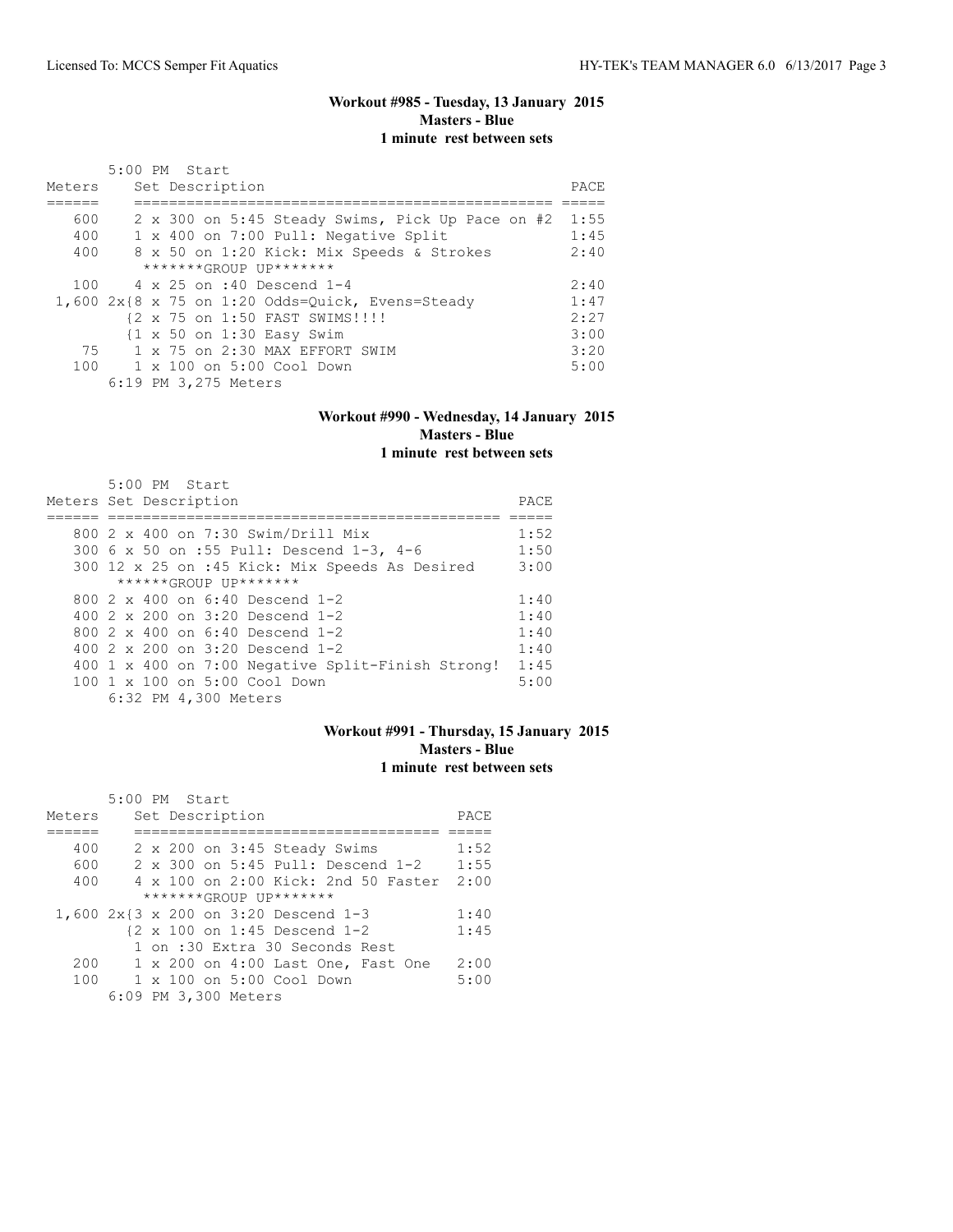### Workout #985 - Tuesday, 13 January 2015
**Masters - Blue**
**1 minute rest between sets**

5:00 PM Start

| Meters | Set Description | PACE |
|---|---|---|
| 600 | 2 x 300 on 5:45 Steady Swims, Pick Up Pace on #2 | 1:55 |
| 400 | 1 x 400 on 7:00 Pull: Negative Split | 1:45 |
| 400 | 8 x 50 on 1:20 Kick: Mix Speeds & Strokes | 2:40 |
| | *******GROUP UP******* | |
| 100 | 4 x 25 on :40 Descend 1-4 | 2:40 |
| 1,600 | 2x{8 x 75 on 1:20 Odds=Quick, Evens=Steady | 1:47 |
| | {2 x 75 on 1:50 FAST SWIMS!!!! | 2:27 |
| | {1 x 50 on 1:30 Easy Swim | 3:00 |
| 75 | 1 x 75 on 2:30 MAX EFFORT SWIM | 3:20 |
| 100 | 1 x 100 on 5:00 Cool Down | 5:00 |

6:19 PM 3,275 Meters

### Workout #990 - Wednesday, 14 January 2015
**Masters - Blue**
**1 minute rest between sets**

5:00 PM Start

| Meters | Set Description | PACE |
|---|---|---|
| 800 | 2 x 400 on 7:30 Swim/Drill Mix | 1:52 |
| 300 | 6 x 50 on :55 Pull: Descend 1-3, 4-6 | 1:50 |
| 300 | 12 x 25 on :45 Kick: Mix Speeds As Desired | 3:00 |
| | ******GROUP UP******* | |
| 800 | 2 x 400 on 6:40 Descend 1-2 | 1:40 |
| 400 | 2 x 200 on 3:20 Descend 1-2 | 1:40 |
| 800 | 2 x 400 on 6:40 Descend 1-2 | 1:40 |
| 400 | 2 x 200 on 3:20 Descend 1-2 | 1:40 |
| 400 | 1 x 400 on 7:00 Negative Split-Finish Strong! | 1:45 |
| 100 | 1 x 100 on 5:00 Cool Down | 5:00 |

6:32 PM 4,300 Meters

### Workout #991 - Thursday, 15 January 2015
**Masters - Blue**
**1 minute rest between sets**

5:00 PM Start

| Meters | Set Description | PACE |
|---|---|---|
| 400 | 2 x 200 on 3:45 Steady Swims | 1:52 |
| 600 | 2 x 300 on 5:45 Pull: Descend 1-2 | 1:55 |
| 400 | 4 x 100 on 2:00 Kick: 2nd 50 Faster | 2:00 |
| | *******GROUP UP******* | |
| 1,600 | 2x{3 x 200 on 3:20 Descend 1-3 | 1:40 |
| | {2 x 100 on 1:45 Descend 1-2 | 1:45 |
| | 1 on :30 Extra 30 Seconds Rest | |
| 200 | 1 x 200 on 4:00 Last One, Fast One | 2:00 |
| 100 | 1 x 100 on 5:00 Cool Down | 5:00 |

6:09 PM 3,300 Meters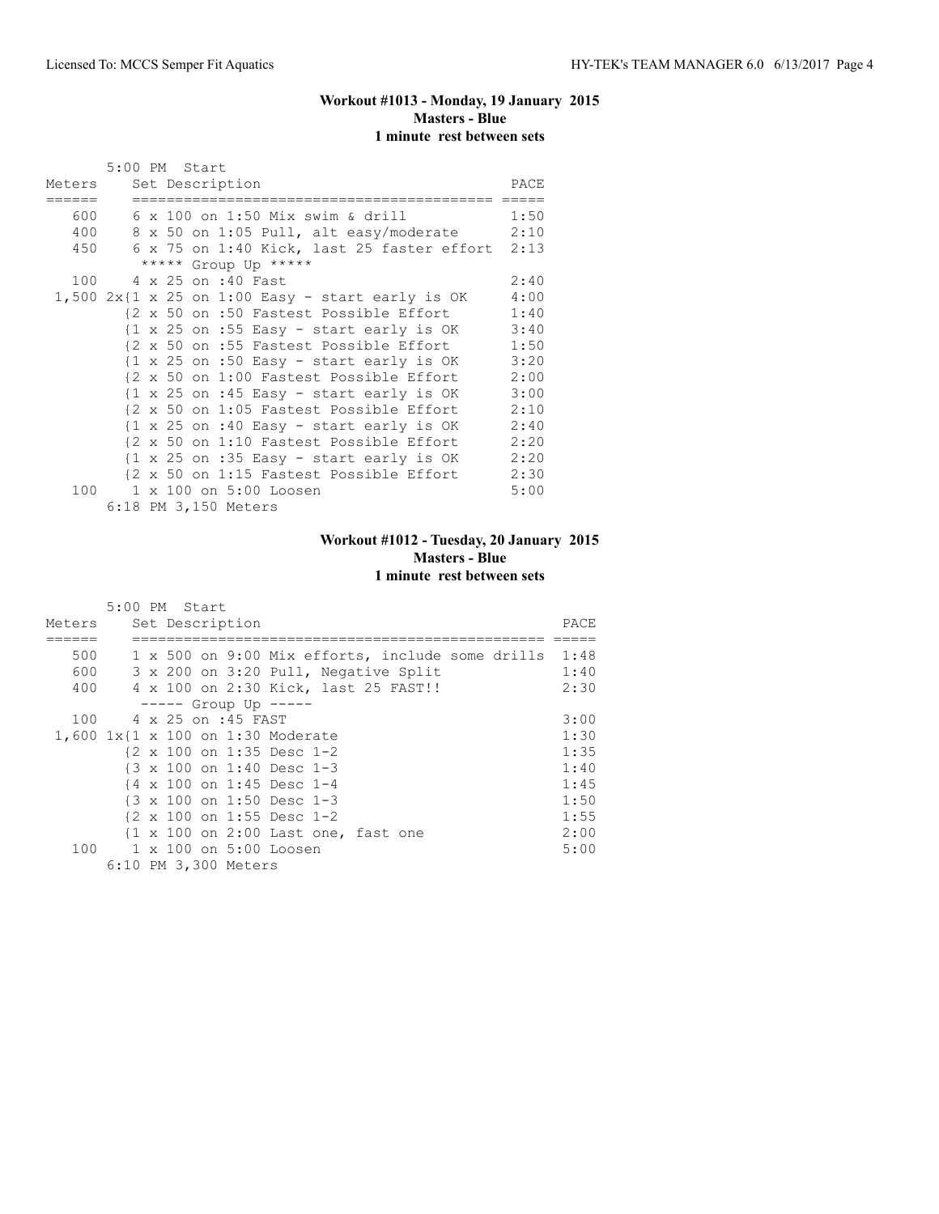## Workout #1013 - Monday, 19 January 2015
**Masters - Blue**
**1 minute rest between sets**

5:00 PM Start

| Meters | Set Description | PACE |
|---|---|---|
| 600 | 6 x 100 on 1:50 Mix swim & drill | 1:50 |
| 400 | 8 x 50 on 1:05 Pull, alt easy/moderate | 2:10 |
| 450 | 6 x 75 on 1:40 Kick, last 25 faster effort | 2:13 |
| | ***** Group Up ***** | |
| 100 | 4 x 25 on :40 Fast | 2:40 |
| 1,500 | 2x{1 x 25 on 1:00 Easy - start early is OK | 4:00 |
| | {2 x 50 on :50 Fastest Possible Effort | 1:40 |
| | {1 x 25 on :55 Easy - start early is OK | 3:40 |
| | {2 x 50 on :55 Fastest Possible Effort | 1:50 |
| | {1 x 25 on :50 Easy - start early is OK | 3:20 |
| | {2 x 50 on 1:00 Fastest Possible Effort | 2:00 |
| | {1 x 25 on :45 Easy - start early is OK | 3:00 |
| | {2 x 50 on 1:05 Fastest Possible Effort | 2:10 |
| | {1 x 25 on :40 Easy - start early is OK | 2:40 |
| | {2 x 50 on 1:10 Fastest Possible Effort | 2:20 |
| | {1 x 25 on :35 Easy - start early is OK | 2:20 |
| | {2 x 50 on 1:15 Fastest Possible Effort | 2:30 |
| 100 | 1 x 100 on 5:00 Loosen | 5:00 |

6:18 PM 3,150 Meters

## Workout #1012 - Tuesday, 20 January 2015
**Masters - Blue**
**1 minute rest between sets**

5:00 PM Start

| Meters | Set Description | PACE |
|---|---|---|
| 500 | 1 x 500 on 9:00 Mix efforts, include some drills | 1:48 |
| 600 | 3 x 200 on 3:20 Pull, Negative Split | 1:40 |
| 400 | 4 x 100 on 2:30 Kick, last 25 FAST!! | 2:30 |
| | ----- Group Up ----- | |
| 100 | 4 x 25 on :45 FAST | 3:00 |
| 1,600 | 1x{1 x 100 on 1:30 Moderate | 1:30 |
| | {2 x 100 on 1:35 Desc 1-2 | 1:35 |
| | {3 x 100 on 1:40 Desc 1-3 | 1:40 |
| | {4 x 100 on 1:45 Desc 1-4 | 1:45 |
| | {3 x 100 on 1:50 Desc 1-3 | 1:50 |
| | {2 x 100 on 1:55 Desc 1-2 | 1:55 |
| | {1 x 100 on 2:00 Last one, fast one | 2:00 |
| 100 | 1 x 100 on 5:00 Loosen | 5:00 |

6:10 PM 3,300 Meters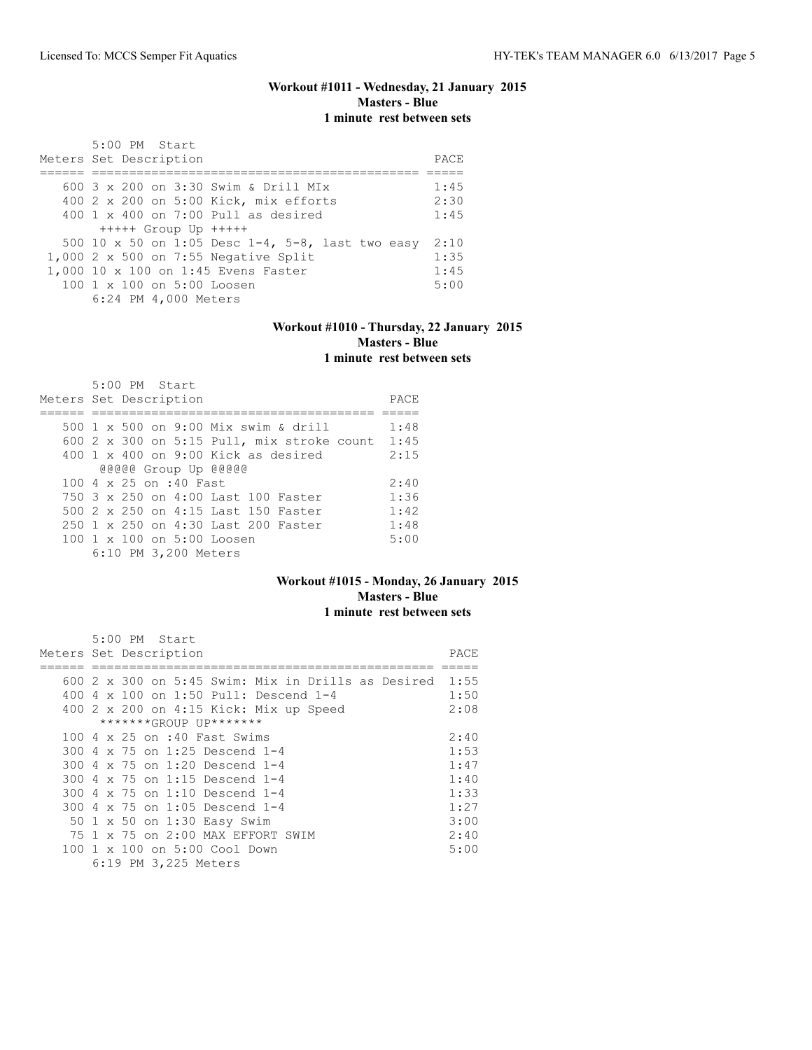### Workout #1011 - Wednesday, 21 January 2015
**Masters - Blue**
**1 minute rest between sets**

5:00 PM Start

| Meters | Set Description | PACE |
|---|---|---|
| 600 | 3 x 200 on 3:30 Swim & Drill MIx | 1:45 |
| 400 | 2 x 200 on 5:00 Kick, mix efforts | 2:30 |
| 400 | 1 x 400 on 7:00 Pull as desired | 1:45 |
| | +++++ Group Up +++++ | |
| 500 | 10 x 50 on 1:05 Desc 1-4, 5-8, last two easy | 2:10 |
| 1,000 | 2 x 500 on 7:55 Negative Split | 1:35 |
| 1,000 | 10 x 100 on 1:45 Evens Faster | 1:45 |
| 100 | 1 x 100 on 5:00 Loosen | 5:00 |
| | 6:24 PM 4,000 Meters | |

### Workout #1010 - Thursday, 22 January 2015
**Masters - Blue**
**1 minute rest between sets**

5:00 PM Start

| Meters | Set Description | PACE |
|---|---|---|
| 500 | 1 x 500 on 9:00 Mix swim & drill | 1:48 |
| 600 | 2 x 300 on 5:15 Pull, mix stroke count | 1:45 |
| 400 | 1 x 400 on 9:00 Kick as desired | 2:15 |
| | @@@@@ Group Up @@@@@ | |
| 100 | 4 x 25 on :40 Fast | 2:40 |
| 750 | 3 x 250 on 4:00 Last 100 Faster | 1:36 |
| 500 | 2 x 250 on 4:15 Last 150 Faster | 1:42 |
| 250 | 1 x 250 on 4:30 Last 200 Faster | 1:48 |
| 100 | 1 x 100 on 5:00 Loosen | 5:00 |
| | 6:10 PM 3,200 Meters | |

### Workout #1015 - Monday, 26 January 2015
**Masters - Blue**
**1 minute rest between sets**

5:00 PM Start

| Meters | Set Description | PACE |
|---|---|---|
| 600 | 2 x 300 on 5:45 Swim: Mix in Drills as Desired | 1:55 |
| 400 | 4 x 100 on 1:50 Pull: Descend 1-4 | 1:50 |
| 400 | 2 x 200 on 4:15 Kick: Mix up Speed | 2:08 |
| | *******GROUP UP******* | |
| 100 | 4 x 25 on :40 Fast Swims | 2:40 |
| 300 | 4 x 75 on 1:25 Descend 1-4 | 1:53 |
| 300 | 4 x 75 on 1:20 Descend 1-4 | 1:47 |
| 300 | 4 x 75 on 1:15 Descend 1-4 | 1:40 |
| 300 | 4 x 75 on 1:10 Descend 1-4 | 1:33 |
| 300 | 4 x 75 on 1:05 Descend 1-4 | 1:27 |
| 50 | 1 x 50 on 1:30 Easy Swim | 3:00 |
| 75 | 1 x 75 on 2:00 MAX EFFORT SWIM | 2:40 |
| 100 | 1 x 100 on 5:00 Cool Down | 5:00 |
| | 6:19 PM 3,225 Meters | |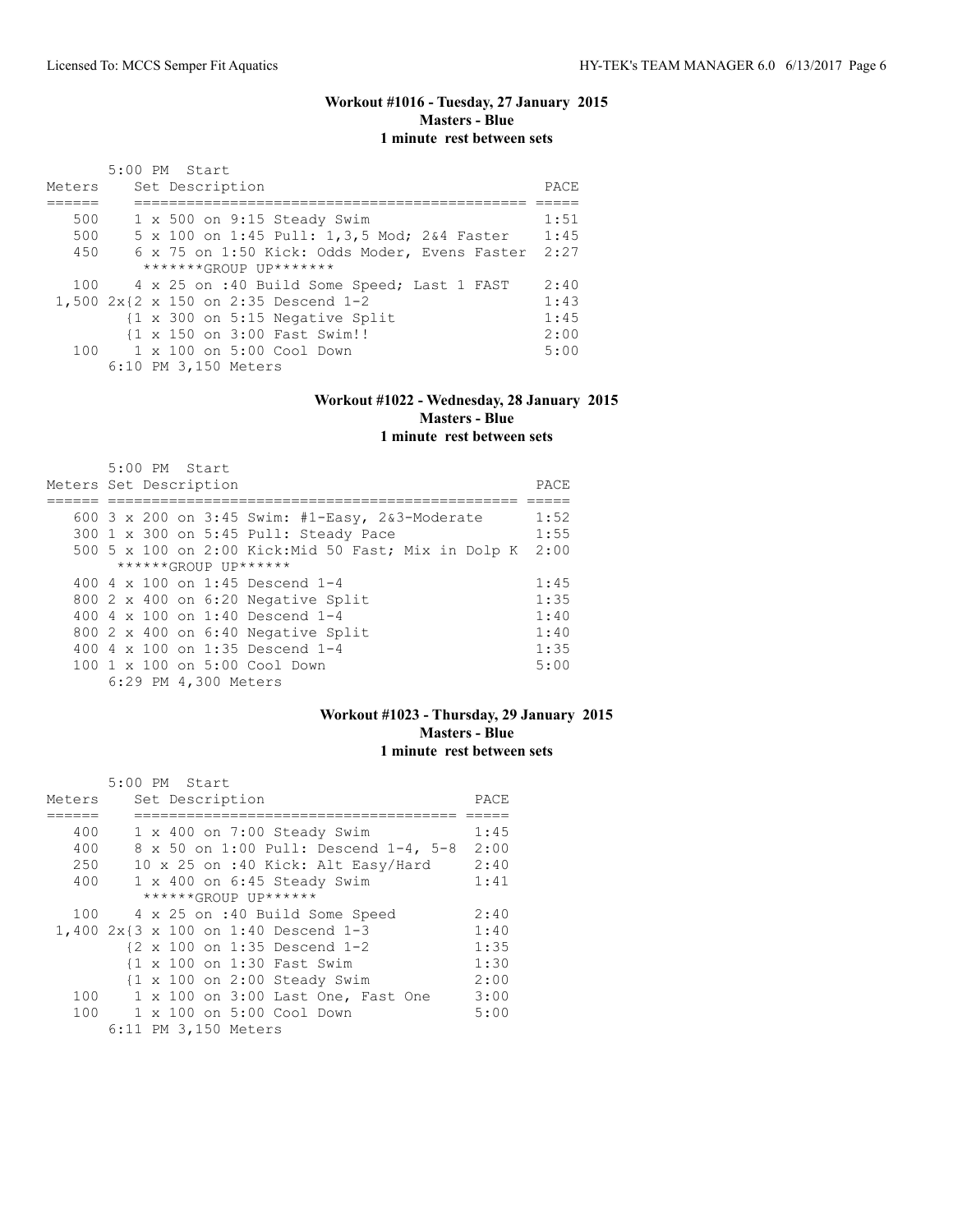### Workout #1016 - Tuesday, 27 January 2015

**Masters - Blue**

**1 minute rest between sets**

5:00 PM Start

| Meters | Set Description | PACE |
|---|---|---|
| 500 | 1 x 500 on 9:15 Steady Swim | 1:51 |
| 500 | 5 x 100 on 1:45 Pull: 1,3,5 Mod; 2&4 Faster | 1:45 |
| 450 | 6 x 75 on 1:50 Kick: Odds Moder, Evens Faster | 2:27 |
| | *******GROUP UP******* | |
| 100 | 4 x 25 on :40 Build Some Speed; Last 1 FAST | 2:40 |
| 1,500 | 2x{2 x 150 on 2:35 Descend 1-2 | 1:43 |
| | {1 x 300 on 5:15 Negative Split | 1:45 |
| | {1 x 150 on 3:00 Fast Swim!! | 2:00 |
| 100 | 1 x 100 on 5:00 Cool Down | 5:00 |

6:10 PM 3,150 Meters

### Workout #1022 - Wednesday, 28 January 2015

**Masters - Blue**

**1 minute rest between sets**

5:00 PM Start

| Meters | Set Description | PACE |
|---|---|---|
| 600 | 3 x 200 on 3:45 Swim: #1-Easy, 2&3-Moderate | 1:52 |
| 300 | 1 x 300 on 5:45 Pull: Steady Pace | 1:55 |
| 500 | 5 x 100 on 2:00 Kick:Mid 50 Fast; Mix in Dolp K | 2:00 |
| | ******GROUP UP****** | |
| 400 | 4 x 100 on 1:45 Descend 1-4 | 1:45 |
| 800 | 2 x 400 on 6:20 Negative Split | 1:35 |
| 400 | 4 x 100 on 1:40 Descend 1-4 | 1:40 |
| 800 | 2 x 400 on 6:40 Negative Split | 1:40 |
| 400 | 4 x 100 on 1:35 Descend 1-4 | 1:35 |
| 100 | 1 x 100 on 5:00 Cool Down | 5:00 |

6:29 PM 4,300 Meters

### Workout #1023 - Thursday, 29 January 2015

**Masters - Blue**

**1 minute rest between sets**

5:00 PM Start

| Meters | Set Description | PACE |
|---|---|---|
| 400 | 1 x 400 on 7:00 Steady Swim | 1:45 |
| 400 | 8 x 50 on 1:00 Pull: Descend 1-4, 5-8 | 2:00 |
| 250 | 10 x 25 on :40 Kick: Alt Easy/Hard | 2:40 |
| 400 | 1 x 400 on 6:45 Steady Swim | 1:41 |
| | ******GROUP UP****** | |
| 100 | 4 x 25 on :40 Build Some Speed | 2:40 |
| 1,400 | 2x{3 x 100 on 1:40 Descend 1-3 | 1:40 |
| | {2 x 100 on 1:35 Descend 1-2 | 1:35 |
| | {1 x 100 on 1:30 Fast Swim | 1:30 |
| | {1 x 100 on 2:00 Steady Swim | 2:00 |
| 100 | 1 x 100 on 3:00 Last One, Fast One | 3:00 |
| 100 | 1 x 100 on 5:00 Cool Down | 5:00 |

6:11 PM 3,150 Meters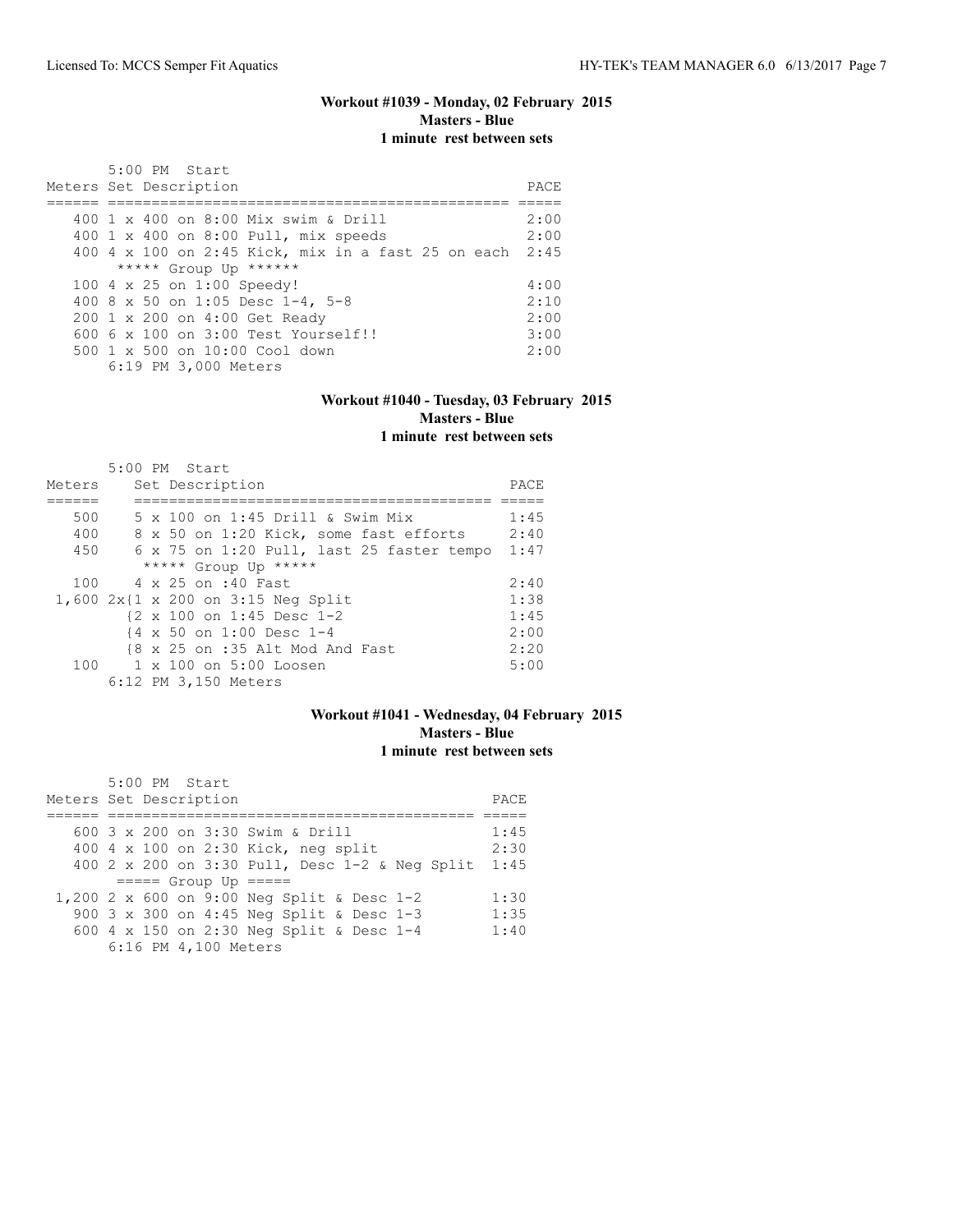### Workout #1039 - Monday, 02 February 2015
**Masters - Blue**
**1 minute rest between sets**

5:00 PM Start

| Meters | Set Description | PACE |
|---|---|---|
| 400 | 1 x 400 on 8:00 Mix swim & Drill | 2:00 |
| 400 | 1 x 400 on 8:00 Pull, mix speeds | 2:00 |
| 400 | 4 x 100 on 2:45 Kick, mix in a fast 25 on each | 2:45 |
| | ***** Group Up ****** | |
| 100 | 4 x 25 on 1:00 Speedy! | 4:00 |
| 400 | 8 x 50 on 1:05 Desc 1-4, 5-8 | 2:10 |
| 200 | 1 x 200 on 4:00 Get Ready | 2:00 |
| 600 | 6 x 100 on 3:00 Test Yourself!! | 3:00 |
| 500 | 1 x 500 on 10:00 Cool down | 2:00 |

6:19 PM 3,000 Meters

### Workout #1040 - Tuesday, 03 February 2015
**Masters - Blue**
**1 minute rest between sets**

5:00 PM Start

| Meters | Set Description | PACE |
|---|---|---|
| 500 | 5 x 100 on 1:45 Drill & Swim Mix | 1:45 |
| 400 | 8 x 50 on 1:20 Kick, some fast efforts | 2:40 |
| 450 | 6 x 75 on 1:20 Pull, last 25 faster tempo | 1:47 |
| | ***** Group Up ***** | |
| 100 | 4 x 25 on :40 Fast | 2:40 |
| 1,600 | 2x{1 x 200 on 3:15 Neg Split | 1:38 |
| | {2 x 100 on 1:45 Desc 1-2 | 1:45 |
| | {4 x 50 on 1:00 Desc 1-4 | 2:00 |
| | {8 x 25 on :35 Alt Mod And Fast | 2:20 |
| 100 | 1 x 100 on 5:00 Loosen | 5:00 |

6:12 PM 3,150 Meters

### Workout #1041 - Wednesday, 04 February 2015
**Masters - Blue**
**1 minute rest between sets**

5:00 PM Start

| Meters | Set Description | PACE |
|---|---|---|
| 600 | 3 x 200 on 3:30 Swim & Drill | 1:45 |
| 400 | 4 x 100 on 2:30 Kick, neg split | 2:30 |
| 400 | 2 x 200 on 3:30 Pull, Desc 1-2 & Neg Split | 1:45 |
| | ===== Group Up ===== | |
| 1,200 | 2 x 600 on 9:00 Neg Split & Desc 1-2 | 1:30 |
| 900 | 3 x 300 on 4:45 Neg Split & Desc 1-3 | 1:35 |
| 600 | 4 x 150 on 2:30 Neg Split & Desc 1-4 | 1:40 |

6:16 PM 4,100 Meters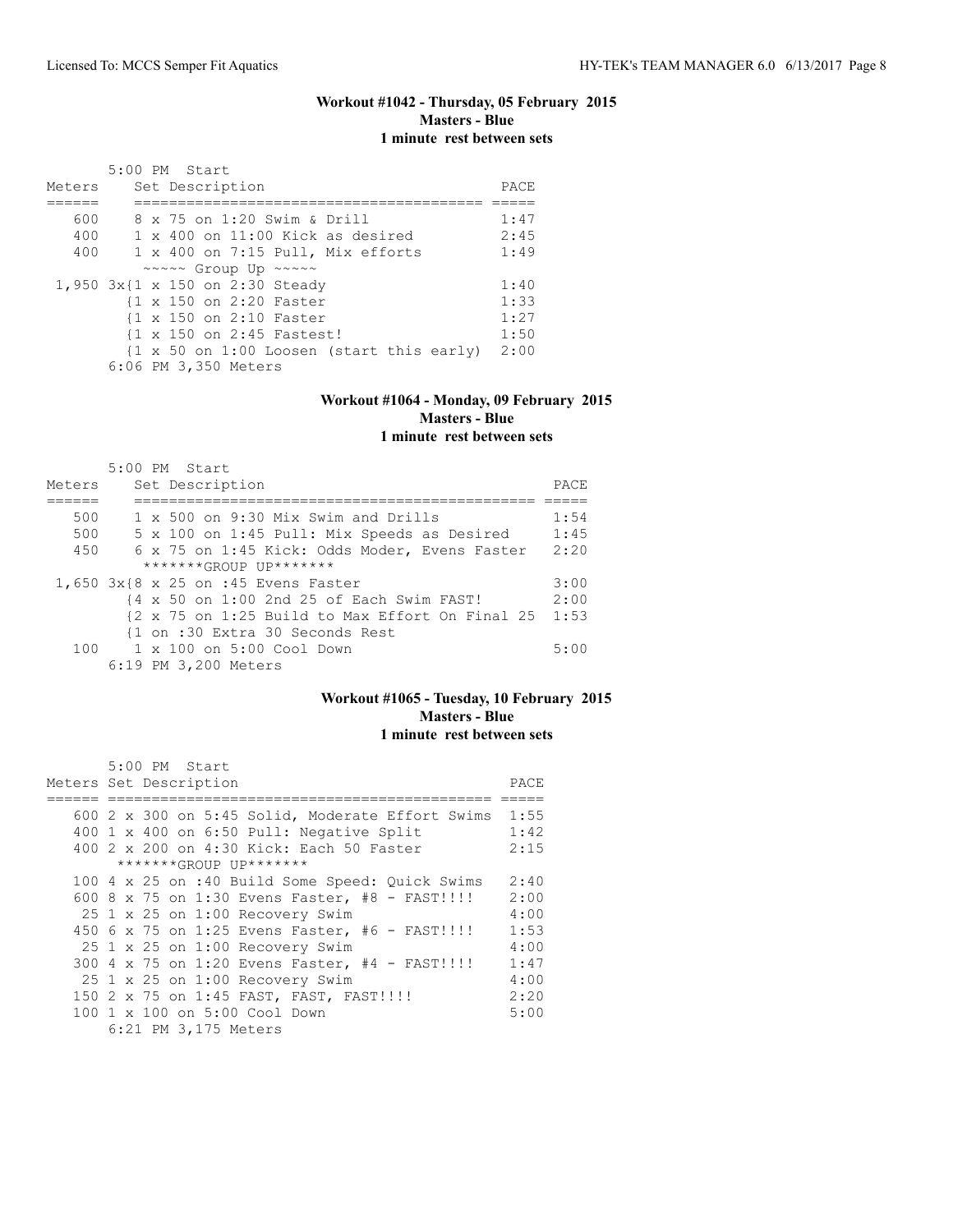### Workout #1042 - Thursday, 05 February 2015
**Masters - Blue**
**1 minute rest between sets**

5:00 PM Start

| Meters | Set Description | PACE |
|---|---|---|
| 600 | 8 x 75 on 1:20 Swim & Drill | 1:47 |
| 400 | 1 x 400 on 11:00 Kick as desired | 2:45 |
| 400 | 1 x 400 on 7:15 Pull, Mix efforts | 1:49 |
| | ~~~~~ Group Up ~~~~~ | |
| 1,950 | 3x{1 x 150 on 2:30 Steady | 1:40 |
| | {1 x 150 on 2:20 Faster | 1:33 |
| | {1 x 150 on 2:10 Faster | 1:27 |
| | {1 x 150 on 2:45 Fastest! | 1:50 |
| | {1 x 50 on 1:00 Loosen (start this early) | 2:00 |

6:06 PM 3,350 Meters

### Workout #1064 - Monday, 09 February 2015
**Masters - Blue**
**1 minute rest between sets**

5:00 PM Start

| Meters | Set Description | PACE |
|---|---|---|
| 500 | 1 x 500 on 9:30 Mix Swim and Drills | 1:54 |
| 500 | 5 x 100 on 1:45 Pull: Mix Speeds as Desired | 1:45 |
| 450 | 6 x 75 on 1:45 Kick: Odds Moder, Evens Faster | 2:20 |
| | *******GROUP UP******* | |
| 1,650 | 3x{8 x 25 on :45 Evens Faster | 3:00 |
| | {4 x 50 on 1:00 2nd 25 of Each Swim FAST! | 2:00 |
| | {2 x 75 on 1:25 Build to Max Effort On Final 25 | 1:53 |
| | {1 on :30 Extra 30 Seconds Rest | |
| 100 | 1 x 100 on 5:00 Cool Down | 5:00 |

6:19 PM 3,200 Meters

### Workout #1065 - Tuesday, 10 February 2015
**Masters - Blue**
**1 minute rest between sets**

5:00 PM Start

| Meters | Set Description | PACE |
|---|---|---|
| 600 | 2 x 300 on 5:45 Solid, Moderate Effort Swims | 1:55 |
| 400 | 1 x 400 on 6:50 Pull: Negative Split | 1:42 |
| 400 | 2 x 200 on 4:30 Kick: Each 50 Faster | 2:15 |
| | *******GROUP UP******* | |
| 100 | 4 x 25 on :40 Build Some Speed: Quick Swims | 2:40 |
| 600 | 8 x 75 on 1:30 Evens Faster, #8 - FAST!!!! | 2:00 |
| 25 | 1 x 25 on 1:00 Recovery Swim | 4:00 |
| 450 | 6 x 75 on 1:25 Evens Faster, #6 - FAST!!!! | 1:53 |
| 25 | 1 x 25 on 1:00 Recovery Swim | 4:00 |
| 300 | 4 x 75 on 1:20 Evens Faster, #4 - FAST!!!! | 1:47 |
| 25 | 1 x 25 on 1:00 Recovery Swim | 4:00 |
| 150 | 2 x 75 on 1:45 FAST, FAST, FAST!!!! | 2:20 |
| 100 | 1 x 100 on 5:00 Cool Down | 5:00 |

6:21 PM 3,175 Meters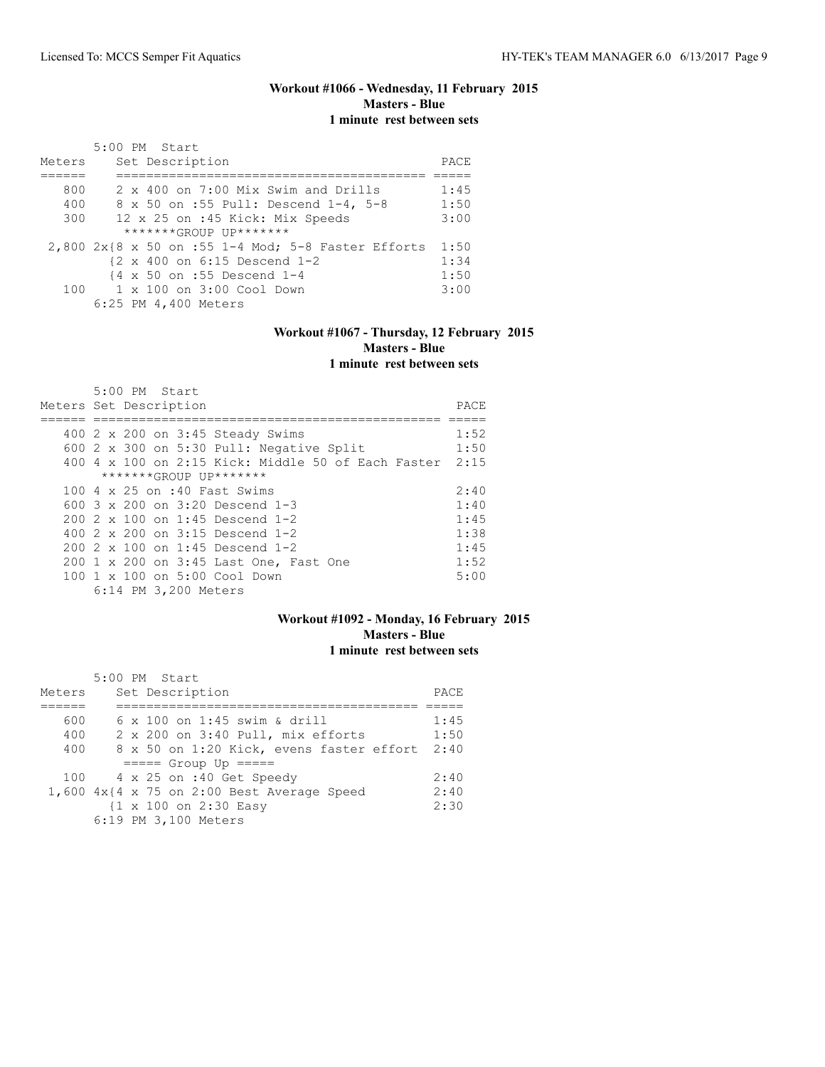## Workout #1066 - Wednesday, 11 February 2015
### Masters - Blue
### 1 minute rest between sets

5:00 PM Start

| Meters | Set Description | PACE |
|---|---|---|
| 800 | 2 x 400 on 7:00 Mix Swim and Drills | 1:45 |
| 400 | 8 x 50 on :55 Pull: Descend 1-4, 5-8 | 1:50 |
| 300 | 12 x 25 on :45 Kick: Mix Speeds | 3:00 |
| | *******GROUP UP******* | |
| 2,800 | 2x{8 x 50 on :55 1-4 Mod; 5-8 Faster Efforts | 1:50 |
| | {2 x 400 on 6:15 Descend 1-2 | 1:34 |
| | {4 x 50 on :55 Descend 1-4 | 1:50 |
| 100 | 1 x 100 on 3:00 Cool Down | 3:00 |
| | 6:25 PM 4,400 Meters | |

## Workout #1067 - Thursday, 12 February 2015
### Masters - Blue
### 1 minute rest between sets

5:00 PM Start

| Meters | Set Description | PACE |
|---|---|---|
| 400 | 2 x 200 on 3:45 Steady Swims | 1:52 |
| 600 | 2 x 300 on 5:30 Pull: Negative Split | 1:50 |
| 400 | 4 x 100 on 2:15 Kick: Middle 50 of Each Faster | 2:15 |
| | *******GROUP UP******* | |
| 100 | 4 x 25 on :40 Fast Swims | 2:40 |
| 600 | 3 x 200 on 3:20 Descend 1-3 | 1:40 |
| 200 | 2 x 100 on 1:45 Descend 1-2 | 1:45 |
| 400 | 2 x 200 on 3:15 Descend 1-2 | 1:38 |
| 200 | 2 x 100 on 1:45 Descend 1-2 | 1:45 |
| 200 | 1 x 200 on 3:45 Last One, Fast One | 1:52 |
| 100 | 1 x 100 on 5:00 Cool Down | 5:00 |
| | 6:14 PM 3,200 Meters | |

## Workout #1092 - Monday, 16 February 2015
### Masters - Blue
### 1 minute rest between sets

5:00 PM Start

| Meters | Set Description | PACE |
|---|---|---|
| 600 | 6 x 100 on 1:45 swim & drill | 1:45 |
| 400 | 2 x 200 on 3:40 Pull, mix efforts | 1:50 |
| 400 | 8 x 50 on 1:20 Kick, evens faster effort | 2:40 |
| | ===== Group Up ===== | |
| 100 | 4 x 25 on :40 Get Speedy | 2:40 |
| 1,600 | 4x{4 x 75 on 2:00 Best Average Speed | 2:40 |
| | {1 x 100 on 2:30 Easy | 2:30 |
| | 6:19 PM 3,100 Meters | |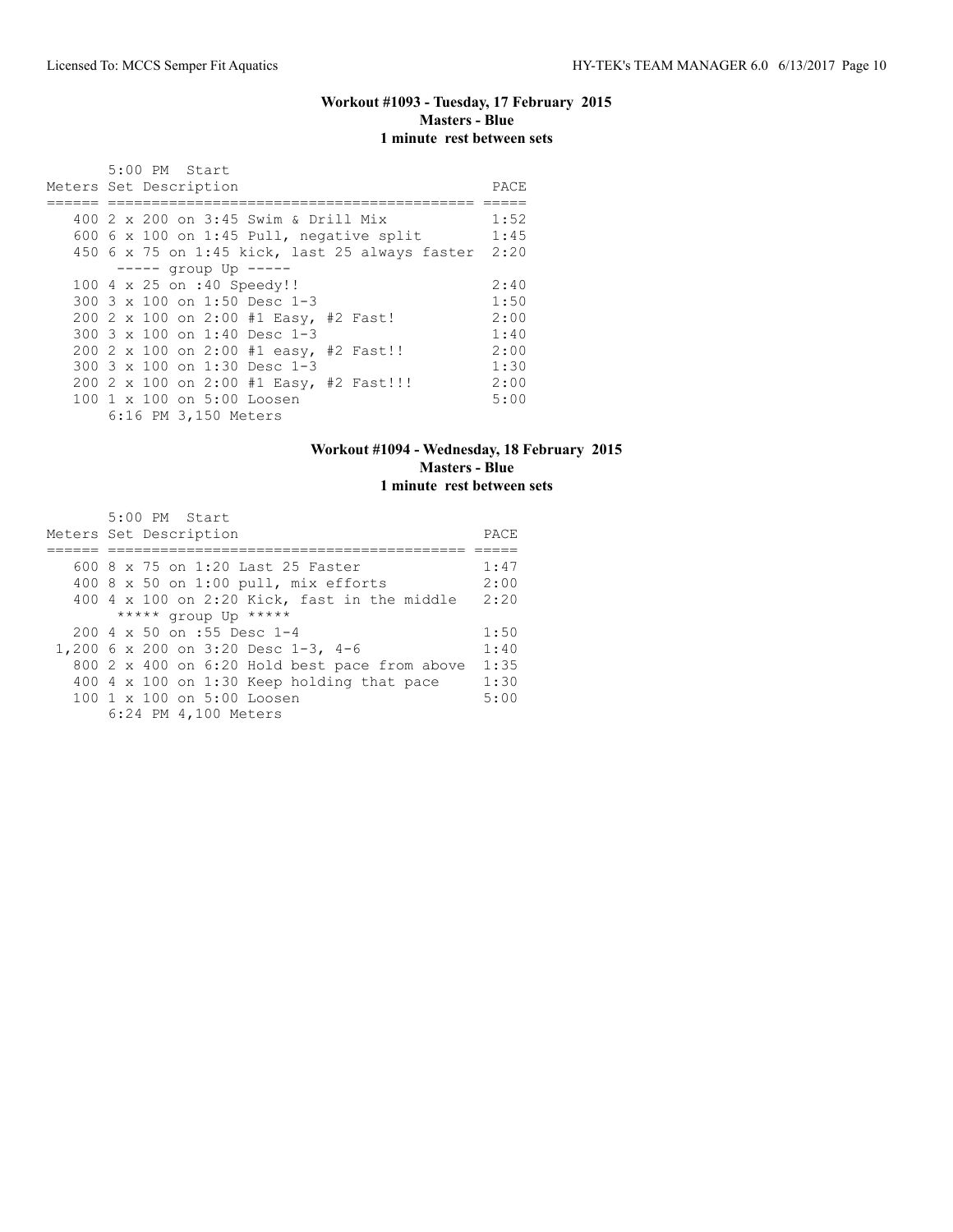### Workout #1093 - Tuesday, 17 February 2015
**Masters - Blue**
**1 minute rest between sets**

5:00 PM Start

| Meters | Set Description | PACE |
|---|---|---|
| 400 | 2 x 200 on 3:45 Swim & Drill Mix | 1:52 |
| 600 | 6 x 100 on 1:45 Pull, negative split | 1:45 |
| 450 | 6 x 75 on 1:45 kick, last 25 always faster | 2:20 |
| | ----- group Up ----- | |
| 100 | 4 x 25 on :40 Speedy!! | 2:40 |
| 300 | 3 x 100 on 1:50 Desc 1-3 | 1:50 |
| 200 | 2 x 100 on 2:00 #1 Easy, #2 Fast! | 2:00 |
| 300 | 3 x 100 on 1:40 Desc 1-3 | 1:40 |
| 200 | 2 x 100 on 2:00 #1 easy, #2 Fast!! | 2:00 |
| 300 | 3 x 100 on 1:30 Desc 1-3 | 1:30 |
| 200 | 2 x 100 on 2:00 #1 Easy, #2 Fast!!! | 2:00 |
| 100 | 1 x 100 on 5:00 Loosen | 5:00 |

6:16 PM 3,150 Meters

### Workout #1094 - Wednesday, 18 February 2015
**Masters - Blue**
**1 minute rest between sets**

5:00 PM Start

| Meters | Set Description | PACE |
|---|---|---|
| 600 | 8 x 75 on 1:20 Last 25 Faster | 1:47 |
| 400 | 8 x 50 on 1:00 pull, mix efforts | 2:00 |
| 400 | 4 x 100 on 2:20 Kick, fast in the middle | 2:20 |
| | ***** group Up ***** | |
| 200 | 4 x 50 on :55 Desc 1-4 | 1:50 |
| 1,200 | 6 x 200 on 3:20 Desc 1-3, 4-6 | 1:40 |
| 800 | 2 x 400 on 6:20 Hold best pace from above | 1:35 |
| 400 | 4 x 100 on 1:30 Keep holding that pace | 1:30 |
| 100 | 1 x 100 on 5:00 Loosen | 5:00 |

6:24 PM 4,100 Meters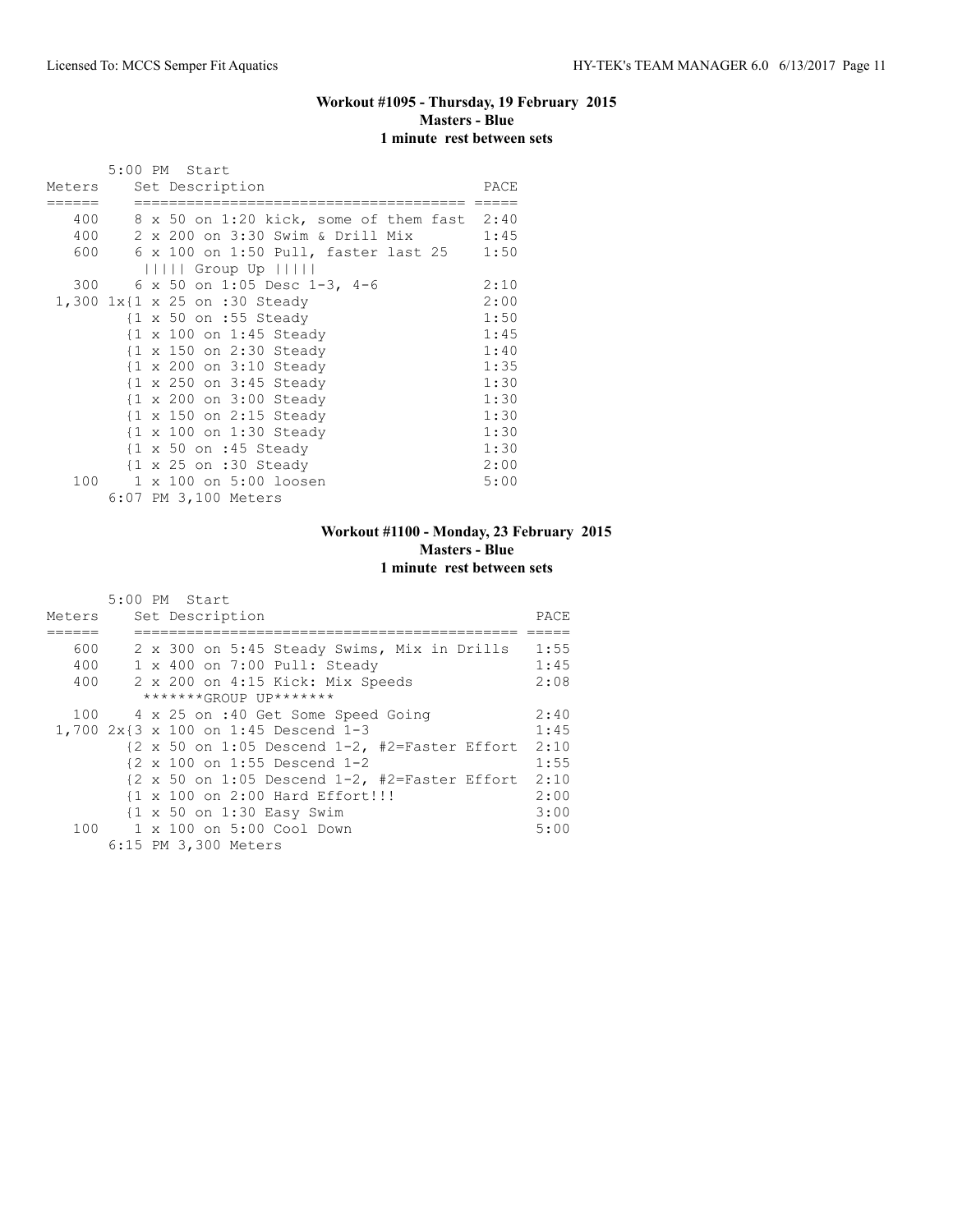### Workout #1095 - Thursday, 19 February 2015
**Masters - Blue**
**1 minute rest between sets**

```
       5:00 PM  Start
Meters     Set Description                          PACE
======     ======================================  =====
   400     8 x 50 on 1:20 kick, some of them fast  2:40
   400     2 x 200 on 3:30 Swim & Drill Mix        1:45
   600     6 x 100 on 1:50 Pull, faster last 25    1:50
            ||||| Group Up |||||
   300     6 x 50 on 1:05 Desc 1-3, 4-6            2:10
 1,300 1x{1 x 25 on :30 Steady                     2:00
          {1 x 50 on :55 Steady                    1:50
          {1 x 100 on 1:45 Steady                  1:45
          {1 x 150 on 2:30 Steady                  1:40
          {1 x 200 on 3:10 Steady                  1:35
          {1 x 250 on 3:45 Steady                  1:30
          {1 x 200 on 3:00 Steady                  1:30
          {1 x 150 on 2:15 Steady                  1:30
          {1 x 100 on 1:30 Steady                  1:30
          {1 x 50 on :45 Steady                    1:30
          {1 x 25 on :30 Steady                    2:00
   100     1 x 100 on 5:00 loosen                  5:00
       6:07 PM 3,100 Meters
```

### Workout #1100 - Monday, 23 February 2015
**Masters - Blue**
**1 minute rest between sets**

```
       5:00 PM  Start
Meters     Set Description                                 PACE
======     ============================================  =====
   600     2 x 300 on 5:45 Steady Swims, Mix in Drills   1:55
   400     1 x 400 on 7:00 Pull: Steady                  1:45
   400     2 x 200 on 4:15 Kick: Mix Speeds              2:08
            *******GROUP UP*******
   100     4 x 25 on :40 Get Some Speed Going            2:40
 1,700 2x{3 x 100 on 1:45 Descend 1-3                    1:45
          {2 x 50 on 1:05 Descend 1-2, #2=Faster Effort  2:10
          {2 x 100 on 1:55 Descend 1-2                   1:55
          {2 x 50 on 1:05 Descend 1-2, #2=Faster Effort  2:10
          {1 x 100 on 2:00 Hard Effort!!!                2:00
          {1 x 50 on 1:30 Easy Swim                      3:00
   100     1 x 100 on 5:00 Cool Down                     5:00
       6:15 PM 3,300 Meters
```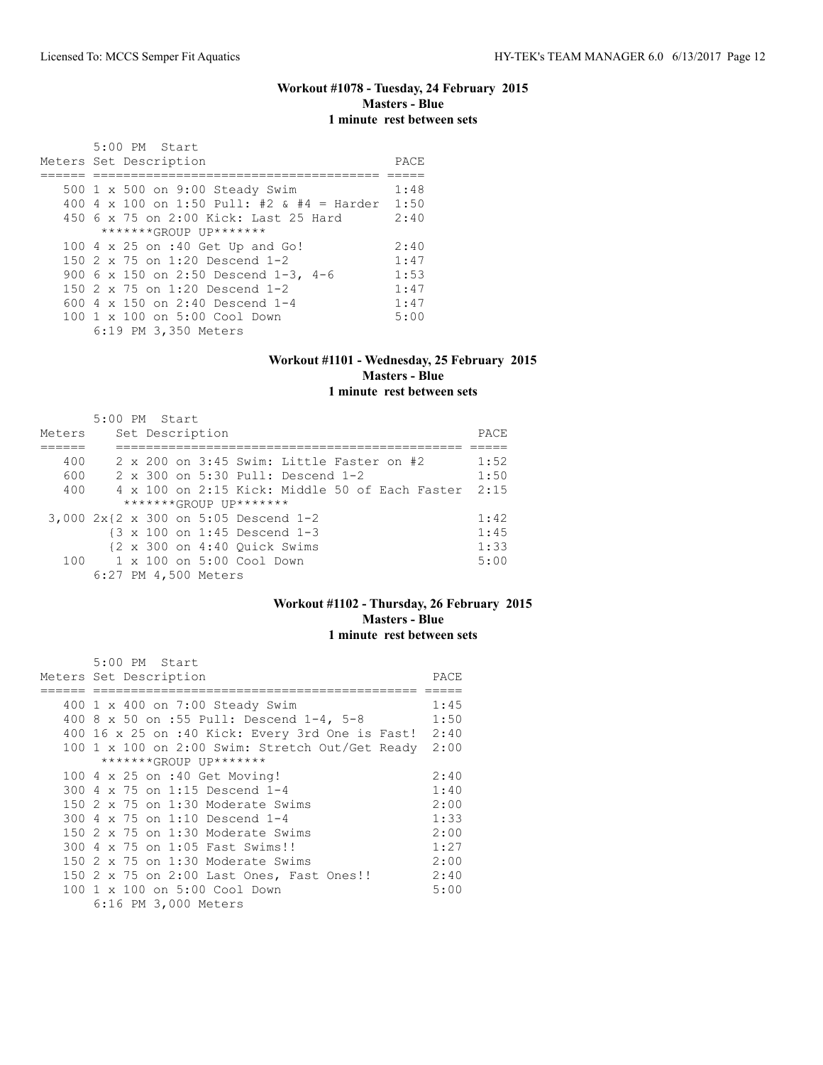### Workout #1078 - Tuesday, 24 February 2015
**Masters - Blue**
**1 minute rest between sets**

5:00 PM Start

| Meters | Set Description | PACE |
|---|---|---|
| 500 | 1 x 500 on 9:00 Steady Swim | 1:48 |
| 400 | 4 x 100 on 1:50 Pull: #2 & #4 = Harder | 1:50 |
| 450 | 6 x 75 on 2:00 Kick: Last 25 Hard | 2:40 |
| | *******GROUP UP******* | |
| 100 | 4 x 25 on :40 Get Up and Go! | 2:40 |
| 150 | 2 x 75 on 1:20 Descend 1-2 | 1:47 |
| 900 | 6 x 150 on 2:50 Descend 1-3, 4-6 | 1:53 |
| 150 | 2 x 75 on 1:20 Descend 1-2 | 1:47 |
| 600 | 4 x 150 on 2:40 Descend 1-4 | 1:47 |
| 100 | 1 x 100 on 5:00 Cool Down | 5:00 |

6:19 PM 3,350 Meters

### Workout #1101 - Wednesday, 25 February 2015
**Masters - Blue**
**1 minute rest between sets**

5:00 PM Start

| Meters | Set Description | PACE |
|---|---|---|
| 400 | 2 x 200 on 3:45 Swim: Little Faster on #2 | 1:52 |
| 600 | 2 x 300 on 5:30 Pull: Descend 1-2 | 1:50 |
| 400 | 4 x 100 on 2:15 Kick: Middle 50 of Each Faster | 2:15 |
| | *******GROUP UP******* | |
| 3,000 | 2x{2 x 300 on 5:05 Descend 1-2 | 1:42 |
| | {3 x 100 on 1:45 Descend 1-3 | 1:45 |
| | {2 x 300 on 4:40 Quick Swims | 1:33 |
| 100 | 1 x 100 on 5:00 Cool Down | 5:00 |

6:27 PM 4,500 Meters

### Workout #1102 - Thursday, 26 February 2015
**Masters - Blue**
**1 minute rest between sets**

5:00 PM Start

| Meters | Set Description | PACE |
|---|---|---|
| 400 | 1 x 400 on 7:00 Steady Swim | 1:45 |
| 400 | 8 x 50 on :55 Pull: Descend 1-4, 5-8 | 1:50 |
| 400 | 16 x 25 on :40 Kick: Every 3rd One is Fast! | 2:40 |
| 100 | 1 x 100 on 2:00 Swim: Stretch Out/Get Ready | 2:00 |
| | *******GROUP UP******* | |
| 100 | 4 x 25 on :40 Get Moving! | 2:40 |
| 300 | 4 x 75 on 1:15 Descend 1-4 | 1:40 |
| 150 | 2 x 75 on 1:30 Moderate Swims | 2:00 |
| 300 | 4 x 75 on 1:10 Descend 1-4 | 1:33 |
| 150 | 2 x 75 on 1:30 Moderate Swims | 2:00 |
| 300 | 4 x 75 on 1:05 Fast Swims!! | 1:27 |
| 150 | 2 x 75 on 1:30 Moderate Swims | 2:00 |
| 150 | 2 x 75 on 2:00 Last Ones, Fast Ones!! | 2:40 |
| 100 | 1 x 100 on 5:00 Cool Down | 5:00 |

6:16 PM 3,000 Meters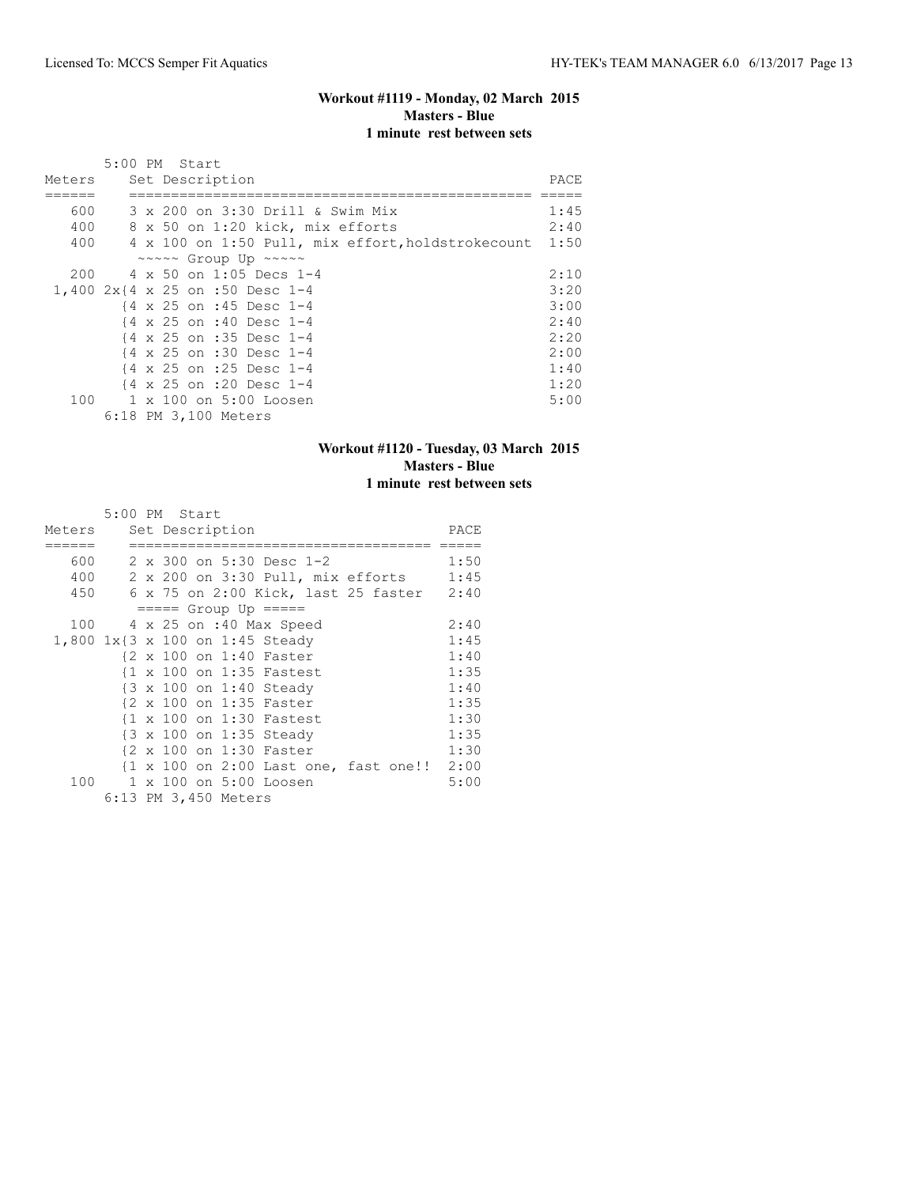### Workout #1119 - Monday, 02 March 2015
**Masters - Blue**
**1 minute rest between sets**

5:00 PM Start

| Meters | Set Description | PACE |
|---|---|---|
| 600 | 3 x 200 on 3:30 Drill & Swim Mix | 1:45 |
| 400 | 8 x 50 on 1:20 kick, mix efforts | 2:40 |
| 400 | 4 x 100 on 1:50 Pull, mix effort,holdstrokecount | 1:50 |
| | ~~~~~ Group Up ~~~~~ | |
| 200 | 4 x 50 on 1:05 Decs 1-4 | 2:10 |
| 1,400 | 2x{4 x 25 on :50 Desc 1-4 | 3:20 |
| | {4 x 25 on :45 Desc 1-4 | 3:00 |
| | {4 x 25 on :40 Desc 1-4 | 2:40 |
| | {4 x 25 on :35 Desc 1-4 | 2:20 |
| | {4 x 25 on :30 Desc 1-4 | 2:00 |
| | {4 x 25 on :25 Desc 1-4 | 1:40 |
| | {4 x 25 on :20 Desc 1-4 | 1:20 |
| 100 | 1 x 100 on 5:00 Loosen | 5:00 |

6:18 PM 3,100 Meters

### Workout #1120 - Tuesday, 03 March 2015
**Masters - Blue**
**1 minute rest between sets**

5:00 PM Start

| Meters | Set Description | PACE |
|---|---|---|
| 600 | 2 x 300 on 5:30 Desc 1-2 | 1:50 |
| 400 | 2 x 200 on 3:30 Pull, mix efforts | 1:45 |
| 450 | 6 x 75 on 2:00 Kick, last 25 faster | 2:40 |
| | ===== Group Up ===== | |
| 100 | 4 x 25 on :40 Max Speed | 2:40 |
| 1,800 | 1x{3 x 100 on 1:45 Steady | 1:45 |
| | {2 x 100 on 1:40 Faster | 1:40 |
| | {1 x 100 on 1:35 Fastest | 1:35 |
| | {3 x 100 on 1:40 Steady | 1:40 |
| | {2 x 100 on 1:35 Faster | 1:35 |
| | {1 x 100 on 1:30 Fastest | 1:30 |
| | {3 x 100 on 1:35 Steady | 1:35 |
| | {2 x 100 on 1:30 Faster | 1:30 |
| | {1 x 100 on 2:00 Last one, fast one!! | 2:00 |
| 100 | 1 x 100 on 5:00 Loosen | 5:00 |

6:13 PM 3,450 Meters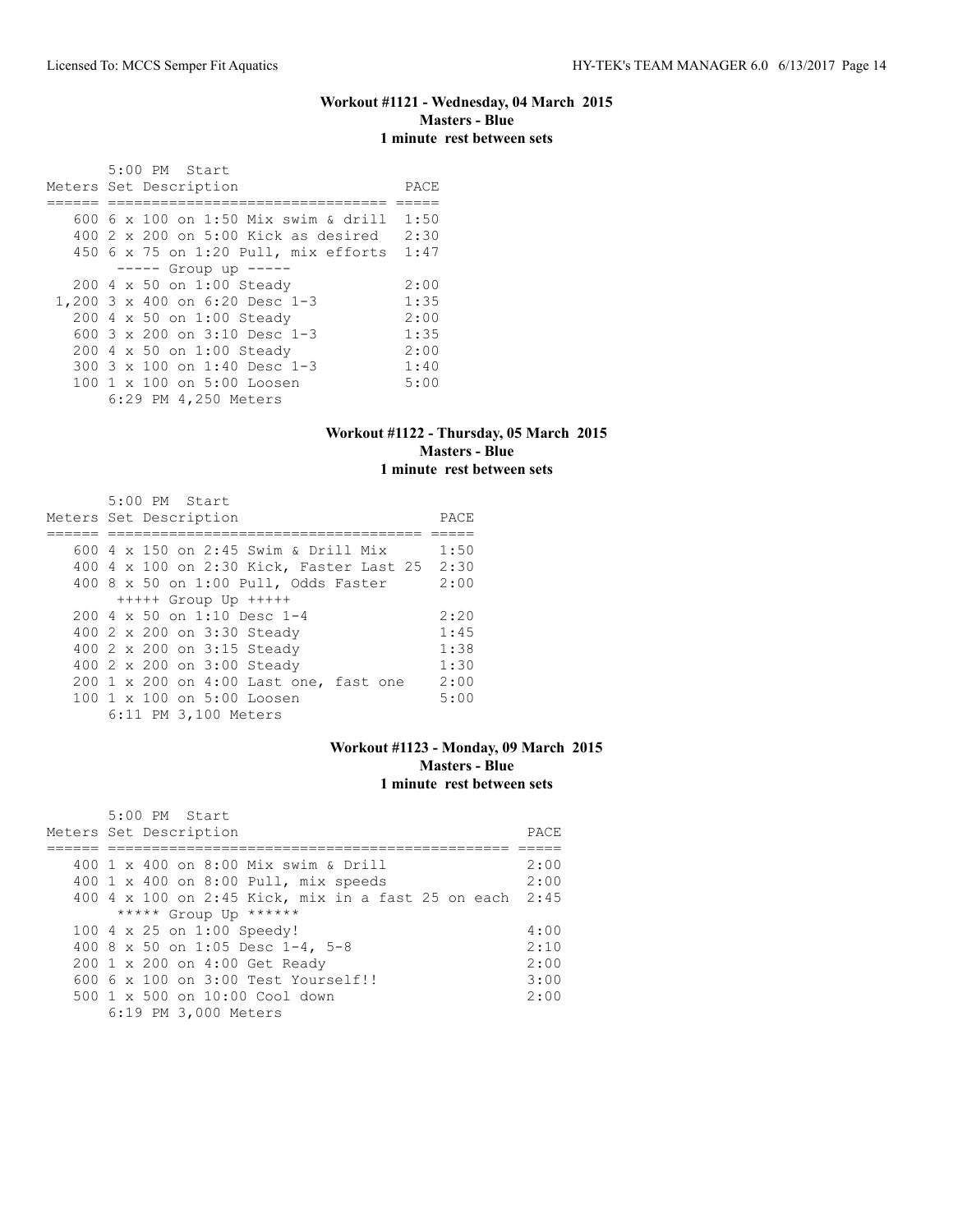### Workout #1121 - Wednesday, 04 March 2015
**Masters - Blue**
**1 minute rest between sets**

5:00 PM Start

| Meters | Set Description | PACE |
|---|---|---|
| 600 | 6 x 100 on 1:50 Mix swim & drill | 1:50 |
| 400 | 2 x 200 on 5:00 Kick as desired | 2:30 |
| 450 | 6 x 75 on 1:20 Pull, mix efforts | 1:47 |
| | ----- Group up ----- | |
| 200 | 4 x 50 on 1:00 Steady | 2:00 |
| 1,200 | 3 x 400 on 6:20 Desc 1-3 | 1:35 |
| 200 | 4 x 50 on 1:00 Steady | 2:00 |
| 600 | 3 x 200 on 3:10 Desc 1-3 | 1:35 |
| 200 | 4 x 50 on 1:00 Steady | 2:00 |
| 300 | 3 x 100 on 1:40 Desc 1-3 | 1:40 |
| 100 | 1 x 100 on 5:00 Loosen | 5:00 |

6:29 PM 4,250 Meters

### Workout #1122 - Thursday, 05 March 2015
**Masters - Blue**
**1 minute rest between sets**

5:00 PM Start

| Meters | Set Description | PACE |
|---|---|---|
| 600 | 4 x 150 on 2:45 Swim & Drill Mix | 1:50 |
| 400 | 4 x 100 on 2:30 Kick, Faster Last 25 | 2:30 |
| 400 | 8 x 50 on 1:00 Pull, Odds Faster | 2:00 |
| | +++++ Group Up +++++ | |
| 200 | 4 x 50 on 1:10 Desc 1-4 | 2:20 |
| 400 | 2 x 200 on 3:30 Steady | 1:45 |
| 400 | 2 x 200 on 3:15 Steady | 1:38 |
| 400 | 2 x 200 on 3:00 Steady | 1:30 |
| 200 | 1 x 200 on 4:00 Last one, fast one | 2:00 |
| 100 | 1 x 100 on 5:00 Loosen | 5:00 |

6:11 PM 3,100 Meters

### Workout #1123 - Monday, 09 March 2015
**Masters - Blue**
**1 minute rest between sets**

5:00 PM Start

| Meters | Set Description | PACE |
|---|---|---|
| 400 | 1 x 400 on 8:00 Mix swim & Drill | 2:00 |
| 400 | 1 x 400 on 8:00 Pull, mix speeds | 2:00 |
| 400 | 4 x 100 on 2:45 Kick, mix in a fast 25 on each | 2:45 |
| | ***** Group Up ****** | |
| 100 | 4 x 25 on 1:00 Speedy! | 4:00 |
| 400 | 8 x 50 on 1:05 Desc 1-4, 5-8 | 2:10 |
| 200 | 1 x 200 on 4:00 Get Ready | 2:00 |
| 600 | 6 x 100 on 3:00 Test Yourself!! | 3:00 |
| 500 | 1 x 500 on 10:00 Cool down | 2:00 |

6:19 PM 3,000 Meters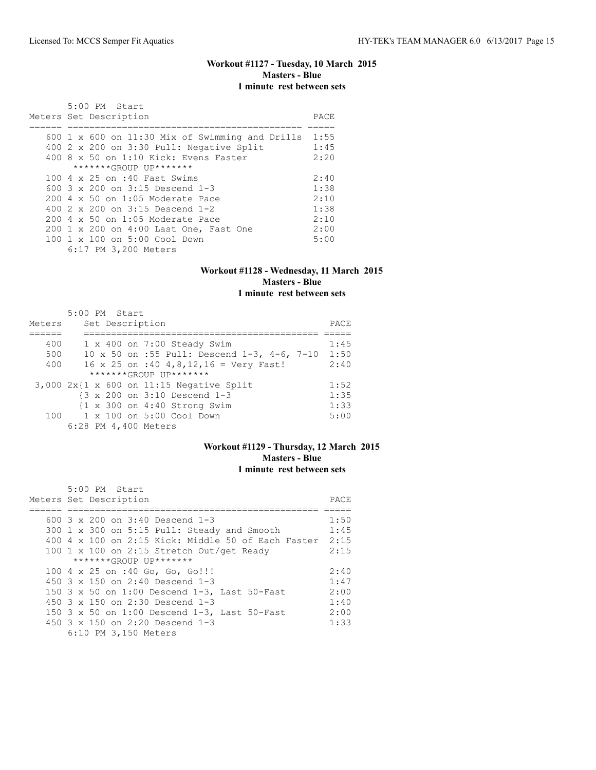### Workout #1127 - Tuesday, 10 March 2015
**Masters - Blue**
**1 minute rest between sets**

5:00 PM Start

| Meters | Set Description | PACE |
|---|---|---|
| 600 | 1 x 600 on 11:30 Mix of Swimming and Drills | 1:55 |
| 400 | 2 x 200 on 3:30 Pull: Negative Split | 1:45 |
| 400 | 8 x 50 on 1:10 Kick: Evens Faster | 2:20 |
| | *******GROUP UP******* | |
| 100 | 4 x 25 on :40 Fast Swims | 2:40 |
| 600 | 3 x 200 on 3:15 Descend 1-3 | 1:38 |
| 200 | 4 x 50 on 1:05 Moderate Pace | 2:10 |
| 400 | 2 x 200 on 3:15 Descend 1-2 | 1:38 |
| 200 | 4 x 50 on 1:05 Moderate Pace | 2:10 |
| 200 | 1 x 200 on 4:00 Last One, Fast One | 2:00 |
| 100 | 1 x 100 on 5:00 Cool Down | 5:00 |
| | 6:17 PM 3,200 Meters | |

### Workout #1128 - Wednesday, 11 March 2015
**Masters - Blue**
**1 minute rest between sets**

5:00 PM Start

| Meters | Set Description | PACE |
|---|---|---|
| 400 | 1 x 400 on 7:00 Steady Swim | 1:45 |
| 500 | 10 x 50 on :55 Pull: Descend 1-3, 4-6, 7-10 | 1:50 |
| 400 | 16 x 25 on :40 4,8,12,16 = Very Fast! | 2:40 |
| | *******GROUP UP******* | |
| 3,000 | 2x{1 x 600 on 11:15 Negative Split | 1:52 |
| | {3 x 200 on 3:10 Descend 1-3 | 1:35 |
| | {1 x 300 on 4:40 Strong Swim | 1:33 |
| 100 | 1 x 100 on 5:00 Cool Down | 5:00 |
| | 6:28 PM 4,400 Meters | |

### Workout #1129 - Thursday, 12 March 2015
**Masters - Blue**
**1 minute rest between sets**

5:00 PM Start

| Meters | Set Description | PACE |
|---|---|---|
| 600 | 3 x 200 on 3:40 Descend 1-3 | 1:50 |
| 300 | 1 x 300 on 5:15 Pull: Steady and Smooth | 1:45 |
| 400 | 4 x 100 on 2:15 Kick: Middle 50 of Each Faster | 2:15 |
| 100 | 1 x 100 on 2:15 Stretch Out/get Ready | 2:15 |
| | *******GROUP UP******* | |
| 100 | 4 x 25 on :40 Go, Go, Go!!! | 2:40 |
| 450 | 3 x 150 on 2:40 Descend 1-3 | 1:47 |
| 150 | 3 x 50 on 1:00 Descend 1-3, Last 50-Fast | 2:00 |
| 450 | 3 x 150 on 2:30 Descend 1-3 | 1:40 |
| 150 | 3 x 50 on 1:00 Descend 1-3, Last 50-Fast | 2:00 |
| 450 | 3 x 150 on 2:20 Descend 1-3 | 1:33 |
| | 6:10 PM 3,150 Meters | |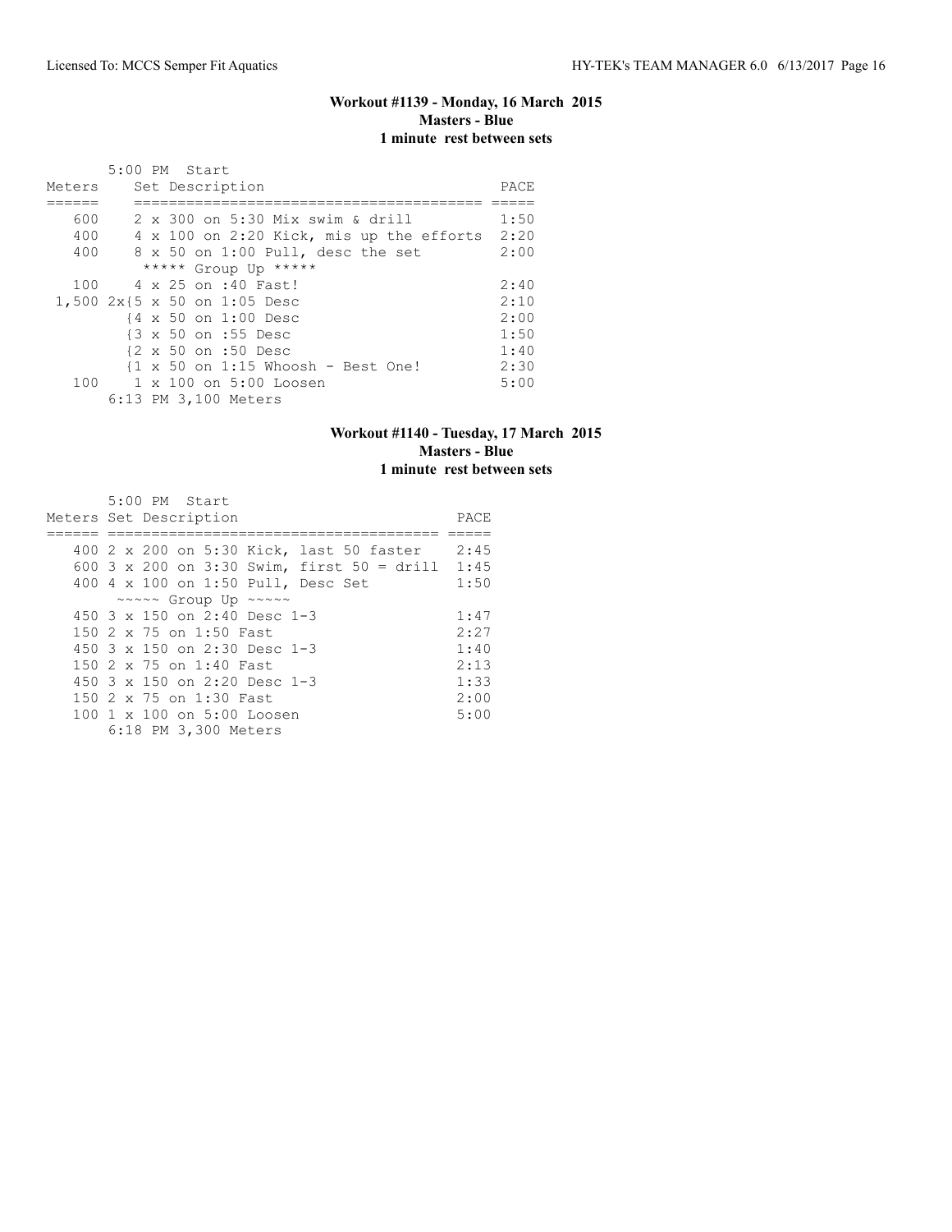### Workout #1139 - Monday, 16 March 2015
**Masters - Blue**
**1 minute rest between sets**

5:00 PM Start

| Meters | Set Description | PACE |
|---|---|---|
| 600 | 2 x 300 on 5:30 Mix swim & drill | 1:50 |
| 400 | 4 x 100 on 2:20 Kick, mis up the efforts | 2:20 |
| 400 | 8 x 50 on 1:00 Pull, desc the set | 2:00 |
| | ***** Group Up ***** | |
| 100 | 4 x 25 on :40 Fast! | 2:40 |
| 1,500 | 2x{5 x 50 on 1:05 Desc | 2:10 |
| | {4 x 50 on 1:00 Desc | 2:00 |
| | {3 x 50 on :55 Desc | 1:50 |
| | {2 x 50 on :50 Desc | 1:40 |
| | {1 x 50 on 1:15 Whoosh - Best One! | 2:30 |
| 100 | 1 x 100 on 5:00 Loosen | 5:00 |

6:13 PM 3,100 Meters

### Workout #1140 - Tuesday, 17 March 2015
**Masters - Blue**
**1 minute rest between sets**

5:00 PM Start

| Meters | Set Description | PACE |
|---|---|---|
| 400 | 2 x 200 on 5:30 Kick, last 50 faster | 2:45 |
| 600 | 3 x 200 on 3:30 Swim, first 50 = drill | 1:45 |
| 400 | 4 x 100 on 1:50 Pull, Desc Set | 1:50 |
| | ~~~~~ Group Up ~~~~~ | |
| 450 | 3 x 150 on 2:40 Desc 1-3 | 1:47 |
| 150 | 2 x 75 on 1:50 Fast | 2:27 |
| 450 | 3 x 150 on 2:30 Desc 1-3 | 1:40 |
| 150 | 2 x 75 on 1:40 Fast | 2:13 |
| 450 | 3 x 150 on 2:20 Desc 1-3 | 1:33 |
| 150 | 2 x 75 on 1:30 Fast | 2:00 |
| 100 | 1 x 100 on 5:00 Loosen | 5:00 |

6:18 PM 3,300 Meters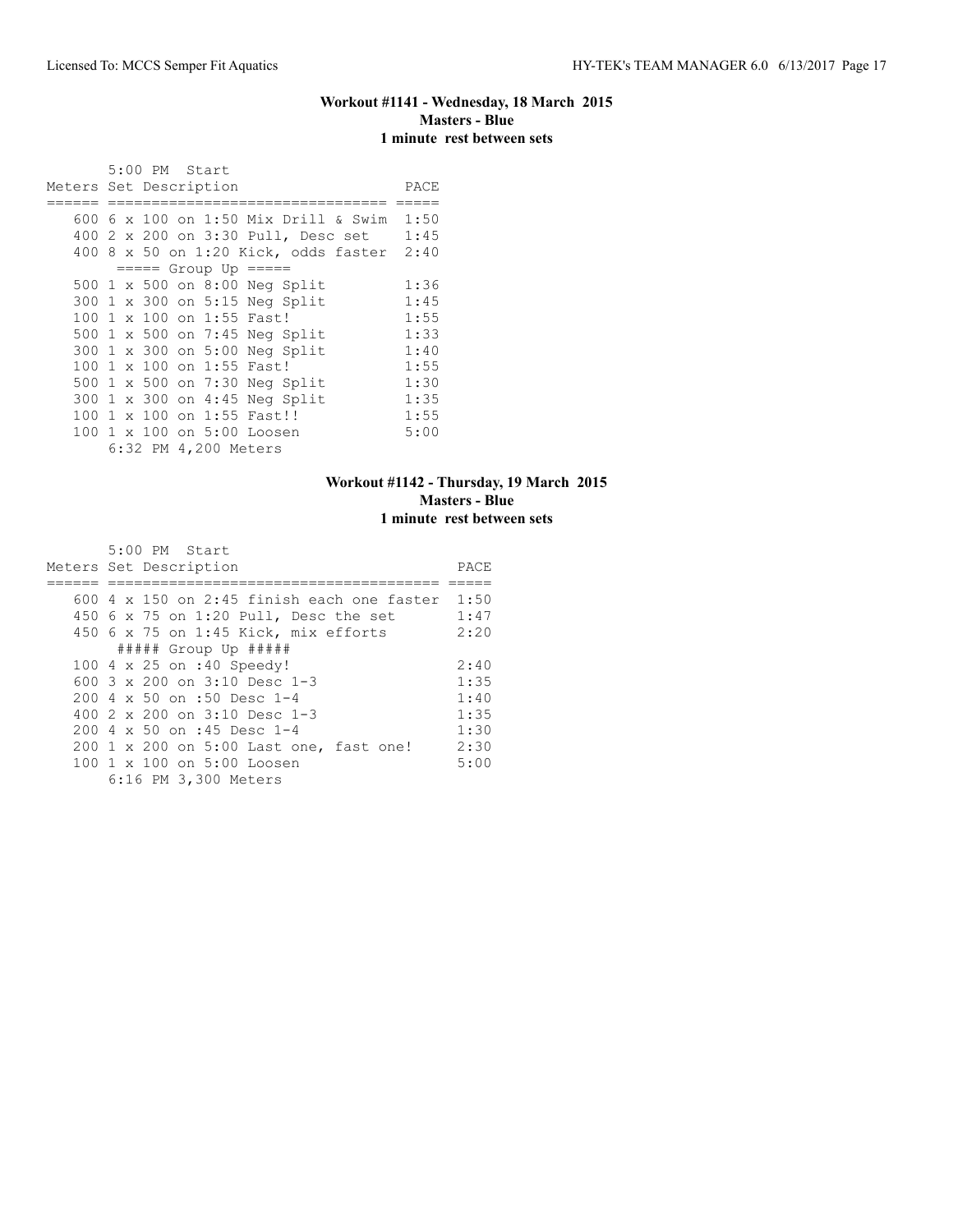### Workout #1141 - Wednesday, 18 March 2015
**Masters - Blue**
**1 minute rest between sets**

```
       5:00 PM  Start
Meters Set Description                  PACE
====== =============================== =====
   600 6 x 100 on 1:50 Mix Drill & Swim  1:50
   400 2 x 200 on 3:30 Pull, Desc set    1:45
   400 8 x 50 on 1:20 Kick, odds faster  2:40
        ===== Group Up =====
   500 1 x 500 on 8:00 Neg Split         1:36
   300 1 x 300 on 5:15 Neg Split         1:45
   100 1 x 100 on 1:55 Fast!             1:55
   500 1 x 500 on 7:45 Neg Split         1:33
   300 1 x 300 on 5:00 Neg Split         1:40
   100 1 x 100 on 1:55 Fast!             1:55
   500 1 x 500 on 7:30 Neg Split         1:30
   300 1 x 300 on 4:45 Neg Split         1:35
   100 1 x 100 on 1:55 Fast!!            1:55
   100 1 x 100 on 5:00 Loosen            5:00
       6:32 PM 4,200 Meters
```

### Workout #1142 - Thursday, 19 March 2015
**Masters - Blue**
**1 minute rest between sets**

```
       5:00 PM  Start
Meters Set Description                        PACE
====== ===================================== =====
   600 4 x 150 on 2:45 finish each one faster  1:50
   450 6 x 75 on 1:20 Pull, Desc the set       1:47
   450 6 x 75 on 1:45 Kick, mix efforts        2:20
        ##### Group Up #####
   100 4 x 25 on :40 Speedy!                   2:40
   600 3 x 200 on 3:10 Desc 1-3                1:35
   200 4 x 50 on :50 Desc 1-4                  1:40
   400 2 x 200 on 3:10 Desc 1-3                1:35
   200 4 x 50 on :45 Desc 1-4                  1:30
   200 1 x 200 on 5:00 Last one, fast one!     2:30
   100 1 x 100 on 5:00 Loosen                  5:00
       6:16 PM 3,300 Meters
```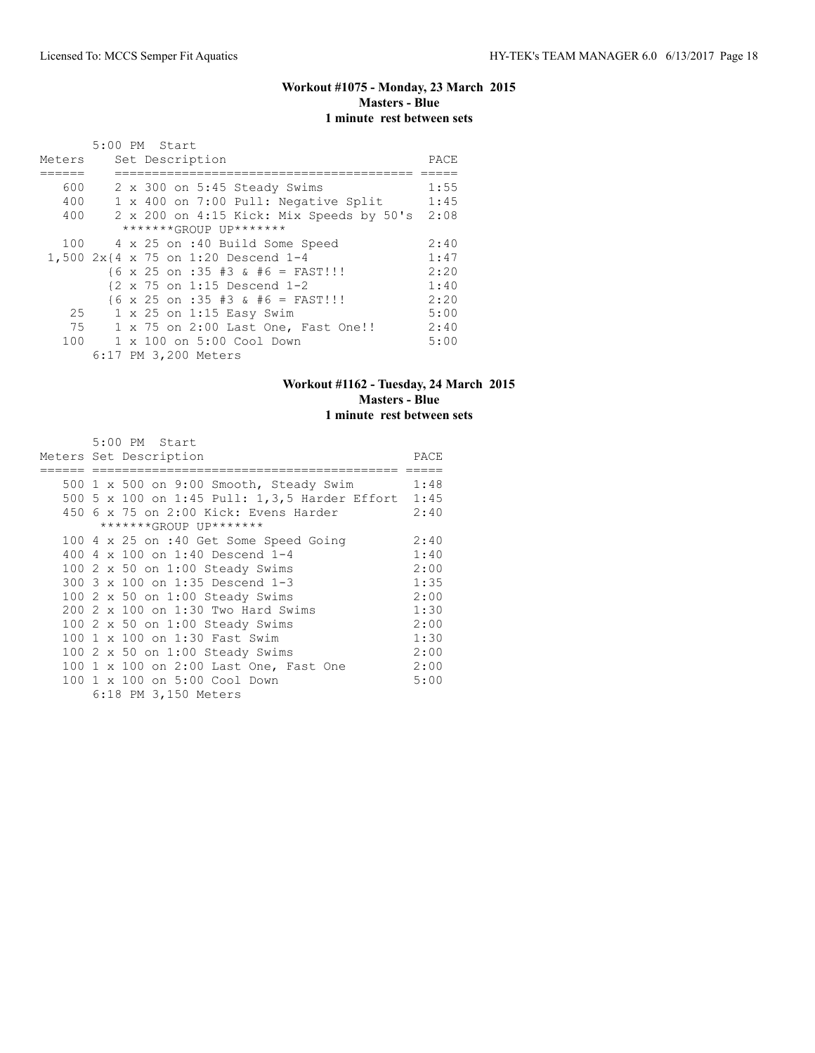### Workout #1075 - Monday, 23 March 2015
**Masters - Blue**
**1 minute rest between sets**

5:00 PM Start

| Meters | Set Description | PACE |
|---|---|---|
| 600 | 2 x 300 on 5:45 Steady Swims | 1:55 |
| 400 | 1 x 400 on 7:00 Pull: Negative Split | 1:45 |
| 400 | 2 x 200 on 4:15 Kick: Mix Speeds by 50's | 2:08 |
| | *******GROUP UP******* | |
| 100 | 4 x 25 on :40 Build Some Speed | 2:40 |
| 1,500 | 2x{4 x 75 on 1:20 Descend 1-4 | 1:47 |
| | {6 x 25 on :35 #3 & #6 = FAST!!! | 2:20 |
| | {2 x 75 on 1:15 Descend 1-2 | 1:40 |
| | {6 x 25 on :35 #3 & #6 = FAST!!! | 2:20 |
| 25 | 1 x 25 on 1:15 Easy Swim | 5:00 |
| 75 | 1 x 75 on 2:00 Last One, Fast One!! | 2:40 |
| 100 | 1 x 100 on 5:00 Cool Down | 5:00 |

6:17 PM 3,200 Meters

### Workout #1162 - Tuesday, 24 March 2015
**Masters - Blue**
**1 minute rest between sets**

5:00 PM Start

| Meters | Set Description | PACE |
|---|---|---|
| 500 | 1 x 500 on 9:00 Smooth, Steady Swim | 1:48 |
| 500 | 5 x 100 on 1:45 Pull: 1,3,5 Harder Effort | 1:45 |
| 450 | 6 x 75 on 2:00 Kick: Evens Harder | 2:40 |
| | *******GROUP UP******* | |
| 100 | 4 x 25 on :40 Get Some Speed Going | 2:40 |
| 400 | 4 x 100 on 1:40 Descend 1-4 | 1:40 |
| 100 | 2 x 50 on 1:00 Steady Swims | 2:00 |
| 300 | 3 x 100 on 1:35 Descend 1-3 | 1:35 |
| 100 | 2 x 50 on 1:00 Steady Swims | 2:00 |
| 200 | 2 x 100 on 1:30 Two Hard Swims | 1:30 |
| 100 | 2 x 50 on 1:00 Steady Swims | 2:00 |
| 100 | 1 x 100 on 1:30 Fast Swim | 1:30 |
| 100 | 2 x 50 on 1:00 Steady Swims | 2:00 |
| 100 | 1 x 100 on 2:00 Last One, Fast One | 2:00 |
| 100 | 1 x 100 on 5:00 Cool Down | 5:00 |

6:18 PM 3,150 Meters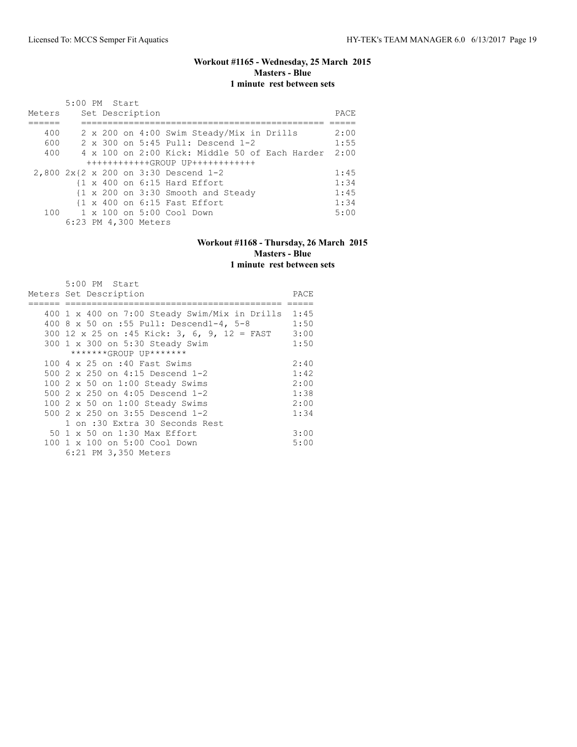### Workout #1165 - Wednesday, 25 March 2015
**Masters - Blue**
**1 minute rest between sets**

5:00 PM Start

| Meters | Set Description | PACE |
|---|---|---|
| 400 | 2 x 200 on 4:00 Swim Steady/Mix in Drills | 2:00 |
| 600 | 2 x 300 on 5:45 Pull: Descend 1-2 | 1:55 |
| 400 | 4 x 100 on 2:00 Kick: Middle 50 of Each Harder | 2:00 |
| | ++++++++++++GROUP UP++++++++++++ | |
| 2,800 | 2x{2 x 200 on 3:30 Descend 1-2 | 1:45 |
| | {1 x 400 on 6:15 Hard Effort | 1:34 |
| | {1 x 200 on 3:30 Smooth and Steady | 1:45 |
| | {1 x 400 on 6:15 Fast Effort | 1:34 |
| 100 | 1 x 100 on 5:00 Cool Down | 5:00 |
| | 6:23 PM 4,300 Meters | |

### Workout #1168 - Thursday, 26 March 2015
**Masters - Blue**
**1 minute rest between sets**

5:00 PM Start

| Meters | Set Description | PACE |
|---|---|---|
| 400 | 1 x 400 on 7:00 Steady Swim/Mix in Drills | 1:45 |
| 400 | 8 x 50 on :55 Pull: Descend1-4, 5-8 | 1:50 |
| 300 | 12 x 25 on :45 Kick: 3, 6, 9, 12 = FAST | 3:00 |
| 300 | 1 x 300 on 5:30 Steady Swim | 1:50 |
| | *******GROUP UP******* | |
| 100 | 4 x 25 on :40 Fast Swims | 2:40 |
| 500 | 2 x 250 on 4:15 Descend 1-2 | 1:42 |
| 100 | 2 x 50 on 1:00 Steady Swims | 2:00 |
| 500 | 2 x 250 on 4:05 Descend 1-2 | 1:38 |
| 100 | 2 x 50 on 1:00 Steady Swims | 2:00 |
| 500 | 2 x 250 on 3:55 Descend 1-2 | 1:34 |
| | 1 on :30 Extra 30 Seconds Rest | |
| 50 | 1 x 50 on 1:30 Max Effort | 3:00 |
| 100 | 1 x 100 on 5:00 Cool Down | 5:00 |
| | 6:21 PM 3,350 Meters | |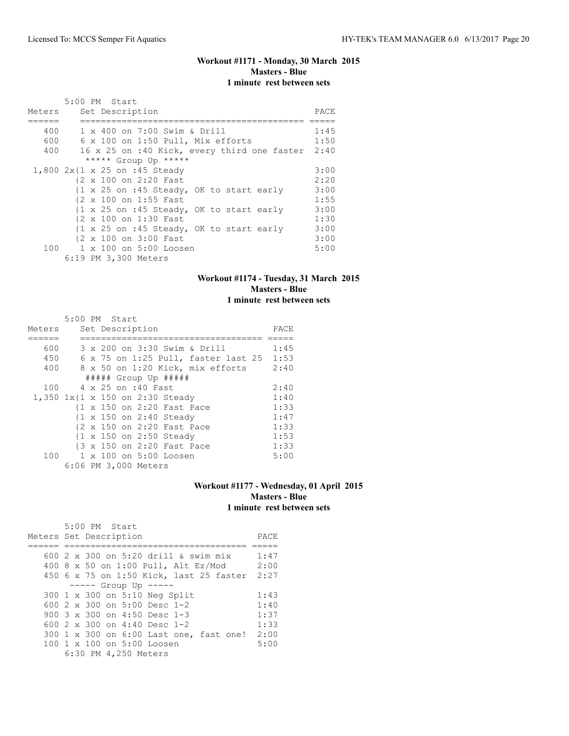### Workout #1171 - Monday, 30 March 2015
**Masters - Blue**
**1 minute rest between sets**

5:00 PM Start

| Meters | Set Description | PACE |
|---|---|---|
| 400 | 1 x 400 on 7:00 Swim & Drill | 1:45 |
| 600 | 6 x 100 on 1:50 Pull, Mix efforts | 1:50 |
| 400 | 16 x 25 on :40 Kick, every third one faster | 2:40 |
| | ***** Group Up ***** | |
| 1,800 | 2x{1 x 25 on :45 Steady | 3:00 |
| | {2 x 100 on 2:20 Fast | 2:20 |
| | {1 x 25 on :45 Steady, OK to start early | 3:00 |
| | {2 x 100 on 1:55 Fast | 1:55 |
| | {1 x 25 on :45 Steady, OK to start early | 3:00 |
| | {2 x 100 on 1:30 Fast | 1:30 |
| | {1 x 25 on :45 Steady, OK to start early | 3:00 |
| | {2 x 100 on 3:00 Fast | 3:00 |
| 100 | 1 x 100 on 5:00 Loosen | 5:00 |
| | 6:19 PM 3,300 Meters | |

### Workout #1174 - Tuesday, 31 March 2015
**Masters - Blue**
**1 minute rest between sets**

5:00 PM Start

| Meters | Set Description | PACE |
|---|---|---|
| 600 | 3 x 200 on 3:30 Swim & Drill | 1:45 |
| 450 | 6 x 75 on 1:25 Pull, faster last 25 | 1:53 |
| 400 | 8 x 50 on 1:20 Kick, mix efforts | 2:40 |
| | ##### Group Up ##### | |
| 100 | 4 x 25 on :40 Fast | 2:40 |
| 1,350 | 1x{1 x 150 on 2:30 Steady | 1:40 |
| | {1 x 150 on 2:20 Fast Pace | 1:33 |
| | {1 x 150 on 2:40 Steady | 1:47 |
| | {2 x 150 on 2:20 Fast Pace | 1:33 |
| | {1 x 150 on 2:50 Steady | 1:53 |
| | {3 x 150 on 2:20 Fast Pace | 1:33 |
| 100 | 1 x 100 on 5:00 Loosen | 5:00 |
| | 6:06 PM 3,000 Meters | |

### Workout #1177 - Wednesday, 01 April 2015
**Masters - Blue**
**1 minute rest between sets**

5:00 PM Start

| Meters | Set Description | PACE |
|---|---|---|
| 600 | 2 x 300 on 5:20 drill & swim mix | 1:47 |
| 400 | 8 x 50 on 1:00 Pull, Alt Ez/Mod | 2:00 |
| 450 | 6 x 75 on 1:50 Kick, last 25 faster | 2:27 |
| | ----- Group Up ----- | |
| 300 | 1 x 300 on 5:10 Neg Split | 1:43 |
| 600 | 2 x 300 on 5:00 Desc 1-2 | 1:40 |
| 900 | 3 x 300 on 4:50 Desc 1-3 | 1:37 |
| 600 | 2 x 300 on 4:40 Desc 1-2 | 1:33 |
| 300 | 1 x 300 on 6:00 Last one, fast one! | 2:00 |
| 100 | 1 x 100 on 5:00 Loosen | 5:00 |
| | 6:30 PM 4,250 Meters | |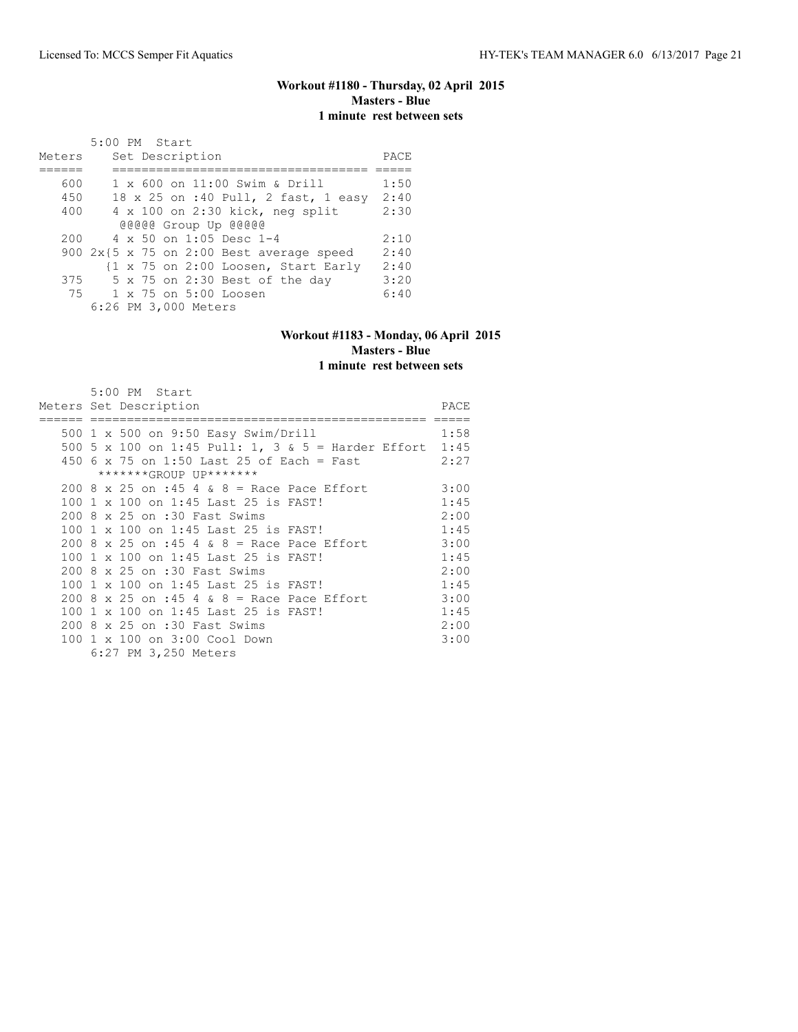**Workout #1180 - Thursday, 02 April 2015**
**Masters - Blue**
**1 minute rest between sets**

5:00 PM Start

| Meters | Set Description | PACE |
|---|---|---|
| 600 | 1 x 600 on 11:00 Swim & Drill | 1:50 |
| 450 | 18 x 25 on :40 Pull, 2 fast, 1 easy | 2:40 |
| 400 | 4 x 100 on 2:30 kick, neg split | 2:30 |
| | @@@@@ Group Up @@@@@ | |
| 200 | 4 x 50 on 1:05 Desc 1-4 | 2:10 |
| 900 | 2x{5 x 75 on 2:00 Best average speed | 2:40 |
| | {1 x 75 on 2:00 Loosen, Start Early | 2:40 |
| 375 | 5 x 75 on 2:30 Best of the day | 3:20 |
| 75 | 1 x 75 on 5:00 Loosen | 6:40 |
| | 6:26 PM 3,000 Meters | |

**Workout #1183 - Monday, 06 April 2015**
**Masters - Blue**
**1 minute rest between sets**

5:00 PM Start

| Meters | Set Description | PACE |
|---|---|---|
| 500 | 1 x 500 on 9:50 Easy Swim/Drill | 1:58 |
| 500 | 5 x 100 on 1:45 Pull: 1, 3 & 5 = Harder Effort | 1:45 |
| 450 | 6 x 75 on 1:50 Last 25 of Each = Fast | 2:27 |
| | *******GROUP UP******* | |
| 200 | 8 x 25 on :45 4 & 8 = Race Pace Effort | 3:00 |
| 100 | 1 x 100 on 1:45 Last 25 is FAST! | 1:45 |
| 200 | 8 x 25 on :30 Fast Swims | 2:00 |
| 100 | 1 x 100 on 1:45 Last 25 is FAST! | 1:45 |
| 200 | 8 x 25 on :45 4 & 8 = Race Pace Effort | 3:00 |
| 100 | 1 x 100 on 1:45 Last 25 is FAST! | 1:45 |
| 200 | 8 x 25 on :30 Fast Swims | 2:00 |
| 100 | 1 x 100 on 1:45 Last 25 is FAST! | 1:45 |
| 200 | 8 x 25 on :45 4 & 8 = Race Pace Effort | 3:00 |
| 100 | 1 x 100 on 1:45 Last 25 is FAST! | 1:45 |
| 200 | 8 x 25 on :30 Fast Swims | 2:00 |
| 100 | 1 x 100 on 3:00 Cool Down | 3:00 |
| | 6:27 PM 3,250 Meters | |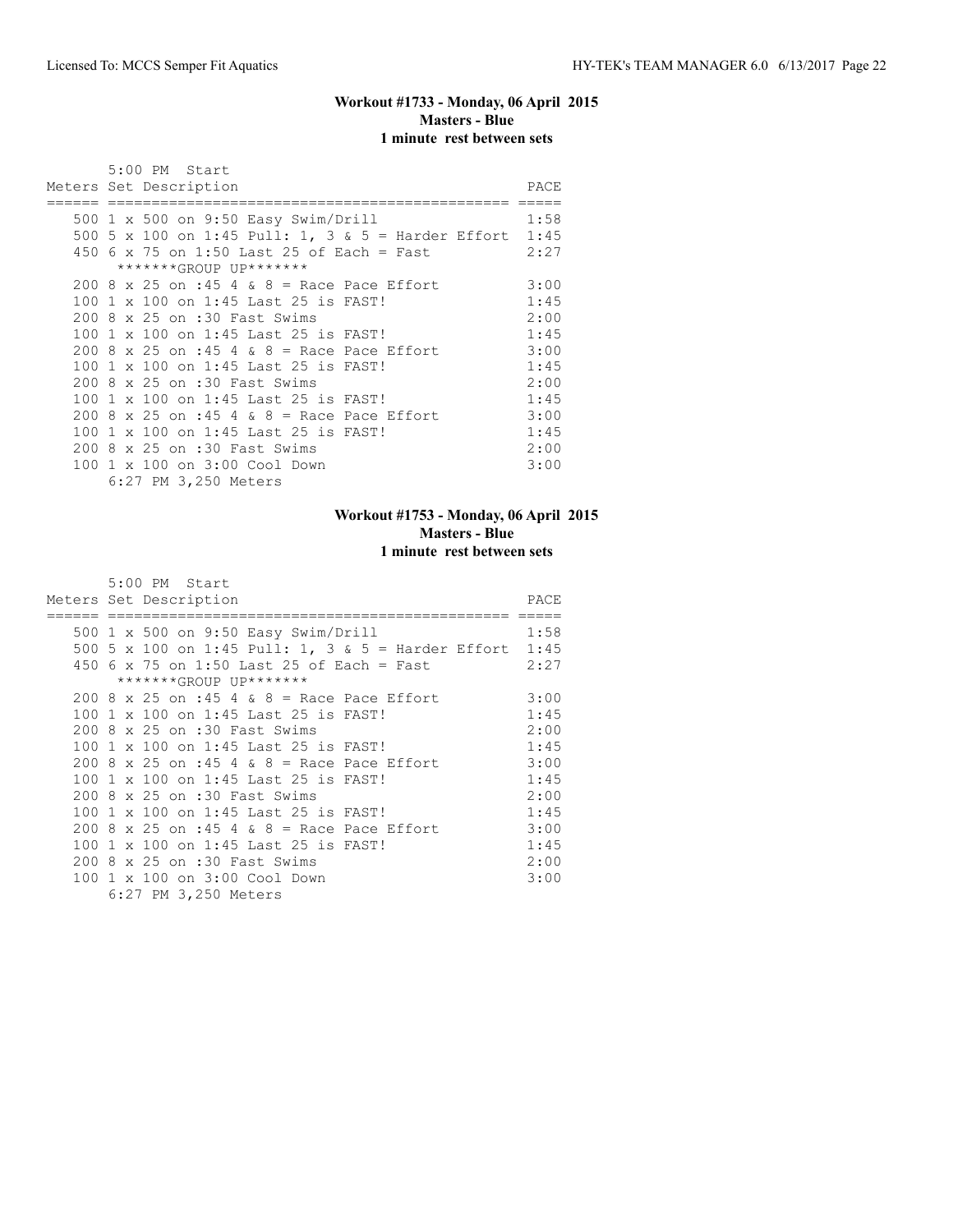### Workout #1733 - Monday, 06 April 2015
**Masters - Blue**
**1 minute rest between sets**

5:00 PM Start

| Meters | Set Description | PACE |
|---|---|---|
| 500 | 1 x 500 on 9:50 Easy Swim/Drill | 1:58 |
| 500 | 5 x 100 on 1:45 Pull: 1, 3 & 5 = Harder Effort | 1:45 |
| 450 | 6 x 75 on 1:50 Last 25 of Each = Fast | 2:27 |
| | *******GROUP UP******* | |
| 200 | 8 x 25 on :45 4 & 8 = Race Pace Effort | 3:00 |
| 100 | 1 x 100 on 1:45 Last 25 is FAST! | 1:45 |
| 200 | 8 x 25 on :30 Fast Swims | 2:00 |
| 100 | 1 x 100 on 1:45 Last 25 is FAST! | 1:45 |
| 200 | 8 x 25 on :45 4 & 8 = Race Pace Effort | 3:00 |
| 100 | 1 x 100 on 1:45 Last 25 is FAST! | 1:45 |
| 200 | 8 x 25 on :30 Fast Swims | 2:00 |
| 100 | 1 x 100 on 1:45 Last 25 is FAST! | 1:45 |
| 200 | 8 x 25 on :45 4 & 8 = Race Pace Effort | 3:00 |
| 100 | 1 x 100 on 1:45 Last 25 is FAST! | 1:45 |
| 200 | 8 x 25 on :30 Fast Swims | 2:00 |
| 100 | 1 x 100 on 3:00 Cool Down | 3:00 |

6:27 PM 3,250 Meters

### Workout #1753 - Monday, 06 April 2015
**Masters - Blue**
**1 minute rest between sets**

5:00 PM Start

| Meters | Set Description | PACE |
|---|---|---|
| 500 | 1 x 500 on 9:50 Easy Swim/Drill | 1:58 |
| 500 | 5 x 100 on 1:45 Pull: 1, 3 & 5 = Harder Effort | 1:45 |
| 450 | 6 x 75 on 1:50 Last 25 of Each = Fast | 2:27 |
| | *******GROUP UP******* | |
| 200 | 8 x 25 on :45 4 & 8 = Race Pace Effort | 3:00 |
| 100 | 1 x 100 on 1:45 Last 25 is FAST! | 1:45 |
| 200 | 8 x 25 on :30 Fast Swims | 2:00 |
| 100 | 1 x 100 on 1:45 Last 25 is FAST! | 1:45 |
| 200 | 8 x 25 on :45 4 & 8 = Race Pace Effort | 3:00 |
| 100 | 1 x 100 on 1:45 Last 25 is FAST! | 1:45 |
| 200 | 8 x 25 on :30 Fast Swims | 2:00 |
| 100 | 1 x 100 on 1:45 Last 25 is FAST! | 1:45 |
| 200 | 8 x 25 on :45 4 & 8 = Race Pace Effort | 3:00 |
| 100 | 1 x 100 on 1:45 Last 25 is FAST! | 1:45 |
| 200 | 8 x 25 on :30 Fast Swims | 2:00 |
| 100 | 1 x 100 on 3:00 Cool Down | 3:00 |

6:27 PM 3,250 Meters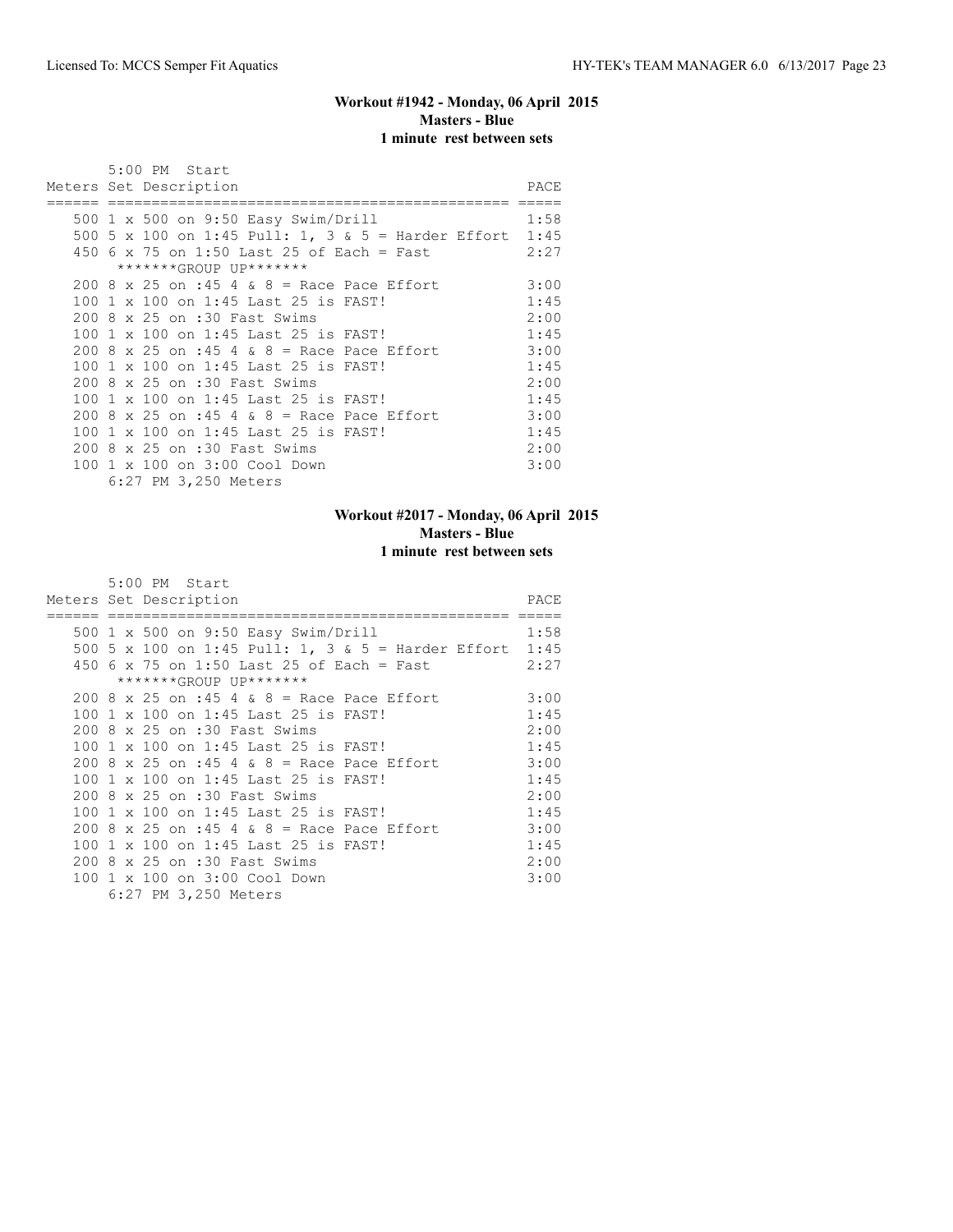### Workout #1942 - Monday, 06 April 2015
**Masters - Blue**
**1 minute rest between sets**

5:00 PM Start

| Meters | Set Description | PACE |
|---|---|---|
| 500 | 1 x 500 on 9:50 Easy Swim/Drill | 1:58 |
| 500 | 5 x 100 on 1:45 Pull: 1, 3 & 5 = Harder Effort | 1:45 |
| 450 | 6 x 75 on 1:50 Last 25 of Each = Fast | 2:27 |
| | *******GROUP UP******* | |
| 200 | 8 x 25 on :45 4 & 8 = Race Pace Effort | 3:00 |
| 100 | 1 x 100 on 1:45 Last 25 is FAST! | 1:45 |
| 200 | 8 x 25 on :30 Fast Swims | 2:00 |
| 100 | 1 x 100 on 1:45 Last 25 is FAST! | 1:45 |
| 200 | 8 x 25 on :45 4 & 8 = Race Pace Effort | 3:00 |
| 100 | 1 x 100 on 1:45 Last 25 is FAST! | 1:45 |
| 200 | 8 x 25 on :30 Fast Swims | 2:00 |
| 100 | 1 x 100 on 1:45 Last 25 is FAST! | 1:45 |
| 200 | 8 x 25 on :45 4 & 8 = Race Pace Effort | 3:00 |
| 100 | 1 x 100 on 1:45 Last 25 is FAST! | 1:45 |
| 200 | 8 x 25 on :30 Fast Swims | 2:00 |
| 100 | 1 x 100 on 3:00 Cool Down | 3:00 |

6:27 PM 3,250 Meters

### Workout #2017 - Monday, 06 April 2015
**Masters - Blue**
**1 minute rest between sets**

5:00 PM Start

| Meters | Set Description | PACE |
|---|---|---|
| 500 | 1 x 500 on 9:50 Easy Swim/Drill | 1:58 |
| 500 | 5 x 100 on 1:45 Pull: 1, 3 & 5 = Harder Effort | 1:45 |
| 450 | 6 x 75 on 1:50 Last 25 of Each = Fast | 2:27 |
| | *******GROUP UP******* | |
| 200 | 8 x 25 on :45 4 & 8 = Race Pace Effort | 3:00 |
| 100 | 1 x 100 on 1:45 Last 25 is FAST! | 1:45 |
| 200 | 8 x 25 on :30 Fast Swims | 2:00 |
| 100 | 1 x 100 on 1:45 Last 25 is FAST! | 1:45 |
| 200 | 8 x 25 on :45 4 & 8 = Race Pace Effort | 3:00 |
| 100 | 1 x 100 on 1:45 Last 25 is FAST! | 1:45 |
| 200 | 8 x 25 on :30 Fast Swims | 2:00 |
| 100 | 1 x 100 on 1:45 Last 25 is FAST! | 1:45 |
| 200 | 8 x 25 on :45 4 & 8 = Race Pace Effort | 3:00 |
| 100 | 1 x 100 on 1:45 Last 25 is FAST! | 1:45 |
| 200 | 8 x 25 on :30 Fast Swims | 2:00 |
| 100 | 1 x 100 on 3:00 Cool Down | 3:00 |

6:27 PM 3,250 Meters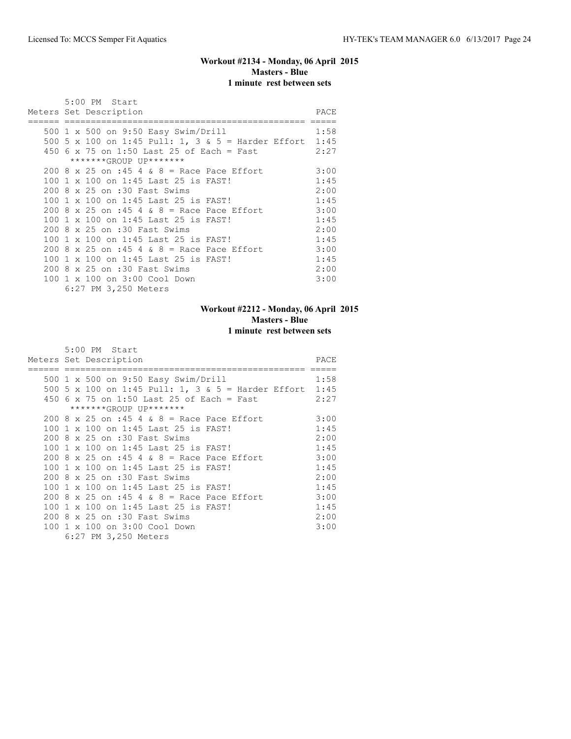### Workout #2134 - Monday, 06 April 2015
**Masters - Blue**
**1 minute rest between sets**

5:00 PM Start

| Meters | Set Description | PACE |
|---|---|---|
| 500 | 1 x 500 on 9:50 Easy Swim/Drill | 1:58 |
| 500 | 5 x 100 on 1:45 Pull: 1, 3 & 5 = Harder Effort | 1:45 |
| 450 | 6 x 75 on 1:50 Last 25 of Each = Fast | 2:27 |
| | *******GROUP UP******* | |
| 200 | 8 x 25 on :45 4 & 8 = Race Pace Effort | 3:00 |
| 100 | 1 x 100 on 1:45 Last 25 is FAST! | 1:45 |
| 200 | 8 x 25 on :30 Fast Swims | 2:00 |
| 100 | 1 x 100 on 1:45 Last 25 is FAST! | 1:45 |
| 200 | 8 x 25 on :45 4 & 8 = Race Pace Effort | 3:00 |
| 100 | 1 x 100 on 1:45 Last 25 is FAST! | 1:45 |
| 200 | 8 x 25 on :30 Fast Swims | 2:00 |
| 100 | 1 x 100 on 1:45 Last 25 is FAST! | 1:45 |
| 200 | 8 x 25 on :45 4 & 8 = Race Pace Effort | 3:00 |
| 100 | 1 x 100 on 1:45 Last 25 is FAST! | 1:45 |
| 200 | 8 x 25 on :30 Fast Swims | 2:00 |
| 100 | 1 x 100 on 3:00 Cool Down | 3:00 |

6:27 PM 3,250 Meters

### Workout #2212 - Monday, 06 April 2015
**Masters - Blue**
**1 minute rest between sets**

5:00 PM Start

| Meters | Set Description | PACE |
|---|---|---|
| 500 | 1 x 500 on 9:50 Easy Swim/Drill | 1:58 |
| 500 | 5 x 100 on 1:45 Pull: 1, 3 & 5 = Harder Effort | 1:45 |
| 450 | 6 x 75 on 1:50 Last 25 of Each = Fast | 2:27 |
| | *******GROUP UP******* | |
| 200 | 8 x 25 on :45 4 & 8 = Race Pace Effort | 3:00 |
| 100 | 1 x 100 on 1:45 Last 25 is FAST! | 1:45 |
| 200 | 8 x 25 on :30 Fast Swims | 2:00 |
| 100 | 1 x 100 on 1:45 Last 25 is FAST! | 1:45 |
| 200 | 8 x 25 on :45 4 & 8 = Race Pace Effort | 3:00 |
| 100 | 1 x 100 on 1:45 Last 25 is FAST! | 1:45 |
| 200 | 8 x 25 on :30 Fast Swims | 2:00 |
| 100 | 1 x 100 on 1:45 Last 25 is FAST! | 1:45 |
| 200 | 8 x 25 on :45 4 & 8 = Race Pace Effort | 3:00 |
| 100 | 1 x 100 on 1:45 Last 25 is FAST! | 1:45 |
| 200 | 8 x 25 on :30 Fast Swims | 2:00 |
| 100 | 1 x 100 on 3:00 Cool Down | 3:00 |

6:27 PM 3,250 Meters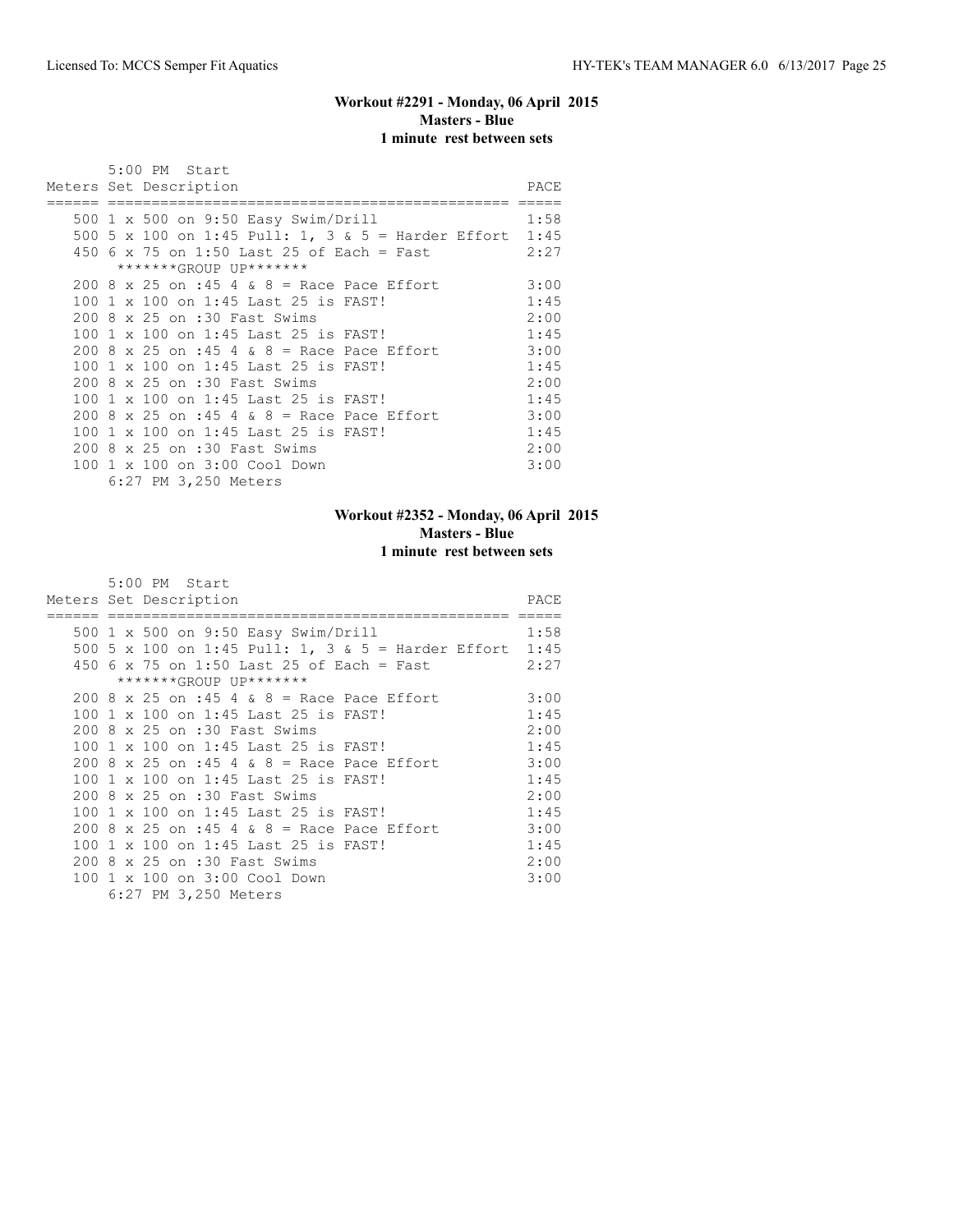### Workout #2291 - Monday, 06 April 2015
**Masters - Blue**
**1 minute rest between sets**

5:00 PM Start

| Meters | Set Description | PACE |
|---|---|---|
| 500 | 1 x 500 on 9:50 Easy Swim/Drill | 1:58 |
| 500 | 5 x 100 on 1:45 Pull: 1, 3 & 5 = Harder Effort | 1:45 |
| 450 | 6 x 75 on 1:50 Last 25 of Each = Fast | 2:27 |
| | *******GROUP UP******* | |
| 200 | 8 x 25 on :45 4 & 8 = Race Pace Effort | 3:00 |
| 100 | 1 x 100 on 1:45 Last 25 is FAST! | 1:45 |
| 200 | 8 x 25 on :30 Fast Swims | 2:00 |
| 100 | 1 x 100 on 1:45 Last 25 is FAST! | 1:45 |
| 200 | 8 x 25 on :45 4 & 8 = Race Pace Effort | 3:00 |
| 100 | 1 x 100 on 1:45 Last 25 is FAST! | 1:45 |
| 200 | 8 x 25 on :30 Fast Swims | 2:00 |
| 100 | 1 x 100 on 1:45 Last 25 is FAST! | 1:45 |
| 200 | 8 x 25 on :45 4 & 8 = Race Pace Effort | 3:00 |
| 100 | 1 x 100 on 1:45 Last 25 is FAST! | 1:45 |
| 200 | 8 x 25 on :30 Fast Swims | 2:00 |
| 100 | 1 x 100 on 3:00 Cool Down | 3:00 |

6:27 PM 3,250 Meters

### Workout #2352 - Monday, 06 April 2015
**Masters - Blue**
**1 minute rest between sets**

5:00 PM Start

| Meters | Set Description | PACE |
|---|---|---|
| 500 | 1 x 500 on 9:50 Easy Swim/Drill | 1:58 |
| 500 | 5 x 100 on 1:45 Pull: 1, 3 & 5 = Harder Effort | 1:45 |
| 450 | 6 x 75 on 1:50 Last 25 of Each = Fast | 2:27 |
| | *******GROUP UP******* | |
| 200 | 8 x 25 on :45 4 & 8 = Race Pace Effort | 3:00 |
| 100 | 1 x 100 on 1:45 Last 25 is FAST! | 1:45 |
| 200 | 8 x 25 on :30 Fast Swims | 2:00 |
| 100 | 1 x 100 on 1:45 Last 25 is FAST! | 1:45 |
| 200 | 8 x 25 on :45 4 & 8 = Race Pace Effort | 3:00 |
| 100 | 1 x 100 on 1:45 Last 25 is FAST! | 1:45 |
| 200 | 8 x 25 on :30 Fast Swims | 2:00 |
| 100 | 1 x 100 on 1:45 Last 25 is FAST! | 1:45 |
| 200 | 8 x 25 on :45 4 & 8 = Race Pace Effort | 3:00 |
| 100 | 1 x 100 on 1:45 Last 25 is FAST! | 1:45 |
| 200 | 8 x 25 on :30 Fast Swims | 2:00 |
| 100 | 1 x 100 on 3:00 Cool Down | 3:00 |

6:27 PM 3,250 Meters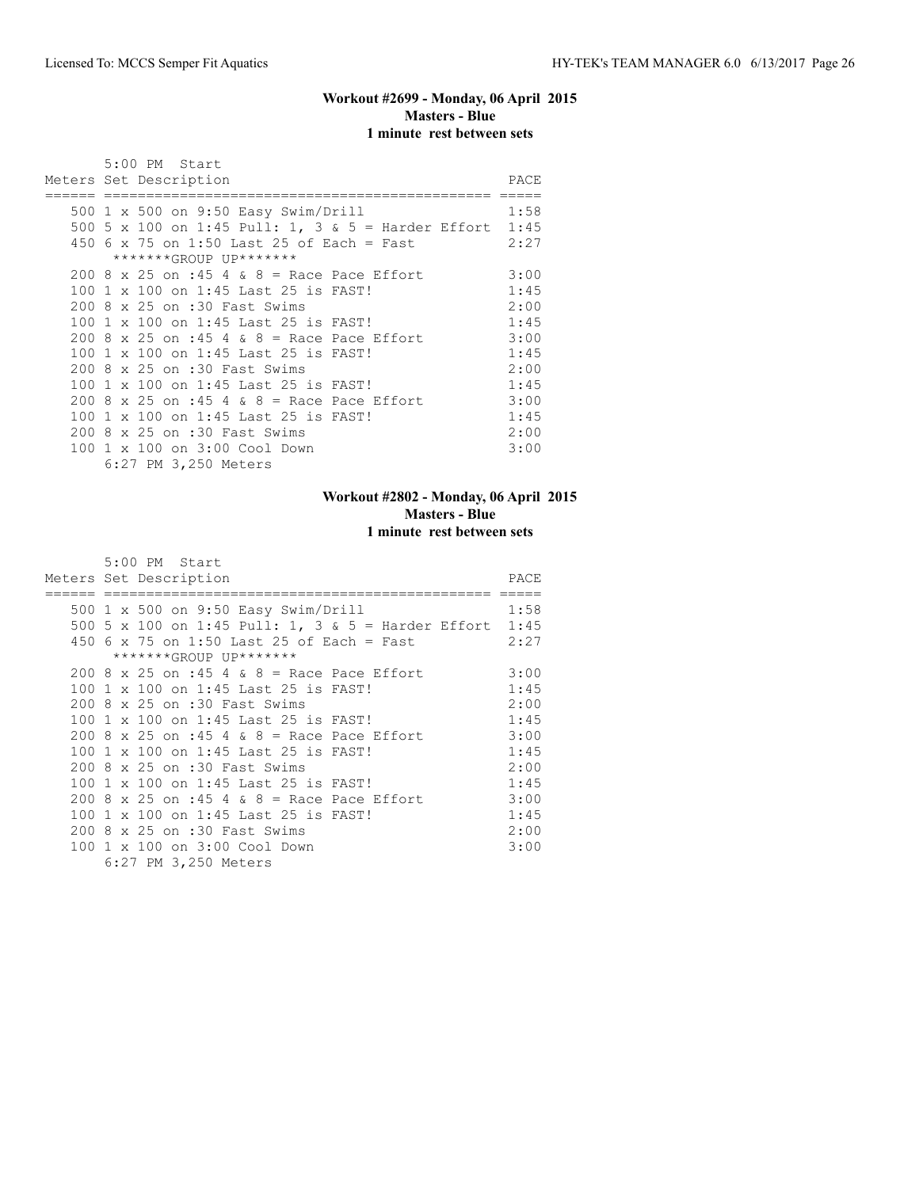### Workout #2699 - Monday, 06 April 2015
**Masters - Blue**
**1 minute rest between sets**

5:00 PM Start

| Meters | Set Description | PACE |
|---|---|---|
| 500 | 1 x 500 on 9:50 Easy Swim/Drill | 1:58 |
| 500 | 5 x 100 on 1:45 Pull: 1, 3 & 5 = Harder Effort | 1:45 |
| 450 | 6 x 75 on 1:50 Last 25 of Each = Fast | 2:27 |
| | *******GROUP UP******* | |
| 200 | 8 x 25 on :45 4 & 8 = Race Pace Effort | 3:00 |
| 100 | 1 x 100 on 1:45 Last 25 is FAST! | 1:45 |
| 200 | 8 x 25 on :30 Fast Swims | 2:00 |
| 100 | 1 x 100 on 1:45 Last 25 is FAST! | 1:45 |
| 200 | 8 x 25 on :45 4 & 8 = Race Pace Effort | 3:00 |
| 100 | 1 x 100 on 1:45 Last 25 is FAST! | 1:45 |
| 200 | 8 x 25 on :30 Fast Swims | 2:00 |
| 100 | 1 x 100 on 1:45 Last 25 is FAST! | 1:45 |
| 200 | 8 x 25 on :45 4 & 8 = Race Pace Effort | 3:00 |
| 100 | 1 x 100 on 1:45 Last 25 is FAST! | 1:45 |
| 200 | 8 x 25 on :30 Fast Swims | 2:00 |
| 100 | 1 x 100 on 3:00 Cool Down | 3:00 |

6:27 PM 3,250 Meters

### Workout #2802 - Monday, 06 April 2015
**Masters - Blue**
**1 minute rest between sets**

5:00 PM Start

| Meters | Set Description | PACE |
|---|---|---|
| 500 | 1 x 500 on 9:50 Easy Swim/Drill | 1:58 |
| 500 | 5 x 100 on 1:45 Pull: 1, 3 & 5 = Harder Effort | 1:45 |
| 450 | 6 x 75 on 1:50 Last 25 of Each = Fast | 2:27 |
| | *******GROUP UP******* | |
| 200 | 8 x 25 on :45 4 & 8 = Race Pace Effort | 3:00 |
| 100 | 1 x 100 on 1:45 Last 25 is FAST! | 1:45 |
| 200 | 8 x 25 on :30 Fast Swims | 2:00 |
| 100 | 1 x 100 on 1:45 Last 25 is FAST! | 1:45 |
| 200 | 8 x 25 on :45 4 & 8 = Race Pace Effort | 3:00 |
| 100 | 1 x 100 on 1:45 Last 25 is FAST! | 1:45 |
| 200 | 8 x 25 on :30 Fast Swims | 2:00 |
| 100 | 1 x 100 on 1:45 Last 25 is FAST! | 1:45 |
| 200 | 8 x 25 on :45 4 & 8 = Race Pace Effort | 3:00 |
| 100 | 1 x 100 on 1:45 Last 25 is FAST! | 1:45 |
| 200 | 8 x 25 on :30 Fast Swims | 2:00 |
| 100 | 1 x 100 on 3:00 Cool Down | 3:00 |

6:27 PM 3,250 Meters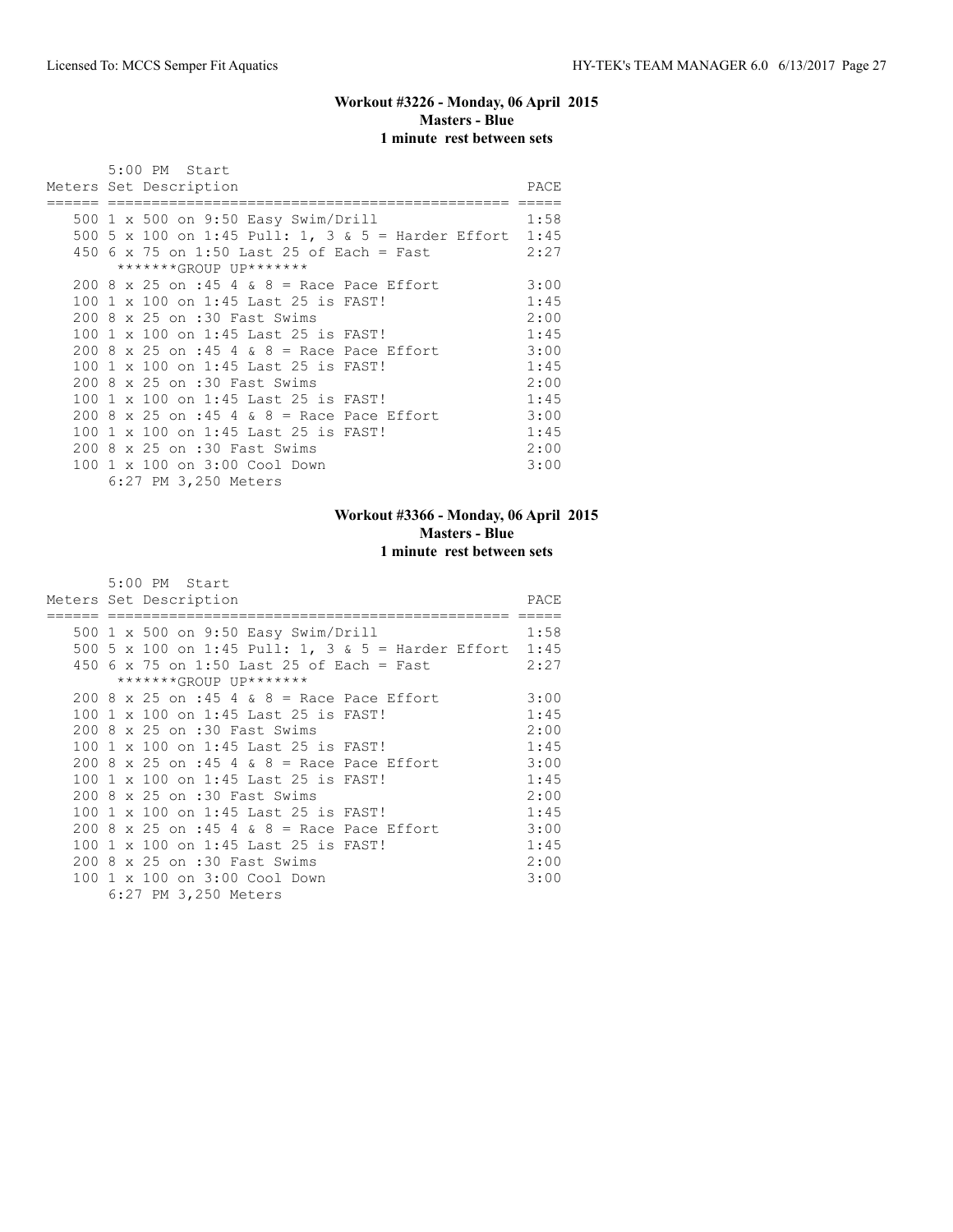### Workout #3226 - Monday, 06 April 2015
**Masters - Blue**
**1 minute rest between sets**

5:00 PM Start

| Meters | Set Description | PACE |
|---|---|---|
| 500 | 1 x 500 on 9:50 Easy Swim/Drill | 1:58 |
| 500 | 5 x 100 on 1:45 Pull: 1, 3 & 5 = Harder Effort | 1:45 |
| 450 | 6 x 75 on 1:50 Last 25 of Each = Fast | 2:27 |
| | *******GROUP UP******* | |
| 200 | 8 x 25 on :45 4 & 8 = Race Pace Effort | 3:00 |
| 100 | 1 x 100 on 1:45 Last 25 is FAST! | 1:45 |
| 200 | 8 x 25 on :30 Fast Swims | 2:00 |
| 100 | 1 x 100 on 1:45 Last 25 is FAST! | 1:45 |
| 200 | 8 x 25 on :45 4 & 8 = Race Pace Effort | 3:00 |
| 100 | 1 x 100 on 1:45 Last 25 is FAST! | 1:45 |
| 200 | 8 x 25 on :30 Fast Swims | 2:00 |
| 100 | 1 x 100 on 1:45 Last 25 is FAST! | 1:45 |
| 200 | 8 x 25 on :45 4 & 8 = Race Pace Effort | 3:00 |
| 100 | 1 x 100 on 1:45 Last 25 is FAST! | 1:45 |
| 200 | 8 x 25 on :30 Fast Swims | 2:00 |
| 100 | 1 x 100 on 3:00 Cool Down | 3:00 |

6:27 PM 3,250 Meters

### Workout #3366 - Monday, 06 April 2015
**Masters - Blue**
**1 minute rest between sets**

5:00 PM Start

| Meters | Set Description | PACE |
|---|---|---|
| 500 | 1 x 500 on 9:50 Easy Swim/Drill | 1:58 |
| 500 | 5 x 100 on 1:45 Pull: 1, 3 & 5 = Harder Effort | 1:45 |
| 450 | 6 x 75 on 1:50 Last 25 of Each = Fast | 2:27 |
| | *******GROUP UP******* | |
| 200 | 8 x 25 on :45 4 & 8 = Race Pace Effort | 3:00 |
| 100 | 1 x 100 on 1:45 Last 25 is FAST! | 1:45 |
| 200 | 8 x 25 on :30 Fast Swims | 2:00 |
| 100 | 1 x 100 on 1:45 Last 25 is FAST! | 1:45 |
| 200 | 8 x 25 on :45 4 & 8 = Race Pace Effort | 3:00 |
| 100 | 1 x 100 on 1:45 Last 25 is FAST! | 1:45 |
| 200 | 8 x 25 on :30 Fast Swims | 2:00 |
| 100 | 1 x 100 on 1:45 Last 25 is FAST! | 1:45 |
| 200 | 8 x 25 on :45 4 & 8 = Race Pace Effort | 3:00 |
| 100 | 1 x 100 on 1:45 Last 25 is FAST! | 1:45 |
| 200 | 8 x 25 on :30 Fast Swims | 2:00 |
| 100 | 1 x 100 on 3:00 Cool Down | 3:00 |

6:27 PM 3,250 Meters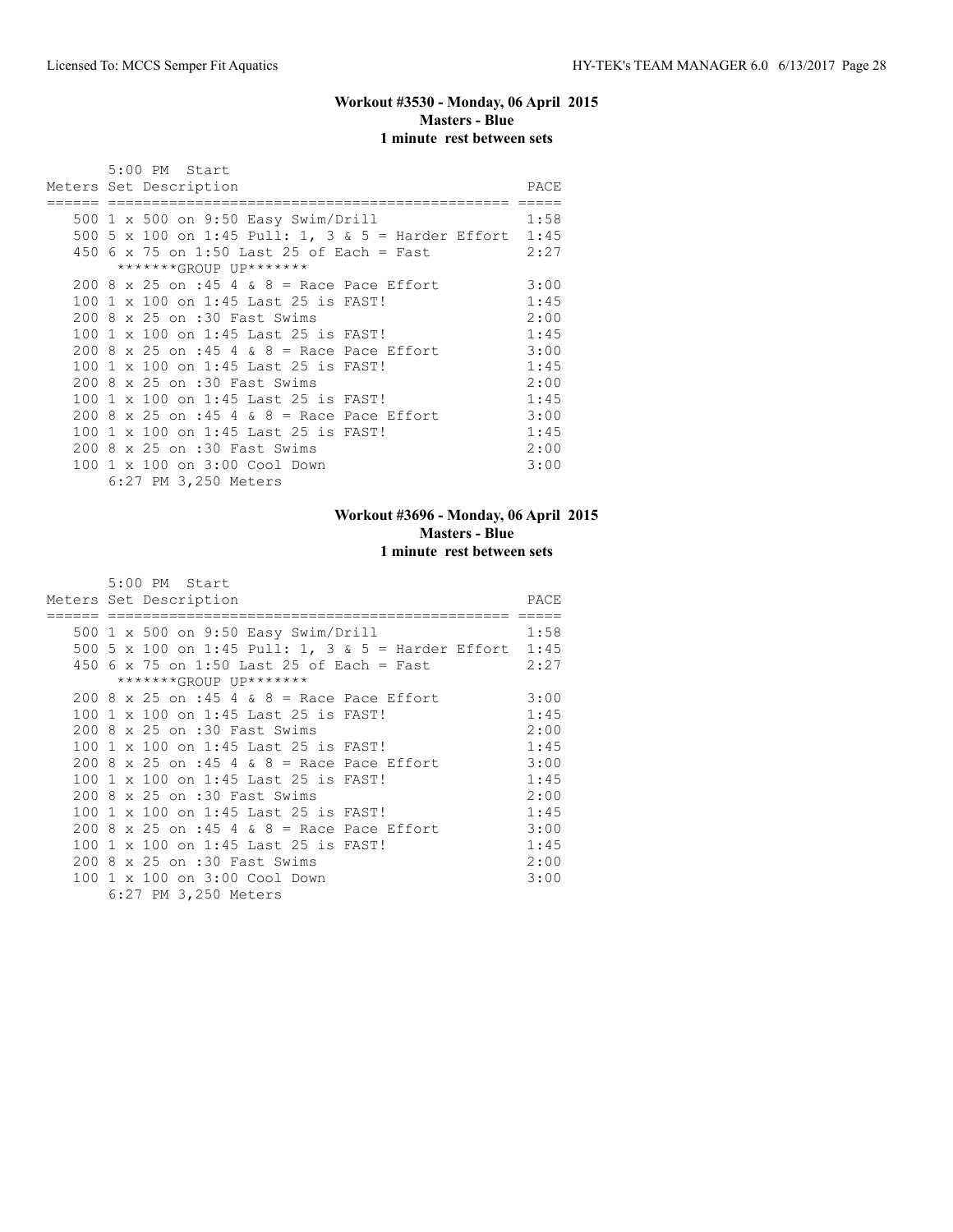### Workout #3530 - Monday, 06 April 2015
**Masters - Blue**
**1 minute rest between sets**

5:00 PM Start

| Meters | Set Description | PACE |
|---|---|---|
| 500 | 1 x 500 on 9:50 Easy Swim/Drill | 1:58 |
| 500 | 5 x 100 on 1:45 Pull: 1, 3 & 5 = Harder Effort | 1:45 |
| 450 | 6 x 75 on 1:50 Last 25 of Each = Fast | 2:27 |
| | *******GROUP UP******* | |
| 200 | 8 x 25 on :45 4 & 8 = Race Pace Effort | 3:00 |
| 100 | 1 x 100 on 1:45 Last 25 is FAST! | 1:45 |
| 200 | 8 x 25 on :30 Fast Swims | 2:00 |
| 100 | 1 x 100 on 1:45 Last 25 is FAST! | 1:45 |
| 200 | 8 x 25 on :45 4 & 8 = Race Pace Effort | 3:00 |
| 100 | 1 x 100 on 1:45 Last 25 is FAST! | 1:45 |
| 200 | 8 x 25 on :30 Fast Swims | 2:00 |
| 100 | 1 x 100 on 1:45 Last 25 is FAST! | 1:45 |
| 200 | 8 x 25 on :45 4 & 8 = Race Pace Effort | 3:00 |
| 100 | 1 x 100 on 1:45 Last 25 is FAST! | 1:45 |
| 200 | 8 x 25 on :30 Fast Swims | 2:00 |
| 100 | 1 x 100 on 3:00 Cool Down | 3:00 |

6:27 PM 3,250 Meters

### Workout #3696 - Monday, 06 April 2015
**Masters - Blue**
**1 minute rest between sets**

5:00 PM Start

| Meters | Set Description | PACE |
|---|---|---|
| 500 | 1 x 500 on 9:50 Easy Swim/Drill | 1:58 |
| 500 | 5 x 100 on 1:45 Pull: 1, 3 & 5 = Harder Effort | 1:45 |
| 450 | 6 x 75 on 1:50 Last 25 of Each = Fast | 2:27 |
| | *******GROUP UP******* | |
| 200 | 8 x 25 on :45 4 & 8 = Race Pace Effort | 3:00 |
| 100 | 1 x 100 on 1:45 Last 25 is FAST! | 1:45 |
| 200 | 8 x 25 on :30 Fast Swims | 2:00 |
| 100 | 1 x 100 on 1:45 Last 25 is FAST! | 1:45 |
| 200 | 8 x 25 on :45 4 & 8 = Race Pace Effort | 3:00 |
| 100 | 1 x 100 on 1:45 Last 25 is FAST! | 1:45 |
| 200 | 8 x 25 on :30 Fast Swims | 2:00 |
| 100 | 1 x 100 on 1:45 Last 25 is FAST! | 1:45 |
| 200 | 8 x 25 on :45 4 & 8 = Race Pace Effort | 3:00 |
| 100 | 1 x 100 on 1:45 Last 25 is FAST! | 1:45 |
| 200 | 8 x 25 on :30 Fast Swims | 2:00 |
| 100 | 1 x 100 on 3:00 Cool Down | 3:00 |

6:27 PM 3,250 Meters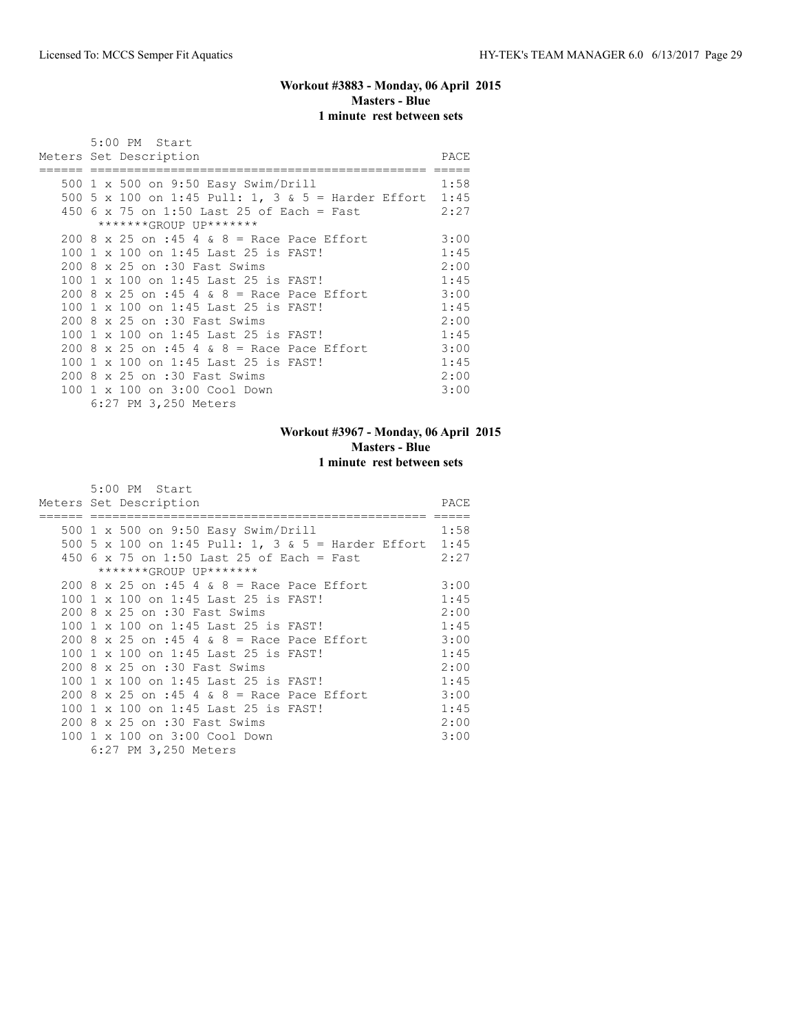**Workout #3883 - Monday, 06 April 2015**
**Masters - Blue**
**1 minute rest between sets**

5:00 PM Start

| Meters | Set Description | PACE |
|---|---|---|
| 500 | 1 x 500 on 9:50 Easy Swim/Drill | 1:58 |
| 500 | 5 x 100 on 1:45 Pull: 1, 3 & 5 = Harder Effort | 1:45 |
| 450 | 6 x 75 on 1:50 Last 25 of Each = Fast | 2:27 |
| | *******GROUP UP******* | |
| 200 | 8 x 25 on :45 4 & 8 = Race Pace Effort | 3:00 |
| 100 | 1 x 100 on 1:45 Last 25 is FAST! | 1:45 |
| 200 | 8 x 25 on :30 Fast Swims | 2:00 |
| 100 | 1 x 100 on 1:45 Last 25 is FAST! | 1:45 |
| 200 | 8 x 25 on :45 4 & 8 = Race Pace Effort | 3:00 |
| 100 | 1 x 100 on 1:45 Last 25 is FAST! | 1:45 |
| 200 | 8 x 25 on :30 Fast Swims | 2:00 |
| 100 | 1 x 100 on 1:45 Last 25 is FAST! | 1:45 |
| 200 | 8 x 25 on :45 4 & 8 = Race Pace Effort | 3:00 |
| 100 | 1 x 100 on 1:45 Last 25 is FAST! | 1:45 |
| 200 | 8 x 25 on :30 Fast Swims | 2:00 |
| 100 | 1 x 100 on 3:00 Cool Down | 3:00 |

6:27 PM 3,250 Meters

**Workout #3967 - Monday, 06 April 2015**
**Masters - Blue**
**1 minute rest between sets**

5:00 PM Start

| Meters | Set Description | PACE |
|---|---|---|
| 500 | 1 x 500 on 9:50 Easy Swim/Drill | 1:58 |
| 500 | 5 x 100 on 1:45 Pull: 1, 3 & 5 = Harder Effort | 1:45 |
| 450 | 6 x 75 on 1:50 Last 25 of Each = Fast | 2:27 |
| | *******GROUP UP******* | |
| 200 | 8 x 25 on :45 4 & 8 = Race Pace Effort | 3:00 |
| 100 | 1 x 100 on 1:45 Last 25 is FAST! | 1:45 |
| 200 | 8 x 25 on :30 Fast Swims | 2:00 |
| 100 | 1 x 100 on 1:45 Last 25 is FAST! | 1:45 |
| 200 | 8 x 25 on :45 4 & 8 = Race Pace Effort | 3:00 |
| 100 | 1 x 100 on 1:45 Last 25 is FAST! | 1:45 |
| 200 | 8 x 25 on :30 Fast Swims | 2:00 |
| 100 | 1 x 100 on 1:45 Last 25 is FAST! | 1:45 |
| 200 | 8 x 25 on :45 4 & 8 = Race Pace Effort | 3:00 |
| 100 | 1 x 100 on 1:45 Last 25 is FAST! | 1:45 |
| 200 | 8 x 25 on :30 Fast Swims | 2:00 |
| 100 | 1 x 100 on 3:00 Cool Down | 3:00 |

6:27 PM 3,250 Meters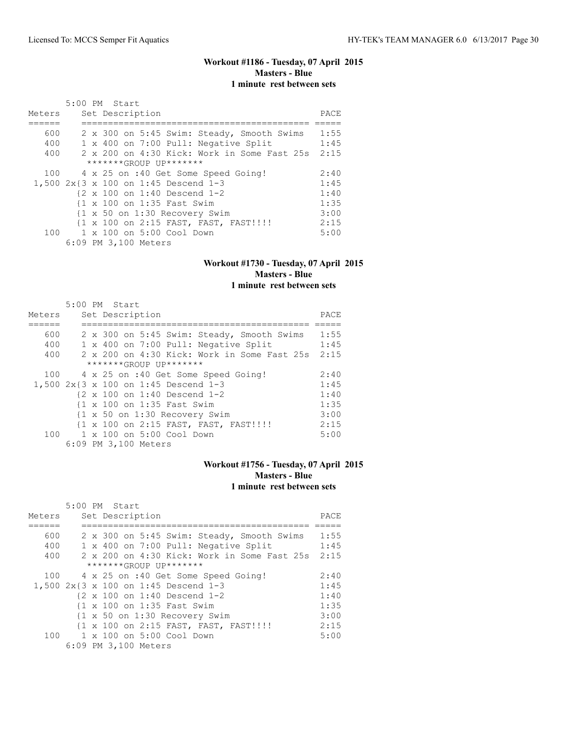### Workout #1186 - Tuesday, 07 April 2015
**Masters - Blue**
**1 minute rest between sets**

5:00 PM Start

| Meters | Set Description | PACE |
|---|---|---|
| 600 | 2 x 300 on 5:45 Swim: Steady, Smooth Swims | 1:55 |
| 400 | 1 x 400 on 7:00 Pull: Negative Split | 1:45 |
| 400 | 2 x 200 on 4:30 Kick: Work in Some Fast 25s | 2:15 |
| | *******GROUP UP******* | |
| 100 | 4 x 25 on :40 Get Some Speed Going! | 2:40 |
| 1,500 | 2x{3 x 100 on 1:45 Descend 1-3 | 1:45 |
| | {2 x 100 on 1:40 Descend 1-2 | 1:40 |
| | {1 x 100 on 1:35 Fast Swim | 1:35 |
| | {1 x 50 on 1:30 Recovery Swim | 3:00 |
| | {1 x 100 on 2:15 FAST, FAST, FAST!!!! | 2:15 |
| 100 | 1 x 100 on 5:00 Cool Down | 5:00 |

6:09 PM 3,100 Meters

### Workout #1730 - Tuesday, 07 April 2015
**Masters - Blue**
**1 minute rest between sets**

5:00 PM Start

| Meters | Set Description | PACE |
|---|---|---|
| 600 | 2 x 300 on 5:45 Swim: Steady, Smooth Swims | 1:55 |
| 400 | 1 x 400 on 7:00 Pull: Negative Split | 1:45 |
| 400 | 2 x 200 on 4:30 Kick: Work in Some Fast 25s | 2:15 |
| | *******GROUP UP******* | |
| 100 | 4 x 25 on :40 Get Some Speed Going! | 2:40 |
| 1,500 | 2x{3 x 100 on 1:45 Descend 1-3 | 1:45 |
| | {2 x 100 on 1:40 Descend 1-2 | 1:40 |
| | {1 x 100 on 1:35 Fast Swim | 1:35 |
| | {1 x 50 on 1:30 Recovery Swim | 3:00 |
| | {1 x 100 on 2:15 FAST, FAST, FAST!!!! | 2:15 |
| 100 | 1 x 100 on 5:00 Cool Down | 5:00 |

6:09 PM 3,100 Meters

### Workout #1756 - Tuesday, 07 April 2015
**Masters - Blue**
**1 minute rest between sets**

5:00 PM Start

| Meters | Set Description | PACE |
|---|---|---|
| 600 | 2 x 300 on 5:45 Swim: Steady, Smooth Swims | 1:55 |
| 400 | 1 x 400 on 7:00 Pull: Negative Split | 1:45 |
| 400 | 2 x 200 on 4:30 Kick: Work in Some Fast 25s | 2:15 |
| | *******GROUP UP******* | |
| 100 | 4 x 25 on :40 Get Some Speed Going! | 2:40 |
| 1,500 | 2x{3 x 100 on 1:45 Descend 1-3 | 1:45 |
| | {2 x 100 on 1:40 Descend 1-2 | 1:40 |
| | {1 x 100 on 1:35 Fast Swim | 1:35 |
| | {1 x 50 on 1:30 Recovery Swim | 3:00 |
| | {1 x 100 on 2:15 FAST, FAST, FAST!!!! | 2:15 |
| 100 | 1 x 100 on 5:00 Cool Down | 5:00 |

6:09 PM 3,100 Meters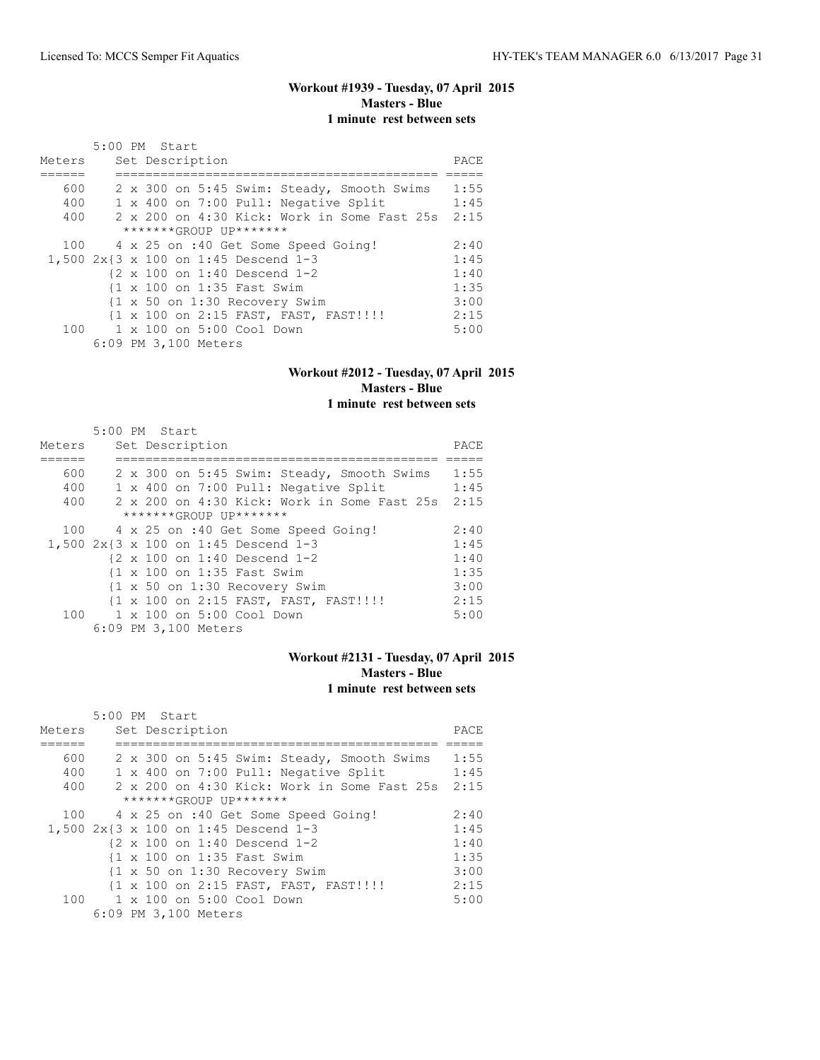### Workout #1939 - Tuesday, 07 April 2015
**Masters - Blue**
**1 minute rest between sets**

```
       5:00 PM  Start
Meters     Set Description                              PACE
======     ==========================================  =====
   600     2 x 300 on 5:45 Swim: Steady, Smooth Swims   1:55
   400     1 x 400 on 7:00 Pull: Negative Split         1:45
   400     2 x 200 on 4:30 Kick: Work in Some Fast 25s  2:15
            *******GROUP UP*******
   100     4 x 25 on :40 Get Some Speed Going!          2:40
 1,500 2x{3 x 100 on 1:45 Descend 1-3                   1:45
          {2 x 100 on 1:40 Descend 1-2                  1:40
          {1 x 100 on 1:35 Fast Swim                    1:35
          {1 x 50 on 1:30 Recovery Swim                 3:00
          {1 x 100 on 2:15 FAST, FAST, FAST!!!!         2:15
   100     1 x 100 on 5:00 Cool Down                    5:00
       6:09 PM 3,100 Meters
```

### Workout #2012 - Tuesday, 07 April 2015
**Masters - Blue**
**1 minute rest between sets**

```
       5:00 PM  Start
Meters     Set Description                              PACE
======     ==========================================  =====
   600     2 x 300 on 5:45 Swim: Steady, Smooth Swims   1:55
   400     1 x 400 on 7:00 Pull: Negative Split         1:45
   400     2 x 200 on 4:30 Kick: Work in Some Fast 25s  2:15
            *******GROUP UP*******
   100     4 x 25 on :40 Get Some Speed Going!          2:40
 1,500 2x{3 x 100 on 1:45 Descend 1-3                   1:45
          {2 x 100 on 1:40 Descend 1-2                  1:40
          {1 x 100 on 1:35 Fast Swim                    1:35
          {1 x 50 on 1:30 Recovery Swim                 3:00
          {1 x 100 on 2:15 FAST, FAST, FAST!!!!         2:15
   100     1 x 100 on 5:00 Cool Down                    5:00
       6:09 PM 3,100 Meters
```

### Workout #2131 - Tuesday, 07 April 2015
**Masters - Blue**
**1 minute rest between sets**

```
       5:00 PM  Start
Meters     Set Description                              PACE
======     ==========================================  =====
   600     2 x 300 on 5:45 Swim: Steady, Smooth Swims   1:55
   400     1 x 400 on 7:00 Pull: Negative Split         1:45
   400     2 x 200 on 4:30 Kick: Work in Some Fast 25s  2:15
            *******GROUP UP*******
   100     4 x 25 on :40 Get Some Speed Going!          2:40
 1,500 2x{3 x 100 on 1:45 Descend 1-3                   1:45
          {2 x 100 on 1:40 Descend 1-2                  1:40
          {1 x 100 on 1:35 Fast Swim                    1:35
          {1 x 50 on 1:30 Recovery Swim                 3:00
          {1 x 100 on 2:15 FAST, FAST, FAST!!!!         2:15
   100     1 x 100 on 5:00 Cool Down                    5:00
       6:09 PM 3,100 Meters
```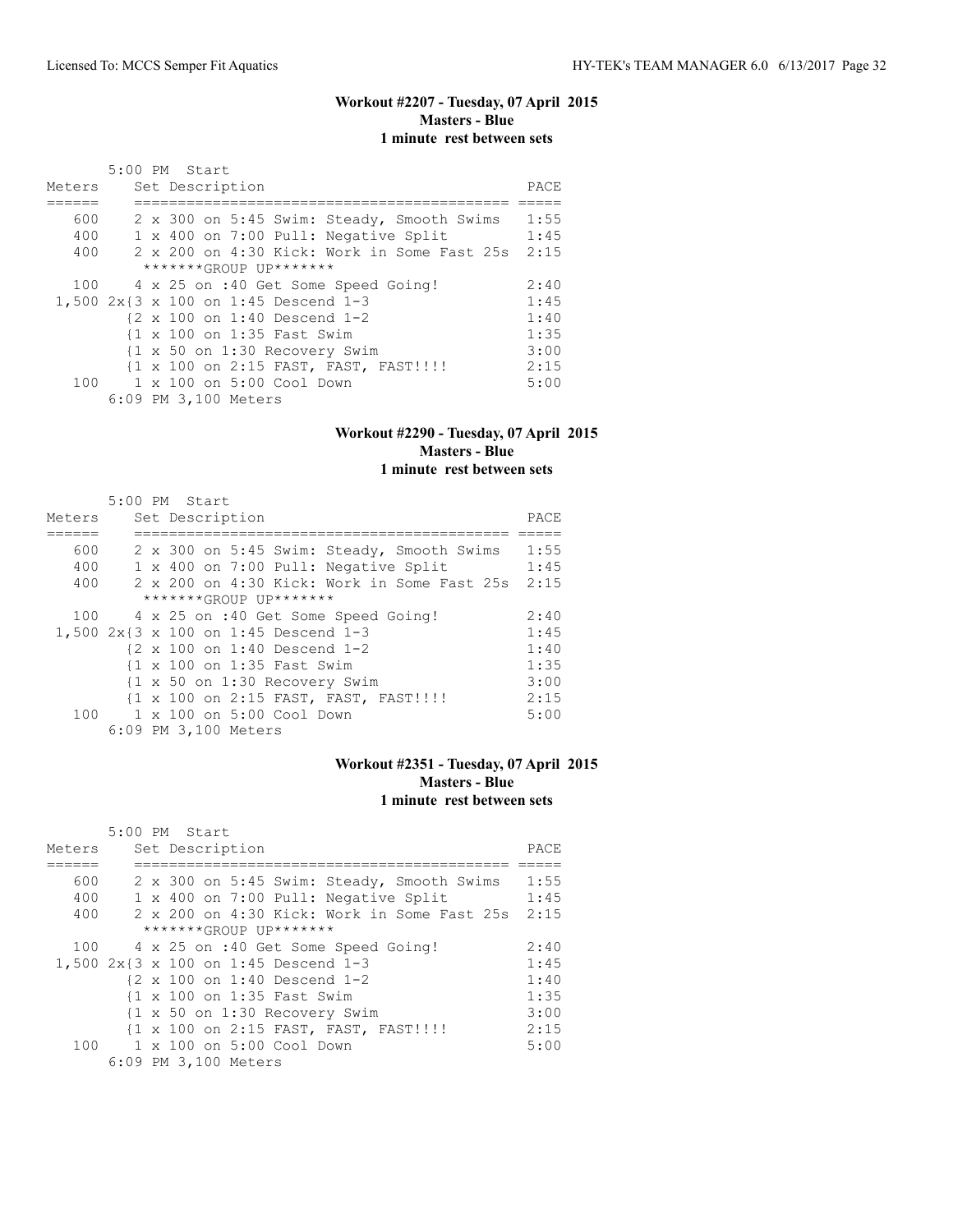### Workout #2207 - Tuesday, 07 April 2015
**Masters - Blue**
**1 minute rest between sets**

```
       5:00 PM  Start
Meters     Set Description                              PACE
======     ==========================================  =====
   600     2 x 300 on 5:45 Swim: Steady, Smooth Swims   1:55
   400     1 x 400 on 7:00 Pull: Negative Split         1:45
   400     2 x 200 on 4:30 Kick: Work in Some Fast 25s  2:15
            *******GROUP UP*******
   100     4 x 25 on :40 Get Some Speed Going!          2:40
 1,500 2x{3 x 100 on 1:45 Descend 1-3                   1:45
          {2 x 100 on 1:40 Descend 1-2                  1:40
          {1 x 100 on 1:35 Fast Swim                    1:35
          {1 x 50 on 1:30 Recovery Swim                 3:00
          {1 x 100 on 2:15 FAST, FAST, FAST!!!!         2:15
   100     1 x 100 on 5:00 Cool Down                    5:00
       6:09 PM 3,100 Meters
```

### Workout #2290 - Tuesday, 07 April 2015
**Masters - Blue**
**1 minute rest between sets**

```
       5:00 PM  Start
Meters     Set Description                              PACE
======     ==========================================  =====
   600     2 x 300 on 5:45 Swim: Steady, Smooth Swims   1:55
   400     1 x 400 on 7:00 Pull: Negative Split         1:45
   400     2 x 200 on 4:30 Kick: Work in Some Fast 25s  2:15
            *******GROUP UP*******
   100     4 x 25 on :40 Get Some Speed Going!          2:40
 1,500 2x{3 x 100 on 1:45 Descend 1-3                   1:45
          {2 x 100 on 1:40 Descend 1-2                  1:40
          {1 x 100 on 1:35 Fast Swim                    1:35
          {1 x 50 on 1:30 Recovery Swim                 3:00
          {1 x 100 on 2:15 FAST, FAST, FAST!!!!         2:15
   100     1 x 100 on 5:00 Cool Down                    5:00
       6:09 PM 3,100 Meters
```

### Workout #2351 - Tuesday, 07 April 2015
**Masters - Blue**
**1 minute rest between sets**

```
       5:00 PM  Start
Meters     Set Description                              PACE
======     ==========================================  =====
   600     2 x 300 on 5:45 Swim: Steady, Smooth Swims   1:55
   400     1 x 400 on 7:00 Pull: Negative Split         1:45
   400     2 x 200 on 4:30 Kick: Work in Some Fast 25s  2:15
            *******GROUP UP*******
   100     4 x 25 on :40 Get Some Speed Going!          2:40
 1,500 2x{3 x 100 on 1:45 Descend 1-3                   1:45
          {2 x 100 on 1:40 Descend 1-2                  1:40
          {1 x 100 on 1:35 Fast Swim                    1:35
          {1 x 50 on 1:30 Recovery Swim                 3:00
          {1 x 100 on 2:15 FAST, FAST, FAST!!!!         2:15
   100     1 x 100 on 5:00 Cool Down                    5:00
       6:09 PM 3,100 Meters
```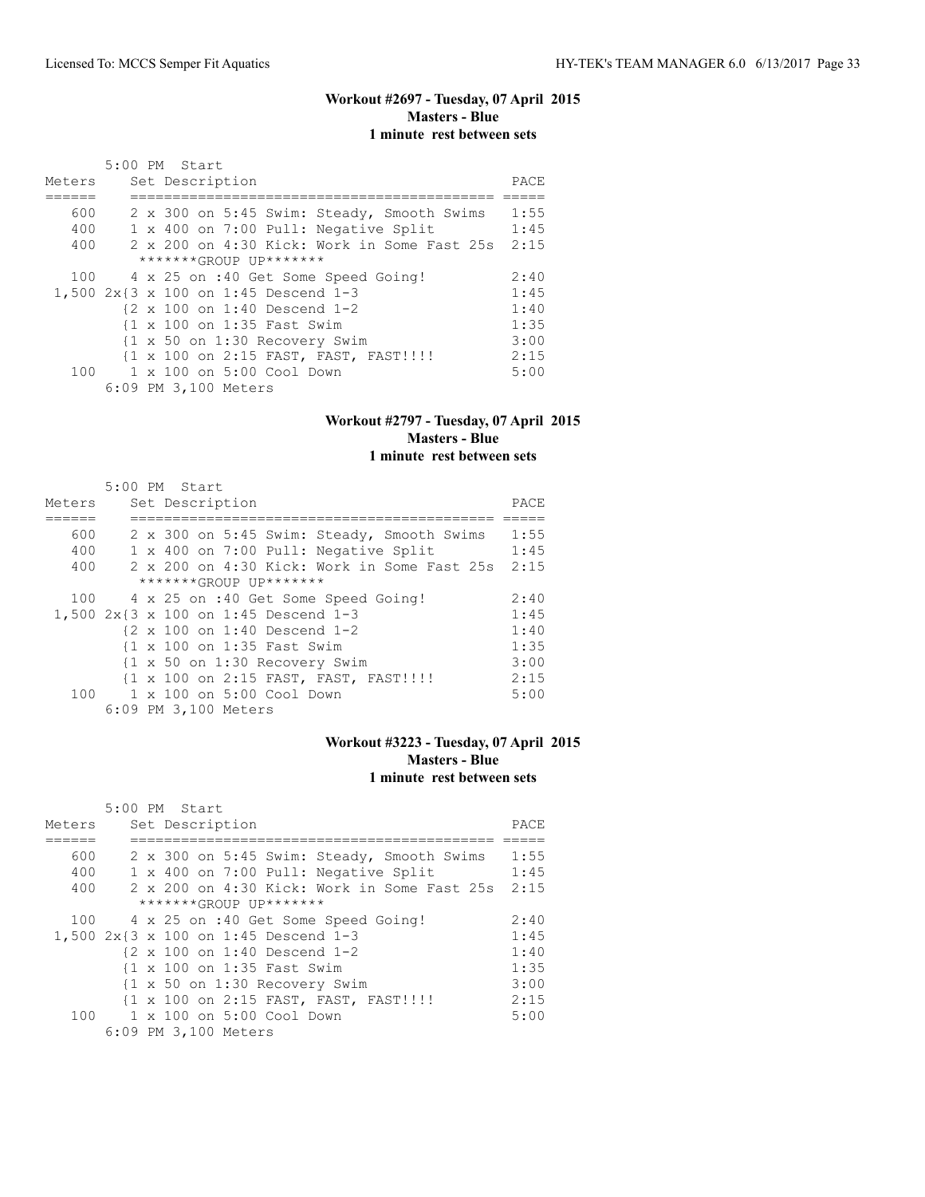### Workout #2697 - Tuesday, 07 April 2015
**Masters - Blue**
**1 minute rest between sets**

```
       5:00 PM  Start
Meters     Set Description                              PACE
======     ==========================================  =====
   600     2 x 300 on 5:45 Swim: Steady, Smooth Swims   1:55
   400     1 x 400 on 7:00 Pull: Negative Split         1:45
   400     2 x 200 on 4:30 Kick: Work in Some Fast 25s  2:15
            *******GROUP UP*******
   100     4 x 25 on :40 Get Some Speed Going!          2:40
 1,500 2x{3 x 100 on 1:45 Descend 1-3                   1:45
          {2 x 100 on 1:40 Descend 1-2                  1:40
          {1 x 100 on 1:35 Fast Swim                    1:35
          {1 x 50 on 1:30 Recovery Swim                 3:00
          {1 x 100 on 2:15 FAST, FAST, FAST!!!!         2:15
   100     1 x 100 on 5:00 Cool Down                    5:00
       6:09 PM 3,100 Meters
```

### Workout #2797 - Tuesday, 07 April 2015
**Masters - Blue**
**1 minute rest between sets**

```
       5:00 PM  Start
Meters     Set Description                              PACE
======     ==========================================  =====
   600     2 x 300 on 5:45 Swim: Steady, Smooth Swims   1:55
   400     1 x 400 on 7:00 Pull: Negative Split         1:45
   400     2 x 200 on 4:30 Kick: Work in Some Fast 25s  2:15
            *******GROUP UP*******
   100     4 x 25 on :40 Get Some Speed Going!          2:40
 1,500 2x{3 x 100 on 1:45 Descend 1-3                   1:45
          {2 x 100 on 1:40 Descend 1-2                  1:40
          {1 x 100 on 1:35 Fast Swim                    1:35
          {1 x 50 on 1:30 Recovery Swim                 3:00
          {1 x 100 on 2:15 FAST, FAST, FAST!!!!         2:15
   100     1 x 100 on 5:00 Cool Down                    5:00
       6:09 PM 3,100 Meters
```

### Workout #3223 - Tuesday, 07 April 2015
**Masters - Blue**
**1 minute rest between sets**

```
       5:00 PM  Start
Meters     Set Description                              PACE
======     ==========================================  =====
   600     2 x 300 on 5:45 Swim: Steady, Smooth Swims   1:55
   400     1 x 400 on 7:00 Pull: Negative Split         1:45
   400     2 x 200 on 4:30 Kick: Work in Some Fast 25s  2:15
            *******GROUP UP*******
   100     4 x 25 on :40 Get Some Speed Going!          2:40
 1,500 2x{3 x 100 on 1:45 Descend 1-3                   1:45
          {2 x 100 on 1:40 Descend 1-2                  1:40
          {1 x 100 on 1:35 Fast Swim                    1:35
          {1 x 50 on 1:30 Recovery Swim                 3:00
          {1 x 100 on 2:15 FAST, FAST, FAST!!!!         2:15
   100     1 x 100 on 5:00 Cool Down                    5:00
       6:09 PM 3,100 Meters
```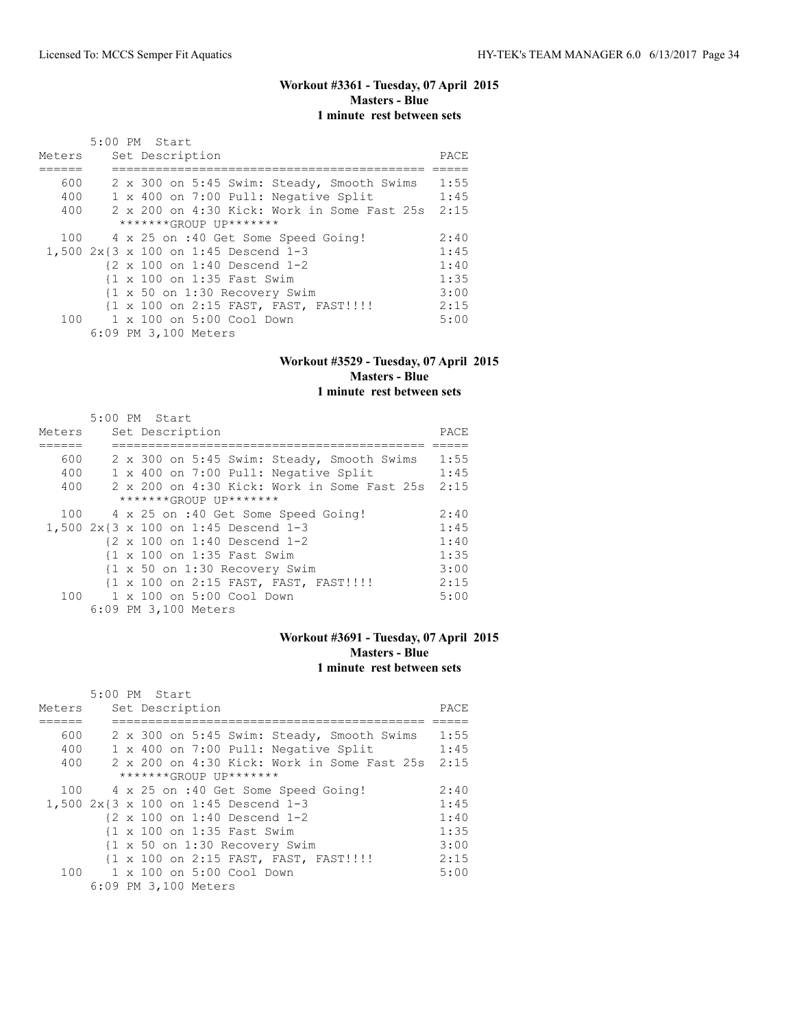## Workout #3361 - Tuesday, 07 April 2015
### Masters - Blue
### 1 minute rest between sets

```
       5:00 PM  Start
Meters     Set Description                              PACE
======     ==========================================  =====
   600     2 x 300 on 5:45 Swim: Steady, Smooth Swims   1:55
   400     1 x 400 on 7:00 Pull: Negative Split         1:45
   400     2 x 200 on 4:30 Kick: Work in Some Fast 25s  2:15
            *******GROUP UP*******
   100     4 x 25 on :40 Get Some Speed Going!          2:40
 1,500 2x{3 x 100 on 1:45 Descend 1-3                   1:45
         {2 x 100 on 1:40 Descend 1-2                   1:40
         {1 x 100 on 1:35 Fast Swim                     1:35
         {1 x 50 on 1:30 Recovery Swim                  3:00
         {1 x 100 on 2:15 FAST, FAST, FAST!!!!          2:15
   100     1 x 100 on 5:00 Cool Down                    5:00
       6:09 PM 3,100 Meters
```

## Workout #3529 - Tuesday, 07 April 2015
### Masters - Blue
### 1 minute rest between sets

```
       5:00 PM  Start
Meters     Set Description                              PACE
======     ==========================================  =====
   600     2 x 300 on 5:45 Swim: Steady, Smooth Swims   1:55
   400     1 x 400 on 7:00 Pull: Negative Split         1:45
   400     2 x 200 on 4:30 Kick: Work in Some Fast 25s  2:15
            *******GROUP UP*******
   100     4 x 25 on :40 Get Some Speed Going!          2:40
 1,500 2x{3 x 100 on 1:45 Descend 1-3                   1:45
         {2 x 100 on 1:40 Descend 1-2                   1:40
         {1 x 100 on 1:35 Fast Swim                     1:35
         {1 x 50 on 1:30 Recovery Swim                  3:00
         {1 x 100 on 2:15 FAST, FAST, FAST!!!!          2:15
   100     1 x 100 on 5:00 Cool Down                    5:00
       6:09 PM 3,100 Meters
```

## Workout #3691 - Tuesday, 07 April 2015
### Masters - Blue
### 1 minute rest between sets

```
       5:00 PM  Start
Meters     Set Description                              PACE
======     ==========================================  =====
   600     2 x 300 on 5:45 Swim: Steady, Smooth Swims   1:55
   400     1 x 400 on 7:00 Pull: Negative Split         1:45
   400     2 x 200 on 4:30 Kick: Work in Some Fast 25s  2:15
            *******GROUP UP*******
   100     4 x 25 on :40 Get Some Speed Going!          2:40
 1,500 2x{3 x 100 on 1:45 Descend 1-3                   1:45
         {2 x 100 on 1:40 Descend 1-2                   1:40
         {1 x 100 on 1:35 Fast Swim                     1:35
         {1 x 50 on 1:30 Recovery Swim                  3:00
         {1 x 100 on 2:15 FAST, FAST, FAST!!!!          2:15
   100     1 x 100 on 5:00 Cool Down                    5:00
       6:09 PM 3,100 Meters
```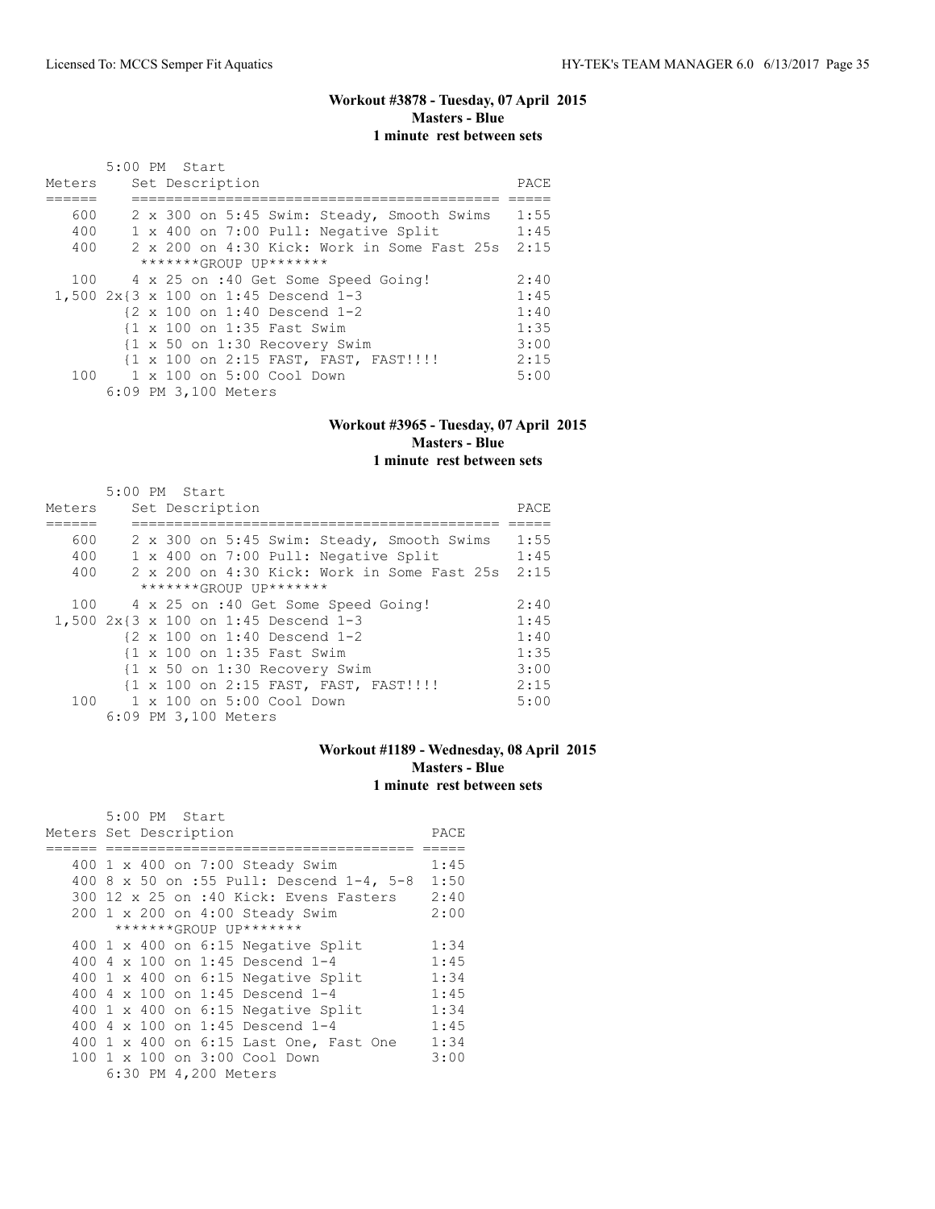### Workout #3878 - Tuesday, 07 April 2015
**Masters - Blue**
**1 minute rest between sets**

```
        5:00 PM  Start
Meters     Set Description                               PACE
======     ==========================================   =====
   600     2 x 300 on 5:45 Swim: Steady, Smooth Swims   1:55
   400     1 x 400 on 7:00 Pull: Negative Split         1:45
   400     2 x 200 on 4:30 Kick: Work in Some Fast 25s  2:15
            *******GROUP UP*******
   100     4 x 25 on :40 Get Some Speed Going!          2:40
 1,500 2x{3 x 100 on 1:45 Descend 1-3                   1:45
         {2 x 100 on 1:40 Descend 1-2                   1:40
         {1 x 100 on 1:35 Fast Swim                     1:35
         {1 x 50 on 1:30 Recovery Swim                  3:00
         {1 x 100 on 2:15 FAST, FAST, FAST!!!!          2:15
   100     1 x 100 on 5:00 Cool Down                    5:00
        6:09 PM 3,100 Meters
```

### Workout #3965 - Tuesday, 07 April 2015
**Masters - Blue**
**1 minute rest between sets**

```
        5:00 PM  Start
Meters     Set Description                               PACE
======     ==========================================   =====
   600     2 x 300 on 5:45 Swim: Steady, Smooth Swims   1:55
   400     1 x 400 on 7:00 Pull: Negative Split         1:45
   400     2 x 200 on 4:30 Kick: Work in Some Fast 25s  2:15
            *******GROUP UP*******
   100     4 x 25 on :40 Get Some Speed Going!          2:40
 1,500 2x{3 x 100 on 1:45 Descend 1-3                   1:45
         {2 x 100 on 1:40 Descend 1-2                   1:40
         {1 x 100 on 1:35 Fast Swim                     1:35
         {1 x 50 on 1:30 Recovery Swim                  3:00
         {1 x 100 on 2:15 FAST, FAST, FAST!!!!          2:15
   100     1 x 100 on 5:00 Cool Down                    5:00
        6:09 PM 3,100 Meters
```

### Workout #1189 - Wednesday, 08 April 2015
**Masters - Blue**
**1 minute rest between sets**

```
       5:00 PM  Start
Meters Set Description                             PACE
====== ====================================       =====
   400 1 x 400 on 7:00 Steady Swim                 1:45
   400 8 x 50 on :55 Pull: Descend 1-4, 5-8        1:50
   300 12 x 25 on :40 Kick: Evens Fasters          2:40
   200 1 x 200 on 4:00 Steady Swim                 2:00
        *******GROUP UP*******
   400 1 x 400 on 6:15 Negative Split              1:34
   400 4 x 100 on 1:45 Descend 1-4                 1:45
   400 1 x 400 on 6:15 Negative Split              1:34
   400 4 x 100 on 1:45 Descend 1-4                 1:45
   400 1 x 400 on 6:15 Negative Split              1:34
   400 4 x 100 on 1:45 Descend 1-4                 1:45
   400 1 x 400 on 6:15 Last One, Fast One          1:34
   100 1 x 100 on 3:00 Cool Down                   3:00
       6:30 PM 4,200 Meters
```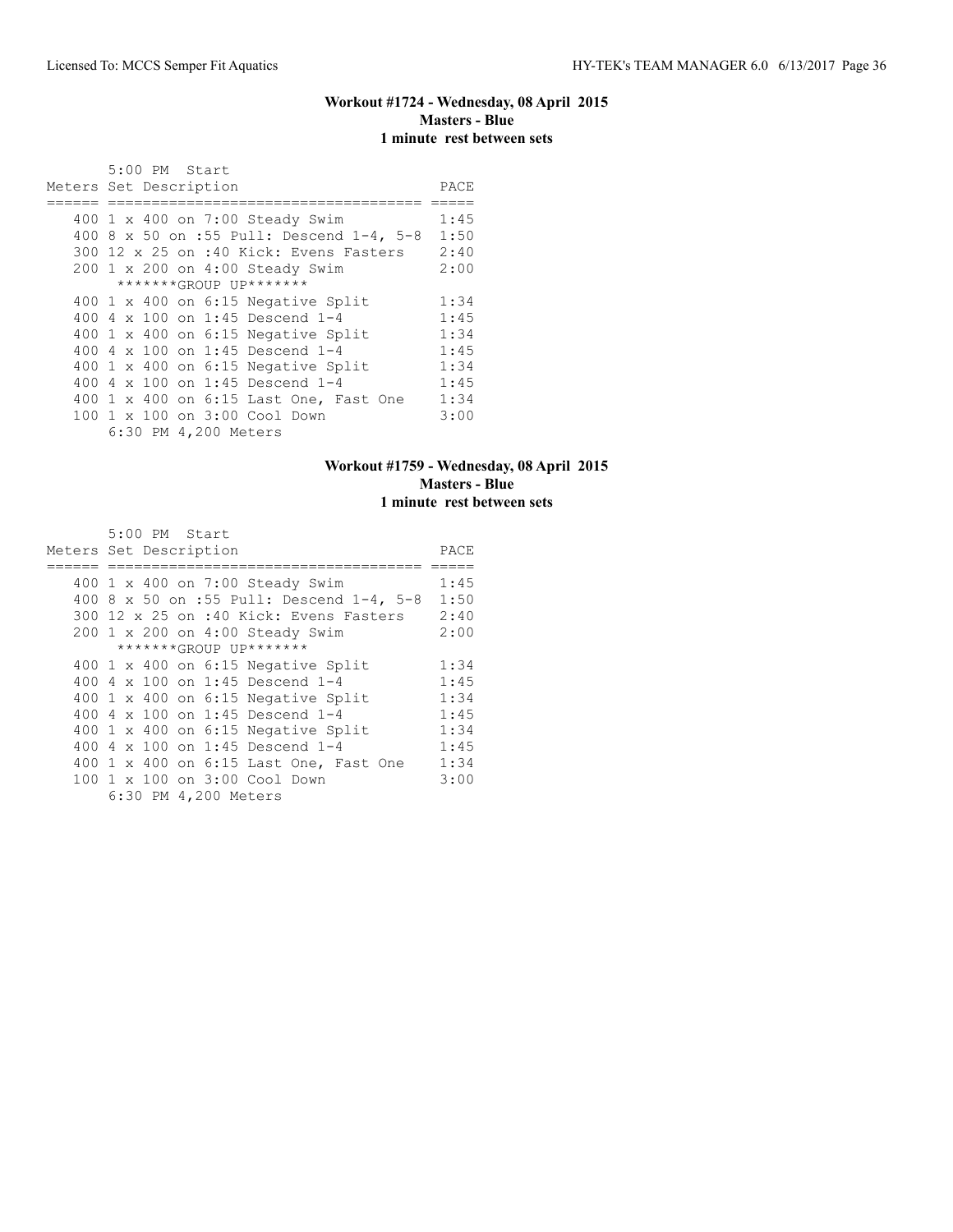### Workout #1724 - Wednesday, 08 April 2015
**Masters - Blue**
**1 minute rest between sets**

```
      5:00 PM  Start
Meters Set Description                         PACE
====== ==================================== =====
   400 1 x 400 on 7:00 Steady Swim           1:45
   400 8 x 50 on :55 Pull: Descend 1-4, 5-8  1:50
   300 12 x 25 on :40 Kick: Evens Fasters    2:40
   200 1 x 200 on 4:00 Steady Swim           2:00
       *******GROUP UP*******
   400 1 x 400 on 6:15 Negative Split        1:34
   400 4 x 100 on 1:45 Descend 1-4           1:45
   400 1 x 400 on 6:15 Negative Split        1:34
   400 4 x 100 on 1:45 Descend 1-4           1:45
   400 1 x 400 on 6:15 Negative Split        1:34
   400 4 x 100 on 1:45 Descend 1-4           1:45
   400 1 x 400 on 6:15 Last One, Fast One    1:34
   100 1 x 100 on 3:00 Cool Down             3:00
       6:30 PM 4,200 Meters
```

### Workout #1759 - Wednesday, 08 April 2015
**Masters - Blue**
**1 minute rest between sets**

```
      5:00 PM  Start
Meters Set Description                         PACE
====== ==================================== =====
   400 1 x 400 on 7:00 Steady Swim           1:45
   400 8 x 50 on :55 Pull: Descend 1-4, 5-8  1:50
   300 12 x 25 on :40 Kick: Evens Fasters    2:40
   200 1 x 200 on 4:00 Steady Swim           2:00
       *******GROUP UP*******
   400 1 x 400 on 6:15 Negative Split        1:34
   400 4 x 100 on 1:45 Descend 1-4           1:45
   400 1 x 400 on 6:15 Negative Split        1:34
   400 4 x 100 on 1:45 Descend 1-4           1:45
   400 1 x 400 on 6:15 Negative Split        1:34
   400 4 x 100 on 1:45 Descend 1-4           1:45
   400 1 x 400 on 6:15 Last One, Fast One    1:34
   100 1 x 100 on 3:00 Cool Down             3:00
       6:30 PM 4,200 Meters
```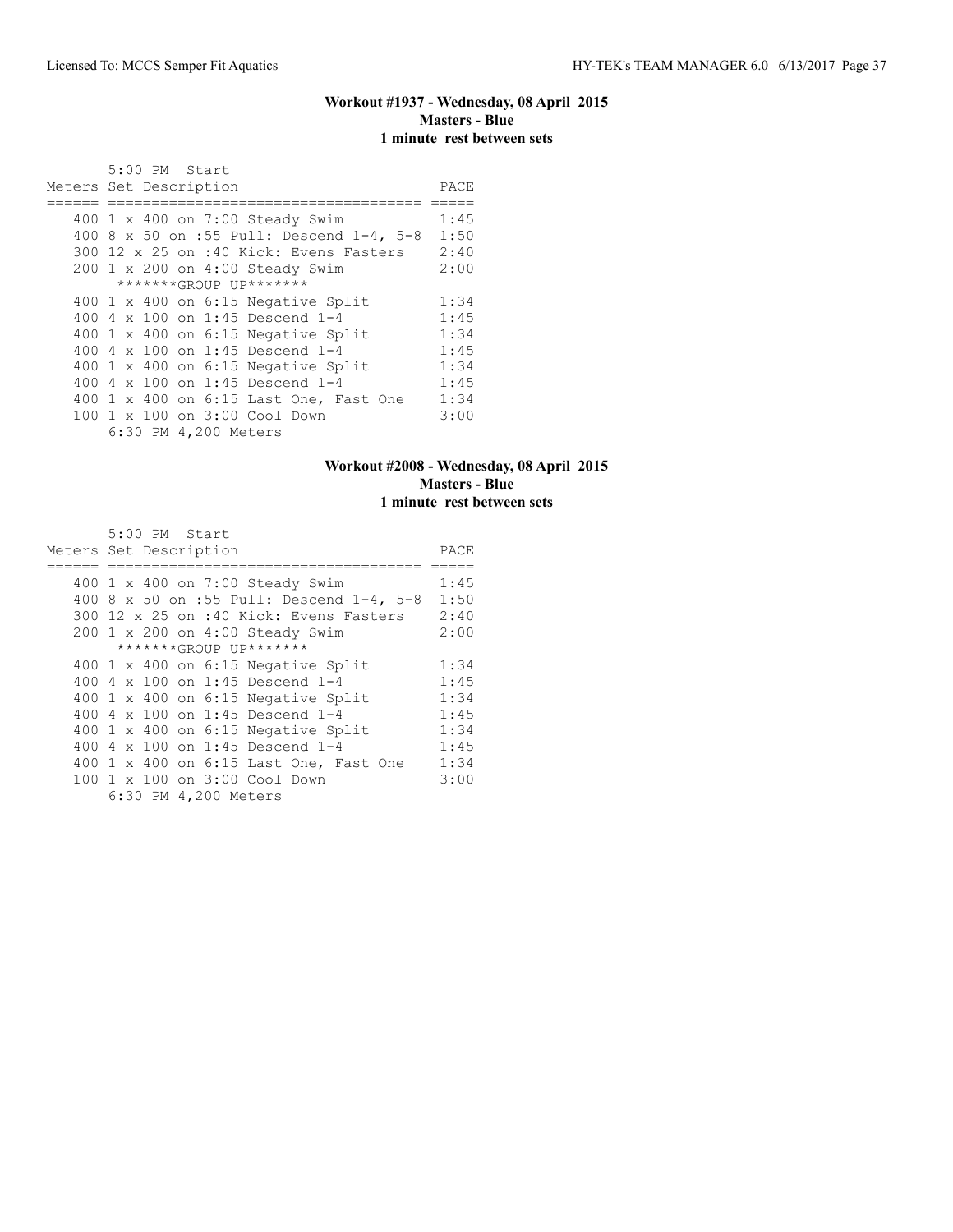## Workout #1937 - Wednesday, 08 April 2015
**Masters - Blue**
**1 minute rest between sets**

5:00 PM Start

| Meters | Set Description | PACE |
|---|---|---|
| 400 | 1 x 400 on 7:00 Steady Swim | 1:45 |
| 400 | 8 x 50 on :55 Pull: Descend 1-4, 5-8 | 1:50 |
| 300 | 12 x 25 on :40 Kick: Evens Fasters | 2:40 |
| 200 | 1 x 200 on 4:00 Steady Swim | 2:00 |
| | *******GROUP UP******* | |
| 400 | 1 x 400 on 6:15 Negative Split | 1:34 |
| 400 | 4 x 100 on 1:45 Descend 1-4 | 1:45 |
| 400 | 1 x 400 on 6:15 Negative Split | 1:34 |
| 400 | 4 x 100 on 1:45 Descend 1-4 | 1:45 |
| 400 | 1 x 400 on 6:15 Negative Split | 1:34 |
| 400 | 4 x 100 on 1:45 Descend 1-4 | 1:45 |
| 400 | 1 x 400 on 6:15 Last One, Fast One | 1:34 |
| 100 | 1 x 100 on 3:00 Cool Down | 3:00 |

6:30 PM 4,200 Meters

## Workout #2008 - Wednesday, 08 April 2015
**Masters - Blue**
**1 minute rest between sets**

5:00 PM Start

| Meters | Set Description | PACE |
|---|---|---|
| 400 | 1 x 400 on 7:00 Steady Swim | 1:45 |
| 400 | 8 x 50 on :55 Pull: Descend 1-4, 5-8 | 1:50 |
| 300 | 12 x 25 on :40 Kick: Evens Fasters | 2:40 |
| 200 | 1 x 200 on 4:00 Steady Swim | 2:00 |
| | *******GROUP UP******* | |
| 400 | 1 x 400 on 6:15 Negative Split | 1:34 |
| 400 | 4 x 100 on 1:45 Descend 1-4 | 1:45 |
| 400 | 1 x 400 on 6:15 Negative Split | 1:34 |
| 400 | 4 x 100 on 1:45 Descend 1-4 | 1:45 |
| 400 | 1 x 400 on 6:15 Negative Split | 1:34 |
| 400 | 4 x 100 on 1:45 Descend 1-4 | 1:45 |
| 400 | 1 x 400 on 6:15 Last One, Fast One | 1:34 |
| 100 | 1 x 100 on 3:00 Cool Down | 3:00 |

6:30 PM 4,200 Meters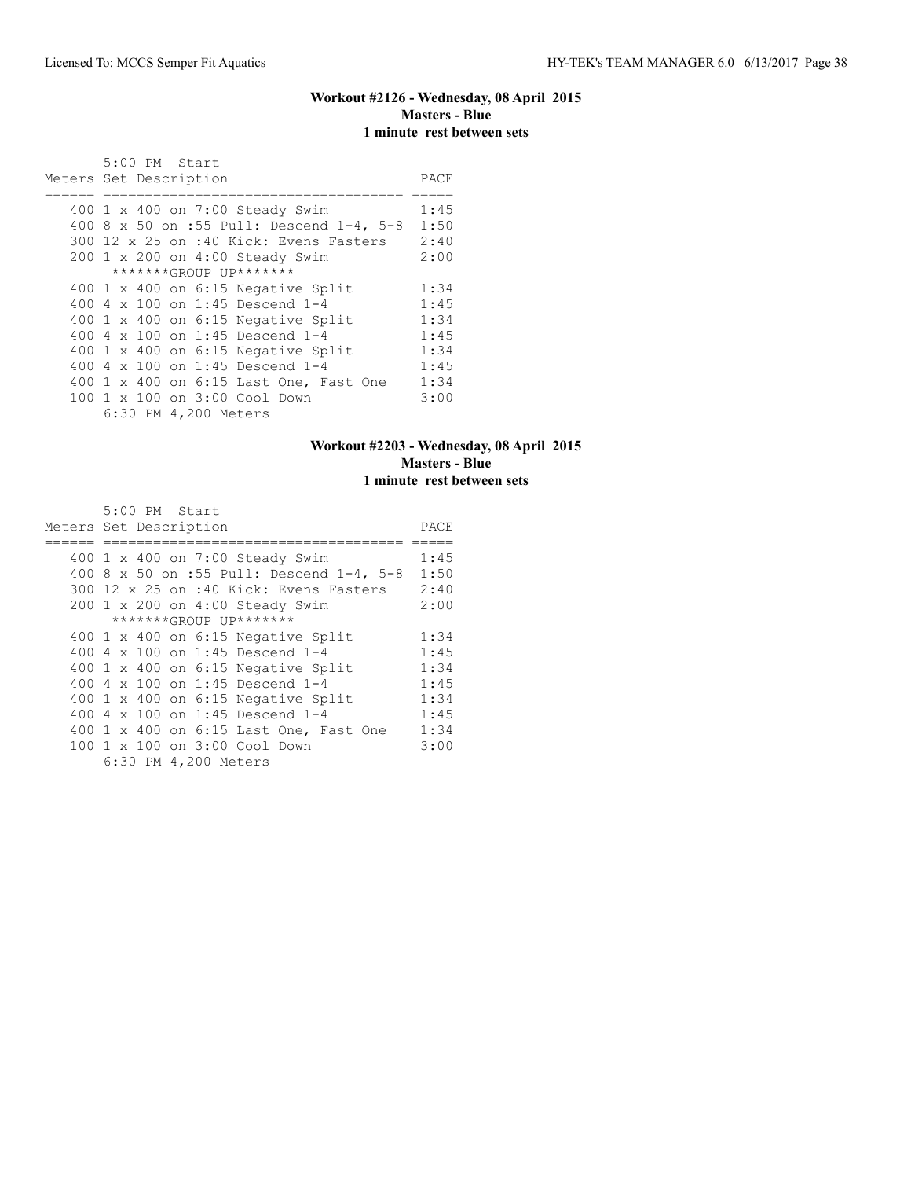### Workout #2126 - Wednesday, 08 April 2015
### Masters - Blue
### 1 minute rest between sets

```
       5:00 PM  Start
Meters Set Description                         PACE
====== ==================================== =====
   400 1 x 400 on 7:00 Steady Swim           1:45
   400 8 x 50 on :55 Pull: Descend 1-4, 5-8  1:50
   300 12 x 25 on :40 Kick: Evens Fasters    2:40
   200 1 x 200 on 4:00 Steady Swim           2:00
        *******GROUP UP*******
   400 1 x 400 on 6:15 Negative Split        1:34
   400 4 x 100 on 1:45 Descend 1-4           1:45
   400 1 x 400 on 6:15 Negative Split        1:34
   400 4 x 100 on 1:45 Descend 1-4           1:45
   400 1 x 400 on 6:15 Negative Split        1:34
   400 4 x 100 on 1:45 Descend 1-4           1:45
   400 1 x 400 on 6:15 Last One, Fast One    1:34
   100 1 x 100 on 3:00 Cool Down             3:00
       6:30 PM 4,200 Meters
```

### Workout #2203 - Wednesday, 08 April 2015
### Masters - Blue
### 1 minute rest between sets

```
       5:00 PM  Start
Meters Set Description                         PACE
====== ==================================== =====
   400 1 x 400 on 7:00 Steady Swim           1:45
   400 8 x 50 on :55 Pull: Descend 1-4, 5-8  1:50
   300 12 x 25 on :40 Kick: Evens Fasters    2:40
   200 1 x 200 on 4:00 Steady Swim           2:00
        *******GROUP UP*******
   400 1 x 400 on 6:15 Negative Split        1:34
   400 4 x 100 on 1:45 Descend 1-4           1:45
   400 1 x 400 on 6:15 Negative Split        1:34
   400 4 x 100 on 1:45 Descend 1-4           1:45
   400 1 x 400 on 6:15 Negative Split        1:34
   400 4 x 100 on 1:45 Descend 1-4           1:45
   400 1 x 400 on 6:15 Last One, Fast One    1:34
   100 1 x 100 on 3:00 Cool Down             3:00
       6:30 PM 4,200 Meters
```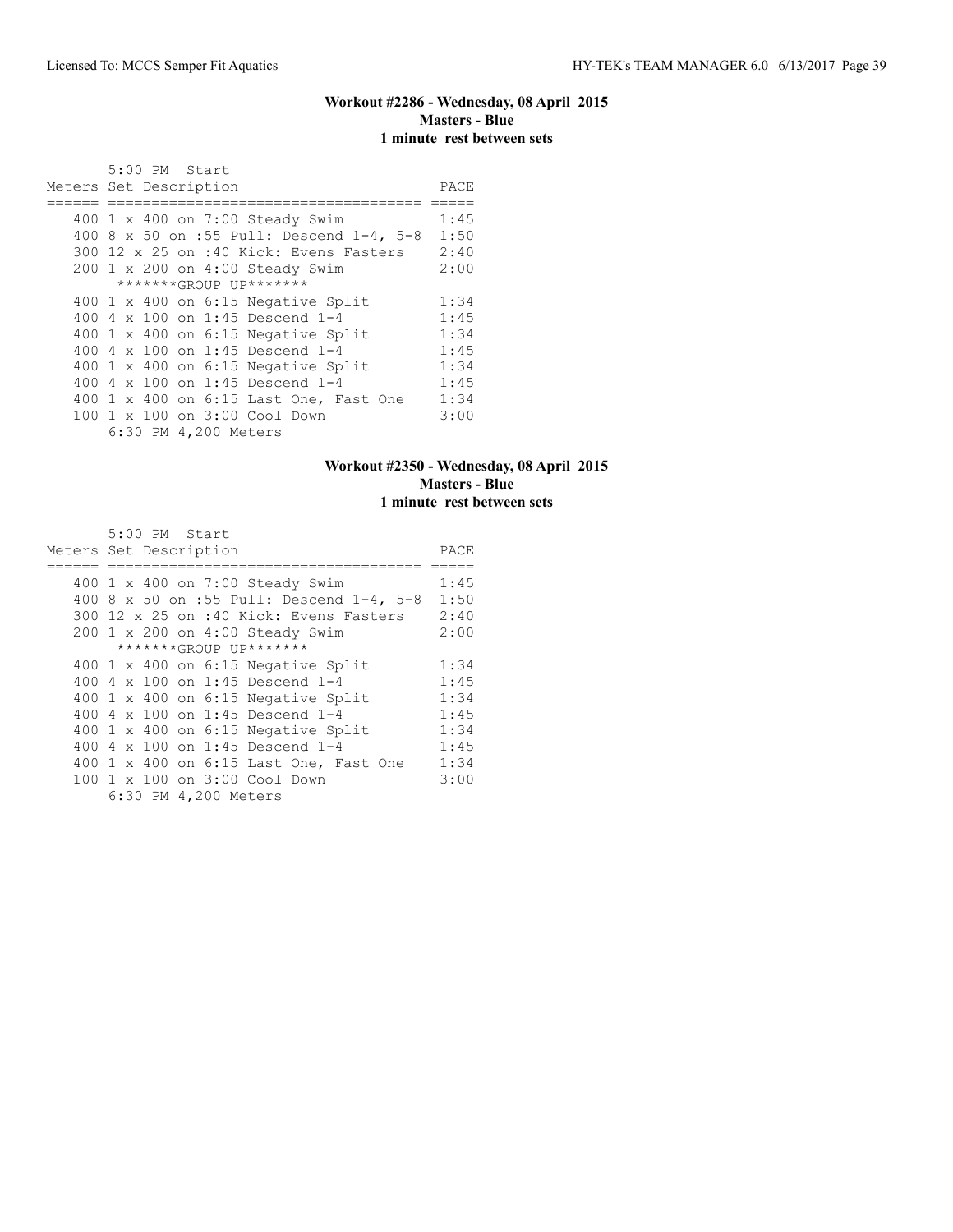### Workout #2286 - Wednesday, 08 April 2015
**Masters - Blue**
**1 minute rest between sets**

5:00 PM Start

| Meters | Set Description | PACE |
|---|---|---|
| 400 | 1 x 400 on 7:00 Steady Swim | 1:45 |
| 400 | 8 x 50 on :55 Pull: Descend 1-4, 5-8 | 1:50 |
| 300 | 12 x 25 on :40 Kick: Evens Fasters | 2:40 |
| 200 | 1 x 200 on 4:00 Steady Swim | 2:00 |
| | *******GROUP UP******* | |
| 400 | 1 x 400 on 6:15 Negative Split | 1:34 |
| 400 | 4 x 100 on 1:45 Descend 1-4 | 1:45 |
| 400 | 1 x 400 on 6:15 Negative Split | 1:34 |
| 400 | 4 x 100 on 1:45 Descend 1-4 | 1:45 |
| 400 | 1 x 400 on 6:15 Negative Split | 1:34 |
| 400 | 4 x 100 on 1:45 Descend 1-4 | 1:45 |
| 400 | 1 x 400 on 6:15 Last One, Fast One | 1:34 |
| 100 | 1 x 100 on 3:00 Cool Down | 3:00 |

6:30 PM 4,200 Meters

### Workout #2350 - Wednesday, 08 April 2015
**Masters - Blue**
**1 minute rest between sets**

5:00 PM Start

| Meters | Set Description | PACE |
|---|---|---|
| 400 | 1 x 400 on 7:00 Steady Swim | 1:45 |
| 400 | 8 x 50 on :55 Pull: Descend 1-4, 5-8 | 1:50 |
| 300 | 12 x 25 on :40 Kick: Evens Fasters | 2:40 |
| 200 | 1 x 200 on 4:00 Steady Swim | 2:00 |
| | *******GROUP UP******* | |
| 400 | 1 x 400 on 6:15 Negative Split | 1:34 |
| 400 | 4 x 100 on 1:45 Descend 1-4 | 1:45 |
| 400 | 1 x 400 on 6:15 Negative Split | 1:34 |
| 400 | 4 x 100 on 1:45 Descend 1-4 | 1:45 |
| 400 | 1 x 400 on 6:15 Negative Split | 1:34 |
| 400 | 4 x 100 on 1:45 Descend 1-4 | 1:45 |
| 400 | 1 x 400 on 6:15 Last One, Fast One | 1:34 |
| 100 | 1 x 100 on 3:00 Cool Down | 3:00 |

6:30 PM 4,200 Meters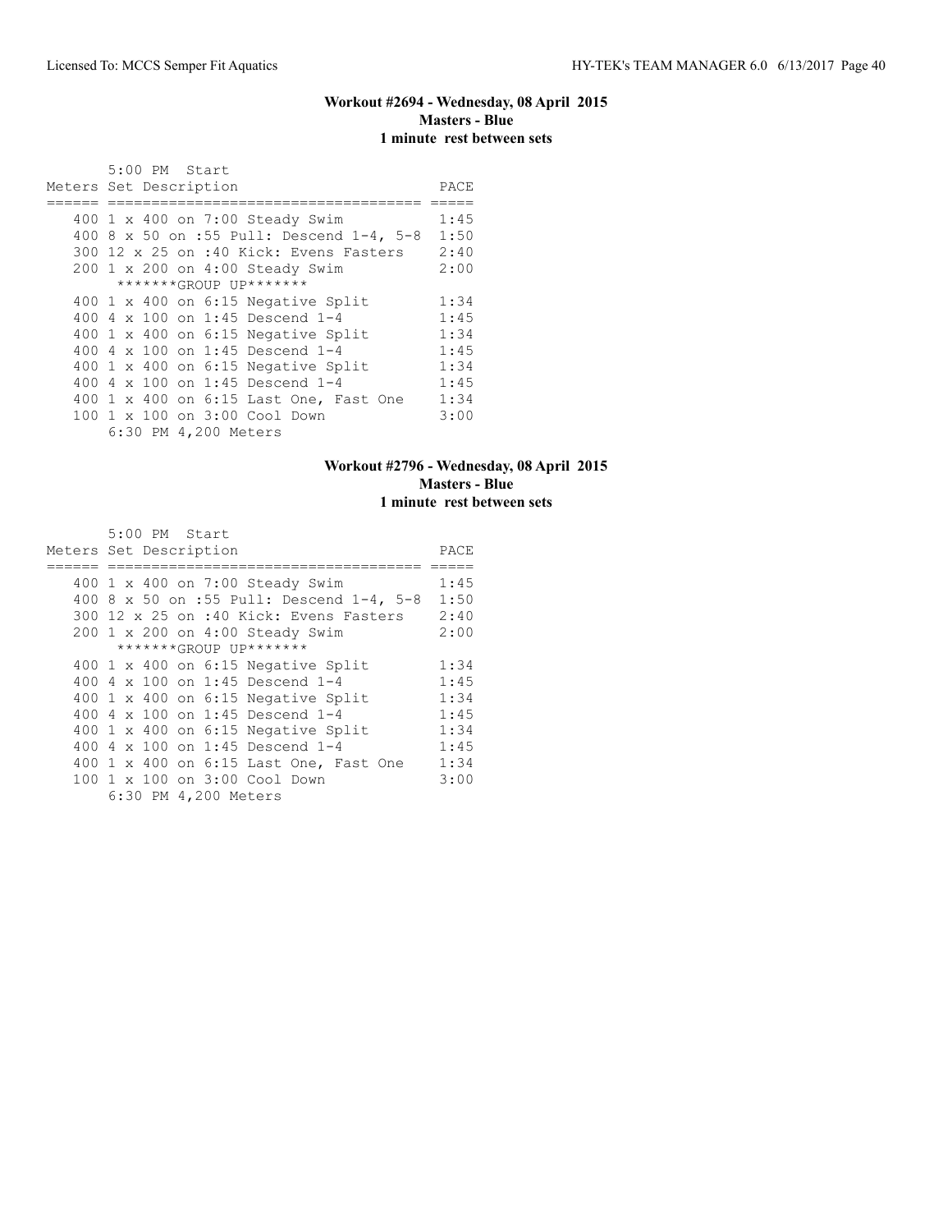### Workout #2694 - Wednesday, 08 April 2015
**Masters - Blue**
**1 minute rest between sets**

5:00 PM Start

| Meters | Set Description | PACE |
|---|---|---|
| 400 | 1 x 400 on 7:00 Steady Swim | 1:45 |
| 400 | 8 x 50 on :55 Pull: Descend 1-4, 5-8 | 1:50 |
| 300 | 12 x 25 on :40 Kick: Evens Fasters | 2:40 |
| 200 | 1 x 200 on 4:00 Steady Swim | 2:00 |
| | *******GROUP UP******* | |
| 400 | 1 x 400 on 6:15 Negative Split | 1:34 |
| 400 | 4 x 100 on 1:45 Descend 1-4 | 1:45 |
| 400 | 1 x 400 on 6:15 Negative Split | 1:34 |
| 400 | 4 x 100 on 1:45 Descend 1-4 | 1:45 |
| 400 | 1 x 400 on 6:15 Negative Split | 1:34 |
| 400 | 4 x 100 on 1:45 Descend 1-4 | 1:45 |
| 400 | 1 x 400 on 6:15 Last One, Fast One | 1:34 |
| 100 | 1 x 100 on 3:00 Cool Down | 3:00 |

6:30 PM 4,200 Meters

### Workout #2796 - Wednesday, 08 April 2015
**Masters - Blue**
**1 minute rest between sets**

5:00 PM Start

| Meters | Set Description | PACE |
|---|---|---|
| 400 | 1 x 400 on 7:00 Steady Swim | 1:45 |
| 400 | 8 x 50 on :55 Pull: Descend 1-4, 5-8 | 1:50 |
| 300 | 12 x 25 on :40 Kick: Evens Fasters | 2:40 |
| 200 | 1 x 200 on 4:00 Steady Swim | 2:00 |
| | *******GROUP UP******* | |
| 400 | 1 x 400 on 6:15 Negative Split | 1:34 |
| 400 | 4 x 100 on 1:45 Descend 1-4 | 1:45 |
| 400 | 1 x 400 on 6:15 Negative Split | 1:34 |
| 400 | 4 x 100 on 1:45 Descend 1-4 | 1:45 |
| 400 | 1 x 400 on 6:15 Negative Split | 1:34 |
| 400 | 4 x 100 on 1:45 Descend 1-4 | 1:45 |
| 400 | 1 x 400 on 6:15 Last One, Fast One | 1:34 |
| 100 | 1 x 100 on 3:00 Cool Down | 3:00 |

6:30 PM 4,200 Meters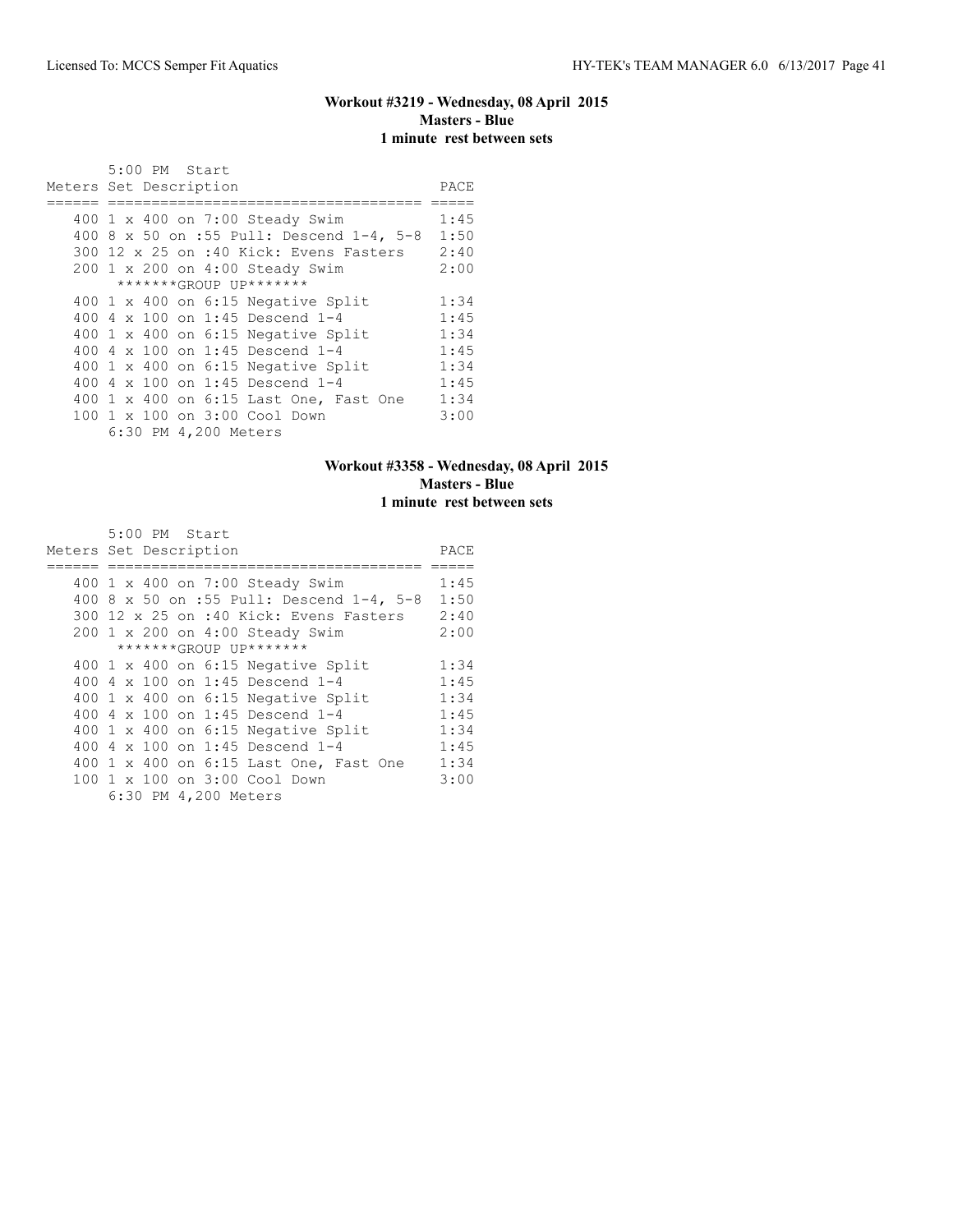### Workout #3219 - Wednesday, 08 April 2015
**Masters - Blue**
**1 minute rest between sets**

5:00 PM Start

| Meters | Set Description | PACE |
|---|---|---|
| 400 | 1 x 400 on 7:00 Steady Swim | 1:45 |
| 400 | 8 x 50 on :55 Pull: Descend 1-4, 5-8 | 1:50 |
| 300 | 12 x 25 on :40 Kick: Evens Fasters | 2:40 |
| 200 | 1 x 200 on 4:00 Steady Swim | 2:00 |
| | *******GROUP UP******* | |
| 400 | 1 x 400 on 6:15 Negative Split | 1:34 |
| 400 | 4 x 100 on 1:45 Descend 1-4 | 1:45 |
| 400 | 1 x 400 on 6:15 Negative Split | 1:34 |
| 400 | 4 x 100 on 1:45 Descend 1-4 | 1:45 |
| 400 | 1 x 400 on 6:15 Negative Split | 1:34 |
| 400 | 4 x 100 on 1:45 Descend 1-4 | 1:45 |
| 400 | 1 x 400 on 6:15 Last One, Fast One | 1:34 |
| 100 | 1 x 100 on 3:00 Cool Down | 3:00 |

6:30 PM 4,200 Meters

### Workout #3358 - Wednesday, 08 April 2015
**Masters - Blue**
**1 minute rest between sets**

5:00 PM Start

| Meters | Set Description | PACE |
|---|---|---|
| 400 | 1 x 400 on 7:00 Steady Swim | 1:45 |
| 400 | 8 x 50 on :55 Pull: Descend 1-4, 5-8 | 1:50 |
| 300 | 12 x 25 on :40 Kick: Evens Fasters | 2:40 |
| 200 | 1 x 200 on 4:00 Steady Swim | 2:00 |
| | *******GROUP UP******* | |
| 400 | 1 x 400 on 6:15 Negative Split | 1:34 |
| 400 | 4 x 100 on 1:45 Descend 1-4 | 1:45 |
| 400 | 1 x 400 on 6:15 Negative Split | 1:34 |
| 400 | 4 x 100 on 1:45 Descend 1-4 | 1:45 |
| 400 | 1 x 400 on 6:15 Negative Split | 1:34 |
| 400 | 4 x 100 on 1:45 Descend 1-4 | 1:45 |
| 400 | 1 x 400 on 6:15 Last One, Fast One | 1:34 |
| 100 | 1 x 100 on 3:00 Cool Down | 3:00 |

6:30 PM 4,200 Meters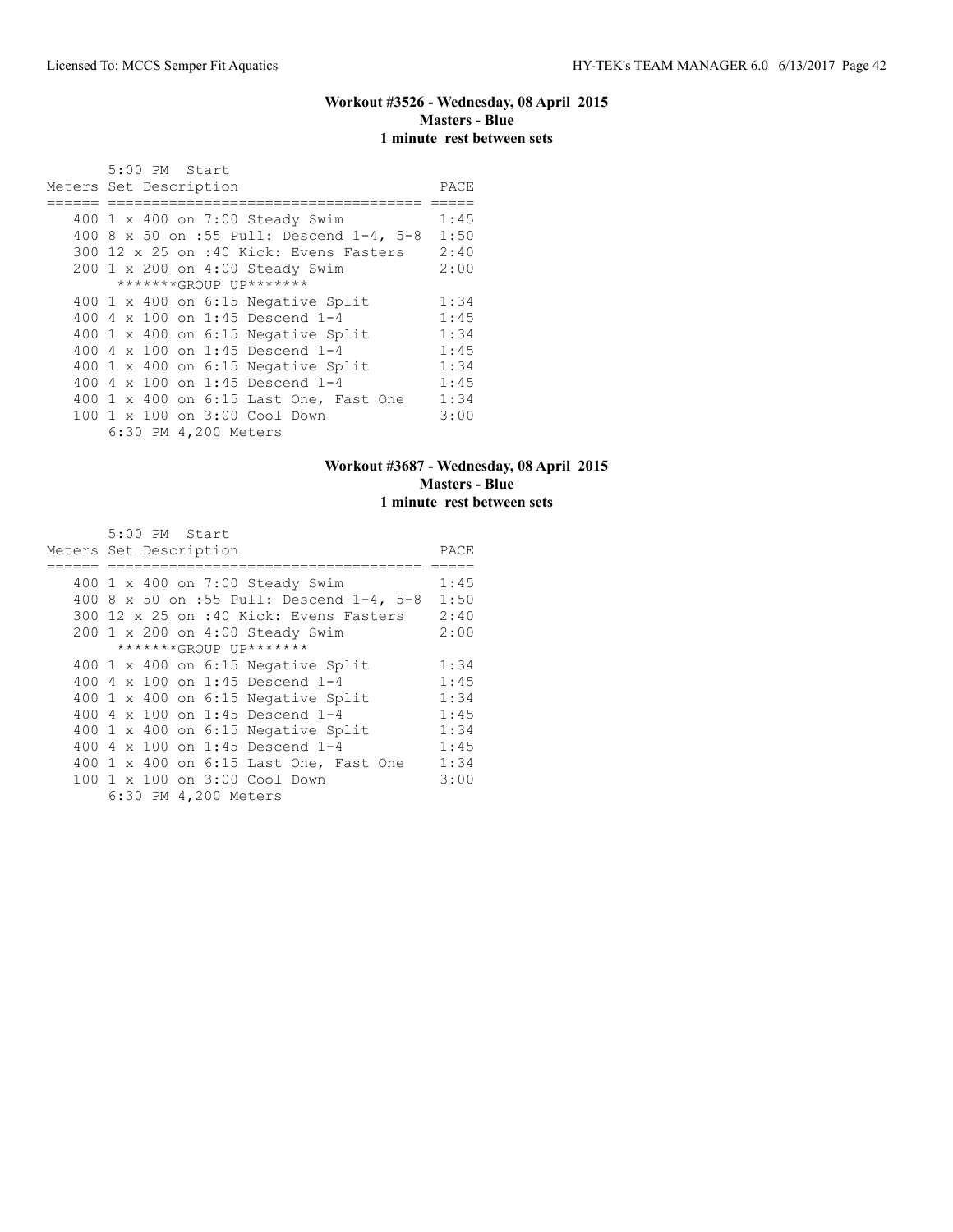## Workout #3526 - Wednesday, 08 April 2015
**Masters - Blue**
**1 minute rest between sets**

```
       5:00 PM  Start
Meters Set Description                         PACE
====== ==================================== =====
   400 1 x 400 on 7:00 Steady Swim           1:45
   400 8 x 50 on :55 Pull: Descend 1-4, 5-8  1:50
   300 12 x 25 on :40 Kick: Evens Fasters    2:40
   200 1 x 200 on 4:00 Steady Swim           2:00
        *******GROUP UP*******
   400 1 x 400 on 6:15 Negative Split        1:34
   400 4 x 100 on 1:45 Descend 1-4           1:45
   400 1 x 400 on 6:15 Negative Split        1:34
   400 4 x 100 on 1:45 Descend 1-4           1:45
   400 1 x 400 on 6:15 Negative Split        1:34
   400 4 x 100 on 1:45 Descend 1-4           1:45
   400 1 x 400 on 6:15 Last One, Fast One    1:34
   100 1 x 100 on 3:00 Cool Down             3:00
       6:30 PM 4,200 Meters
```

## Workout #3687 - Wednesday, 08 April 2015
**Masters - Blue**
**1 minute rest between sets**

```
       5:00 PM  Start
Meters Set Description                         PACE
====== ==================================== =====
   400 1 x 400 on 7:00 Steady Swim           1:45
   400 8 x 50 on :55 Pull: Descend 1-4, 5-8  1:50
   300 12 x 25 on :40 Kick: Evens Fasters    2:40
   200 1 x 200 on 4:00 Steady Swim           2:00
        *******GROUP UP*******
   400 1 x 400 on 6:15 Negative Split        1:34
   400 4 x 100 on 1:45 Descend 1-4           1:45
   400 1 x 400 on 6:15 Negative Split        1:34
   400 4 x 100 on 1:45 Descend 1-4           1:45
   400 1 x 400 on 6:15 Negative Split        1:34
   400 4 x 100 on 1:45 Descend 1-4           1:45
   400 1 x 400 on 6:15 Last One, Fast One    1:34
   100 1 x 100 on 3:00 Cool Down             3:00
       6:30 PM 4,200 Meters
```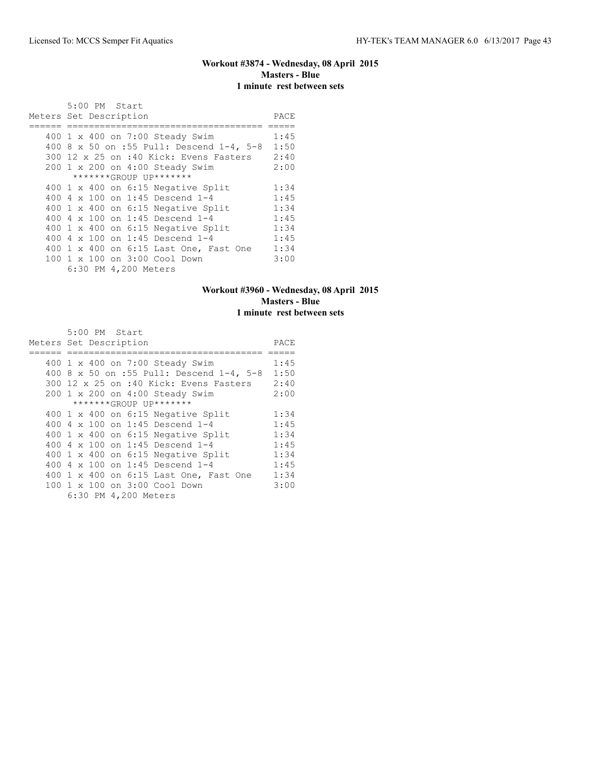## Workout #3874 - Wednesday, 08 April 2015
### Masters - Blue
### 1 minute rest between sets

5:00 PM Start

| Meters | Set Description | PACE |
|---|---|---|
| 400 | 1 x 400 on 7:00 Steady Swim | 1:45 |
| 400 | 8 x 50 on :55 Pull: Descend 1-4, 5-8 | 1:50 |
| 300 | 12 x 25 on :40 Kick: Evens Fasters | 2:40 |
| 200 | 1 x 200 on 4:00 Steady Swim | 2:00 |
| | *******GROUP UP******* | |
| 400 | 1 x 400 on 6:15 Negative Split | 1:34 |
| 400 | 4 x 100 on 1:45 Descend 1-4 | 1:45 |
| 400 | 1 x 400 on 6:15 Negative Split | 1:34 |
| 400 | 4 x 100 on 1:45 Descend 1-4 | 1:45 |
| 400 | 1 x 400 on 6:15 Negative Split | 1:34 |
| 400 | 4 x 100 on 1:45 Descend 1-4 | 1:45 |
| 400 | 1 x 400 on 6:15 Last One, Fast One | 1:34 |
| 100 | 1 x 100 on 3:00 Cool Down | 3:00 |

6:30 PM 4,200 Meters

## Workout #3960 - Wednesday, 08 April 2015
### Masters - Blue
### 1 minute rest between sets

5:00 PM Start

| Meters | Set Description | PACE |
|---|---|---|
| 400 | 1 x 400 on 7:00 Steady Swim | 1:45 |
| 400 | 8 x 50 on :55 Pull: Descend 1-4, 5-8 | 1:50 |
| 300 | 12 x 25 on :40 Kick: Evens Fasters | 2:40 |
| 200 | 1 x 200 on 4:00 Steady Swim | 2:00 |
| | *******GROUP UP******* | |
| 400 | 1 x 400 on 6:15 Negative Split | 1:34 |
| 400 | 4 x 100 on 1:45 Descend 1-4 | 1:45 |
| 400 | 1 x 400 on 6:15 Negative Split | 1:34 |
| 400 | 4 x 100 on 1:45 Descend 1-4 | 1:45 |
| 400 | 1 x 400 on 6:15 Negative Split | 1:34 |
| 400 | 4 x 100 on 1:45 Descend 1-4 | 1:45 |
| 400 | 1 x 400 on 6:15 Last One, Fast One | 1:34 |
| 100 | 1 x 100 on 3:00 Cool Down | 3:00 |

6:30 PM 4,200 Meters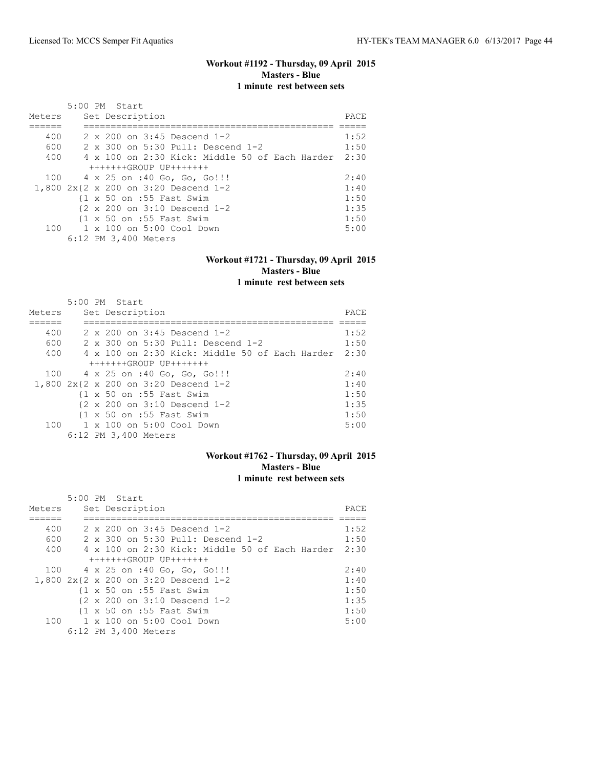### Workout #1192 - Thursday, 09 April 2015
**Masters - Blue**
**1 minute rest between sets**

5:00 PM Start

| Meters | Set Description | PACE |
|---|---|---|
| 400 | 2 x 200 on 3:45 Descend 1-2 | 1:52 |
| 600 | 2 x 300 on 5:30 Pull: Descend 1-2 | 1:50 |
| 400 | 4 x 100 on 2:30 Kick: Middle 50 of Each Harder | 2:30 |
| | +++++++GROUP UP+++++++ | |
| 100 | 4 x 25 on :40 Go, Go, Go!!! | 2:40 |
| 1,800 | 2x{2 x 200 on 3:20 Descend 1-2 | 1:40 |
| | {1 x 50 on :55 Fast Swim | 1:50 |
| | {2 x 200 on 3:10 Descend 1-2 | 1:35 |
| | {1 x 50 on :55 Fast Swim | 1:50 |
| 100 | 1 x 100 on 5:00 Cool Down | 5:00 |
| | 6:12 PM 3,400 Meters | |

### Workout #1721 - Thursday, 09 April 2015
**Masters - Blue**
**1 minute rest between sets**

5:00 PM Start

| Meters | Set Description | PACE |
|---|---|---|
| 400 | 2 x 200 on 3:45 Descend 1-2 | 1:52 |
| 600 | 2 x 300 on 5:30 Pull: Descend 1-2 | 1:50 |
| 400 | 4 x 100 on 2:30 Kick: Middle 50 of Each Harder | 2:30 |
| | +++++++GROUP UP+++++++ | |
| 100 | 4 x 25 on :40 Go, Go, Go!!! | 2:40 |
| 1,800 | 2x{2 x 200 on 3:20 Descend 1-2 | 1:40 |
| | {1 x 50 on :55 Fast Swim | 1:50 |
| | {2 x 200 on 3:10 Descend 1-2 | 1:35 |
| | {1 x 50 on :55 Fast Swim | 1:50 |
| 100 | 1 x 100 on 5:00 Cool Down | 5:00 |
| | 6:12 PM 3,400 Meters | |

### Workout #1762 - Thursday, 09 April 2015
**Masters - Blue**
**1 minute rest between sets**

5:00 PM Start

| Meters | Set Description | PACE |
|---|---|---|
| 400 | 2 x 200 on 3:45 Descend 1-2 | 1:52 |
| 600 | 2 x 300 on 5:30 Pull: Descend 1-2 | 1:50 |
| 400 | 4 x 100 on 2:30 Kick: Middle 50 of Each Harder | 2:30 |
| | +++++++GROUP UP+++++++ | |
| 100 | 4 x 25 on :40 Go, Go, Go!!! | 2:40 |
| 1,800 | 2x{2 x 200 on 3:20 Descend 1-2 | 1:40 |
| | {1 x 50 on :55 Fast Swim | 1:50 |
| | {2 x 200 on 3:10 Descend 1-2 | 1:35 |
| | {1 x 50 on :55 Fast Swim | 1:50 |
| 100 | 1 x 100 on 5:00 Cool Down | 5:00 |
| | 6:12 PM 3,400 Meters | |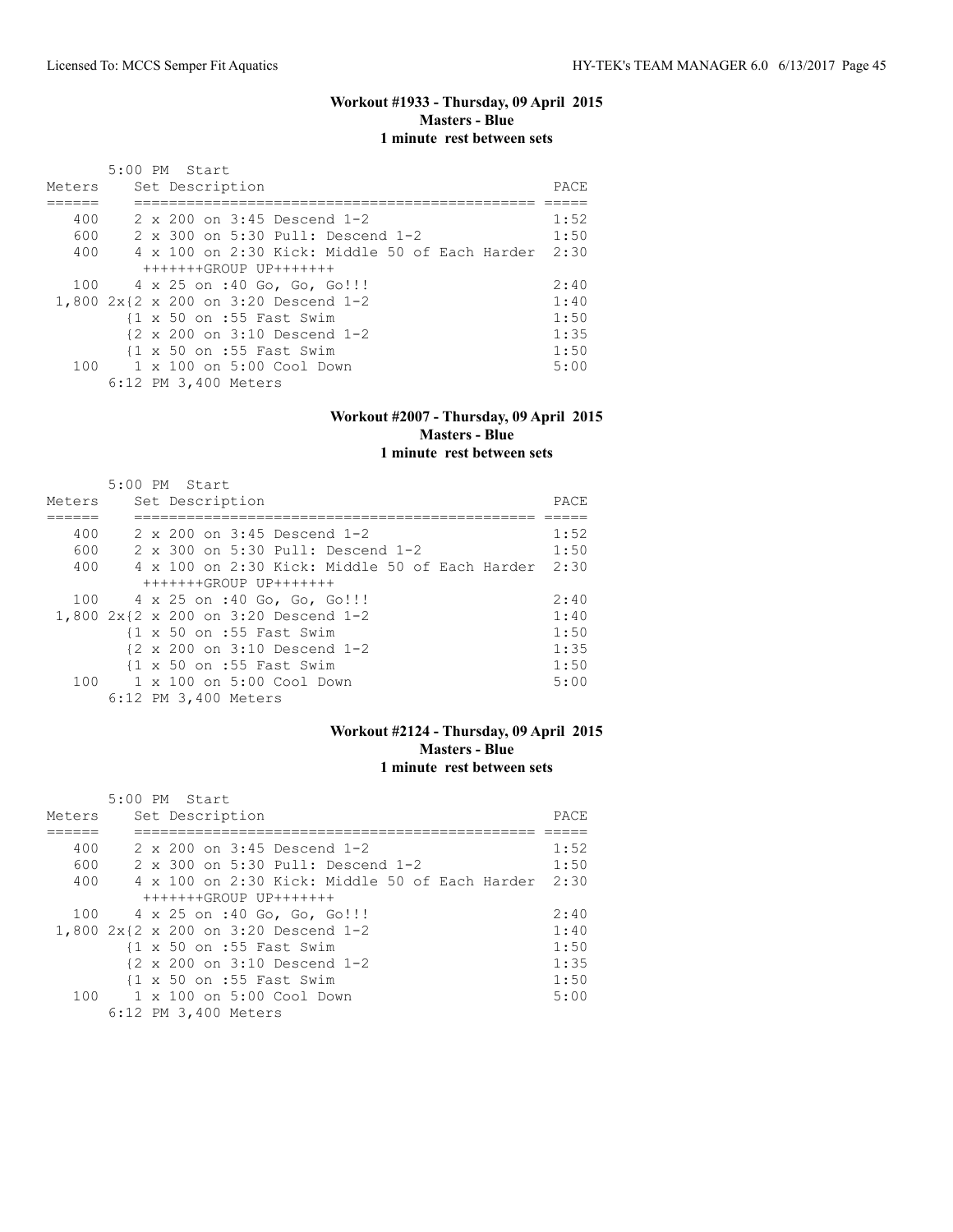## Workout #1933 - Thursday, 09 April 2015
**Masters - Blue**
**1 minute rest between sets**

5:00 PM Start

| Meters | Set Description | PACE |
|---|---|---|
| 400 | 2 x 200 on 3:45 Descend 1-2 | 1:52 |
| 600 | 2 x 300 on 5:30 Pull: Descend 1-2 | 1:50 |
| 400 | 4 x 100 on 2:30 Kick: Middle 50 of Each Harder | 2:30 |
| | +++++++GROUP UP+++++++ | |
| 100 | 4 x 25 on :40 Go, Go, Go!!! | 2:40 |
| 1,800 | 2x{2 x 200 on 3:20 Descend 1-2 | 1:40 |
| | {1 x 50 on :55 Fast Swim | 1:50 |
| | {2 x 200 on 3:10 Descend 1-2 | 1:35 |
| | {1 x 50 on :55 Fast Swim | 1:50 |
| 100 | 1 x 100 on 5:00 Cool Down | 5:00 |
| | 6:12 PM 3,400 Meters | |

## Workout #2007 - Thursday, 09 April 2015
**Masters - Blue**
**1 minute rest between sets**

5:00 PM Start

| Meters | Set Description | PACE |
|---|---|---|
| 400 | 2 x 200 on 3:45 Descend 1-2 | 1:52 |
| 600 | 2 x 300 on 5:30 Pull: Descend 1-2 | 1:50 |
| 400 | 4 x 100 on 2:30 Kick: Middle 50 of Each Harder | 2:30 |
| | +++++++GROUP UP+++++++ | |
| 100 | 4 x 25 on :40 Go, Go, Go!!! | 2:40 |
| 1,800 | 2x{2 x 200 on 3:20 Descend 1-2 | 1:40 |
| | {1 x 50 on :55 Fast Swim | 1:50 |
| | {2 x 200 on 3:10 Descend 1-2 | 1:35 |
| | {1 x 50 on :55 Fast Swim | 1:50 |
| 100 | 1 x 100 on 5:00 Cool Down | 5:00 |
| | 6:12 PM 3,400 Meters | |

## Workout #2124 - Thursday, 09 April 2015
**Masters - Blue**
**1 minute rest between sets**

5:00 PM Start

| Meters | Set Description | PACE |
|---|---|---|
| 400 | 2 x 200 on 3:45 Descend 1-2 | 1:52 |
| 600 | 2 x 300 on 5:30 Pull: Descend 1-2 | 1:50 |
| 400 | 4 x 100 on 2:30 Kick: Middle 50 of Each Harder | 2:30 |
| | +++++++GROUP UP+++++++ | |
| 100 | 4 x 25 on :40 Go, Go, Go!!! | 2:40 |
| 1,800 | 2x{2 x 200 on 3:20 Descend 1-2 | 1:40 |
| | {1 x 50 on :55 Fast Swim | 1:50 |
| | {2 x 200 on 3:10 Descend 1-2 | 1:35 |
| | {1 x 50 on :55 Fast Swim | 1:50 |
| 100 | 1 x 100 on 5:00 Cool Down | 5:00 |
| | 6:12 PM 3,400 Meters | |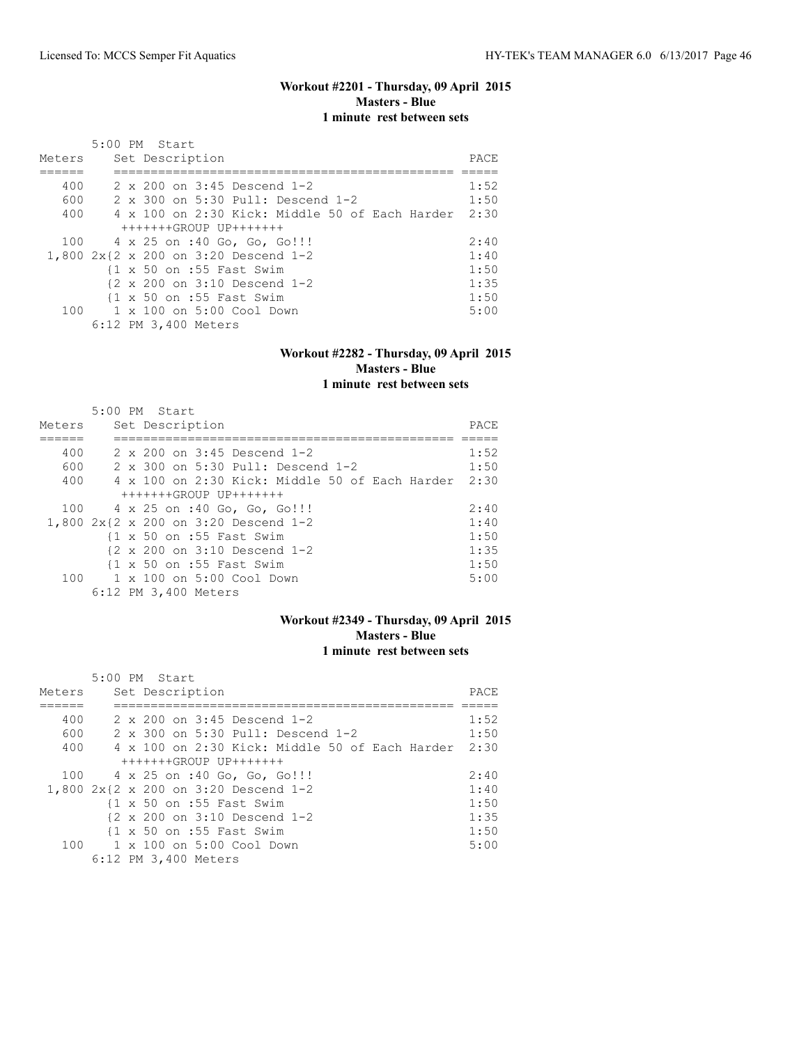### Workout #2201 - Thursday, 09 April 2015
**Masters - Blue**
**1 minute rest between sets**

5:00 PM Start

| Meters | Set Description | PACE |
|---|---|---|
| 400 | 2 x 200 on 3:45 Descend 1-2 | 1:52 |
| 600 | 2 x 300 on 5:30 Pull: Descend 1-2 | 1:50 |
| 400 | 4 x 100 on 2:30 Kick: Middle 50 of Each Harder | 2:30 |
| | +++++++GROUP UP+++++++ | |
| 100 | 4 x 25 on :40 Go, Go, Go!!! | 2:40 |
| 1,800 | 2x{2 x 200 on 3:20 Descend 1-2 | 1:40 |
| | {1 x 50 on :55 Fast Swim | 1:50 |
| | {2 x 200 on 3:10 Descend 1-2 | 1:35 |
| | {1 x 50 on :55 Fast Swim | 1:50 |
| 100 | 1 x 100 on 5:00 Cool Down | 5:00 |

6:12 PM 3,400 Meters

### Workout #2282 - Thursday, 09 April 2015
**Masters - Blue**
**1 minute rest between sets**

5:00 PM Start

| Meters | Set Description | PACE |
|---|---|---|
| 400 | 2 x 200 on 3:45 Descend 1-2 | 1:52 |
| 600 | 2 x 300 on 5:30 Pull: Descend 1-2 | 1:50 |
| 400 | 4 x 100 on 2:30 Kick: Middle 50 of Each Harder | 2:30 |
| | +++++++GROUP UP+++++++ | |
| 100 | 4 x 25 on :40 Go, Go, Go!!! | 2:40 |
| 1,800 | 2x{2 x 200 on 3:20 Descend 1-2 | 1:40 |
| | {1 x 50 on :55 Fast Swim | 1:50 |
| | {2 x 200 on 3:10 Descend 1-2 | 1:35 |
| | {1 x 50 on :55 Fast Swim | 1:50 |
| 100 | 1 x 100 on 5:00 Cool Down | 5:00 |

6:12 PM 3,400 Meters

### Workout #2349 - Thursday, 09 April 2015
**Masters - Blue**
**1 minute rest between sets**

5:00 PM Start

| Meters | Set Description | PACE |
|---|---|---|
| 400 | 2 x 200 on 3:45 Descend 1-2 | 1:52 |
| 600 | 2 x 300 on 5:30 Pull: Descend 1-2 | 1:50 |
| 400 | 4 x 100 on 2:30 Kick: Middle 50 of Each Harder | 2:30 |
| | +++++++GROUP UP+++++++ | |
| 100 | 4 x 25 on :40 Go, Go, Go!!! | 2:40 |
| 1,800 | 2x{2 x 200 on 3:20 Descend 1-2 | 1:40 |
| | {1 x 50 on :55 Fast Swim | 1:50 |
| | {2 x 200 on 3:10 Descend 1-2 | 1:35 |
| | {1 x 50 on :55 Fast Swim | 1:50 |
| 100 | 1 x 100 on 5:00 Cool Down | 5:00 |

6:12 PM 3,400 Meters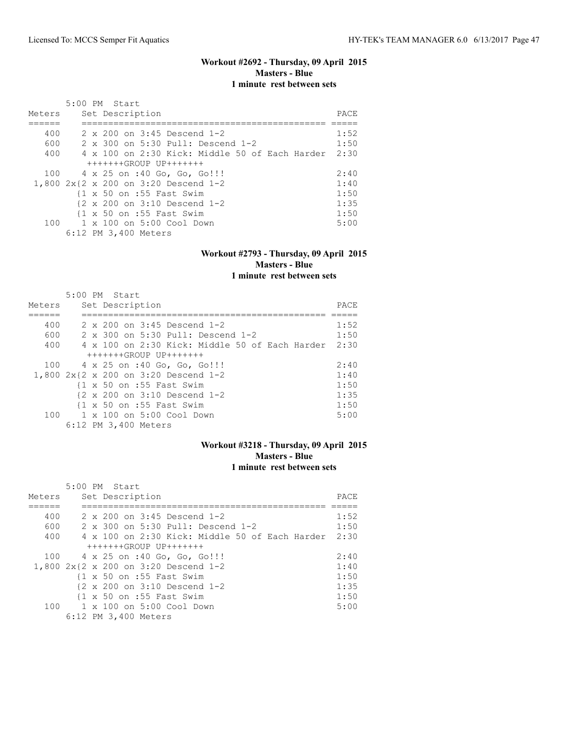### Workout #2692 - Thursday, 09 April 2015
**Masters - Blue**
**1 minute rest between sets**

5:00 PM Start

| Meters | Set Description | PACE |
|---|---|---|
| 400 | 2 x 200 on 3:45 Descend 1-2 | 1:52 |
| 600 | 2 x 300 on 5:30 Pull: Descend 1-2 | 1:50 |
| 400 | 4 x 100 on 2:30 Kick: Middle 50 of Each Harder | 2:30 |
| | +++++++GROUP UP+++++++ | |
| 100 | 4 x 25 on :40 Go, Go, Go!!! | 2:40 |
| 1,800 | 2x{2 x 200 on 3:20 Descend 1-2 | 1:40 |
| | {1 x 50 on :55 Fast Swim | 1:50 |
| | {2 x 200 on 3:10 Descend 1-2 | 1:35 |
| | {1 x 50 on :55 Fast Swim | 1:50 |
| 100 | 1 x 100 on 5:00 Cool Down | 5:00 |
| | 6:12 PM 3,400 Meters | |

### Workout #2793 - Thursday, 09 April 2015
**Masters - Blue**
**1 minute rest between sets**

5:00 PM Start

| Meters | Set Description | PACE |
|---|---|---|
| 400 | 2 x 200 on 3:45 Descend 1-2 | 1:52 |
| 600 | 2 x 300 on 5:30 Pull: Descend 1-2 | 1:50 |
| 400 | 4 x 100 on 2:30 Kick: Middle 50 of Each Harder | 2:30 |
| | +++++++GROUP UP+++++++ | |
| 100 | 4 x 25 on :40 Go, Go, Go!!! | 2:40 |
| 1,800 | 2x{2 x 200 on 3:20 Descend 1-2 | 1:40 |
| | {1 x 50 on :55 Fast Swim | 1:50 |
| | {2 x 200 on 3:10 Descend 1-2 | 1:35 |
| | {1 x 50 on :55 Fast Swim | 1:50 |
| 100 | 1 x 100 on 5:00 Cool Down | 5:00 |
| | 6:12 PM 3,400 Meters | |

### Workout #3218 - Thursday, 09 April 2015
**Masters - Blue**
**1 minute rest between sets**

5:00 PM Start

| Meters | Set Description | PACE |
|---|---|---|
| 400 | 2 x 200 on 3:45 Descend 1-2 | 1:52 |
| 600 | 2 x 300 on 5:30 Pull: Descend 1-2 | 1:50 |
| 400 | 4 x 100 on 2:30 Kick: Middle 50 of Each Harder | 2:30 |
| | +++++++GROUP UP+++++++ | |
| 100 | 4 x 25 on :40 Go, Go, Go!!! | 2:40 |
| 1,800 | 2x{2 x 200 on 3:20 Descend 1-2 | 1:40 |
| | {1 x 50 on :55 Fast Swim | 1:50 |
| | {2 x 200 on 3:10 Descend 1-2 | 1:35 |
| | {1 x 50 on :55 Fast Swim | 1:50 |
| 100 | 1 x 100 on 5:00 Cool Down | 5:00 |
| | 6:12 PM 3,400 Meters | |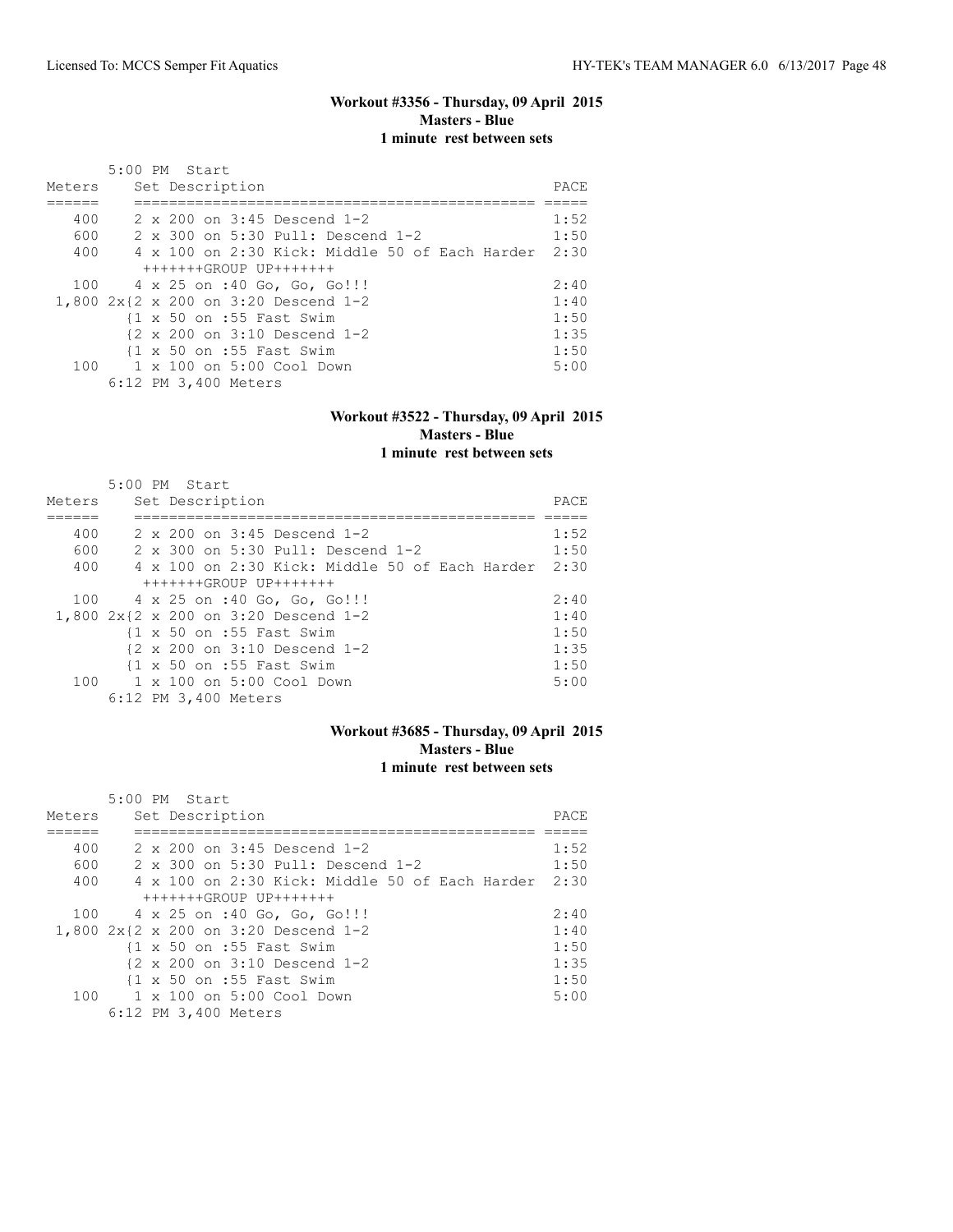## Workout #3356 - Thursday, 09 April 2015
**Masters - Blue**
**1 minute rest between sets**

5:00 PM Start

| Meters | Set Description | PACE |
|---|---|---|
| 400 | 2 x 200 on 3:45 Descend 1-2 | 1:52 |
| 600 | 2 x 300 on 5:30 Pull: Descend 1-2 | 1:50 |
| 400 | 4 x 100 on 2:30 Kick: Middle 50 of Each Harder | 2:30 |
| | +++++++GROUP UP+++++++ | |
| 100 | 4 x 25 on :40 Go, Go, Go!!! | 2:40 |
| 1,800 | 2x{2 x 200 on 3:20 Descend 1-2 | 1:40 |
| | {1 x 50 on :55 Fast Swim | 1:50 |
| | {2 x 200 on 3:10 Descend 1-2 | 1:35 |
| | {1 x 50 on :55 Fast Swim | 1:50 |
| 100 | 1 x 100 on 5:00 Cool Down | 5:00 |

6:12 PM 3,400 Meters

## Workout #3522 - Thursday, 09 April 2015
**Masters - Blue**
**1 minute rest between sets**

5:00 PM Start

| Meters | Set Description | PACE |
|---|---|---|
| 400 | 2 x 200 on 3:45 Descend 1-2 | 1:52 |
| 600 | 2 x 300 on 5:30 Pull: Descend 1-2 | 1:50 |
| 400 | 4 x 100 on 2:30 Kick: Middle 50 of Each Harder | 2:30 |
| | +++++++GROUP UP+++++++ | |
| 100 | 4 x 25 on :40 Go, Go, Go!!! | 2:40 |
| 1,800 | 2x{2 x 200 on 3:20 Descend 1-2 | 1:40 |
| | {1 x 50 on :55 Fast Swim | 1:50 |
| | {2 x 200 on 3:10 Descend 1-2 | 1:35 |
| | {1 x 50 on :55 Fast Swim | 1:50 |
| 100 | 1 x 100 on 5:00 Cool Down | 5:00 |

6:12 PM 3,400 Meters

## Workout #3685 - Thursday, 09 April 2015
**Masters - Blue**
**1 minute rest between sets**

5:00 PM Start

| Meters | Set Description | PACE |
|---|---|---|
| 400 | 2 x 200 on 3:45 Descend 1-2 | 1:52 |
| 600 | 2 x 300 on 5:30 Pull: Descend 1-2 | 1:50 |
| 400 | 4 x 100 on 2:30 Kick: Middle 50 of Each Harder | 2:30 |
| | +++++++GROUP UP+++++++ | |
| 100 | 4 x 25 on :40 Go, Go, Go!!! | 2:40 |
| 1,800 | 2x{2 x 200 on 3:20 Descend 1-2 | 1:40 |
| | {1 x 50 on :55 Fast Swim | 1:50 |
| | {2 x 200 on 3:10 Descend 1-2 | 1:35 |
| | {1 x 50 on :55 Fast Swim | 1:50 |
| 100 | 1 x 100 on 5:00 Cool Down | 5:00 |

6:12 PM 3,400 Meters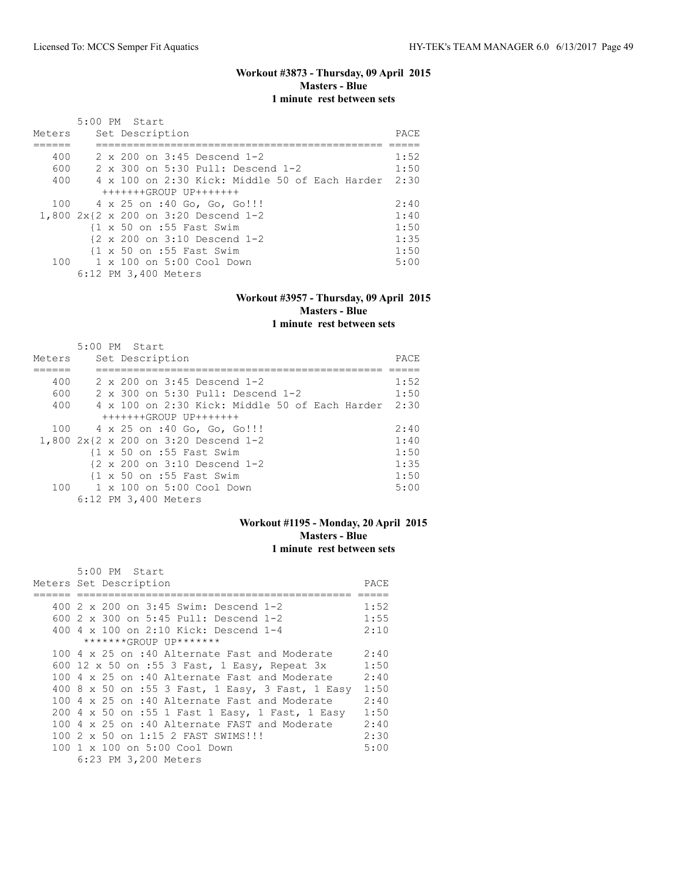### Workout #3873 - Thursday, 09 April 2015
### Masters - Blue
### 1 minute rest between sets

5:00 PM Start

| Meters | Set Description | PACE |
|---|---|---|
| 400 | 2 x 200 on 3:45 Descend 1-2 | 1:52 |
| 600 | 2 x 300 on 5:30 Pull: Descend 1-2 | 1:50 |
| 400 | 4 x 100 on 2:30 Kick: Middle 50 of Each Harder | 2:30 |
| | +++++++GROUP UP+++++++ | |
| 100 | 4 x 25 on :40 Go, Go, Go!!! | 2:40 |
| 1,800 | 2x{2 x 200 on 3:20 Descend 1-2 | 1:40 |
| | {1 x 50 on :55 Fast Swim | 1:50 |
| | {2 x 200 on 3:10 Descend 1-2 | 1:35 |
| | {1 x 50 on :55 Fast Swim | 1:50 |
| 100 | 1 x 100 on 5:00 Cool Down | 5:00 |

6:12 PM 3,400 Meters

### Workout #3957 - Thursday, 09 April 2015
### Masters - Blue
### 1 minute rest between sets

5:00 PM Start

| Meters | Set Description | PACE |
|---|---|---|
| 400 | 2 x 200 on 3:45 Descend 1-2 | 1:52 |
| 600 | 2 x 300 on 5:30 Pull: Descend 1-2 | 1:50 |
| 400 | 4 x 100 on 2:30 Kick: Middle 50 of Each Harder | 2:30 |
| | +++++++GROUP UP+++++++ | |
| 100 | 4 x 25 on :40 Go, Go, Go!!! | 2:40 |
| 1,800 | 2x{2 x 200 on 3:20 Descend 1-2 | 1:40 |
| | {1 x 50 on :55 Fast Swim | 1:50 |
| | {2 x 200 on 3:10 Descend 1-2 | 1:35 |
| | {1 x 50 on :55 Fast Swim | 1:50 |
| 100 | 1 x 100 on 5:00 Cool Down | 5:00 |

6:12 PM 3,400 Meters

### Workout #1195 - Monday, 20 April 2015
### Masters - Blue
### 1 minute rest between sets

5:00 PM Start

| Meters | Set Description | PACE |
|---|---|---|
| 400 | 2 x 200 on 3:45 Swim: Descend 1-2 | 1:52 |
| 600 | 2 x 300 on 5:45 Pull: Descend 1-2 | 1:55 |
| 400 | 4 x 100 on 2:10 Kick: Descend 1-4 | 2:10 |
| | *******GROUP UP******* | |
| 100 | 4 x 25 on :40 Alternate Fast and Moderate | 2:40 |
| 600 | 12 x 50 on :55 3 Fast, 1 Easy, Repeat 3x | 1:50 |
| 100 | 4 x 25 on :40 Alternate Fast and Moderate | 2:40 |
| 400 | 8 x 50 on :55 3 Fast, 1 Easy, 3 Fast, 1 Easy | 1:50 |
| 100 | 4 x 25 on :40 Alternate Fast and Moderate | 2:40 |
| 200 | 4 x 50 on :55 1 Fast 1 Easy, 1 Fast, 1 Easy | 1:50 |
| 100 | 4 x 25 on :40 Alternate FAST and Moderate | 2:40 |
| 100 | 2 x 50 on 1:15 2 FAST SWIMS!!! | 2:30 |
| 100 | 1 x 100 on 5:00 Cool Down | 5:00 |

6:23 PM 3,200 Meters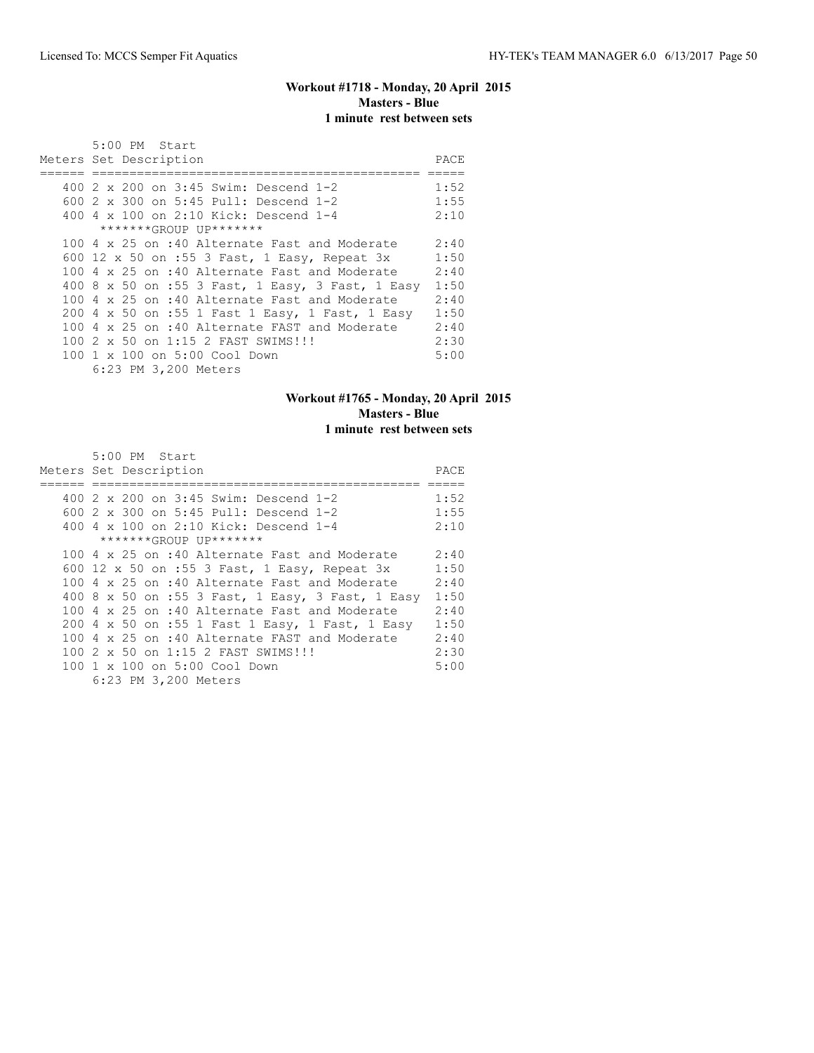### Workout #1718 - Monday, 20 April 2015
**Masters - Blue**
**1 minute rest between sets**

```
       5:00 PM  Start
Meters Set Description                                PACE
====== ============================================= =====
   400 2 x 200 on 3:45 Swim: Descend 1-2             1:52
   600 2 x 300 on 5:45 Pull: Descend 1-2             1:55
   400 4 x 100 on 2:10 Kick: Descend 1-4             2:10
        *******GROUP UP*******
   100 4 x 25 on :40 Alternate Fast and Moderate     2:40
   600 12 x 50 on :55 3 Fast, 1 Easy, Repeat 3x      1:50
   100 4 x 25 on :40 Alternate Fast and Moderate     2:40
   400 8 x 50 on :55 3 Fast, 1 Easy, 3 Fast, 1 Easy  1:50
   100 4 x 25 on :40 Alternate Fast and Moderate     2:40
   200 4 x 50 on :55 1 Fast 1 Easy, 1 Fast, 1 Easy   1:50
   100 4 x 25 on :40 Alternate FAST and Moderate     2:40
   100 2 x 50 on 1:15 2 FAST SWIMS!!!                2:30
   100 1 x 100 on 5:00 Cool Down                     5:00
       6:23 PM 3,200 Meters
```

### Workout #1765 - Monday, 20 April 2015
**Masters - Blue**
**1 minute rest between sets**

```
       5:00 PM  Start
Meters Set Description                                PACE
====== ============================================= =====
   400 2 x 200 on 3:45 Swim: Descend 1-2             1:52
   600 2 x 300 on 5:45 Pull: Descend 1-2             1:55
   400 4 x 100 on 2:10 Kick: Descend 1-4             2:10
        *******GROUP UP*******
   100 4 x 25 on :40 Alternate Fast and Moderate     2:40
   600 12 x 50 on :55 3 Fast, 1 Easy, Repeat 3x      1:50
   100 4 x 25 on :40 Alternate Fast and Moderate     2:40
   400 8 x 50 on :55 3 Fast, 1 Easy, 3 Fast, 1 Easy  1:50
   100 4 x 25 on :40 Alternate Fast and Moderate     2:40
   200 4 x 50 on :55 1 Fast 1 Easy, 1 Fast, 1 Easy   1:50
   100 4 x 25 on :40 Alternate FAST and Moderate     2:40
   100 2 x 50 on 1:15 2 FAST SWIMS!!!                2:30
   100 1 x 100 on 5:00 Cool Down                     5:00
       6:23 PM 3,200 Meters
```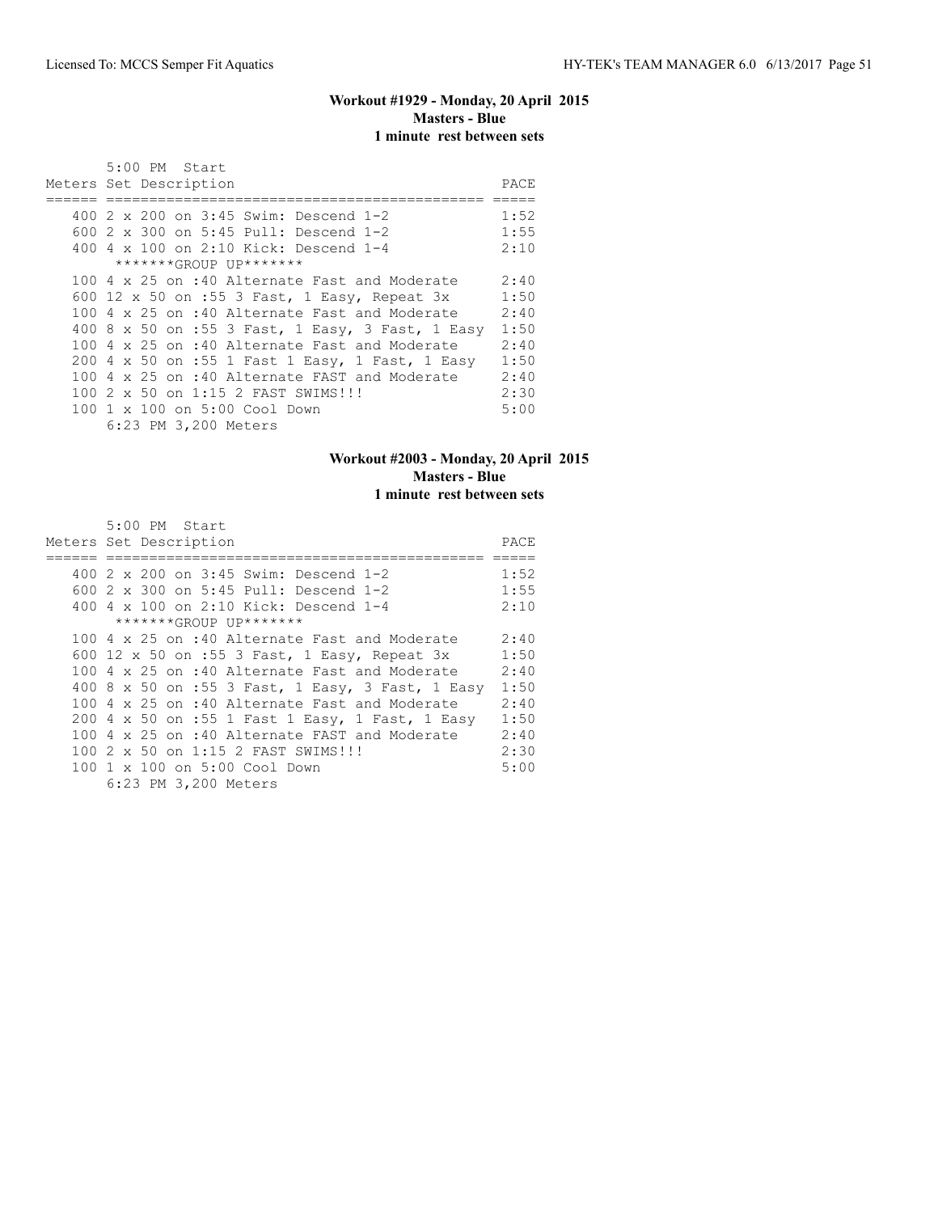**Workout #1929 - Monday, 20 April 2015**
**Masters - Blue**
**1 minute rest between sets**

5:00 PM Start

| Meters | Set Description | PACE |
|---|---|---|
| 400 | 2 x 200 on 3:45 Swim: Descend 1-2 | 1:52 |
| 600 | 2 x 300 on 5:45 Pull: Descend 1-2 | 1:55 |
| 400 | 4 x 100 on 2:10 Kick: Descend 1-4 | 2:10 |
| | *******GROUP UP******* | |
| 100 | 4 x 25 on :40 Alternate Fast and Moderate | 2:40 |
| 600 | 12 x 50 on :55 3 Fast, 1 Easy, Repeat 3x | 1:50 |
| 100 | 4 x 25 on :40 Alternate Fast and Moderate | 2:40 |
| 400 | 8 x 50 on :55 3 Fast, 1 Easy, 3 Fast, 1 Easy | 1:50 |
| 100 | 4 x 25 on :40 Alternate Fast and Moderate | 2:40 |
| 200 | 4 x 50 on :55 1 Fast 1 Easy, 1 Fast, 1 Easy | 1:50 |
| 100 | 4 x 25 on :40 Alternate FAST and Moderate | 2:40 |
| 100 | 2 x 50 on 1:15 2 FAST SWIMS!!! | 2:30 |
| 100 | 1 x 100 on 5:00 Cool Down | 5:00 |

6:23 PM 3,200 Meters

**Workout #2003 - Monday, 20 April 2015**
**Masters - Blue**
**1 minute rest between sets**

5:00 PM Start

| Meters | Set Description | PACE |
|---|---|---|
| 400 | 2 x 200 on 3:45 Swim: Descend 1-2 | 1:52 |
| 600 | 2 x 300 on 5:45 Pull: Descend 1-2 | 1:55 |
| 400 | 4 x 100 on 2:10 Kick: Descend 1-4 | 2:10 |
| | *******GROUP UP******* | |
| 100 | 4 x 25 on :40 Alternate Fast and Moderate | 2:40 |
| 600 | 12 x 50 on :55 3 Fast, 1 Easy, Repeat 3x | 1:50 |
| 100 | 4 x 25 on :40 Alternate Fast and Moderate | 2:40 |
| 400 | 8 x 50 on :55 3 Fast, 1 Easy, 3 Fast, 1 Easy | 1:50 |
| 100 | 4 x 25 on :40 Alternate Fast and Moderate | 2:40 |
| 200 | 4 x 50 on :55 1 Fast 1 Easy, 1 Fast, 1 Easy | 1:50 |
| 100 | 4 x 25 on :40 Alternate FAST and Moderate | 2:40 |
| 100 | 2 x 50 on 1:15 2 FAST SWIMS!!! | 2:30 |
| 100 | 1 x 100 on 5:00 Cool Down | 5:00 |

6:23 PM 3,200 Meters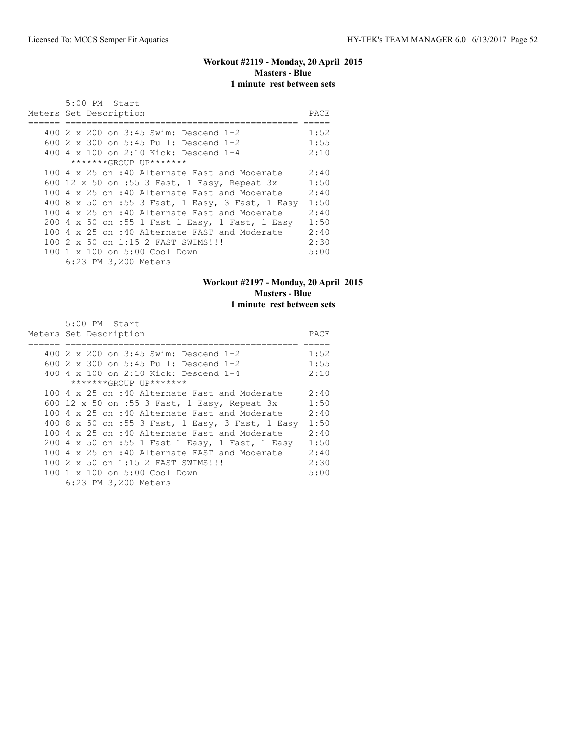### Workout #2119 - Monday, 20 April 2015
**Masters - Blue**
**1 minute rest between sets**

5:00 PM Start

| Meters | Set Description | PACE |
|---|---|---|
| 400 | 2 x 200 on 3:45 Swim: Descend 1-2 | 1:52 |
| 600 | 2 x 300 on 5:45 Pull: Descend 1-2 | 1:55 |
| 400 | 4 x 100 on 2:10 Kick: Descend 1-4 | 2:10 |
| | *******GROUP UP******* | |
| 100 | 4 x 25 on :40 Alternate Fast and Moderate | 2:40 |
| 600 | 12 x 50 on :55 3 Fast, 1 Easy, Repeat 3x | 1:50 |
| 100 | 4 x 25 on :40 Alternate Fast and Moderate | 2:40 |
| 400 | 8 x 50 on :55 3 Fast, 1 Easy, 3 Fast, 1 Easy | 1:50 |
| 100 | 4 x 25 on :40 Alternate Fast and Moderate | 2:40 |
| 200 | 4 x 50 on :55 1 Fast 1 Easy, 1 Fast, 1 Easy | 1:50 |
| 100 | 4 x 25 on :40 Alternate FAST and Moderate | 2:40 |
| 100 | 2 x 50 on 1:15 2 FAST SWIMS!!! | 2:30 |
| 100 | 1 x 100 on 5:00 Cool Down | 5:00 |

6:23 PM 3,200 Meters

### Workout #2197 - Monday, 20 April 2015
**Masters - Blue**
**1 minute rest between sets**

5:00 PM Start

| Meters | Set Description | PACE |
|---|---|---|
| 400 | 2 x 200 on 3:45 Swim: Descend 1-2 | 1:52 |
| 600 | 2 x 300 on 5:45 Pull: Descend 1-2 | 1:55 |
| 400 | 4 x 100 on 2:10 Kick: Descend 1-4 | 2:10 |
| | *******GROUP UP******* | |
| 100 | 4 x 25 on :40 Alternate Fast and Moderate | 2:40 |
| 600 | 12 x 50 on :55 3 Fast, 1 Easy, Repeat 3x | 1:50 |
| 100 | 4 x 25 on :40 Alternate Fast and Moderate | 2:40 |
| 400 | 8 x 50 on :55 3 Fast, 1 Easy, 3 Fast, 1 Easy | 1:50 |
| 100 | 4 x 25 on :40 Alternate Fast and Moderate | 2:40 |
| 200 | 4 x 50 on :55 1 Fast 1 Easy, 1 Fast, 1 Easy | 1:50 |
| 100 | 4 x 25 on :40 Alternate FAST and Moderate | 2:40 |
| 100 | 2 x 50 on 1:15 2 FAST SWIMS!!! | 2:30 |
| 100 | 1 x 100 on 5:00 Cool Down | 5:00 |

6:23 PM 3,200 Meters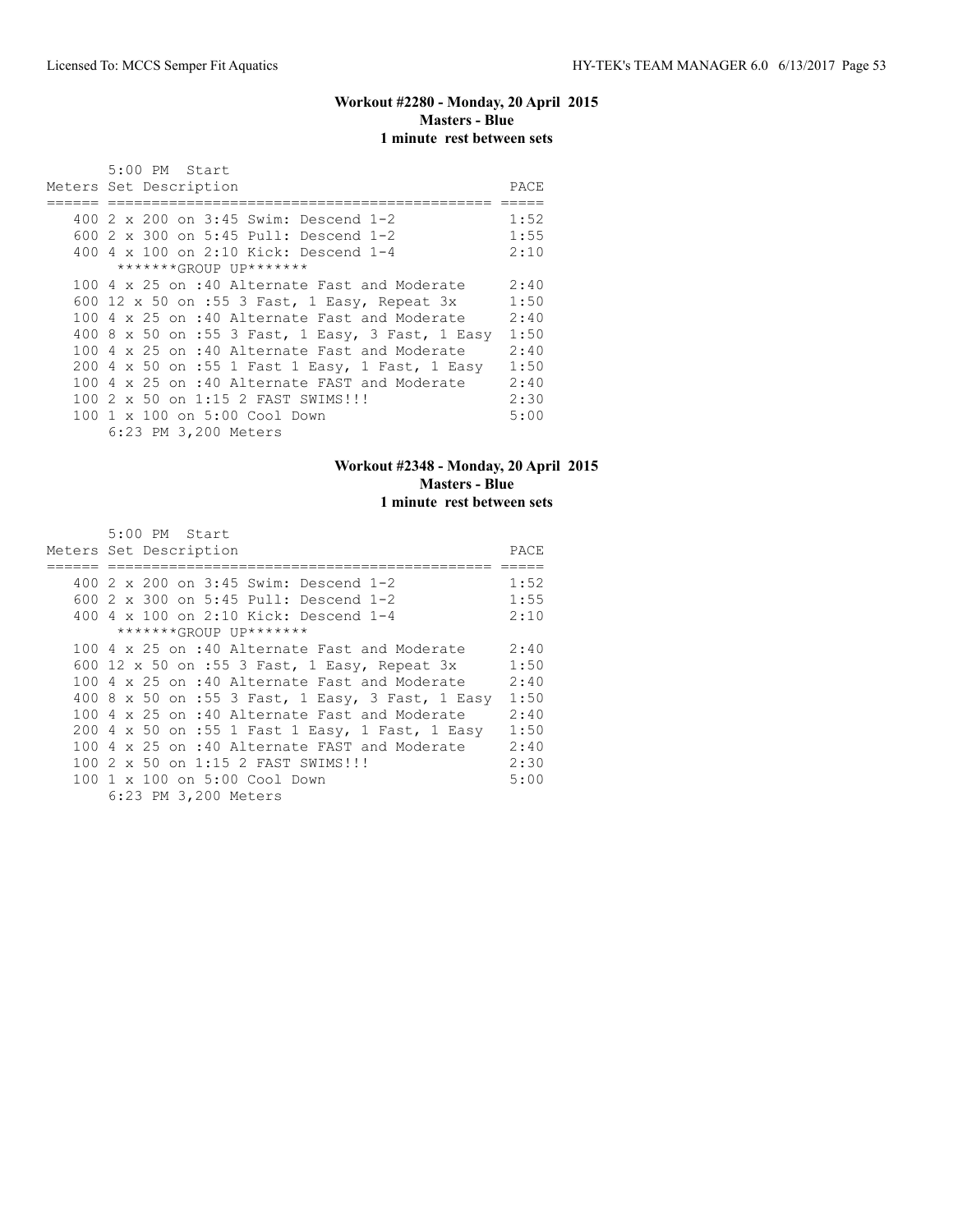**Workout #2280 - Monday, 20 April 2015**
**Masters - Blue**
**1 minute rest between sets**

```
       5:00 PM  Start
Meters Set Description                                  PACE
====== ============================================= =====
   400 2 x 200 on 3:45 Swim: Descend 1-2               1:52
   600 2 x 300 on 5:45 Pull: Descend 1-2               1:55
   400 4 x 100 on 2:10 Kick: Descend 1-4               2:10
        *******GROUP UP*******
   100 4 x 25 on :40 Alternate Fast and Moderate       2:40
   600 12 x 50 on :55 3 Fast, 1 Easy, Repeat 3x        1:50
   100 4 x 25 on :40 Alternate Fast and Moderate       2:40
   400 8 x 50 on :55 3 Fast, 1 Easy, 3 Fast, 1 Easy   1:50
   100 4 x 25 on :40 Alternate Fast and Moderate       2:40
   200 4 x 50 on :55 1 Fast 1 Easy, 1 Fast, 1 Easy    1:50
   100 4 x 25 on :40 Alternate FAST and Moderate       2:40
   100 2 x 50 on 1:15 2 FAST SWIMS!!!                  2:30
   100 1 x 100 on 5:00 Cool Down                       5:00
       6:23 PM 3,200 Meters
```

**Workout #2348 - Monday, 20 April 2015**
**Masters - Blue**
**1 minute rest between sets**

```
       5:00 PM  Start
Meters Set Description                                  PACE
====== ============================================= =====
   400 2 x 200 on 3:45 Swim: Descend 1-2               1:52
   600 2 x 300 on 5:45 Pull: Descend 1-2               1:55
   400 4 x 100 on 2:10 Kick: Descend 1-4               2:10
        *******GROUP UP*******
   100 4 x 25 on :40 Alternate Fast and Moderate       2:40
   600 12 x 50 on :55 3 Fast, 1 Easy, Repeat 3x        1:50
   100 4 x 25 on :40 Alternate Fast and Moderate       2:40
   400 8 x 50 on :55 3 Fast, 1 Easy, 3 Fast, 1 Easy   1:50
   100 4 x 25 on :40 Alternate Fast and Moderate       2:40
   200 4 x 50 on :55 1 Fast 1 Easy, 1 Fast, 1 Easy    1:50
   100 4 x 25 on :40 Alternate FAST and Moderate       2:40
   100 2 x 50 on 1:15 2 FAST SWIMS!!!                  2:30
   100 1 x 100 on 5:00 Cool Down                       5:00
       6:23 PM 3,200 Meters
```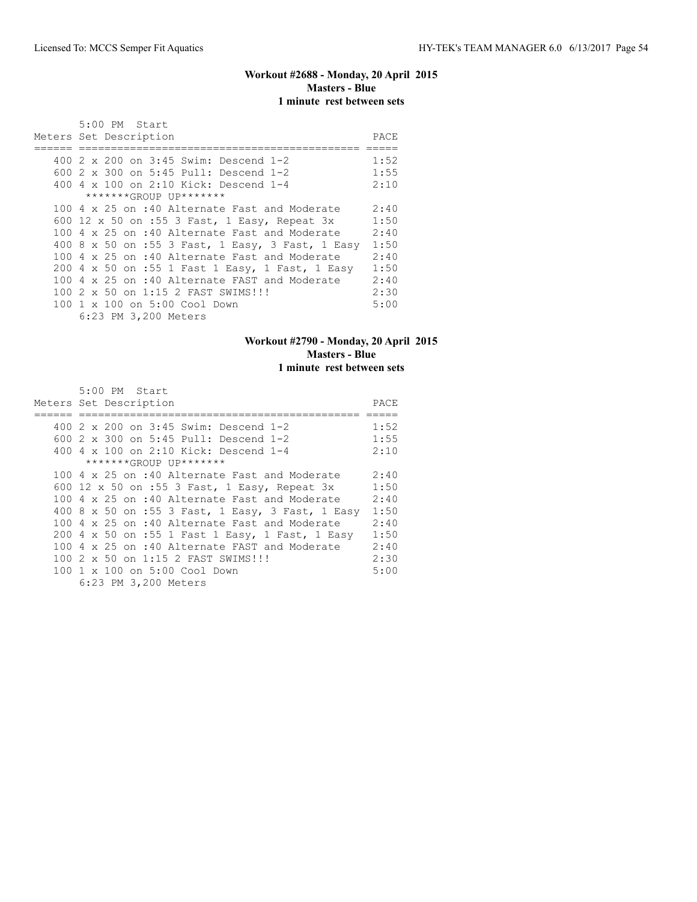### Workout #2688 - Monday, 20 April 2015
**Masters - Blue**
**1 minute rest between sets**

5:00 PM Start

| Meters | Set Description | PACE |
|---|---|---|
| 400 | 2 x 200 on 3:45 Swim: Descend 1-2 | 1:52 |
| 600 | 2 x 300 on 5:45 Pull: Descend 1-2 | 1:55 |
| 400 | 4 x 100 on 2:10 Kick: Descend 1-4 | 2:10 |
| | *******GROUP UP******* | |
| 100 | 4 x 25 on :40 Alternate Fast and Moderate | 2:40 |
| 600 | 12 x 50 on :55 3 Fast, 1 Easy, Repeat 3x | 1:50 |
| 100 | 4 x 25 on :40 Alternate Fast and Moderate | 2:40 |
| 400 | 8 x 50 on :55 3 Fast, 1 Easy, 3 Fast, 1 Easy | 1:50 |
| 100 | 4 x 25 on :40 Alternate Fast and Moderate | 2:40 |
| 200 | 4 x 50 on :55 1 Fast 1 Easy, 1 Fast, 1 Easy | 1:50 |
| 100 | 4 x 25 on :40 Alternate FAST and Moderate | 2:40 |
| 100 | 2 x 50 on 1:15 2 FAST SWIMS!!! | 2:30 |
| 100 | 1 x 100 on 5:00 Cool Down | 5:00 |

6:23 PM 3,200 Meters

### Workout #2790 - Monday, 20 April 2015
**Masters - Blue**
**1 minute rest between sets**

5:00 PM Start

| Meters | Set Description | PACE |
|---|---|---|
| 400 | 2 x 200 on 3:45 Swim: Descend 1-2 | 1:52 |
| 600 | 2 x 300 on 5:45 Pull: Descend 1-2 | 1:55 |
| 400 | 4 x 100 on 2:10 Kick: Descend 1-4 | 2:10 |
| | *******GROUP UP******* | |
| 100 | 4 x 25 on :40 Alternate Fast and Moderate | 2:40 |
| 600 | 12 x 50 on :55 3 Fast, 1 Easy, Repeat 3x | 1:50 |
| 100 | 4 x 25 on :40 Alternate Fast and Moderate | 2:40 |
| 400 | 8 x 50 on :55 3 Fast, 1 Easy, 3 Fast, 1 Easy | 1:50 |
| 100 | 4 x 25 on :40 Alternate Fast and Moderate | 2:40 |
| 200 | 4 x 50 on :55 1 Fast 1 Easy, 1 Fast, 1 Easy | 1:50 |
| 100 | 4 x 25 on :40 Alternate FAST and Moderate | 2:40 |
| 100 | 2 x 50 on 1:15 2 FAST SWIMS!!! | 2:30 |
| 100 | 1 x 100 on 5:00 Cool Down | 5:00 |

6:23 PM 3,200 Meters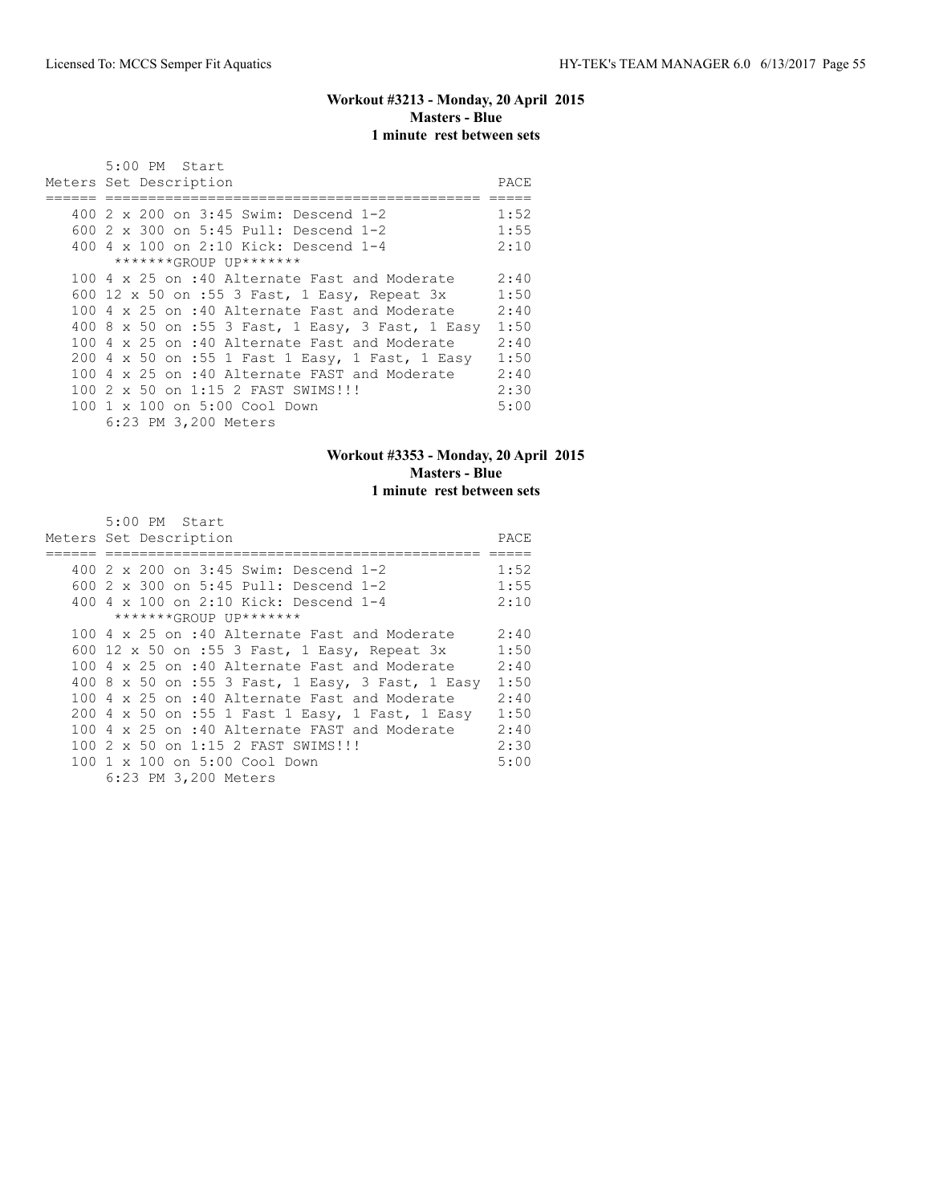### Workout #3213 - Monday, 20 April 2015
**Masters - Blue**
**1 minute rest between sets**

5:00 PM Start

| Meters | Set Description | PACE |
|---|---|---|
| 400 | 2 x 200 on 3:45 Swim: Descend 1-2 | 1:52 |
| 600 | 2 x 300 on 5:45 Pull: Descend 1-2 | 1:55 |
| 400 | 4 x 100 on 2:10 Kick: Descend 1-4 | 2:10 |
| | *******GROUP UP******* | |
| 100 | 4 x 25 on :40 Alternate Fast and Moderate | 2:40 |
| 600 | 12 x 50 on :55 3 Fast, 1 Easy, Repeat 3x | 1:50 |
| 100 | 4 x 25 on :40 Alternate Fast and Moderate | 2:40 |
| 400 | 8 x 50 on :55 3 Fast, 1 Easy, 3 Fast, 1 Easy | 1:50 |
| 100 | 4 x 25 on :40 Alternate Fast and Moderate | 2:40 |
| 200 | 4 x 50 on :55 1 Fast 1 Easy, 1 Fast, 1 Easy | 1:50 |
| 100 | 4 x 25 on :40 Alternate FAST and Moderate | 2:40 |
| 100 | 2 x 50 on 1:15 2 FAST SWIMS!!! | 2:30 |
| 100 | 1 x 100 on 5:00 Cool Down | 5:00 |

6:23 PM 3,200 Meters

### Workout #3353 - Monday, 20 April 2015
**Masters - Blue**
**1 minute rest between sets**

5:00 PM Start

| Meters | Set Description | PACE |
|---|---|---|
| 400 | 2 x 200 on 3:45 Swim: Descend 1-2 | 1:52 |
| 600 | 2 x 300 on 5:45 Pull: Descend 1-2 | 1:55 |
| 400 | 4 x 100 on 2:10 Kick: Descend 1-4 | 2:10 |
| | *******GROUP UP******* | |
| 100 | 4 x 25 on :40 Alternate Fast and Moderate | 2:40 |
| 600 | 12 x 50 on :55 3 Fast, 1 Easy, Repeat 3x | 1:50 |
| 100 | 4 x 25 on :40 Alternate Fast and Moderate | 2:40 |
| 400 | 8 x 50 on :55 3 Fast, 1 Easy, 3 Fast, 1 Easy | 1:50 |
| 100 | 4 x 25 on :40 Alternate Fast and Moderate | 2:40 |
| 200 | 4 x 50 on :55 1 Fast 1 Easy, 1 Fast, 1 Easy | 1:50 |
| 100 | 4 x 25 on :40 Alternate FAST and Moderate | 2:40 |
| 100 | 2 x 50 on 1:15 2 FAST SWIMS!!! | 2:30 |
| 100 | 1 x 100 on 5:00 Cool Down | 5:00 |

6:23 PM 3,200 Meters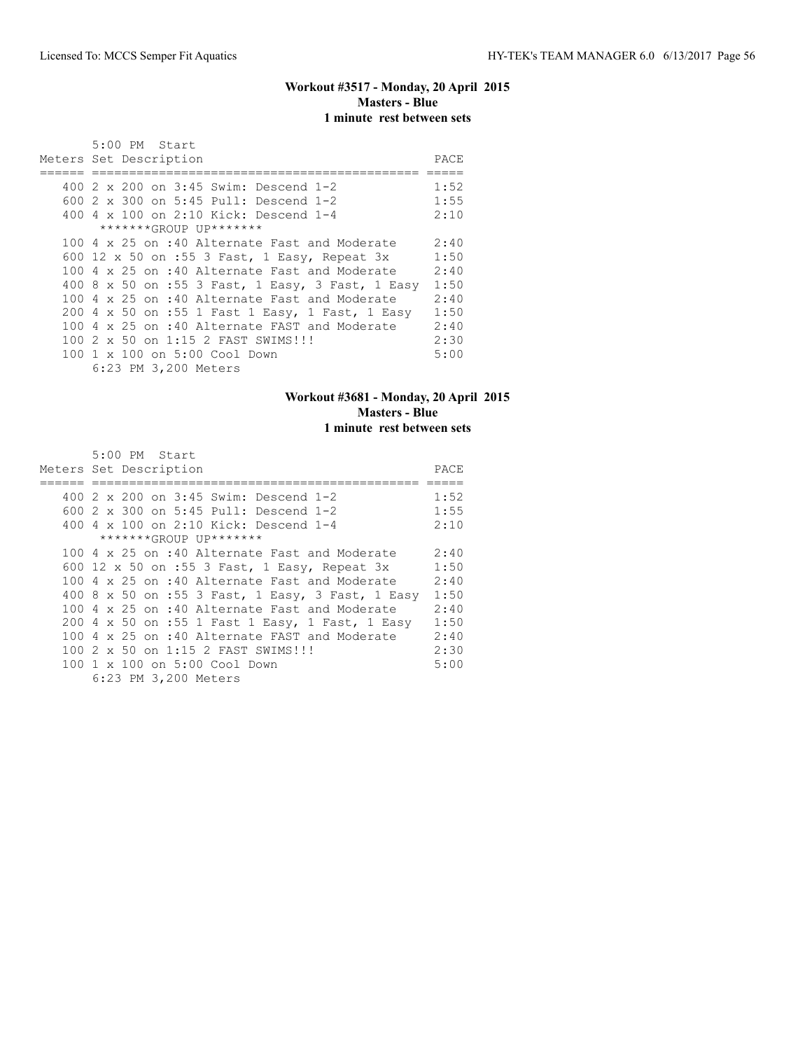### Workout #3517 - Monday, 20 April 2015
**Masters - Blue**
**1 minute rest between sets**

```
       5:00 PM  Start
Meters Set Description                                  PACE
====== ============================================  =====
   400 2 x 200 on 3:45 Swim: Descend 1-2              1:52
   600 2 x 300 on 5:45 Pull: Descend 1-2              1:55
   400 4 x 100 on 2:10 Kick: Descend 1-4              2:10
        *******GROUP UP*******
   100 4 x 25 on :40 Alternate Fast and Moderate      2:40
   600 12 x 50 on :55 3 Fast, 1 Easy, Repeat 3x       1:50
   100 4 x 25 on :40 Alternate Fast and Moderate      2:40
   400 8 x 50 on :55 3 Fast, 1 Easy, 3 Fast, 1 Easy  1:50
   100 4 x 25 on :40 Alternate Fast and Moderate      2:40
   200 4 x 50 on :55 1 Fast 1 Easy, 1 Fast, 1 Easy   1:50
   100 4 x 25 on :40 Alternate FAST and Moderate      2:40
   100 2 x 50 on 1:15 2 FAST SWIMS!!!                 2:30
   100 1 x 100 on 5:00 Cool Down                      5:00
       6:23 PM 3,200 Meters
```

### Workout #3681 - Monday, 20 April 2015
**Masters - Blue**
**1 minute rest between sets**

```
       5:00 PM  Start
Meters Set Description                                  PACE
====== ============================================  =====
   400 2 x 200 on 3:45 Swim: Descend 1-2              1:52
   600 2 x 300 on 5:45 Pull: Descend 1-2              1:55
   400 4 x 100 on 2:10 Kick: Descend 1-4              2:10
        *******GROUP UP*******
   100 4 x 25 on :40 Alternate Fast and Moderate      2:40
   600 12 x 50 on :55 3 Fast, 1 Easy, Repeat 3x       1:50
   100 4 x 25 on :40 Alternate Fast and Moderate      2:40
   400 8 x 50 on :55 3 Fast, 1 Easy, 3 Fast, 1 Easy  1:50
   100 4 x 25 on :40 Alternate Fast and Moderate      2:40
   200 4 x 50 on :55 1 Fast 1 Easy, 1 Fast, 1 Easy   1:50
   100 4 x 25 on :40 Alternate FAST and Moderate      2:40
   100 2 x 50 on 1:15 2 FAST SWIMS!!!                 2:30
   100 1 x 100 on 5:00 Cool Down                      5:00
       6:23 PM 3,200 Meters
```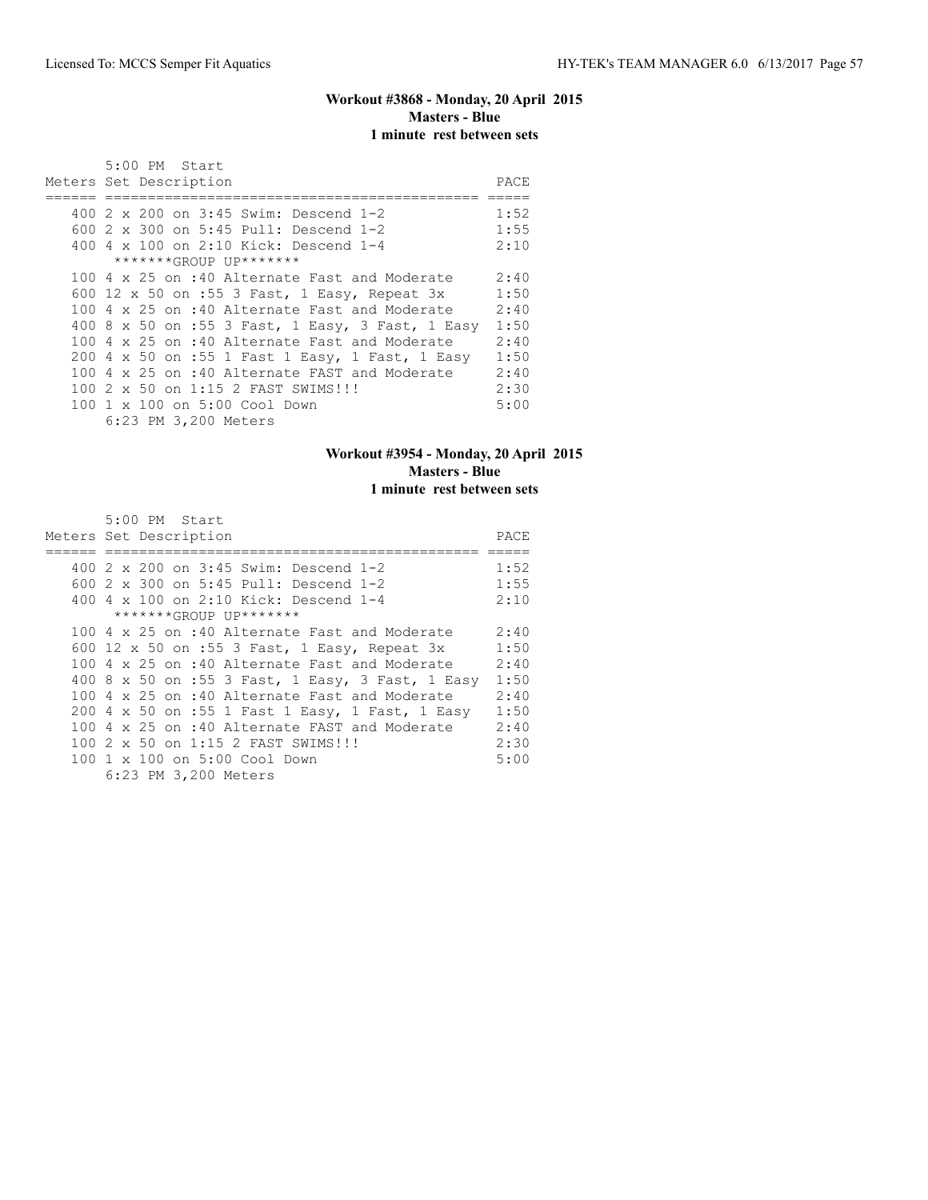### Workout #3868 - Monday, 20 April 2015
**Masters - Blue**
**1 minute rest between sets**

```
      5:00 PM  Start
Meters Set Description                                PACE
====== ============================================= =====
   400 2 x 200 on 3:45 Swim: Descend 1-2              1:52
   600 2 x 300 on 5:45 Pull: Descend 1-2              1:55
   400 4 x 100 on 2:10 Kick: Descend 1-4              2:10
        *******GROUP UP*******
   100 4 x 25 on :40 Alternate Fast and Moderate      2:40
   600 12 x 50 on :55 3 Fast, 1 Easy, Repeat 3x       1:50
   100 4 x 25 on :40 Alternate Fast and Moderate      2:40
   400 8 x 50 on :55 3 Fast, 1 Easy, 3 Fast, 1 Easy  1:50
   100 4 x 25 on :40 Alternate Fast and Moderate      2:40
   200 4 x 50 on :55 1 Fast 1 Easy, 1 Fast, 1 Easy   1:50
   100 4 x 25 on :40 Alternate FAST and Moderate      2:40
   100 2 x 50 on 1:15 2 FAST SWIMS!!!                 2:30
   100 1 x 100 on 5:00 Cool Down                      5:00
       6:23 PM 3,200 Meters
```

### Workout #3954 - Monday, 20 April 2015
**Masters - Blue**
**1 minute rest between sets**

```
      5:00 PM  Start
Meters Set Description                                PACE
====== ============================================= =====
   400 2 x 200 on 3:45 Swim: Descend 1-2              1:52
   600 2 x 300 on 5:45 Pull: Descend 1-2              1:55
   400 4 x 100 on 2:10 Kick: Descend 1-4              2:10
        *******GROUP UP*******
   100 4 x 25 on :40 Alternate Fast and Moderate      2:40
   600 12 x 50 on :55 3 Fast, 1 Easy, Repeat 3x       1:50
   100 4 x 25 on :40 Alternate Fast and Moderate      2:40
   400 8 x 50 on :55 3 Fast, 1 Easy, 3 Fast, 1 Easy  1:50
   100 4 x 25 on :40 Alternate Fast and Moderate      2:40
   200 4 x 50 on :55 1 Fast 1 Easy, 1 Fast, 1 Easy   1:50
   100 4 x 25 on :40 Alternate FAST and Moderate      2:40
   100 2 x 50 on 1:15 2 FAST SWIMS!!!                 2:30
   100 1 x 100 on 5:00 Cool Down                      5:00
       6:23 PM 3,200 Meters
```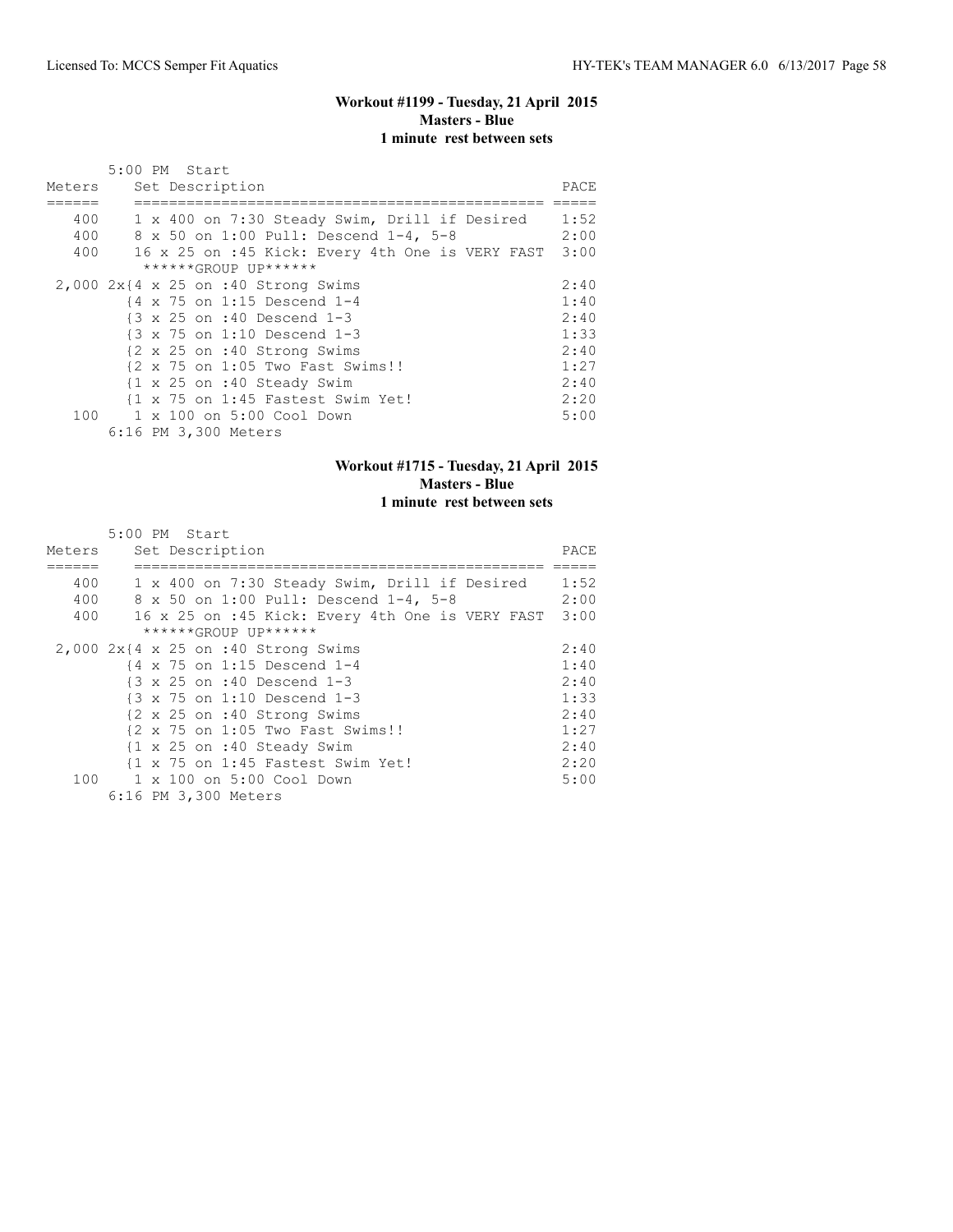### Workout #1199 - Tuesday, 21 April 2015
**Masters - Blue**
**1 minute rest between sets**

```
       5:00 PM  Start
Meters     Set Description                                    PACE
======     ===============================================   =====
   400     1 x 400 on 7:30 Steady Swim, Drill if Desired     1:52
   400     8 x 50 on 1:00 Pull: Descend 1-4, 5-8             2:00
   400     16 x 25 on :45 Kick: Every 4th One is VERY FAST   3:00
            ******GROUP UP******
 2,000 2x{4 x 25 on :40 Strong Swims                          2:40
         {4 x 75 on 1:15 Descend 1-4                          1:40
         {3 x 25 on :40 Descend 1-3                           2:40
         {3 x 75 on 1:10 Descend 1-3                          1:33
         {2 x 25 on :40 Strong Swims                          2:40
         {2 x 75 on 1:05 Two Fast Swims!!                     1:27
         {1 x 25 on :40 Steady Swim                           2:40
         {1 x 75 on 1:45 Fastest Swim Yet!                    2:20
   100     1 x 100 on 5:00 Cool Down                          5:00
       6:16 PM 3,300 Meters
```

### Workout #1715 - Tuesday, 21 April 2015
**Masters - Blue**
**1 minute rest between sets**

```
       5:00 PM  Start
Meters     Set Description                                    PACE
======     ===============================================   =====
   400     1 x 400 on 7:30 Steady Swim, Drill if Desired     1:52
   400     8 x 50 on 1:00 Pull: Descend 1-4, 5-8             2:00
   400     16 x 25 on :45 Kick: Every 4th One is VERY FAST   3:00
            ******GROUP UP******
 2,000 2x{4 x 25 on :40 Strong Swims                          2:40
         {4 x 75 on 1:15 Descend 1-4                          1:40
         {3 x 25 on :40 Descend 1-3                           2:40
         {3 x 75 on 1:10 Descend 1-3                          1:33
         {2 x 25 on :40 Strong Swims                          2:40
         {2 x 75 on 1:05 Two Fast Swims!!                     1:27
         {1 x 25 on :40 Steady Swim                           2:40
         {1 x 75 on 1:45 Fastest Swim Yet!                    2:20
   100     1 x 100 on 5:00 Cool Down                          5:00
       6:16 PM 3,300 Meters
```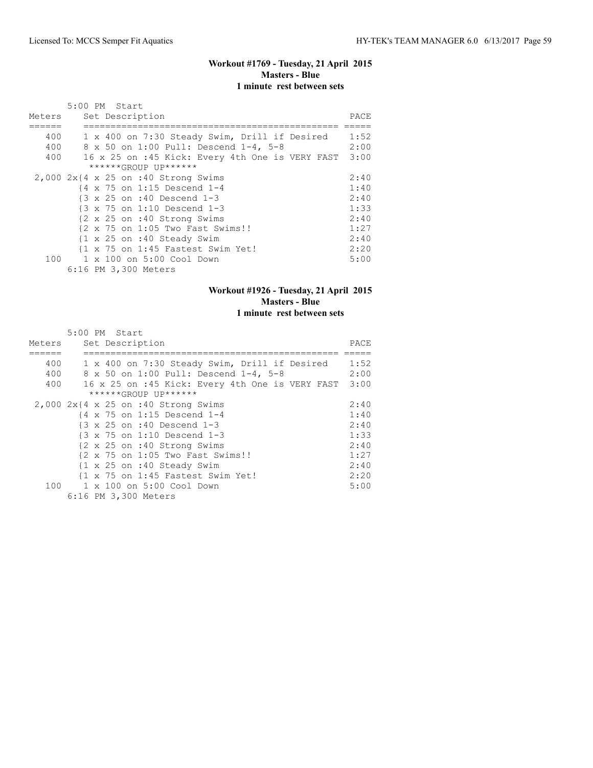**Workout #1769 - Tuesday, 21 April 2015**
**Masters - Blue**
**1 minute rest between sets**

5:00 PM Start

| Meters | Set Description | PACE |
| --- | --- | --- |
| 400 | 1 x 400 on 7:30 Steady Swim, Drill if Desired | 1:52 |
| 400 | 8 x 50 on 1:00 Pull: Descend 1-4, 5-8 | 2:00 |
| 400 | 16 x 25 on :45 Kick: Every 4th One is VERY FAST | 3:00 |
| | ******GROUP UP****** | |
| 2,000 | 2x{4 x 25 on :40 Strong Swims | 2:40 |
| | {4 x 75 on 1:15 Descend 1-4 | 1:40 |
| | {3 x 25 on :40 Descend 1-3 | 2:40 |
| | {3 x 75 on 1:10 Descend 1-3 | 1:33 |
| | {2 x 25 on :40 Strong Swims | 2:40 |
| | {2 x 75 on 1:05 Two Fast Swims!! | 1:27 |
| | {1 x 25 on :40 Steady Swim | 2:40 |
| | {1 x 75 on 1:45 Fastest Swim Yet! | 2:20 |
| 100 | 1 x 100 on 5:00 Cool Down | 5:00 |
| | 6:16 PM 3,300 Meters | |

**Workout #1926 - Tuesday, 21 April 2015**
**Masters - Blue**
**1 minute rest between sets**

5:00 PM Start

| Meters | Set Description | PACE |
| --- | --- | --- |
| 400 | 1 x 400 on 7:30 Steady Swim, Drill if Desired | 1:52 |
| 400 | 8 x 50 on 1:00 Pull: Descend 1-4, 5-8 | 2:00 |
| 400 | 16 x 25 on :45 Kick: Every 4th One is VERY FAST | 3:00 |
| | ******GROUP UP****** | |
| 2,000 | 2x{4 x 25 on :40 Strong Swims | 2:40 |
| | {4 x 75 on 1:15 Descend 1-4 | 1:40 |
| | {3 x 25 on :40 Descend 1-3 | 2:40 |
| | {3 x 75 on 1:10 Descend 1-3 | 1:33 |
| | {2 x 25 on :40 Strong Swims | 2:40 |
| | {2 x 75 on 1:05 Two Fast Swims!! | 1:27 |
| | {1 x 25 on :40 Steady Swim | 2:40 |
| | {1 x 75 on 1:45 Fastest Swim Yet! | 2:20 |
| 100 | 1 x 100 on 5:00 Cool Down | 5:00 |
| | 6:16 PM 3,300 Meters | |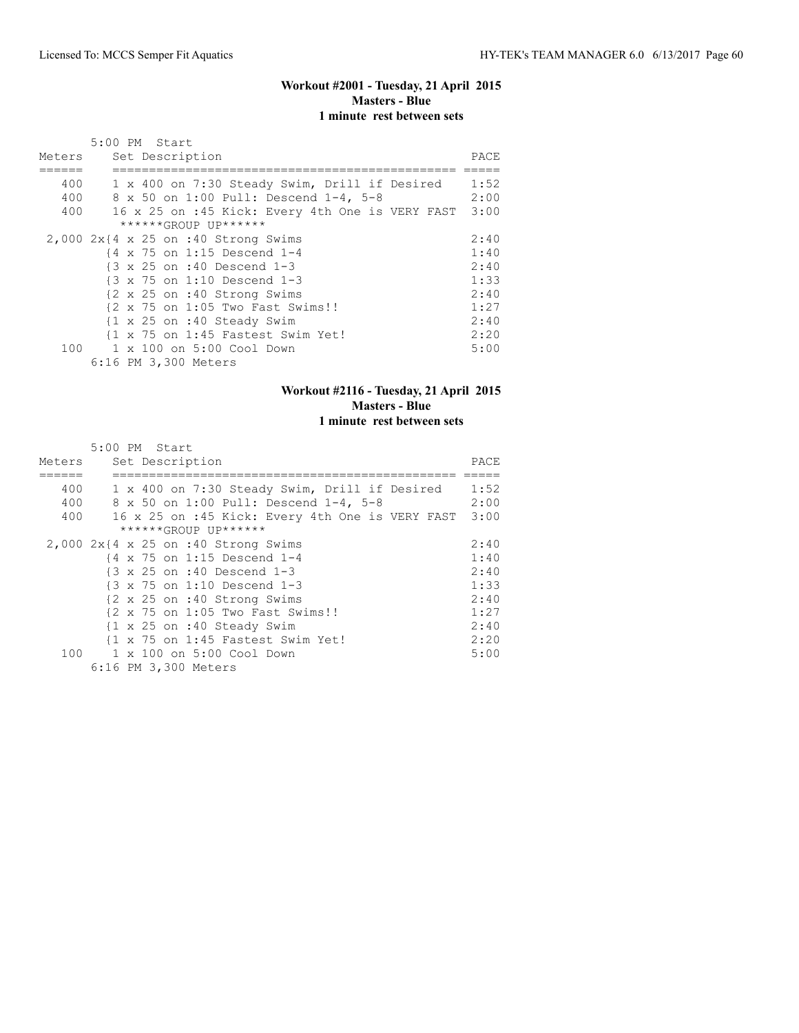## Workout #2001 - Tuesday, 21 April 2015
**Masters - Blue**
**1 minute rest between sets**

5:00 PM Start

| Meters | Set Description | PACE |
|---|---|---|
| 400 | 1 x 400 on 7:30 Steady Swim, Drill if Desired | 1:52 |
| 400 | 8 x 50 on 1:00 Pull: Descend 1-4, 5-8 | 2:00 |
| 400 | 16 x 25 on :45 Kick: Every 4th One is VERY FAST | 3:00 |
| | ******GROUP UP****** | |
| 2,000 | 2x{4 x 25 on :40 Strong Swims | 2:40 |
| | {4 x 75 on 1:15 Descend 1-4 | 1:40 |
| | {3 x 25 on :40 Descend 1-3 | 2:40 |
| | {3 x 75 on 1:10 Descend 1-3 | 1:33 |
| | {2 x 25 on :40 Strong Swims | 2:40 |
| | {2 x 75 on 1:05 Two Fast Swims!! | 1:27 |
| | {1 x 25 on :40 Steady Swim | 2:40 |
| | {1 x 75 on 1:45 Fastest Swim Yet! | 2:20 |
| 100 | 1 x 100 on 5:00 Cool Down | 5:00 |

6:16 PM 3,300 Meters

## Workout #2116 - Tuesday, 21 April 2015
**Masters - Blue**
**1 minute rest between sets**

5:00 PM Start

| Meters | Set Description | PACE |
|---|---|---|
| 400 | 1 x 400 on 7:30 Steady Swim, Drill if Desired | 1:52 |
| 400 | 8 x 50 on 1:00 Pull: Descend 1-4, 5-8 | 2:00 |
| 400 | 16 x 25 on :45 Kick: Every 4th One is VERY FAST | 3:00 |
| | ******GROUP UP****** | |
| 2,000 | 2x{4 x 25 on :40 Strong Swims | 2:40 |
| | {4 x 75 on 1:15 Descend 1-4 | 1:40 |
| | {3 x 25 on :40 Descend 1-3 | 2:40 |
| | {3 x 75 on 1:10 Descend 1-3 | 1:33 |
| | {2 x 25 on :40 Strong Swims | 2:40 |
| | {2 x 75 on 1:05 Two Fast Swims!! | 1:27 |
| | {1 x 25 on :40 Steady Swim | 2:40 |
| | {1 x 75 on 1:45 Fastest Swim Yet! | 2:20 |
| 100 | 1 x 100 on 5:00 Cool Down | 5:00 |

6:16 PM 3,300 Meters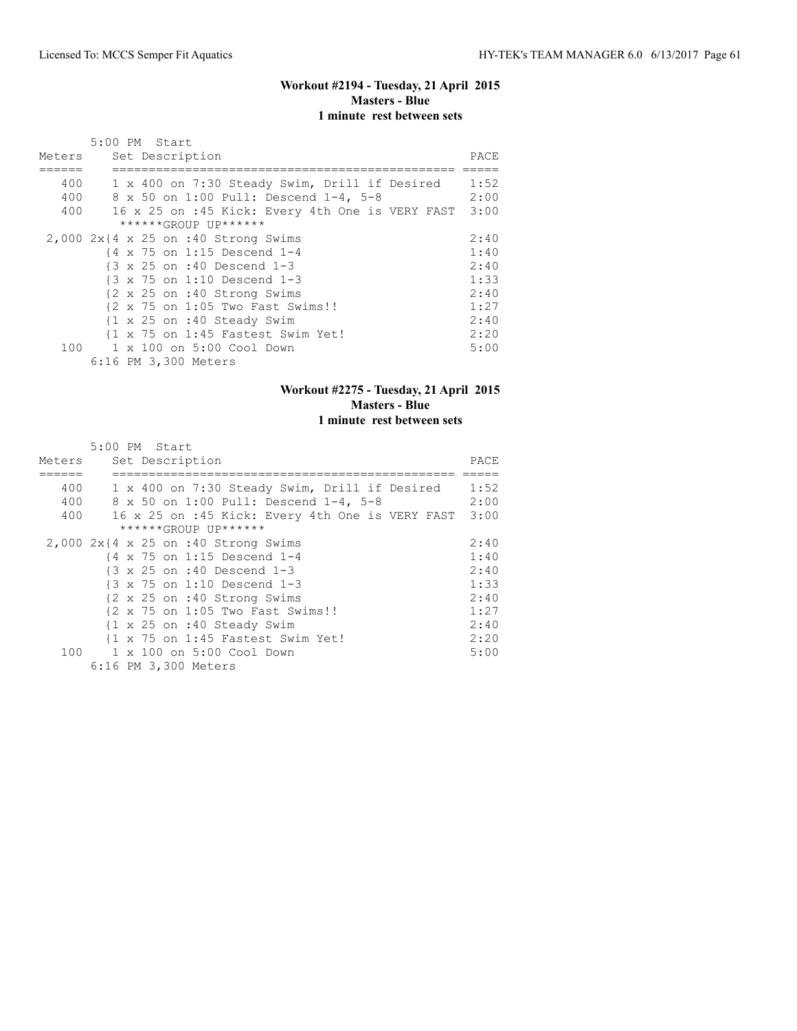### Workout #2194 - Tuesday, 21 April 2015
**Masters - Blue**
**1 minute rest between sets**

| Meters | Set Description | PACE |
|---|---|---|
| | 5:00 PM Start | |
| 400 | 1 x 400 on 7:30 Steady Swim, Drill if Desired | 1:52 |
| 400 | 8 x 50 on 1:00 Pull: Descend 1-4, 5-8 | 2:00 |
| 400 | 16 x 25 on :45 Kick: Every 4th One is VERY FAST | 3:00 |
| | ******GROUP UP****** | |
| 2,000 | 2x{4 x 25 on :40 Strong Swims | 2:40 |
| | {4 x 75 on 1:15 Descend 1-4 | 1:40 |
| | {3 x 25 on :40 Descend 1-3 | 2:40 |
| | {3 x 75 on 1:10 Descend 1-3 | 1:33 |
| | {2 x 25 on :40 Strong Swims | 2:40 |
| | {2 x 75 on 1:05 Two Fast Swims!! | 1:27 |
| | {1 x 25 on :40 Steady Swim | 2:40 |
| | {1 x 75 on 1:45 Fastest Swim Yet! | 2:20 |
| 100 | 1 x 100 on 5:00 Cool Down | 5:00 |
| | 6:16 PM 3,300 Meters | |

### Workout #2275 - Tuesday, 21 April 2015
**Masters - Blue**
**1 minute rest between sets**

| Meters | Set Description | PACE |
|---|---|---|
| | 5:00 PM Start | |
| 400 | 1 x 400 on 7:30 Steady Swim, Drill if Desired | 1:52 |
| 400 | 8 x 50 on 1:00 Pull: Descend 1-4, 5-8 | 2:00 |
| 400 | 16 x 25 on :45 Kick: Every 4th One is VERY FAST | 3:00 |
| | ******GROUP UP****** | |
| 2,000 | 2x{4 x 25 on :40 Strong Swims | 2:40 |
| | {4 x 75 on 1:15 Descend 1-4 | 1:40 |
| | {3 x 25 on :40 Descend 1-3 | 2:40 |
| | {3 x 75 on 1:10 Descend 1-3 | 1:33 |
| | {2 x 25 on :40 Strong Swims | 2:40 |
| | {2 x 75 on 1:05 Two Fast Swims!! | 1:27 |
| | {1 x 25 on :40 Steady Swim | 2:40 |
| | {1 x 75 on 1:45 Fastest Swim Yet! | 2:20 |
| 100 | 1 x 100 on 5:00 Cool Down | 5:00 |
| | 6:16 PM 3,300 Meters | |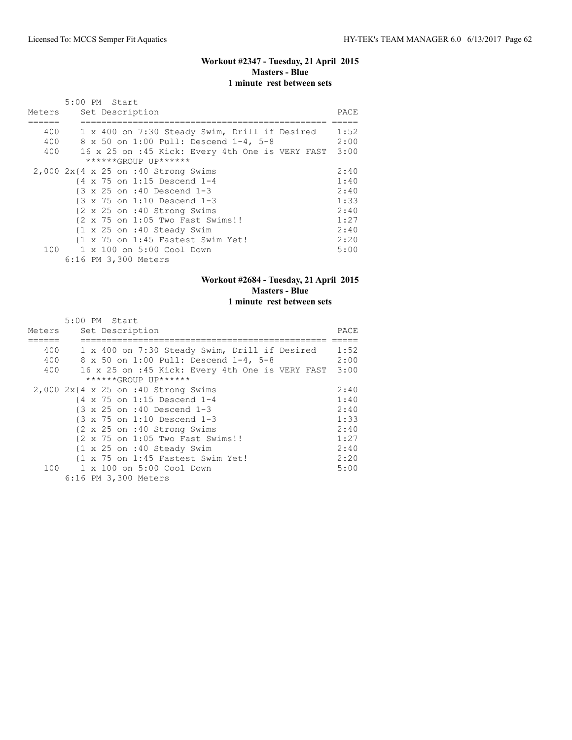### Workout #2347 - Tuesday, 21 April 2015
**Masters - Blue**
**1 minute rest between sets**

```
       5:00 PM  Start
Meters     Set Description                                      PACE
======     ===============================================     =====
   400     1 x 400 on 7:30 Steady Swim, Drill if Desired       1:52
   400     8 x 50 on 1:00 Pull: Descend 1-4, 5-8               2:00
   400     16 x 25 on :45 Kick: Every 4th One is VERY FAST     3:00
            ******GROUP UP******
 2,000 2x{4 x 25 on :40 Strong Swims                            2:40
         {4 x 75 on 1:15 Descend 1-4                            1:40
         {3 x 25 on :40 Descend 1-3                             2:40
         {3 x 75 on 1:10 Descend 1-3                            1:33
         {2 x 25 on :40 Strong Swims                            2:40
         {2 x 75 on 1:05 Two Fast Swims!!                       1:27
         {1 x 25 on :40 Steady Swim                             2:40
         {1 x 75 on 1:45 Fastest Swim Yet!                      2:20
   100     1 x 100 on 5:00 Cool Down                            5:00
       6:16 PM 3,300 Meters
```

### Workout #2684 - Tuesday, 21 April 2015
**Masters - Blue**
**1 minute rest between sets**

```
       5:00 PM  Start
Meters     Set Description                                      PACE
======     ===============================================     =====
   400     1 x 400 on 7:30 Steady Swim, Drill if Desired       1:52
   400     8 x 50 on 1:00 Pull: Descend 1-4, 5-8               2:00
   400     16 x 25 on :45 Kick: Every 4th One is VERY FAST     3:00
            ******GROUP UP******
 2,000 2x{4 x 25 on :40 Strong Swims                            2:40
         {4 x 75 on 1:15 Descend 1-4                            1:40
         {3 x 25 on :40 Descend 1-3                             2:40
         {3 x 75 on 1:10 Descend 1-3                            1:33
         {2 x 25 on :40 Strong Swims                            2:40
         {2 x 75 on 1:05 Two Fast Swims!!                       1:27
         {1 x 25 on :40 Steady Swim                             2:40
         {1 x 75 on 1:45 Fastest Swim Yet!                      2:20
   100     1 x 100 on 5:00 Cool Down                            5:00
       6:16 PM 3,300 Meters
```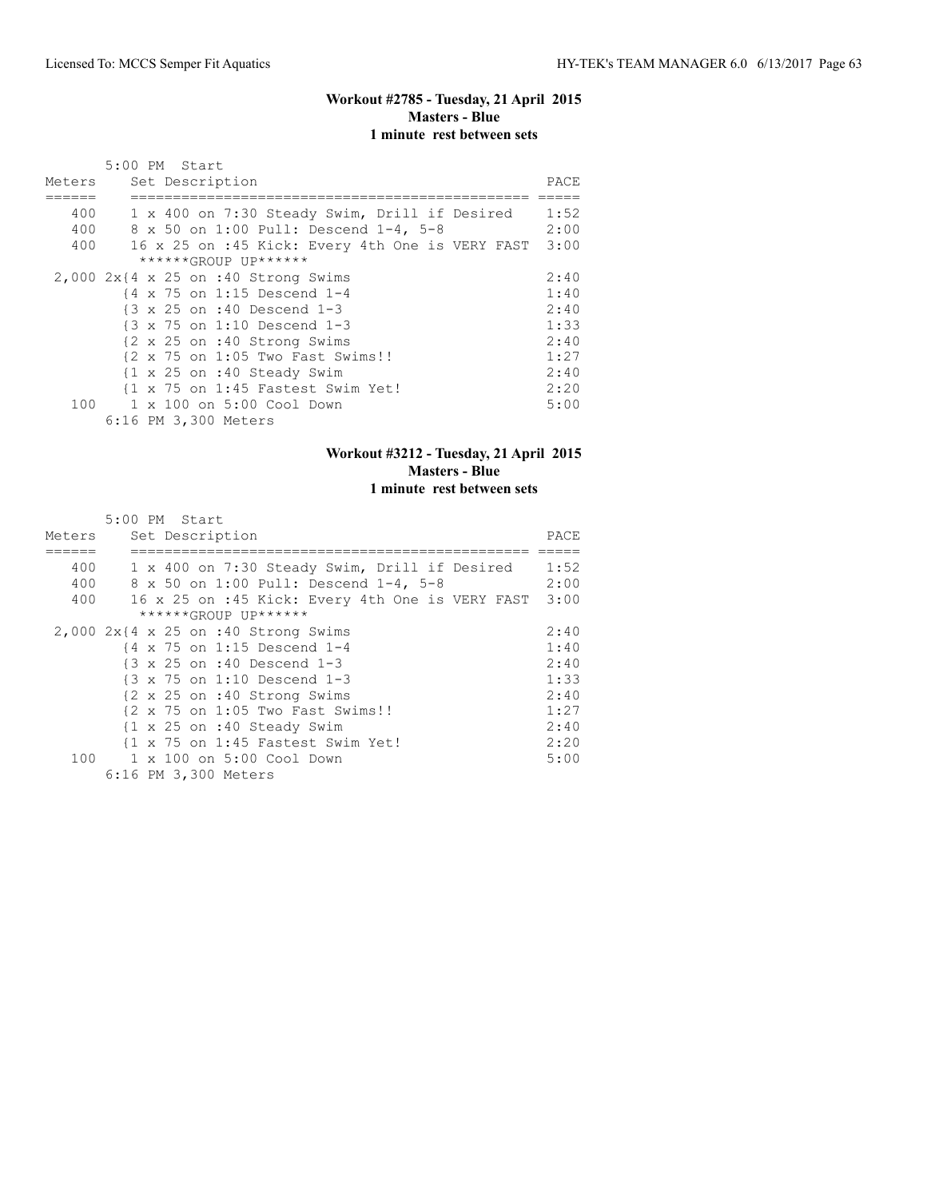### Workout #2785 - Tuesday, 21 April 2015
**Masters - Blue**
**1 minute rest between sets**

```
       5:00 PM  Start
Meters     Set Description                                    PACE
======     ===============================================  =====
   400     1 x 400 on 7:30 Steady Swim, Drill if Desired     1:52
   400     8 x 50 on 1:00 Pull: Descend 1-4, 5-8             2:00
   400     16 x 25 on :45 Kick: Every 4th One is VERY FAST  3:00
            ******GROUP UP******
 2,000 2x{4 x 25 on :40 Strong Swims                         2:40
          {4 x 75 on 1:15 Descend 1-4                        1:40
          {3 x 25 on :40 Descend 1-3                         2:40
          {3 x 75 on 1:10 Descend 1-3                        1:33
          {2 x 25 on :40 Strong Swims                        2:40
          {2 x 75 on 1:05 Two Fast Swims!!                   1:27
          {1 x 25 on :40 Steady Swim                         2:40
          {1 x 75 on 1:45 Fastest Swim Yet!                  2:20
   100     1 x 100 on 5:00 Cool Down                         5:00
       6:16 PM 3,300 Meters
```

### Workout #3212 - Tuesday, 21 April 2015
**Masters - Blue**
**1 minute rest between sets**

```
       5:00 PM  Start
Meters     Set Description                                    PACE
======     ===============================================  =====
   400     1 x 400 on 7:30 Steady Swim, Drill if Desired     1:52
   400     8 x 50 on 1:00 Pull: Descend 1-4, 5-8             2:00
   400     16 x 25 on :45 Kick: Every 4th One is VERY FAST  3:00
            ******GROUP UP******
 2,000 2x{4 x 25 on :40 Strong Swims                         2:40
          {4 x 75 on 1:15 Descend 1-4                        1:40
          {3 x 25 on :40 Descend 1-3                         2:40
          {3 x 75 on 1:10 Descend 1-3                        1:33
          {2 x 25 on :40 Strong Swims                        2:40
          {2 x 75 on 1:05 Two Fast Swims!!                   1:27
          {1 x 25 on :40 Steady Swim                         2:40
          {1 x 75 on 1:45 Fastest Swim Yet!                  2:20
   100     1 x 100 on 5:00 Cool Down                         5:00
       6:16 PM 3,300 Meters
```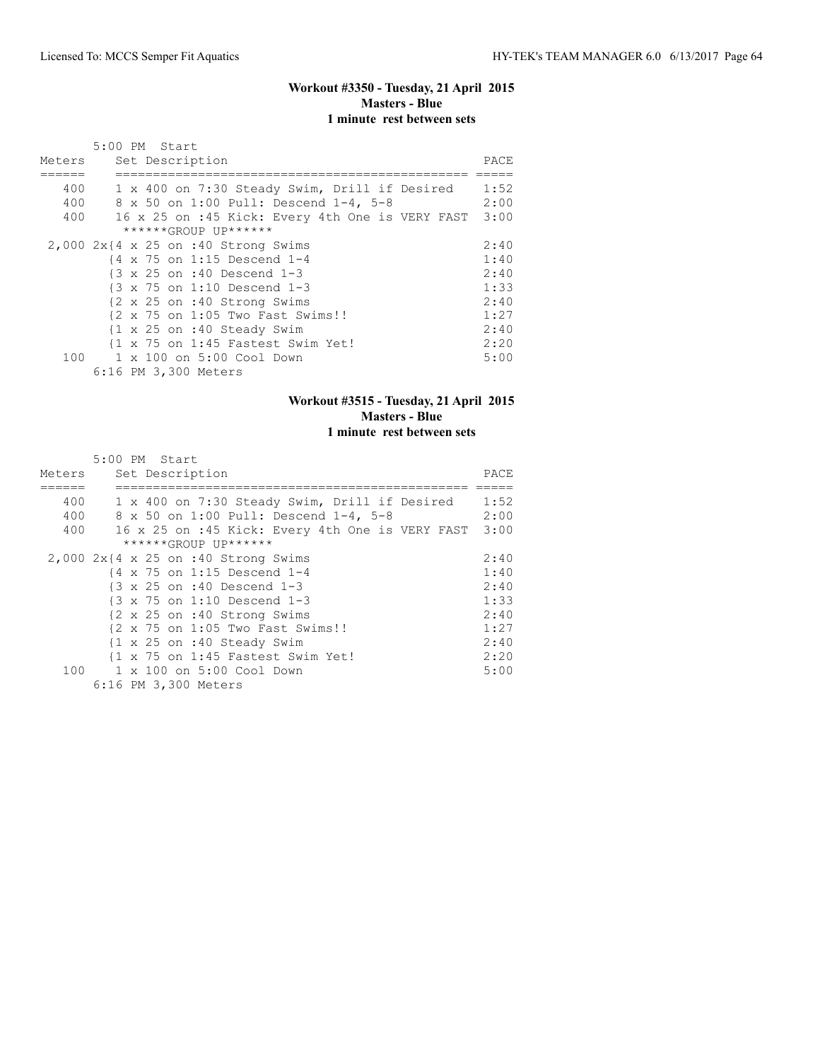### Workout #3350 - Tuesday, 21 April 2015
**Masters - Blue**
**1 minute rest between sets**

5:00 PM Start

| Meters | Set Description | PACE |
|---|---|---|
| 400 | 1 x 400 on 7:30 Steady Swim, Drill if Desired | 1:52 |
| 400 | 8 x 50 on 1:00 Pull: Descend 1-4, 5-8 | 2:00 |
| 400 | 16 x 25 on :45 Kick: Every 4th One is VERY FAST | 3:00 |
| | ******GROUP UP****** | |
| 2,000 | 2x{4 x 25 on :40 Strong Swims | 2:40 |
| | {4 x 75 on 1:15 Descend 1-4 | 1:40 |
| | {3 x 25 on :40 Descend 1-3 | 2:40 |
| | {3 x 75 on 1:10 Descend 1-3 | 1:33 |
| | {2 x 25 on :40 Strong Swims | 2:40 |
| | {2 x 75 on 1:05 Two Fast Swims!! | 1:27 |
| | {1 x 25 on :40 Steady Swim | 2:40 |
| | {1 x 75 on 1:45 Fastest Swim Yet! | 2:20 |
| 100 | 1 x 100 on 5:00 Cool Down | 5:00 |

6:16 PM 3,300 Meters

### Workout #3515 - Tuesday, 21 April 2015
**Masters - Blue**
**1 minute rest between sets**

5:00 PM Start

| Meters | Set Description | PACE |
|---|---|---|
| 400 | 1 x 400 on 7:30 Steady Swim, Drill if Desired | 1:52 |
| 400 | 8 x 50 on 1:00 Pull: Descend 1-4, 5-8 | 2:00 |
| 400 | 16 x 25 on :45 Kick: Every 4th One is VERY FAST | 3:00 |
| | ******GROUP UP****** | |
| 2,000 | 2x{4 x 25 on :40 Strong Swims | 2:40 |
| | {4 x 75 on 1:15 Descend 1-4 | 1:40 |
| | {3 x 25 on :40 Descend 1-3 | 2:40 |
| | {3 x 75 on 1:10 Descend 1-3 | 1:33 |
| | {2 x 25 on :40 Strong Swims | 2:40 |
| | {2 x 75 on 1:05 Two Fast Swims!! | 1:27 |
| | {1 x 25 on :40 Steady Swim | 2:40 |
| | {1 x 75 on 1:45 Fastest Swim Yet! | 2:20 |
| 100 | 1 x 100 on 5:00 Cool Down | 5:00 |

6:16 PM 3,300 Meters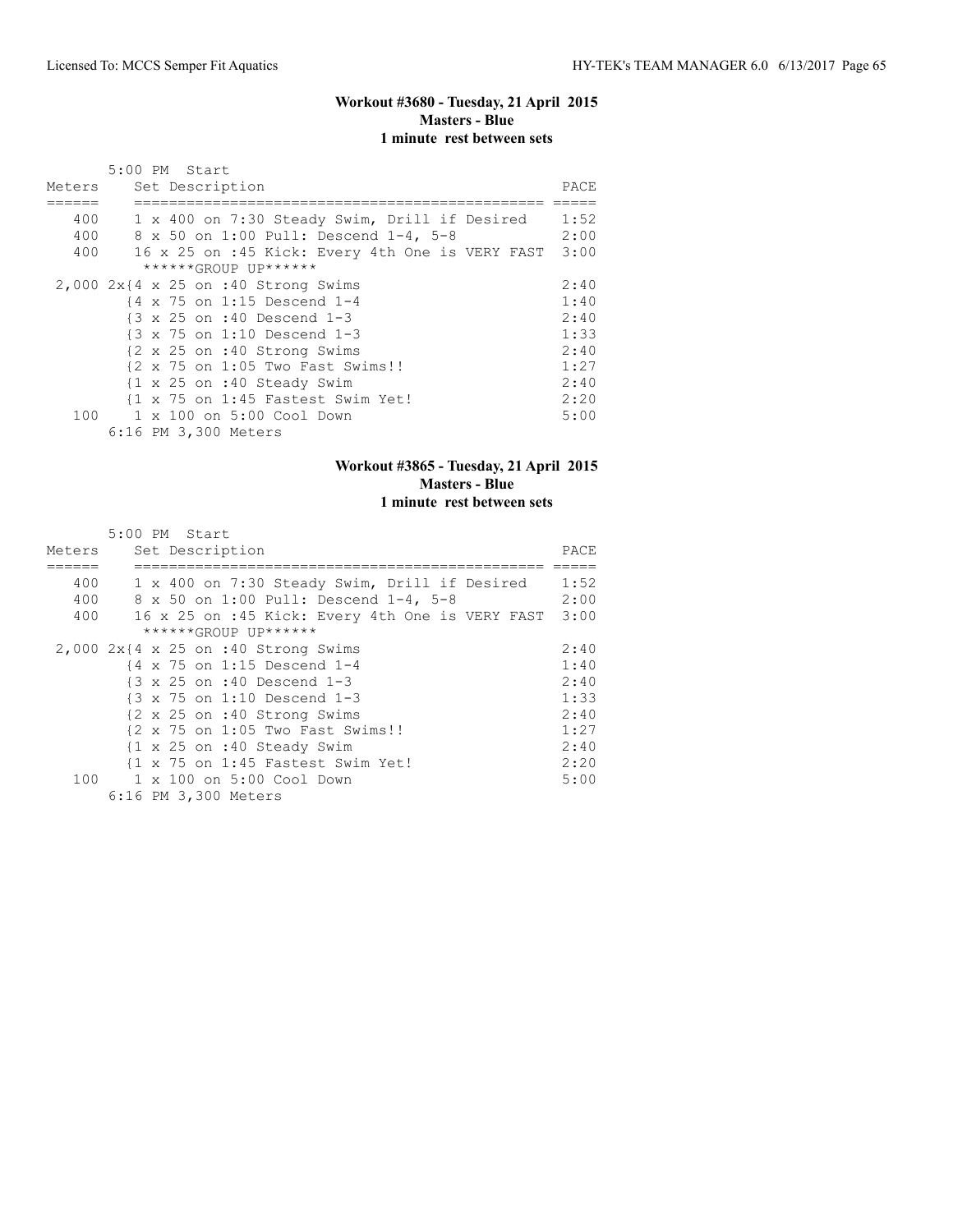### Workout #3680 - Tuesday, 21 April 2015
**Masters - Blue**
**1 minute rest between sets**

```
       5:00 PM  Start
Meters     Set Description                                   PACE
======     ===============================================  =====
   400     1 x 400 on 7:30 Steady Swim, Drill if Desired     1:52
   400     8 x 50 on 1:00 Pull: Descend 1-4, 5-8             2:00
   400     16 x 25 on :45 Kick: Every 4th One is VERY FAST  3:00
            ******GROUP UP******
 2,000 2x{4 x 25 on :40 Strong Swims                         2:40
          {4 x 75 on 1:15 Descend 1-4                        1:40
          {3 x 25 on :40 Descend 1-3                         2:40
          {3 x 75 on 1:10 Descend 1-3                        1:33
          {2 x 25 on :40 Strong Swims                        2:40
          {2 x 75 on 1:05 Two Fast Swims!!                   1:27
          {1 x 25 on :40 Steady Swim                         2:40
          {1 x 75 on 1:45 Fastest Swim Yet!                  2:20
   100     1 x 100 on 5:00 Cool Down                         5:00
       6:16 PM 3,300 Meters
```

### Workout #3865 - Tuesday, 21 April 2015
**Masters - Blue**
**1 minute rest between sets**

```
       5:00 PM  Start
Meters     Set Description                                   PACE
======     ===============================================  =====
   400     1 x 400 on 7:30 Steady Swim, Drill if Desired     1:52
   400     8 x 50 on 1:00 Pull: Descend 1-4, 5-8             2:00
   400     16 x 25 on :45 Kick: Every 4th One is VERY FAST  3:00
            ******GROUP UP******
 2,000 2x{4 x 25 on :40 Strong Swims                         2:40
          {4 x 75 on 1:15 Descend 1-4                        1:40
          {3 x 25 on :40 Descend 1-3                         2:40
          {3 x 75 on 1:10 Descend 1-3                        1:33
          {2 x 25 on :40 Strong Swims                        2:40
          {2 x 75 on 1:05 Two Fast Swims!!                   1:27
          {1 x 25 on :40 Steady Swim                         2:40
          {1 x 75 on 1:45 Fastest Swim Yet!                  2:20
   100     1 x 100 on 5:00 Cool Down                         5:00
       6:16 PM 3,300 Meters
```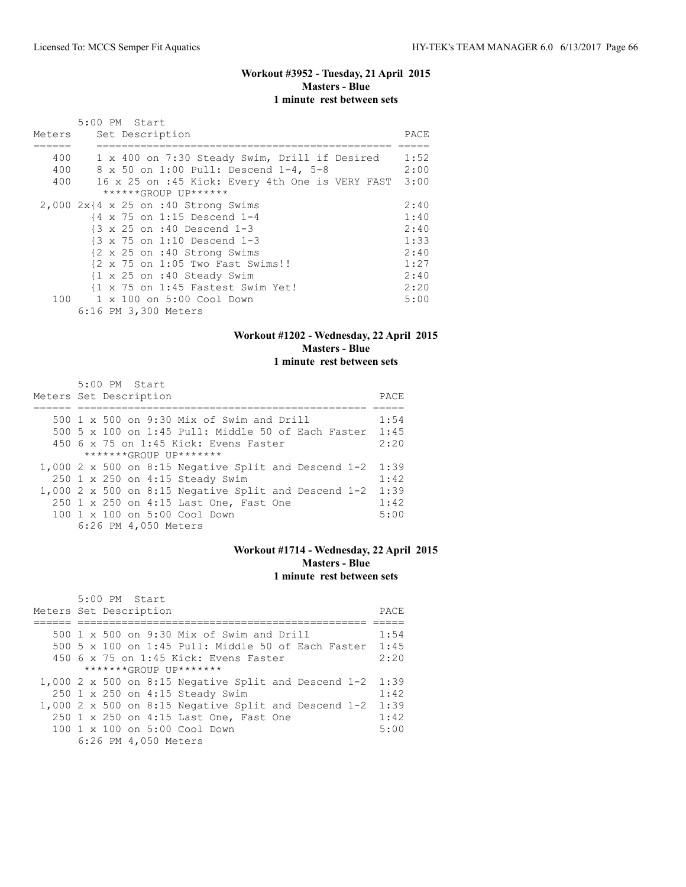### Workout #3952 - Tuesday, 21 April 2015
**Masters - Blue**
**1 minute rest between sets**

5:00 PM Start

| Meters | Set Description | PACE |
|---|---|---|
| 400 | 1 x 400 on 7:30 Steady Swim, Drill if Desired | 1:52 |
| 400 | 8 x 50 on 1:00 Pull: Descend 1-4, 5-8 | 2:00 |
| 400 | 16 x 25 on :45 Kick: Every 4th One is VERY FAST | 3:00 |
| | ******GROUP UP****** | |
| 2,000 | 2x{4 x 25 on :40 Strong Swims | 2:40 |
| | {4 x 75 on 1:15 Descend 1-4 | 1:40 |
| | {3 x 25 on :40 Descend 1-3 | 2:40 |
| | {3 x 75 on 1:10 Descend 1-3 | 1:33 |
| | {2 x 25 on :40 Strong Swims | 2:40 |
| | {2 x 75 on 1:05 Two Fast Swims!! | 1:27 |
| | {1 x 25 on :40 Steady Swim | 2:40 |
| | {1 x 75 on 1:45 Fastest Swim Yet! | 2:20 |
| 100 | 1 x 100 on 5:00 Cool Down | 5:00 |
| | 6:16 PM 3,300 Meters | |

### Workout #1202 - Wednesday, 22 April 2015
**Masters - Blue**
**1 minute rest between sets**

5:00 PM Start

| Meters | Set Description | PACE |
|---|---|---|
| 500 | 1 x 500 on 9:30 Mix of Swim and Drill | 1:54 |
| 500 | 5 x 100 on 1:45 Pull: Middle 50 of Each Faster | 1:45 |
| 450 | 6 x 75 on 1:45 Kick: Evens Faster | 2:20 |
| | *******GROUP UP******* | |
| 1,000 | 2 x 500 on 8:15 Negative Split and Descend 1-2 | 1:39 |
| 250 | 1 x 250 on 4:15 Steady Swim | 1:42 |
| 1,000 | 2 x 500 on 8:15 Negative Split and Descend 1-2 | 1:39 |
| 250 | 1 x 250 on 4:15 Last One, Fast One | 1:42 |
| 100 | 1 x 100 on 5:00 Cool Down | 5:00 |
| | 6:26 PM 4,050 Meters | |

### Workout #1714 - Wednesday, 22 April 2015
**Masters - Blue**
**1 minute rest between sets**

5:00 PM Start

| Meters | Set Description | PACE |
|---|---|---|
| 500 | 1 x 500 on 9:30 Mix of Swim and Drill | 1:54 |
| 500 | 5 x 100 on 1:45 Pull: Middle 50 of Each Faster | 1:45 |
| 450 | 6 x 75 on 1:45 Kick: Evens Faster | 2:20 |
| | *******GROUP UP******* | |
| 1,000 | 2 x 500 on 8:15 Negative Split and Descend 1-2 | 1:39 |
| 250 | 1 x 250 on 4:15 Steady Swim | 1:42 |
| 1,000 | 2 x 500 on 8:15 Negative Split and Descend 1-2 | 1:39 |
| 250 | 1 x 250 on 4:15 Last One, Fast One | 1:42 |
| 100 | 1 x 100 on 5:00 Cool Down | 5:00 |
| | 6:26 PM 4,050 Meters | |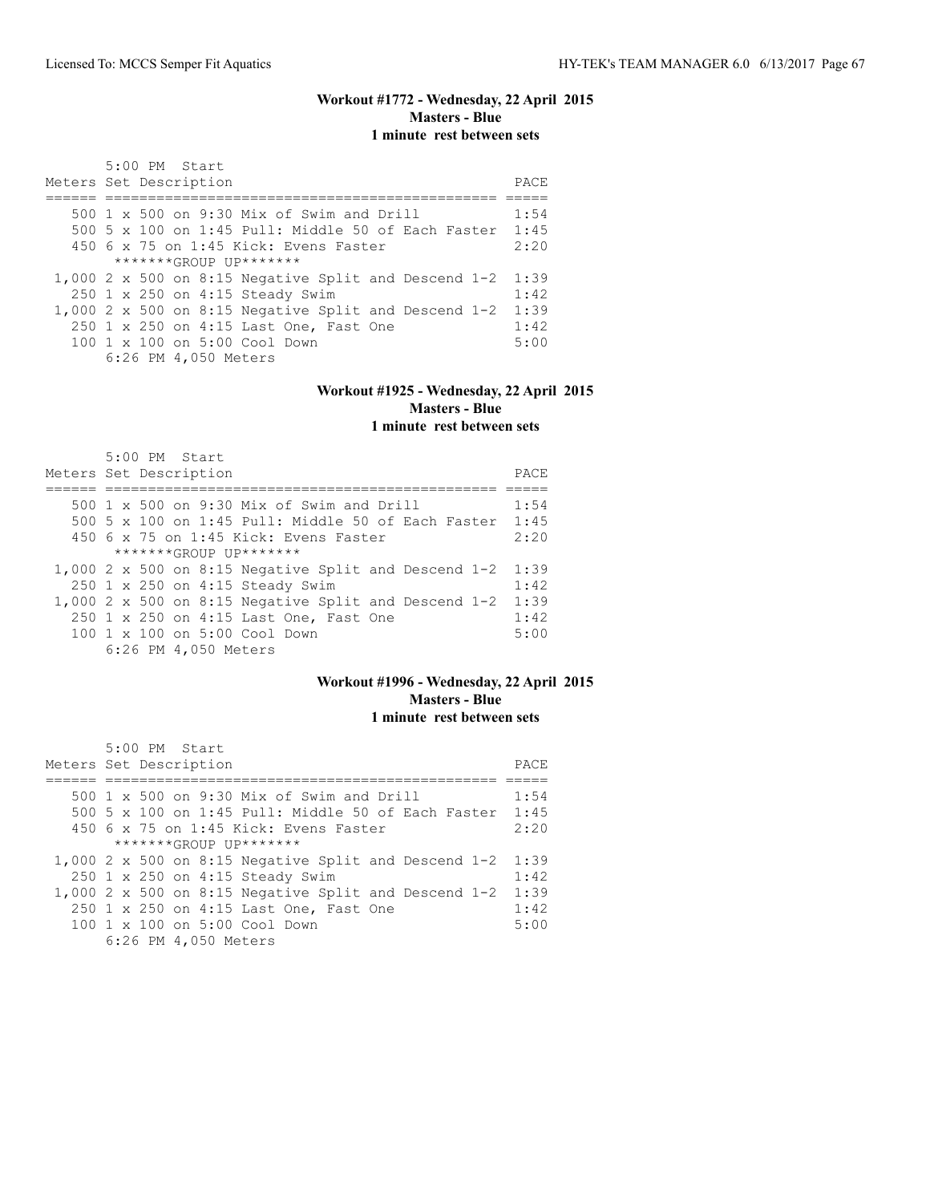## Workout #1772 - Wednesday, 22 April 2015
**Masters - Blue**
**1 minute rest between sets**

```
       5:00 PM  Start
Meters Set Description                                    PACE
====== ================================================ =====
   500 1 x 500 on 9:30 Mix of Swim and Drill              1:54
   500 5 x 100 on 1:45 Pull: Middle 50 of Each Faster   1:45
   450 6 x 75 on 1:45 Kick: Evens Faster                  2:20
        *******GROUP UP*******
 1,000 2 x 500 on 8:15 Negative Split and Descend 1-2  1:39
   250 1 x 250 on 4:15 Steady Swim                        1:42
 1,000 2 x 500 on 8:15 Negative Split and Descend 1-2  1:39
   250 1 x 250 on 4:15 Last One, Fast One                 1:42
   100 1 x 100 on 5:00 Cool Down                          5:00
       6:26 PM 4,050 Meters
```

## Workout #1925 - Wednesday, 22 April 2015
**Masters - Blue**
**1 minute rest between sets**

```
       5:00 PM  Start
Meters Set Description                                    PACE
====== ================================================ =====
   500 1 x 500 on 9:30 Mix of Swim and Drill              1:54
   500 5 x 100 on 1:45 Pull: Middle 50 of Each Faster   1:45
   450 6 x 75 on 1:45 Kick: Evens Faster                  2:20
        *******GROUP UP*******
 1,000 2 x 500 on 8:15 Negative Split and Descend 1-2  1:39
   250 1 x 250 on 4:15 Steady Swim                        1:42
 1,000 2 x 500 on 8:15 Negative Split and Descend 1-2  1:39
   250 1 x 250 on 4:15 Last One, Fast One                 1:42
   100 1 x 100 on 5:00 Cool Down                          5:00
       6:26 PM 4,050 Meters
```

## Workout #1996 - Wednesday, 22 April 2015
**Masters - Blue**
**1 minute rest between sets**

```
       5:00 PM  Start
Meters Set Description                                    PACE
====== ================================================ =====
   500 1 x 500 on 9:30 Mix of Swim and Drill              1:54
   500 5 x 100 on 1:45 Pull: Middle 50 of Each Faster   1:45
   450 6 x 75 on 1:45 Kick: Evens Faster                  2:20
        *******GROUP UP*******
 1,000 2 x 500 on 8:15 Negative Split and Descend 1-2  1:39
   250 1 x 250 on 4:15 Steady Swim                        1:42
 1,000 2 x 500 on 8:15 Negative Split and Descend 1-2  1:39
   250 1 x 250 on 4:15 Last One, Fast One                 1:42
   100 1 x 100 on 5:00 Cool Down                          5:00
       6:26 PM 4,050 Meters
```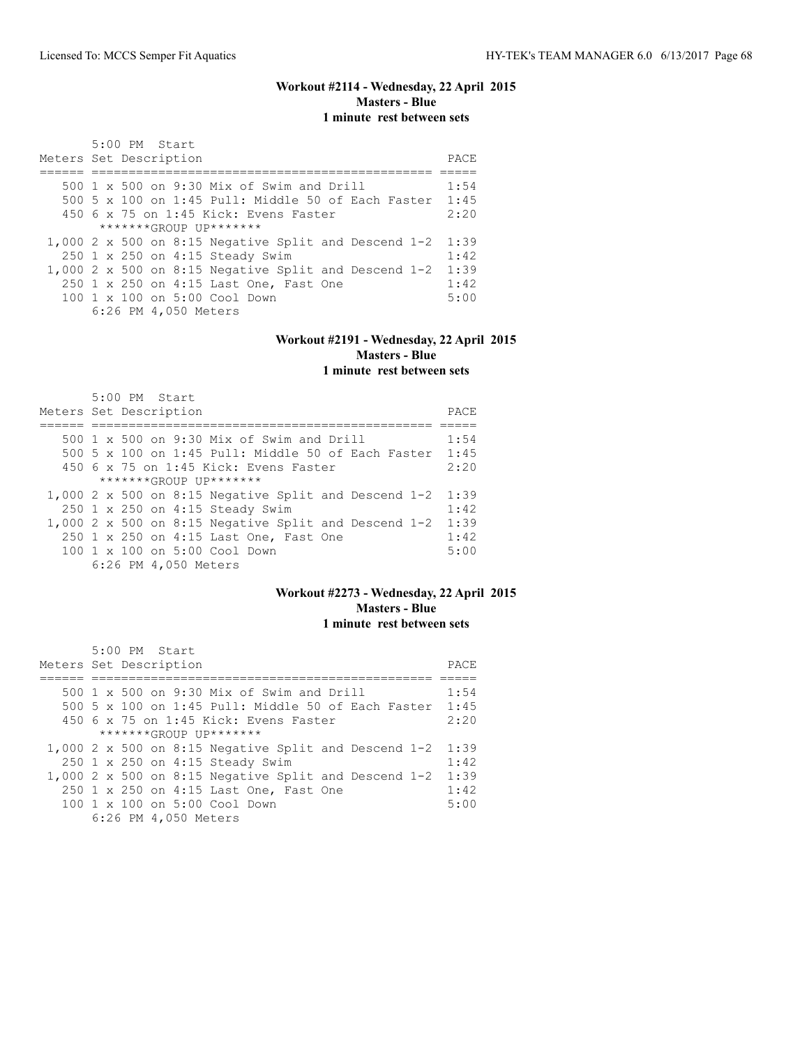### Workout #2114 - Wednesday, 22 April 2015
**Masters - Blue**
**1 minute rest between sets**

```
       5:00 PM  Start
Meters Set Description                                    PACE
====== ================================================= =====
   500 1 x 500 on 9:30 Mix of Swim and Drill              1:54
   500 5 x 100 on 1:45 Pull: Middle 50 of Each Faster  1:45
   450 6 x 75 on 1:45 Kick: Evens Faster                  2:20
        *******GROUP UP*******
 1,000 2 x 500 on 8:15 Negative Split and Descend 1-2  1:39
   250 1 x 250 on 4:15 Steady Swim                        1:42
 1,000 2 x 500 on 8:15 Negative Split and Descend 1-2  1:39
   250 1 x 250 on 4:15 Last One, Fast One                 1:42
   100 1 x 100 on 5:00 Cool Down                          5:00
       6:26 PM 4,050 Meters
```

### Workout #2191 - Wednesday, 22 April 2015
**Masters - Blue**
**1 minute rest between sets**

```
       5:00 PM  Start
Meters Set Description                                    PACE
====== ================================================= =====
   500 1 x 500 on 9:30 Mix of Swim and Drill              1:54
   500 5 x 100 on 1:45 Pull: Middle 50 of Each Faster  1:45
   450 6 x 75 on 1:45 Kick: Evens Faster                  2:20
        *******GROUP UP*******
 1,000 2 x 500 on 8:15 Negative Split and Descend 1-2  1:39
   250 1 x 250 on 4:15 Steady Swim                        1:42
 1,000 2 x 500 on 8:15 Negative Split and Descend 1-2  1:39
   250 1 x 250 on 4:15 Last One, Fast One                 1:42
   100 1 x 100 on 5:00 Cool Down                          5:00
       6:26 PM 4,050 Meters
```

### Workout #2273 - Wednesday, 22 April 2015
**Masters - Blue**
**1 minute rest between sets**

```
       5:00 PM  Start
Meters Set Description                                    PACE
====== ================================================= =====
   500 1 x 500 on 9:30 Mix of Swim and Drill              1:54
   500 5 x 100 on 1:45 Pull: Middle 50 of Each Faster  1:45
   450 6 x 75 on 1:45 Kick: Evens Faster                  2:20
        *******GROUP UP*******
 1,000 2 x 500 on 8:15 Negative Split and Descend 1-2  1:39
   250 1 x 250 on 4:15 Steady Swim                        1:42
 1,000 2 x 500 on 8:15 Negative Split and Descend 1-2  1:39
   250 1 x 250 on 4:15 Last One, Fast One                 1:42
   100 1 x 100 on 5:00 Cool Down                          5:00
       6:26 PM 4,050 Meters
```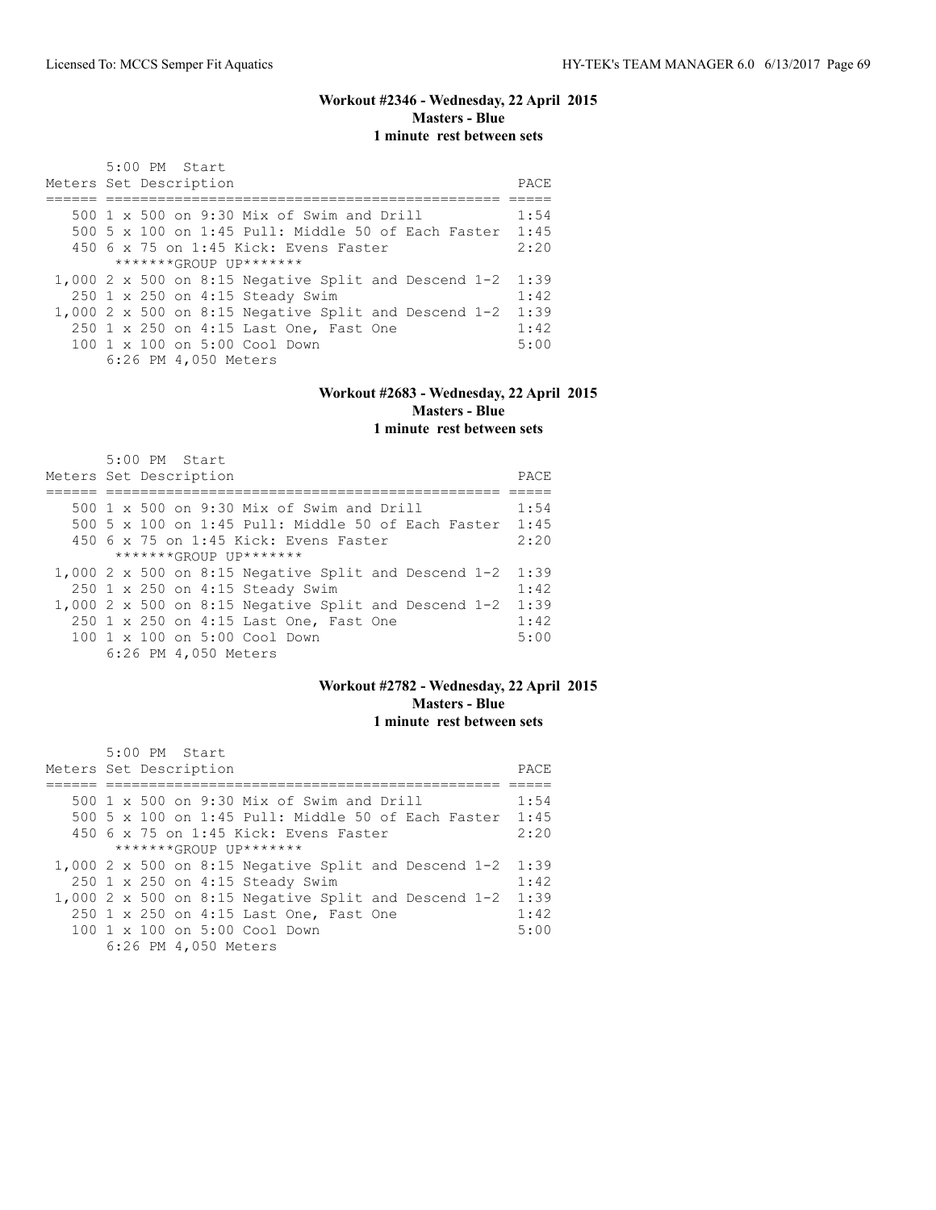### Workout #2346 - Wednesday, 22 April 2015
**Masters - Blue**
**1 minute rest between sets**

```
       5:00 PM  Start
Meters Set Description                                    PACE
====== ================================================= =====
   500 1 x 500 on 9:30 Mix of Swim and Drill              1:54
   500 5 x 100 on 1:45 Pull: Middle 50 of Each Faster     1:45
   450 6 x 75 on 1:45 Kick: Evens Faster                  2:20
        *******GROUP UP*******
 1,000 2 x 500 on 8:15 Negative Split and Descend 1-2     1:39
   250 1 x 250 on 4:15 Steady Swim                        1:42
 1,000 2 x 500 on 8:15 Negative Split and Descend 1-2     1:39
   250 1 x 250 on 4:15 Last One, Fast One                 1:42
   100 1 x 100 on 5:00 Cool Down                          5:00
       6:26 PM 4,050 Meters
```

### Workout #2683 - Wednesday, 22 April 2015
**Masters - Blue**
**1 minute rest between sets**

```
       5:00 PM  Start
Meters Set Description                                    PACE
====== ================================================= =====
   500 1 x 500 on 9:30 Mix of Swim and Drill              1:54
   500 5 x 100 on 1:45 Pull: Middle 50 of Each Faster     1:45
   450 6 x 75 on 1:45 Kick: Evens Faster                  2:20
        *******GROUP UP*******
 1,000 2 x 500 on 8:15 Negative Split and Descend 1-2     1:39
   250 1 x 250 on 4:15 Steady Swim                        1:42
 1,000 2 x 500 on 8:15 Negative Split and Descend 1-2     1:39
   250 1 x 250 on 4:15 Last One, Fast One                 1:42
   100 1 x 100 on 5:00 Cool Down                          5:00
       6:26 PM 4,050 Meters
```

### Workout #2782 - Wednesday, 22 April 2015
**Masters - Blue**
**1 minute rest between sets**

```
       5:00 PM  Start
Meters Set Description                                    PACE
====== ================================================= =====
   500 1 x 500 on 9:30 Mix of Swim and Drill              1:54
   500 5 x 100 on 1:45 Pull: Middle 50 of Each Faster     1:45
   450 6 x 75 on 1:45 Kick: Evens Faster                  2:20
        *******GROUP UP*******
 1,000 2 x 500 on 8:15 Negative Split and Descend 1-2     1:39
   250 1 x 250 on 4:15 Steady Swim                        1:42
 1,000 2 x 500 on 8:15 Negative Split and Descend 1-2     1:39
   250 1 x 250 on 4:15 Last One, Fast One                 1:42
   100 1 x 100 on 5:00 Cool Down                          5:00
       6:26 PM 4,050 Meters
```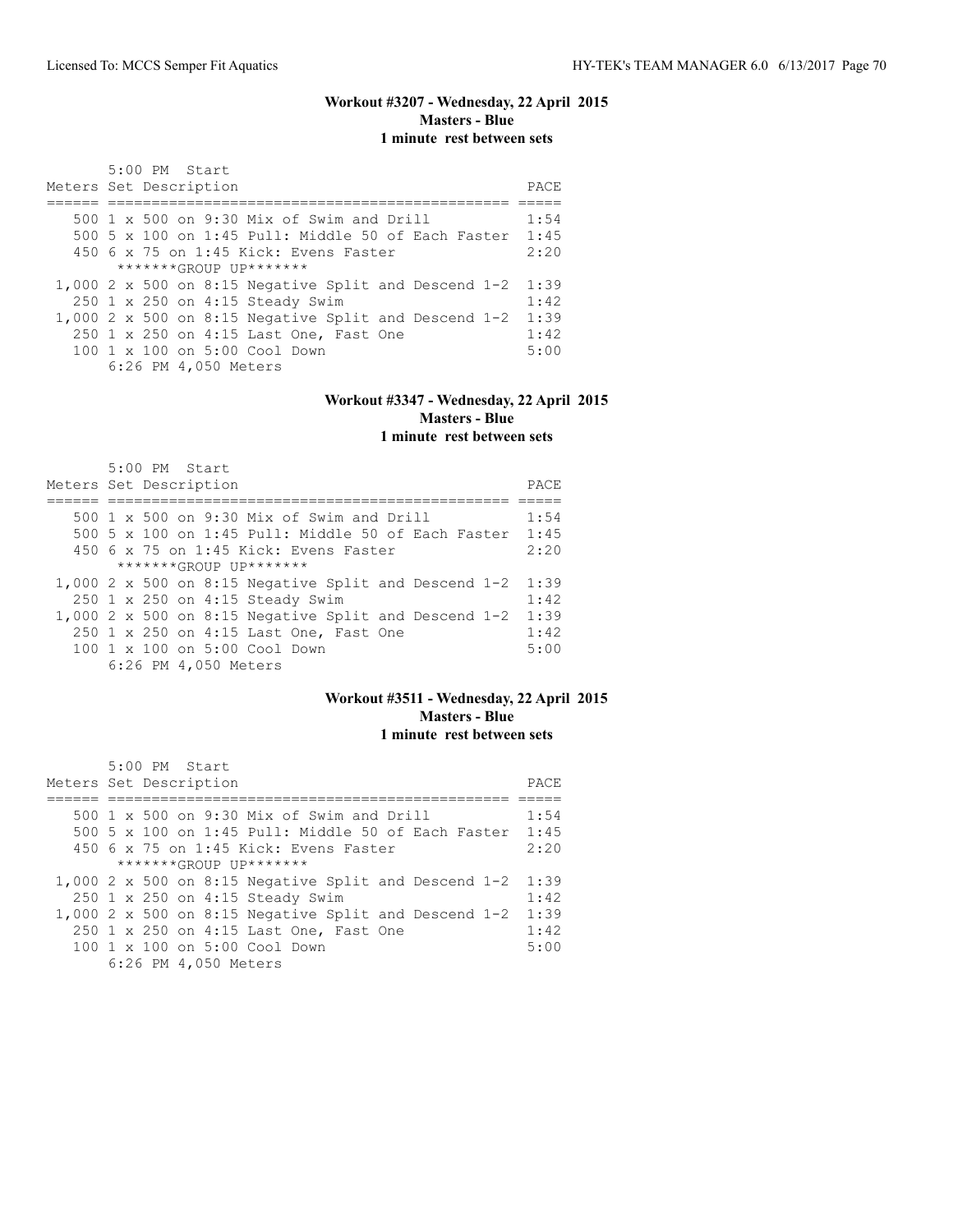### Workout #3207 - Wednesday, 22 April 2015
**Masters - Blue**
**1 minute rest between sets**

```
       5:00 PM  Start
Meters Set Description                                   PACE
====== ================================================ =====
   500 1 x 500 on 9:30 Mix of Swim and Drill             1:54
   500 5 x 100 on 1:45 Pull: Middle 50 of Each Faster  1:45
   450 6 x 75 on 1:45 Kick: Evens Faster                 2:20
        *******GROUP UP*******
 1,000 2 x 500 on 8:15 Negative Split and Descend 1-2  1:39
   250 1 x 250 on 4:15 Steady Swim                       1:42
 1,000 2 x 500 on 8:15 Negative Split and Descend 1-2  1:39
   250 1 x 250 on 4:15 Last One, Fast One                1:42
   100 1 x 100 on 5:00 Cool Down                         5:00
       6:26 PM 4,050 Meters
```

### Workout #3347 - Wednesday, 22 April 2015
**Masters - Blue**
**1 minute rest between sets**

```
       5:00 PM  Start
Meters Set Description                                   PACE
====== ================================================ =====
   500 1 x 500 on 9:30 Mix of Swim and Drill             1:54
   500 5 x 100 on 1:45 Pull: Middle 50 of Each Faster  1:45
   450 6 x 75 on 1:45 Kick: Evens Faster                 2:20
        *******GROUP UP*******
 1,000 2 x 500 on 8:15 Negative Split and Descend 1-2  1:39
   250 1 x 250 on 4:15 Steady Swim                       1:42
 1,000 2 x 500 on 8:15 Negative Split and Descend 1-2  1:39
   250 1 x 250 on 4:15 Last One, Fast One                1:42
   100 1 x 100 on 5:00 Cool Down                         5:00
       6:26 PM 4,050 Meters
```

### Workout #3511 - Wednesday, 22 April 2015
**Masters - Blue**
**1 minute rest between sets**

```
       5:00 PM  Start
Meters Set Description                                   PACE
====== ================================================ =====
   500 1 x 500 on 9:30 Mix of Swim and Drill             1:54
   500 5 x 100 on 1:45 Pull: Middle 50 of Each Faster  1:45
   450 6 x 75 on 1:45 Kick: Evens Faster                 2:20
        *******GROUP UP*******
 1,000 2 x 500 on 8:15 Negative Split and Descend 1-2  1:39
   250 1 x 250 on 4:15 Steady Swim                       1:42
 1,000 2 x 500 on 8:15 Negative Split and Descend 1-2  1:39
   250 1 x 250 on 4:15 Last One, Fast One                1:42
   100 1 x 100 on 5:00 Cool Down                         5:00
       6:26 PM 4,050 Meters
```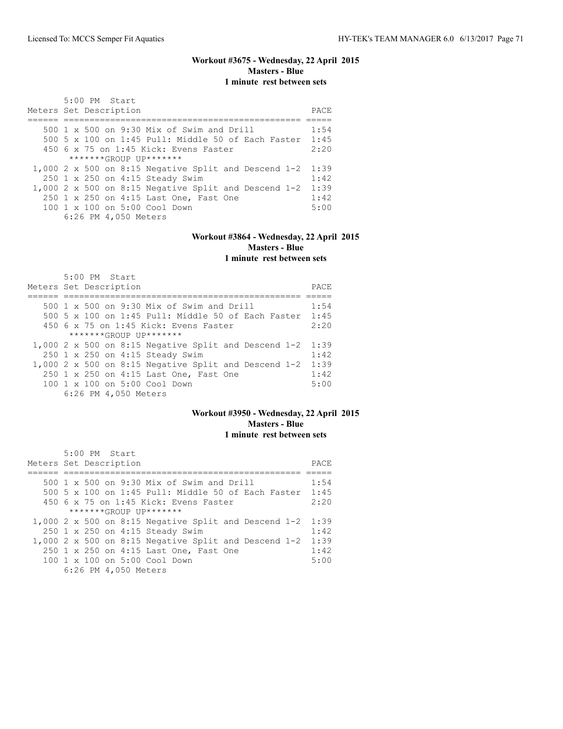### Workout #3675 - Wednesday, 22 April 2015
**Masters - Blue**
**1 minute rest between sets**

```
      5:00 PM  Start
Meters Set Description                                   PACE
====== ================================================= =====
   500 1 x 500 on 9:30 Mix of Swim and Drill             1:54
   500 5 x 100 on 1:45 Pull: Middle 50 of Each Faster    1:45
   450 6 x 75 on 1:45 Kick: Evens Faster                 2:20
        *******GROUP UP*******
 1,000 2 x 500 on 8:15 Negative Split and Descend 1-2    1:39
   250 1 x 250 on 4:15 Steady Swim                       1:42
 1,000 2 x 500 on 8:15 Negative Split and Descend 1-2    1:39
   250 1 x 250 on 4:15 Last One, Fast One                1:42
   100 1 x 100 on 5:00 Cool Down                         5:00
       6:26 PM 4,050 Meters
```

### Workout #3864 - Wednesday, 22 April 2015
**Masters - Blue**
**1 minute rest between sets**

```
      5:00 PM  Start
Meters Set Description                                   PACE
====== ================================================= =====
   500 1 x 500 on 9:30 Mix of Swim and Drill             1:54
   500 5 x 100 on 1:45 Pull: Middle 50 of Each Faster    1:45
   450 6 x 75 on 1:45 Kick: Evens Faster                 2:20
        *******GROUP UP*******
 1,000 2 x 500 on 8:15 Negative Split and Descend 1-2    1:39
   250 1 x 250 on 4:15 Steady Swim                       1:42
 1,000 2 x 500 on 8:15 Negative Split and Descend 1-2    1:39
   250 1 x 250 on 4:15 Last One, Fast One                1:42
   100 1 x 100 on 5:00 Cool Down                         5:00
       6:26 PM 4,050 Meters
```

### Workout #3950 - Wednesday, 22 April 2015
**Masters - Blue**
**1 minute rest between sets**

```
      5:00 PM  Start
Meters Set Description                                   PACE
====== ================================================= =====
   500 1 x 500 on 9:30 Mix of Swim and Drill             1:54
   500 5 x 100 on 1:45 Pull: Middle 50 of Each Faster    1:45
   450 6 x 75 on 1:45 Kick: Evens Faster                 2:20
        *******GROUP UP*******
 1,000 2 x 500 on 8:15 Negative Split and Descend 1-2    1:39
   250 1 x 250 on 4:15 Steady Swim                       1:42
 1,000 2 x 500 on 8:15 Negative Split and Descend 1-2    1:39
   250 1 x 250 on 4:15 Last One, Fast One                1:42
   100 1 x 100 on 5:00 Cool Down                         5:00
       6:26 PM 4,050 Meters
```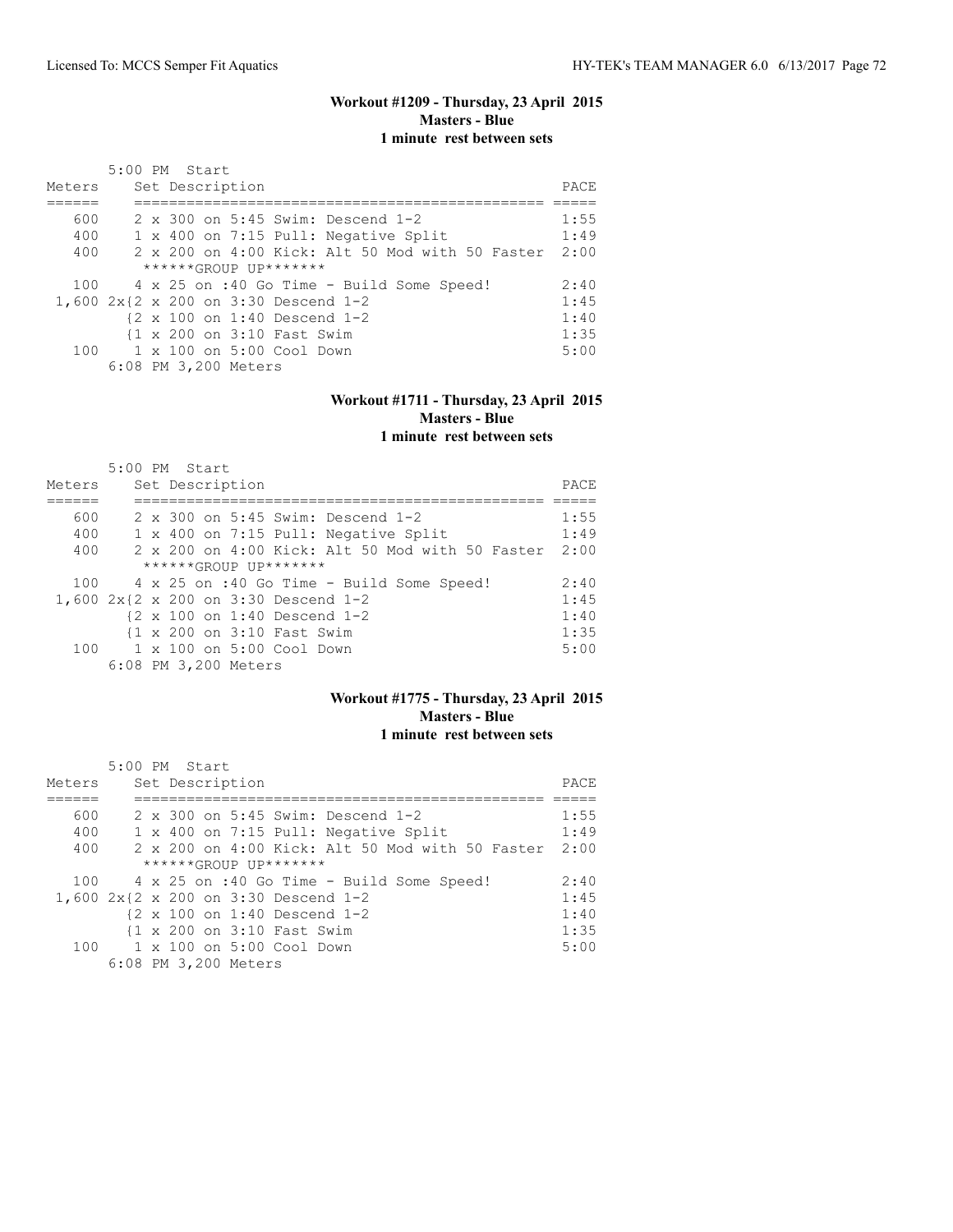## Workout #1209 - Thursday, 23 April 2015
**Masters - Blue**
**1 minute rest between sets**

5:00 PM Start

| Meters | Set Description | PACE |
|---|---|---|
| 600 | 2 x 300 on 5:45 Swim: Descend 1-2 | 1:55 |
| 400 | 1 x 400 on 7:15 Pull: Negative Split | 1:49 |
| 400 | 2 x 200 on 4:00 Kick: Alt 50 Mod with 50 Faster | 2:00 |
| | ******GROUP UP******* | |
| 100 | 4 x 25 on :40 Go Time - Build Some Speed! | 2:40 |
| 1,600 | 2x{2 x 200 on 3:30 Descend 1-2 | 1:45 |
| | {2 x 100 on 1:40 Descend 1-2 | 1:40 |
| | {1 x 200 on 3:10 Fast Swim | 1:35 |
| 100 | 1 x 100 on 5:00 Cool Down | 5:00 |

6:08 PM 3,200 Meters

## Workout #1711 - Thursday, 23 April 2015
**Masters - Blue**
**1 minute rest between sets**

5:00 PM Start

| Meters | Set Description | PACE |
|---|---|---|
| 600 | 2 x 300 on 5:45 Swim: Descend 1-2 | 1:55 |
| 400 | 1 x 400 on 7:15 Pull: Negative Split | 1:49 |
| 400 | 2 x 200 on 4:00 Kick: Alt 50 Mod with 50 Faster | 2:00 |
| | ******GROUP UP******* | |
| 100 | 4 x 25 on :40 Go Time - Build Some Speed! | 2:40 |
| 1,600 | 2x{2 x 200 on 3:30 Descend 1-2 | 1:45 |
| | {2 x 100 on 1:40 Descend 1-2 | 1:40 |
| | {1 x 200 on 3:10 Fast Swim | 1:35 |
| 100 | 1 x 100 on 5:00 Cool Down | 5:00 |

6:08 PM 3,200 Meters

## Workout #1775 - Thursday, 23 April 2015
**Masters - Blue**
**1 minute rest between sets**

5:00 PM Start

| Meters | Set Description | PACE |
|---|---|---|
| 600 | 2 x 300 on 5:45 Swim: Descend 1-2 | 1:55 |
| 400 | 1 x 400 on 7:15 Pull: Negative Split | 1:49 |
| 400 | 2 x 200 on 4:00 Kick: Alt 50 Mod with 50 Faster | 2:00 |
| | ******GROUP UP******* | |
| 100 | 4 x 25 on :40 Go Time - Build Some Speed! | 2:40 |
| 1,600 | 2x{2 x 200 on 3:30 Descend 1-2 | 1:45 |
| | {2 x 100 on 1:40 Descend 1-2 | 1:40 |
| | {1 x 200 on 3:10 Fast Swim | 1:35 |
| 100 | 1 x 100 on 5:00 Cool Down | 5:00 |

6:08 PM 3,200 Meters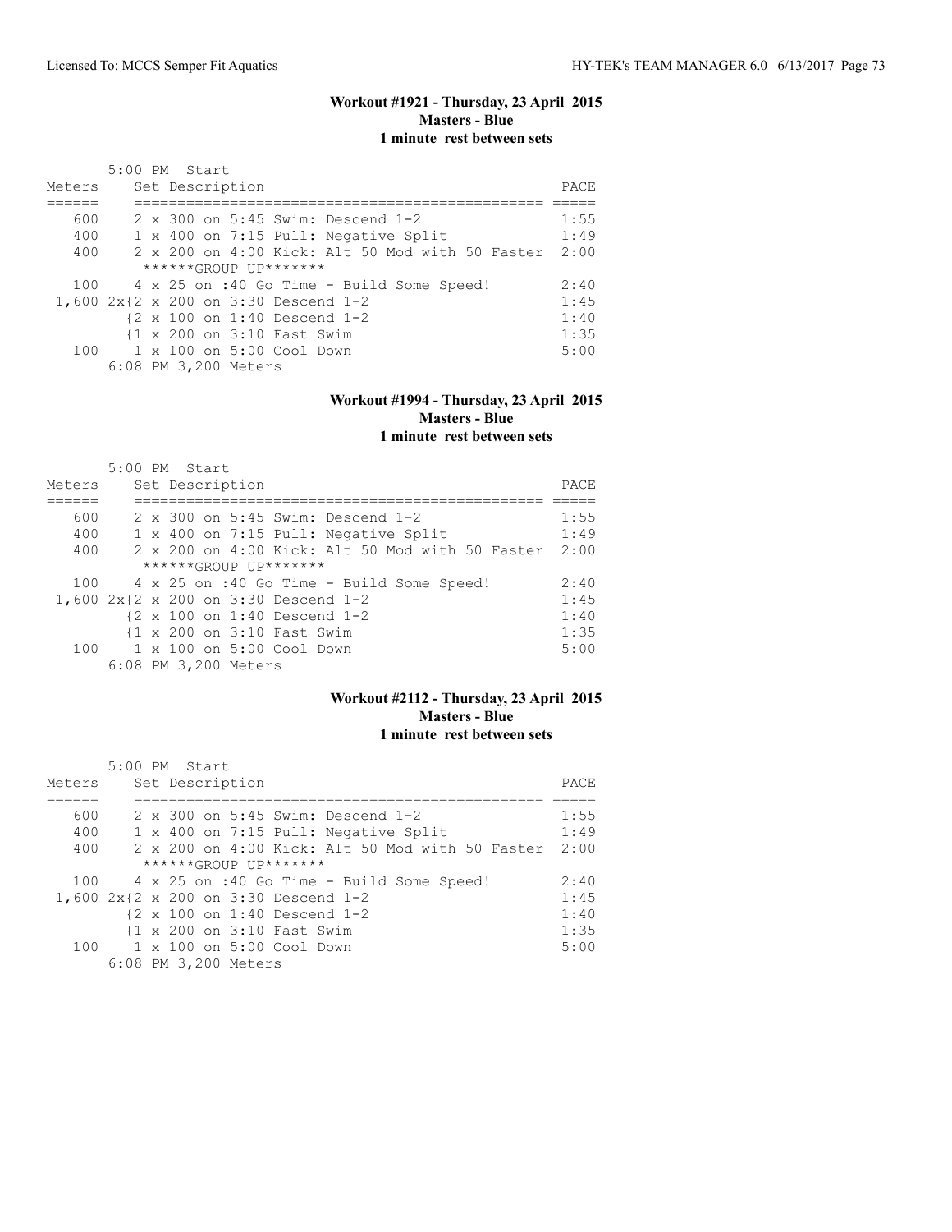### Workout #1921 - Thursday, 23 April 2015
**Masters - Blue**
**1 minute rest between sets**

```
       5:00 PM  Start
Meters     Set Description                                    PACE
======     ================================================   =====
   600     2 x 300 on 5:45 Swim: Descend 1-2                  1:55
   400     1 x 400 on 7:15 Pull: Negative Split               1:49
   400     2 x 200 on 4:00 Kick: Alt 50 Mod with 50 Faster    2:00
            ******GROUP UP*******
   100     4 x 25 on :40 Go Time - Build Some Speed!          2:40
 1,600 2x{2 x 200 on 3:30 Descend 1-2                         1:45
         {2 x 100 on 1:40 Descend 1-2                         1:40
         {1 x 200 on 3:10 Fast Swim                           1:35
   100     1 x 100 on 5:00 Cool Down                          5:00
       6:08 PM 3,200 Meters
```

### Workout #1994 - Thursday, 23 April 2015
**Masters - Blue**
**1 minute rest between sets**

```
       5:00 PM  Start
Meters     Set Description                                    PACE
======     ================================================   =====
   600     2 x 300 on 5:45 Swim: Descend 1-2                  1:55
   400     1 x 400 on 7:15 Pull: Negative Split               1:49
   400     2 x 200 on 4:00 Kick: Alt 50 Mod with 50 Faster    2:00
            ******GROUP UP*******
   100     4 x 25 on :40 Go Time - Build Some Speed!          2:40
 1,600 2x{2 x 200 on 3:30 Descend 1-2                         1:45
         {2 x 100 on 1:40 Descend 1-2                         1:40
         {1 x 200 on 3:10 Fast Swim                           1:35
   100     1 x 100 on 5:00 Cool Down                          5:00
       6:08 PM 3,200 Meters
```

### Workout #2112 - Thursday, 23 April 2015
**Masters - Blue**
**1 minute rest between sets**

```
       5:00 PM  Start
Meters     Set Description                                    PACE
======     ================================================   =====
   600     2 x 300 on 5:45 Swim: Descend 1-2                  1:55
   400     1 x 400 on 7:15 Pull: Negative Split               1:49
   400     2 x 200 on 4:00 Kick: Alt 50 Mod with 50 Faster    2:00
            ******GROUP UP*******
   100     4 x 25 on :40 Go Time - Build Some Speed!          2:40
 1,600 2x{2 x 200 on 3:30 Descend 1-2                         1:45
         {2 x 100 on 1:40 Descend 1-2                         1:40
         {1 x 200 on 3:10 Fast Swim                           1:35
   100     1 x 100 on 5:00 Cool Down                          5:00
       6:08 PM 3,200 Meters
```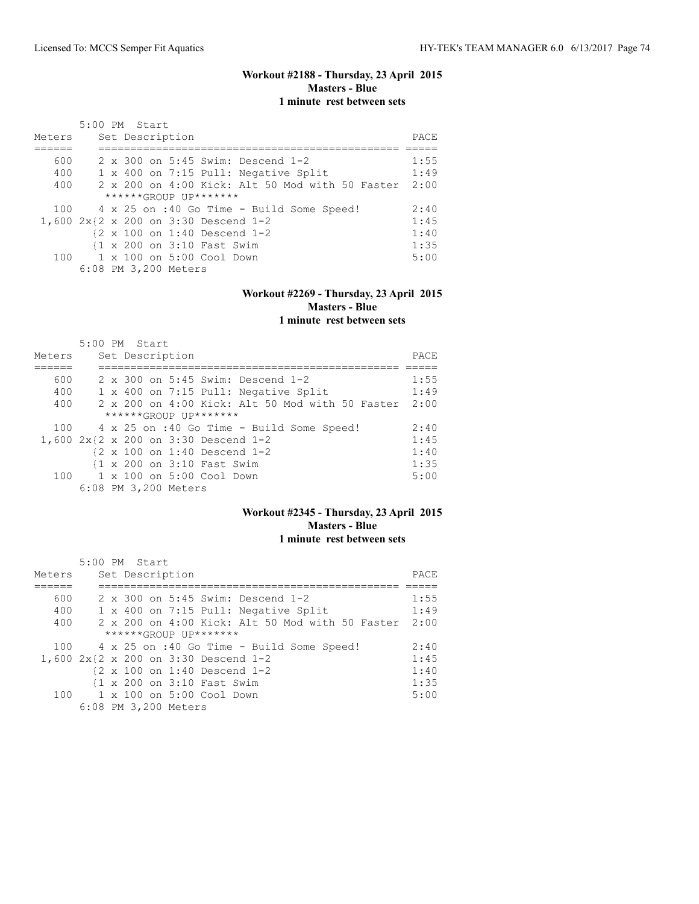### Workout #2188 - Thursday, 23 April 2015
### Masters - Blue
### 1 minute rest between sets

```
       5:00 PM  Start
Meters     Set Description                                   PACE
======     ============================================== =====
   600     2 x 300 on 5:45 Swim: Descend 1-2                 1:55
   400     1 x 400 on 7:15 Pull: Negative Split              1:49
   400     2 x 200 on 4:00 Kick: Alt 50 Mod with 50 Faster  2:00
            ******GROUP UP*******
   100     4 x 25 on :40 Go Time - Build Some Speed!         2:40
 1,600 2x{2 x 200 on 3:30 Descend 1-2                        1:45
         {2 x 100 on 1:40 Descend 1-2                        1:40
         {1 x 200 on 3:10 Fast Swim                          1:35
   100     1 x 100 on 5:00 Cool Down                         5:00
       6:08 PM 3,200 Meters
```

### Workout #2269 - Thursday, 23 April 2015
### Masters - Blue
### 1 minute rest between sets

```
       5:00 PM  Start
Meters     Set Description                                   PACE
======     ============================================== =====
   600     2 x 300 on 5:45 Swim: Descend 1-2                 1:55
   400     1 x 400 on 7:15 Pull: Negative Split              1:49
   400     2 x 200 on 4:00 Kick: Alt 50 Mod with 50 Faster  2:00
            ******GROUP UP*******
   100     4 x 25 on :40 Go Time - Build Some Speed!         2:40
 1,600 2x{2 x 200 on 3:30 Descend 1-2                        1:45
         {2 x 100 on 1:40 Descend 1-2                        1:40
         {1 x 200 on 3:10 Fast Swim                          1:35
   100     1 x 100 on 5:00 Cool Down                         5:00
       6:08 PM 3,200 Meters
```

### Workout #2345 - Thursday, 23 April 2015
### Masters - Blue
### 1 minute rest between sets

```
       5:00 PM  Start
Meters     Set Description                                   PACE
======     ============================================== =====
   600     2 x 300 on 5:45 Swim: Descend 1-2                 1:55
   400     1 x 400 on 7:15 Pull: Negative Split              1:49
   400     2 x 200 on 4:00 Kick: Alt 50 Mod with 50 Faster  2:00
            ******GROUP UP*******
   100     4 x 25 on :40 Go Time - Build Some Speed!         2:40
 1,600 2x{2 x 200 on 3:30 Descend 1-2                        1:45
         {2 x 100 on 1:40 Descend 1-2                        1:40
         {1 x 200 on 3:10 Fast Swim                          1:35
   100     1 x 100 on 5:00 Cool Down                         5:00
       6:08 PM 3,200 Meters
```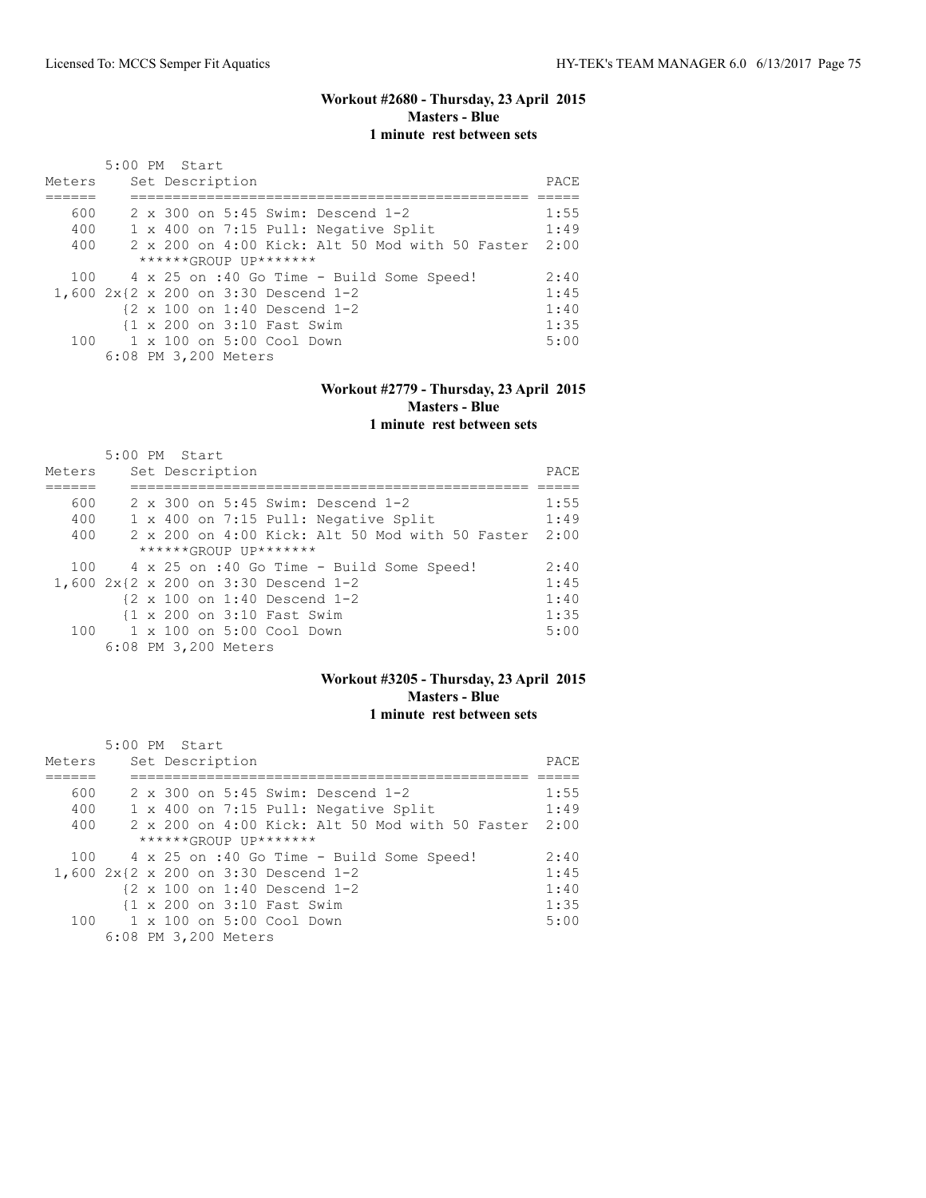## Workout #2680 - Thursday, 23 April 2015
**Masters - Blue**
**1 minute rest between sets**

```
       5:00 PM  Start
Meters     Set Description                                    PACE
======     ================================================  =====
   600     2 x 300 on 5:45 Swim: Descend 1-2                  1:55
   400     1 x 400 on 7:15 Pull: Negative Split               1:49
   400     2 x 200 on 4:00 Kick: Alt 50 Mod with 50 Faster   2:00
            ******GROUP UP*******
   100     4 x 25 on :40 Go Time - Build Some Speed!          2:40
 1,600 2x{2 x 200 on 3:30 Descend 1-2                         1:45
         {2 x 100 on 1:40 Descend 1-2                         1:40
         {1 x 200 on 3:10 Fast Swim                           1:35
   100     1 x 100 on 5:00 Cool Down                          5:00
       6:08 PM 3,200 Meters
```

## Workout #2779 - Thursday, 23 April 2015
**Masters - Blue**
**1 minute rest between sets**

```
       5:00 PM  Start
Meters     Set Description                                    PACE
======     ================================================  =====
   600     2 x 300 on 5:45 Swim: Descend 1-2                  1:55
   400     1 x 400 on 7:15 Pull: Negative Split               1:49
   400     2 x 200 on 4:00 Kick: Alt 50 Mod with 50 Faster   2:00
            ******GROUP UP*******
   100     4 x 25 on :40 Go Time - Build Some Speed!          2:40
 1,600 2x{2 x 200 on 3:30 Descend 1-2                         1:45
         {2 x 100 on 1:40 Descend 1-2                         1:40
         {1 x 200 on 3:10 Fast Swim                           1:35
   100     1 x 100 on 5:00 Cool Down                          5:00
       6:08 PM 3,200 Meters
```

## Workout #3205 - Thursday, 23 April 2015
**Masters - Blue**
**1 minute rest between sets**

```
       5:00 PM  Start
Meters     Set Description                                    PACE
======     ================================================  =====
   600     2 x 300 on 5:45 Swim: Descend 1-2                  1:55
   400     1 x 400 on 7:15 Pull: Negative Split               1:49
   400     2 x 200 on 4:00 Kick: Alt 50 Mod with 50 Faster   2:00
            ******GROUP UP*******
   100     4 x 25 on :40 Go Time - Build Some Speed!          2:40
 1,600 2x{2 x 200 on 3:30 Descend 1-2                         1:45
         {2 x 100 on 1:40 Descend 1-2                         1:40
         {1 x 200 on 3:10 Fast Swim                           1:35
   100     1 x 100 on 5:00 Cool Down                          5:00
       6:08 PM 3,200 Meters
```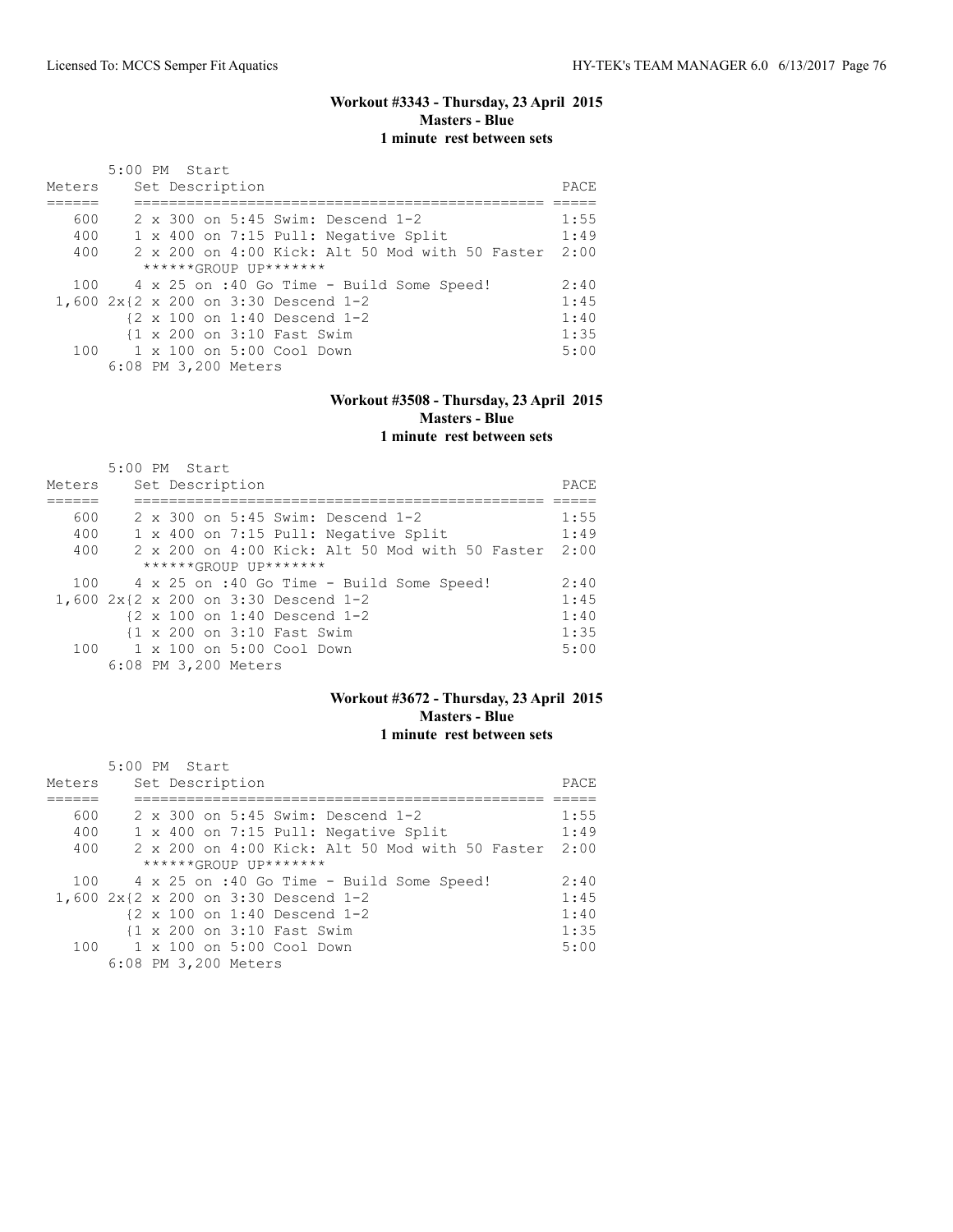### Workout #3343 - Thursday, 23 April 2015
**Masters - Blue**
**1 minute rest between sets**

5:00 PM Start

| Meters | Set Description | PACE |
|---|---|---|
| 600 | 2 x 300 on 5:45 Swim: Descend 1-2 | 1:55 |
| 400 | 1 x 400 on 7:15 Pull: Negative Split | 1:49 |
| 400 | 2 x 200 on 4:00 Kick: Alt 50 Mod with 50 Faster | 2:00 |
| | ******GROUP UP******* | |
| 100 | 4 x 25 on :40 Go Time - Build Some Speed! | 2:40 |
| 1,600 | 2x{2 x 200 on 3:30 Descend 1-2 | 1:45 |
| | {2 x 100 on 1:40 Descend 1-2 | 1:40 |
| | {1 x 200 on 3:10 Fast Swim | 1:35 |
| 100 | 1 x 100 on 5:00 Cool Down | 5:00 |

6:08 PM 3,200 Meters

### Workout #3508 - Thursday, 23 April 2015
**Masters - Blue**
**1 minute rest between sets**

5:00 PM Start

| Meters | Set Description | PACE |
|---|---|---|
| 600 | 2 x 300 on 5:45 Swim: Descend 1-2 | 1:55 |
| 400 | 1 x 400 on 7:15 Pull: Negative Split | 1:49 |
| 400 | 2 x 200 on 4:00 Kick: Alt 50 Mod with 50 Faster | 2:00 |
| | ******GROUP UP******* | |
| 100 | 4 x 25 on :40 Go Time - Build Some Speed! | 2:40 |
| 1,600 | 2x{2 x 200 on 3:30 Descend 1-2 | 1:45 |
| | {2 x 100 on 1:40 Descend 1-2 | 1:40 |
| | {1 x 200 on 3:10 Fast Swim | 1:35 |
| 100 | 1 x 100 on 5:00 Cool Down | 5:00 |

6:08 PM 3,200 Meters

### Workout #3672 - Thursday, 23 April 2015
**Masters - Blue**
**1 minute rest between sets**

5:00 PM Start

| Meters | Set Description | PACE |
|---|---|---|
| 600 | 2 x 300 on 5:45 Swim: Descend 1-2 | 1:55 |
| 400 | 1 x 400 on 7:15 Pull: Negative Split | 1:49 |
| 400 | 2 x 200 on 4:00 Kick: Alt 50 Mod with 50 Faster | 2:00 |
| | ******GROUP UP******* | |
| 100 | 4 x 25 on :40 Go Time - Build Some Speed! | 2:40 |
| 1,600 | 2x{2 x 200 on 3:30 Descend 1-2 | 1:45 |
| | {2 x 100 on 1:40 Descend 1-2 | 1:40 |
| | {1 x 200 on 3:10 Fast Swim | 1:35 |
| 100 | 1 x 100 on 5:00 Cool Down | 5:00 |

6:08 PM 3,200 Meters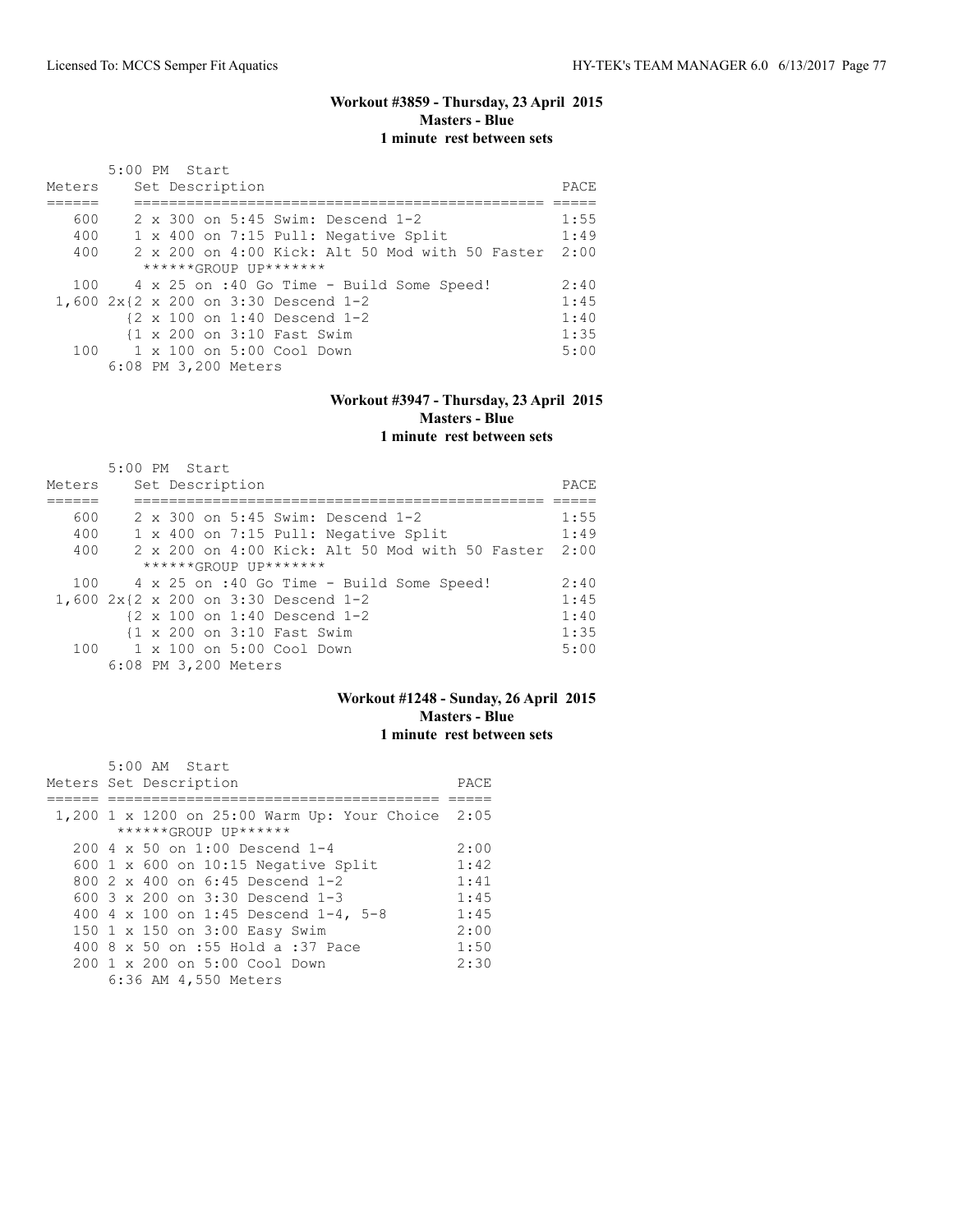## Workout #3859 - Thursday, 23 April 2015
**Masters - Blue**
**1 minute rest between sets**

5:00 PM Start

| Meters | Set Description | PACE |
|---|---|---|
| 600 | 2 x 300 on 5:45 Swim: Descend 1-2 | 1:55 |
| 400 | 1 x 400 on 7:15 Pull: Negative Split | 1:49 |
| 400 | 2 x 200 on 4:00 Kick: Alt 50 Mod with 50 Faster | 2:00 |
| | ******GROUP UP******* | |
| 100 | 4 x 25 on :40 Go Time - Build Some Speed! | 2:40 |
| 1,600 | 2x{2 x 200 on 3:30 Descend 1-2 | 1:45 |
| | {2 x 100 on 1:40 Descend 1-2 | 1:40 |
| | {1 x 200 on 3:10 Fast Swim | 1:35 |
| 100 | 1 x 100 on 5:00 Cool Down | 5:00 |
| | 6:08 PM 3,200 Meters | |

## Workout #3947 - Thursday, 23 April 2015
**Masters - Blue**
**1 minute rest between sets**

5:00 PM Start

| Meters | Set Description | PACE |
|---|---|---|
| 600 | 2 x 300 on 5:45 Swim: Descend 1-2 | 1:55 |
| 400 | 1 x 400 on 7:15 Pull: Negative Split | 1:49 |
| 400 | 2 x 200 on 4:00 Kick: Alt 50 Mod with 50 Faster | 2:00 |
| | ******GROUP UP******* | |
| 100 | 4 x 25 on :40 Go Time - Build Some Speed! | 2:40 |
| 1,600 | 2x{2 x 200 on 3:30 Descend 1-2 | 1:45 |
| | {2 x 100 on 1:40 Descend 1-2 | 1:40 |
| | {1 x 200 on 3:10 Fast Swim | 1:35 |
| 100 | 1 x 100 on 5:00 Cool Down | 5:00 |
| | 6:08 PM 3,200 Meters | |

## Workout #1248 - Sunday, 26 April 2015
**Masters - Blue**
**1 minute rest between sets**

5:00 AM Start

| Meters | Set Description | PACE |
|---|---|---|
| 1,200 | 1 x 1200 on 25:00 Warm Up: Your Choice | 2:05 |
| | ******GROUP UP****** | |
| 200 | 4 x 50 on 1:00 Descend 1-4 | 2:00 |
| 600 | 1 x 600 on 10:15 Negative Split | 1:42 |
| 800 | 2 x 400 on 6:45 Descend 1-2 | 1:41 |
| 600 | 3 x 200 on 3:30 Descend 1-3 | 1:45 |
| 400 | 4 x 100 on 1:45 Descend 1-4, 5-8 | 1:45 |
| 150 | 1 x 150 on 3:00 Easy Swim | 2:00 |
| 400 | 8 x 50 on :55 Hold a :37 Pace | 1:50 |
| 200 | 1 x 200 on 5:00 Cool Down | 2:30 |
| | 6:36 AM 4,550 Meters | |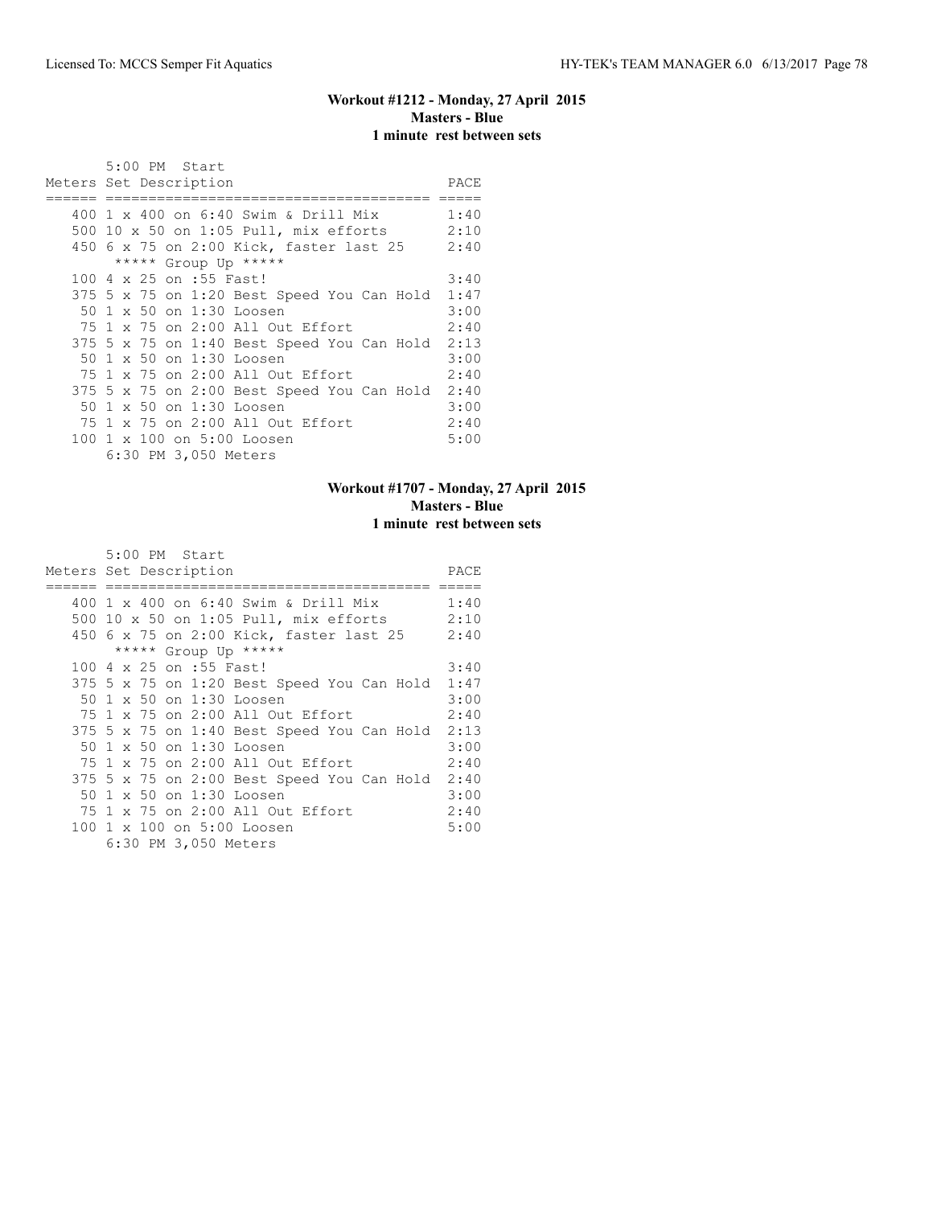## Workout #1212 - Monday, 27 April 2015
**Masters - Blue**
**1 minute rest between sets**

5:00 PM Start

| Meters | Set Description | PACE |
|---|---|---|
| 400 | 1 x 400 on 6:40 Swim & Drill Mix | 1:40 |
| 500 | 10 x 50 on 1:05 Pull, mix efforts | 2:10 |
| 450 | 6 x 75 on 2:00 Kick, faster last 25 | 2:40 |
| | ***** Group Up ***** | |
| 100 | 4 x 25 on :55 Fast! | 3:40 |
| 375 | 5 x 75 on 1:20 Best Speed You Can Hold | 1:47 |
| 50 | 1 x 50 on 1:30 Loosen | 3:00 |
| 75 | 1 x 75 on 2:00 All Out Effort | 2:40 |
| 375 | 5 x 75 on 1:40 Best Speed You Can Hold | 2:13 |
| 50 | 1 x 50 on 1:30 Loosen | 3:00 |
| 75 | 1 x 75 on 2:00 All Out Effort | 2:40 |
| 375 | 5 x 75 on 2:00 Best Speed You Can Hold | 2:40 |
| 50 | 1 x 50 on 1:30 Loosen | 3:00 |
| 75 | 1 x 75 on 2:00 All Out Effort | 2:40 |
| 100 | 1 x 100 on 5:00 Loosen | 5:00 |

6:30 PM 3,050 Meters

## Workout #1707 - Monday, 27 April 2015
**Masters - Blue**
**1 minute rest between sets**

5:00 PM Start

| Meters | Set Description | PACE |
|---|---|---|
| 400 | 1 x 400 on 6:40 Swim & Drill Mix | 1:40 |
| 500 | 10 x 50 on 1:05 Pull, mix efforts | 2:10 |
| 450 | 6 x 75 on 2:00 Kick, faster last 25 | 2:40 |
| | ***** Group Up ***** | |
| 100 | 4 x 25 on :55 Fast! | 3:40 |
| 375 | 5 x 75 on 1:20 Best Speed You Can Hold | 1:47 |
| 50 | 1 x 50 on 1:30 Loosen | 3:00 |
| 75 | 1 x 75 on 2:00 All Out Effort | 2:40 |
| 375 | 5 x 75 on 1:40 Best Speed You Can Hold | 2:13 |
| 50 | 1 x 50 on 1:30 Loosen | 3:00 |
| 75 | 1 x 75 on 2:00 All Out Effort | 2:40 |
| 375 | 5 x 75 on 2:00 Best Speed You Can Hold | 2:40 |
| 50 | 1 x 50 on 1:30 Loosen | 3:00 |
| 75 | 1 x 75 on 2:00 All Out Effort | 2:40 |
| 100 | 1 x 100 on 5:00 Loosen | 5:00 |

6:30 PM 3,050 Meters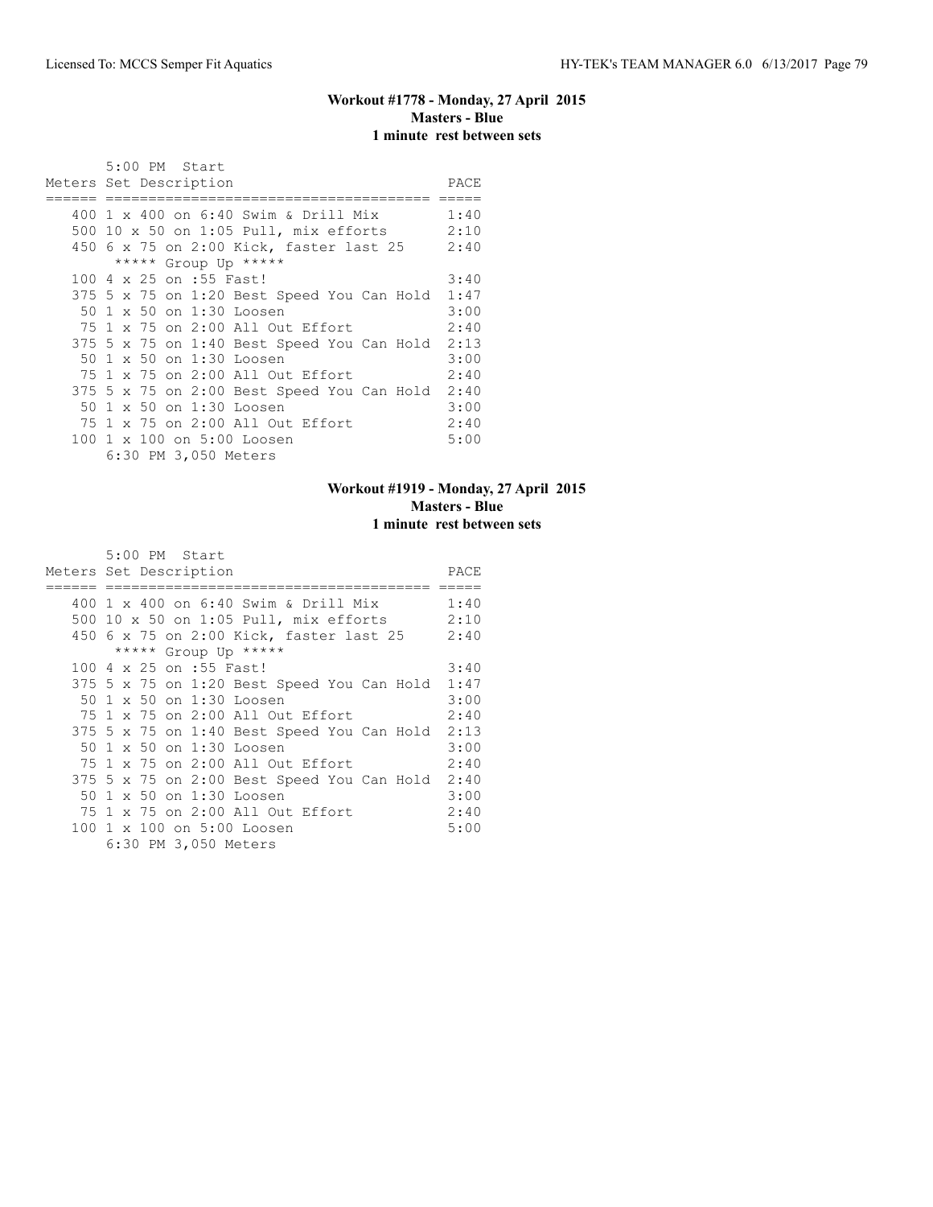### Workout #1778 - Monday, 27 April 2015
### Masters - Blue
### 1 minute rest between sets

```
       5:00 PM  Start
Meters Set Description                          PACE
====== ====================================== =====
   400 1 x 400 on 6:40 Swim & Drill Mix        1:40
   500 10 x 50 on 1:05 Pull, mix efforts       2:10
   450 6 x 75 on 2:00 Kick, faster last 25     2:40
        ***** Group Up *****
   100 4 x 25 on :55 Fast!                     3:40
   375 5 x 75 on 1:20 Best Speed You Can Hold  1:47
    50 1 x 50 on 1:30 Loosen                   3:00
    75 1 x 75 on 2:00 All Out Effort           2:40
   375 5 x 75 on 1:40 Best Speed You Can Hold  2:13
    50 1 x 50 on 1:30 Loosen                   3:00
    75 1 x 75 on 2:00 All Out Effort           2:40
   375 5 x 75 on 2:00 Best Speed You Can Hold  2:40
    50 1 x 50 on 1:30 Loosen                   3:00
    75 1 x 75 on 2:00 All Out Effort           2:40
   100 1 x 100 on 5:00 Loosen                  5:00
       6:30 PM 3,050 Meters
```

### Workout #1919 - Monday, 27 April 2015
### Masters - Blue
### 1 minute rest between sets

```
       5:00 PM  Start
Meters Set Description                          PACE
====== ====================================== =====
   400 1 x 400 on 6:40 Swim & Drill Mix        1:40
   500 10 x 50 on 1:05 Pull, mix efforts       2:10
   450 6 x 75 on 2:00 Kick, faster last 25     2:40
        ***** Group Up *****
   100 4 x 25 on :55 Fast!                     3:40
   375 5 x 75 on 1:20 Best Speed You Can Hold  1:47
    50 1 x 50 on 1:30 Loosen                   3:00
    75 1 x 75 on 2:00 All Out Effort           2:40
   375 5 x 75 on 1:40 Best Speed You Can Hold  2:13
    50 1 x 50 on 1:30 Loosen                   3:00
    75 1 x 75 on 2:00 All Out Effort           2:40
   375 5 x 75 on 2:00 Best Speed You Can Hold  2:40
    50 1 x 50 on 1:30 Loosen                   3:00
    75 1 x 75 on 2:00 All Out Effort           2:40
   100 1 x 100 on 5:00 Loosen                  5:00
       6:30 PM 3,050 Meters
```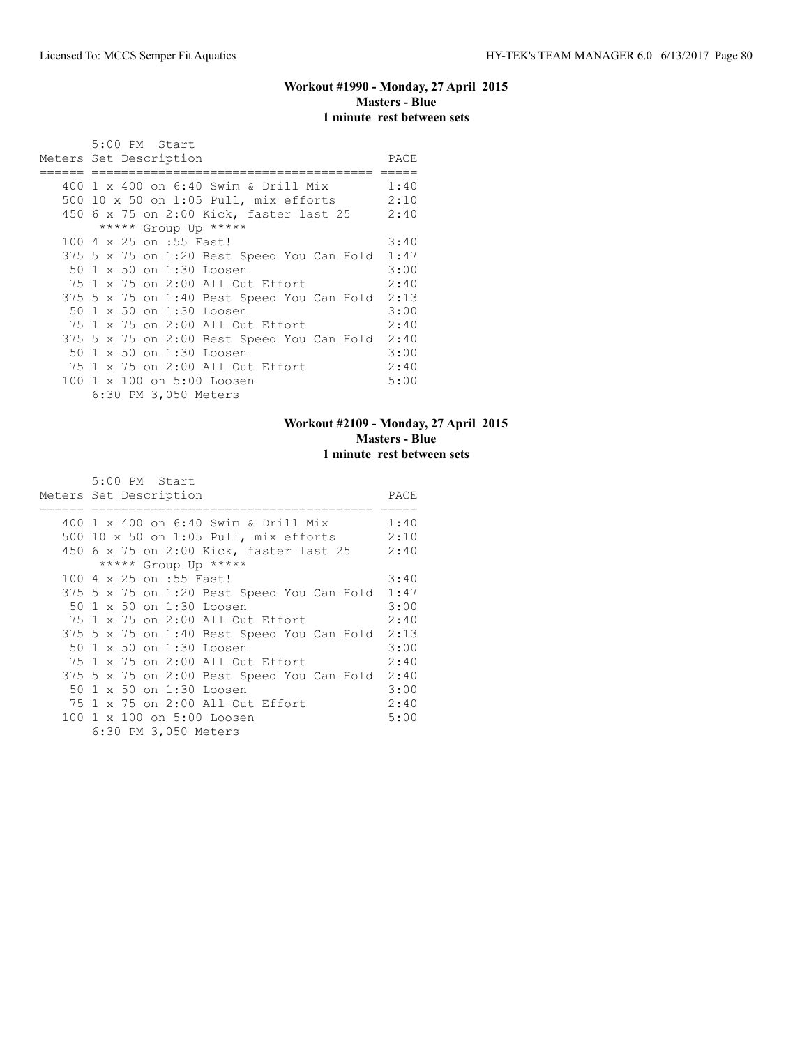## Workout #1990 - Monday, 27 April 2015
**Masters - Blue**
**1 minute rest between sets**

5:00 PM Start

| Meters | Set Description | PACE |
|---|---|---|
| 400 | 1 x 400 on 6:40 Swim & Drill Mix | 1:40 |
| 500 | 10 x 50 on 1:05 Pull, mix efforts | 2:10 |
| 450 | 6 x 75 on 2:00 Kick, faster last 25 | 2:40 |
| | ***** Group Up ***** | |
| 100 | 4 x 25 on :55 Fast! | 3:40 |
| 375 | 5 x 75 on 1:20 Best Speed You Can Hold | 1:47 |
| 50 | 1 x 50 on 1:30 Loosen | 3:00 |
| 75 | 1 x 75 on 2:00 All Out Effort | 2:40 |
| 375 | 5 x 75 on 1:40 Best Speed You Can Hold | 2:13 |
| 50 | 1 x 50 on 1:30 Loosen | 3:00 |
| 75 | 1 x 75 on 2:00 All Out Effort | 2:40 |
| 375 | 5 x 75 on 2:00 Best Speed You Can Hold | 2:40 |
| 50 | 1 x 50 on 1:30 Loosen | 3:00 |
| 75 | 1 x 75 on 2:00 All Out Effort | 2:40 |
| 100 | 1 x 100 on 5:00 Loosen | 5:00 |

6:30 PM 3,050 Meters

## Workout #2109 - Monday, 27 April 2015
**Masters - Blue**
**1 minute rest between sets**

5:00 PM Start

| Meters | Set Description | PACE |
|---|---|---|
| 400 | 1 x 400 on 6:40 Swim & Drill Mix | 1:40 |
| 500 | 10 x 50 on 1:05 Pull, mix efforts | 2:10 |
| 450 | 6 x 75 on 2:00 Kick, faster last 25 | 2:40 |
| | ***** Group Up ***** | |
| 100 | 4 x 25 on :55 Fast! | 3:40 |
| 375 | 5 x 75 on 1:20 Best Speed You Can Hold | 1:47 |
| 50 | 1 x 50 on 1:30 Loosen | 3:00 |
| 75 | 1 x 75 on 2:00 All Out Effort | 2:40 |
| 375 | 5 x 75 on 1:40 Best Speed You Can Hold | 2:13 |
| 50 | 1 x 50 on 1:30 Loosen | 3:00 |
| 75 | 1 x 75 on 2:00 All Out Effort | 2:40 |
| 375 | 5 x 75 on 2:00 Best Speed You Can Hold | 2:40 |
| 50 | 1 x 50 on 1:30 Loosen | 3:00 |
| 75 | 1 x 75 on 2:00 All Out Effort | 2:40 |
| 100 | 1 x 100 on 5:00 Loosen | 5:00 |

6:30 PM 3,050 Meters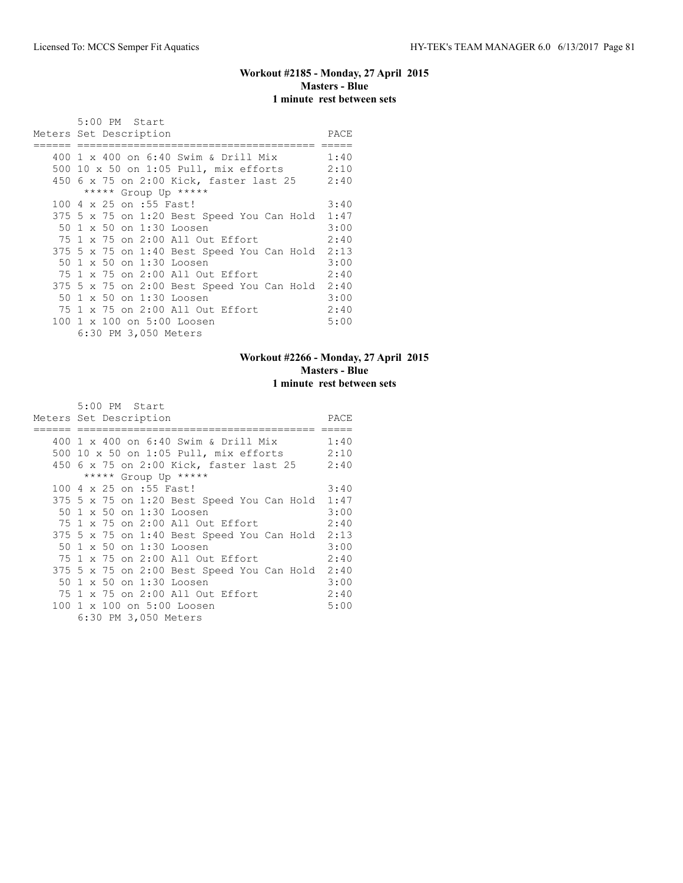## Workout #2185 - Monday, 27 April 2015
**Masters - Blue**
**1 minute rest between sets**

5:00 PM Start

| Meters | Set Description | PACE |
|---|---|---|
| 400 | 1 x 400 on 6:40 Swim & Drill Mix | 1:40 |
| 500 | 10 x 50 on 1:05 Pull, mix efforts | 2:10 |
| 450 | 6 x 75 on 2:00 Kick, faster last 25 | 2:40 |
| | ***** Group Up ***** | |
| 100 | 4 x 25 on :55 Fast! | 3:40 |
| 375 | 5 x 75 on 1:20 Best Speed You Can Hold | 1:47 |
| 50 | 1 x 50 on 1:30 Loosen | 3:00 |
| 75 | 1 x 75 on 2:00 All Out Effort | 2:40 |
| 375 | 5 x 75 on 1:40 Best Speed You Can Hold | 2:13 |
| 50 | 1 x 50 on 1:30 Loosen | 3:00 |
| 75 | 1 x 75 on 2:00 All Out Effort | 2:40 |
| 375 | 5 x 75 on 2:00 Best Speed You Can Hold | 2:40 |
| 50 | 1 x 50 on 1:30 Loosen | 3:00 |
| 75 | 1 x 75 on 2:00 All Out Effort | 2:40 |
| 100 | 1 x 100 on 5:00 Loosen | 5:00 |

6:30 PM 3,050 Meters

## Workout #2266 - Monday, 27 April 2015
**Masters - Blue**
**1 minute rest between sets**

5:00 PM Start

| Meters | Set Description | PACE |
|---|---|---|
| 400 | 1 x 400 on 6:40 Swim & Drill Mix | 1:40 |
| 500 | 10 x 50 on 1:05 Pull, mix efforts | 2:10 |
| 450 | 6 x 75 on 2:00 Kick, faster last 25 | 2:40 |
| | ***** Group Up ***** | |
| 100 | 4 x 25 on :55 Fast! | 3:40 |
| 375 | 5 x 75 on 1:20 Best Speed You Can Hold | 1:47 |
| 50 | 1 x 50 on 1:30 Loosen | 3:00 |
| 75 | 1 x 75 on 2:00 All Out Effort | 2:40 |
| 375 | 5 x 75 on 1:40 Best Speed You Can Hold | 2:13 |
| 50 | 1 x 50 on 1:30 Loosen | 3:00 |
| 75 | 1 x 75 on 2:00 All Out Effort | 2:40 |
| 375 | 5 x 75 on 2:00 Best Speed You Can Hold | 2:40 |
| 50 | 1 x 50 on 1:30 Loosen | 3:00 |
| 75 | 1 x 75 on 2:00 All Out Effort | 2:40 |
| 100 | 1 x 100 on 5:00 Loosen | 5:00 |

6:30 PM 3,050 Meters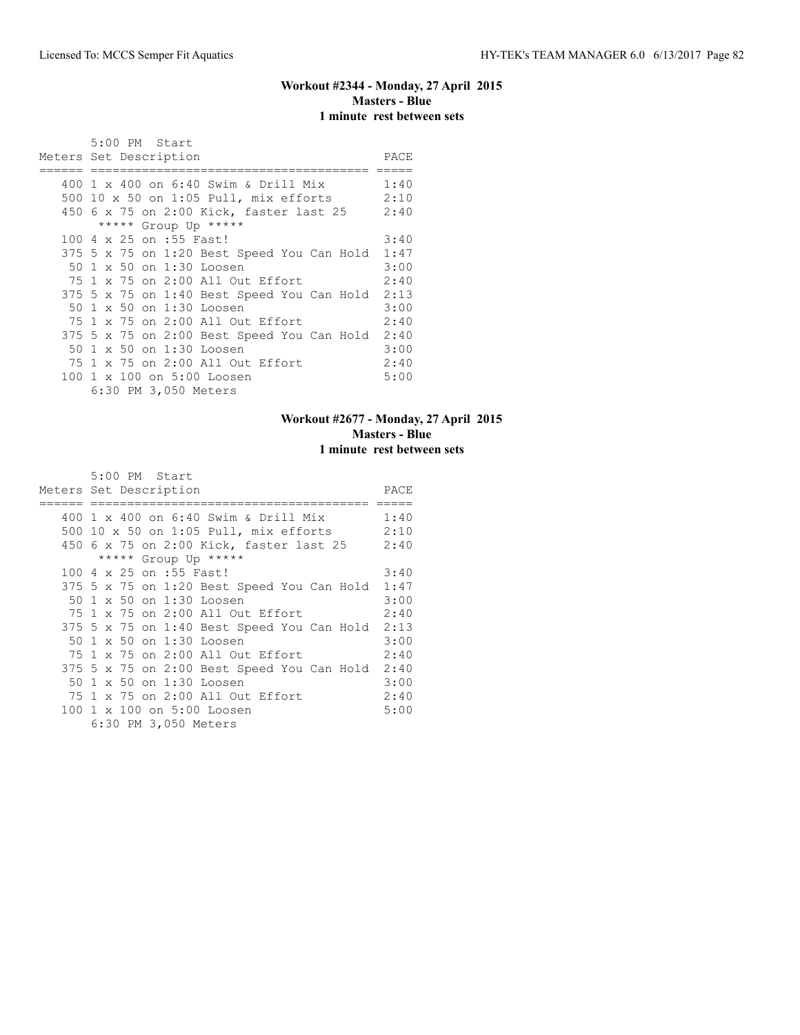## Workout #2344 - Monday, 27 April 2015
**Masters - Blue**
**1 minute rest between sets**

5:00 PM Start

| Meters | Set Description | PACE |
|---|---|---|
| 400 | 1 x 400 on 6:40 Swim & Drill Mix | 1:40 |
| 500 | 10 x 50 on 1:05 Pull, mix efforts | 2:10 |
| 450 | 6 x 75 on 2:00 Kick, faster last 25 | 2:40 |
| | ***** Group Up ***** | |
| 100 | 4 x 25 on :55 Fast! | 3:40 |
| 375 | 5 x 75 on 1:20 Best Speed You Can Hold | 1:47 |
| 50 | 1 x 50 on 1:30 Loosen | 3:00 |
| 75 | 1 x 75 on 2:00 All Out Effort | 2:40 |
| 375 | 5 x 75 on 1:40 Best Speed You Can Hold | 2:13 |
| 50 | 1 x 50 on 1:30 Loosen | 3:00 |
| 75 | 1 x 75 on 2:00 All Out Effort | 2:40 |
| 375 | 5 x 75 on 2:00 Best Speed You Can Hold | 2:40 |
| 50 | 1 x 50 on 1:30 Loosen | 3:00 |
| 75 | 1 x 75 on 2:00 All Out Effort | 2:40 |
| 100 | 1 x 100 on 5:00 Loosen | 5:00 |

6:30 PM 3,050 Meters

## Workout #2677 - Monday, 27 April 2015
**Masters - Blue**
**1 minute rest between sets**

5:00 PM Start

| Meters | Set Description | PACE |
|---|---|---|
| 400 | 1 x 400 on 6:40 Swim & Drill Mix | 1:40 |
| 500 | 10 x 50 on 1:05 Pull, mix efforts | 2:10 |
| 450 | 6 x 75 on 2:00 Kick, faster last 25 | 2:40 |
| | ***** Group Up ***** | |
| 100 | 4 x 25 on :55 Fast! | 3:40 |
| 375 | 5 x 75 on 1:20 Best Speed You Can Hold | 1:47 |
| 50 | 1 x 50 on 1:30 Loosen | 3:00 |
| 75 | 1 x 75 on 2:00 All Out Effort | 2:40 |
| 375 | 5 x 75 on 1:40 Best Speed You Can Hold | 2:13 |
| 50 | 1 x 50 on 1:30 Loosen | 3:00 |
| 75 | 1 x 75 on 2:00 All Out Effort | 2:40 |
| 375 | 5 x 75 on 2:00 Best Speed You Can Hold | 2:40 |
| 50 | 1 x 50 on 1:30 Loosen | 3:00 |
| 75 | 1 x 75 on 2:00 All Out Effort | 2:40 |
| 100 | 1 x 100 on 5:00 Loosen | 5:00 |

6:30 PM 3,050 Meters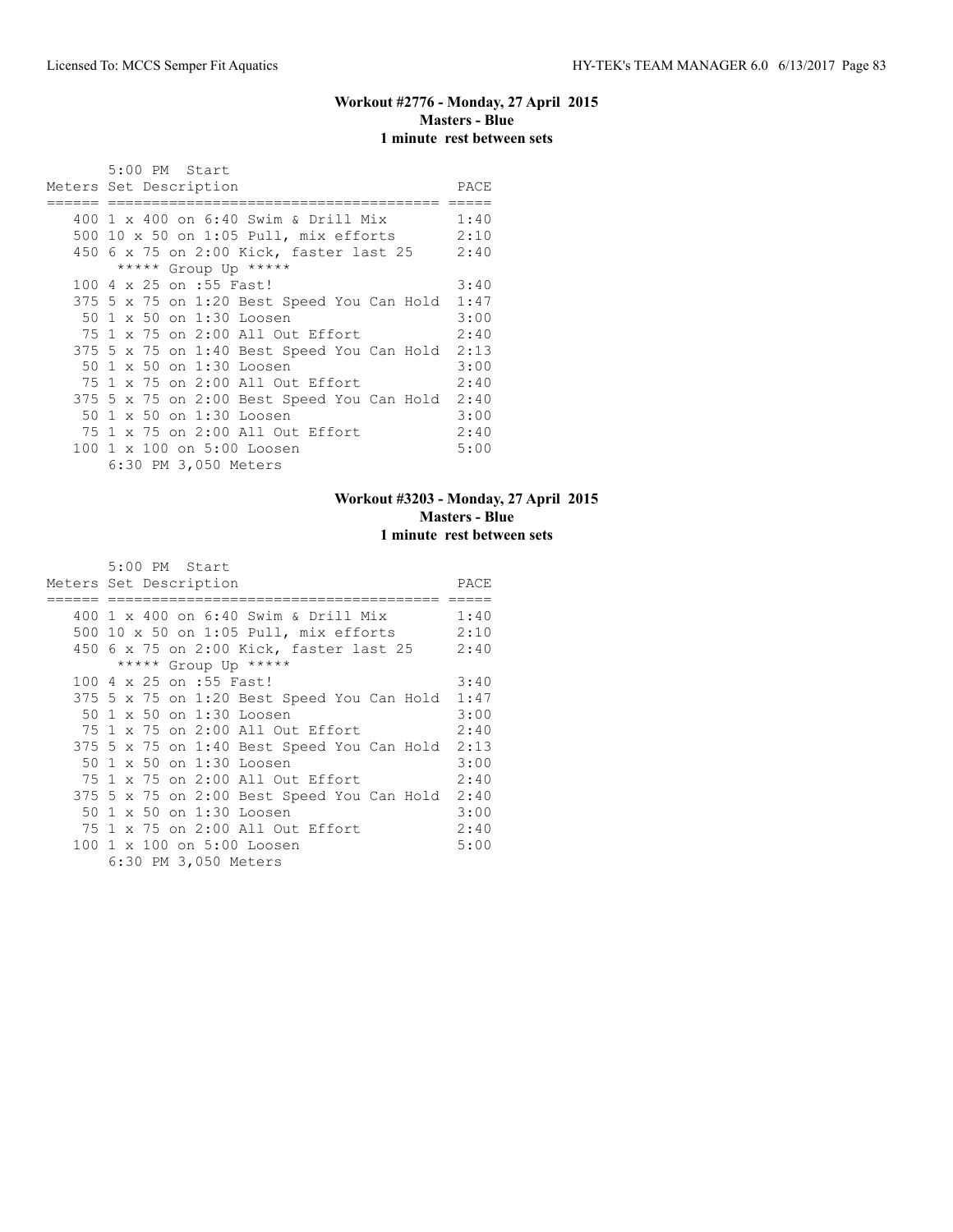**Workout #2776 - Monday, 27 April 2015**
**Masters - Blue**
**1 minute rest between sets**

```
      5:00 PM  Start
Meters Set Description                          PACE
====== ===================================== =====
   400 1 x 400 on 6:40 Swim & Drill Mix         1:40
   500 10 x 50 on 1:05 Pull, mix efforts        2:10
   450 6 x 75 on 2:00 Kick, faster last 25      2:40
       ***** Group Up *****
   100 4 x 25 on :55 Fast!                      3:40
   375 5 x 75 on 1:20 Best Speed You Can Hold  1:47
    50 1 x 50 on 1:30 Loosen                    3:00
    75 1 x 75 on 2:00 All Out Effort            2:40
   375 5 x 75 on 1:40 Best Speed You Can Hold  2:13
    50 1 x 50 on 1:30 Loosen                    3:00
    75 1 x 75 on 2:00 All Out Effort            2:40
   375 5 x 75 on 2:00 Best Speed You Can Hold  2:40
    50 1 x 50 on 1:30 Loosen                    3:00
    75 1 x 75 on 2:00 All Out Effort            2:40
   100 1 x 100 on 5:00 Loosen                   5:00
       6:30 PM 3,050 Meters
```

**Workout #3203 - Monday, 27 April 2015**
**Masters - Blue**
**1 minute rest between sets**

```
      5:00 PM  Start
Meters Set Description                          PACE
====== ===================================== =====
   400 1 x 400 on 6:40 Swim & Drill Mix         1:40
   500 10 x 50 on 1:05 Pull, mix efforts        2:10
   450 6 x 75 on 2:00 Kick, faster last 25      2:40
       ***** Group Up *****
   100 4 x 25 on :55 Fast!                      3:40
   375 5 x 75 on 1:20 Best Speed You Can Hold  1:47
    50 1 x 50 on 1:30 Loosen                    3:00
    75 1 x 75 on 2:00 All Out Effort            2:40
   375 5 x 75 on 1:40 Best Speed You Can Hold  2:13
    50 1 x 50 on 1:30 Loosen                    3:00
    75 1 x 75 on 2:00 All Out Effort            2:40
   375 5 x 75 on 2:00 Best Speed You Can Hold  2:40
    50 1 x 50 on 1:30 Loosen                    3:00
    75 1 x 75 on 2:00 All Out Effort            2:40
   100 1 x 100 on 5:00 Loosen                   5:00
       6:30 PM 3,050 Meters
```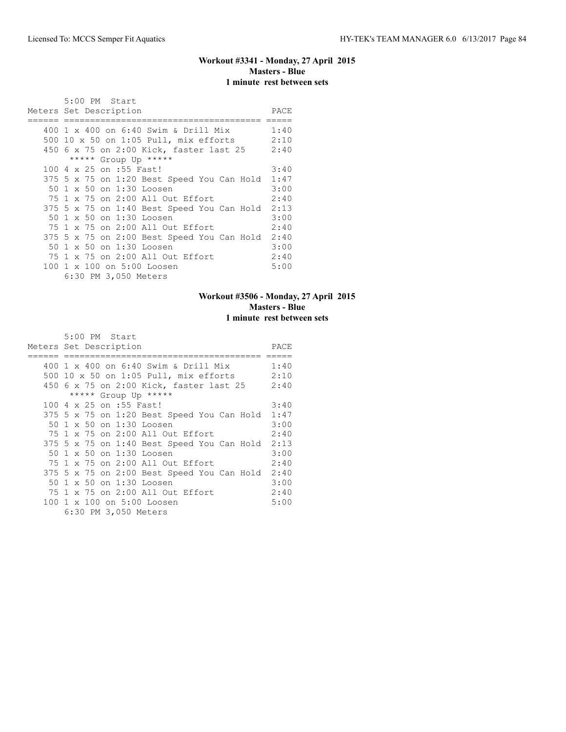### Workout #3341 - Monday, 27 April 2015
### Masters - Blue
### 1 minute rest between sets

5:00 PM Start

| Meters | Set Description | PACE |
|---|---|---|
| 400 | 1 x 400 on 6:40 Swim & Drill Mix | 1:40 |
| 500 | 10 x 50 on 1:05 Pull, mix efforts | 2:10 |
| 450 | 6 x 75 on 2:00 Kick, faster last 25 | 2:40 |
| | ***** Group Up ***** | |
| 100 | 4 x 25 on :55 Fast! | 3:40 |
| 375 | 5 x 75 on 1:20 Best Speed You Can Hold | 1:47 |
| 50 | 1 x 50 on 1:30 Loosen | 3:00 |
| 75 | 1 x 75 on 2:00 All Out Effort | 2:40 |
| 375 | 5 x 75 on 1:40 Best Speed You Can Hold | 2:13 |
| 50 | 1 x 50 on 1:30 Loosen | 3:00 |
| 75 | 1 x 75 on 2:00 All Out Effort | 2:40 |
| 375 | 5 x 75 on 2:00 Best Speed You Can Hold | 2:40 |
| 50 | 1 x 50 on 1:30 Loosen | 3:00 |
| 75 | 1 x 75 on 2:00 All Out Effort | 2:40 |
| 100 | 1 x 100 on 5:00 Loosen | 5:00 |

6:30 PM 3,050 Meters

### Workout #3506 - Monday, 27 April 2015
### Masters - Blue
### 1 minute rest between sets

5:00 PM Start

| Meters | Set Description | PACE |
|---|---|---|
| 400 | 1 x 400 on 6:40 Swim & Drill Mix | 1:40 |
| 500 | 10 x 50 on 1:05 Pull, mix efforts | 2:10 |
| 450 | 6 x 75 on 2:00 Kick, faster last 25 | 2:40 |
| | ***** Group Up ***** | |
| 100 | 4 x 25 on :55 Fast! | 3:40 |
| 375 | 5 x 75 on 1:20 Best Speed You Can Hold | 1:47 |
| 50 | 1 x 50 on 1:30 Loosen | 3:00 |
| 75 | 1 x 75 on 2:00 All Out Effort | 2:40 |
| 375 | 5 x 75 on 1:40 Best Speed You Can Hold | 2:13 |
| 50 | 1 x 50 on 1:30 Loosen | 3:00 |
| 75 | 1 x 75 on 2:00 All Out Effort | 2:40 |
| 375 | 5 x 75 on 2:00 Best Speed You Can Hold | 2:40 |
| 50 | 1 x 50 on 1:30 Loosen | 3:00 |
| 75 | 1 x 75 on 2:00 All Out Effort | 2:40 |
| 100 | 1 x 100 on 5:00 Loosen | 5:00 |

6:30 PM 3,050 Meters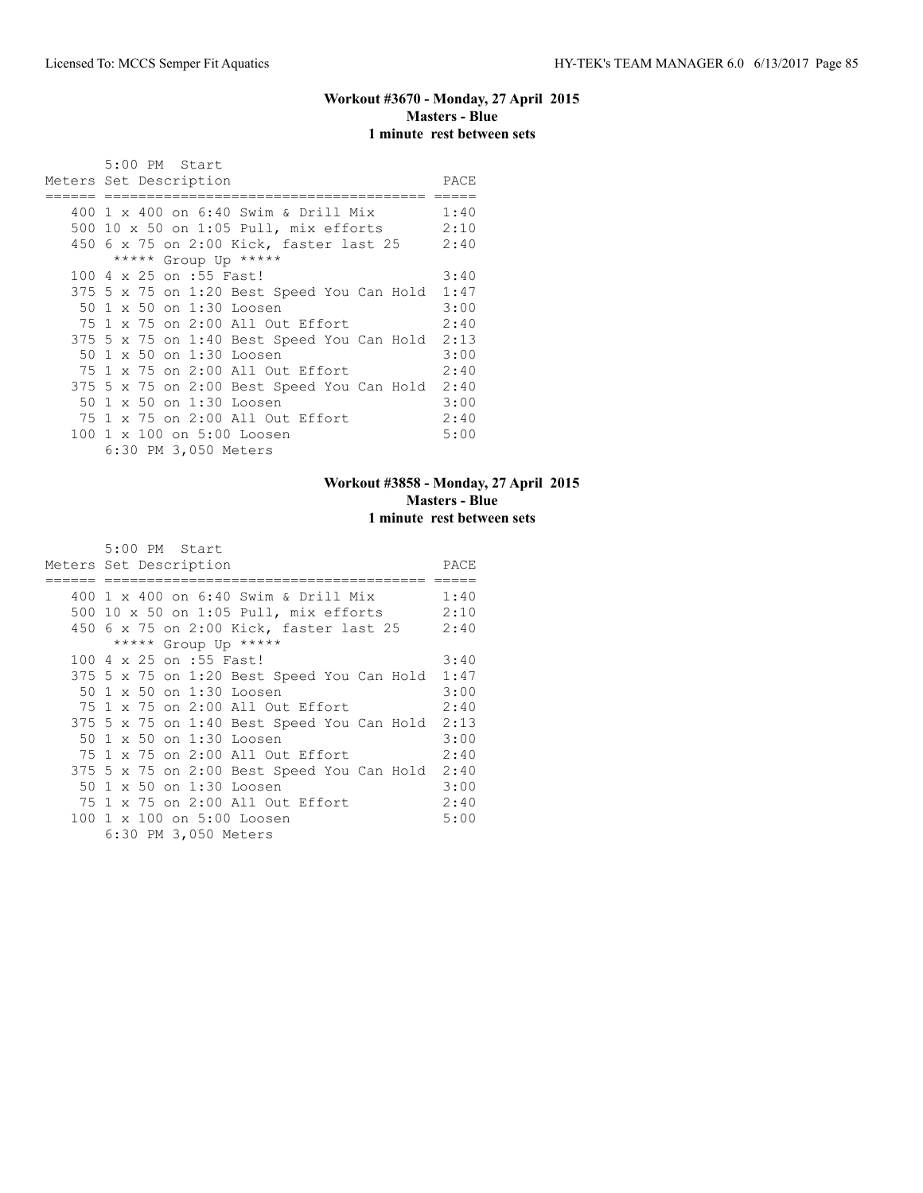## Workout #3670 - Monday, 27 April 2015
### Masters - Blue
### 1 minute rest between sets

5:00 PM Start

| Meters | Set Description | PACE |
|---|---|---|
| 400 | 1 x 400 on 6:40 Swim & Drill Mix | 1:40 |
| 500 | 10 x 50 on 1:05 Pull, mix efforts | 2:10 |
| 450 | 6 x 75 on 2:00 Kick, faster last 25 | 2:40 |
| | ***** Group Up ***** | |
| 100 | 4 x 25 on :55 Fast! | 3:40 |
| 375 | 5 x 75 on 1:20 Best Speed You Can Hold | 1:47 |
| 50 | 1 x 50 on 1:30 Loosen | 3:00 |
| 75 | 1 x 75 on 2:00 All Out Effort | 2:40 |
| 375 | 5 x 75 on 1:40 Best Speed You Can Hold | 2:13 |
| 50 | 1 x 50 on 1:30 Loosen | 3:00 |
| 75 | 1 x 75 on 2:00 All Out Effort | 2:40 |
| 375 | 5 x 75 on 2:00 Best Speed You Can Hold | 2:40 |
| 50 | 1 x 50 on 1:30 Loosen | 3:00 |
| 75 | 1 x 75 on 2:00 All Out Effort | 2:40 |
| 100 | 1 x 100 on 5:00 Loosen | 5:00 |

6:30 PM 3,050 Meters

## Workout #3858 - Monday, 27 April 2015
### Masters - Blue
### 1 minute rest between sets

5:00 PM Start

| Meters | Set Description | PACE |
|---|---|---|
| 400 | 1 x 400 on 6:40 Swim & Drill Mix | 1:40 |
| 500 | 10 x 50 on 1:05 Pull, mix efforts | 2:10 |
| 450 | 6 x 75 on 2:00 Kick, faster last 25 | 2:40 |
| | ***** Group Up ***** | |
| 100 | 4 x 25 on :55 Fast! | 3:40 |
| 375 | 5 x 75 on 1:20 Best Speed You Can Hold | 1:47 |
| 50 | 1 x 50 on 1:30 Loosen | 3:00 |
| 75 | 1 x 75 on 2:00 All Out Effort | 2:40 |
| 375 | 5 x 75 on 1:40 Best Speed You Can Hold | 2:13 |
| 50 | 1 x 50 on 1:30 Loosen | 3:00 |
| 75 | 1 x 75 on 2:00 All Out Effort | 2:40 |
| 375 | 5 x 75 on 2:00 Best Speed You Can Hold | 2:40 |
| 50 | 1 x 50 on 1:30 Loosen | 3:00 |
| 75 | 1 x 75 on 2:00 All Out Effort | 2:40 |
| 100 | 1 x 100 on 5:00 Loosen | 5:00 |

6:30 PM 3,050 Meters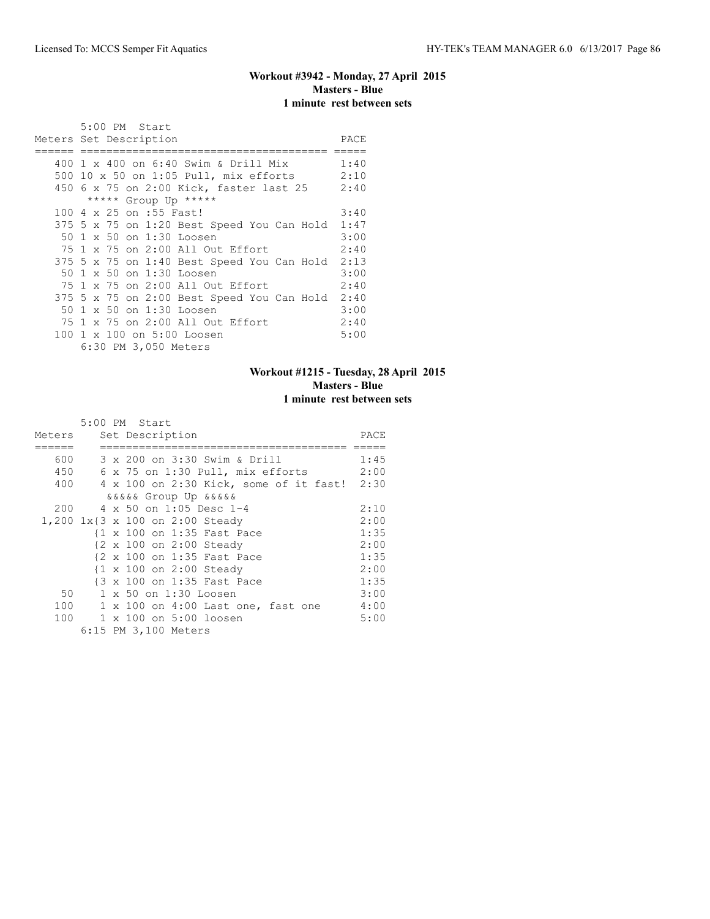### Workout #3942 - Monday, 27 April 2015
**Masters - Blue**
**1 minute rest between sets**

5:00 PM Start

| Meters | Set Description | PACE |
|---|---|---|
| 400 | 1 x 400 on 6:40 Swim & Drill Mix | 1:40 |
| 500 | 10 x 50 on 1:05 Pull, mix efforts | 2:10 |
| 450 | 6 x 75 on 2:00 Kick, faster last 25 | 2:40 |
| | ***** Group Up ***** | |
| 100 | 4 x 25 on :55 Fast! | 3:40 |
| 375 | 5 x 75 on 1:20 Best Speed You Can Hold | 1:47 |
| 50 | 1 x 50 on 1:30 Loosen | 3:00 |
| 75 | 1 x 75 on 2:00 All Out Effort | 2:40 |
| 375 | 5 x 75 on 1:40 Best Speed You Can Hold | 2:13 |
| 50 | 1 x 50 on 1:30 Loosen | 3:00 |
| 75 | 1 x 75 on 2:00 All Out Effort | 2:40 |
| 375 | 5 x 75 on 2:00 Best Speed You Can Hold | 2:40 |
| 50 | 1 x 50 on 1:30 Loosen | 3:00 |
| 75 | 1 x 75 on 2:00 All Out Effort | 2:40 |
| 100 | 1 x 100 on 5:00 Loosen | 5:00 |

6:30 PM 3,050 Meters

### Workout #1215 - Tuesday, 28 April 2015
**Masters - Blue**
**1 minute rest between sets**

5:00 PM Start

| Meters | Set Description | PACE |
|---|---|---|
| 600 | 3 x 200 on 3:30 Swim & Drill | 1:45 |
| 450 | 6 x 75 on 1:30 Pull, mix efforts | 2:00 |
| 400 | 4 x 100 on 2:30 Kick, some of it fast! | 2:30 |
| | &&&&& Group Up &&&&& | |
| 200 | 4 x 50 on 1:05 Desc 1-4 | 2:10 |
| 1,200 | 1x{3 x 100 on 2:00 Steady | 2:00 |
| | {1 x 100 on 1:35 Fast Pace | 1:35 |
| | {2 x 100 on 2:00 Steady | 2:00 |
| | {2 x 100 on 1:35 Fast Pace | 1:35 |
| | {1 x 100 on 2:00 Steady | 2:00 |
| | {3 x 100 on 1:35 Fast Pace | 1:35 |
| 50 | 1 x 50 on 1:30 Loosen | 3:00 |
| 100 | 1 x 100 on 4:00 Last one, fast one | 4:00 |
| 100 | 1 x 100 on 5:00 loosen | 5:00 |

6:15 PM 3,100 Meters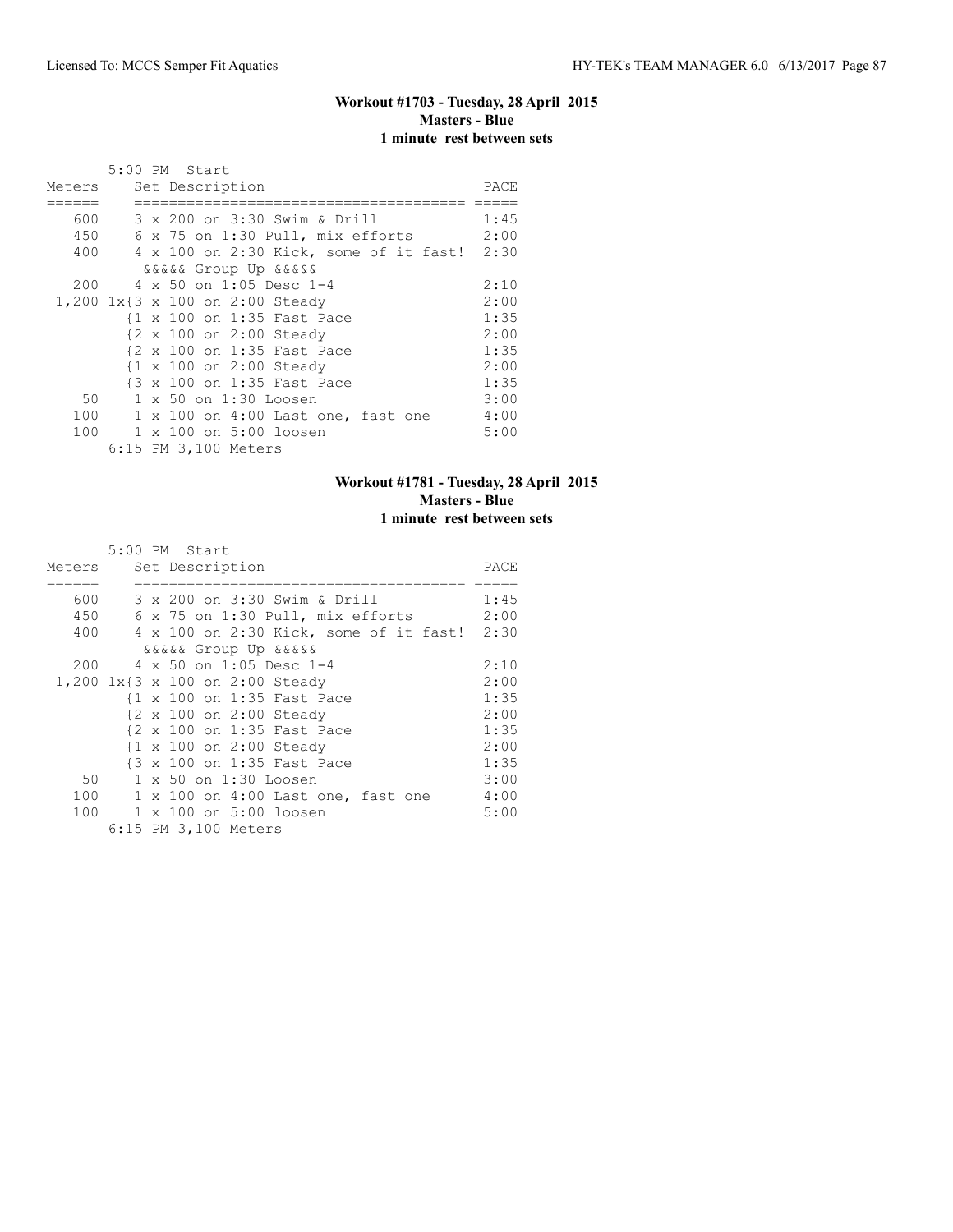## Workout #1703 - Tuesday, 28 April 2015
**Masters - Blue**
**1 minute rest between sets**

```
        5:00 PM  Start
Meters     Set Description                          PACE
======     ====================================== =====
   600     3 x 200 on 3:30 Swim & Drill            1:45
   450     6 x 75 on 1:30 Pull, mix efforts        2:00
   400     4 x 100 on 2:30 Kick, some of it fast!  2:30
            &&&&& Group Up &&&&&
   200     4 x 50 on 1:05 Desc 1-4                 2:10
 1,200 1x{3 x 100 on 2:00 Steady                   2:00
          {1 x 100 on 1:35 Fast Pace               1:35
          {2 x 100 on 2:00 Steady                  2:00
          {2 x 100 on 1:35 Fast Pace               1:35
          {1 x 100 on 2:00 Steady                  2:00
          {3 x 100 on 1:35 Fast Pace               1:35
    50     1 x 50 on 1:30 Loosen                   3:00
   100     1 x 100 on 4:00 Last one, fast one      4:00
   100     1 x 100 on 5:00 loosen                  5:00
        6:15 PM 3,100 Meters
```

## Workout #1781 - Tuesday, 28 April 2015
**Masters - Blue**
**1 minute rest between sets**

```
        5:00 PM  Start
Meters     Set Description                          PACE
======     ====================================== =====
   600     3 x 200 on 3:30 Swim & Drill            1:45
   450     6 x 75 on 1:30 Pull, mix efforts        2:00
   400     4 x 100 on 2:30 Kick, some of it fast!  2:30
            &&&&& Group Up &&&&&
   200     4 x 50 on 1:05 Desc 1-4                 2:10
 1,200 1x{3 x 100 on 2:00 Steady                   2:00
          {1 x 100 on 1:35 Fast Pace               1:35
          {2 x 100 on 2:00 Steady                  2:00
          {2 x 100 on 1:35 Fast Pace               1:35
          {1 x 100 on 2:00 Steady                  2:00
          {3 x 100 on 1:35 Fast Pace               1:35
    50     1 x 50 on 1:30 Loosen                   3:00
   100     1 x 100 on 4:00 Last one, fast one      4:00
   100     1 x 100 on 5:00 loosen                  5:00
        6:15 PM 3,100 Meters
```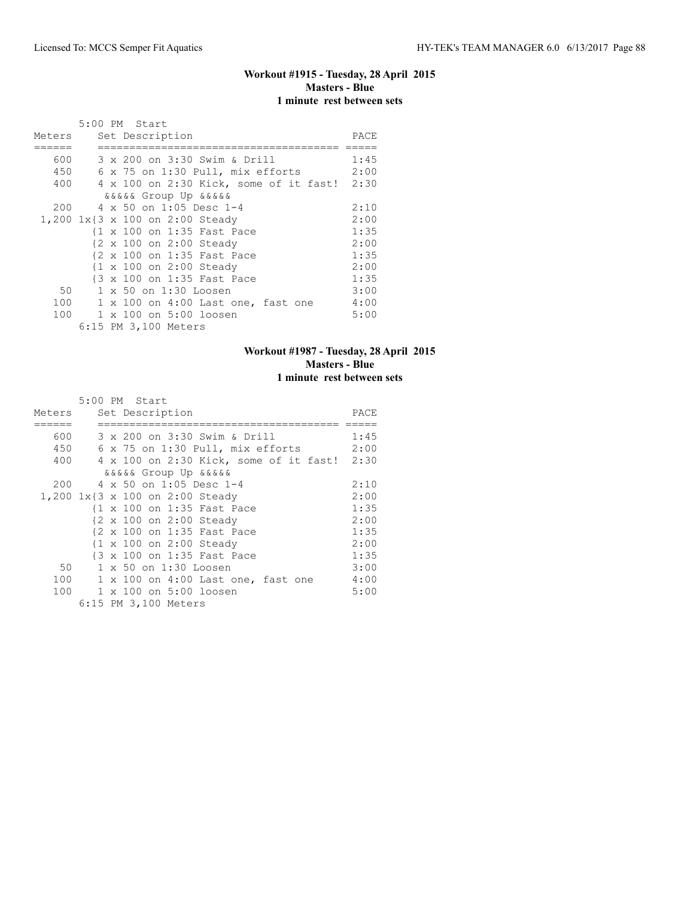### Workout #1915 - Tuesday, 28 April 2015
**Masters - Blue**
**1 minute rest between sets**

```
       5:00 PM  Start
Meters     Set Description                         PACE
======     ====================================== =====
   600     3 x 200 on 3:30 Swim & Drill            1:45
   450     6 x 75 on 1:30 Pull, mix efforts        2:00
   400     4 x 100 on 2:30 Kick, some of it fast!  2:30
            &&&&& Group Up &&&&&
   200     4 x 50 on 1:05 Desc 1-4                 2:10
 1,200 1x{3 x 100 on 2:00 Steady                   2:00
          {1 x 100 on 1:35 Fast Pace               1:35
          {2 x 100 on 2:00 Steady                  2:00
          {2 x 100 on 1:35 Fast Pace               1:35
          {1 x 100 on 2:00 Steady                  2:00
          {3 x 100 on 1:35 Fast Pace               1:35
    50     1 x 50 on 1:30 Loosen                   3:00
   100     1 x 100 on 4:00 Last one, fast one      4:00
   100     1 x 100 on 5:00 loosen                  5:00
       6:15 PM 3,100 Meters
```

### Workout #1987 - Tuesday, 28 April 2015
**Masters - Blue**
**1 minute rest between sets**

```
       5:00 PM  Start
Meters     Set Description                         PACE
======     ====================================== =====
   600     3 x 200 on 3:30 Swim & Drill            1:45
   450     6 x 75 on 1:30 Pull, mix efforts        2:00
   400     4 x 100 on 2:30 Kick, some of it fast!  2:30
            &&&&& Group Up &&&&&
   200     4 x 50 on 1:05 Desc 1-4                 2:10
 1,200 1x{3 x 100 on 2:00 Steady                   2:00
          {1 x 100 on 1:35 Fast Pace               1:35
          {2 x 100 on 2:00 Steady                  2:00
          {2 x 100 on 1:35 Fast Pace               1:35
          {1 x 100 on 2:00 Steady                  2:00
          {3 x 100 on 1:35 Fast Pace               1:35
    50     1 x 50 on 1:30 Loosen                   3:00
   100     1 x 100 on 4:00 Last one, fast one      4:00
   100     1 x 100 on 5:00 loosen                  5:00
       6:15 PM 3,100 Meters
```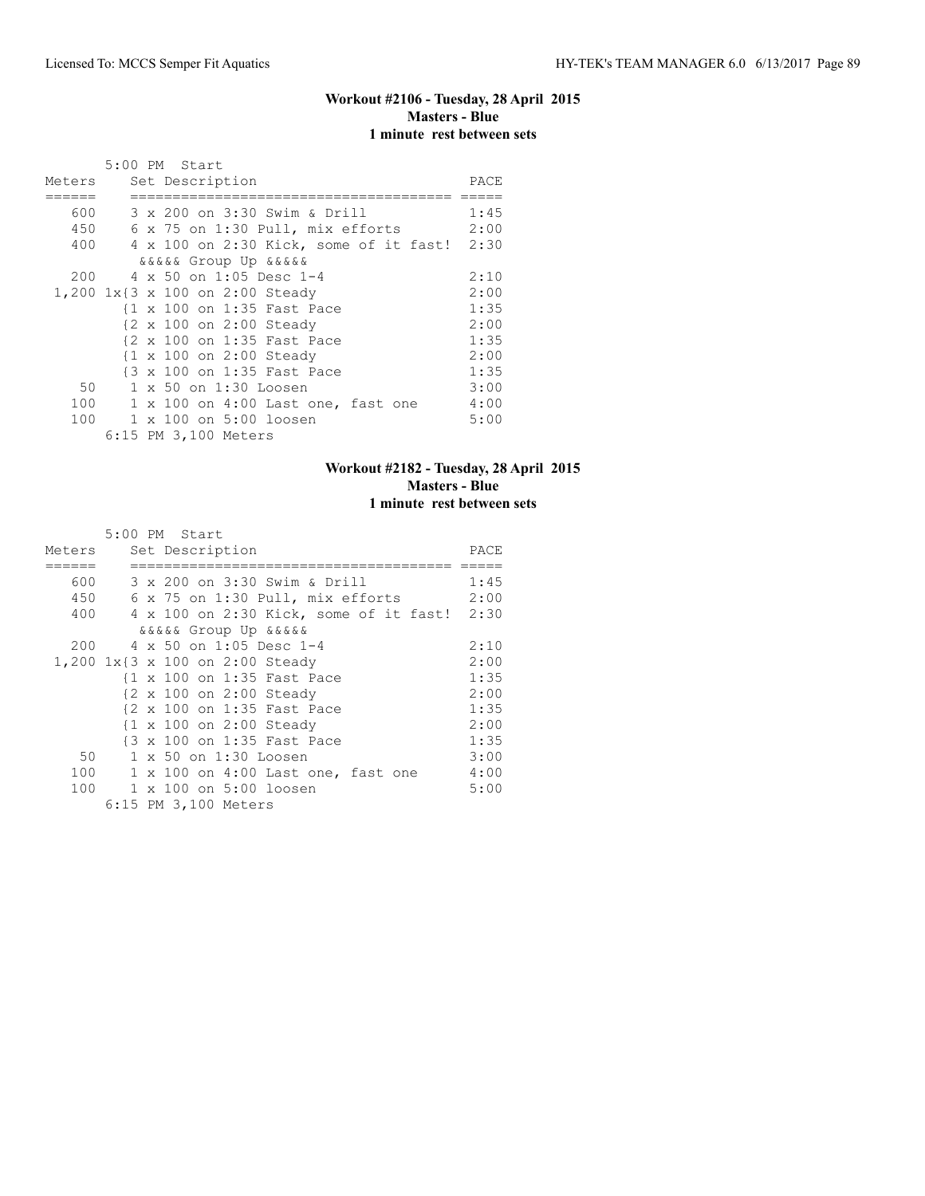### Workout #2106 - Tuesday, 28 April 2015
**Masters - Blue**
**1 minute rest between sets**

```
       5:00 PM  Start
Meters    Set Description                        PACE
======    ===================================== =====
   600    3 x 200 on 3:30 Swim & Drill          1:45
   450    6 x 75 on 1:30 Pull, mix efforts      2:00
   400    4 x 100 on 2:30 Kick, some of it fast!  2:30
           &&&&& Group Up &&&&&
   200    4 x 50 on 1:05 Desc 1-4               2:10
 1,200 1x{3 x 100 on 2:00 Steady                2:00
          {1 x 100 on 1:35 Fast Pace            1:35
          {2 x 100 on 2:00 Steady               2:00
          {2 x 100 on 1:35 Fast Pace            1:35
          {1 x 100 on 2:00 Steady               2:00
          {3 x 100 on 1:35 Fast Pace            1:35
    50    1 x 50 on 1:30 Loosen                 3:00
   100    1 x 100 on 4:00 Last one, fast one    4:00
   100    1 x 100 on 5:00 loosen                5:00
       6:15 PM 3,100 Meters
```

### Workout #2182 - Tuesday, 28 April 2015
**Masters - Blue**
**1 minute rest between sets**

```
       5:00 PM  Start
Meters    Set Description                        PACE
======    ===================================== =====
   600    3 x 200 on 3:30 Swim & Drill          1:45
   450    6 x 75 on 1:30 Pull, mix efforts      2:00
   400    4 x 100 on 2:30 Kick, some of it fast!  2:30
           &&&&& Group Up &&&&&
   200    4 x 50 on 1:05 Desc 1-4               2:10
 1,200 1x{3 x 100 on 2:00 Steady                2:00
          {1 x 100 on 1:35 Fast Pace            1:35
          {2 x 100 on 2:00 Steady               2:00
          {2 x 100 on 1:35 Fast Pace            1:35
          {1 x 100 on 2:00 Steady               2:00
          {3 x 100 on 1:35 Fast Pace            1:35
    50    1 x 50 on 1:30 Loosen                 3:00
   100    1 x 100 on 4:00 Last one, fast one    4:00
   100    1 x 100 on 5:00 loosen                5:00
       6:15 PM 3,100 Meters
```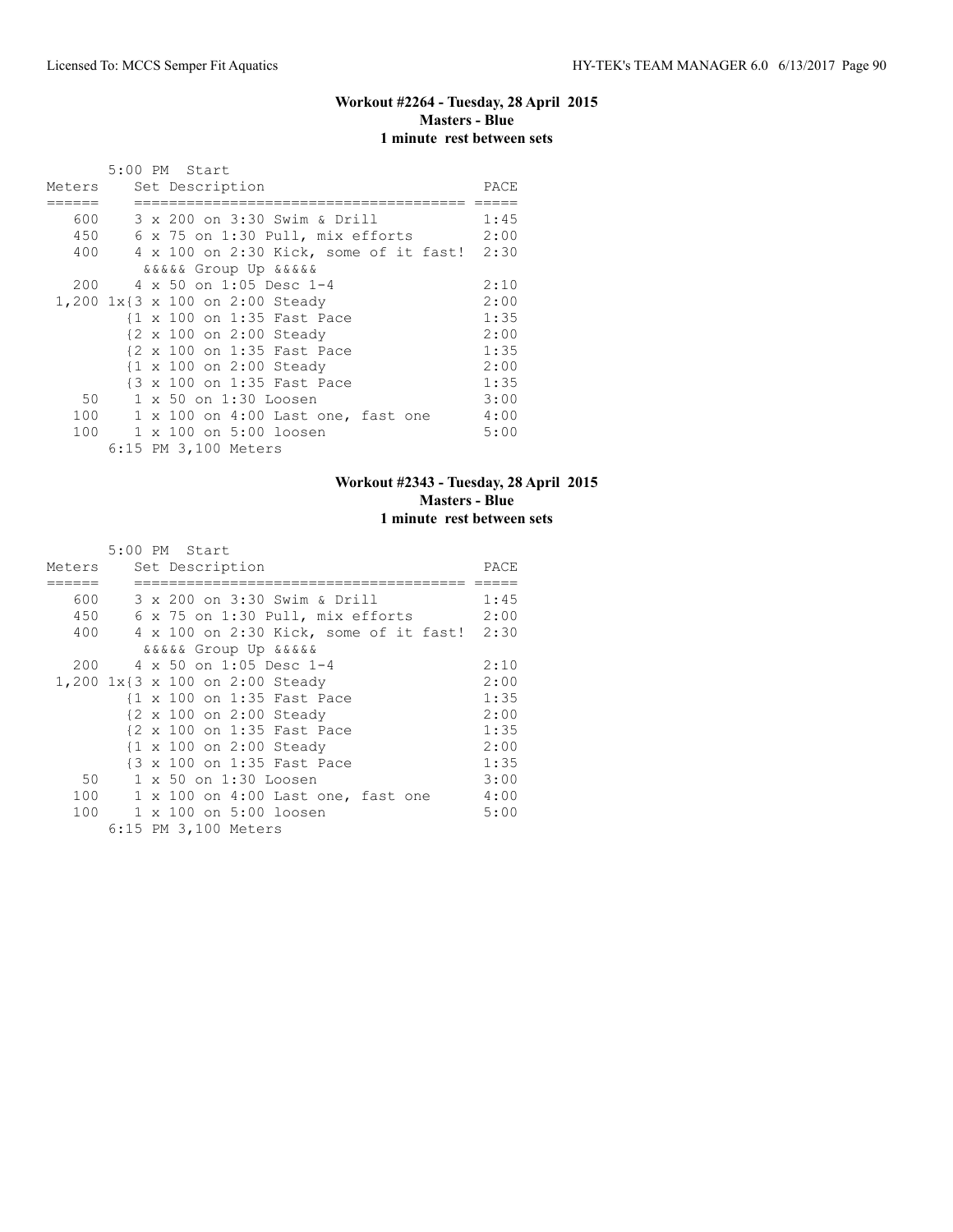## Workout #2264 - Tuesday, 28 April 2015
### Masters - Blue
### 1 minute rest between sets

5:00 PM Start

| Meters | Set Description | PACE |
|---|---|---|
| 600 | 3 x 200 on 3:30 Swim & Drill | 1:45 |
| 450 | 6 x 75 on 1:30 Pull, mix efforts | 2:00 |
| 400 | 4 x 100 on 2:30 Kick, some of it fast! | 2:30 |
| | &&&&& Group Up &&&&& | |
| 200 | 4 x 50 on 1:05 Desc 1-4 | 2:10 |
| 1,200 | 1x{3 x 100 on 2:00 Steady | 2:00 |
| | {1 x 100 on 1:35 Fast Pace | 1:35 |
| | {2 x 100 on 2:00 Steady | 2:00 |
| | {2 x 100 on 1:35 Fast Pace | 1:35 |
| | {1 x 100 on 2:00 Steady | 2:00 |
| | {3 x 100 on 1:35 Fast Pace | 1:35 |
| 50 | 1 x 50 on 1:30 Loosen | 3:00 |
| 100 | 1 x 100 on 4:00 Last one, fast one | 4:00 |
| 100 | 1 x 100 on 5:00 loosen | 5:00 |

6:15 PM 3,100 Meters

## Workout #2343 - Tuesday, 28 April 2015
### Masters - Blue
### 1 minute rest between sets

5:00 PM Start

| Meters | Set Description | PACE |
|---|---|---|
| 600 | 3 x 200 on 3:30 Swim & Drill | 1:45 |
| 450 | 6 x 75 on 1:30 Pull, mix efforts | 2:00 |
| 400 | 4 x 100 on 2:30 Kick, some of it fast! | 2:30 |
| | &&&&& Group Up &&&&& | |
| 200 | 4 x 50 on 1:05 Desc 1-4 | 2:10 |
| 1,200 | 1x{3 x 100 on 2:00 Steady | 2:00 |
| | {1 x 100 on 1:35 Fast Pace | 1:35 |
| | {2 x 100 on 2:00 Steady | 2:00 |
| | {2 x 100 on 1:35 Fast Pace | 1:35 |
| | {1 x 100 on 2:00 Steady | 2:00 |
| | {3 x 100 on 1:35 Fast Pace | 1:35 |
| 50 | 1 x 50 on 1:30 Loosen | 3:00 |
| 100 | 1 x 100 on 4:00 Last one, fast one | 4:00 |
| 100 | 1 x 100 on 5:00 loosen | 5:00 |

6:15 PM 3,100 Meters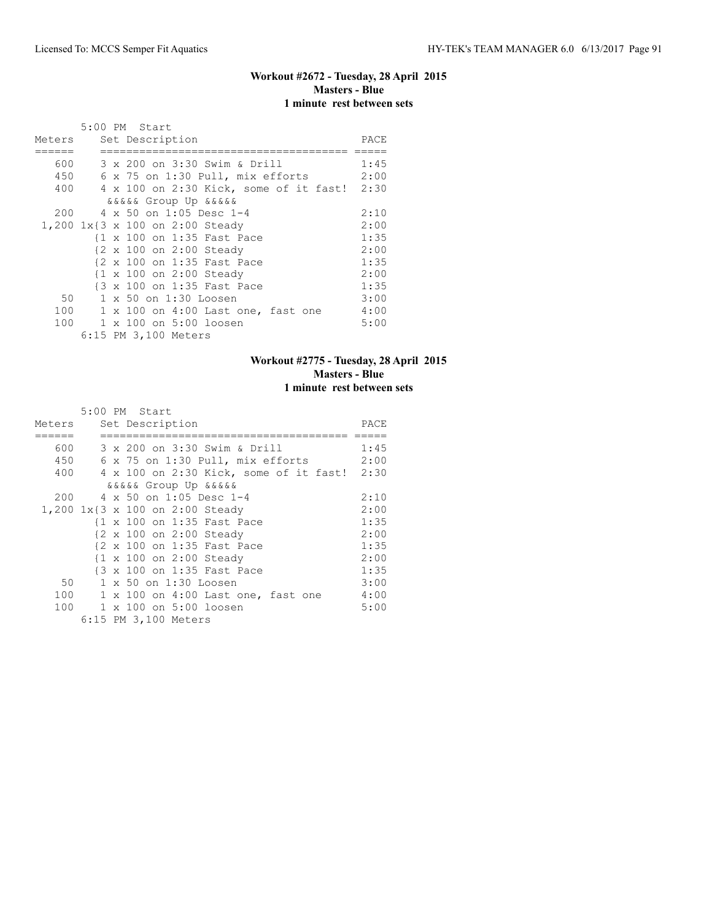### Workout #2672 - Tuesday, 28 April 2015
**Masters - Blue**
**1 minute rest between sets**

```
       5:00 PM  Start
Meters    Set Description                        PACE
======    ====================================== =====
   600    3 x 200 on 3:30 Swim & Drill           1:45
   450    6 x 75 on 1:30 Pull, mix efforts       2:00
   400    4 x 100 on 2:30 Kick, some of it fast!  2:30
          &&&&& Group Up &&&&&
   200    4 x 50 on 1:05 Desc 1-4                2:10
 1,200 1x{3 x 100 on 2:00 Steady                 2:00
         {1 x 100 on 1:35 Fast Pace              1:35
         {2 x 100 on 2:00 Steady                 2:00
         {2 x 100 on 1:35 Fast Pace              1:35
         {1 x 100 on 2:00 Steady                 2:00
         {3 x 100 on 1:35 Fast Pace              1:35
    50    1 x 50 on 1:30 Loosen                  3:00
   100    1 x 100 on 4:00 Last one, fast one     4:00
   100    1 x 100 on 5:00 loosen                 5:00
       6:15 PM 3,100 Meters
```

### Workout #2775 - Tuesday, 28 April 2015
**Masters - Blue**
**1 minute rest between sets**

```
       5:00 PM  Start
Meters    Set Description                        PACE
======    ====================================== =====
   600    3 x 200 on 3:30 Swim & Drill           1:45
   450    6 x 75 on 1:30 Pull, mix efforts       2:00
   400    4 x 100 on 2:30 Kick, some of it fast!  2:30
          &&&&& Group Up &&&&&
   200    4 x 50 on 1:05 Desc 1-4                2:10
 1,200 1x{3 x 100 on 2:00 Steady                 2:00
         {1 x 100 on 1:35 Fast Pace              1:35
         {2 x 100 on 2:00 Steady                 2:00
         {2 x 100 on 1:35 Fast Pace              1:35
         {1 x 100 on 2:00 Steady                 2:00
         {3 x 100 on 1:35 Fast Pace              1:35
    50    1 x 50 on 1:30 Loosen                  3:00
   100    1 x 100 on 4:00 Last one, fast one     4:00
   100    1 x 100 on 5:00 loosen                 5:00
       6:15 PM 3,100 Meters
```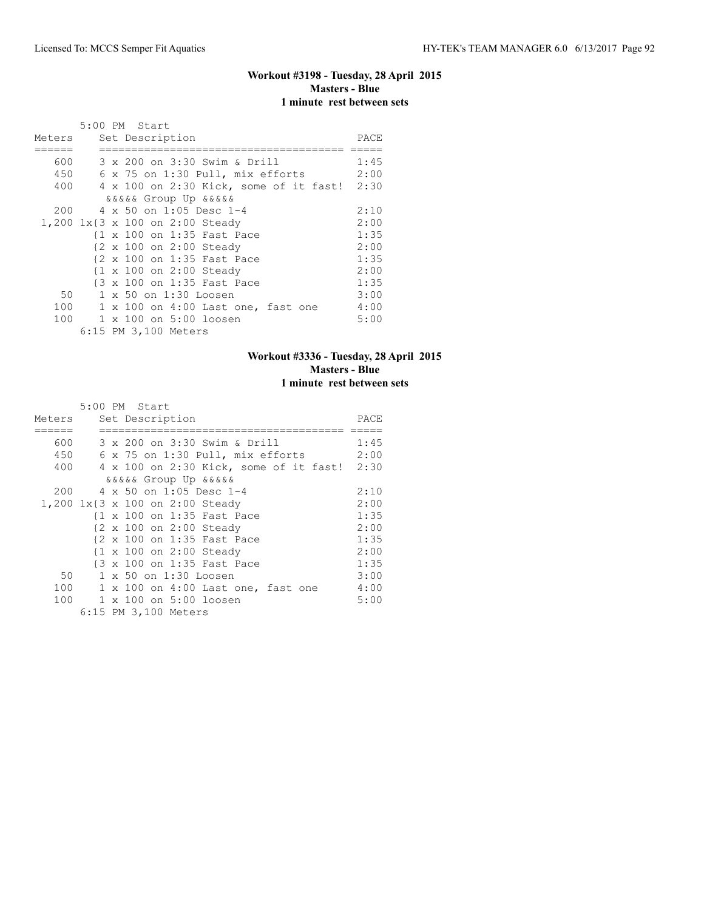### Workout #3198 - Tuesday, 28 April 2015
**Masters - Blue**
**1 minute rest between sets**

```
       5:00 PM  Start
Meters    Set Description                        PACE
======    ====================================== =====
   600    3 x 200 on 3:30 Swim & Drill          1:45
   450    6 x 75 on 1:30 Pull, mix efforts      2:00
   400    4 x 100 on 2:30 Kick, some of it fast!  2:30
          &&&&& Group Up &&&&&
   200    4 x 50 on 1:05 Desc 1-4               2:10
 1,200 1x{3 x 100 on 2:00 Steady                2:00
         {1 x 100 on 1:35 Fast Pace             1:35
         {2 x 100 on 2:00 Steady                2:00
         {2 x 100 on 1:35 Fast Pace             1:35
         {1 x 100 on 2:00 Steady                2:00
         {3 x 100 on 1:35 Fast Pace             1:35
    50    1 x 50 on 1:30 Loosen                 3:00
   100    1 x 100 on 4:00 Last one, fast one    4:00
   100    1 x 100 on 5:00 loosen                5:00
       6:15 PM 3,100 Meters
```

### Workout #3336 - Tuesday, 28 April 2015
**Masters - Blue**
**1 minute rest between sets**

```
       5:00 PM  Start
Meters    Set Description                        PACE
======    ====================================== =====
   600    3 x 200 on 3:30 Swim & Drill          1:45
   450    6 x 75 on 1:30 Pull, mix efforts      2:00
   400    4 x 100 on 2:30 Kick, some of it fast!  2:30
          &&&&& Group Up &&&&&
   200    4 x 50 on 1:05 Desc 1-4               2:10
 1,200 1x{3 x 100 on 2:00 Steady                2:00
         {1 x 100 on 1:35 Fast Pace             1:35
         {2 x 100 on 2:00 Steady                2:00
         {2 x 100 on 1:35 Fast Pace             1:35
         {1 x 100 on 2:00 Steady                2:00
         {3 x 100 on 1:35 Fast Pace             1:35
    50    1 x 50 on 1:30 Loosen                 3:00
   100    1 x 100 on 4:00 Last one, fast one    4:00
   100    1 x 100 on 5:00 loosen                5:00
       6:15 PM 3,100 Meters
```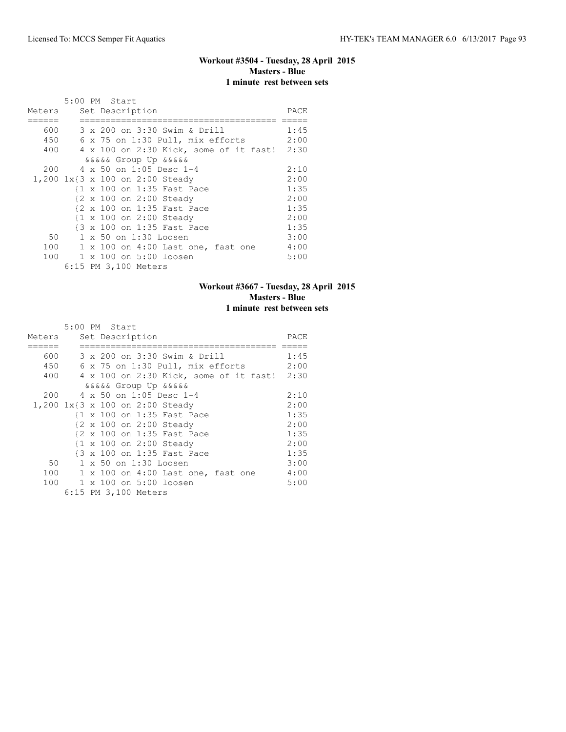## Workout #3504 - Tuesday, 28 April 2015
### Masters - Blue
### 1 minute rest between sets

5:00 PM Start

| Meters | Set Description | PACE |
|---|---|---|
| 600 | 3 x 200 on 3:30 Swim & Drill | 1:45 |
| 450 | 6 x 75 on 1:30 Pull, mix efforts | 2:00 |
| 400 | 4 x 100 on 2:30 Kick, some of it fast! | 2:30 |
| | &&&&& Group Up &&&&& | |
| 200 | 4 x 50 on 1:05 Desc 1-4 | 2:10 |
| 1,200 | 1x{3 x 100 on 2:00 Steady | 2:00 |
| | {1 x 100 on 1:35 Fast Pace | 1:35 |
| | {2 x 100 on 2:00 Steady | 2:00 |
| | {2 x 100 on 1:35 Fast Pace | 1:35 |
| | {1 x 100 on 2:00 Steady | 2:00 |
| | {3 x 100 on 1:35 Fast Pace | 1:35 |
| 50 | 1 x 50 on 1:30 Loosen | 3:00 |
| 100 | 1 x 100 on 4:00 Last one, fast one | 4:00 |
| 100 | 1 x 100 on 5:00 loosen | 5:00 |

6:15 PM 3,100 Meters

## Workout #3667 - Tuesday, 28 April 2015
### Masters - Blue
### 1 minute rest between sets

5:00 PM Start

| Meters | Set Description | PACE |
|---|---|---|
| 600 | 3 x 200 on 3:30 Swim & Drill | 1:45 |
| 450 | 6 x 75 on 1:30 Pull, mix efforts | 2:00 |
| 400 | 4 x 100 on 2:30 Kick, some of it fast! | 2:30 |
| | &&&&& Group Up &&&&& | |
| 200 | 4 x 50 on 1:05 Desc 1-4 | 2:10 |
| 1,200 | 1x{3 x 100 on 2:00 Steady | 2:00 |
| | {1 x 100 on 1:35 Fast Pace | 1:35 |
| | {2 x 100 on 2:00 Steady | 2:00 |
| | {2 x 100 on 1:35 Fast Pace | 1:35 |
| | {1 x 100 on 2:00 Steady | 2:00 |
| | {3 x 100 on 1:35 Fast Pace | 1:35 |
| 50 | 1 x 50 on 1:30 Loosen | 3:00 |
| 100 | 1 x 100 on 4:00 Last one, fast one | 4:00 |
| 100 | 1 x 100 on 5:00 loosen | 5:00 |

6:15 PM 3,100 Meters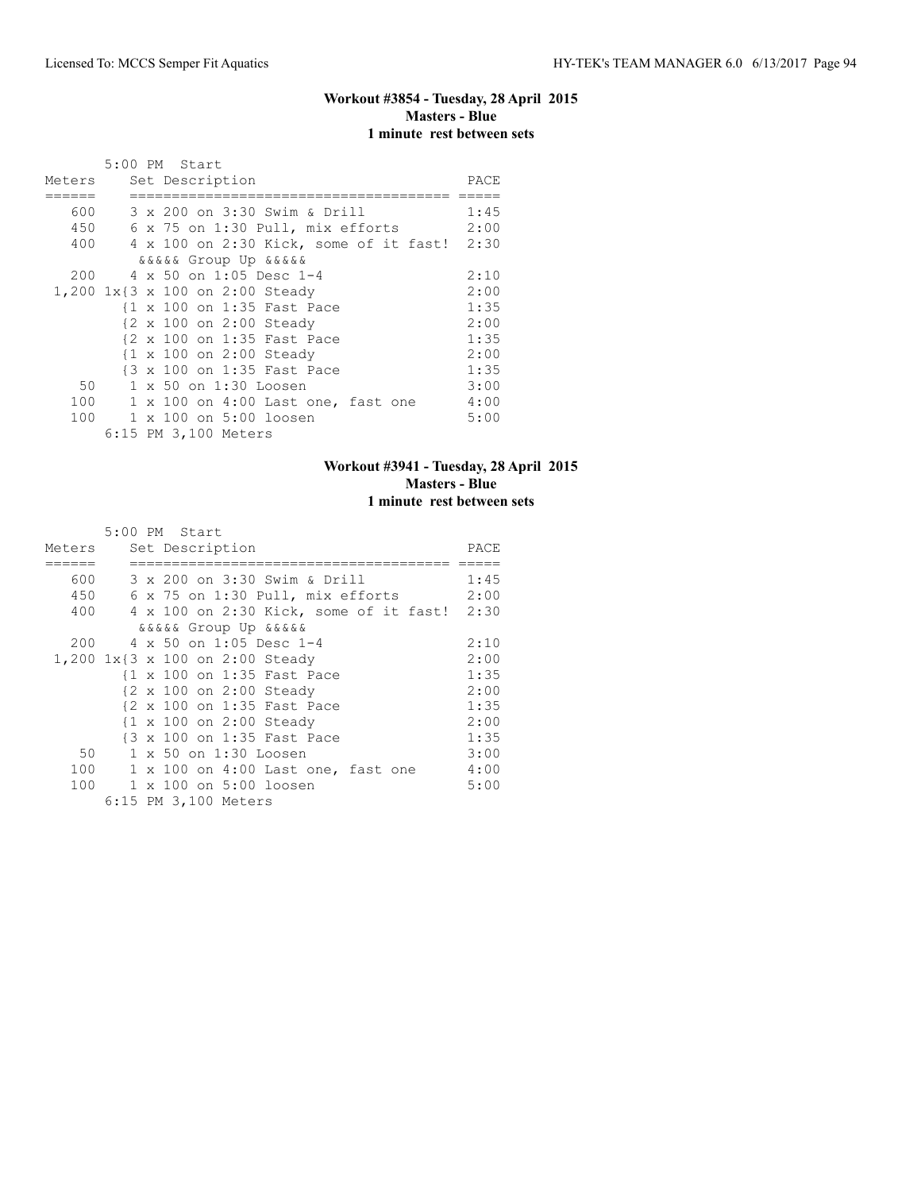### Workout #3854 - Tuesday, 28 April 2015
### Masters - Blue
### 1 minute rest between sets

```
       5:00 PM  Start
Meters    Set Description                          PACE
======    ====================================== =====
   600    3 x 200 on 3:30 Swim & Drill            1:45
   450    6 x 75 on 1:30 Pull, mix efforts        2:00
   400    4 x 100 on 2:30 Kick, some of it fast!  2:30
           &&&&& Group Up &&&&&
   200    4 x 50 on 1:05 Desc 1-4                 2:10
 1,200 1x{3 x 100 on 2:00 Steady                  2:00
         {1 x 100 on 1:35 Fast Pace               1:35
         {2 x 100 on 2:00 Steady                  2:00
         {2 x 100 on 1:35 Fast Pace               1:35
         {1 x 100 on 2:00 Steady                  2:00
         {3 x 100 on 1:35 Fast Pace               1:35
    50    1 x 50 on 1:30 Loosen                   3:00
   100    1 x 100 on 4:00 Last one, fast one      4:00
   100    1 x 100 on 5:00 loosen                  5:00
       6:15 PM 3,100 Meters
```

### Workout #3941 - Tuesday, 28 April 2015
### Masters - Blue
### 1 minute rest between sets

```
       5:00 PM  Start
Meters    Set Description                          PACE
======    ====================================== =====
   600    3 x 200 on 3:30 Swim & Drill            1:45
   450    6 x 75 on 1:30 Pull, mix efforts        2:00
   400    4 x 100 on 2:30 Kick, some of it fast!  2:30
           &&&&& Group Up &&&&&
   200    4 x 50 on 1:05 Desc 1-4                 2:10
 1,200 1x{3 x 100 on 2:00 Steady                  2:00
         {1 x 100 on 1:35 Fast Pace               1:35
         {2 x 100 on 2:00 Steady                  2:00
         {2 x 100 on 1:35 Fast Pace               1:35
         {1 x 100 on 2:00 Steady                  2:00
         {3 x 100 on 1:35 Fast Pace               1:35
    50    1 x 50 on 1:30 Loosen                   3:00
   100    1 x 100 on 4:00 Last one, fast one      4:00
   100    1 x 100 on 5:00 loosen                  5:00
       6:15 PM 3,100 Meters
```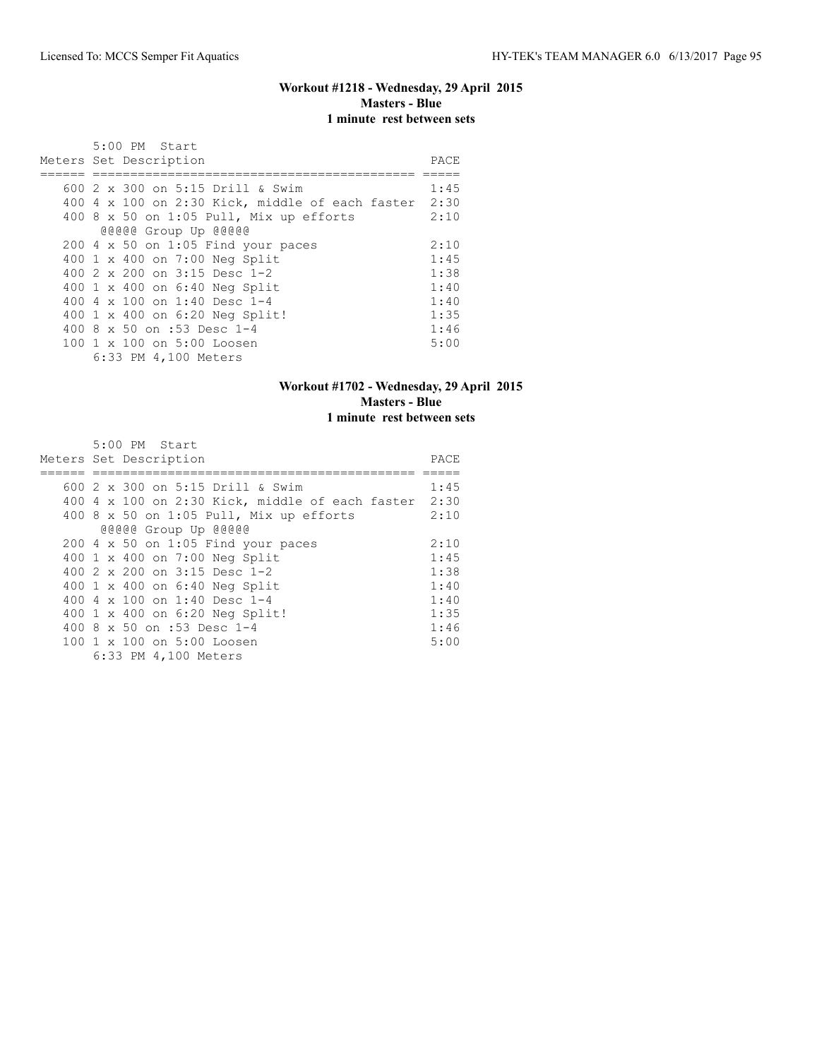### Workout #1218 - Wednesday, 29 April 2015
**Masters - Blue**
**1 minute rest between sets**

5:00 PM Start

| Meters | Set Description | PACE |
|---|---|---|
| 600 | 2 x 300 on 5:15 Drill & Swim | 1:45 |
| 400 | 4 x 100 on 2:30 Kick, middle of each faster | 2:30 |
| 400 | 8 x 50 on 1:05 Pull, Mix up efforts | 2:10 |
| | @@@@@ Group Up @@@@@ | |
| 200 | 4 x 50 on 1:05 Find your paces | 2:10 |
| 400 | 1 x 400 on 7:00 Neg Split | 1:45 |
| 400 | 2 x 200 on 3:15 Desc 1-2 | 1:38 |
| 400 | 1 x 400 on 6:40 Neg Split | 1:40 |
| 400 | 4 x 100 on 1:40 Desc 1-4 | 1:40 |
| 400 | 1 x 400 on 6:20 Neg Split! | 1:35 |
| 400 | 8 x 50 on :53 Desc 1-4 | 1:46 |
| 100 | 1 x 100 on 5:00 Loosen | 5:00 |

6:33 PM 4,100 Meters

### Workout #1702 - Wednesday, 29 April 2015
**Masters - Blue**
**1 minute rest between sets**

5:00 PM Start

| Meters | Set Description | PACE |
|---|---|---|
| 600 | 2 x 300 on 5:15 Drill & Swim | 1:45 |
| 400 | 4 x 100 on 2:30 Kick, middle of each faster | 2:30 |
| 400 | 8 x 50 on 1:05 Pull, Mix up efforts | 2:10 |
| | @@@@@ Group Up @@@@@ | |
| 200 | 4 x 50 on 1:05 Find your paces | 2:10 |
| 400 | 1 x 400 on 7:00 Neg Split | 1:45 |
| 400 | 2 x 200 on 3:15 Desc 1-2 | 1:38 |
| 400 | 1 x 400 on 6:40 Neg Split | 1:40 |
| 400 | 4 x 100 on 1:40 Desc 1-4 | 1:40 |
| 400 | 1 x 400 on 6:20 Neg Split! | 1:35 |
| 400 | 8 x 50 on :53 Desc 1-4 | 1:46 |
| 100 | 1 x 100 on 5:00 Loosen | 5:00 |

6:33 PM 4,100 Meters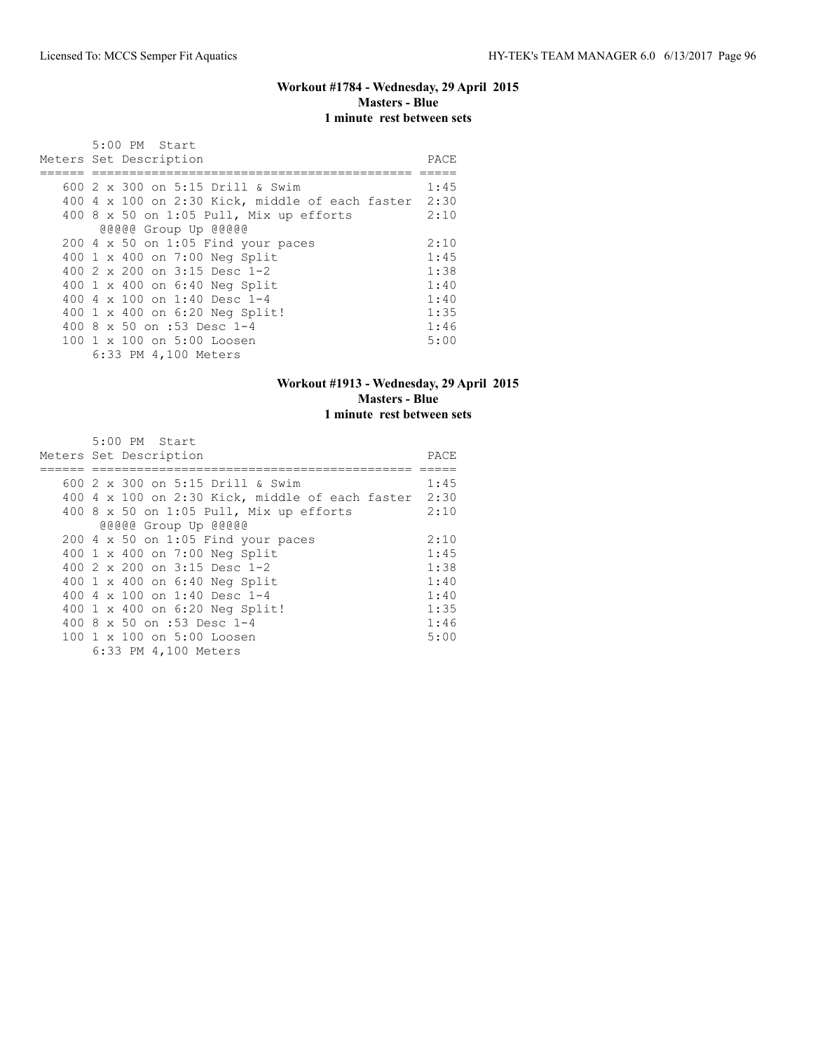## Workout #1784 - Wednesday, 29 April 2015
**Masters - Blue**
**1 minute rest between sets**

5:00 PM Start

| Meters | Set Description | PACE |
|---|---|---|
| 600 | 2 x 300 on 5:15 Drill & Swim | 1:45 |
| 400 | 4 x 100 on 2:30 Kick, middle of each faster | 2:30 |
| 400 | 8 x 50 on 1:05 Pull, Mix up efforts | 2:10 |
| | @@@@@ Group Up @@@@@ | |
| 200 | 4 x 50 on 1:05 Find your paces | 2:10 |
| 400 | 1 x 400 on 7:00 Neg Split | 1:45 |
| 400 | 2 x 200 on 3:15 Desc 1-2 | 1:38 |
| 400 | 1 x 400 on 6:40 Neg Split | 1:40 |
| 400 | 4 x 100 on 1:40 Desc 1-4 | 1:40 |
| 400 | 1 x 400 on 6:20 Neg Split! | 1:35 |
| 400 | 8 x 50 on :53 Desc 1-4 | 1:46 |
| 100 | 1 x 100 on 5:00 Loosen | 5:00 |

6:33 PM 4,100 Meters

## Workout #1913 - Wednesday, 29 April 2015
**Masters - Blue**
**1 minute rest between sets**

5:00 PM Start

| Meters | Set Description | PACE |
|---|---|---|
| 600 | 2 x 300 on 5:15 Drill & Swim | 1:45 |
| 400 | 4 x 100 on 2:30 Kick, middle of each faster | 2:30 |
| 400 | 8 x 50 on 1:05 Pull, Mix up efforts | 2:10 |
| | @@@@@ Group Up @@@@@ | |
| 200 | 4 x 50 on 1:05 Find your paces | 2:10 |
| 400 | 1 x 400 on 7:00 Neg Split | 1:45 |
| 400 | 2 x 200 on 3:15 Desc 1-2 | 1:38 |
| 400 | 1 x 400 on 6:40 Neg Split | 1:40 |
| 400 | 4 x 100 on 1:40 Desc 1-4 | 1:40 |
| 400 | 1 x 400 on 6:20 Neg Split! | 1:35 |
| 400 | 8 x 50 on :53 Desc 1-4 | 1:46 |
| 100 | 1 x 100 on 5:00 Loosen | 5:00 |

6:33 PM 4,100 Meters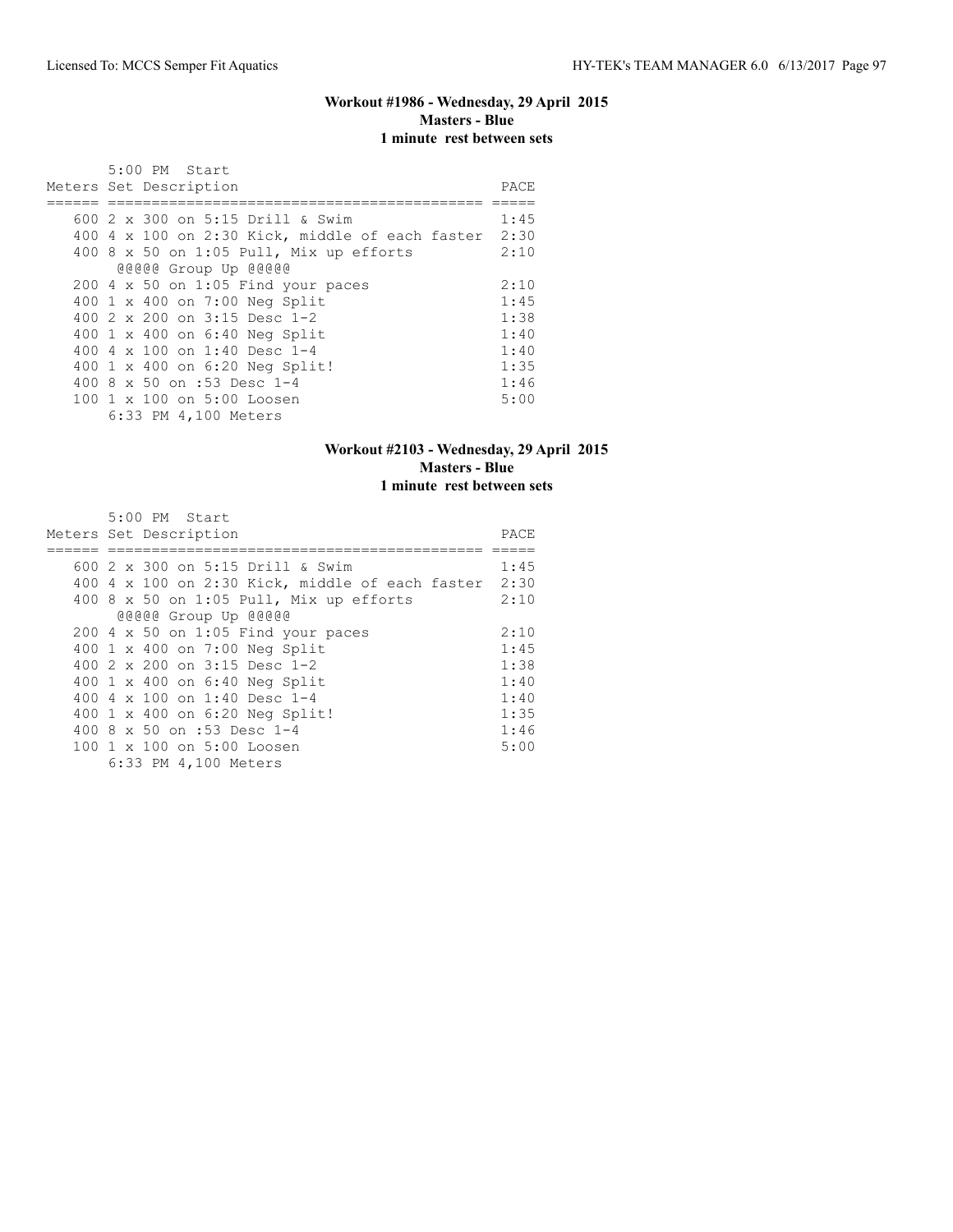### Workout #1986 - Wednesday, 29 April 2015
**Masters - Blue**
**1 minute rest between sets**

5:00 PM Start

| Meters | Set Description | PACE |
|---|---|---|
| 600 | 2 x 300 on 5:15 Drill & Swim | 1:45 |
| 400 | 4 x 100 on 2:30 Kick, middle of each faster | 2:30 |
| 400 | 8 x 50 on 1:05 Pull, Mix up efforts | 2:10 |
| | @@@@@ Group Up @@@@@ | |
| 200 | 4 x 50 on 1:05 Find your paces | 2:10 |
| 400 | 1 x 400 on 7:00 Neg Split | 1:45 |
| 400 | 2 x 200 on 3:15 Desc 1-2 | 1:38 |
| 400 | 1 x 400 on 6:40 Neg Split | 1:40 |
| 400 | 4 x 100 on 1:40 Desc 1-4 | 1:40 |
| 400 | 1 x 400 on 6:20 Neg Split! | 1:35 |
| 400 | 8 x 50 on :53 Desc 1-4 | 1:46 |
| 100 | 1 x 100 on 5:00 Loosen | 5:00 |

6:33 PM 4,100 Meters

### Workout #2103 - Wednesday, 29 April 2015
**Masters - Blue**
**1 minute rest between sets**

5:00 PM Start

| Meters | Set Description | PACE |
|---|---|---|
| 600 | 2 x 300 on 5:15 Drill & Swim | 1:45 |
| 400 | 4 x 100 on 2:30 Kick, middle of each faster | 2:30 |
| 400 | 8 x 50 on 1:05 Pull, Mix up efforts | 2:10 |
| | @@@@@ Group Up @@@@@ | |
| 200 | 4 x 50 on 1:05 Find your paces | 2:10 |
| 400 | 1 x 400 on 7:00 Neg Split | 1:45 |
| 400 | 2 x 200 on 3:15 Desc 1-2 | 1:38 |
| 400 | 1 x 400 on 6:40 Neg Split | 1:40 |
| 400 | 4 x 100 on 1:40 Desc 1-4 | 1:40 |
| 400 | 1 x 400 on 6:20 Neg Split! | 1:35 |
| 400 | 8 x 50 on :53 Desc 1-4 | 1:46 |
| 100 | 1 x 100 on 5:00 Loosen | 5:00 |

6:33 PM 4,100 Meters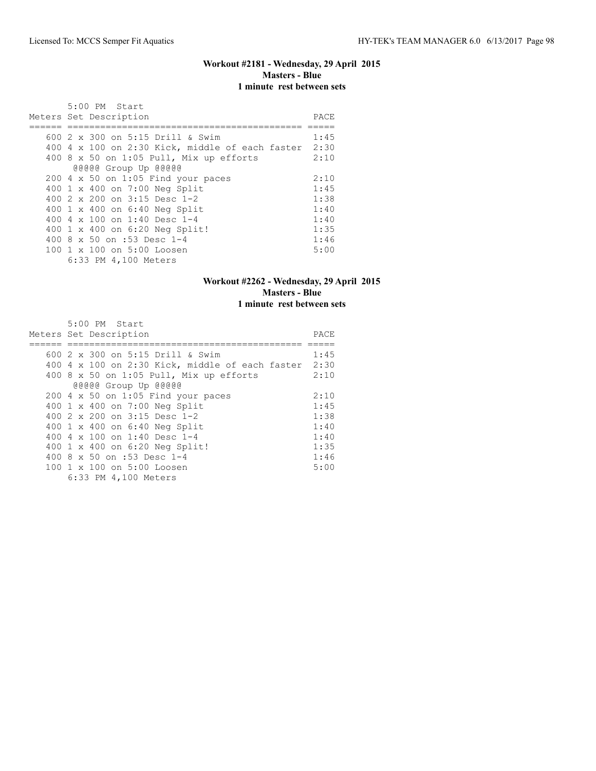### Workout #2181 - Wednesday, 29 April 2015
**Masters - Blue**
**1 minute rest between sets**

5:00 PM Start

| Meters | Set Description | PACE |
|---|---|---|
| 600 | 2 x 300 on 5:15 Drill & Swim | 1:45 |
| 400 | 4 x 100 on 2:30 Kick, middle of each faster | 2:30 |
| 400 | 8 x 50 on 1:05 Pull, Mix up efforts | 2:10 |
| | @@@@@ Group Up @@@@@ | |
| 200 | 4 x 50 on 1:05 Find your paces | 2:10 |
| 400 | 1 x 400 on 7:00 Neg Split | 1:45 |
| 400 | 2 x 200 on 3:15 Desc 1-2 | 1:38 |
| 400 | 1 x 400 on 6:40 Neg Split | 1:40 |
| 400 | 4 x 100 on 1:40 Desc 1-4 | 1:40 |
| 400 | 1 x 400 on 6:20 Neg Split! | 1:35 |
| 400 | 8 x 50 on :53 Desc 1-4 | 1:46 |
| 100 | 1 x 100 on 5:00 Loosen | 5:00 |

6:33 PM 4,100 Meters

### Workout #2262 - Wednesday, 29 April 2015
**Masters - Blue**
**1 minute rest between sets**

5:00 PM Start

| Meters | Set Description | PACE |
|---|---|---|
| 600 | 2 x 300 on 5:15 Drill & Swim | 1:45 |
| 400 | 4 x 100 on 2:30 Kick, middle of each faster | 2:30 |
| 400 | 8 x 50 on 1:05 Pull, Mix up efforts | 2:10 |
| | @@@@@ Group Up @@@@@ | |
| 200 | 4 x 50 on 1:05 Find your paces | 2:10 |
| 400 | 1 x 400 on 7:00 Neg Split | 1:45 |
| 400 | 2 x 200 on 3:15 Desc 1-2 | 1:38 |
| 400 | 1 x 400 on 6:40 Neg Split | 1:40 |
| 400 | 4 x 100 on 1:40 Desc 1-4 | 1:40 |
| 400 | 1 x 400 on 6:20 Neg Split! | 1:35 |
| 400 | 8 x 50 on :53 Desc 1-4 | 1:46 |
| 100 | 1 x 100 on 5:00 Loosen | 5:00 |

6:33 PM 4,100 Meters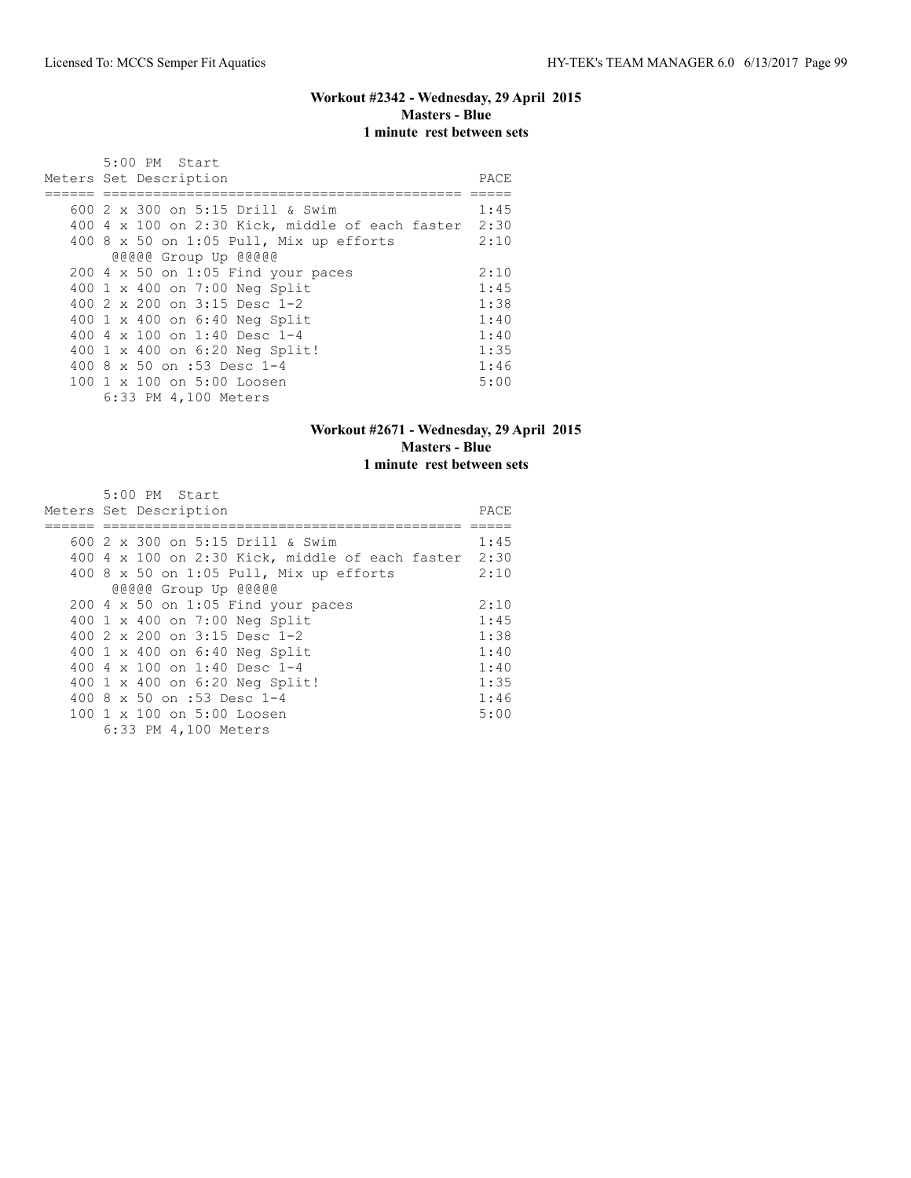### Workout #2342 - Wednesday, 29 April 2015
**Masters - Blue**
**1 minute rest between sets**

5:00 PM Start

| Meters | Set Description | PACE |
|---|---|---|
| 600 | 2 x 300 on 5:15 Drill & Swim | 1:45 |
| 400 | 4 x 100 on 2:30 Kick, middle of each faster | 2:30 |
| 400 | 8 x 50 on 1:05 Pull, Mix up efforts | 2:10 |
| | @@@@@ Group Up @@@@@ | |
| 200 | 4 x 50 on 1:05 Find your paces | 2:10 |
| 400 | 1 x 400 on 7:00 Neg Split | 1:45 |
| 400 | 2 x 200 on 3:15 Desc 1-2 | 1:38 |
| 400 | 1 x 400 on 6:40 Neg Split | 1:40 |
| 400 | 4 x 100 on 1:40 Desc 1-4 | 1:40 |
| 400 | 1 x 400 on 6:20 Neg Split! | 1:35 |
| 400 | 8 x 50 on :53 Desc 1-4 | 1:46 |
| 100 | 1 x 100 on 5:00 Loosen | 5:00 |

6:33 PM 4,100 Meters

### Workout #2671 - Wednesday, 29 April 2015
**Masters - Blue**
**1 minute rest between sets**

5:00 PM Start

| Meters | Set Description | PACE |
|---|---|---|
| 600 | 2 x 300 on 5:15 Drill & Swim | 1:45 |
| 400 | 4 x 100 on 2:30 Kick, middle of each faster | 2:30 |
| 400 | 8 x 50 on 1:05 Pull, Mix up efforts | 2:10 |
| | @@@@@ Group Up @@@@@ | |
| 200 | 4 x 50 on 1:05 Find your paces | 2:10 |
| 400 | 1 x 400 on 7:00 Neg Split | 1:45 |
| 400 | 2 x 200 on 3:15 Desc 1-2 | 1:38 |
| 400 | 1 x 400 on 6:40 Neg Split | 1:40 |
| 400 | 4 x 100 on 1:40 Desc 1-4 | 1:40 |
| 400 | 1 x 400 on 6:20 Neg Split! | 1:35 |
| 400 | 8 x 50 on :53 Desc 1-4 | 1:46 |
| 100 | 1 x 100 on 5:00 Loosen | 5:00 |

6:33 PM 4,100 Meters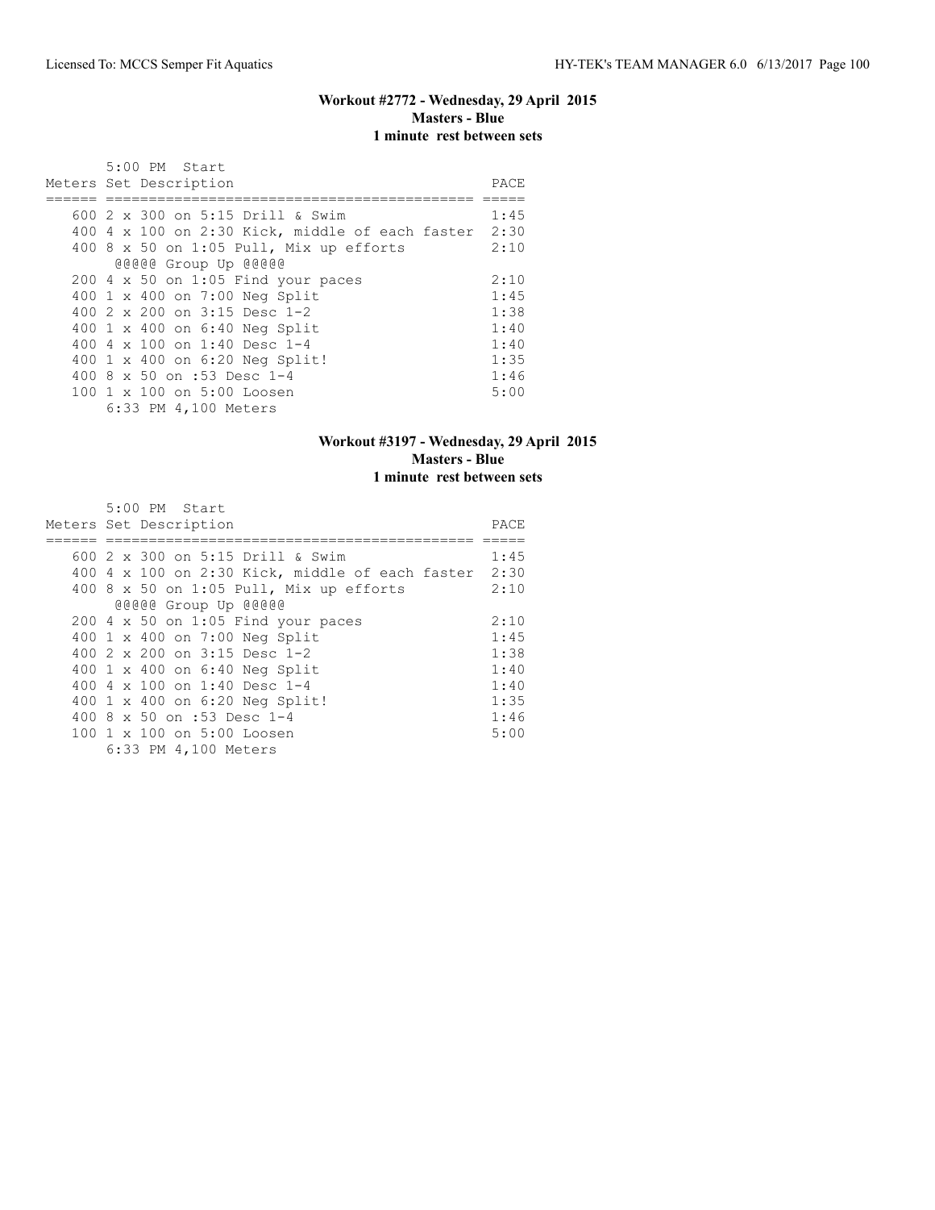### Workout #2772 - Wednesday, 29 April 2015
**Masters - Blue**
**1 minute rest between sets**

5:00 PM Start

| Meters | Set Description | PACE |
|---|---|---|
| 600 | 2 x 300 on 5:15 Drill & Swim | 1:45 |
| 400 | 4 x 100 on 2:30 Kick, middle of each faster | 2:30 |
| 400 | 8 x 50 on 1:05 Pull, Mix up efforts | 2:10 |
| | @@@@@ Group Up @@@@@ | |
| 200 | 4 x 50 on 1:05 Find your paces | 2:10 |
| 400 | 1 x 400 on 7:00 Neg Split | 1:45 |
| 400 | 2 x 200 on 3:15 Desc 1-2 | 1:38 |
| 400 | 1 x 400 on 6:40 Neg Split | 1:40 |
| 400 | 4 x 100 on 1:40 Desc 1-4 | 1:40 |
| 400 | 1 x 400 on 6:20 Neg Split! | 1:35 |
| 400 | 8 x 50 on :53 Desc 1-4 | 1:46 |
| 100 | 1 x 100 on 5:00 Loosen | 5:00 |

6:33 PM 4,100 Meters

### Workout #3197 - Wednesday, 29 April 2015
**Masters - Blue**
**1 minute rest between sets**

5:00 PM Start

| Meters | Set Description | PACE |
|---|---|---|
| 600 | 2 x 300 on 5:15 Drill & Swim | 1:45 |
| 400 | 4 x 100 on 2:30 Kick, middle of each faster | 2:30 |
| 400 | 8 x 50 on 1:05 Pull, Mix up efforts | 2:10 |
| | @@@@@ Group Up @@@@@ | |
| 200 | 4 x 50 on 1:05 Find your paces | 2:10 |
| 400 | 1 x 400 on 7:00 Neg Split | 1:45 |
| 400 | 2 x 200 on 3:15 Desc 1-2 | 1:38 |
| 400 | 1 x 400 on 6:40 Neg Split | 1:40 |
| 400 | 4 x 100 on 1:40 Desc 1-4 | 1:40 |
| 400 | 1 x 400 on 6:20 Neg Split! | 1:35 |
| 400 | 8 x 50 on :53 Desc 1-4 | 1:46 |
| 100 | 1 x 100 on 5:00 Loosen | 5:00 |

6:33 PM 4,100 Meters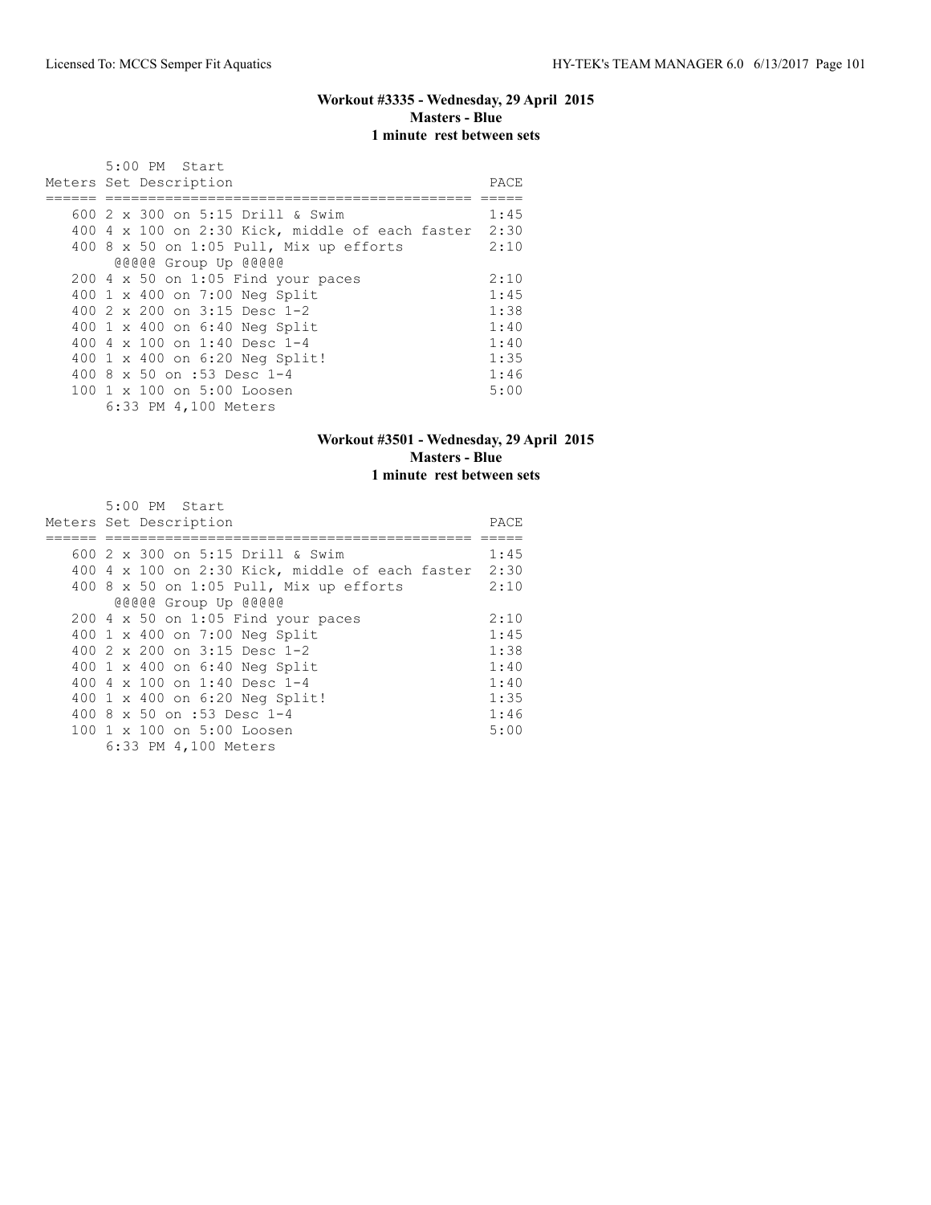### Workout #3335 - Wednesday, 29 April 2015
**Masters - Blue**
**1 minute rest between sets**

5:00 PM Start

| Meters | Set Description | PACE |
|---|---|---|
| 600 | 2 x 300 on 5:15 Drill & Swim | 1:45 |
| 400 | 4 x 100 on 2:30 Kick, middle of each faster | 2:30 |
| 400 | 8 x 50 on 1:05 Pull, Mix up efforts | 2:10 |
| | @@@@@ Group Up @@@@@ | |
| 200 | 4 x 50 on 1:05 Find your paces | 2:10 |
| 400 | 1 x 400 on 7:00 Neg Split | 1:45 |
| 400 | 2 x 200 on 3:15 Desc 1-2 | 1:38 |
| 400 | 1 x 400 on 6:40 Neg Split | 1:40 |
| 400 | 4 x 100 on 1:40 Desc 1-4 | 1:40 |
| 400 | 1 x 400 on 6:20 Neg Split! | 1:35 |
| 400 | 8 x 50 on :53 Desc 1-4 | 1:46 |
| 100 | 1 x 100 on 5:00 Loosen | 5:00 |

6:33 PM 4,100 Meters

### Workout #3501 - Wednesday, 29 April 2015
**Masters - Blue**
**1 minute rest between sets**

5:00 PM Start

| Meters | Set Description | PACE |
|---|---|---|
| 600 | 2 x 300 on 5:15 Drill & Swim | 1:45 |
| 400 | 4 x 100 on 2:30 Kick, middle of each faster | 2:30 |
| 400 | 8 x 50 on 1:05 Pull, Mix up efforts | 2:10 |
| | @@@@@ Group Up @@@@@ | |
| 200 | 4 x 50 on 1:05 Find your paces | 2:10 |
| 400 | 1 x 400 on 7:00 Neg Split | 1:45 |
| 400 | 2 x 200 on 3:15 Desc 1-2 | 1:38 |
| 400 | 1 x 400 on 6:40 Neg Split | 1:40 |
| 400 | 4 x 100 on 1:40 Desc 1-4 | 1:40 |
| 400 | 1 x 400 on 6:20 Neg Split! | 1:35 |
| 400 | 8 x 50 on :53 Desc 1-4 | 1:46 |
| 100 | 1 x 100 on 5:00 Loosen | 5:00 |

6:33 PM 4,100 Meters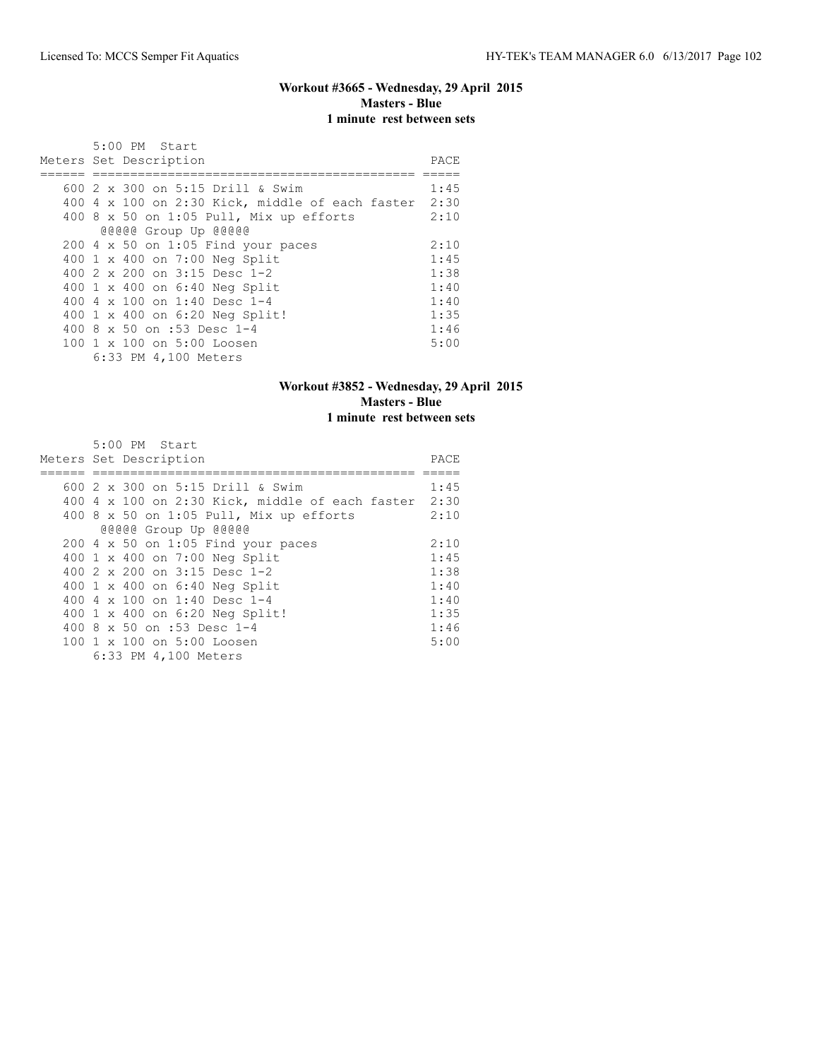### Workout #3665 - Wednesday, 29 April 2015
**Masters - Blue**
**1 minute rest between sets**

5:00 PM Start

| Meters | Set Description | PACE |
|---|---|---|
| 600 | 2 x 300 on 5:15 Drill & Swim | 1:45 |
| 400 | 4 x 100 on 2:30 Kick, middle of each faster | 2:30 |
| 400 | 8 x 50 on 1:05 Pull, Mix up efforts | 2:10 |
| | @@@@@ Group Up @@@@@ | |
| 200 | 4 x 50 on 1:05 Find your paces | 2:10 |
| 400 | 1 x 400 on 7:00 Neg Split | 1:45 |
| 400 | 2 x 200 on 3:15 Desc 1-2 | 1:38 |
| 400 | 1 x 400 on 6:40 Neg Split | 1:40 |
| 400 | 4 x 100 on 1:40 Desc 1-4 | 1:40 |
| 400 | 1 x 400 on 6:20 Neg Split! | 1:35 |
| 400 | 8 x 50 on :53 Desc 1-4 | 1:46 |
| 100 | 1 x 100 on 5:00 Loosen | 5:00 |

6:33 PM 4,100 Meters

### Workout #3852 - Wednesday, 29 April 2015
**Masters - Blue**
**1 minute rest between sets**

5:00 PM Start

| Meters | Set Description | PACE |
|---|---|---|
| 600 | 2 x 300 on 5:15 Drill & Swim | 1:45 |
| 400 | 4 x 100 on 2:30 Kick, middle of each faster | 2:30 |
| 400 | 8 x 50 on 1:05 Pull, Mix up efforts | 2:10 |
| | @@@@@ Group Up @@@@@ | |
| 200 | 4 x 50 on 1:05 Find your paces | 2:10 |
| 400 | 1 x 400 on 7:00 Neg Split | 1:45 |
| 400 | 2 x 200 on 3:15 Desc 1-2 | 1:38 |
| 400 | 1 x 400 on 6:40 Neg Split | 1:40 |
| 400 | 4 x 100 on 1:40 Desc 1-4 | 1:40 |
| 400 | 1 x 400 on 6:20 Neg Split! | 1:35 |
| 400 | 8 x 50 on :53 Desc 1-4 | 1:46 |
| 100 | 1 x 100 on 5:00 Loosen | 5:00 |

6:33 PM 4,100 Meters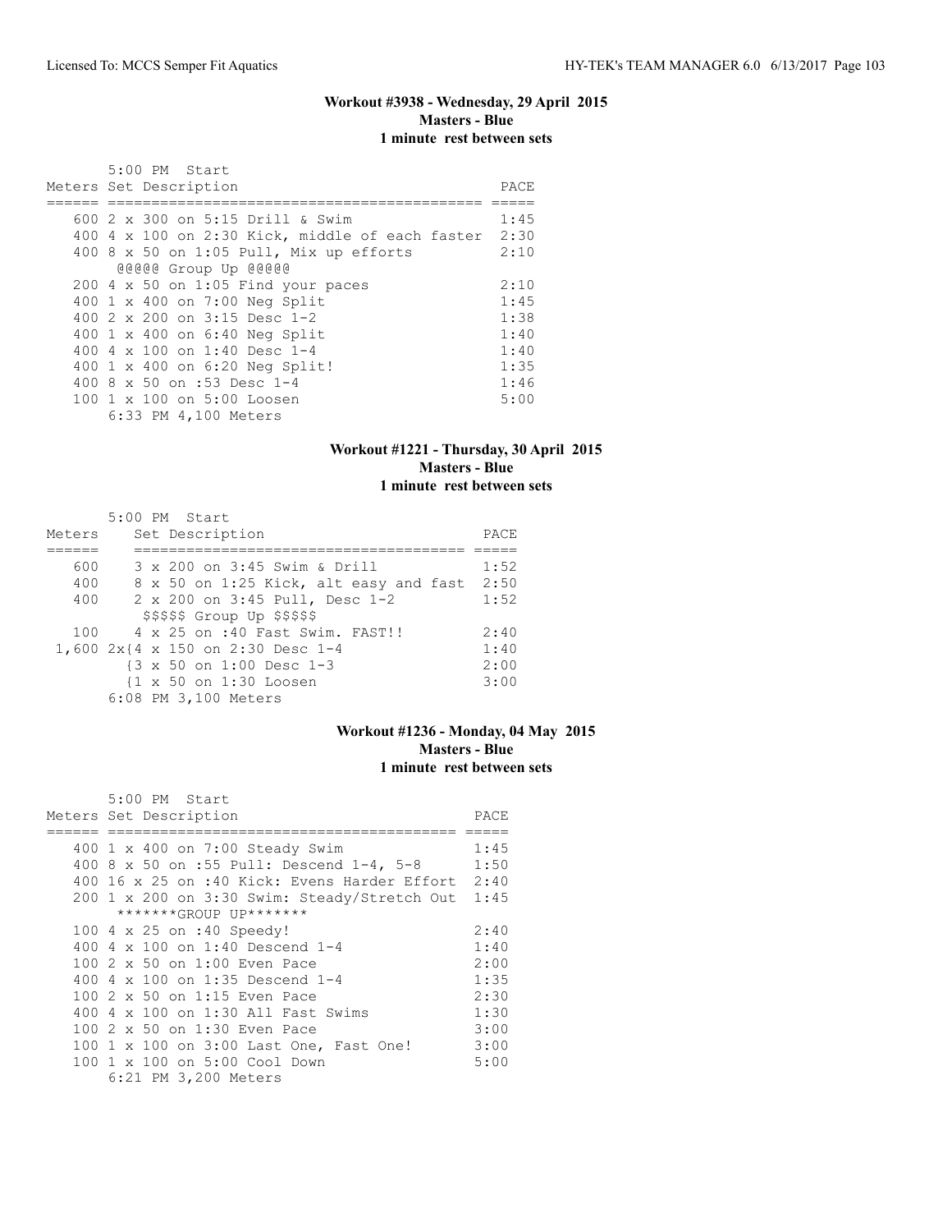## Workout #3938 - Wednesday, 29 April 2015
**Masters - Blue**
**1 minute rest between sets**

5:00 PM Start

| Meters | Set Description | PACE |
|---|---|---|
| 600 | 2 x 300 on 5:15 Drill & Swim | 1:45 |
| 400 | 4 x 100 on 2:30 Kick, middle of each faster | 2:30 |
| 400 | 8 x 50 on 1:05 Pull, Mix up efforts | 2:10 |
| | @@@@@ Group Up @@@@@ | |
| 200 | 4 x 50 on 1:05 Find your paces | 2:10 |
| 400 | 1 x 400 on 7:00 Neg Split | 1:45 |
| 400 | 2 x 200 on 3:15 Desc 1-2 | 1:38 |
| 400 | 1 x 400 on 6:40 Neg Split | 1:40 |
| 400 | 4 x 100 on 1:40 Desc 1-4 | 1:40 |
| 400 | 1 x 400 on 6:20 Neg Split! | 1:35 |
| 400 | 8 x 50 on :53 Desc 1-4 | 1:46 |
| 100 | 1 x 100 on 5:00 Loosen | 5:00 |

6:33 PM 4,100 Meters

## Workout #1221 - Thursday, 30 April 2015
**Masters - Blue**
**1 minute rest between sets**

5:00 PM Start

| Meters | Set Description | PACE |
|---|---|---|
| 600 | 3 x 200 on 3:45 Swim & Drill | 1:52 |
| 400 | 8 x 50 on 1:25 Kick, alt easy and fast | 2:50 |
| 400 | 2 x 200 on 3:45 Pull, Desc 1-2 | 1:52 |
| | $$$$$ Group Up $$$$$ | |
| 100 | 4 x 25 on :40 Fast Swim. FAST!! | 2:40 |
| 1,600 | 2x{4 x 150 on 2:30 Desc 1-4 | 1:40 |
| | {3 x 50 on 1:00 Desc 1-3 | 2:00 |
| | {1 x 50 on 1:30 Loosen | 3:00 |

6:08 PM 3,100 Meters

## Workout #1236 - Monday, 04 May 2015
**Masters - Blue**
**1 minute rest between sets**

5:00 PM Start

| Meters | Set Description | PACE |
|---|---|---|
| 400 | 1 x 400 on 7:00 Steady Swim | 1:45 |
| 400 | 8 x 50 on :55 Pull: Descend 1-4, 5-8 | 1:50 |
| 400 | 16 x 25 on :40 Kick: Evens Harder Effort | 2:40 |
| 200 | 1 x 200 on 3:30 Swim: Steady/Stretch Out | 1:45 |
| | *******GROUP UP******* | |
| 100 | 4 x 25 on :40 Speedy! | 2:40 |
| 400 | 4 x 100 on 1:40 Descend 1-4 | 1:40 |
| 100 | 2 x 50 on 1:00 Even Pace | 2:00 |
| 400 | 4 x 100 on 1:35 Descend 1-4 | 1:35 |
| 100 | 2 x 50 on 1:15 Even Pace | 2:30 |
| 400 | 4 x 100 on 1:30 All Fast Swims | 1:30 |
| 100 | 2 x 50 on 1:30 Even Pace | 3:00 |
| 100 | 1 x 100 on 3:00 Last One, Fast One! | 3:00 |
| 100 | 1 x 100 on 5:00 Cool Down | 5:00 |

6:21 PM 3,200 Meters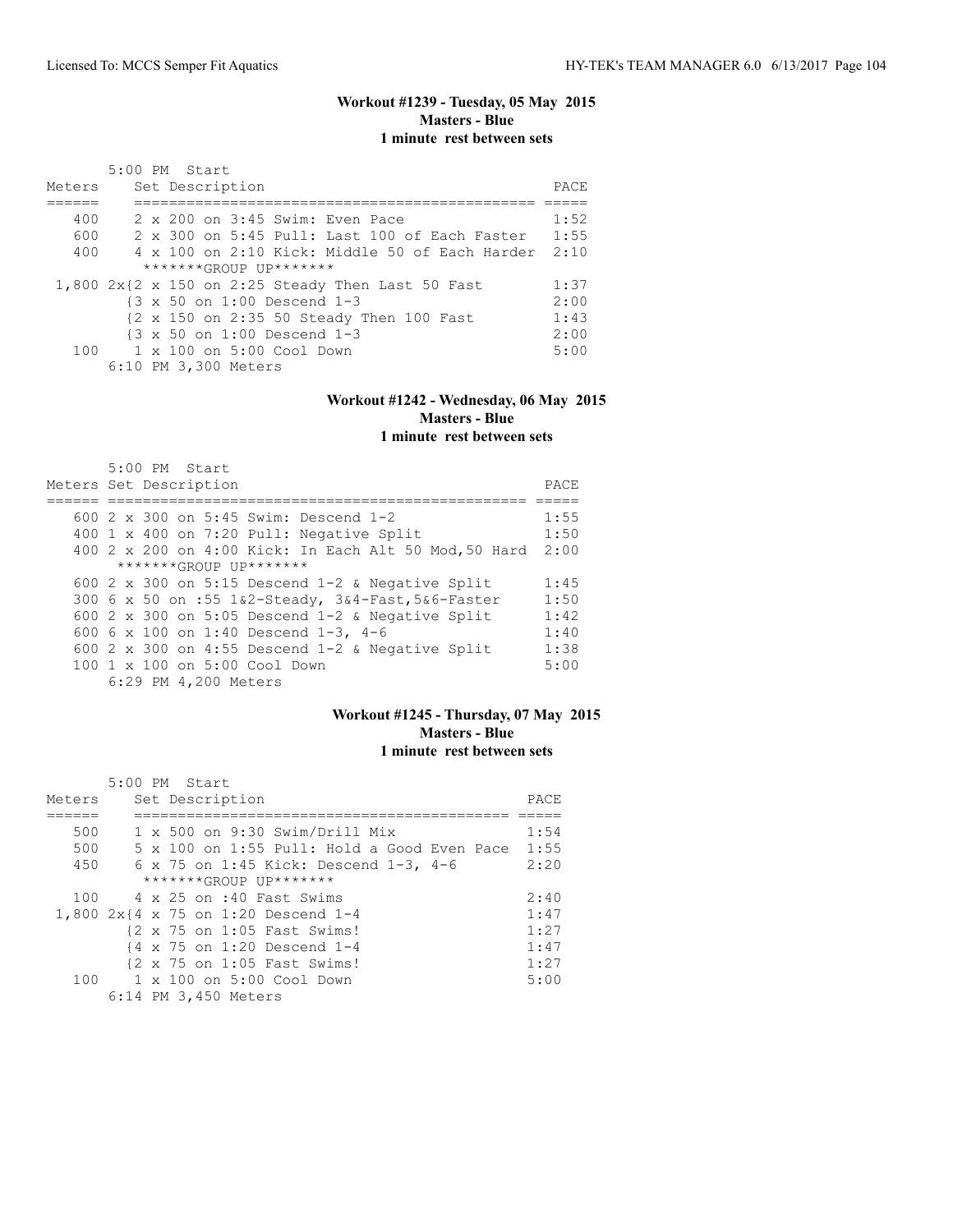## Workout #1239 - Tuesday, 05 May 2015
### Masters - Blue
### 1 minute rest between sets

5:00 PM Start

| Meters | Set Description | PACE |
|---|---|---|
| 400 | 2 x 200 on 3:45 Swim: Even Pace | 1:52 |
| 600 | 2 x 300 on 5:45 Pull: Last 100 of Each Faster | 1:55 |
| 400 | 4 x 100 on 2:10 Kick: Middle 50 of Each Harder | 2:10 |
| | *******GROUP UP******* | |
| 1,800 | 2x{2 x 150 on 2:25 Steady Then Last 50 Fast | 1:37 |
| | {3 x 50 on 1:00 Descend 1-3 | 2:00 |
| | {2 x 150 on 2:35 50 Steady Then 100 Fast | 1:43 |
| | {3 x 50 on 1:00 Descend 1-3 | 2:00 |
| 100 | 1 x 100 on 5:00 Cool Down | 5:00 |
| | 6:10 PM 3,300 Meters | |

## Workout #1242 - Wednesday, 06 May 2015
### Masters - Blue
### 1 minute rest between sets

5:00 PM Start

| Meters | Set Description | PACE |
|---|---|---|
| 600 | 2 x 300 on 5:45 Swim: Descend 1-2 | 1:55 |
| 400 | 1 x 400 on 7:20 Pull: Negative Split | 1:50 |
| 400 | 2 x 200 on 4:00 Kick: In Each Alt 50 Mod,50 Hard | 2:00 |
| | *******GROUP UP******* | |
| 600 | 2 x 300 on 5:15 Descend 1-2 & Negative Split | 1:45 |
| 300 | 6 x 50 on :55 1&2-Steady, 3&4-Fast,5&6-Faster | 1:50 |
| 600 | 2 x 300 on 5:05 Descend 1-2 & Negative Split | 1:42 |
| 600 | 6 x 100 on 1:40 Descend 1-3, 4-6 | 1:40 |
| 600 | 2 x 300 on 4:55 Descend 1-2 & Negative Split | 1:38 |
| 100 | 1 x 100 on 5:00 Cool Down | 5:00 |
| | 6:29 PM 4,200 Meters | |

## Workout #1245 - Thursday, 07 May 2015
### Masters - Blue
### 1 minute rest between sets

5:00 PM Start

| Meters | Set Description | PACE |
|---|---|---|
| 500 | 1 x 500 on 9:30 Swim/Drill Mix | 1:54 |
| 500 | 5 x 100 on 1:55 Pull: Hold a Good Even Pace | 1:55 |
| 450 | 6 x 75 on 1:45 Kick: Descend 1-3, 4-6 | 2:20 |
| | *******GROUP UP******* | |
| 100 | 4 x 25 on :40 Fast Swims | 2:40 |
| 1,800 | 2x{4 x 75 on 1:20 Descend 1-4 | 1:47 |
| | {2 x 75 on 1:05 Fast Swims! | 1:27 |
| | {4 x 75 on 1:20 Descend 1-4 | 1:47 |
| | {2 x 75 on 1:05 Fast Swims! | 1:27 |
| 100 | 1 x 100 on 5:00 Cool Down | 5:00 |
| | 6:14 PM 3,450 Meters | |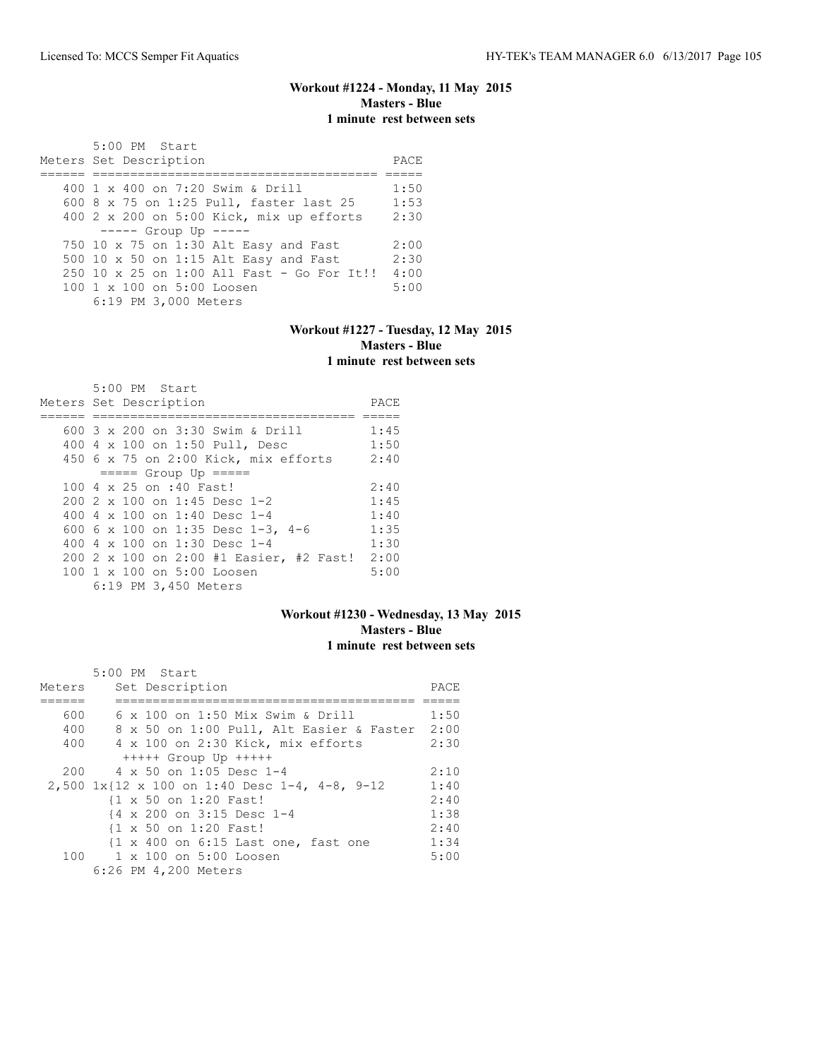### Workout #1224 - Monday, 11 May 2015
**Masters - Blue**
**1 minute rest between sets**

5:00 PM Start

| Meters | Set Description | PACE |
| --- | --- | --- |
| 400 | 1 x 400 on 7:20 Swim & Drill | 1:50 |
| 600 | 8 x 75 on 1:25 Pull, faster last 25 | 1:53 |
| 400 | 2 x 200 on 5:00 Kick, mix up efforts | 2:30 |
| | ----- Group Up ----- | |
| 750 | 10 x 75 on 1:30 Alt Easy and Fast | 2:00 |
| 500 | 10 x 50 on 1:15 Alt Easy and Fast | 2:30 |
| 250 | 10 x 25 on 1:00 All Fast - Go For It!! | 4:00 |
| 100 | 1 x 100 on 5:00 Loosen | 5:00 |

6:19 PM 3,000 Meters

### Workout #1227 - Tuesday, 12 May 2015
**Masters - Blue**
**1 minute rest between sets**

5:00 PM Start

| Meters | Set Description | PACE |
| --- | --- | --- |
| 600 | 3 x 200 on 3:30 Swim & Drill | 1:45 |
| 400 | 4 x 100 on 1:50 Pull, Desc | 1:50 |
| 450 | 6 x 75 on 2:00 Kick, mix efforts | 2:40 |
| | ===== Group Up ===== | |
| 100 | 4 x 25 on :40 Fast! | 2:40 |
| 200 | 2 x 100 on 1:45 Desc 1-2 | 1:45 |
| 400 | 4 x 100 on 1:40 Desc 1-4 | 1:40 |
| 600 | 6 x 100 on 1:35 Desc 1-3, 4-6 | 1:35 |
| 400 | 4 x 100 on 1:30 Desc 1-4 | 1:30 |
| 200 | 2 x 100 on 2:00 #1 Easier, #2 Fast! | 2:00 |
| 100 | 1 x 100 on 5:00 Loosen | 5:00 |

6:19 PM 3,450 Meters

### Workout #1230 - Wednesday, 13 May 2015
**Masters - Blue**
**1 minute rest between sets**

5:00 PM Start

| Meters | Set Description | PACE |
| --- | --- | --- |
| 600 | 6 x 100 on 1:50 Mix Swim & Drill | 1:50 |
| 400 | 8 x 50 on 1:00 Pull, Alt Easier & Faster | 2:00 |
| 400 | 4 x 100 on 2:30 Kick, mix efforts | 2:30 |
| | +++++ Group Up +++++ | |
| 200 | 4 x 50 on 1:05 Desc 1-4 | 2:10 |
| 2,500 | 1x{12 x 100 on 1:40 Desc 1-4, 4-8, 9-12 | 1:40 |
| | {1 x 50 on 1:20 Fast! | 2:40 |
| | {4 x 200 on 3:15 Desc 1-4 | 1:38 |
| | {1 x 50 on 1:20 Fast! | 2:40 |
| | {1 x 400 on 6:15 Last one, fast one | 1:34 |
| 100 | 1 x 100 on 5:00 Loosen | 5:00 |

6:26 PM 4,200 Meters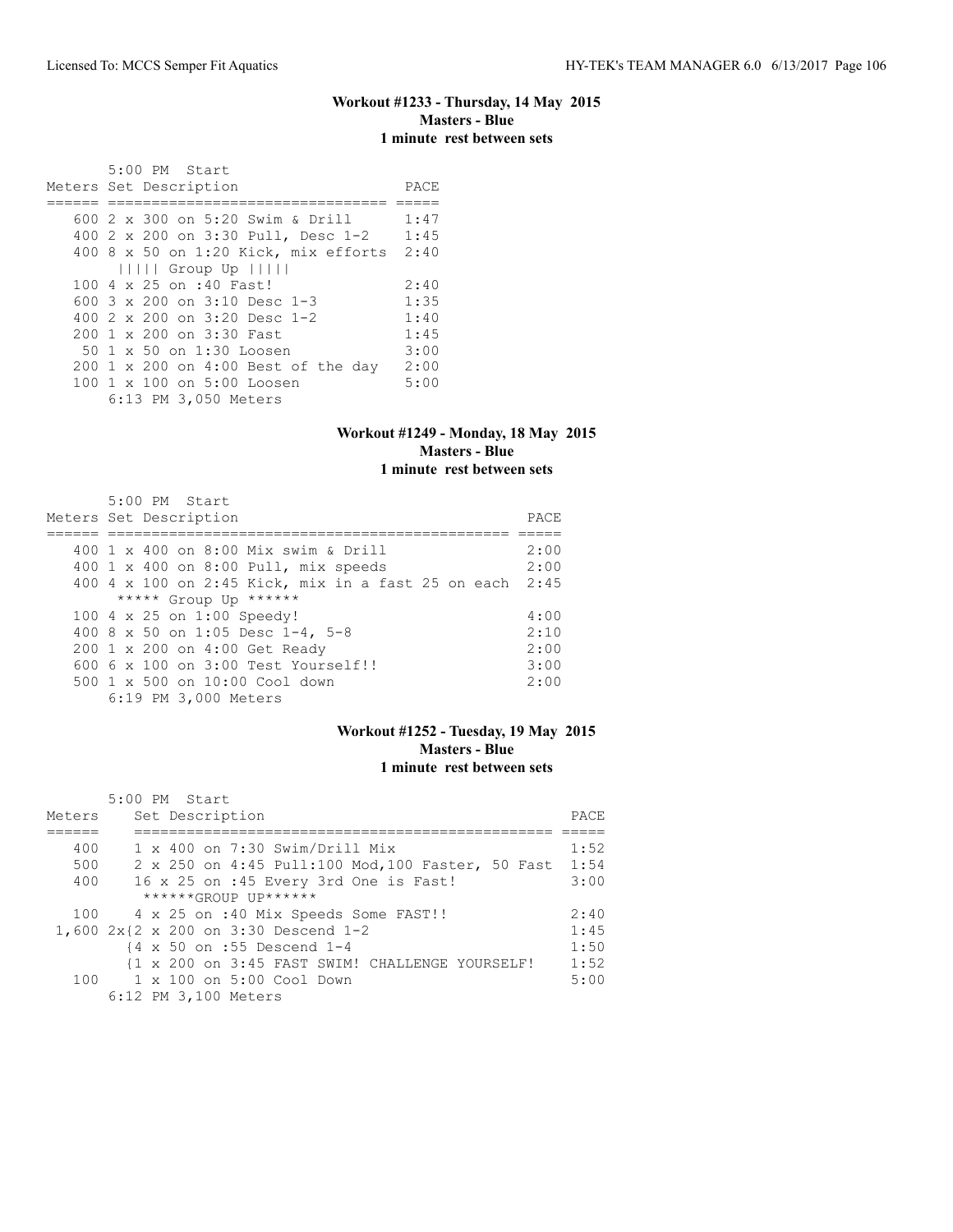### Workout #1233 - Thursday, 14 May 2015
**Masters - Blue**
**1 minute rest between sets**

5:00 PM Start

| Meters | Set Description | PACE |
|---|---|---|
| 600 | 2 x 300 on 5:20 Swim & Drill | 1:47 |
| 400 | 2 x 200 on 3:30 Pull, Desc 1-2 | 1:45 |
| 400 | 8 x 50 on 1:20 Kick, mix efforts | 2:40 |
| | \|\|\|\|\| Group Up \|\|\|\|\| | |
| 100 | 4 x 25 on :40 Fast! | 2:40 |
| 600 | 3 x 200 on 3:10 Desc 1-3 | 1:35 |
| 400 | 2 x 200 on 3:20 Desc 1-2 | 1:40 |
| 200 | 1 x 200 on 3:30 Fast | 1:45 |
| 50 | 1 x 50 on 1:30 Loosen | 3:00 |
| 200 | 1 x 200 on 4:00 Best of the day | 2:00 |
| 100 | 1 x 100 on 5:00 Loosen | 5:00 |

6:13 PM 3,050 Meters

### Workout #1249 - Monday, 18 May 2015
**Masters - Blue**
**1 minute rest between sets**

5:00 PM Start

| Meters | Set Description | PACE |
|---|---|---|
| 400 | 1 x 400 on 8:00 Mix swim & Drill | 2:00 |
| 400 | 1 x 400 on 8:00 Pull, mix speeds | 2:00 |
| 400 | 4 x 100 on 2:45 Kick, mix in a fast 25 on each | 2:45 |
| | ***** Group Up ****** | |
| 100 | 4 x 25 on 1:00 Speedy! | 4:00 |
| 400 | 8 x 50 on 1:05 Desc 1-4, 5-8 | 2:10 |
| 200 | 1 x 200 on 4:00 Get Ready | 2:00 |
| 600 | 6 x 100 on 3:00 Test Yourself!! | 3:00 |
| 500 | 1 x 500 on 10:00 Cool down | 2:00 |

6:19 PM 3,000 Meters

### Workout #1252 - Tuesday, 19 May 2015
**Masters - Blue**
**1 minute rest between sets**

5:00 PM Start

| Meters | Set Description | PACE |
|---|---|---|
| 400 | 1 x 400 on 7:30 Swim/Drill Mix | 1:52 |
| 500 | 2 x 250 on 4:45 Pull:100 Mod,100 Faster, 50 Fast | 1:54 |
| 400 | 16 x 25 on :45 Every 3rd One is Fast! | 3:00 |
| | ******GROUP UP****** | |
| 100 | 4 x 25 on :40 Mix Speeds Some FAST!! | 2:40 |
| 1,600 | 2x{2 x 200 on 3:30 Descend 1-2 | 1:45 |
| | {4 x 50 on :55 Descend 1-4 | 1:50 |
| | {1 x 200 on 3:45 FAST SWIM! CHALLENGE YOURSELF! | 1:52 |
| 100 | 1 x 100 on 5:00 Cool Down | 5:00 |

6:12 PM 3,100 Meters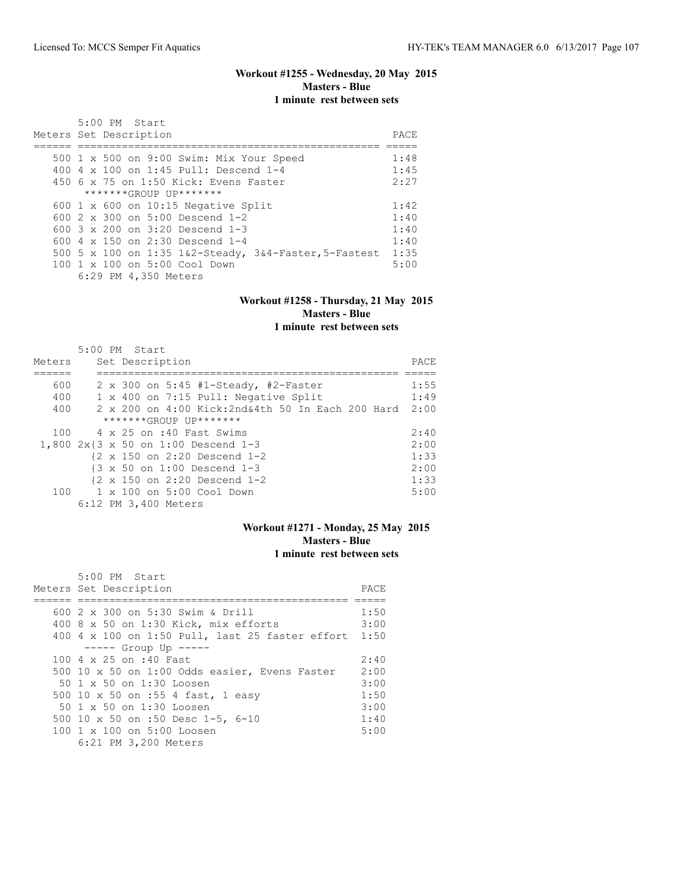### Workout #1255 - Wednesday, 20 May 2015
### Masters - Blue
### 1 minute rest between sets

5:00 PM Start

| Meters | Set Description | PACE |
|---|---|---|
| 500 | 1 x 500 on 9:00 Swim: Mix Your Speed | 1:48 |
| 400 | 4 x 100 on 1:45 Pull: Descend 1-4 | 1:45 |
| 450 | 6 x 75 on 1:50 Kick: Evens Faster | 2:27 |
| | *******GROUP UP******* | |
| 600 | 1 x 600 on 10:15 Negative Split | 1:42 |
| 600 | 2 x 300 on 5:00 Descend 1-2 | 1:40 |
| 600 | 3 x 200 on 3:20 Descend 1-3 | 1:40 |
| 600 | 4 x 150 on 2:30 Descend 1-4 | 1:40 |
| 500 | 5 x 100 on 1:35 1&2-Steady, 3&4-Faster,5-Fastest | 1:35 |
| 100 | 1 x 100 on 5:00 Cool Down | 5:00 |

6:29 PM 4,350 Meters

### Workout #1258 - Thursday, 21 May 2015
### Masters - Blue
### 1 minute rest between sets

5:00 PM Start

| Meters | Set Description | PACE |
|---|---|---|
| 600 | 2 x 300 on 5:45 #1-Steady, #2-Faster | 1:55 |
| 400 | 1 x 400 on 7:15 Pull: Negative Split | 1:49 |
| 400 | 2 x 200 on 4:00 Kick:2nd&4th 50 In Each 200 Hard | 2:00 |
| | *******GROUP UP******* | |
| 100 | 4 x 25 on :40 Fast Swims | 2:40 |
| 1,800 | 2x{3 x 50 on 1:00 Descend 1-3 | 2:00 |
| | {2 x 150 on 2:20 Descend 1-2 | 1:33 |
| | {3 x 50 on 1:00 Descend 1-3 | 2:00 |
| | {2 x 150 on 2:20 Descend 1-2 | 1:33 |
| 100 | 1 x 100 on 5:00 Cool Down | 5:00 |

6:12 PM 3,400 Meters

### Workout #1271 - Monday, 25 May 2015
### Masters - Blue
### 1 minute rest between sets

5:00 PM Start

| Meters | Set Description | PACE |
|---|---|---|
| 600 | 2 x 300 on 5:30 Swim & Drill | 1:50 |
| 400 | 8 x 50 on 1:30 Kick, mix efforts | 3:00 |
| 400 | 4 x 100 on 1:50 Pull, last 25 faster effort | 1:50 |
| | ----- Group Up ----- | |
| 100 | 4 x 25 on :40 Fast | 2:40 |
| 500 | 10 x 50 on 1:00 Odds easier, Evens Faster | 2:00 |
| 50 | 1 x 50 on 1:30 Loosen | 3:00 |
| 500 | 10 x 50 on :55 4 fast, 1 easy | 1:50 |
| 50 | 1 x 50 on 1:30 Loosen | 3:00 |
| 500 | 10 x 50 on :50 Desc 1-5, 6-10 | 1:40 |
| 100 | 1 x 100 on 5:00 Loosen | 5:00 |

6:21 PM 3,200 Meters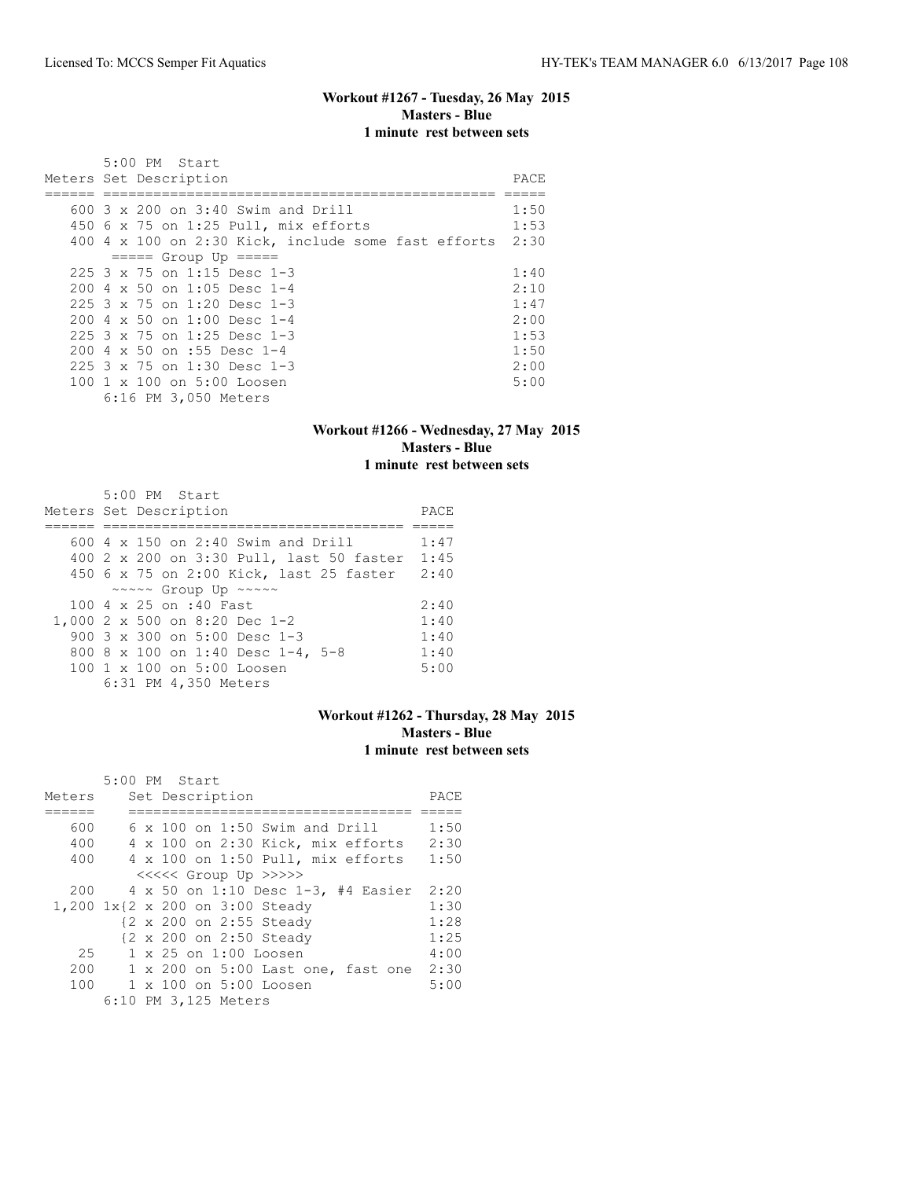### Workout #1267 - Tuesday, 26 May 2015
**Masters - Blue**
**1 minute rest between sets**

5:00 PM Start

| Meters | Set Description | PACE |
|---|---|---|
| 600 | 3 x 200 on 3:40 Swim and Drill | 1:50 |
| 450 | 6 x 75 on 1:25 Pull, mix efforts | 1:53 |
| 400 | 4 x 100 on 2:30 Kick, include some fast efforts | 2:30 |
| | ===== Group Up ===== | |
| 225 | 3 x 75 on 1:15 Desc 1-3 | 1:40 |
| 200 | 4 x 50 on 1:05 Desc 1-4 | 2:10 |
| 225 | 3 x 75 on 1:20 Desc 1-3 | 1:47 |
| 200 | 4 x 50 on 1:00 Desc 1-4 | 2:00 |
| 225 | 3 x 75 on 1:25 Desc 1-3 | 1:53 |
| 200 | 4 x 50 on :55 Desc 1-4 | 1:50 |
| 225 | 3 x 75 on 1:30 Desc 1-3 | 2:00 |
| 100 | 1 x 100 on 5:00 Loosen | 5:00 |

6:16 PM 3,050 Meters

### Workout #1266 - Wednesday, 27 May 2015
**Masters - Blue**
**1 minute rest between sets**

5:00 PM Start

| Meters | Set Description | PACE |
|---|---|---|
| 600 | 4 x 150 on 2:40 Swim and Drill | 1:47 |
| 400 | 2 x 200 on 3:30 Pull, last 50 faster | 1:45 |
| 450 | 6 x 75 on 2:00 Kick, last 25 faster | 2:40 |
| | ~~~~~ Group Up ~~~~~ | |
| 100 | 4 x 25 on :40 Fast | 2:40 |
| 1,000 | 2 x 500 on 8:20 Dec 1-2 | 1:40 |
| 900 | 3 x 300 on 5:00 Desc 1-3 | 1:40 |
| 800 | 8 x 100 on 1:40 Desc 1-4, 5-8 | 1:40 |
| 100 | 1 x 100 on 5:00 Loosen | 5:00 |

6:31 PM 4,350 Meters

### Workout #1262 - Thursday, 28 May 2015
**Masters - Blue**
**1 minute rest between sets**

5:00 PM Start

| Meters | Set Description | PACE |
|---|---|---|
| 600 | 6 x 100 on 1:50 Swim and Drill | 1:50 |
| 400 | 4 x 100 on 2:30 Kick, mix efforts | 2:30 |
| 400 | 4 x 100 on 1:50 Pull, mix efforts | 1:50 |
| | <<<<< Group Up >>>>> | |
| 200 | 4 x 50 on 1:10 Desc 1-3, #4 Easier | 2:20 |
| 1,200 | 1x{2 x 200 on 3:00 Steady | 1:30 |
| | {2 x 200 on 2:55 Steady | 1:28 |
| | {2 x 200 on 2:50 Steady | 1:25 |
| 25 | 1 x 25 on 1:00 Loosen | 4:00 |
| 200 | 1 x 200 on 5:00 Last one, fast one | 2:30 |
| 100 | 1 x 100 on 5:00 Loosen | 5:00 |

6:10 PM 3,125 Meters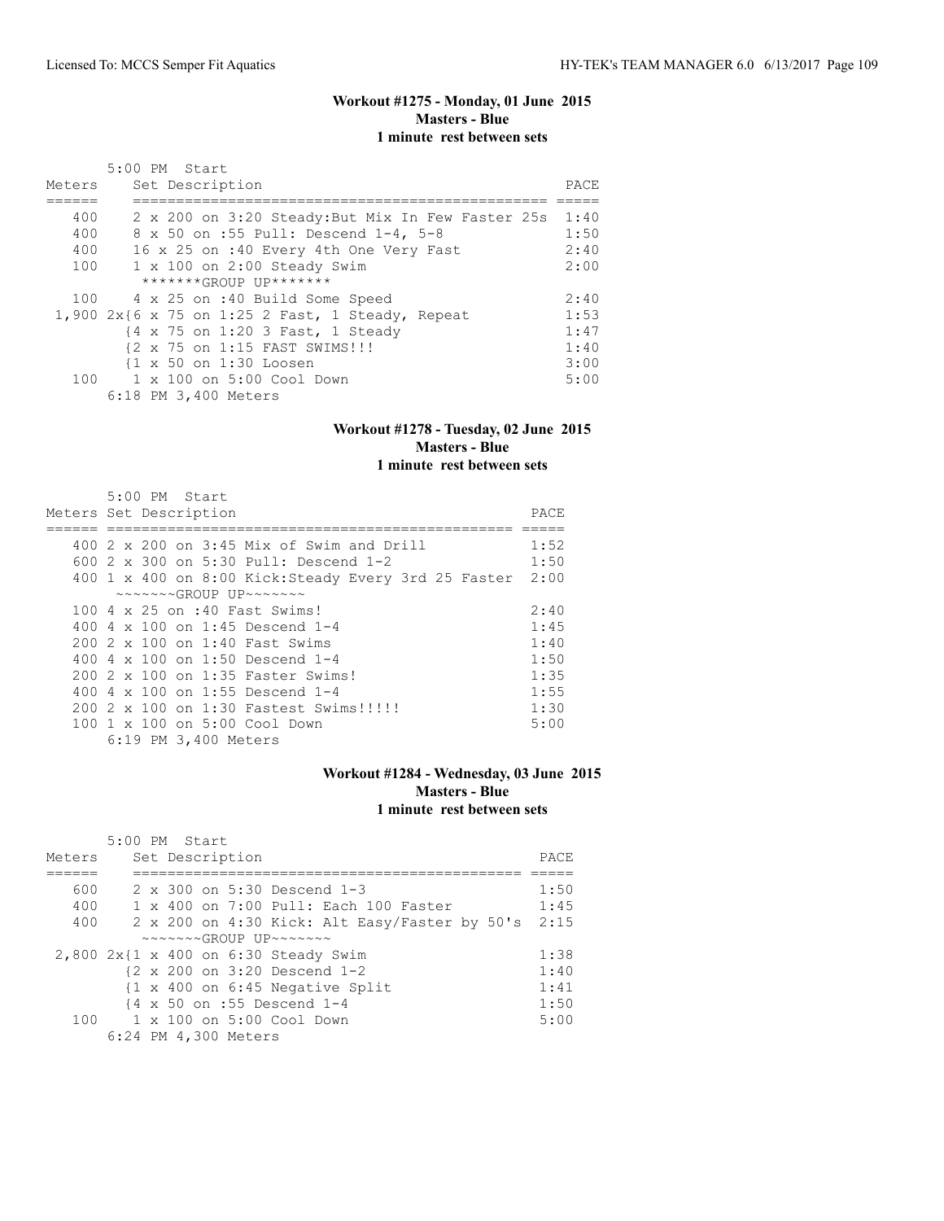### Workout #1275 - Monday, 01 June 2015
**Masters - Blue**
**1 minute rest between sets**

5:00 PM Start

| Meters | Set Description | PACE |
|---|---|---|
| 400 | 2 x 200 on 3:20 Steady:But Mix In Few Faster 25s | 1:40 |
| 400 | 8 x 50 on :55 Pull: Descend 1-4, 5-8 | 1:50 |
| 400 | 16 x 25 on :40 Every 4th One Very Fast | 2:40 |
| 100 | 1 x 100 on 2:00 Steady Swim | 2:00 |
| | *******GROUP UP******* | |
| 100 | 4 x 25 on :40 Build Some Speed | 2:40 |
| 1,900 | 2x{6 x 75 on 1:25 2 Fast, 1 Steady, Repeat | 1:53 |
| | {4 x 75 on 1:20 3 Fast, 1 Steady | 1:47 |
| | {2 x 75 on 1:15 FAST SWIMS!!! | 1:40 |
| | {1 x 50 on 1:30 Loosen | 3:00 |
| 100 | 1 x 100 on 5:00 Cool Down | 5:00 |
| | 6:18 PM 3,400 Meters | |

### Workout #1278 - Tuesday, 02 June 2015
**Masters - Blue**
**1 minute rest between sets**

5:00 PM Start

| Meters | Set Description | PACE |
|---|---|---|
| 400 | 2 x 200 on 3:45 Mix of Swim and Drill | 1:52 |
| 600 | 2 x 300 on 5:30 Pull: Descend 1-2 | 1:50 |
| 400 | 1 x 400 on 8:00 Kick:Steady Every 3rd 25 Faster | 2:00 |
| | ~~~~~~~GROUP UP~~~~~~~ | |
| 100 | 4 x 25 on :40 Fast Swims! | 2:40 |
| 400 | 4 x 100 on 1:45 Descend 1-4 | 1:45 |
| 200 | 2 x 100 on 1:40 Fast Swims | 1:40 |
| 400 | 4 x 100 on 1:50 Descend 1-4 | 1:50 |
| 200 | 2 x 100 on 1:35 Faster Swims! | 1:35 |
| 400 | 4 x 100 on 1:55 Descend 1-4 | 1:55 |
| 200 | 2 x 100 on 1:30 Fastest Swims!!!!! | 1:30 |
| 100 | 1 x 100 on 5:00 Cool Down | 5:00 |
| | 6:19 PM 3,400 Meters | |

### Workout #1284 - Wednesday, 03 June 2015
**Masters - Blue**
**1 minute rest between sets**

5:00 PM Start

| Meters | Set Description | PACE |
|---|---|---|
| 600 | 2 x 300 on 5:30 Descend 1-3 | 1:50 |
| 400 | 1 x 400 on 7:00 Pull: Each 100 Faster | 1:45 |
| 400 | 2 x 200 on 4:30 Kick: Alt Easy/Faster by 50's | 2:15 |
| | ~~~~~~~GROUP UP~~~~~~~ | |
| 2,800 | 2x{1 x 400 on 6:30 Steady Swim | 1:38 |
| | {2 x 200 on 3:20 Descend 1-2 | 1:40 |
| | {1 x 400 on 6:45 Negative Split | 1:41 |
| | {4 x 50 on :55 Descend 1-4 | 1:50 |
| 100 | 1 x 100 on 5:00 Cool Down | 5:00 |
| | 6:24 PM 4,300 Meters | |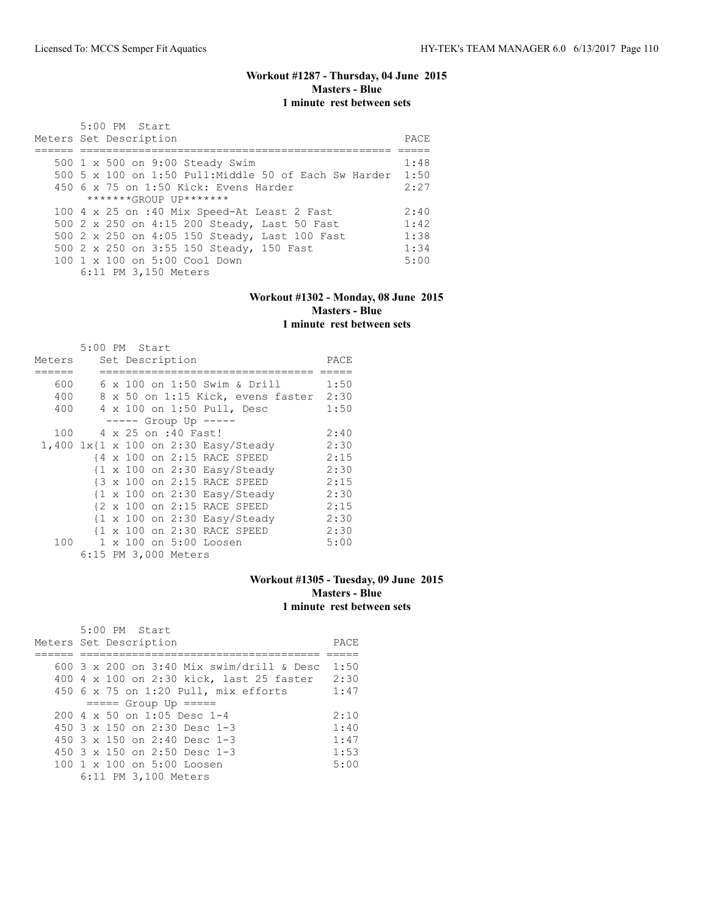### Workout #1287 - Thursday, 04 June 2015
**Masters - Blue**
**1 minute rest between sets**

5:00 PM Start

| Meters | Set Description | PACE |
| --- | --- | --- |
| 500 | 1 x 500 on 9:00 Steady Swim | 1:48 |
| 500 | 5 x 100 on 1:50 Pull:Middle 50 of Each Sw Harder | 1:50 |
| 450 | 6 x 75 on 1:50 Kick: Evens Harder | 2:27 |
| | *******GROUP UP******* | |
| 100 | 4 x 25 on :40 Mix Speed-At Least 2 Fast | 2:40 |
| 500 | 2 x 250 on 4:15 200 Steady, Last 50 Fast | 1:42 |
| 500 | 2 x 250 on 4:05 150 Steady, Last 100 Fast | 1:38 |
| 500 | 2 x 250 on 3:55 150 Steady, 150 Fast | 1:34 |
| 100 | 1 x 100 on 5:00 Cool Down | 5:00 |

6:11 PM 3,150 Meters

### Workout #1302 - Monday, 08 June 2015
**Masters - Blue**
**1 minute rest between sets**

5:00 PM Start

| Meters | Set Description | PACE |
| --- | --- | --- |
| 600 | 6 x 100 on 1:50 Swim & Drill | 1:50 |
| 400 | 8 x 50 on 1:15 Kick, evens faster | 2:30 |
| 400 | 4 x 100 on 1:50 Pull, Desc | 1:50 |
| | ----- Group Up ----- | |
| 100 | 4 x 25 on :40 Fast! | 2:40 |
| 1,400 | 1x{1 x 100 on 2:30 Easy/Steady | 2:30 |
| | {4 x 100 on 2:15 RACE SPEED | 2:15 |
| | {1 x 100 on 2:30 Easy/Steady | 2:30 |
| | {3 x 100 on 2:15 RACE SPEED | 2:15 |
| | {1 x 100 on 2:30 Easy/Steady | 2:30 |
| | {2 x 100 on 2:15 RACE SPEED | 2:15 |
| | {1 x 100 on 2:30 Easy/Steady | 2:30 |
| | {1 x 100 on 2:30 RACE SPEED | 2:30 |
| 100 | 1 x 100 on 5:00 Loosen | 5:00 |

6:15 PM 3,000 Meters

### Workout #1305 - Tuesday, 09 June 2015
**Masters - Blue**
**1 minute rest between sets**

5:00 PM Start

| Meters | Set Description | PACE |
| --- | --- | --- |
| 600 | 3 x 200 on 3:40 Mix swim/drill & Desc | 1:50 |
| 400 | 4 x 100 on 2:30 kick, last 25 faster | 2:30 |
| 450 | 6 x 75 on 1:20 Pull, mix efforts | 1:47 |
| | ===== Group Up ===== | |
| 200 | 4 x 50 on 1:05 Desc 1-4 | 2:10 |
| 450 | 3 x 150 on 2:30 Desc 1-3 | 1:40 |
| 450 | 3 x 150 on 2:40 Desc 1-3 | 1:47 |
| 450 | 3 x 150 on 2:50 Desc 1-3 | 1:53 |
| 100 | 1 x 100 on 5:00 Loosen | 5:00 |

6:11 PM 3,100 Meters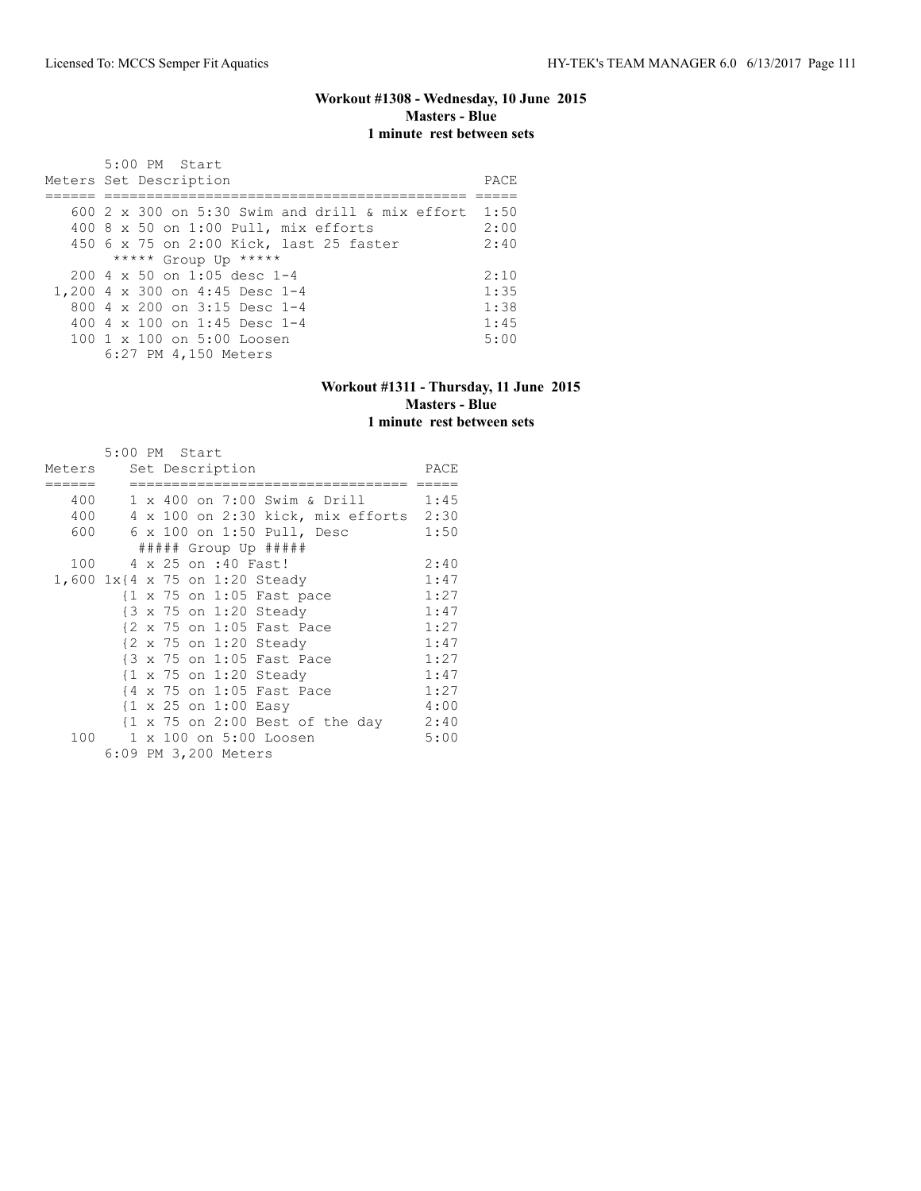### Workout #1308 - Wednesday, 10 June 2015
**Masters - Blue**
**1 minute rest between sets**

5:00 PM Start

| Meters | Set Description | PACE |
| --- | --- | --- |
| 600 | 2 x 300 on 5:30 Swim and drill & mix effort | 1:50 |
| 400 | 8 x 50 on 1:00 Pull, mix efforts | 2:00 |
| 450 | 6 x 75 on 2:00 Kick, last 25 faster | 2:40 |
| | ***** Group Up ***** | |
| 200 | 4 x 50 on 1:05 desc 1-4 | 2:10 |
| 1,200 | 4 x 300 on 4:45 Desc 1-4 | 1:35 |
| 800 | 4 x 200 on 3:15 Desc 1-4 | 1:38 |
| 400 | 4 x 100 on 1:45 Desc 1-4 | 1:45 |
| 100 | 1 x 100 on 5:00 Loosen | 5:00 |

6:27 PM 4,150 Meters

### Workout #1311 - Thursday, 11 June 2015
**Masters - Blue**
**1 minute rest between sets**

5:00 PM Start

| Meters | Set Description | PACE |
| --- | --- | --- |
| 400 | 1 x 400 on 7:00 Swim & Drill | 1:45 |
| 400 | 4 x 100 on 2:30 kick, mix efforts | 2:30 |
| 600 | 6 x 100 on 1:50 Pull, Desc | 1:50 |
| | ##### Group Up ##### | |
| 100 | 4 x 25 on :40 Fast! | 2:40 |
| 1,600 | 1x{4 x 75 on 1:20 Steady | 1:47 |
| | {1 x 75 on 1:05 Fast pace | 1:27 |
| | {3 x 75 on 1:20 Steady | 1:47 |
| | {2 x 75 on 1:05 Fast Pace | 1:27 |
| | {2 x 75 on 1:20 Steady | 1:47 |
| | {3 x 75 on 1:05 Fast Pace | 1:27 |
| | {1 x 75 on 1:20 Steady | 1:47 |
| | {4 x 75 on 1:05 Fast Pace | 1:27 |
| | {1 x 25 on 1:00 Easy | 4:00 |
| | {1 x 75 on 2:00 Best of the day | 2:40 |
| 100 | 1 x 100 on 5:00 Loosen | 5:00 |

6:09 PM 3,200 Meters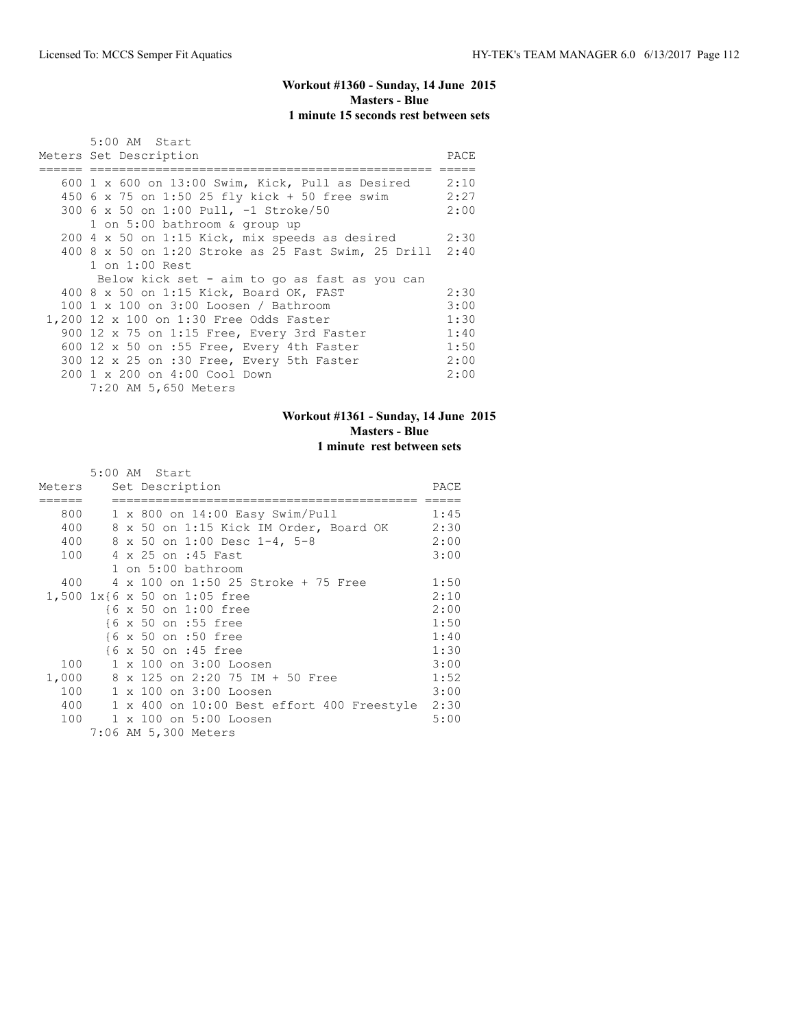### Workout #1360 - Sunday, 14 June 2015
**Masters - Blue**
**1 minute 15 seconds rest between sets**

5:00 AM Start

| Meters | Set Description | PACE |
|---|---|---|
| 600 | 1 x 600 on 13:00 Swim, Kick, Pull as Desired | 2:10 |
| 450 | 6 x 75 on 1:50 25 fly kick + 50 free swim | 2:27 |
| 300 | 6 x 50 on 1:00 Pull, -1 Stroke/50 | 2:00 |
| | 1 on 5:00 bathroom & group up | |
| 200 | 4 x 50 on 1:15 Kick, mix speeds as desired | 2:30 |
| 400 | 8 x 50 on 1:20 Stroke as 25 Fast Swim, 25 Drill | 2:40 |
| | 1 on 1:00 Rest | |
| | Below kick set - aim to go as fast as you can | |
| 400 | 8 x 50 on 1:15 Kick, Board OK, FAST | 2:30 |
| 100 | 1 x 100 on 3:00 Loosen / Bathroom | 3:00 |
| 1,200 | 12 x 100 on 1:30 Free Odds Faster | 1:30 |
| 900 | 12 x 75 on 1:15 Free, Every 3rd Faster | 1:40 |
| 600 | 12 x 50 on :55 Free, Every 4th Faster | 1:50 |
| 300 | 12 x 25 on :30 Free, Every 5th Faster | 2:00 |
| 200 | 1 x 200 on 4:00 Cool Down | 2:00 |

7:20 AM 5,650 Meters

### Workout #1361 - Sunday, 14 June 2015
**Masters - Blue**
**1 minute rest between sets**

5:00 AM Start

| Meters | Set Description | PACE |
|---|---|---|
| 800 | 1 x 800 on 14:00 Easy Swim/Pull | 1:45 |
| 400 | 8 x 50 on 1:15 Kick IM Order, Board OK | 2:30 |
| 400 | 8 x 50 on 1:00 Desc 1-4, 5-8 | 2:00 |
| 100 | 4 x 25 on :45 Fast | 3:00 |
| | 1 on 5:00 bathroom | |
| 400 | 4 x 100 on 1:50 25 Stroke + 75 Free | 1:50 |
| 1,500 | 1x{6 x 50 on 1:05 free | 2:10 |
| | {6 x 50 on 1:00 free | 2:00 |
| | {6 x 50 on :55 free | 1:50 |
| | {6 x 50 on :50 free | 1:40 |
| | {6 x 50 on :45 free | 1:30 |
| 100 | 1 x 100 on 3:00 Loosen | 3:00 |
| 1,000 | 8 x 125 on 2:20 75 IM + 50 Free | 1:52 |
| 100 | 1 x 100 on 3:00 Loosen | 3:00 |
| 400 | 1 x 400 on 10:00 Best effort 400 Freestyle | 2:30 |
| 100 | 1 x 100 on 5:00 Loosen | 5:00 |

7:06 AM 5,300 Meters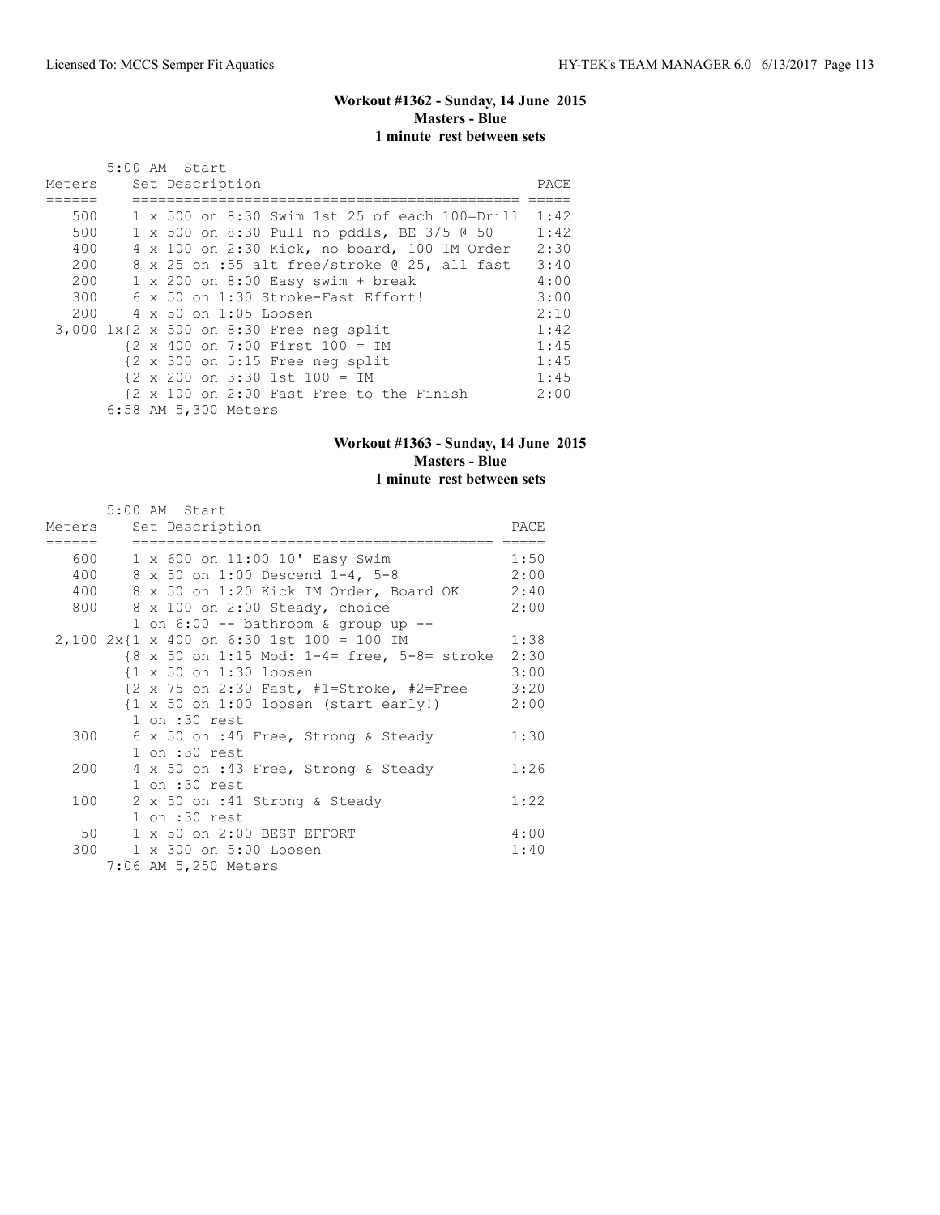### Workout #1362 - Sunday, 14 June 2015
**Masters - Blue**
**1 minute rest between sets**

```
        5:00 AM  Start
Meters     Set Description                                  PACE
======     ============================================    =====
   500     1 x 500 on 8:30 Swim 1st 25 of each 100=Drill   1:42
   500     1 x 500 on 8:30 Pull no pddls, BE 3/5 @ 50      1:42
   400     4 x 100 on 2:30 Kick, no board, 100 IM Order    2:30
   200     8 x 25 on :55 alt free/stroke @ 25, all fast    3:40
   200     1 x 200 on 8:00 Easy swim + break               4:00
   300     6 x 50 on 1:30 Stroke-Fast Effort!              3:00
   200     4 x 50 on 1:05 Loosen                           2:10
 3,000 1x{2 x 500 on 8:30 Free neg split                   1:42
         {2 x 400 on 7:00 First 100 = IM                   1:45
         {2 x 300 on 5:15 Free neg split                   1:45
         {2 x 200 on 3:30 1st 100 = IM                     1:45
         {2 x 100 on 2:00 Fast Free to the Finish          2:00
        6:58 AM 5,300 Meters
```

### Workout #1363 - Sunday, 14 June 2015
**Masters - Blue**
**1 minute rest between sets**

```
        5:00 AM  Start
Meters     Set Description                                 PACE
======     ==========================================    =====
   600     1 x 600 on 11:00 10' Easy Swim                 1:50
   400     8 x 50 on 1:00 Descend 1-4, 5-8                2:00
   400     8 x 50 on 1:20 Kick IM Order, Board OK         2:40
   800     8 x 100 on 2:00 Steady, choice                 2:00
           1 on 6:00 -- bathroom & group up --
 2,100 2x{1 x 400 on 6:30 1st 100 = 100 IM                1:38
         {8 x 50 on 1:15 Mod: 1-4= free, 5-8= stroke      2:30
         {1 x 50 on 1:30 loosen                           3:00
         {2 x 75 on 2:30 Fast, #1=Stroke, #2=Free         3:20
         {1 x 50 on 1:00 loosen (start early!)            2:00
           1 on :30 rest
   300     6 x 50 on :45 Free, Strong & Steady            1:30
           1 on :30 rest
   200     4 x 50 on :43 Free, Strong & Steady            1:26
           1 on :30 rest
   100     2 x 50 on :41 Strong & Steady                  1:22
           1 on :30 rest
    50     1 x 50 on 2:00 BEST EFFORT                     4:00
   300     1 x 300 on 5:00 Loosen                         1:40
        7:06 AM 5,250 Meters
```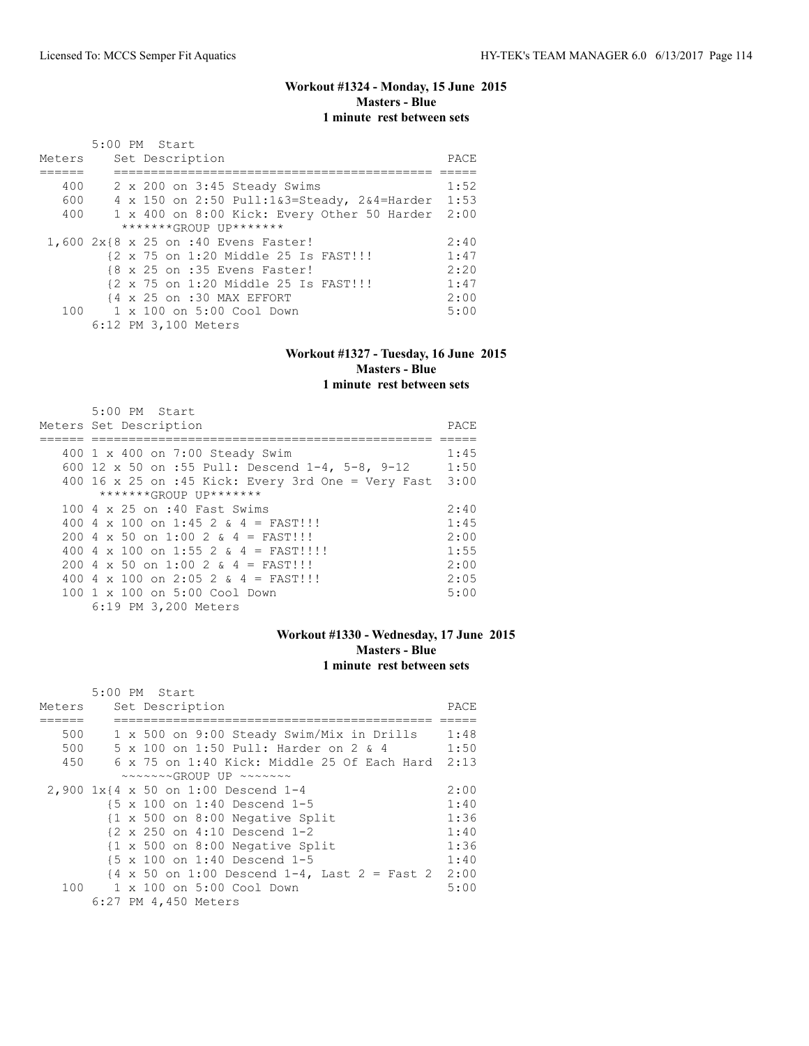### Workout #1324 - Monday, 15 June 2015
**Masters - Blue**
**1 minute rest between sets**

5:00 PM Start

| Meters | Set Description | PACE |
|---|---|---|
| 400 | 2 x 200 on 3:45 Steady Swims | 1:52 |
| 600 | 4 x 150 on 2:50 Pull:1&3=Steady, 2&4=Harder | 1:53 |
| 400 | 1 x 400 on 8:00 Kick: Every Other 50 Harder | 2:00 |
| | *******GROUP UP******* | |
| 1,600 | 2x{8 x 25 on :40 Evens Faster! | 2:40 |
| | {2 x 75 on 1:20 Middle 25 Is FAST!!! | 1:47 |
| | {8 x 25 on :35 Evens Faster! | 2:20 |
| | {2 x 75 on 1:20 Middle 25 Is FAST!!! | 1:47 |
| | {4 x 25 on :30 MAX EFFORT | 2:00 |
| 100 | 1 x 100 on 5:00 Cool Down | 5:00 |

6:12 PM 3,100 Meters

### Workout #1327 - Tuesday, 16 June 2015
**Masters - Blue**
**1 minute rest between sets**

5:00 PM Start

| Meters | Set Description | PACE |
|---|---|---|
| 400 | 1 x 400 on 7:00 Steady Swim | 1:45 |
| 600 | 12 x 50 on :55 Pull: Descend 1-4, 5-8, 9-12 | 1:50 |
| 400 | 16 x 25 on :45 Kick: Every 3rd One = Very Fast | 3:00 |
| | *******GROUP UP******* | |
| 100 | 4 x 25 on :40 Fast Swims | 2:40 |
| 400 | 4 x 100 on 1:45 2 & 4 = FAST!!! | 1:45 |
| 200 | 4 x 50 on 1:00 2 & 4 = FAST!!! | 2:00 |
| 400 | 4 x 100 on 1:55 2 & 4 = FAST!!!! | 1:55 |
| 200 | 4 x 50 on 1:00 2 & 4 = FAST!!! | 2:00 |
| 400 | 4 x 100 on 2:05 2 & 4 = FAST!!! | 2:05 |
| 100 | 1 x 100 on 5:00 Cool Down | 5:00 |

6:19 PM 3,200 Meters

### Workout #1330 - Wednesday, 17 June 2015
**Masters - Blue**
**1 minute rest between sets**

5:00 PM Start

| Meters | Set Description | PACE |
|---|---|---|
| 500 | 1 x 500 on 9:00 Steady Swim/Mix in Drills | 1:48 |
| 500 | 5 x 100 on 1:50 Pull: Harder on 2 & 4 | 1:50 |
| 450 | 6 x 75 on 1:40 Kick: Middle 25 Of Each Hard | 2:13 |
| | ~~~~~~~GROUP UP ~~~~~~~ | |
| 2,900 | 1x{4 x 50 on 1:00 Descend 1-4 | 2:00 |
| | {5 x 100 on 1:40 Descend 1-5 | 1:40 |
| | {1 x 500 on 8:00 Negative Split | 1:36 |
| | {2 x 250 on 4:10 Descend 1-2 | 1:40 |
| | {1 x 500 on 8:00 Negative Split | 1:36 |
| | {5 x 100 on 1:40 Descend 1-5 | 1:40 |
| | {4 x 50 on 1:00 Descend 1-4, Last 2 = Fast 2 | 2:00 |
| 100 | 1 x 100 on 5:00 Cool Down | 5:00 |

6:27 PM 4,450 Meters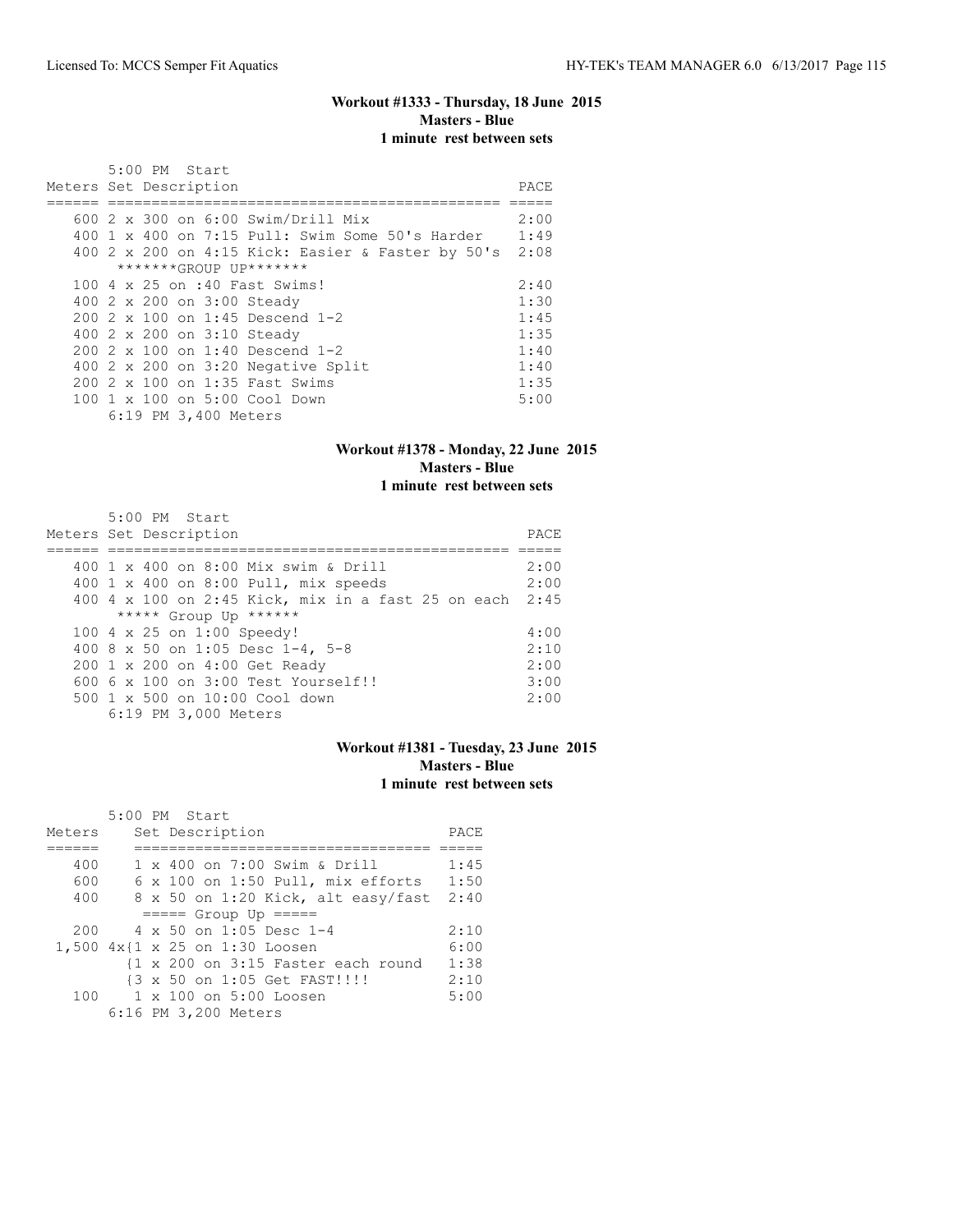## Workout #1333 - Thursday, 18 June 2015
**Masters - Blue**
**1 minute rest between sets**

5:00 PM Start

| Meters | Set Description | PACE |
|---|---|---|
| 600 | 2 x 300 on 6:00 Swim/Drill Mix | 2:00 |
| 400 | 1 x 400 on 7:15 Pull: Swim Some 50's Harder | 1:49 |
| 400 | 2 x 200 on 4:15 Kick: Easier & Faster by 50's | 2:08 |
| | *******GROUP UP******* | |
| 100 | 4 x 25 on :40 Fast Swims! | 2:40 |
| 400 | 2 x 200 on 3:00 Steady | 1:30 |
| 200 | 2 x 100 on 1:45 Descend 1-2 | 1:45 |
| 400 | 2 x 200 on 3:10 Steady | 1:35 |
| 200 | 2 x 100 on 1:40 Descend 1-2 | 1:40 |
| 400 | 2 x 200 on 3:20 Negative Split | 1:40 |
| 200 | 2 x 100 on 1:35 Fast Swims | 1:35 |
| 100 | 1 x 100 on 5:00 Cool Down | 5:00 |

6:19 PM 3,400 Meters

## Workout #1378 - Monday, 22 June 2015
**Masters - Blue**
**1 minute rest between sets**

5:00 PM Start

| Meters | Set Description | PACE |
|---|---|---|
| 400 | 1 x 400 on 8:00 Mix swim & Drill | 2:00 |
| 400 | 1 x 400 on 8:00 Pull, mix speeds | 2:00 |
| 400 | 4 x 100 on 2:45 Kick, mix in a fast 25 on each | 2:45 |
| | ***** Group Up ****** | |
| 100 | 4 x 25 on 1:00 Speedy! | 4:00 |
| 400 | 8 x 50 on 1:05 Desc 1-4, 5-8 | 2:10 |
| 200 | 1 x 200 on 4:00 Get Ready | 2:00 |
| 600 | 6 x 100 on 3:00 Test Yourself!! | 3:00 |
| 500 | 1 x 500 on 10:00 Cool down | 2:00 |

6:19 PM 3,000 Meters

## Workout #1381 - Tuesday, 23 June 2015
**Masters - Blue**
**1 minute rest between sets**

5:00 PM Start

| Meters | Set Description | PACE |
|---|---|---|
| 400 | 1 x 400 on 7:00 Swim & Drill | 1:45 |
| 600 | 6 x 100 on 1:50 Pull, mix efforts | 1:50 |
| 400 | 8 x 50 on 1:20 Kick, alt easy/fast | 2:40 |
| | ===== Group Up ===== | |
| 200 | 4 x 50 on 1:05 Desc 1-4 | 2:10 |
| 1,500 | 4x{1 x 25 on 1:30 Loosen | 6:00 |
| | {1 x 200 on 3:15 Faster each round | 1:38 |
| | {3 x 50 on 1:05 Get FAST!!!! | 2:10 |
| 100 | 1 x 100 on 5:00 Loosen | 5:00 |

6:16 PM 3,200 Meters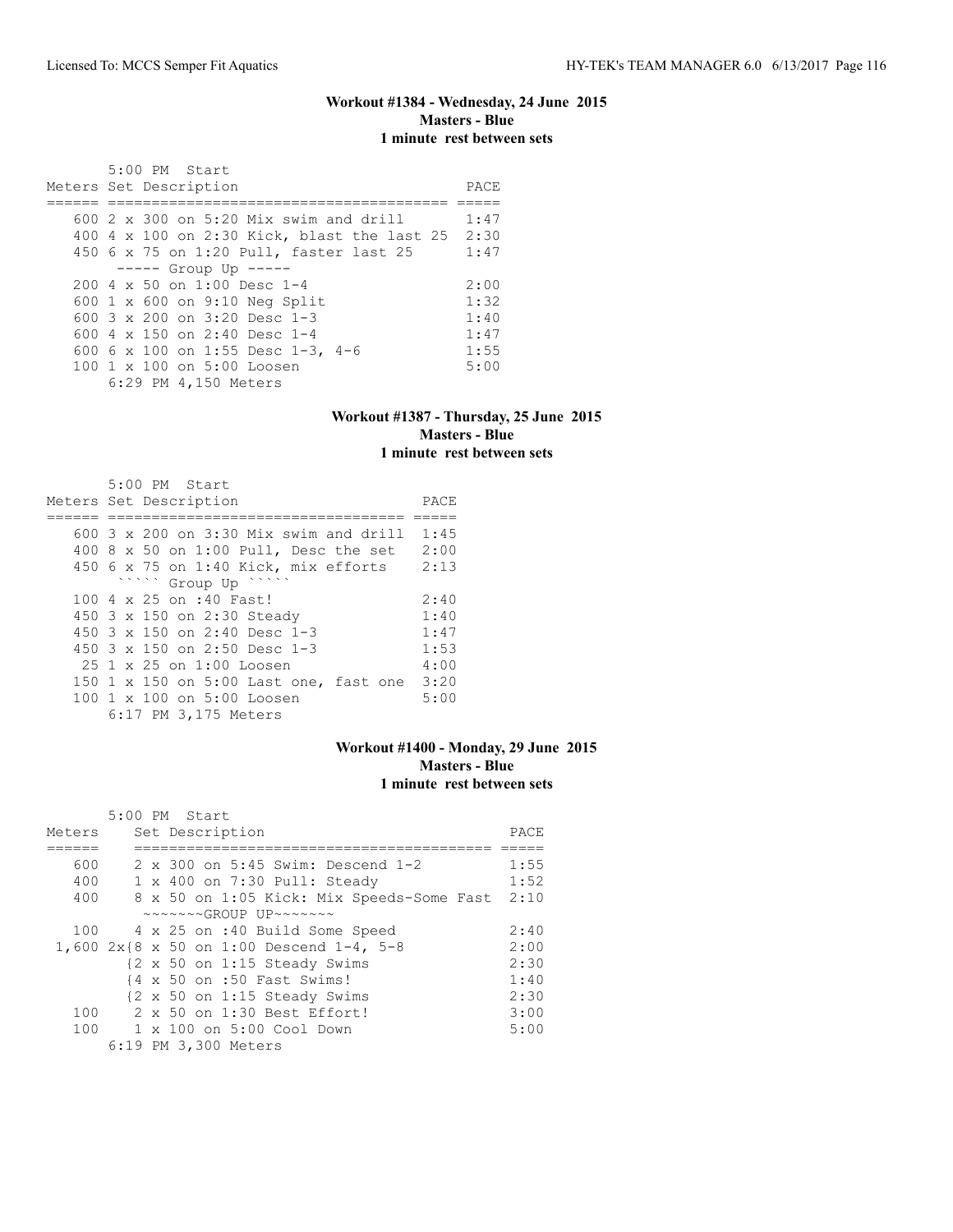### Workout #1384 - Wednesday, 24 June 2015
**Masters - Blue**
**1 minute rest between sets**

5:00 PM Start

| Meters | Set Description | PACE |
|---|---|---|
| 600 | 2 x 300 on 5:20 Mix swim and drill | 1:47 |
| 400 | 4 x 100 on 2:30 Kick, blast the last 25 | 2:30 |
| 450 | 6 x 75 on 1:20 Pull, faster last 25 | 1:47 |
| | ----- Group Up ----- | |
| 200 | 4 x 50 on 1:00 Desc 1-4 | 2:00 |
| 600 | 1 x 600 on 9:10 Neg Split | 1:32 |
| 600 | 3 x 200 on 3:20 Desc 1-3 | 1:40 |
| 600 | 4 x 150 on 2:40 Desc 1-4 | 1:47 |
| 600 | 6 x 100 on 1:55 Desc 1-3, 4-6 | 1:55 |
| 100 | 1 x 100 on 5:00 Loosen | 5:00 |
| | 6:29 PM 4,150 Meters | |

### Workout #1387 - Thursday, 25 June 2015
**Masters - Blue**
**1 minute rest between sets**

5:00 PM Start

| Meters | Set Description | PACE |
|---|---|---|
| 600 | 3 x 200 on 3:30 Mix swim and drill | 1:45 |
| 400 | 8 x 50 on 1:00 Pull, Desc the set | 2:00 |
| 450 | 6 x 75 on 1:40 Kick, mix efforts | 2:13 |
| | ````` Group Up ````` | |
| 100 | 4 x 25 on :40 Fast! | 2:40 |
| 450 | 3 x 150 on 2:30 Steady | 1:40 |
| 450 | 3 x 150 on 2:40 Desc 1-3 | 1:47 |
| 450 | 3 x 150 on 2:50 Desc 1-3 | 1:53 |
| 25 | 1 x 25 on 1:00 Loosen | 4:00 |
| 150 | 1 x 150 on 5:00 Last one, fast one | 3:20 |
| 100 | 1 x 100 on 5:00 Loosen | 5:00 |
| | 6:17 PM 3,175 Meters | |

### Workout #1400 - Monday, 29 June 2015
**Masters - Blue**
**1 minute rest between sets**

5:00 PM Start

| Meters | Set Description | PACE |
|---|---|---|
| 600 | 2 x 300 on 5:45 Swim: Descend 1-2 | 1:55 |
| 400 | 1 x 400 on 7:30 Pull: Steady | 1:52 |
| 400 | 8 x 50 on 1:05 Kick: Mix Speeds-Some Fast | 2:10 |
| | ~~~~~~~GROUP UP~~~~~~~ | |
| 100 | 4 x 25 on :40 Build Some Speed | 2:40 |
| 1,600 | 2x{8 x 50 on 1:00 Descend 1-4, 5-8 | 2:00 |
| | {2 x 50 on 1:15 Steady Swims | 2:30 |
| | {4 x 50 on :50 Fast Swims! | 1:40 |
| | {2 x 50 on 1:15 Steady Swims | 2:30 |
| 100 | 2 x 50 on 1:30 Best Effort! | 3:00 |
| 100 | 1 x 100 on 5:00 Cool Down | 5:00 |
| | 6:19 PM 3,300 Meters | |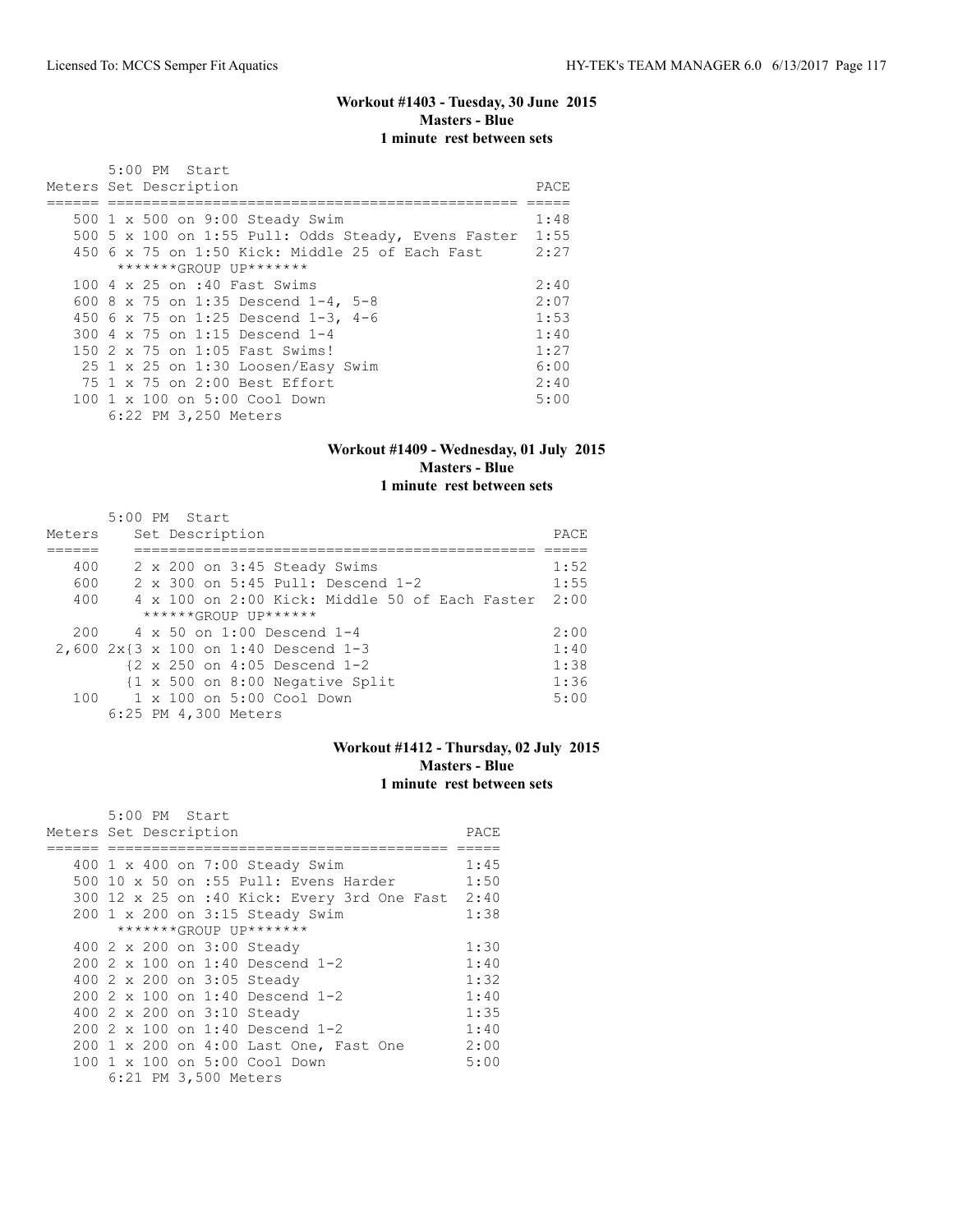### Workout #1403 - Tuesday, 30 June 2015
**Masters - Blue**
**1 minute rest between sets**

5:00 PM Start

| Meters | Set Description | PACE |
|---|---|---|
| 500 | 1 x 500 on 9:00 Steady Swim | 1:48 |
| 500 | 5 x 100 on 1:55 Pull: Odds Steady, Evens Faster | 1:55 |
| 450 | 6 x 75 on 1:50 Kick: Middle 25 of Each Fast | 2:27 |
| | *******GROUP UP******* | |
| 100 | 4 x 25 on :40 Fast Swims | 2:40 |
| 600 | 8 x 75 on 1:35 Descend 1-4, 5-8 | 2:07 |
| 450 | 6 x 75 on 1:25 Descend 1-3, 4-6 | 1:53 |
| 300 | 4 x 75 on 1:15 Descend 1-4 | 1:40 |
| 150 | 2 x 75 on 1:05 Fast Swims! | 1:27 |
| 25 | 1 x 25 on 1:30 Loosen/Easy Swim | 6:00 |
| 75 | 1 x 75 on 2:00 Best Effort | 2:40 |
| 100 | 1 x 100 on 5:00 Cool Down | 5:00 |

6:22 PM 3,250 Meters

### Workout #1409 - Wednesday, 01 July 2015
**Masters - Blue**
**1 minute rest between sets**

5:00 PM Start

| Meters | Set Description | PACE |
|---|---|---|
| 400 | 2 x 200 on 3:45 Steady Swims | 1:52 |
| 600 | 2 x 300 on 5:45 Pull: Descend 1-2 | 1:55 |
| 400 | 4 x 100 on 2:00 Kick: Middle 50 of Each Faster | 2:00 |
| | ******GROUP UP****** | |
| 200 | 4 x 50 on 1:00 Descend 1-4 | 2:00 |
| 2,600 | 2x{3 x 100 on 1:40 Descend 1-3 | 1:40 |
| | {2 x 250 on 4:05 Descend 1-2 | 1:38 |
| | {1 x 500 on 8:00 Negative Split | 1:36 |
| 100 | 1 x 100 on 5:00 Cool Down | 5:00 |

6:25 PM 4,300 Meters

### Workout #1412 - Thursday, 02 July 2015
**Masters - Blue**
**1 minute rest between sets**

5:00 PM Start

| Meters | Set Description | PACE |
|---|---|---|
| 400 | 1 x 400 on 7:00 Steady Swim | 1:45 |
| 500 | 10 x 50 on :55 Pull: Evens Harder | 1:50 |
| 300 | 12 x 25 on :40 Kick: Every 3rd One Fast | 2:40 |
| 200 | 1 x 200 on 3:15 Steady Swim | 1:38 |
| | *******GROUP UP******* | |
| 400 | 2 x 200 on 3:00 Steady | 1:30 |
| 200 | 2 x 100 on 1:40 Descend 1-2 | 1:40 |
| 400 | 2 x 200 on 3:05 Steady | 1:32 |
| 200 | 2 x 100 on 1:40 Descend 1-2 | 1:40 |
| 400 | 2 x 200 on 3:10 Steady | 1:35 |
| 200 | 2 x 100 on 1:40 Descend 1-2 | 1:40 |
| 200 | 1 x 200 on 4:00 Last One, Fast One | 2:00 |
| 100 | 1 x 100 on 5:00 Cool Down | 5:00 |

6:21 PM 3,500 Meters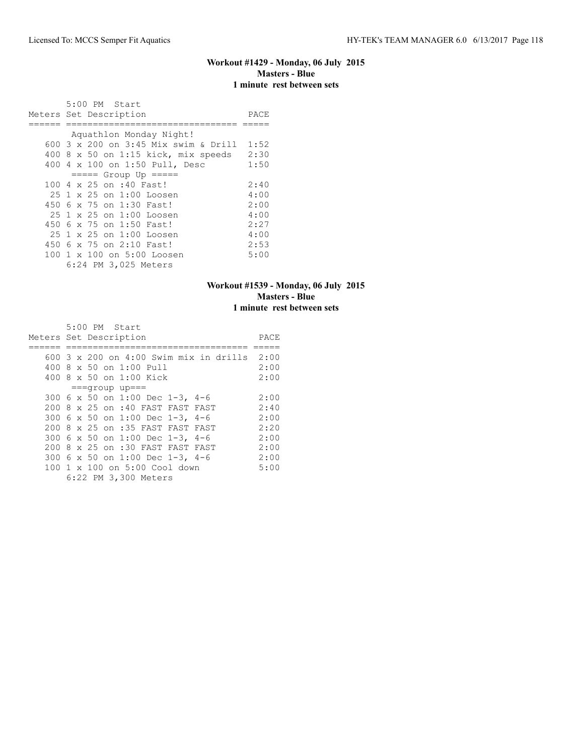### Workout #1429 - Monday, 06 July 2015
**Masters - Blue**
**1 minute rest between sets**

```
       5:00 PM  Start
Meters Set Description                    PACE
====== ================================  =====
        Aquathlon Monday Night!
   600 3 x 200 on 3:45 Mix swim & Drill  1:52
   400 8 x 50 on 1:15 kick, mix speeds   2:30
   400 4 x 100 on 1:50 Pull, Desc        1:50
        ===== Group Up =====
   100 4 x 25 on :40 Fast!               2:40
    25 1 x 25 on 1:00 Loosen             4:00
   450 6 x 75 on 1:30 Fast!              2:00
    25 1 x 25 on 1:00 Loosen             4:00
   450 6 x 75 on 1:50 Fast!              2:27
    25 1 x 25 on 1:00 Loosen             4:00
   450 6 x 75 on 2:10 Fast!              2:53
   100 1 x 100 on 5:00 Loosen            5:00
       6:24 PM 3,025 Meters
```

### Workout #1539 - Monday, 06 July 2015
**Masters - Blue**
**1 minute rest between sets**

```
       5:00 PM  Start
Meters Set Description                     PACE
====== ==================================  =====
   600 3 x 200 on 4:00 Swim mix in drills  2:00
   400 8 x 50 on 1:00 Pull                 2:00
   400 8 x 50 on 1:00 Kick                 2:00
       ===group up===
   300 6 x 50 on 1:00 Dec 1-3, 4-6         2:00
   200 8 x 25 on :40 FAST FAST FAST        2:40
   300 6 x 50 on 1:00 Dec 1-3, 4-6         2:00
   200 8 x 25 on :35 FAST FAST FAST        2:20
   300 6 x 50 on 1:00 Dec 1-3, 4-6         2:00
   200 8 x 25 on :30 FAST FAST FAST        2:00
   300 6 x 50 on 1:00 Dec 1-3, 4-6         2:00
   100 1 x 100 on 5:00 Cool down           5:00
       6:22 PM 3,300 Meters
```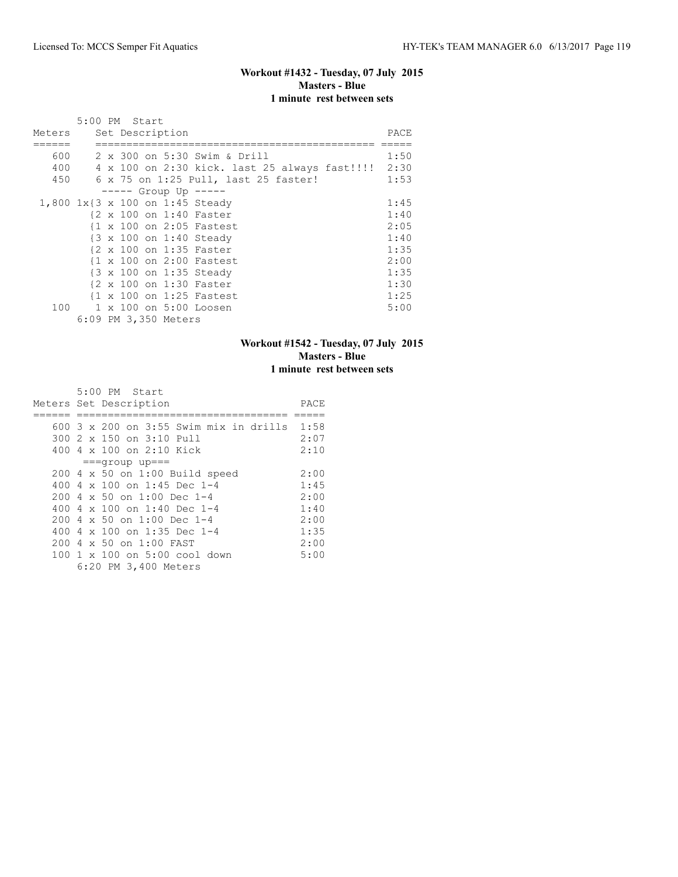### Workout #1432 - Tuesday, 07 July 2015
**Masters - Blue**
**1 minute rest between sets**

5:00 PM Start

| Meters | Set Description | PACE |
|---|---|---|
| 600 | 2 x 300 on 5:30 Swim & Drill | 1:50 |
| 400 | 4 x 100 on 2:30 kick. last 25 always fast!!!! | 2:30 |
| 450 | 6 x 75 on 1:25 Pull, last 25 faster! | 1:53 |
| | ----- Group Up ----- | |
| 1,800 | 1x{3 x 100 on 1:45 Steady | 1:45 |
| | {2 x 100 on 1:40 Faster | 1:40 |
| | {1 x 100 on 2:05 Fastest | 2:05 |
| | {3 x 100 on 1:40 Steady | 1:40 |
| | {2 x 100 on 1:35 Faster | 1:35 |
| | {1 x 100 on 2:00 Fastest | 2:00 |
| | {3 x 100 on 1:35 Steady | 1:35 |
| | {2 x 100 on 1:30 Faster | 1:30 |
| | {1 x 100 on 1:25 Fastest | 1:25 |
| 100 | 1 x 100 on 5:00 Loosen | 5:00 |

6:09 PM 3,350 Meters

### Workout #1542 - Tuesday, 07 July 2015
**Masters - Blue**
**1 minute rest between sets**

5:00 PM Start

| Meters | Set Description | PACE |
|---|---|---|
| 600 | 3 x 200 on 3:55 Swim mix in drills | 1:58 |
| 300 | 2 x 150 on 3:10 Pull | 2:07 |
| 400 | 4 x 100 on 2:10 Kick | 2:10 |
| | ===group up=== | |
| 200 | 4 x 50 on 1:00 Build speed | 2:00 |
| 400 | 4 x 100 on 1:45 Dec 1-4 | 1:45 |
| 200 | 4 x 50 on 1:00 Dec 1-4 | 2:00 |
| 400 | 4 x 100 on 1:40 Dec 1-4 | 1:40 |
| 200 | 4 x 50 on 1:00 Dec 1-4 | 2:00 |
| 400 | 4 x 100 on 1:35 Dec 1-4 | 1:35 |
| 200 | 4 x 50 on 1:00 FAST | 2:00 |
| 100 | 1 x 100 on 5:00 cool down | 5:00 |

6:20 PM 3,400 Meters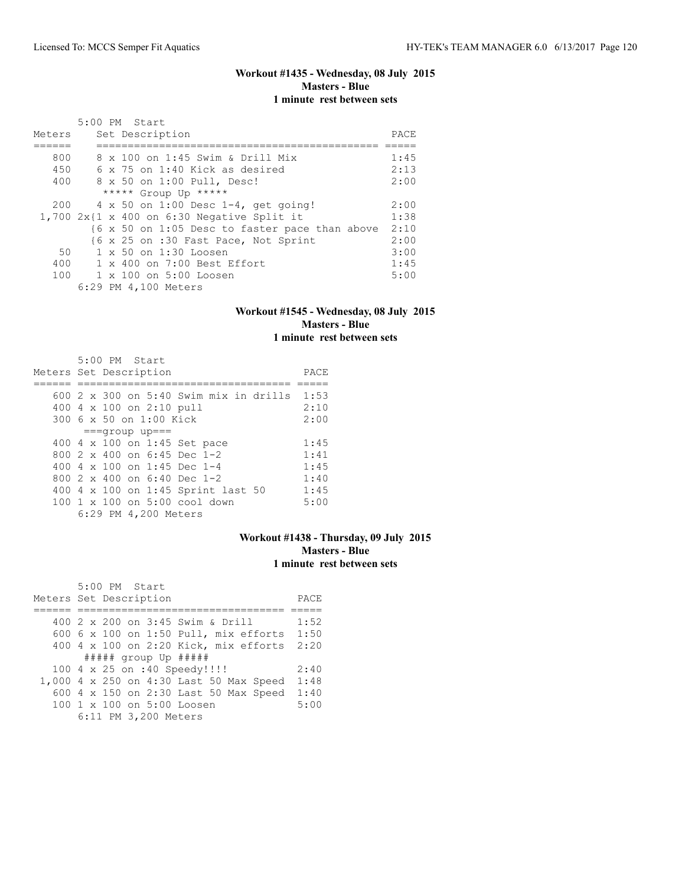### Workout #1435 - Wednesday, 08 July 2015
**Masters - Blue**
**1 minute rest between sets**

5:00 PM Start

| Meters | Set Description | PACE |
|---|---|---|
| 800 | 8 x 100 on 1:45 Swim & Drill Mix | 1:45 |
| 450 | 6 x 75 on 1:40 Kick as desired | 2:13 |
| 400 | 8 x 50 on 1:00 Pull, Desc! | 2:00 |
| | ***** Group Up ***** | |
| 200 | 4 x 50 on 1:00 Desc 1-4, get going! | 2:00 |
| 1,700 | 2x{1 x 400 on 6:30 Negative Split it | 1:38 |
| | {6 x 50 on 1:05 Desc to faster pace than above | 2:10 |
| | {6 x 25 on :30 Fast Pace, Not Sprint | 2:00 |
| 50 | 1 x 50 on 1:30 Loosen | 3:00 |
| 400 | 1 x 400 on 7:00 Best Effort | 1:45 |
| 100 | 1 x 100 on 5:00 Loosen | 5:00 |

6:29 PM 4,100 Meters

### Workout #1545 - Wednesday, 08 July 2015
**Masters - Blue**
**1 minute rest between sets**

5:00 PM Start

| Meters | Set Description | PACE |
|---|---|---|
| 600 | 2 x 300 on 5:40 Swim mix in drills | 1:53 |
| 400 | 4 x 100 on 2:10 pull | 2:10 |
| 300 | 6 x 50 on 1:00 Kick | 2:00 |
| | ===group up=== | |
| 400 | 4 x 100 on 1:45 Set pace | 1:45 |
| 800 | 2 x 400 on 6:45 Dec 1-2 | 1:41 |
| 400 | 4 x 100 on 1:45 Dec 1-4 | 1:45 |
| 800 | 2 x 400 on 6:40 Dec 1-2 | 1:40 |
| 400 | 4 x 100 on 1:45 Sprint last 50 | 1:45 |
| 100 | 1 x 100 on 5:00 cool down | 5:00 |

6:29 PM 4,200 Meters

### Workout #1438 - Thursday, 09 July 2015
**Masters - Blue**
**1 minute rest between sets**

5:00 PM Start

| Meters | Set Description | PACE |
|---|---|---|
| 400 | 2 x 200 on 3:45 Swim & Drill | 1:52 |
| 600 | 6 x 100 on 1:50 Pull, mix efforts | 1:50 |
| 400 | 4 x 100 on 2:20 Kick, mix efforts | 2:20 |
| | ##### group Up ##### | |
| 100 | 4 x 25 on :40 Speedy!!!! | 2:40 |
| 1,000 | 4 x 250 on 4:30 Last 50 Max Speed | 1:48 |
| 600 | 4 x 150 on 2:30 Last 50 Max Speed | 1:40 |
| 100 | 1 x 100 on 5:00 Loosen | 5:00 |

6:11 PM 3,200 Meters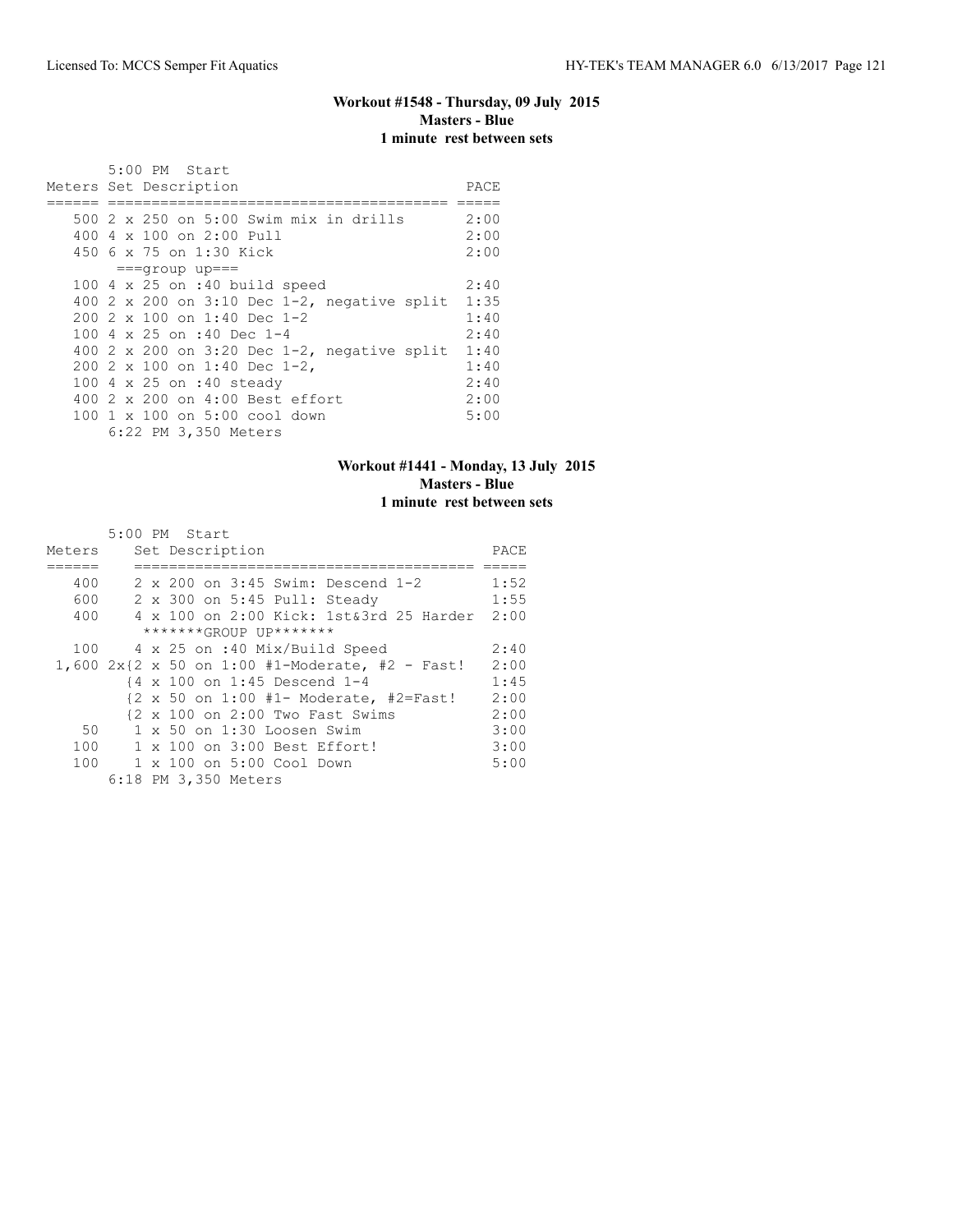### Workout #1548 - Thursday, 09 July 2015
**Masters - Blue**
**1 minute rest between sets**

5:00 PM Start

| Meters | Set Description | PACE |
|---|---|---|
| 500 | 2 x 250 on 5:00 Swim mix in drills | 2:00 |
| 400 | 4 x 100 on 2:00 Pull | 2:00 |
| 450 | 6 x 75 on 1:30 Kick | 2:00 |
| | ===group up=== | |
| 100 | 4 x 25 on :40 build speed | 2:40 |
| 400 | 2 x 200 on 3:10 Dec 1-2, negative split | 1:35 |
| 200 | 2 x 100 on 1:40 Dec 1-2 | 1:40 |
| 100 | 4 x 25 on :40 Dec 1-4 | 2:40 |
| 400 | 2 x 200 on 3:20 Dec 1-2, negative split | 1:40 |
| 200 | 2 x 100 on 1:40 Dec 1-2, | 1:40 |
| 100 | 4 x 25 on :40 steady | 2:40 |
| 400 | 2 x 200 on 4:00 Best effort | 2:00 |
| 100 | 1 x 100 on 5:00 cool down | 5:00 |

6:22 PM 3,350 Meters

### Workout #1441 - Monday, 13 July 2015
**Masters - Blue**
**1 minute rest between sets**

5:00 PM Start

| Meters | Set Description | PACE |
|---|---|---|
| 400 | 2 x 200 on 3:45 Swim: Descend 1-2 | 1:52 |
| 600 | 2 x 300 on 5:45 Pull: Steady | 1:55 |
| 400 | 4 x 100 on 2:00 Kick: 1st&3rd 25 Harder | 2:00 |
| | *******GROUP UP******* | |
| 100 | 4 x 25 on :40 Mix/Build Speed | 2:40 |
| 1,600 | 2x{2 x 50 on 1:00 #1-Moderate, #2 - Fast! | 2:00 |
| | {4 x 100 on 1:45 Descend 1-4 | 1:45 |
| | {2 x 50 on 1:00 #1- Moderate, #2=Fast! | 2:00 |
| | {2 x 100 on 2:00 Two Fast Swims | 2:00 |
| 50 | 1 x 50 on 1:30 Loosen Swim | 3:00 |
| 100 | 1 x 100 on 3:00 Best Effort! | 3:00 |
| 100 | 1 x 100 on 5:00 Cool Down | 5:00 |

6:18 PM 3,350 Meters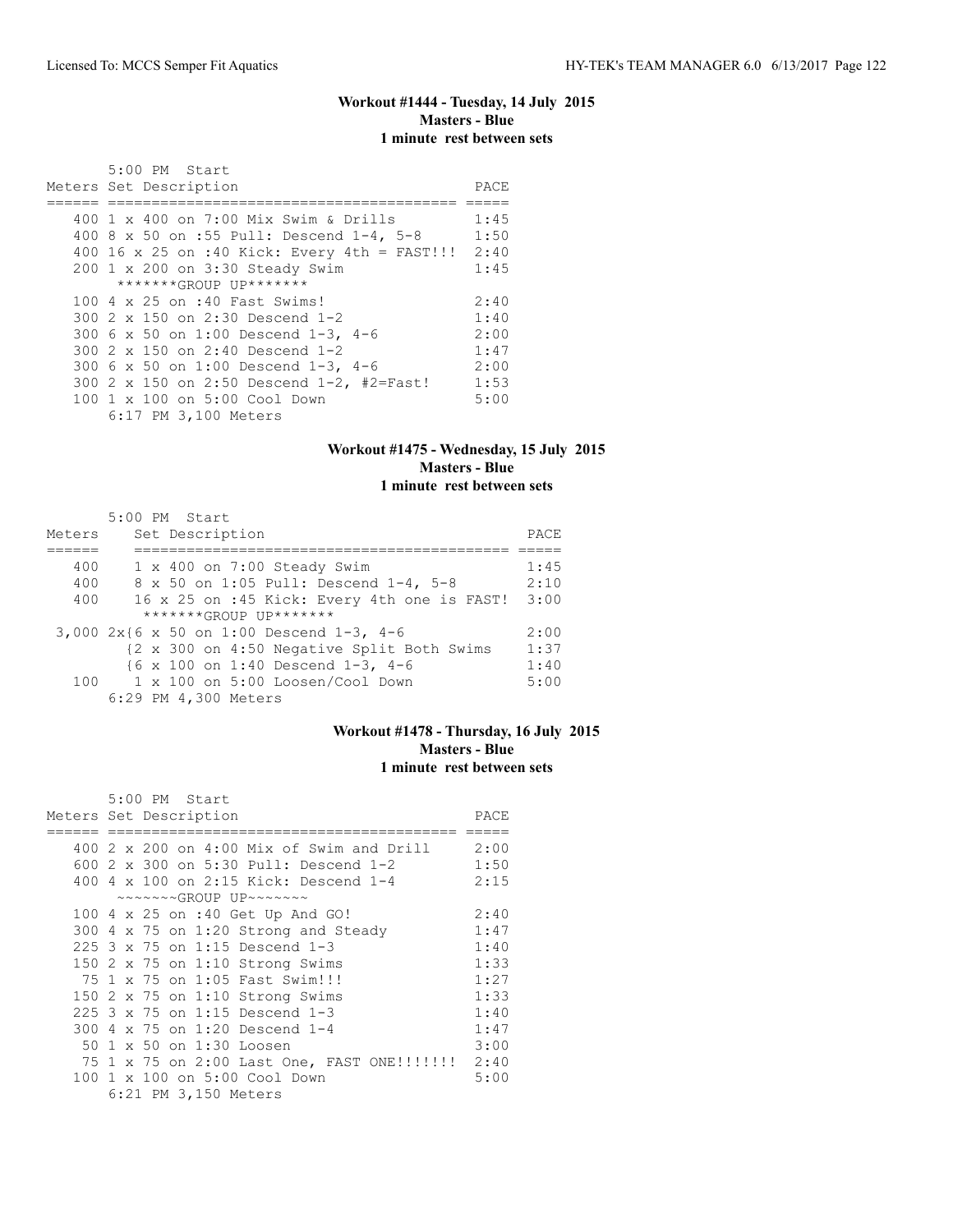### Workout #1444 - Tuesday, 14 July 2015
**Masters - Blue**
**1 minute rest between sets**

5:00 PM Start

| Meters | Set Description | PACE |
|---|---|---|
| 400 | 1 x 400 on 7:00 Mix Swim & Drills | 1:45 |
| 400 | 8 x 50 on :55 Pull: Descend 1-4, 5-8 | 1:50 |
| 400 | 16 x 25 on :40 Kick: Every 4th = FAST!!! | 2:40 |
| 200 | 1 x 200 on 3:30 Steady Swim | 1:45 |
| | *******GROUP UP******* | |
| 100 | 4 x 25 on :40 Fast Swims! | 2:40 |
| 300 | 2 x 150 on 2:30 Descend 1-2 | 1:40 |
| 300 | 6 x 50 on 1:00 Descend 1-3, 4-6 | 2:00 |
| 300 | 2 x 150 on 2:40 Descend 1-2 | 1:47 |
| 300 | 6 x 50 on 1:00 Descend 1-3, 4-6 | 2:00 |
| 300 | 2 x 150 on 2:50 Descend 1-2, #2=Fast! | 1:53 |
| 100 | 1 x 100 on 5:00 Cool Down | 5:00 |

6:17 PM 3,100 Meters

### Workout #1475 - Wednesday, 15 July 2015
**Masters - Blue**
**1 minute rest between sets**

5:00 PM Start

| Meters | Set Description | PACE |
|---|---|---|
| 400 | 1 x 400 on 7:00 Steady Swim | 1:45 |
| 400 | 8 x 50 on 1:05 Pull: Descend 1-4, 5-8 | 2:10 |
| 400 | 16 x 25 on :45 Kick: Every 4th one is FAST! | 3:00 |
| | *******GROUP UP******* | |
| 3,000 | 2x{6 x 50 on 1:00 Descend 1-3, 4-6 | 2:00 |
| | {2 x 300 on 4:50 Negative Split Both Swims | 1:37 |
| | {6 x 100 on 1:40 Descend 1-3, 4-6 | 1:40 |
| 100 | 1 x 100 on 5:00 Loosen/Cool Down | 5:00 |

6:29 PM 4,300 Meters

### Workout #1478 - Thursday, 16 July 2015
**Masters - Blue**
**1 minute rest between sets**

5:00 PM Start

| Meters | Set Description | PACE |
|---|---|---|
| 400 | 2 x 200 on 4:00 Mix of Swim and Drill | 2:00 |
| 600 | 2 x 300 on 5:30 Pull: Descend 1-2 | 1:50 |
| 400 | 4 x 100 on 2:15 Kick: Descend 1-4 | 2:15 |
| | ~~~~~~~GROUP UP~~~~~~~ | |
| 100 | 4 x 25 on :40 Get Up And GO! | 2:40 |
| 300 | 4 x 75 on 1:20 Strong and Steady | 1:47 |
| 225 | 3 x 75 on 1:15 Descend 1-3 | 1:40 |
| 150 | 2 x 75 on 1:10 Strong Swims | 1:33 |
| 75 | 1 x 75 on 1:05 Fast Swim!!! | 1:27 |
| 150 | 2 x 75 on 1:10 Strong Swims | 1:33 |
| 225 | 3 x 75 on 1:15 Descend 1-3 | 1:40 |
| 300 | 4 x 75 on 1:20 Descend 1-4 | 1:47 |
| 50 | 1 x 50 on 1:30 Loosen | 3:00 |
| 75 | 1 x 75 on 2:00 Last One, FAST ONE!!!!!!! | 2:40 |
| 100 | 1 x 100 on 5:00 Cool Down | 5:00 |

6:21 PM 3,150 Meters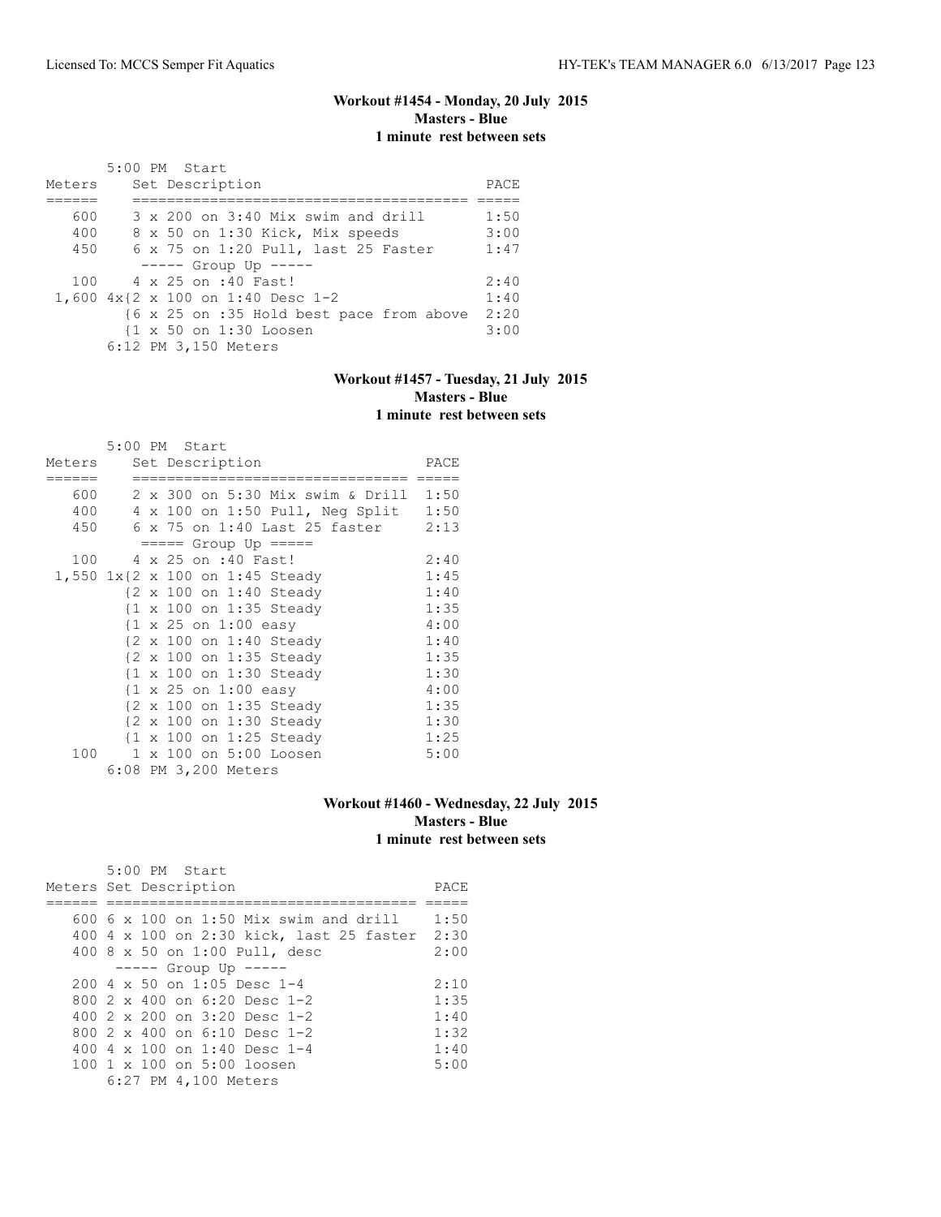## Workout #1454 - Monday, 20 July 2015
**Masters - Blue**
**1 minute rest between sets**

5:00 PM Start

| Meters | Set Description | PACE |
|---|---|---|
| 600 | 3 x 200 on 3:40 Mix swim and drill | 1:50 |
| 400 | 8 x 50 on 1:30 Kick, Mix speeds | 3:00 |
| 450 | 6 x 75 on 1:20 Pull, last 25 Faster | 1:47 |
| | ----- Group Up ----- | |
| 100 | 4 x 25 on :40 Fast! | 2:40 |
| 1,600 | 4x{2 x 100 on 1:40 Desc 1-2 | 1:40 |
| | {6 x 25 on :35 Hold best pace from above | 2:20 |
| | {1 x 50 on 1:30 Loosen | 3:00 |

6:12 PM 3,150 Meters

## Workout #1457 - Tuesday, 21 July 2015
**Masters - Blue**
**1 minute rest between sets**

5:00 PM Start

| Meters | Set Description | PACE |
|---|---|---|
| 600 | 2 x 300 on 5:30 Mix swim & Drill | 1:50 |
| 400 | 4 x 100 on 1:50 Pull, Neg Split | 1:50 |
| 450 | 6 x 75 on 1:40 Last 25 faster | 2:13 |
| | ===== Group Up ===== | |
| 100 | 4 x 25 on :40 Fast! | 2:40 |
| 1,550 | 1x{2 x 100 on 1:45 Steady | 1:45 |
| | {2 x 100 on 1:40 Steady | 1:40 |
| | {1 x 100 on 1:35 Steady | 1:35 |
| | {1 x 25 on 1:00 easy | 4:00 |
| | {2 x 100 on 1:40 Steady | 1:40 |
| | {2 x 100 on 1:35 Steady | 1:35 |
| | {1 x 100 on 1:30 Steady | 1:30 |
| | {1 x 25 on 1:00 easy | 4:00 |
| | {2 x 100 on 1:35 Steady | 1:35 |
| | {2 x 100 on 1:30 Steady | 1:30 |
| | {1 x 100 on 1:25 Steady | 1:25 |
| 100 | 1 x 100 on 5:00 Loosen | 5:00 |

6:08 PM 3,200 Meters

## Workout #1460 - Wednesday, 22 July 2015
**Masters - Blue**
**1 minute rest between sets**

5:00 PM Start

| Meters | Set Description | PACE |
|---|---|---|
| 600 | 6 x 100 on 1:50 Mix swim and drill | 1:50 |
| 400 | 4 x 100 on 2:30 kick, last 25 faster | 2:30 |
| 400 | 8 x 50 on 1:00 Pull, desc | 2:00 |
| | ----- Group Up ----- | |
| 200 | 4 x 50 on 1:05 Desc 1-4 | 2:10 |
| 800 | 2 x 400 on 6:20 Desc 1-2 | 1:35 |
| 400 | 2 x 200 on 3:20 Desc 1-2 | 1:40 |
| 800 | 2 x 400 on 6:10 Desc 1-2 | 1:32 |
| 400 | 4 x 100 on 1:40 Desc 1-4 | 1:40 |
| 100 | 1 x 100 on 5:00 loosen | 5:00 |

6:27 PM 4,100 Meters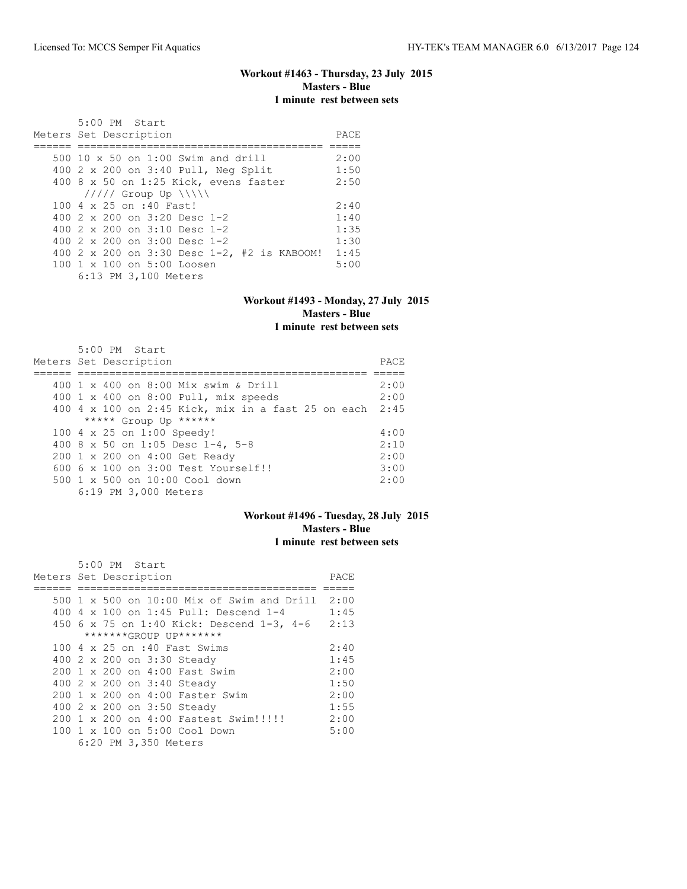### Workout #1463 - Thursday, 23 July 2015
**Masters - Blue**
**1 minute rest between sets**

5:00 PM Start

| Meters | Set Description | PACE |
|---|---|---|
| 500 | 10 x 50 on 1:00 Swim and drill | 2:00 |
| 400 | 2 x 200 on 3:40 Pull, Neg Split | 1:50 |
| 400 | 8 x 50 on 1:25 Kick, evens faster | 2:50 |
| | ///// Group Up \\\\\ | |
| 100 | 4 x 25 on :40 Fast! | 2:40 |
| 400 | 2 x 200 on 3:20 Desc 1-2 | 1:40 |
| 400 | 2 x 200 on 3:10 Desc 1-2 | 1:35 |
| 400 | 2 x 200 on 3:00 Desc 1-2 | 1:30 |
| 400 | 2 x 200 on 3:30 Desc 1-2, #2 is KABOOM! | 1:45 |
| 100 | 1 x 100 on 5:00 Loosen | 5:00 |

6:13 PM 3,100 Meters

### Workout #1493 - Monday, 27 July 2015
**Masters - Blue**
**1 minute rest between sets**

5:00 PM Start

| Meters | Set Description | PACE |
|---|---|---|
| 400 | 1 x 400 on 8:00 Mix swim & Drill | 2:00 |
| 400 | 1 x 400 on 8:00 Pull, mix speeds | 2:00 |
| 400 | 4 x 100 on 2:45 Kick, mix in a fast 25 on each | 2:45 |
| | ***** Group Up ****** | |
| 100 | 4 x 25 on 1:00 Speedy! | 4:00 |
| 400 | 8 x 50 on 1:05 Desc 1-4, 5-8 | 2:10 |
| 200 | 1 x 200 on 4:00 Get Ready | 2:00 |
| 600 | 6 x 100 on 3:00 Test Yourself!! | 3:00 |
| 500 | 1 x 500 on 10:00 Cool down | 2:00 |

6:19 PM 3,000 Meters

### Workout #1496 - Tuesday, 28 July 2015
**Masters - Blue**
**1 minute rest between sets**

5:00 PM Start

| Meters | Set Description | PACE |
|---|---|---|
| 500 | 1 x 500 on 10:00 Mix of Swim and Drill | 2:00 |
| 400 | 4 x 100 on 1:45 Pull: Descend 1-4 | 1:45 |
| 450 | 6 x 75 on 1:40 Kick: Descend 1-3, 4-6 | 2:13 |
| | *******GROUP UP******* | |
| 100 | 4 x 25 on :40 Fast Swims | 2:40 |
| 400 | 2 x 200 on 3:30 Steady | 1:45 |
| 200 | 1 x 200 on 4:00 Fast Swim | 2:00 |
| 400 | 2 x 200 on 3:40 Steady | 1:50 |
| 200 | 1 x 200 on 4:00 Faster Swim | 2:00 |
| 400 | 2 x 200 on 3:50 Steady | 1:55 |
| 200 | 1 x 200 on 4:00 Fastest Swim!!!!! | 2:00 |
| 100 | 1 x 100 on 5:00 Cool Down | 5:00 |

6:20 PM 3,350 Meters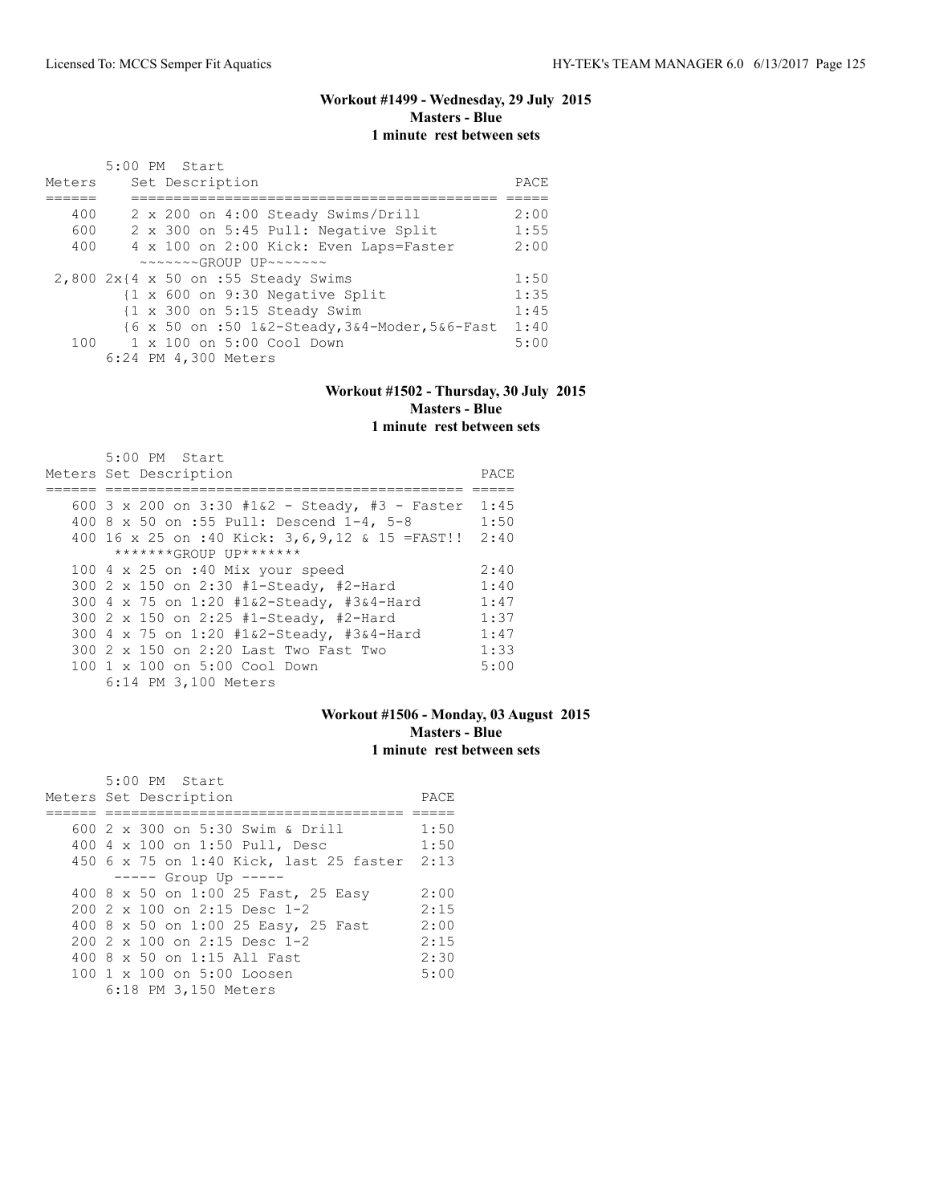### Workout #1499 - Wednesday, 29 July 2015
**Masters - Blue**
**1 minute rest between sets**

5:00 PM Start

| Meters | Set Description | PACE |
|---|---|---|
| 400 | 2 x 200 on 4:00 Steady Swims/Drill | 2:00 |
| 600 | 2 x 300 on 5:45 Pull: Negative Split | 1:55 |
| 400 | 4 x 100 on 2:00 Kick: Even Laps=Faster | 2:00 |
| | ~~~~~~~GROUP UP~~~~~~~ | |
| 2,800 | 2x{4 x 50 on :55 Steady Swims | 1:50 |
| | {1 x 600 on 9:30 Negative Split | 1:35 |
| | {1 x 300 on 5:15 Steady Swim | 1:45 |
| | {6 x 50 on :50 1&2-Steady,3&4-Moder,5&6-Fast | 1:40 |
| 100 | 1 x 100 on 5:00 Cool Down | 5:00 |
| | 6:24 PM 4,300 Meters | |

### Workout #1502 - Thursday, 30 July 2015
**Masters - Blue**
**1 minute rest between sets**

5:00 PM Start

| Meters | Set Description | PACE |
|---|---|---|
| 600 | 3 x 200 on 3:30 #1&2 - Steady, #3 - Faster | 1:45 |
| 400 | 8 x 50 on :55 Pull: Descend 1-4, 5-8 | 1:50 |
| 400 | 16 x 25 on :40 Kick: 3,6,9,12 & 15 =FAST!! | 2:40 |
| | *******GROUP UP******* | |
| 100 | 4 x 25 on :40 Mix your speed | 2:40 |
| 300 | 2 x 150 on 2:30 #1-Steady, #2-Hard | 1:40 |
| 300 | 4 x 75 on 1:20 #1&2-Steady, #3&4-Hard | 1:47 |
| 300 | 2 x 150 on 2:25 #1-Steady, #2-Hard | 1:37 |
| 300 | 4 x 75 on 1:20 #1&2-Steady, #3&4-Hard | 1:47 |
| 300 | 2 x 150 on 2:20 Last Two Fast Two | 1:33 |
| 100 | 1 x 100 on 5:00 Cool Down | 5:00 |
| | 6:14 PM 3,100 Meters | |

### Workout #1506 - Monday, 03 August 2015
**Masters - Blue**
**1 minute rest between sets**

5:00 PM Start

| Meters | Set Description | PACE |
|---|---|---|
| 600 | 2 x 300 on 5:30 Swim & Drill | 1:50 |
| 400 | 4 x 100 on 1:50 Pull, Desc | 1:50 |
| 450 | 6 x 75 on 1:40 Kick, last 25 faster | 2:13 |
| | ----- Group Up ----- | |
| 400 | 8 x 50 on 1:00 25 Fast, 25 Easy | 2:00 |
| 200 | 2 x 100 on 2:15 Desc 1-2 | 2:15 |
| 400 | 8 x 50 on 1:00 25 Easy, 25 Fast | 2:00 |
| 200 | 2 x 100 on 2:15 Desc 1-2 | 2:15 |
| 400 | 8 x 50 on 1:15 All Fast | 2:30 |
| 100 | 1 x 100 on 5:00 Loosen | 5:00 |
| | 6:18 PM 3,150 Meters | |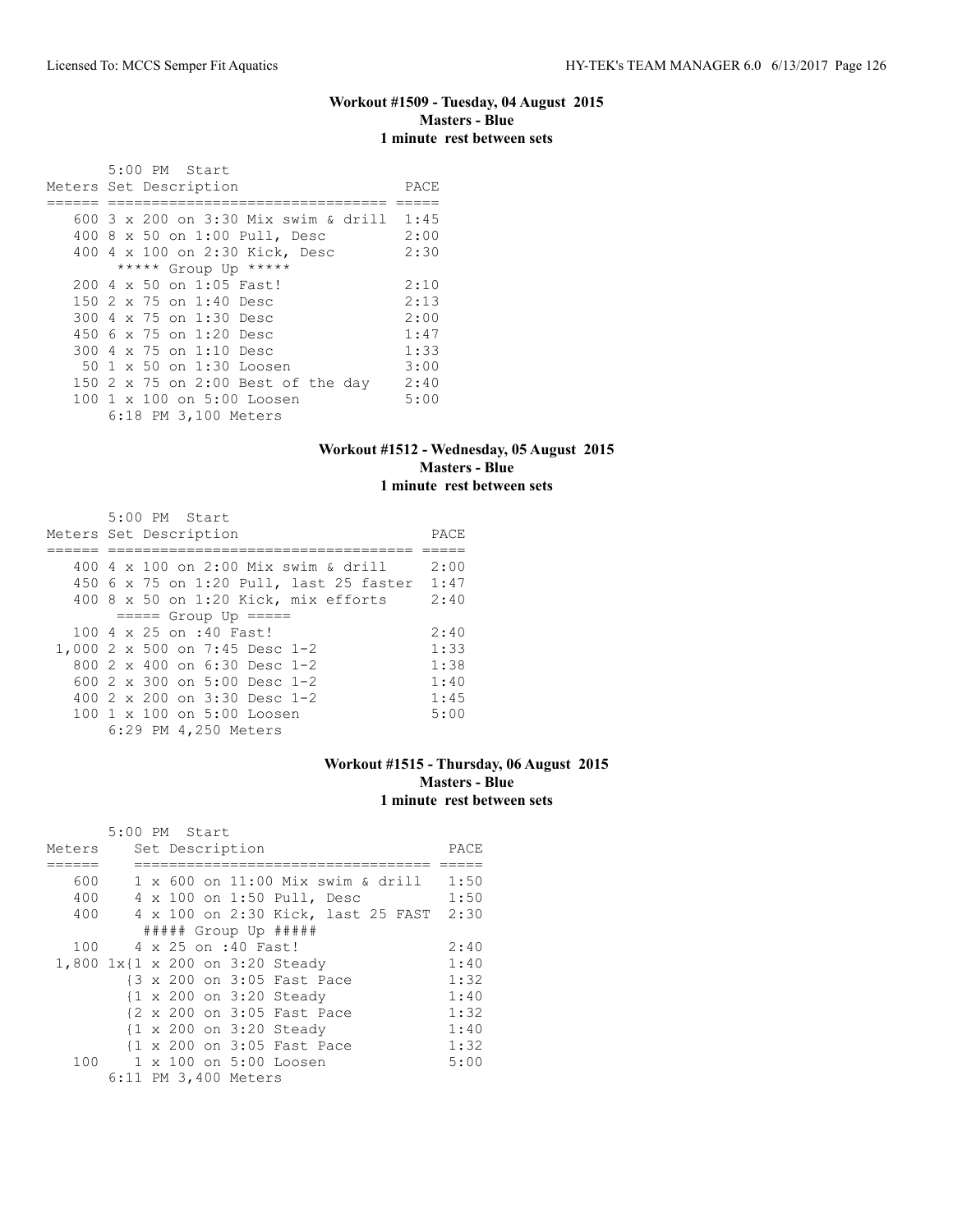**Workout #1509 - Tuesday, 04 August 2015**
**Masters - Blue**
**1 minute rest between sets**

```
       5:00 PM  Start
Meters Set Description                  PACE
====== ================================ =====
   600 3 x 200 on 3:30 Mix swim & drill  1:45
   400 8 x 50 on 1:00 Pull, Desc         2:00
   400 4 x 100 on 2:30 Kick, Desc        2:30
        ***** Group Up *****
   200 4 x 50 on 1:05 Fast!              2:10
   150 2 x 75 on 1:40 Desc               2:13
   300 4 x 75 on 1:30 Desc               2:00
   450 6 x 75 on 1:20 Desc               1:47
   300 4 x 75 on 1:10 Desc               1:33
    50 1 x 50 on 1:30 Loosen             3:00
   150 2 x 75 on 2:00 Best of the day    2:40
   100 1 x 100 on 5:00 Loosen            5:00
       6:18 PM 3,100 Meters
```

**Workout #1512 - Wednesday, 05 August 2015**
**Masters - Blue**
**1 minute rest between sets**

```
       5:00 PM  Start
Meters Set Description                      PACE
====== ==================================== =====
   400 4 x 100 on 2:00 Mix swim & drill      2:00
   450 6 x 75 on 1:20 Pull, last 25 faster  1:47
   400 8 x 50 on 1:20 Kick, mix efforts      2:40
        ===== Group Up =====
   100 4 x 25 on :40 Fast!                   2:40
 1,000 2 x 500 on 7:45 Desc 1-2              1:33
   800 2 x 400 on 6:30 Desc 1-2              1:38
   600 2 x 300 on 5:00 Desc 1-2              1:40
   400 2 x 200 on 3:30 Desc 1-2              1:45
   100 1 x 100 on 5:00 Loosen                5:00
       6:29 PM 4,250 Meters
```

**Workout #1515 - Thursday, 06 August 2015**
**Masters - Blue**
**1 minute rest between sets**

```
       5:00 PM  Start
Meters    Set Description                    PACE
======    ================================== =====
   600    1 x 600 on 11:00 Mix swim & drill  1:50
   400    4 x 100 on 1:50 Pull, Desc         1:50
   400    4 x 100 on 2:30 Kick, last 25 FAST 2:30
          ##### Group Up #####
   100    4 x 25 on :40 Fast!                2:40
 1,800 1x{1 x 200 on 3:20 Steady             1:40
         {3 x 200 on 3:05 Fast Pace          1:32
         {1 x 200 on 3:20 Steady             1:40
         {2 x 200 on 3:05 Fast Pace          1:32
         {1 x 200 on 3:20 Steady             1:40
         {1 x 200 on 3:05 Fast Pace          1:32
   100    1 x 100 on 5:00 Loosen             5:00
       6:11 PM 3,400 Meters
```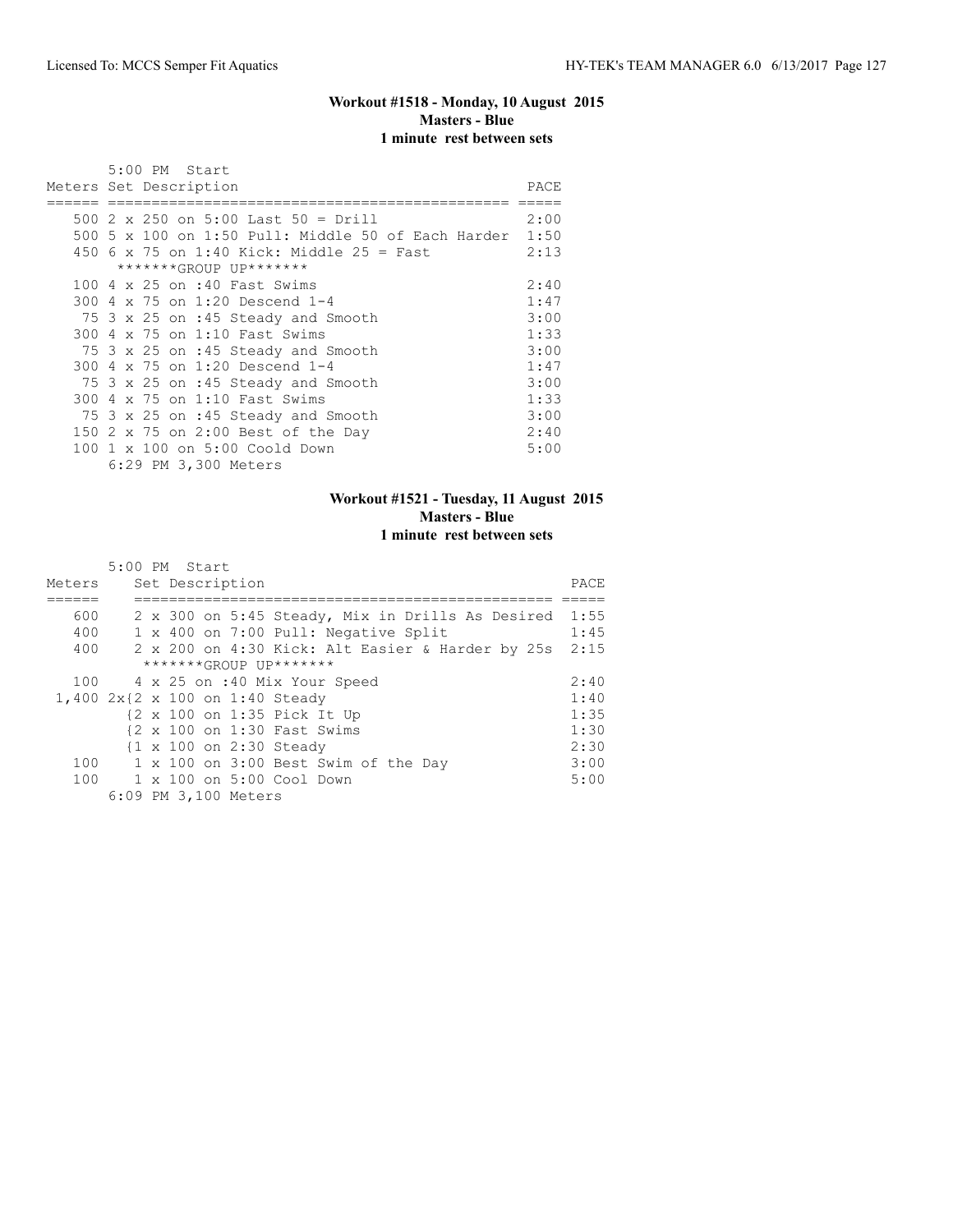## Workout #1518 - Monday, 10 August 2015
**Masters - Blue**
**1 minute rest between sets**

5:00 PM Start

| Meters | Set Description | PACE |
|---|---|---|
| 500 | 2 x 250 on 5:00 Last 50 = Drill | 2:00 |
| 500 | 5 x 100 on 1:50 Pull: Middle 50 of Each Harder | 1:50 |
| 450 | 6 x 75 on 1:40 Kick: Middle 25 = Fast | 2:13 |
| | *******GROUP UP******* | |
| 100 | 4 x 25 on :40 Fast Swims | 2:40 |
| 300 | 4 x 75 on 1:20 Descend 1-4 | 1:47 |
| 75 | 3 x 25 on :45 Steady and Smooth | 3:00 |
| 300 | 4 x 75 on 1:10 Fast Swims | 1:33 |
| 75 | 3 x 25 on :45 Steady and Smooth | 3:00 |
| 300 | 4 x 75 on 1:20 Descend 1-4 | 1:47 |
| 75 | 3 x 25 on :45 Steady and Smooth | 3:00 |
| 300 | 4 x 75 on 1:10 Fast Swims | 1:33 |
| 75 | 3 x 25 on :45 Steady and Smooth | 3:00 |
| 150 | 2 x 75 on 2:00 Best of the Day | 2:40 |
| 100 | 1 x 100 on 5:00 Coold Down | 5:00 |

6:29 PM 3,300 Meters

## Workout #1521 - Tuesday, 11 August 2015
**Masters - Blue**
**1 minute rest between sets**

5:00 PM Start

| Meters | Set Description | PACE |
|---|---|---|
| 600 | 2 x 300 on 5:45 Steady, Mix in Drills As Desired | 1:55 |
| 400 | 1 x 400 on 7:00 Pull: Negative Split | 1:45 |
| 400 | 2 x 200 on 4:30 Kick: Alt Easier & Harder by 25s | 2:15 |
| | *******GROUP UP******* | |
| 100 | 4 x 25 on :40 Mix Your Speed | 2:40 |
| 1,400 | 2x{2 x 100 on 1:40 Steady | 1:40 |
| | {2 x 100 on 1:35 Pick It Up | 1:35 |
| | {2 x 100 on 1:30 Fast Swims | 1:30 |
| | {1 x 100 on 2:30 Steady | 2:30 |
| 100 | 1 x 100 on 3:00 Best Swim of the Day | 3:00 |
| 100 | 1 x 100 on 5:00 Cool Down | 5:00 |

6:09 PM 3,100 Meters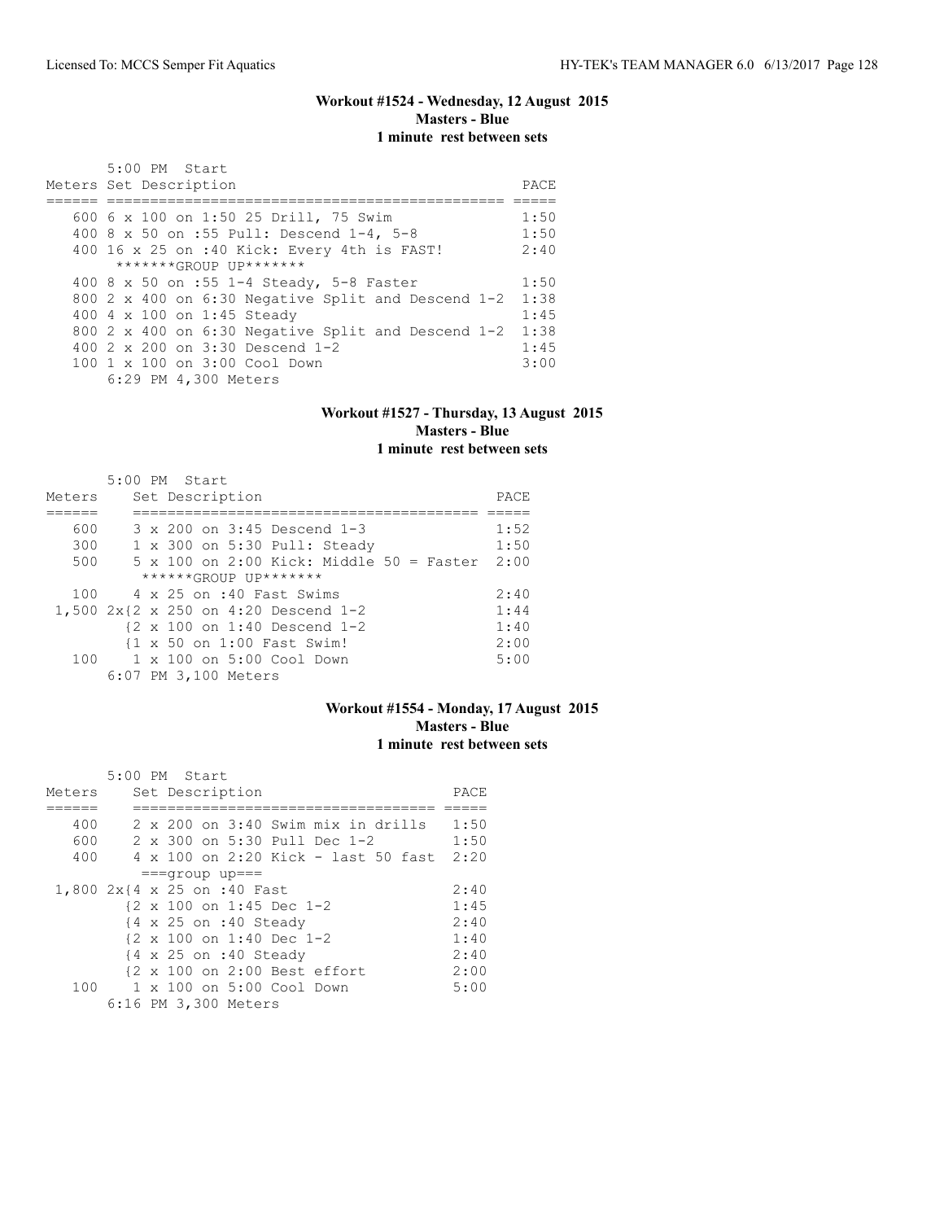### Workout #1524 - Wednesday, 12 August 2015
**Masters - Blue**
**1 minute rest between sets**

5:00 PM Start

| Meters | Set Description | PACE |
|---|---|---|
| 600 | 6 x 100 on 1:50 25 Drill, 75 Swim | 1:50 |
| 400 | 8 x 50 on :55 Pull: Descend 1-4, 5-8 | 1:50 |
| 400 | 16 x 25 on :40 Kick: Every 4th is FAST! | 2:40 |
| | *******GROUP UP******* | |
| 400 | 8 x 50 on :55 1-4 Steady, 5-8 Faster | 1:50 |
| 800 | 2 x 400 on 6:30 Negative Split and Descend 1-2 | 1:38 |
| 400 | 4 x 100 on 1:45 Steady | 1:45 |
| 800 | 2 x 400 on 6:30 Negative Split and Descend 1-2 | 1:38 |
| 400 | 2 x 200 on 3:30 Descend 1-2 | 1:45 |
| 100 | 1 x 100 on 3:00 Cool Down | 3:00 |
| | 6:29 PM 4,300 Meters | |

### Workout #1527 - Thursday, 13 August 2015
**Masters - Blue**
**1 minute rest between sets**

5:00 PM Start

| Meters | Set Description | PACE |
|---|---|---|
| 600 | 3 x 200 on 3:45 Descend 1-3 | 1:52 |
| 300 | 1 x 300 on 5:30 Pull: Steady | 1:50 |
| 500 | 5 x 100 on 2:00 Kick: Middle 50 = Faster | 2:00 |
| | ******GROUP UP******* | |
| 100 | 4 x 25 on :40 Fast Swims | 2:40 |
| 1,500 | 2x{2 x 250 on 4:20 Descend 1-2 | 1:44 |
| | {2 x 100 on 1:40 Descend 1-2 | 1:40 |
| | {1 x 50 on 1:00 Fast Swim! | 2:00 |
| 100 | 1 x 100 on 5:00 Cool Down | 5:00 |
| | 6:07 PM 3,100 Meters | |

### Workout #1554 - Monday, 17 August 2015
**Masters - Blue**
**1 minute rest between sets**

5:00 PM Start

| Meters | Set Description | PACE |
|---|---|---|
| 400 | 2 x 200 on 3:40 Swim mix in drills | 1:50 |
| 600 | 2 x 300 on 5:30 Pull Dec 1-2 | 1:50 |
| 400 | 4 x 100 on 2:20 Kick - last 50 fast | 2:20 |
| | ===group up=== | |
| 1,800 | 2x{4 x 25 on :40 Fast | 2:40 |
| | {2 x 100 on 1:45 Dec 1-2 | 1:45 |
| | {4 x 25 on :40 Steady | 2:40 |
| | {2 x 100 on 1:40 Dec 1-2 | 1:40 |
| | {4 x 25 on :40 Steady | 2:40 |
| | {2 x 100 on 2:00 Best effort | 2:00 |
| 100 | 1 x 100 on 5:00 Cool Down | 5:00 |
| | 6:16 PM 3,300 Meters | |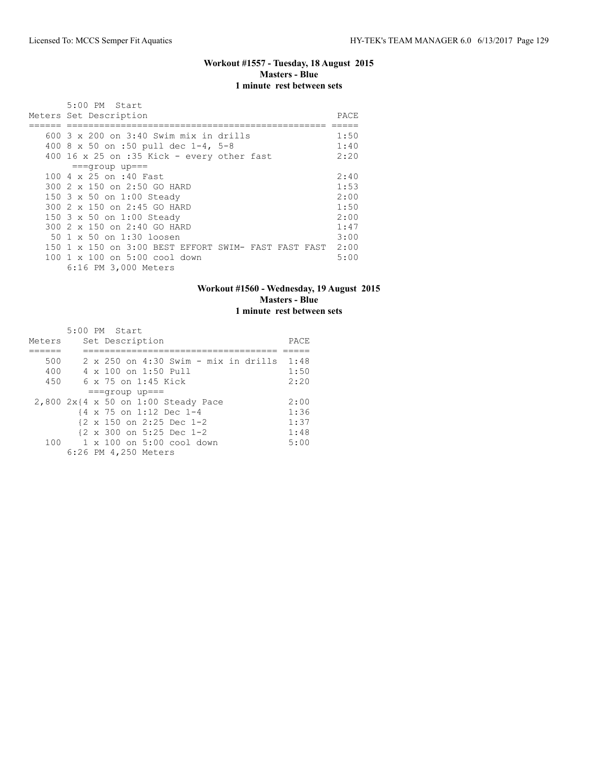## Workout #1557 - Tuesday, 18 August 2015
**Masters - Blue**
**1 minute rest between sets**

5:00 PM Start

| Meters | Set Description | PACE |
|---|---|---|
| 600 | 3 x 200 on 3:40 Swim mix in drills | 1:50 |
| 400 | 8 x 50 on :50 pull dec 1-4, 5-8 | 1:40 |
| 400 | 16 x 25 on :35 Kick - every other fast | 2:20 |
| | ===group up=== | |
| 100 | 4 x 25 on :40 Fast | 2:40 |
| 300 | 2 x 150 on 2:50 GO HARD | 1:53 |
| 150 | 3 x 50 on 1:00 Steady | 2:00 |
| 300 | 2 x 150 on 2:45 GO HARD | 1:50 |
| 150 | 3 x 50 on 1:00 Steady | 2:00 |
| 300 | 2 x 150 on 2:40 GO HARD | 1:47 |
| 50 | 1 x 50 on 1:30 loosen | 3:00 |
| 150 | 1 x 150 on 3:00 BEST EFFORT SWIM- FAST FAST FAST | 2:00 |
| 100 | 1 x 100 on 5:00 cool down | 5:00 |

6:16 PM 3,000 Meters

## Workout #1560 - Wednesday, 19 August 2015
**Masters - Blue**
**1 minute rest between sets**

5:00 PM Start

| Meters | Set Description | PACE |
|---|---|---|
| 500 | 2 x 250 on 4:30 Swim - mix in drills | 1:48 |
| 400 | 4 x 100 on 1:50 Pull | 1:50 |
| 450 | 6 x 75 on 1:45 Kick | 2:20 |
| | ===group up=== | |
| 2,800 | 2x{4 x 50 on 1:00 Steady Pace | 2:00 |
| | {4 x 75 on 1:12 Dec 1-4 | 1:36 |
| | {2 x 150 on 2:25 Dec 1-2 | 1:37 |
| | {2 x 300 on 5:25 Dec 1-2 | 1:48 |
| 100 | 1 x 100 on 5:00 cool down | 5:00 |

6:26 PM 4,250 Meters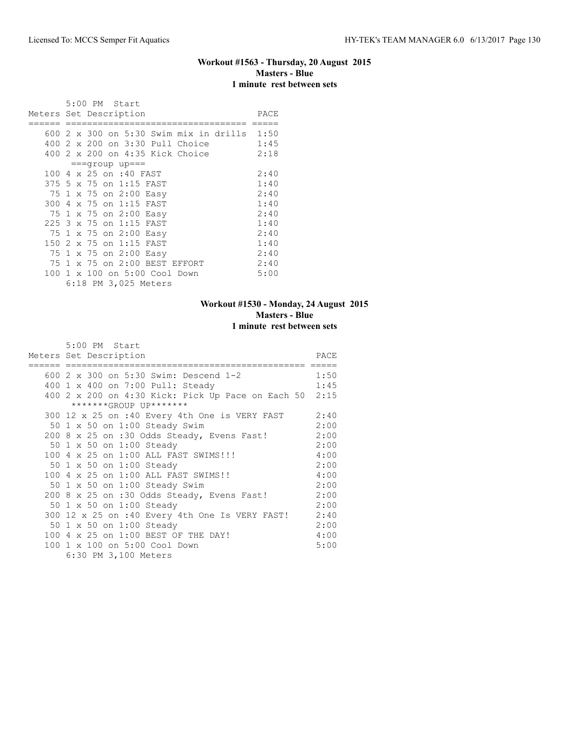## Workout #1563 - Thursday, 20 August 2015
**Masters - Blue**
**1 minute rest between sets**

5:00 PM Start

| Meters | Set Description | PACE |
|---|---|---|
| 600 | 2 x 300 on 5:30 Swim mix in drills | 1:50 |
| 400 | 2 x 200 on 3:30 Pull Choice | 1:45 |
| 400 | 2 x 200 on 4:35 Kick Choice | 2:18 |
| | ===group up=== | |
| 100 | 4 x 25 on :40 FAST | 2:40 |
| 375 | 5 x 75 on 1:15 FAST | 1:40 |
| 75 | 1 x 75 on 2:00 Easy | 2:40 |
| 300 | 4 x 75 on 1:15 FAST | 1:40 |
| 75 | 1 x 75 on 2:00 Easy | 2:40 |
| 225 | 3 x 75 on 1:15 FAST | 1:40 |
| 75 | 1 x 75 on 2:00 Easy | 2:40 |
| 150 | 2 x 75 on 1:15 FAST | 1:40 |
| 75 | 1 x 75 on 2:00 Easy | 2:40 |
| 75 | 1 x 75 on 2:00 BEST EFFORT | 2:40 |
| 100 | 1 x 100 on 5:00 Cool Down | 5:00 |
| | 6:18 PM 3,025 Meters | |

## Workout #1530 - Monday, 24 August 2015
**Masters - Blue**
**1 minute rest between sets**

5:00 PM Start

| Meters | Set Description | PACE |
|---|---|---|
| 600 | 2 x 300 on 5:30 Swim: Descend 1-2 | 1:50 |
| 400 | 1 x 400 on 7:00 Pull: Steady | 1:45 |
| 400 | 2 x 200 on 4:30 Kick: Pick Up Pace on Each 50 | 2:15 |
| | *******GROUP UP******* | |
| 300 | 12 x 25 on :40 Every 4th One is VERY FAST | 2:40 |
| 50 | 1 x 50 on 1:00 Steady Swim | 2:00 |
| 200 | 8 x 25 on :30 Odds Steady, Evens Fast! | 2:00 |
| 50 | 1 x 50 on 1:00 Steady | 2:00 |
| 100 | 4 x 25 on 1:00 ALL FAST SWIMS!!! | 4:00 |
| 50 | 1 x 50 on 1:00 Steady | 2:00 |
| 100 | 4 x 25 on 1:00 ALL FAST SWIMS!! | 4:00 |
| 50 | 1 x 50 on 1:00 Steady Swim | 2:00 |
| 200 | 8 x 25 on :30 Odds Steady, Evens Fast! | 2:00 |
| 50 | 1 x 50 on 1:00 Steady | 2:00 |
| 300 | 12 x 25 on :40 Every 4th One Is VERY FAST! | 2:40 |
| 50 | 1 x 50 on 1:00 Steady | 2:00 |
| 100 | 4 x 25 on 1:00 BEST OF THE DAY! | 4:00 |
| 100 | 1 x 100 on 5:00 Cool Down | 5:00 |
| | 6:30 PM 3,100 Meters | |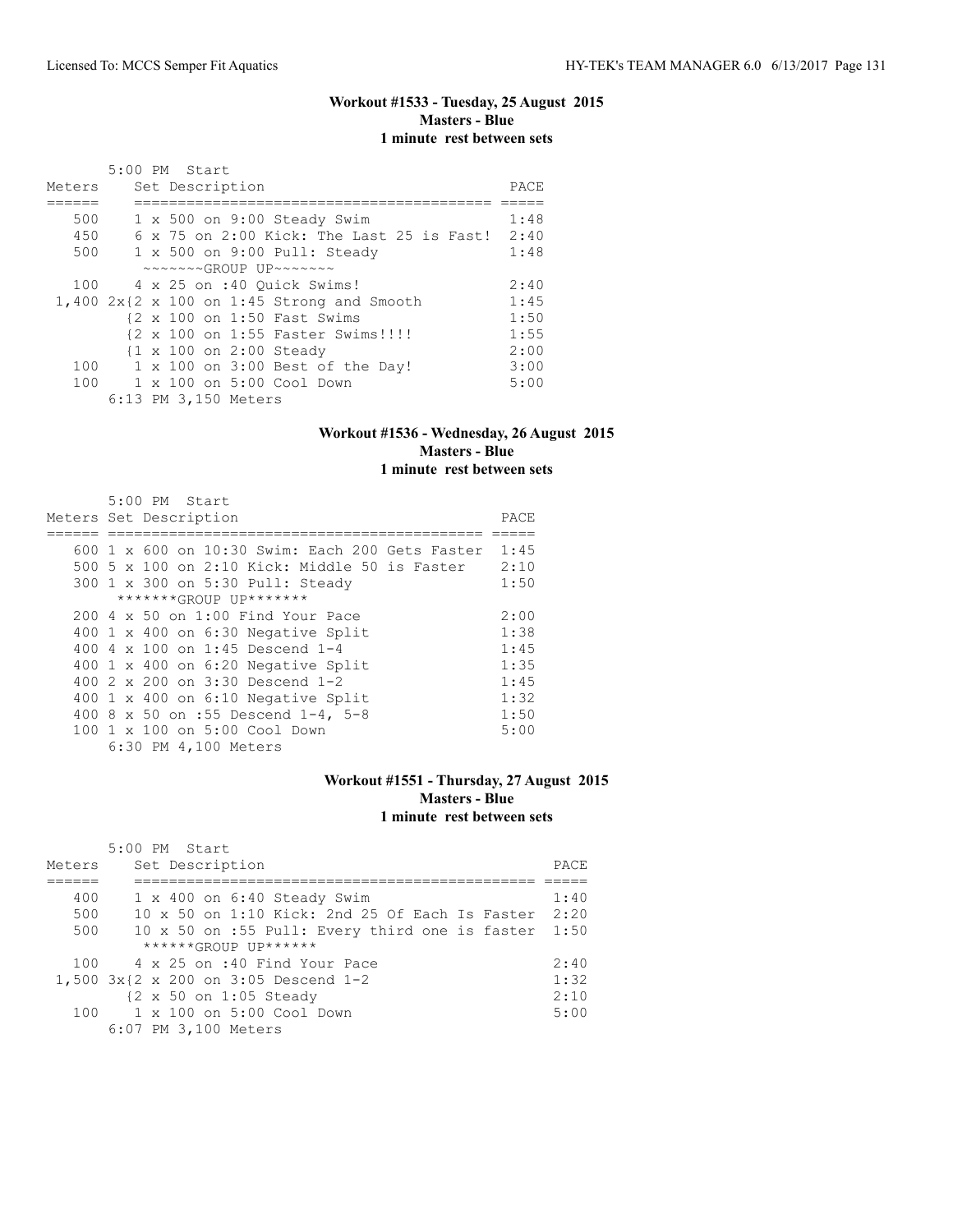### Workout #1533 - Tuesday, 25 August 2015
**Masters - Blue**
**1 minute rest between sets**

5:00 PM Start

| Meters | Set Description | PACE |
|---|---|---|
| 500 | 1 x 500 on 9:00 Steady Swim | 1:48 |
| 450 | 6 x 75 on 2:00 Kick: The Last 25 is Fast! | 2:40 |
| 500 | 1 x 500 on 9:00 Pull: Steady | 1:48 |
| | ~~~~~~~GROUP UP~~~~~~~ | |
| 100 | 4 x 25 on :40 Quick Swims! | 2:40 |
| 1,400 | 2x{2 x 100 on 1:45 Strong and Smooth | 1:45 |
| | {2 x 100 on 1:50 Fast Swims | 1:50 |
| | {2 x 100 on 1:55 Faster Swims!!!! | 1:55 |
| | {1 x 100 on 2:00 Steady | 2:00 |
| 100 | 1 x 100 on 3:00 Best of the Day! | 3:00 |
| 100 | 1 x 100 on 5:00 Cool Down | 5:00 |
| | 6:13 PM 3,150 Meters | |

### Workout #1536 - Wednesday, 26 August 2015
**Masters - Blue**
**1 minute rest between sets**

5:00 PM Start

| Meters | Set Description | PACE |
|---|---|---|
| 600 | 1 x 600 on 10:30 Swim: Each 200 Gets Faster | 1:45 |
| 500 | 5 x 100 on 2:10 Kick: Middle 50 is Faster | 2:10 |
| 300 | 1 x 300 on 5:30 Pull: Steady | 1:50 |
| | *******GROUP UP******* | |
| 200 | 4 x 50 on 1:00 Find Your Pace | 2:00 |
| 400 | 1 x 400 on 6:30 Negative Split | 1:38 |
| 400 | 4 x 100 on 1:45 Descend 1-4 | 1:45 |
| 400 | 1 x 400 on 6:20 Negative Split | 1:35 |
| 400 | 2 x 200 on 3:30 Descend 1-2 | 1:45 |
| 400 | 1 x 400 on 6:10 Negative Split | 1:32 |
| 400 | 8 x 50 on :55 Descend 1-4, 5-8 | 1:50 |
| 100 | 1 x 100 on 5:00 Cool Down | 5:00 |
| | 6:30 PM 4,100 Meters | |

### Workout #1551 - Thursday, 27 August 2015
**Masters - Blue**
**1 minute rest between sets**

5:00 PM Start

| Meters | Set Description | PACE |
|---|---|---|
| 400 | 1 x 400 on 6:40 Steady Swim | 1:40 |
| 500 | 10 x 50 on 1:10 Kick: 2nd 25 Of Each Is Faster | 2:20 |
| 500 | 10 x 50 on :55 Pull: Every third one is faster | 1:50 |
| | ******GROUP UP****** | |
| 100 | 4 x 25 on :40 Find Your Pace | 2:40 |
| 1,500 | 3x{2 x 200 on 3:05 Descend 1-2 | 1:32 |
| | {2 x 50 on 1:05 Steady | 2:10 |
| 100 | 1 x 100 on 5:00 Cool Down | 5:00 |
| | 6:07 PM 3,100 Meters | |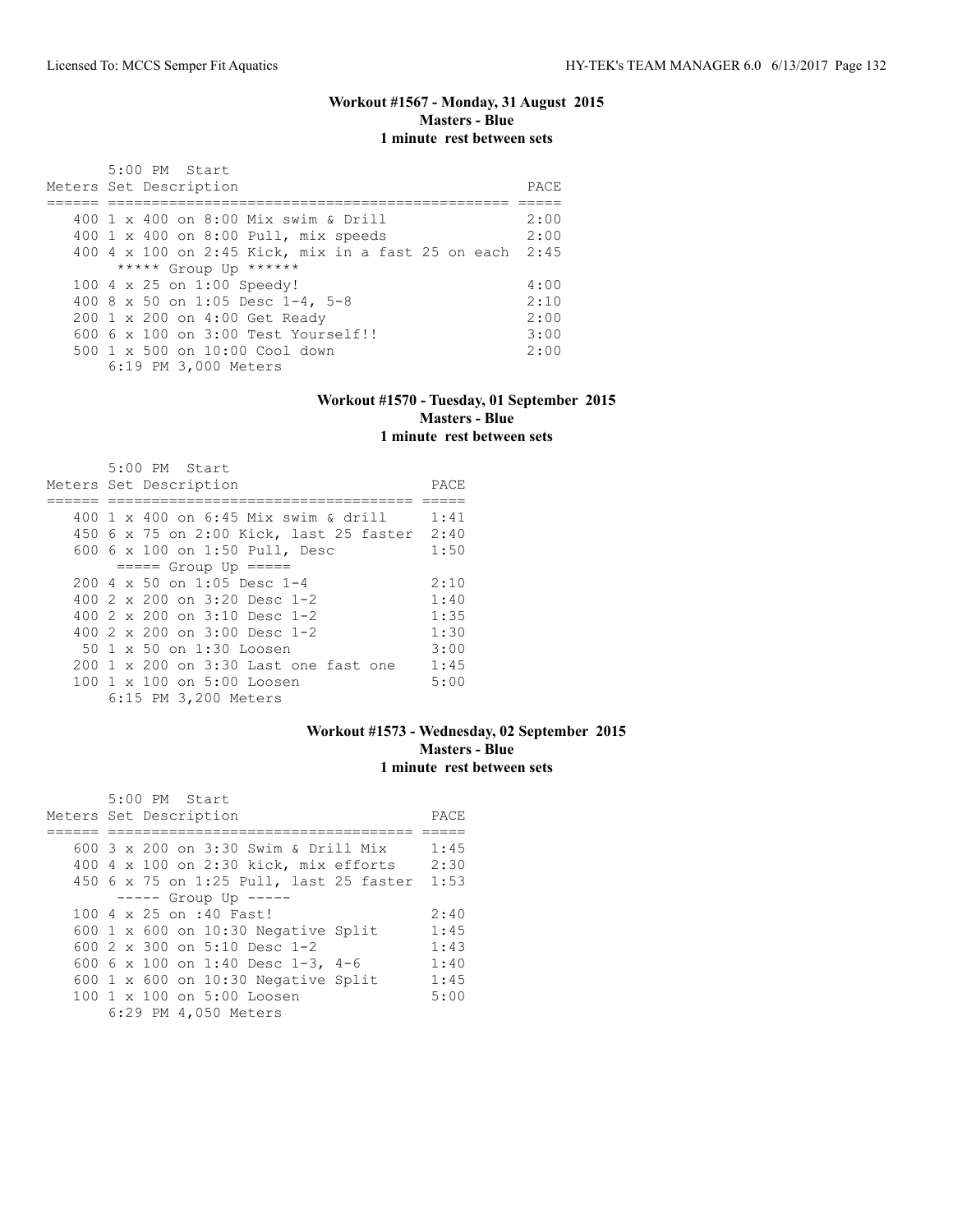## Workout #1567 - Monday, 31 August 2015
### Masters - Blue
### 1 minute rest between sets

```
       5:00 PM  Start
Meters Set Description                                PACE
====== ============================================== =====
   400 1 x 400 on 8:00 Mix swim & Drill               2:00
   400 1 x 400 on 8:00 Pull, mix speeds               2:00
   400 4 x 100 on 2:45 Kick, mix in a fast 25 on each 2:45
        ***** Group Up ******
   100 4 x 25 on 1:00 Speedy!                         4:00
   400 8 x 50 on 1:05 Desc 1-4, 5-8                   2:10
   200 1 x 200 on 4:00 Get Ready                      2:00
   600 6 x 100 on 3:00 Test Yourself!!                3:00
   500 1 x 500 on 10:00 Cool down                     2:00
       6:19 PM 3,000 Meters
```

## Workout #1570 - Tuesday, 01 September 2015
### Masters - Blue
### 1 minute rest between sets

```
       5:00 PM  Start
Meters Set Description                          PACE
====== ==================================== =====
   400 1 x 400 on 6:45 Mix swim & drill     1:41
   450 6 x 75 on 2:00 Kick, last 25 faster  2:40
   600 6 x 100 on 1:50 Pull, Desc           1:50
        ===== Group Up =====
   200 4 x 50 on 1:05 Desc 1-4              2:10
   400 2 x 200 on 3:20 Desc 1-2             1:40
   400 2 x 200 on 3:10 Desc 1-2             1:35
   400 2 x 200 on 3:00 Desc 1-2             1:30
    50 1 x 50 on 1:30 Loosen                3:00
   200 1 x 200 on 3:30 Last one fast one    1:45
   100 1 x 100 on 5:00 Loosen               5:00
       6:15 PM 3,200 Meters
```

## Workout #1573 - Wednesday, 02 September 2015
### Masters - Blue
### 1 minute rest between sets

```
       5:00 PM  Start
Meters Set Description                          PACE
====== ==================================== =====
   600 3 x 200 on 3:30 Swim & Drill Mix     1:45
   400 4 x 100 on 2:30 kick, mix efforts    2:30
   450 6 x 75 on 1:25 Pull, last 25 faster  1:53
        ----- Group Up -----
   100 4 x 25 on :40 Fast!                  2:40
   600 1 x 600 on 10:30 Negative Split      1:45
   600 2 x 300 on 5:10 Desc 1-2             1:43
   600 6 x 100 on 1:40 Desc 1-3, 4-6        1:40
   600 1 x 600 on 10:30 Negative Split      1:45
   100 1 x 100 on 5:00 Loosen               5:00
       6:29 PM 4,050 Meters
```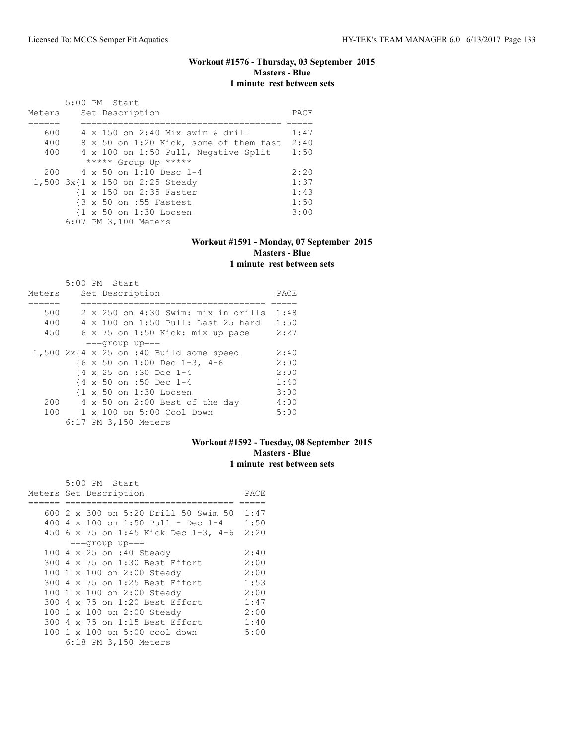### Workout #1576 - Thursday, 03 September 2015
**Masters - Blue**
**1 minute rest between sets**

5:00 PM Start

| Meters | Set Description | PACE |
|---|---|---|
| 600 | 4 x 150 on 2:40 Mix swim & drill | 1:47 |
| 400 | 8 x 50 on 1:20 Kick, some of them fast | 2:40 |
| 400 | 4 x 100 on 1:50 Pull, Negative Split | 1:50 |
| | ***** Group Up ***** | |
| 200 | 4 x 50 on 1:10 Desc 1-4 | 2:20 |
| 1,500 | 3x{1 x 150 on 2:25 Steady | 1:37 |
| | {1 x 150 on 2:35 Faster | 1:43 |
| | {3 x 50 on :55 Fastest | 1:50 |
| | {1 x 50 on 1:30 Loosen | 3:00 |
| | 6:07 PM 3,100 Meters | |

### Workout #1591 - Monday, 07 September 2015
**Masters - Blue**
**1 minute rest between sets**

5:00 PM Start

| Meters | Set Description | PACE |
|---|---|---|
| 500 | 2 x 250 on 4:30 Swim: mix in drills | 1:48 |
| 400 | 4 x 100 on 1:50 Pull: Last 25 hard | 1:50 |
| 450 | 6 x 75 on 1:50 Kick: mix up pace | 2:27 |
| | ===group up=== | |
| 1,500 | 2x{4 x 25 on :40 Build some speed | 2:40 |
| | {6 x 50 on 1:00 Dec 1-3, 4-6 | 2:00 |
| | {4 x 25 on :30 Dec 1-4 | 2:00 |
| | {4 x 50 on :50 Dec 1-4 | 1:40 |
| | {1 x 50 on 1:30 Loosen | 3:00 |
| 200 | 4 x 50 on 2:00 Best of the day | 4:00 |
| 100 | 1 x 100 on 5:00 Cool Down | 5:00 |
| | 6:17 PM 3,150 Meters | |

### Workout #1592 - Tuesday, 08 September 2015
**Masters - Blue**
**1 minute rest between sets**

5:00 PM Start

| Meters | Set Description | PACE |
|---|---|---|
| 600 | 2 x 300 on 5:20 Drill 50 Swim 50 | 1:47 |
| 400 | 4 x 100 on 1:50 Pull - Dec 1-4 | 1:50 |
| 450 | 6 x 75 on 1:45 Kick Dec 1-3, 4-6 | 2:20 |
| | ===group up=== | |
| 100 | 4 x 25 on :40 Steady | 2:40 |
| 300 | 4 x 75 on 1:30 Best Effort | 2:00 |
| 100 | 1 x 100 on 2:00 Steady | 2:00 |
| 300 | 4 x 75 on 1:25 Best Effort | 1:53 |
| 100 | 1 x 100 on 2:00 Steady | 2:00 |
| 300 | 4 x 75 on 1:20 Best Effort | 1:47 |
| 100 | 1 x 100 on 2:00 Steady | 2:00 |
| 300 | 4 x 75 on 1:15 Best Effort | 1:40 |
| 100 | 1 x 100 on 5:00 cool down | 5:00 |
| | 6:18 PM 3,150 Meters | |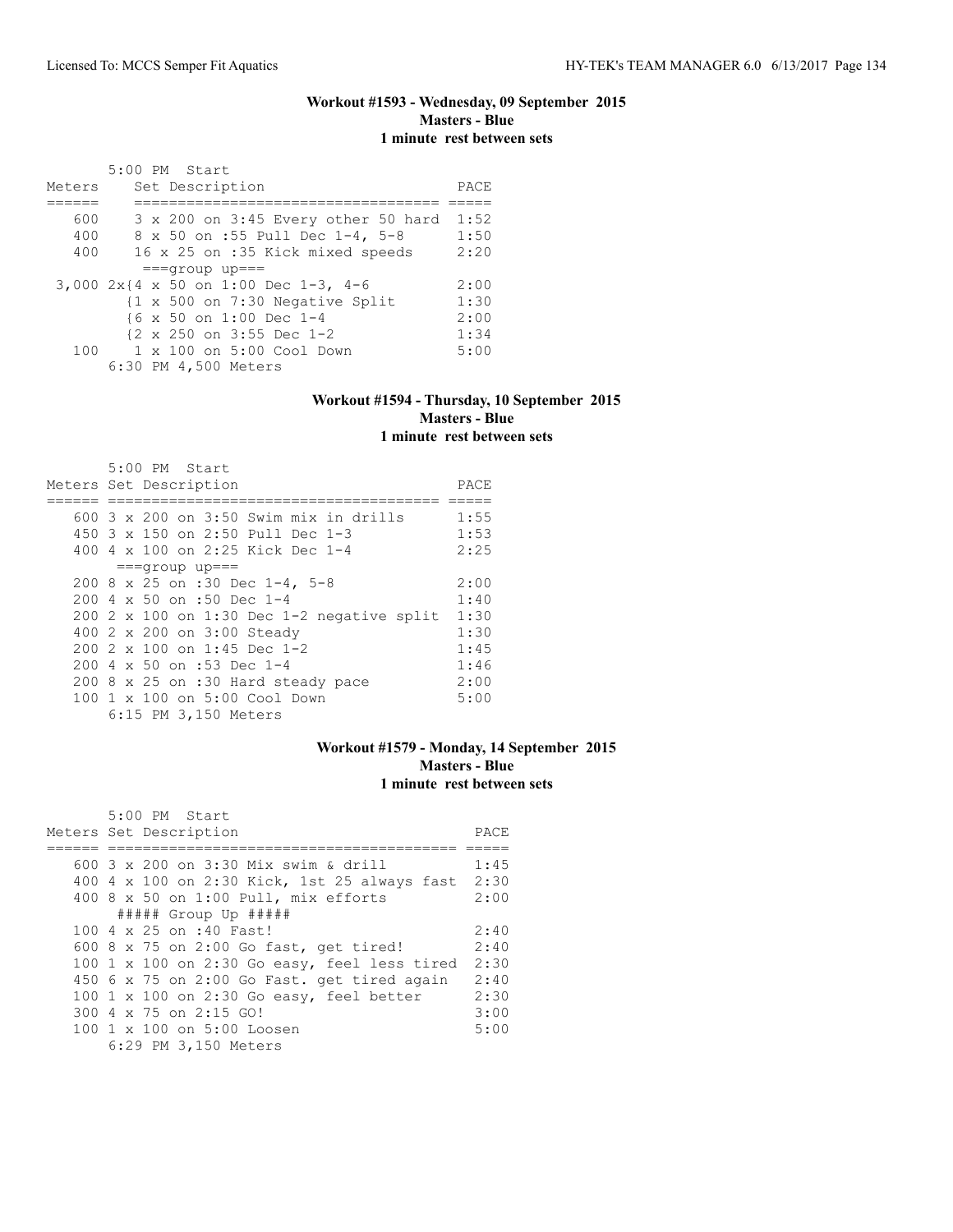### Workout #1593 - Wednesday, 09 September 2015
**Masters - Blue**
**1 minute rest between sets**

5:00 PM Start

| Meters | Set Description | PACE |
|---|---|---|
| 600 | 3 x 200 on 3:45 Every other 50 hard | 1:52 |
| 400 | 8 x 50 on :55 Pull Dec 1-4, 5-8 | 1:50 |
| 400 | 16 x 25 on :35 Kick mixed speeds | 2:20 |
| | ===group up=== | |
| 3,000 | 2x{4 x 50 on 1:00 Dec 1-3, 4-6 | 2:00 |
| | {1 x 500 on 7:30 Negative Split | 1:30 |
| | {6 x 50 on 1:00 Dec 1-4 | 2:00 |
| | {2 x 250 on 3:55 Dec 1-2 | 1:34 |
| 100 | 1 x 100 on 5:00 Cool Down | 5:00 |

6:30 PM 4,500 Meters

### Workout #1594 - Thursday, 10 September 2015
**Masters - Blue**
**1 minute rest between sets**

5:00 PM Start

| Meters | Set Description | PACE |
|---|---|---|
| 600 | 3 x 200 on 3:50 Swim mix in drills | 1:55 |
| 450 | 3 x 150 on 2:50 Pull Dec 1-3 | 1:53 |
| 400 | 4 x 100 on 2:25 Kick Dec 1-4 | 2:25 |
| | ===group up=== | |
| 200 | 8 x 25 on :30 Dec 1-4, 5-8 | 2:00 |
| 200 | 4 x 50 on :50 Dec 1-4 | 1:40 |
| 200 | 2 x 100 on 1:30 Dec 1-2 negative split | 1:30 |
| 400 | 2 x 200 on 3:00 Steady | 1:30 |
| 200 | 2 x 100 on 1:45 Dec 1-2 | 1:45 |
| 200 | 4 x 50 on :53 Dec 1-4 | 1:46 |
| 200 | 8 x 25 on :30 Hard steady pace | 2:00 |
| 100 | 1 x 100 on 5:00 Cool Down | 5:00 |

6:15 PM 3,150 Meters

### Workout #1579 - Monday, 14 September 2015
**Masters - Blue**
**1 minute rest between sets**

5:00 PM Start

| Meters | Set Description | PACE |
|---|---|---|
| 600 | 3 x 200 on 3:30 Mix swim & drill | 1:45 |
| 400 | 4 x 100 on 2:30 Kick, 1st 25 always fast | 2:30 |
| 400 | 8 x 50 on 1:00 Pull, mix efforts | 2:00 |
| | ##### Group Up ##### | |
| 100 | 4 x 25 on :40 Fast! | 2:40 |
| 600 | 8 x 75 on 2:00 Go fast, get tired! | 2:40 |
| 100 | 1 x 100 on 2:30 Go easy, feel less tired | 2:30 |
| 450 | 6 x 75 on 2:00 Go Fast. get tired again | 2:40 |
| 100 | 1 x 100 on 2:30 Go easy, feel better | 2:30 |
| 300 | 4 x 75 on 2:15 GO! | 3:00 |
| 100 | 1 x 100 on 5:00 Loosen | 5:00 |

6:29 PM 3,150 Meters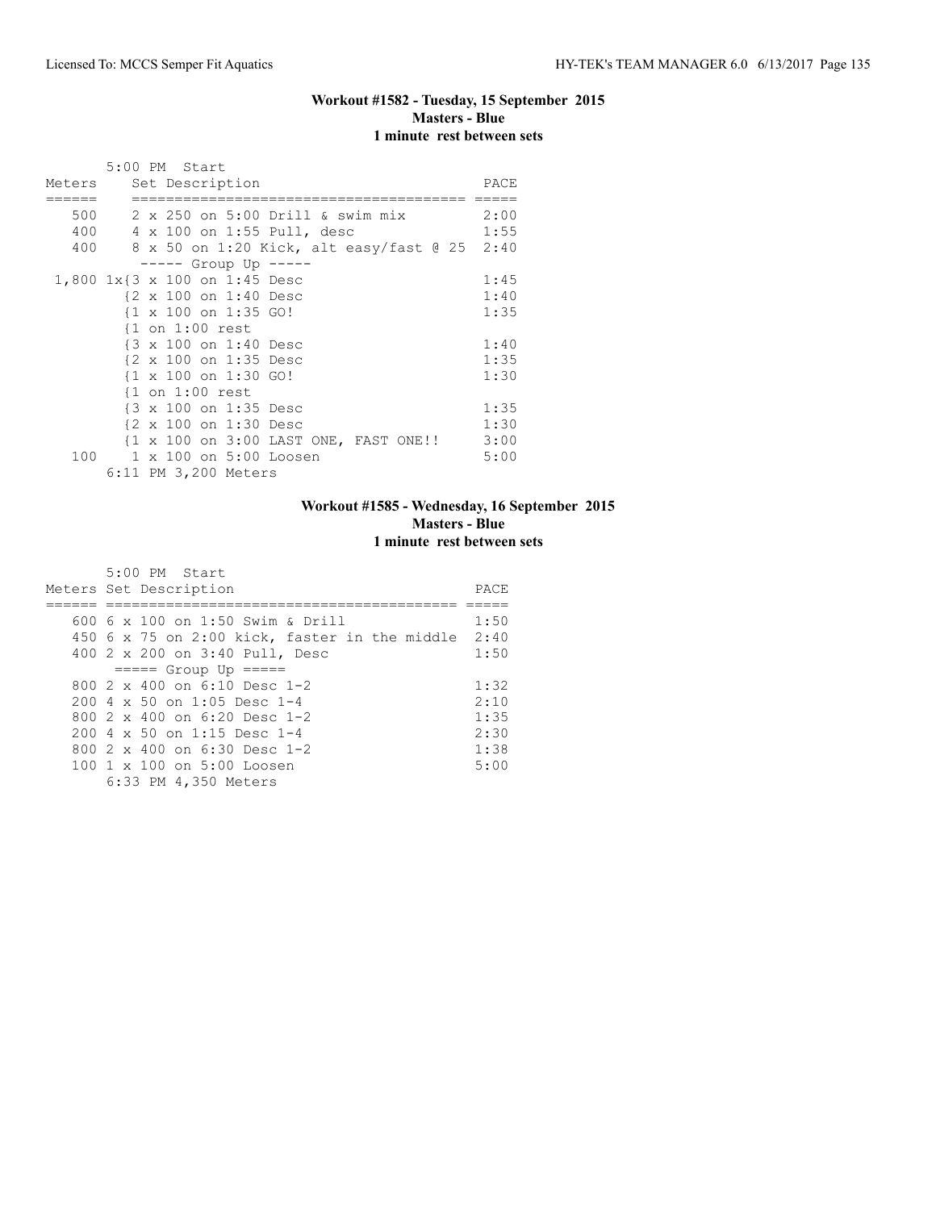### Workout #1582 - Tuesday, 15 September 2015
**Masters - Blue**
**1 minute rest between sets**

```
       5:00 PM  Start
Meters    Set Description                         PACE
======    ======================================  =====
   500    2 x 250 on 5:00 Drill & swim mix        2:00
   400    4 x 100 on 1:55 Pull, desc              1:55
   400    8 x 50 on 1:20 Kick, alt easy/fast @ 25  2:40
          ----- Group Up -----
 1,800 1x{3 x 100 on 1:45 Desc                    1:45
         {2 x 100 on 1:40 Desc                    1:40
         {1 x 100 on 1:35 GO!                     1:35
         {1 on 1:00 rest
         {3 x 100 on 1:40 Desc                    1:40
         {2 x 100 on 1:35 Desc                    1:35
         {1 x 100 on 1:30 GO!                     1:30
         {1 on 1:00 rest
         {3 x 100 on 1:35 Desc                    1:35
         {2 x 100 on 1:30 Desc                    1:30
         {1 x 100 on 3:00 LAST ONE, FAST ONE!!    3:00
   100    1 x 100 on 5:00 Loosen                  5:00
       6:11 PM 3,200 Meters
```

### Workout #1585 - Wednesday, 16 September 2015
**Masters - Blue**
**1 minute rest between sets**

```
       5:00 PM  Start
Meters Set Description                            PACE
====== ========================================  =====
   600 6 x 100 on 1:50 Swim & Drill              1:50
   450 6 x 75 on 2:00 kick, faster in the middle  2:40
   400 2 x 200 on 3:40 Pull, Desc                1:50
       ===== Group Up =====
   800 2 x 400 on 6:10 Desc 1-2                  1:32
   200 4 x 50 on 1:05 Desc 1-4                   2:10
   800 2 x 400 on 6:20 Desc 1-2                  1:35
   200 4 x 50 on 1:15 Desc 1-4                   2:30
   800 2 x 400 on 6:30 Desc 1-2                  1:38
   100 1 x 100 on 5:00 Loosen                    5:00
       6:33 PM 4,350 Meters
```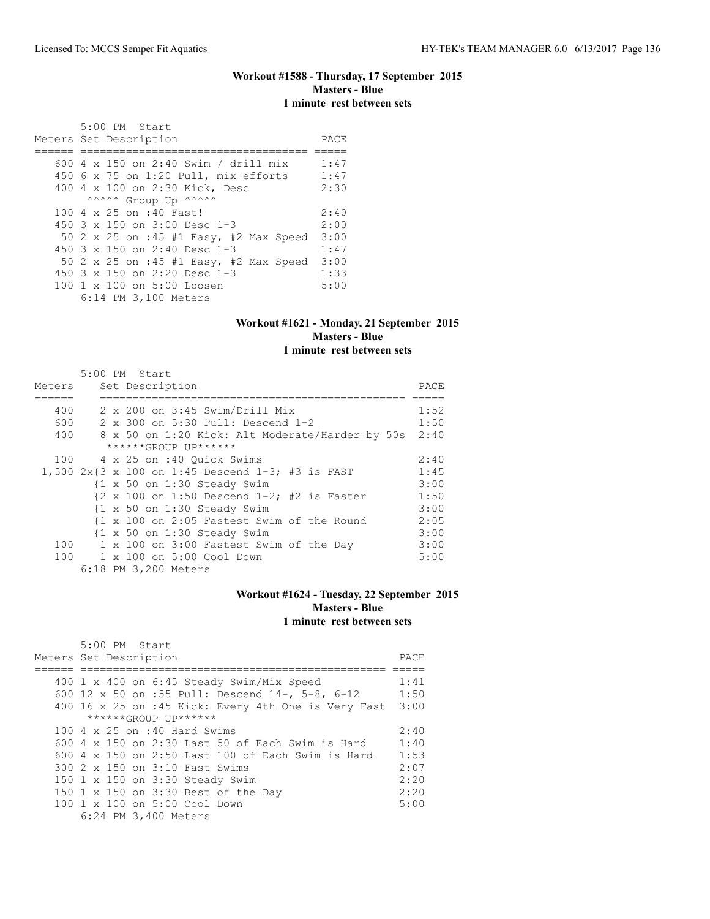### Workout #1588 - Thursday, 17 September 2015
**Masters - Blue**
**1 minute rest between sets**

```
     5:00 PM  Start
Meters Set Description                      PACE
====== ================================== =====
   600 4 x 150 on 2:40 Swim / drill mix     1:47
   450 6 x 75 on 1:20 Pull, mix efforts     1:47
   400 4 x 100 on 2:30 Kick, Desc           2:30
       ^^^^^ Group Up ^^^^^
   100 4 x 25 on :40 Fast!                  2:40
   450 3 x 150 on 3:00 Desc 1-3             2:00
    50 2 x 25 on :45 #1 Easy, #2 Max Speed  3:00
   450 3 x 150 on 2:40 Desc 1-3             1:47
    50 2 x 25 on :45 #1 Easy, #2 Max Speed  3:00
   450 3 x 150 on 2:20 Desc 1-3             1:33
   100 1 x 100 on 5:00 Loosen               5:00
       6:14 PM 3,100 Meters
```

### Workout #1621 - Monday, 21 September 2015
**Masters - Blue**
**1 minute rest between sets**

```
       5:00 PM  Start
Meters     Set Description                                  PACE
======     ============================================== =====
  400      2 x 200 on 3:45 Swim/Drill Mix                   1:52
  600      2 x 300 on 5:30 Pull: Descend 1-2                1:50
  400      8 x 50 on 1:20 Kick: Alt Moderate/Harder by 50s  2:40
           ******GROUP UP******
  100      4 x 25 on :40 Quick Swims                        2:40
 1,500 2x{3 x 100 on 1:45 Descend 1-3; #3 is FAST           1:45
         {1 x 50 on 1:30 Steady Swim                        3:00
         {2 x 100 on 1:50 Descend 1-2; #2 is Faster         1:50
         {1 x 50 on 1:30 Steady Swim                        3:00
         {1 x 100 on 2:05 Fastest Swim of the Round         2:05
         {1 x 50 on 1:30 Steady Swim                        3:00
  100      1 x 100 on 3:00 Fastest Swim of the Day          3:00
  100      1 x 100 on 5:00 Cool Down                        5:00
       6:18 PM 3,200 Meters
```

### Workout #1624 - Tuesday, 22 September 2015
**Masters - Blue**
**1 minute rest between sets**

```
     5:00 PM  Start
Meters Set Description                                    PACE
====== ============================================== =====
   400 1 x 400 on 6:45 Steady Swim/Mix Speed            1:41
   600 12 x 50 on :55 Pull: Descend 14-, 5-8, 6-12      1:50
   400 16 x 25 on :45 Kick: Every 4th One is Very Fast  3:00
       ******GROUP UP******
   100 4 x 25 on :40 Hard Swims                         2:40
   600 4 x 150 on 2:30 Last 50 of Each Swim is Hard     1:40
   600 4 x 150 on 2:50 Last 100 of Each Swim is Hard    1:53
   300 2 x 150 on 3:10 Fast Swims                       2:07
   150 1 x 150 on 3:30 Steady Swim                      2:20
   150 1 x 150 on 3:30 Best of the Day                  2:20
   100 1 x 100 on 5:00 Cool Down                        5:00
       6:24 PM 3,400 Meters
```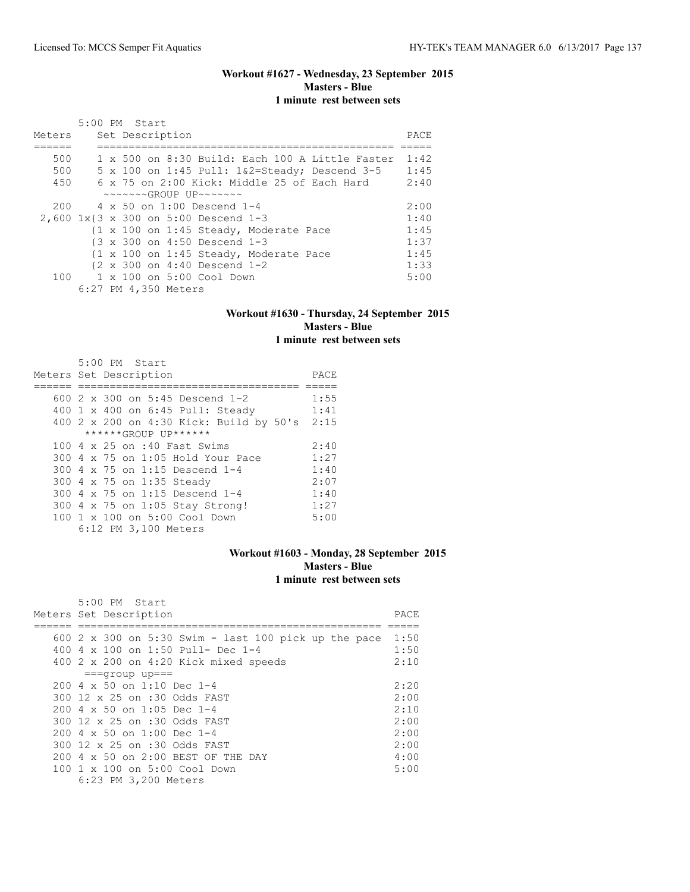## Workout #1627 - Wednesday, 23 September 2015
**Masters - Blue**
**1 minute rest between sets**

5:00 PM Start

| Meters | Set Description | PACE |
|---|---|---|
| 500 | 1 x 500 on 8:30 Build: Each 100 A Little Faster | 1:42 |
| 500 | 5 x 100 on 1:45 Pull: 1&2=Steady; Descend 3-5 | 1:45 |
| 450 | 6 x 75 on 2:00 Kick: Middle 25 of Each Hard | 2:40 |
| | ~~~~~~~GROUP UP~~~~~~~ | |
| 200 | 4 x 50 on 1:00 Descend 1-4 | 2:00 |
| 2,600 | 1x{3 x 300 on 5:00 Descend 1-3 | 1:40 |
| | {1 x 100 on 1:45 Steady, Moderate Pace | 1:45 |
| | {3 x 300 on 4:50 Descend 1-3 | 1:37 |
| | {1 x 100 on 1:45 Steady, Moderate Pace | 1:45 |
| | {2 x 300 on 4:40 Descend 1-2 | 1:33 |
| 100 | 1 x 100 on 5:00 Cool Down | 5:00 |
| | 6:27 PM 4,350 Meters | |

## Workout #1630 - Thursday, 24 September 2015
**Masters - Blue**
**1 minute rest between sets**

5:00 PM Start

| Meters | Set Description | PACE |
|---|---|---|
| 600 | 2 x 300 on 5:45 Descend 1-2 | 1:55 |
| 400 | 1 x 400 on 6:45 Pull: Steady | 1:41 |
| 400 | 2 x 200 on 4:30 Kick: Build by 50's | 2:15 |
| | ******GROUP UP****** | |
| 100 | 4 x 25 on :40 Fast Swims | 2:40 |
| 300 | 4 x 75 on 1:05 Hold Your Pace | 1:27 |
| 300 | 4 x 75 on 1:15 Descend 1-4 | 1:40 |
| 300 | 4 x 75 on 1:35 Steady | 2:07 |
| 300 | 4 x 75 on 1:15 Descend 1-4 | 1:40 |
| 300 | 4 x 75 on 1:05 Stay Strong! | 1:27 |
| 100 | 1 x 100 on 5:00 Cool Down | 5:00 |
| | 6:12 PM 3,100 Meters | |

## Workout #1603 - Monday, 28 September 2015
**Masters - Blue**
**1 minute rest between sets**

5:00 PM Start

| Meters | Set Description | PACE |
|---|---|---|
| 600 | 2 x 300 on 5:30 Swim - last 100 pick up the pace | 1:50 |
| 400 | 4 x 100 on 1:50 Pull- Dec 1-4 | 1:50 |
| 400 | 2 x 200 on 4:20 Kick mixed speeds | 2:10 |
| | ===group up=== | |
| 200 | 4 x 50 on 1:10 Dec 1-4 | 2:20 |
| 300 | 12 x 25 on :30 Odds FAST | 2:00 |
| 200 | 4 x 50 on 1:05 Dec 1-4 | 2:10 |
| 300 | 12 x 25 on :30 Odds FAST | 2:00 |
| 200 | 4 x 50 on 1:00 Dec 1-4 | 2:00 |
| 300 | 12 x 25 on :30 Odds FAST | 2:00 |
| 200 | 4 x 50 on 2:00 BEST OF THE DAY | 4:00 |
| 100 | 1 x 100 on 5:00 Cool Down | 5:00 |
| | 6:23 PM 3,200 Meters | |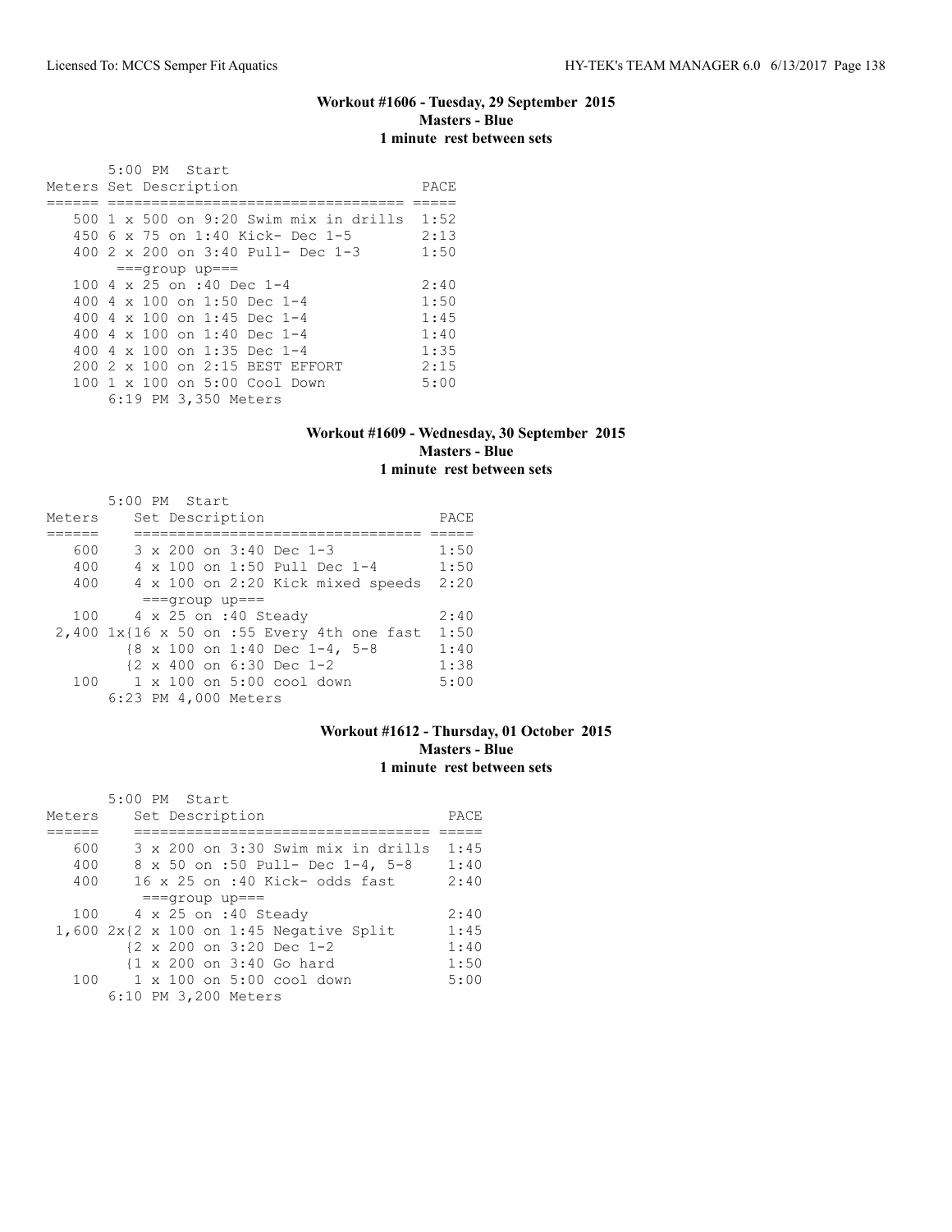### Workout #1606 - Tuesday, 29 September 2015
**Masters - Blue**
**1 minute rest between sets**

5:00 PM Start

| Meters | Set Description | PACE |
|---|---|---|
| 500 | 1 x 500 on 9:20 Swim mix in drills | 1:52 |
| 450 | 6 x 75 on 1:40 Kick- Dec 1-5 | 2:13 |
| 400 | 2 x 200 on 3:40 Pull- Dec 1-3 | 1:50 |
| | ===group up=== | |
| 100 | 4 x 25 on :40 Dec 1-4 | 2:40 |
| 400 | 4 x 100 on 1:50 Dec 1-4 | 1:50 |
| 400 | 4 x 100 on 1:45 Dec 1-4 | 1:45 |
| 400 | 4 x 100 on 1:40 Dec 1-4 | 1:40 |
| 400 | 4 x 100 on 1:35 Dec 1-4 | 1:35 |
| 200 | 2 x 100 on 2:15 BEST EFFORT | 2:15 |
| 100 | 1 x 100 on 5:00 Cool Down | 5:00 |

6:19 PM 3,350 Meters

### Workout #1609 - Wednesday, 30 September 2015
**Masters - Blue**
**1 minute rest between sets**

5:00 PM Start

| Meters | Set Description | PACE |
|---|---|---|
| 600 | 3 x 200 on 3:40 Dec 1-3 | 1:50 |
| 400 | 4 x 100 on 1:50 Pull Dec 1-4 | 1:50 |
| 400 | 4 x 100 on 2:20 Kick mixed speeds | 2:20 |
| | ===group up=== | |
| 100 | 4 x 25 on :40 Steady | 2:40 |
| 2,400 | 1x{16 x 50 on :55 Every 4th one fast | 1:50 |
| | {8 x 100 on 1:40 Dec 1-4, 5-8 | 1:40 |
| | {2 x 400 on 6:30 Dec 1-2 | 1:38 |
| 100 | 1 x 100 on 5:00 cool down | 5:00 |

6:23 PM 4,000 Meters

### Workout #1612 - Thursday, 01 October 2015
**Masters - Blue**
**1 minute rest between sets**

5:00 PM Start

| Meters | Set Description | PACE |
|---|---|---|
| 600 | 3 x 200 on 3:30 Swim mix in drills | 1:45 |
| 400 | 8 x 50 on :50 Pull- Dec 1-4, 5-8 | 1:40 |
| 400 | 16 x 25 on :40 Kick- odds fast | 2:40 |
| | ===group up=== | |
| 100 | 4 x 25 on :40 Steady | 2:40 |
| 1,600 | 2x{2 x 100 on 1:45 Negative Split | 1:45 |
| | {2 x 200 on 3:20 Dec 1-2 | 1:40 |
| | {1 x 200 on 3:40 Go hard | 1:50 |
| 100 | 1 x 100 on 5:00 cool down | 5:00 |

6:10 PM 3,200 Meters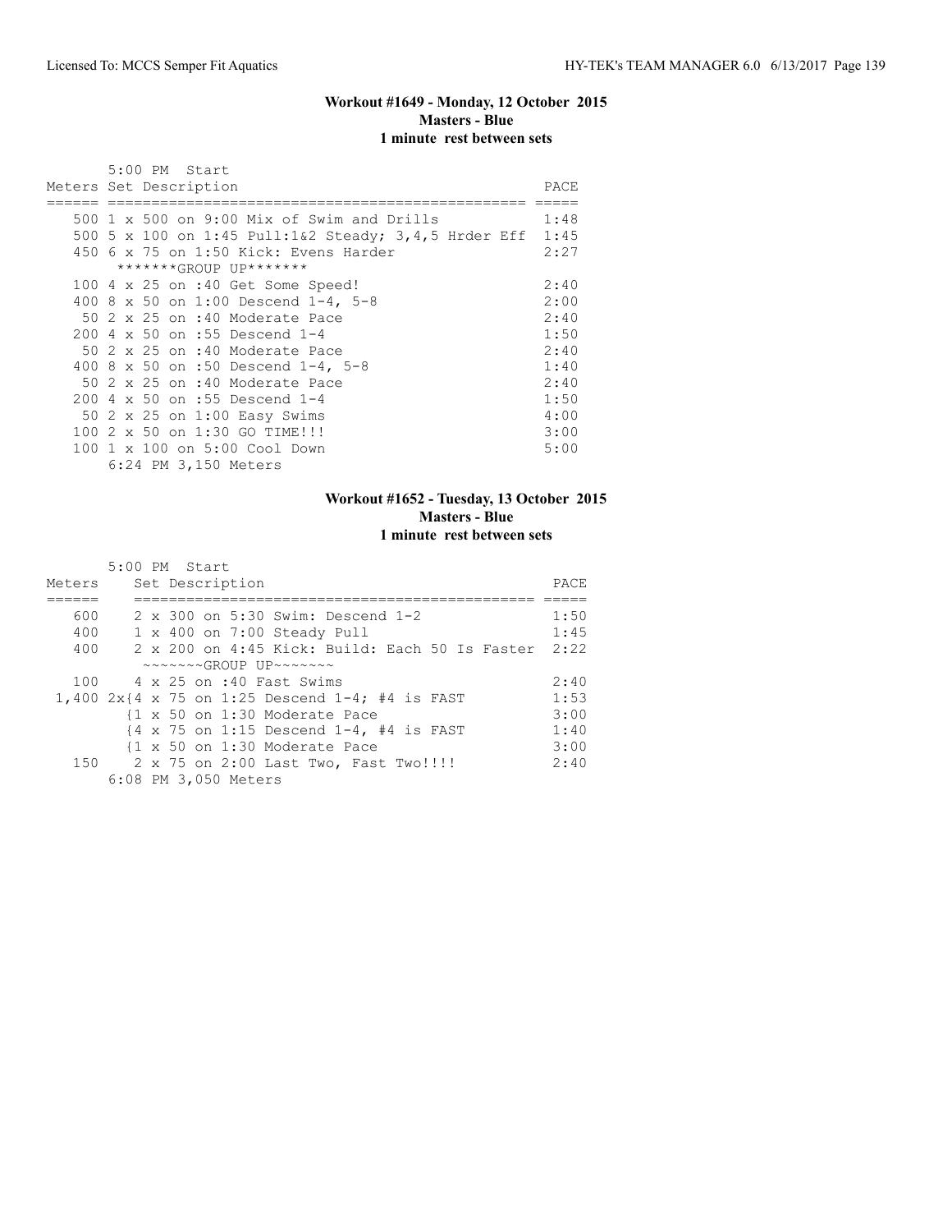### Workout #1649 - Monday, 12 October 2015
**Masters - Blue**
**1 minute rest between sets**

5:00 PM Start

| Meters | Set Description | PACE |
|---|---|---|
| 500 | 1 x 500 on 9:00 Mix of Swim and Drills | 1:48 |
| 500 | 5 x 100 on 1:45 Pull:1&2 Steady; 3,4,5 Hrder Eff | 1:45 |
| 450 | 6 x 75 on 1:50 Kick: Evens Harder | 2:27 |
| | *******GROUP UP******* | |
| 100 | 4 x 25 on :40 Get Some Speed! | 2:40 |
| 400 | 8 x 50 on 1:00 Descend 1-4, 5-8 | 2:00 |
| 50 | 2 x 25 on :40 Moderate Pace | 2:40 |
| 200 | 4 x 50 on :55 Descend 1-4 | 1:50 |
| 50 | 2 x 25 on :40 Moderate Pace | 2:40 |
| 400 | 8 x 50 on :50 Descend 1-4, 5-8 | 1:40 |
| 50 | 2 x 25 on :40 Moderate Pace | 2:40 |
| 200 | 4 x 50 on :55 Descend 1-4 | 1:50 |
| 50 | 2 x 25 on 1:00 Easy Swims | 4:00 |
| 100 | 2 x 50 on 1:30 GO TIME!!! | 3:00 |
| 100 | 1 x 100 on 5:00 Cool Down | 5:00 |

6:24 PM 3,150 Meters

### Workout #1652 - Tuesday, 13 October 2015
**Masters - Blue**
**1 minute rest between sets**

5:00 PM Start

| Meters | Set Description | PACE |
|---|---|---|
| 600 | 2 x 300 on 5:30 Swim: Descend 1-2 | 1:50 |
| 400 | 1 x 400 on 7:00 Steady Pull | 1:45 |
| 400 | 2 x 200 on 4:45 Kick: Build: Each 50 Is Faster | 2:22 |
| | ~~~~~~~GROUP UP~~~~~~~ | |
| 100 | 4 x 25 on :40 Fast Swims | 2:40 |
| 1,400 | 2x{4 x 75 on 1:25 Descend 1-4; #4 is FAST | 1:53 |
| | {1 x 50 on 1:30 Moderate Pace | 3:00 |
| | {4 x 75 on 1:15 Descend 1-4, #4 is FAST | 1:40 |
| | {1 x 50 on 1:30 Moderate Pace | 3:00 |
| 150 | 2 x 75 on 2:00 Last Two, Fast Two!!!! | 2:40 |

6:08 PM 3,050 Meters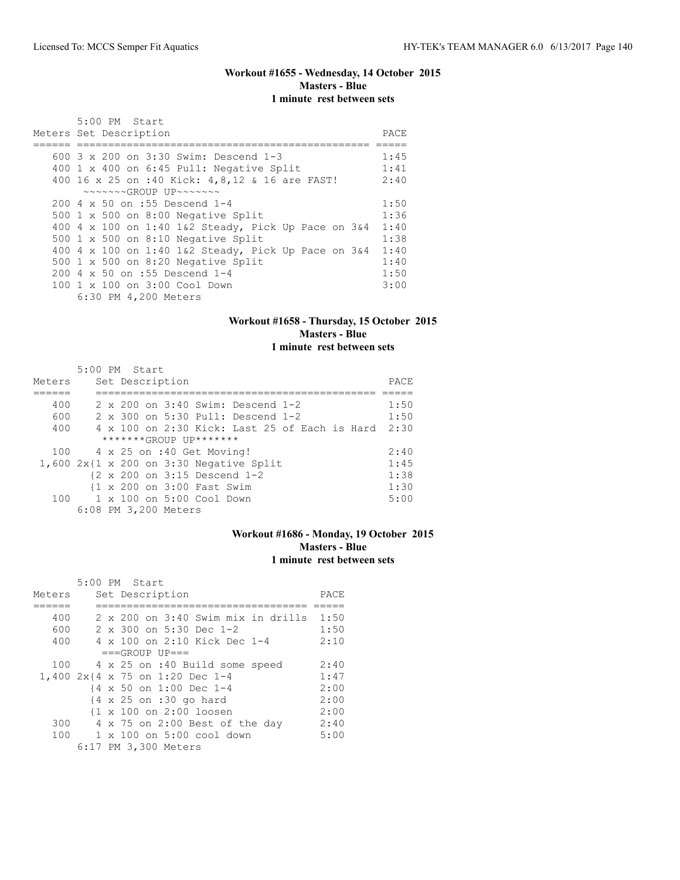### Workout #1655 - Wednesday, 14 October 2015
**Masters - Blue**
**1 minute rest between sets**

5:00 PM Start

| Meters | Set Description | PACE |
|---|---|---|
| 600 | 3 x 200 on 3:30 Swim: Descend 1-3 | 1:45 |
| 400 | 1 x 400 on 6:45 Pull: Negative Split | 1:41 |
| 400 | 16 x 25 on :40 Kick: 4,8,12 & 16 are FAST! | 2:40 |
| | ~~~~~~~GROUP UP~~~~~~~ | |
| 200 | 4 x 50 on :55 Descend 1-4 | 1:50 |
| 500 | 1 x 500 on 8:00 Negative Split | 1:36 |
| 400 | 4 x 100 on 1:40 1&2 Steady, Pick Up Pace on 3&4 | 1:40 |
| 500 | 1 x 500 on 8:10 Negative Split | 1:38 |
| 400 | 4 x 100 on 1:40 1&2 Steady, Pick Up Pace on 3&4 | 1:40 |
| 500 | 1 x 500 on 8:20 Negative Split | 1:40 |
| 200 | 4 x 50 on :55 Descend 1-4 | 1:50 |
| 100 | 1 x 100 on 3:00 Cool Down | 3:00 |

6:30 PM 4,200 Meters

### Workout #1658 - Thursday, 15 October 2015
**Masters - Blue**
**1 minute rest between sets**

5:00 PM Start

| Meters | Set Description | PACE |
|---|---|---|
| 400 | 2 x 200 on 3:40 Swim: Descend 1-2 | 1:50 |
| 600 | 2 x 300 on 5:30 Pull: Descend 1-2 | 1:50 |
| 400 | 4 x 100 on 2:30 Kick: Last 25 of Each is Hard | 2:30 |
| | *******GROUP UP******* | |
| 100 | 4 x 25 on :40 Get Moving! | 2:40 |
| 1,600 | 2x{1 x 200 on 3:30 Negative Split | 1:45 |
| | {2 x 200 on 3:15 Descend 1-2 | 1:38 |
| | {1 x 200 on 3:00 Fast Swim | 1:30 |
| 100 | 1 x 100 on 5:00 Cool Down | 5:00 |

6:08 PM 3,200 Meters

### Workout #1686 - Monday, 19 October 2015
**Masters - Blue**
**1 minute rest between sets**

5:00 PM Start

| Meters | Set Description | PACE |
|---|---|---|
| 400 | 2 x 200 on 3:40 Swim mix in drills | 1:50 |
| 600 | 2 x 300 on 5:30 Dec 1-2 | 1:50 |
| 400 | 4 x 100 on 2:10 Kick Dec 1-4 | 2:10 |
| | ===GROUP UP=== | |
| 100 | 4 x 25 on :40 Build some speed | 2:40 |
| 1,400 | 2x{4 x 75 on 1:20 Dec 1-4 | 1:47 |
| | {4 x 50 on 1:00 Dec 1-4 | 2:00 |
| | {4 x 25 on :30 go hard | 2:00 |
| | {1 x 100 on 2:00 loosen | 2:00 |
| 300 | 4 x 75 on 2:00 Best of the day | 2:40 |
| 100 | 1 x 100 on 5:00 cool down | 5:00 |

6:17 PM 3,300 Meters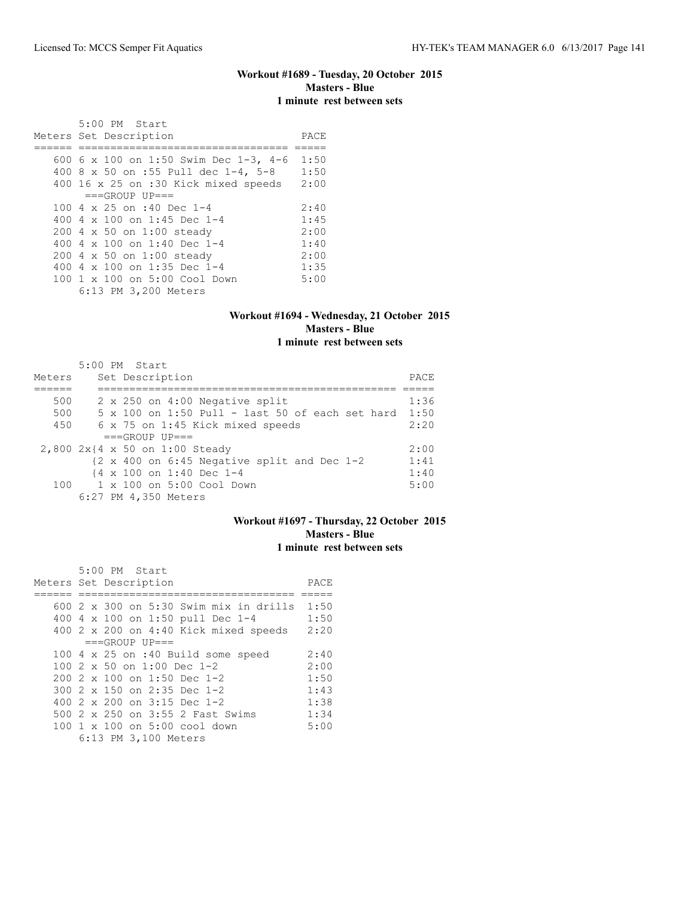### Workout #1689 - Tuesday, 20 October 2015
### Masters - Blue
### 1 minute rest between sets

```
       5:00 PM  Start
Meters Set Description                     PACE
====== ================================= =====
   600 6 x 100 on 1:50 Swim Dec 1-3, 4-6  1:50
   400 8 x 50 on :55 Pull dec 1-4, 5-8    1:50
   400 16 x 25 on :30 Kick mixed speeds   2:00
        ===GROUP UP===
   100 4 x 25 on :40 Dec 1-4              2:40
   400 4 x 100 on 1:45 Dec 1-4            1:45
   200 4 x 50 on 1:00 steady              2:00
   400 4 x 100 on 1:40 Dec 1-4            1:40
   200 4 x 50 on 1:00 steady              2:00
   400 4 x 100 on 1:35 Dec 1-4            1:35
   100 1 x 100 on 5:00 Cool Down          5:00
       6:13 PM 3,200 Meters
```

### Workout #1694 - Wednesday, 21 October 2015
### Masters - Blue
### 1 minute rest between sets

```
       5:00 PM  Start
Meters     Set Description                                  PACE
======     ============================================== =====
  500      2 x 250 on 4:00 Negative split                   1:36
  500      5 x 100 on 1:50 Pull - last 50 of each set hard  1:50
  450      6 x 75 on 1:45 Kick mixed speeds                 2:20
           ===GROUP UP===
 2,800 2x{4 x 50 on 1:00 Steady                             2:00
         {2 x 400 on 6:45 Negative split and Dec 1-2        1:41
         {4 x 100 on 1:40 Dec 1-4                           1:40
  100      1 x 100 on 5:00 Cool Down                        5:00
       6:27 PM 4,350 Meters
```

### Workout #1697 - Thursday, 22 October 2015
### Masters - Blue
### 1 minute rest between sets

```
       5:00 PM  Start
Meters Set Description                      PACE
====== ================================== =====
   600 2 x 300 on 5:30 Swim mix in drills  1:50
   400 4 x 100 on 1:50 pull Dec 1-4        1:50
   400 2 x 200 on 4:40 Kick mixed speeds   2:20
        ===GROUP UP===
   100 4 x 25 on :40 Build some speed      2:40
   100 2 x 50 on 1:00 Dec 1-2              2:00
   200 2 x 100 on 1:50 Dec 1-2             1:50
   300 2 x 150 on 2:35 Dec 1-2             1:43
   400 2 x 200 on 3:15 Dec 1-2             1:38
   500 2 x 250 on 3:55 2 Fast Swims        1:34
   100 1 x 100 on 5:00 cool down           5:00
       6:13 PM 3,100 Meters
```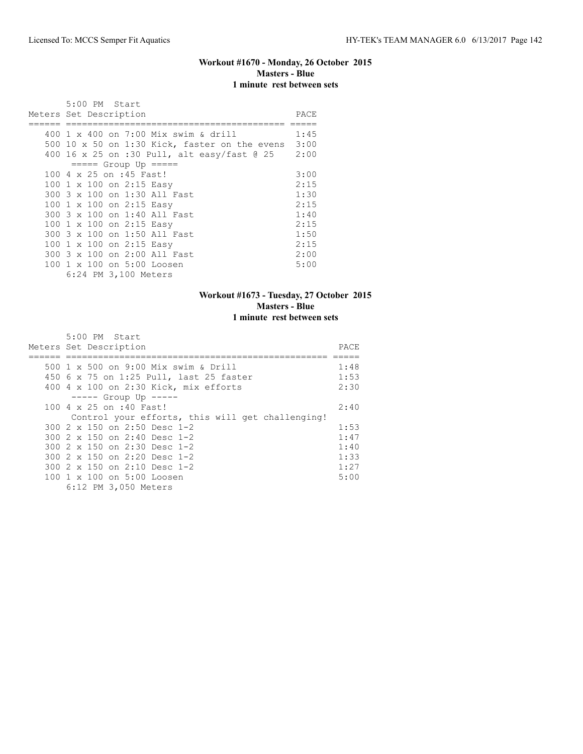### Workout #1670 - Monday, 26 October 2015
**Masters - Blue**
**1 minute rest between sets**

```
     5:00 PM  Start
Meters Set Description                            PACE
====== ========================================= =====
   400 1 x 400 on 7:00 Mix swim & drill           1:45
   500 10 x 50 on 1:30 Kick, faster on the evens  3:00
   400 16 x 25 on :30 Pull, alt easy/fast @ 25    2:00
       ===== Group Up =====
   100 4 x 25 on :45 Fast!                        3:00
   100 1 x 100 on 2:15 Easy                       2:15
   300 3 x 100 on 1:30 All Fast                   1:30
   100 1 x 100 on 2:15 Easy                       2:15
   300 3 x 100 on 1:40 All Fast                   1:40
   100 1 x 100 on 2:15 Easy                       2:15
   300 3 x 100 on 1:50 All Fast                   1:50
   100 1 x 100 on 2:15 Easy                       2:15
   300 3 x 100 on 2:00 All Fast                   2:00
   100 1 x 100 on 5:00 Loosen                     5:00
       6:24 PM 3,100 Meters
```

### Workout #1673 - Tuesday, 27 October 2015
**Masters - Blue**
**1 minute rest between sets**

```
     5:00 PM  Start
Meters Set Description                                      PACE
====== =================================================== =====
   500 1 x 500 on 9:00 Mix swim & Drill                     1:48
   450 6 x 75 on 1:25 Pull, last 25 faster                  1:53
   400 4 x 100 on 2:30 Kick, mix efforts                    2:30
       ----- Group Up -----
   100 4 x 25 on :40 Fast!                                  2:40
       Control your efforts, this will get challenging!
   300 2 x 150 on 2:50 Desc 1-2                             1:53
   300 2 x 150 on 2:40 Desc 1-2                             1:47
   300 2 x 150 on 2:30 Desc 1-2                             1:40
   300 2 x 150 on 2:20 Desc 1-2                             1:33
   300 2 x 150 on 2:10 Desc 1-2                             1:27
   100 1 x 100 on 5:00 Loosen                               5:00
       6:12 PM 3,050 Meters
```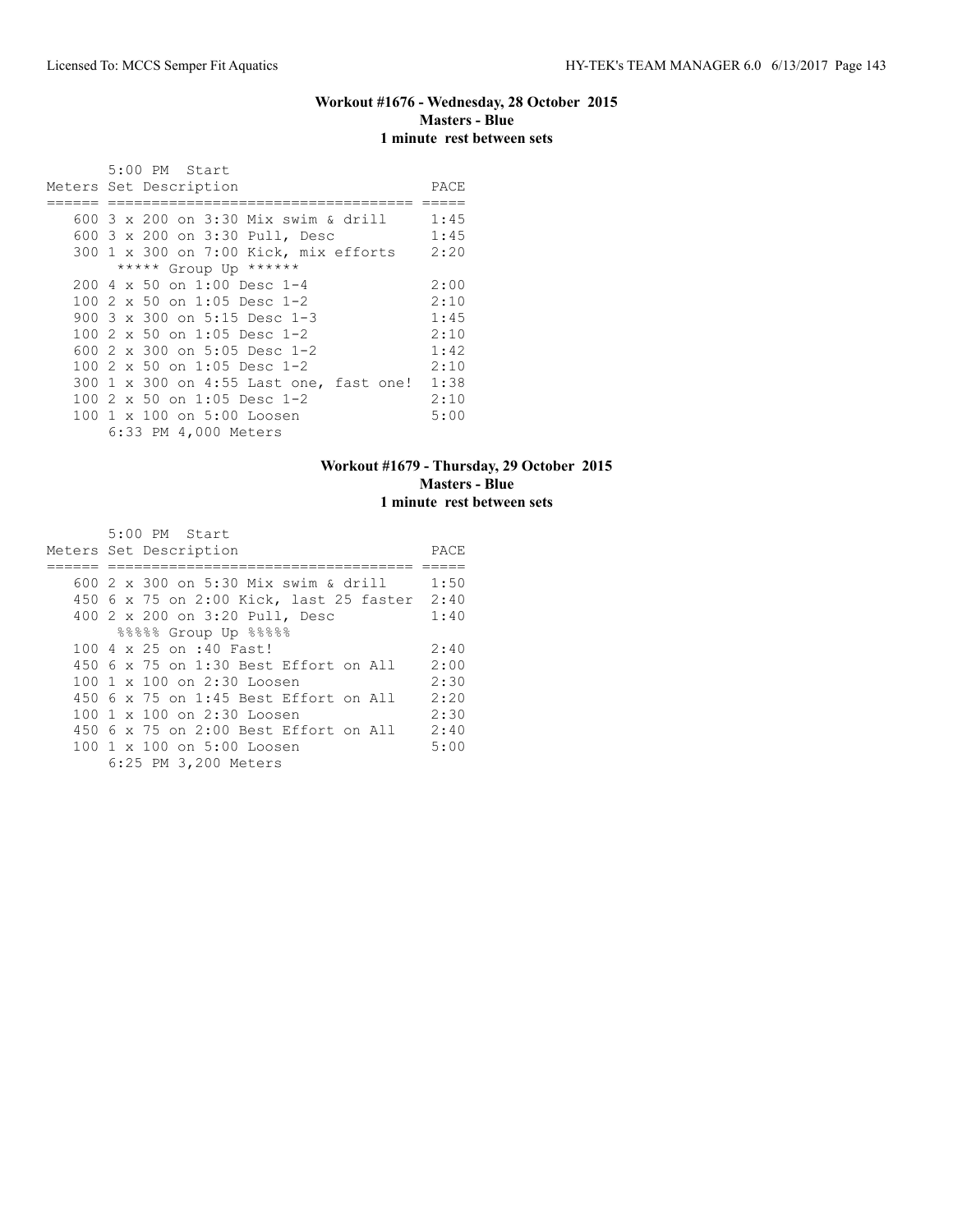## Workout #1676 - Wednesday, 28 October 2015
**Masters - Blue**
**1 minute rest between sets**

```
       5:00 PM  Start
Meters Set Description                     PACE
====== =================================== =====
   600 3 x 200 on 3:30 Mix swim & drill     1:45
   600 3 x 200 on 3:30 Pull, Desc           1:45
   300 1 x 300 on 7:00 Kick, mix efforts    2:20
        ***** Group Up ******
   200 4 x 50 on 1:00 Desc 1-4              2:00
   100 2 x 50 on 1:05 Desc 1-2              2:10
   900 3 x 300 on 5:15 Desc 1-3             1:45
   100 2 x 50 on 1:05 Desc 1-2              2:10
   600 2 x 300 on 5:05 Desc 1-2             1:42
   100 2 x 50 on 1:05 Desc 1-2              2:10
   300 1 x 300 on 4:55 Last one, fast one!  1:38
   100 2 x 50 on 1:05 Desc 1-2              2:10
   100 1 x 100 on 5:00 Loosen               5:00
       6:33 PM 4,000 Meters
```

## Workout #1679 - Thursday, 29 October 2015
**Masters - Blue**
**1 minute rest between sets**

```
       5:00 PM  Start
Meters Set Description                     PACE
====== =================================== =====
   600 2 x 300 on 5:30 Mix swim & drill     1:50
   450 6 x 75 on 2:00 Kick, last 25 faster  2:40
   400 2 x 200 on 3:20 Pull, Desc           1:40
        %%%%% Group Up %%%%%
   100 4 x 25 on :40 Fast!                  2:40
   450 6 x 75 on 1:30 Best Effort on All    2:00
   100 1 x 100 on 2:30 Loosen               2:30
   450 6 x 75 on 1:45 Best Effort on All    2:20
   100 1 x 100 on 2:30 Loosen               2:30
   450 6 x 75 on 2:00 Best Effort on All    2:40
   100 1 x 100 on 5:00 Loosen               5:00
       6:25 PM 3,200 Meters
```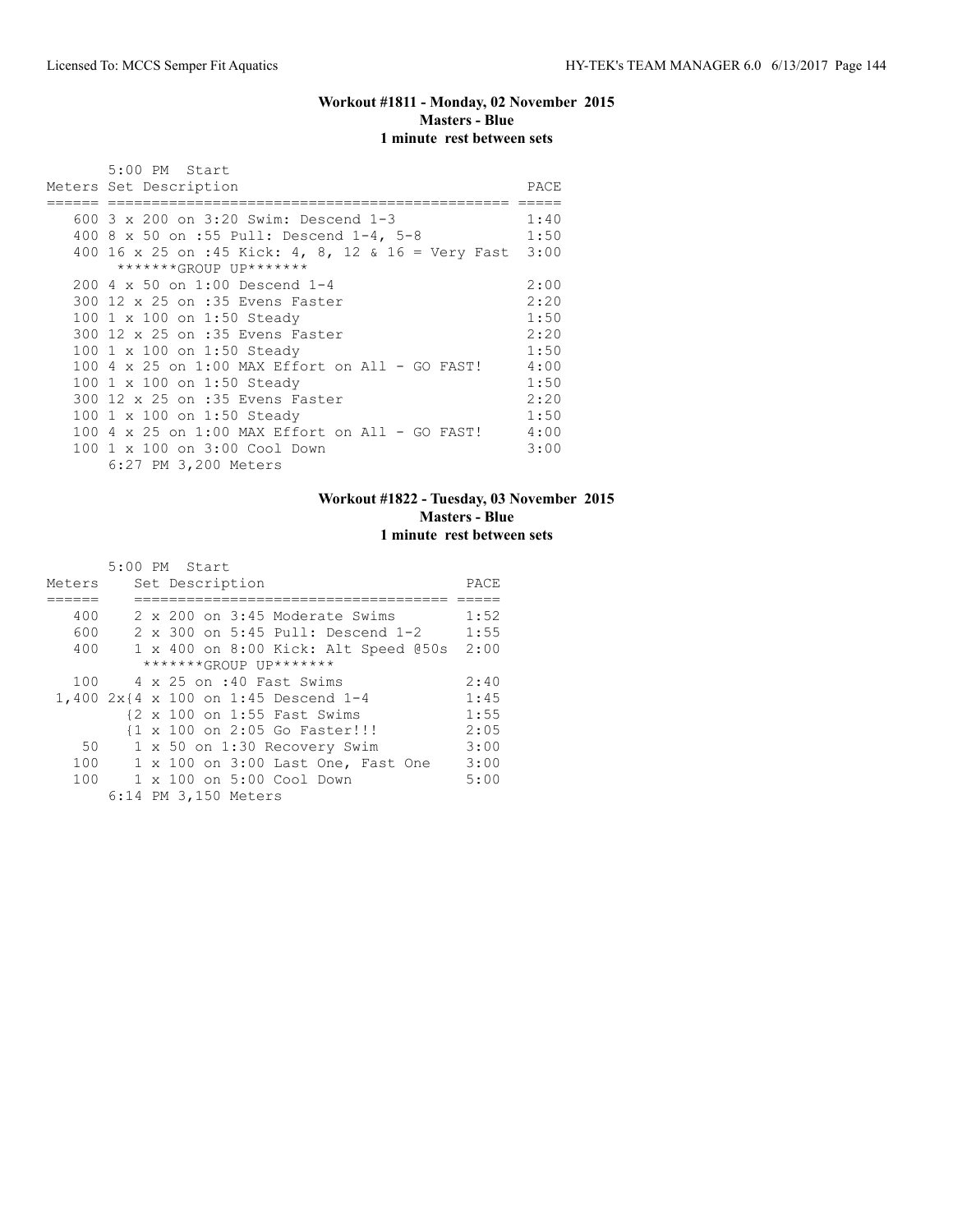## Workout #1811 - Monday, 02 November 2015
### Masters - Blue
### 1 minute rest between sets

5:00 PM Start

| Meters | Set Description | PACE |
|---|---|---|
| 600 | 3 x 200 on 3:20 Swim: Descend 1-3 | 1:40 |
| 400 | 8 x 50 on :55 Pull: Descend 1-4, 5-8 | 1:50 |
| 400 | 16 x 25 on :45 Kick: 4, 8, 12 & 16 = Very Fast | 3:00 |
| | *******GROUP UP******* | |
| 200 | 4 x 50 on 1:00 Descend 1-4 | 2:00 |
| 300 | 12 x 25 on :35 Evens Faster | 2:20 |
| 100 | 1 x 100 on 1:50 Steady | 1:50 |
| 300 | 12 x 25 on :35 Evens Faster | 2:20 |
| 100 | 1 x 100 on 1:50 Steady | 1:50 |
| 100 | 4 x 25 on 1:00 MAX Effort on All - GO FAST! | 4:00 |
| 100 | 1 x 100 on 1:50 Steady | 1:50 |
| 300 | 12 x 25 on :35 Evens Faster | 2:20 |
| 100 | 1 x 100 on 1:50 Steady | 1:50 |
| 100 | 4 x 25 on 1:00 MAX Effort on All - GO FAST! | 4:00 |
| 100 | 1 x 100 on 3:00 Cool Down | 3:00 |

6:27 PM 3,200 Meters

## Workout #1822 - Tuesday, 03 November 2015
### Masters - Blue
### 1 minute rest between sets

5:00 PM Start

| Meters | Set Description | PACE |
|---|---|---|
| 400 | 2 x 200 on 3:45 Moderate Swims | 1:52 |
| 600 | 2 x 300 on 5:45 Pull: Descend 1-2 | 1:55 |
| 400 | 1 x 400 on 8:00 Kick: Alt Speed @50s | 2:00 |
| | *******GROUP UP******* | |
| 100 | 4 x 25 on :40 Fast Swims | 2:40 |
| 1,400 | 2x{4 x 100 on 1:45 Descend 1-4 | 1:45 |
| | {2 x 100 on 1:55 Fast Swims | 1:55 |
| | {1 x 100 on 2:05 Go Faster!!! | 2:05 |
| 50 | 1 x 50 on 1:30 Recovery Swim | 3:00 |
| 100 | 1 x 100 on 3:00 Last One, Fast One | 3:00 |
| 100 | 1 x 100 on 5:00 Cool Down | 5:00 |

6:14 PM 3,150 Meters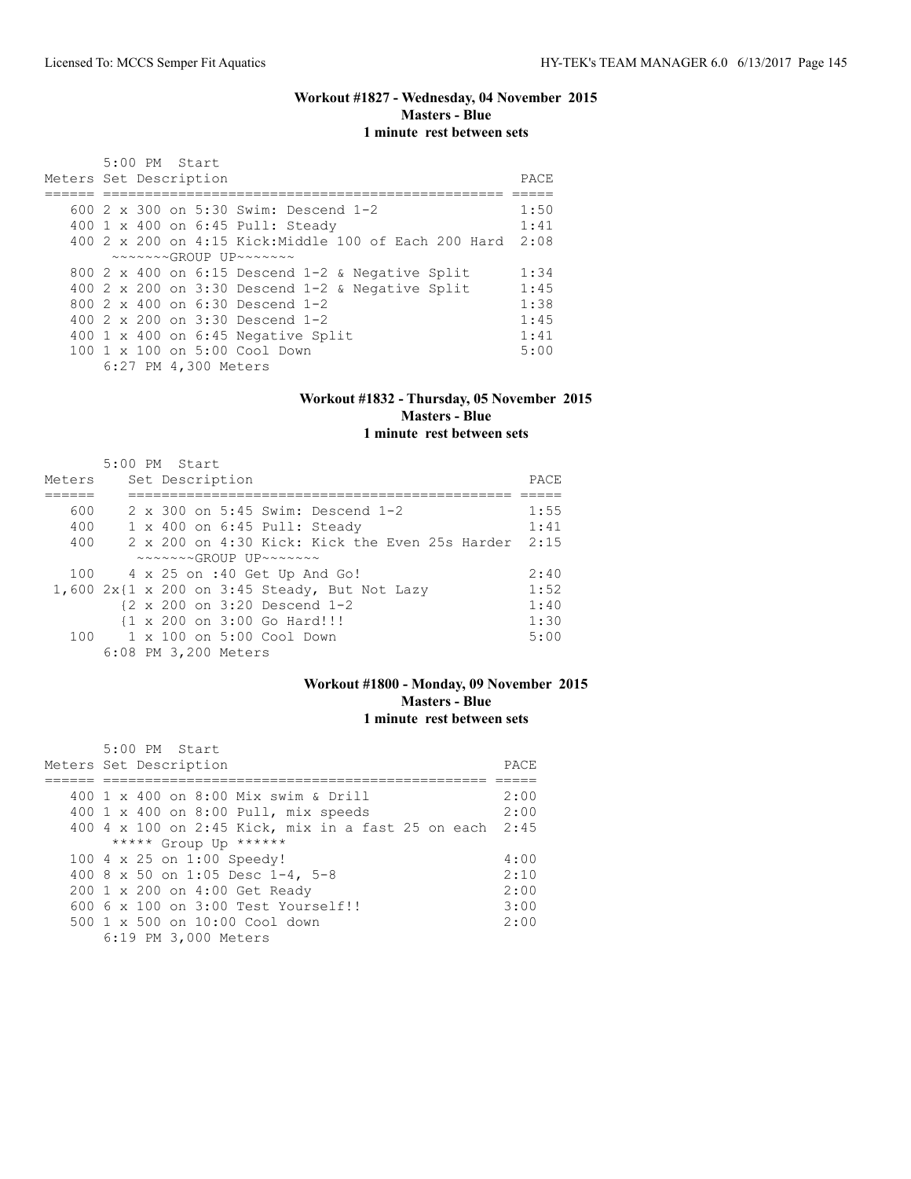### Workout #1827 - Wednesday, 04 November 2015
**Masters - Blue**
**1 minute rest between sets**

```
      5:00 PM  Start
Meters Set Description                                    PACE
====== ================================================== =====
   600 2 x 300 on 5:30 Swim: Descend 1-2                  1:50
   400 1 x 400 on 6:45 Pull: Steady                       1:41
   400 2 x 200 on 4:15 Kick:Middle 100 of Each 200 Hard  2:08
       ~~~~~~~GROUP UP~~~~~~~
   800 2 x 400 on 6:15 Descend 1-2 & Negative Split      1:34
   400 2 x 200 on 3:30 Descend 1-2 & Negative Split      1:45
   800 2 x 400 on 6:30 Descend 1-2                        1:38
   400 2 x 200 on 3:30 Descend 1-2                        1:45
   400 1 x 400 on 6:45 Negative Split                     1:41
   100 1 x 100 on 5:00 Cool Down                          5:00
       6:27 PM 4,300 Meters
```

### Workout #1832 - Thursday, 05 November 2015
**Masters - Blue**
**1 minute rest between sets**

```
       5:00 PM  Start
Meters     Set Description                                PACE
======     ============================================= =====
   600     2 x 300 on 5:45 Swim: Descend 1-2              1:55
   400     1 x 400 on 6:45 Pull: Steady                   1:41
   400     2 x 200 on 4:30 Kick: Kick the Even 25s Harder 2:15
           ~~~~~~~GROUP UP~~~~~~~
   100     4 x 25 on :40 Get Up And Go!                   2:40
 1,600 2x{1 x 200 on 3:45 Steady, But Not Lazy            1:52
         {2 x 200 on 3:20 Descend 1-2                     1:40
         {1 x 200 on 3:00 Go Hard!!!                      1:30
   100     1 x 100 on 5:00 Cool Down                      5:00
       6:08 PM 3,200 Meters
```

### Workout #1800 - Monday, 09 November 2015
**Masters - Blue**
**1 minute rest between sets**

```
      5:00 PM  Start
Meters Set Description                                    PACE
====== ============================================== =====
   400 1 x 400 on 8:00 Mix swim & Drill                   2:00
   400 1 x 400 on 8:00 Pull, mix speeds                   2:00
   400 4 x 100 on 2:45 Kick, mix in a fast 25 on each   2:45
       ***** Group Up ******
   100 4 x 25 on 1:00 Speedy!                             4:00
   400 8 x 50 on 1:05 Desc 1-4, 5-8                       2:10
   200 1 x 200 on 4:00 Get Ready                          2:00
   600 6 x 100 on 3:00 Test Yourself!!                    3:00
   500 1 x 500 on 10:00 Cool down                         2:00
       6:19 PM 3,000 Meters
```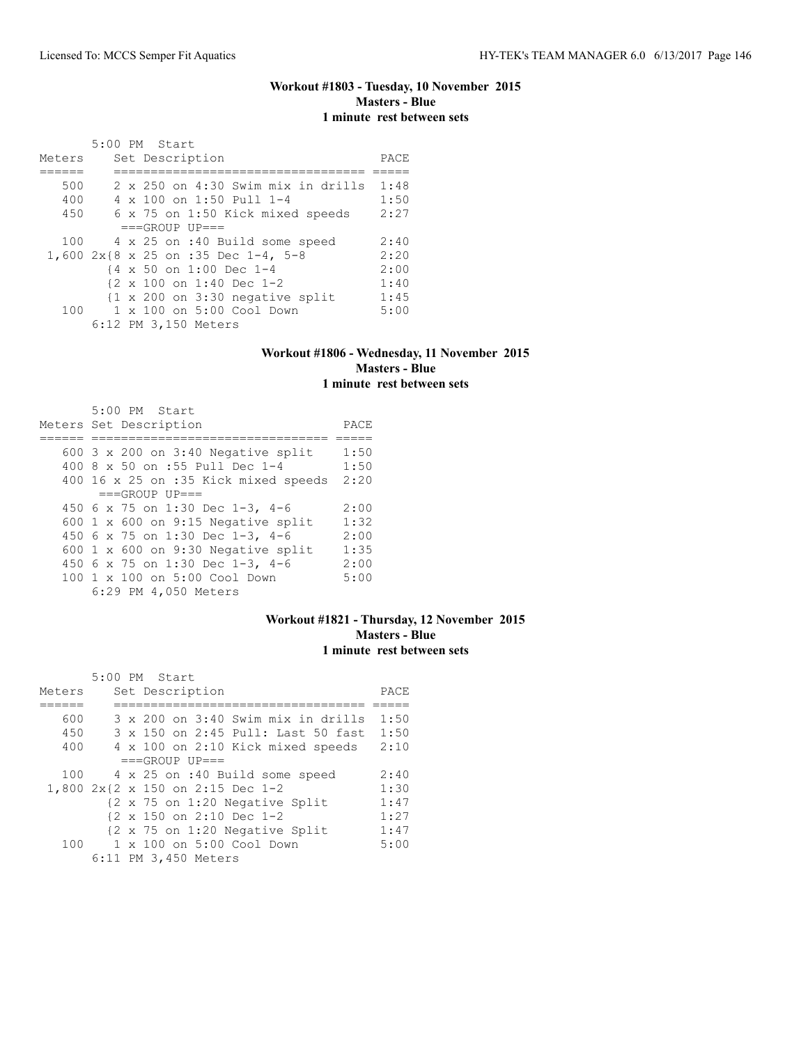### Workout #1803 - Tuesday, 10 November 2015
**Masters - Blue**
**1 minute rest between sets**

5:00 PM Start

| Meters | Set Description | PACE |
|---|---|---|
| 500 | 2 x 250 on 4:30 Swim mix in drills | 1:48 |
| 400 | 4 x 100 on 1:50 Pull 1-4 | 1:50 |
| 450 | 6 x 75 on 1:50 Kick mixed speeds | 2:27 |
| | ===GROUP UP=== | |
| 100 | 4 x 25 on :40 Build some speed | 2:40 |
| 1,600 | 2x{8 x 25 on :35 Dec 1-4, 5-8 | 2:20 |
| | {4 x 50 on 1:00 Dec 1-4 | 2:00 |
| | {2 x 100 on 1:40 Dec 1-2 | 1:40 |
| | {1 x 200 on 3:30 negative split | 1:45 |
| 100 | 1 x 100 on 5:00 Cool Down | 5:00 |

6:12 PM 3,150 Meters

### Workout #1806 - Wednesday, 11 November 2015
**Masters - Blue**
**1 minute rest between sets**

5:00 PM Start

| Meters | Set Description | PACE |
|---|---|---|
| 600 | 3 x 200 on 3:40 Negative split | 1:50 |
| 400 | 8 x 50 on :55 Pull Dec 1-4 | 1:50 |
| 400 | 16 x 25 on :35 Kick mixed speeds | 2:20 |
| | ===GROUP UP=== | |
| 450 | 6 x 75 on 1:30 Dec 1-3, 4-6 | 2:00 |
| 600 | 1 x 600 on 9:15 Negative split | 1:32 |
| 450 | 6 x 75 on 1:30 Dec 1-3, 4-6 | 2:00 |
| 600 | 1 x 600 on 9:30 Negative split | 1:35 |
| 450 | 6 x 75 on 1:30 Dec 1-3, 4-6 | 2:00 |
| 100 | 1 x 100 on 5:00 Cool Down | 5:00 |

6:29 PM 4,050 Meters

### Workout #1821 - Thursday, 12 November 2015
**Masters - Blue**
**1 minute rest between sets**

5:00 PM Start

| Meters | Set Description | PACE |
|---|---|---|
| 600 | 3 x 200 on 3:40 Swim mix in drills | 1:50 |
| 450 | 3 x 150 on 2:45 Pull: Last 50 fast | 1:50 |
| 400 | 4 x 100 on 2:10 Kick mixed speeds | 2:10 |
| | ===GROUP UP=== | |
| 100 | 4 x 25 on :40 Build some speed | 2:40 |
| 1,800 | 2x{2 x 150 on 2:15 Dec 1-2 | 1:30 |
| | {2 x 75 on 1:20 Negative Split | 1:47 |
| | {2 x 150 on 2:10 Dec 1-2 | 1:27 |
| | {2 x 75 on 1:20 Negative Split | 1:47 |
| 100 | 1 x 100 on 5:00 Cool Down | 5:00 |

6:11 PM 3,450 Meters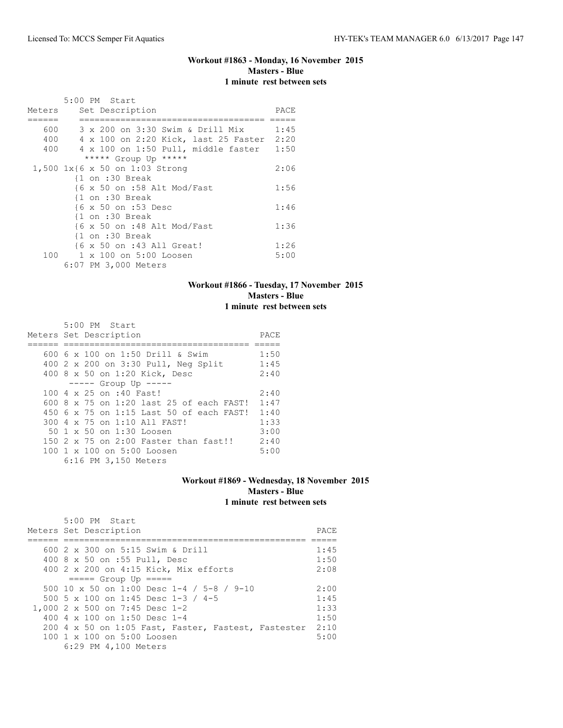## Workout #1863 - Monday, 16 November 2015
**Masters - Blue**
**1 minute rest between sets**

```
       5:00 PM  Start
Meters    Set Description                      PACE
======    ==================================== =====
   600    3 x 200 on 3:30 Swim & Drill Mix     1:45
   400    4 x 100 on 2:20 Kick, last 25 Faster  2:20
   400    4 x 100 on 1:50 Pull, middle faster   1:50
           ***** Group Up *****
 1,500 1x{6 x 50 on 1:03 Strong                2:06
         {1 on :30 Break
         {6 x 50 on :58 Alt Mod/Fast           1:56
         {1 on :30 Break
         {6 x 50 on :53 Desc                   1:46
         {1 on :30 Break
         {6 x 50 on :48 Alt Mod/Fast           1:36
         {1 on :30 Break
         {6 x 50 on :43 All Great!             1:26
   100    1 x 100 on 5:00 Loosen               5:00
       6:07 PM 3,000 Meters
```

## Workout #1866 - Tuesday, 17 November 2015
**Masters - Blue**
**1 minute rest between sets**

```
       5:00 PM  Start
Meters Set Description                          PACE
====== ======================================= =====
   600 6 x 100 on 1:50 Drill & Swim             1:50
   400 2 x 200 on 3:30 Pull, Neg Split          1:45
   400 8 x 50 on 1:20 Kick, Desc                2:40
       ----- Group Up -----
   100 4 x 25 on :40 Fast!                      2:40
   600 8 x 75 on 1:20 last 25 of each FAST!     1:47
   450 6 x 75 on 1:15 Last 50 of each FAST!     1:40
   300 4 x 75 on 1:10 All FAST!                 1:33
    50 1 x 50 on 1:30 Loosen                    3:00
   150 2 x 75 on 2:00 Faster than fast!!        2:40
   100 1 x 100 on 5:00 Loosen                   5:00
       6:16 PM 3,150 Meters
```

## Workout #1869 - Wednesday, 18 November 2015
**Masters - Blue**
**1 minute rest between sets**

```
       5:00 PM  Start
Meters Set Description                                     PACE
====== ================================================== =====
   600 2 x 300 on 5:15 Swim & Drill                        1:45
   400 8 x 50 on :55 Pull, Desc                            1:50
   400 2 x 200 on 4:15 Kick, Mix efforts                   2:08
       ===== Group Up =====
   500 10 x 50 on 1:00 Desc 1-4 / 5-8 / 9-10               2:00
   500 5 x 100 on 1:45 Desc 1-3 / 4-5                      1:45
 1,000 2 x 500 on 7:45 Desc 1-2                            1:33
   400 4 x 100 on 1:50 Desc 1-4                            1:50
   200 4 x 50 on 1:05 Fast, Faster, Fastest, Fastester     2:10
   100 1 x 100 on 5:00 Loosen                              5:00
       6:29 PM 4,100 Meters
```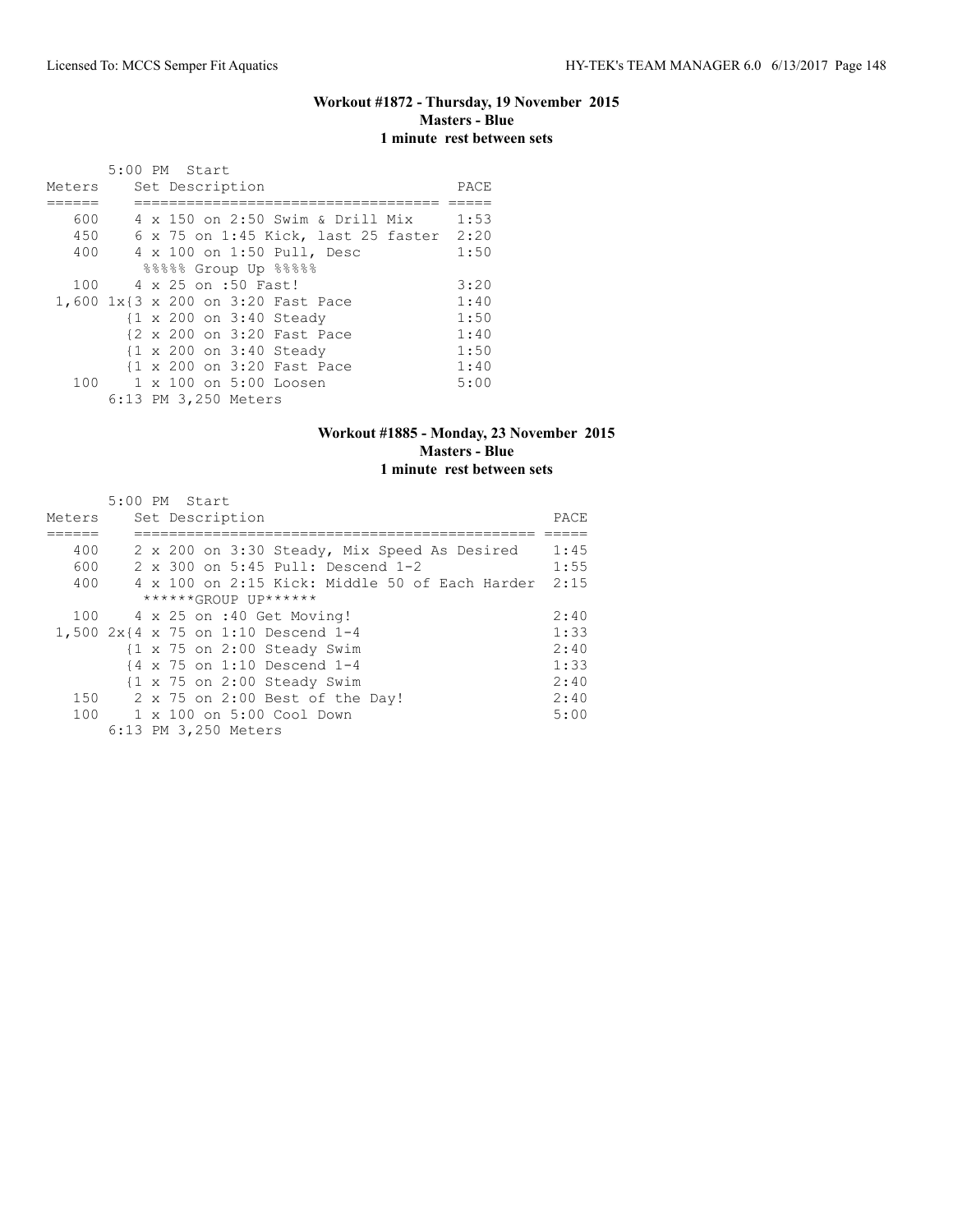### Workout #1872 - Thursday, 19 November 2015
**Masters - Blue**
**1 minute rest between sets**

5:00 PM Start

| Meters | Set Description | PACE |
|---|---|---|
| 600 | 4 x 150 on 2:50 Swim & Drill Mix | 1:53 |
| 450 | 6 x 75 on 1:45 Kick, last 25 faster | 2:20 |
| 400 | 4 x 100 on 1:50 Pull, Desc | 1:50 |
| | %%%%% Group Up %%%%% | |
| 100 | 4 x 25 on :50 Fast! | 3:20 |
| 1,600 | 1x{3 x 200 on 3:20 Fast Pace | 1:40 |
| | {1 x 200 on 3:40 Steady | 1:50 |
| | {2 x 200 on 3:20 Fast Pace | 1:40 |
| | {1 x 200 on 3:40 Steady | 1:50 |
| | {1 x 200 on 3:20 Fast Pace | 1:40 |
| 100 | 1 x 100 on 5:00 Loosen | 5:00 |

6:13 PM 3,250 Meters

### Workout #1885 - Monday, 23 November 2015
**Masters - Blue**
**1 minute rest between sets**

5:00 PM Start

| Meters | Set Description | PACE |
|---|---|---|
| 400 | 2 x 200 on 3:30 Steady, Mix Speed As Desired | 1:45 |
| 600 | 2 x 300 on 5:45 Pull: Descend 1-2 | 1:55 |
| 400 | 4 x 100 on 2:15 Kick: Middle 50 of Each Harder | 2:15 |
| | ******GROUP UP****** | |
| 100 | 4 x 25 on :40 Get Moving! | 2:40 |
| 1,500 | 2x{4 x 75 on 1:10 Descend 1-4 | 1:33 |
| | {1 x 75 on 2:00 Steady Swim | 2:40 |
| | {4 x 75 on 1:10 Descend 1-4 | 1:33 |
| | {1 x 75 on 2:00 Steady Swim | 2:40 |
| 150 | 2 x 75 on 2:00 Best of the Day! | 2:40 |
| 100 | 1 x 100 on 5:00 Cool Down | 5:00 |

6:13 PM 3,250 Meters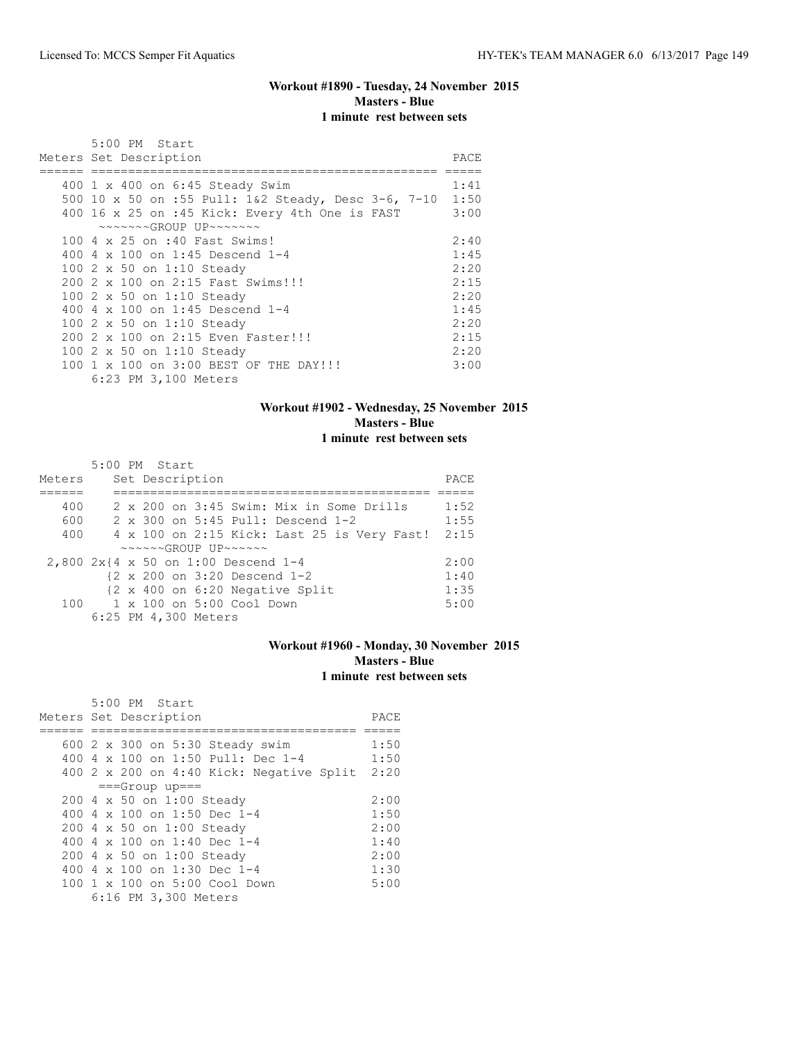### Workout #1890 - Tuesday, 24 November 2015
**Masters - Blue**
**1 minute rest between sets**

5:00 PM Start

| Meters | Set Description | PACE |
|---|---|---|
| 400 | 1 x 400 on 6:45 Steady Swim | 1:41 |
| 500 | 10 x 50 on :55 Pull: 1&2 Steady, Desc 3-6, 7-10 | 1:50 |
| 400 | 16 x 25 on :45 Kick: Every 4th One is FAST | 3:00 |
| | ~~~~~~~GROUP UP~~~~~~~ | |
| 100 | 4 x 25 on :40 Fast Swims! | 2:40 |
| 400 | 4 x 100 on 1:45 Descend 1-4 | 1:45 |
| 100 | 2 x 50 on 1:10 Steady | 2:20 |
| 200 | 2 x 100 on 2:15 Fast Swims!!! | 2:15 |
| 100 | 2 x 50 on 1:10 Steady | 2:20 |
| 400 | 4 x 100 on 1:45 Descend 1-4 | 1:45 |
| 100 | 2 x 50 on 1:10 Steady | 2:20 |
| 200 | 2 x 100 on 2:15 Even Faster!!! | 2:15 |
| 100 | 2 x 50 on 1:10 Steady | 2:20 |
| 100 | 1 x 100 on 3:00 BEST OF THE DAY!!! | 3:00 |

6:23 PM 3,100 Meters

### Workout #1902 - Wednesday, 25 November 2015
**Masters - Blue**
**1 minute rest between sets**

5:00 PM Start

| Meters | Set Description | PACE |
|---|---|---|
| 400 | 2 x 200 on 3:45 Swim: Mix in Some Drills | 1:52 |
| 600 | 2 x 300 on 5:45 Pull: Descend 1-2 | 1:55 |
| 400 | 4 x 100 on 2:15 Kick: Last 25 is Very Fast! | 2:15 |
| | ~~~~~~GROUP UP~~~~~~ | |
| 2,800 | 2x{4 x 50 on 1:00 Descend 1-4 | 2:00 |
| | {2 x 200 on 3:20 Descend 1-2 | 1:40 |
| | {2 x 400 on 6:20 Negative Split | 1:35 |
| 100 | 1 x 100 on 5:00 Cool Down | 5:00 |

6:25 PM 4,300 Meters

### Workout #1960 - Monday, 30 November 2015
**Masters - Blue**
**1 minute rest between sets**

5:00 PM Start

| Meters | Set Description | PACE |
|---|---|---|
| 600 | 2 x 300 on 5:30 Steady swim | 1:50 |
| 400 | 4 x 100 on 1:50 Pull: Dec 1-4 | 1:50 |
| 400 | 2 x 200 on 4:40 Kick: Negative Split | 2:20 |
| | ===Group up=== | |
| 200 | 4 x 50 on 1:00 Steady | 2:00 |
| 400 | 4 x 100 on 1:50 Dec 1-4 | 1:50 |
| 200 | 4 x 50 on 1:00 Steady | 2:00 |
| 400 | 4 x 100 on 1:40 Dec 1-4 | 1:40 |
| 200 | 4 x 50 on 1:00 Steady | 2:00 |
| 400 | 4 x 100 on 1:30 Dec 1-4 | 1:30 |
| 100 | 1 x 100 on 5:00 Cool Down | 5:00 |

6:16 PM 3,300 Meters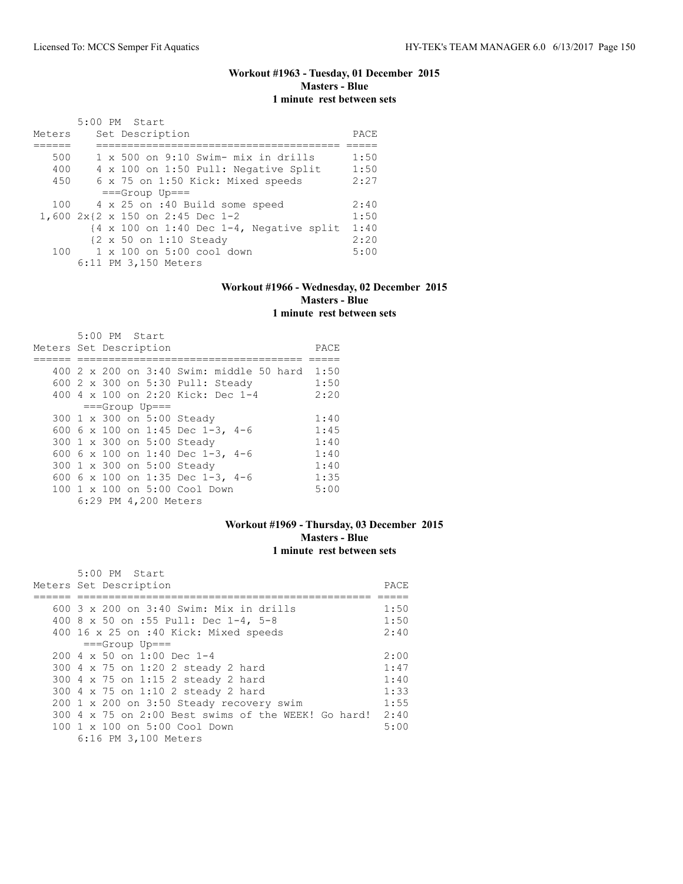## Workout #1963 - Tuesday, 01 December 2015
**Masters - Blue**
**1 minute rest between sets**

5:00 PM Start

| Meters | Set Description | PACE |
|---|---|---|
| 500 | 1 x 500 on 9:10 Swim- mix in drills | 1:50 |
| 400 | 4 x 100 on 1:50 Pull: Negative Split | 1:50 |
| 450 | 6 x 75 on 1:50 Kick: Mixed speeds | 2:27 |
| | ===Group Up=== | |
| 100 | 4 x 25 on :40 Build some speed | 2:40 |
| 1,600 | 2x{2 x 150 on 2:45 Dec 1-2 | 1:50 |
| | {4 x 100 on 1:40 Dec 1-4, Negative split | 1:40 |
| | {2 x 50 on 1:10 Steady | 2:20 |
| 100 | 1 x 100 on 5:00 cool down | 5:00 |
| | 6:11 PM 3,150 Meters | |

## Workout #1966 - Wednesday, 02 December 2015
**Masters - Blue**
**1 minute rest between sets**

5:00 PM Start

| Meters | Set Description | PACE |
|---|---|---|
| 400 | 2 x 200 on 3:40 Swim: middle 50 hard | 1:50 |
| 600 | 2 x 300 on 5:30 Pull: Steady | 1:50 |
| 400 | 4 x 100 on 2:20 Kick: Dec 1-4 | 2:20 |
| | ===Group Up=== | |
| 300 | 1 x 300 on 5:00 Steady | 1:40 |
| 600 | 6 x 100 on 1:45 Dec 1-3, 4-6 | 1:45 |
| 300 | 1 x 300 on 5:00 Steady | 1:40 |
| 600 | 6 x 100 on 1:40 Dec 1-3, 4-6 | 1:40 |
| 300 | 1 x 300 on 5:00 Steady | 1:40 |
| 600 | 6 x 100 on 1:35 Dec 1-3, 4-6 | 1:35 |
| 100 | 1 x 100 on 5:00 Cool Down | 5:00 |
| | 6:29 PM 4,200 Meters | |

## Workout #1969 - Thursday, 03 December 2015
**Masters - Blue**
**1 minute rest between sets**

5:00 PM Start

| Meters | Set Description | PACE |
|---|---|---|
| 600 | 3 x 200 on 3:40 Swim: Mix in drills | 1:50 |
| 400 | 8 x 50 on :55 Pull: Dec 1-4, 5-8 | 1:50 |
| 400 | 16 x 25 on :40 Kick: Mixed speeds | 2:40 |
| | ===Group Up=== | |
| 200 | 4 x 50 on 1:00 Dec 1-4 | 2:00 |
| 300 | 4 x 75 on 1:20 2 steady 2 hard | 1:47 |
| 300 | 4 x 75 on 1:15 2 steady 2 hard | 1:40 |
| 300 | 4 x 75 on 1:10 2 steady 2 hard | 1:33 |
| 200 | 1 x 200 on 3:50 Steady recovery swim | 1:55 |
| 300 | 4 x 75 on 2:00 Best swims of the WEEK! Go hard! | 2:40 |
| 100 | 1 x 100 on 5:00 Cool Down | 5:00 |
| | 6:16 PM 3,100 Meters | |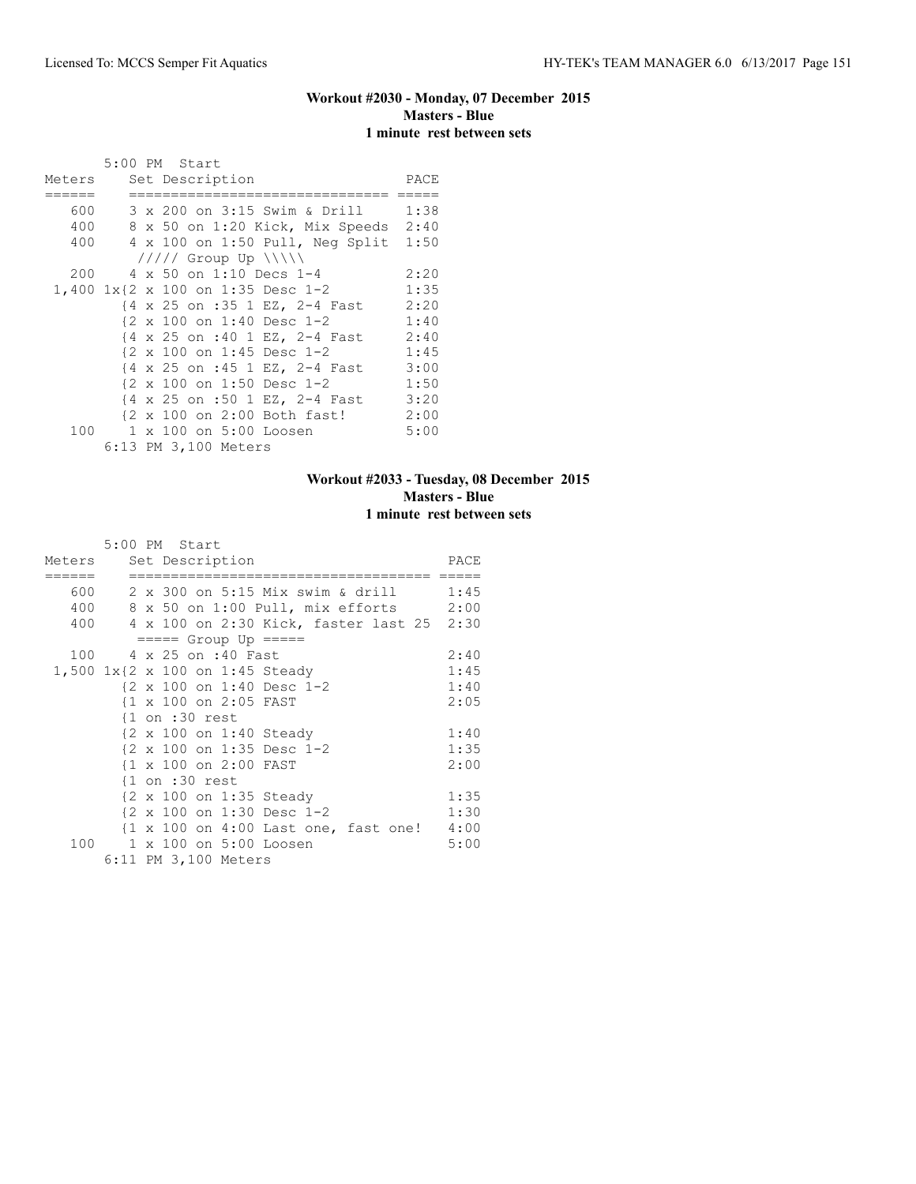### Workout #2030 - Monday, 07 December 2015
**Masters - Blue**
**1 minute rest between sets**

```
       5:00 PM  Start
Meters    Set Description                 PACE
======    ============================== =====
   600    3 x 200 on 3:15 Swim & Drill    1:38
   400    8 x 50 on 1:20 Kick, Mix Speeds 2:40
   400    4 x 100 on 1:50 Pull, Neg Split 1:50
           ///// Group Up \\\\\
   200    4 x 50 on 1:10 Decs 1-4         2:20
 1,400 1x{2 x 100 on 1:35 Desc 1-2        1:35
         {4 x 25 on :35 1 EZ, 2-4 Fast    2:20
         {2 x 100 on 1:40 Desc 1-2        1:40
         {4 x 25 on :40 1 EZ, 2-4 Fast    2:40
         {2 x 100 on 1:45 Desc 1-2        1:45
         {4 x 25 on :45 1 EZ, 2-4 Fast    3:00
         {2 x 100 on 1:50 Desc 1-2        1:50
         {4 x 25 on :50 1 EZ, 2-4 Fast    3:20
         {2 x 100 on 2:00 Both fast!      2:00
   100    1 x 100 on 5:00 Loosen          5:00
       6:13 PM 3,100 Meters
```

### Workout #2033 - Tuesday, 08 December 2015
**Masters - Blue**
**1 minute rest between sets**

```
       5:00 PM  Start
Meters    Set Description                      PACE
======    ===================================  =====
   600    2 x 300 on 5:15 Mix swim & drill     1:45
   400    8 x 50 on 1:00 Pull, mix efforts     2:00
   400    4 x 100 on 2:30 Kick, faster last 25 2:30
           ===== Group Up =====
   100    4 x 25 on :40 Fast                   2:40
 1,500 1x{2 x 100 on 1:45 Steady               1:45
         {2 x 100 on 1:40 Desc 1-2             1:40
         {1 x 100 on 2:05 FAST                 2:05
         {1 on :30 rest
         {2 x 100 on 1:40 Steady               1:40
         {2 x 100 on 1:35 Desc 1-2             1:35
         {1 x 100 on 2:00 FAST                 2:00
         {1 on :30 rest
         {2 x 100 on 1:35 Steady               1:35
         {2 x 100 on 1:30 Desc 1-2             1:30
         {1 x 100 on 4:00 Last one, fast one!  4:00
   100    1 x 100 on 5:00 Loosen               5:00
       6:11 PM 3,100 Meters
```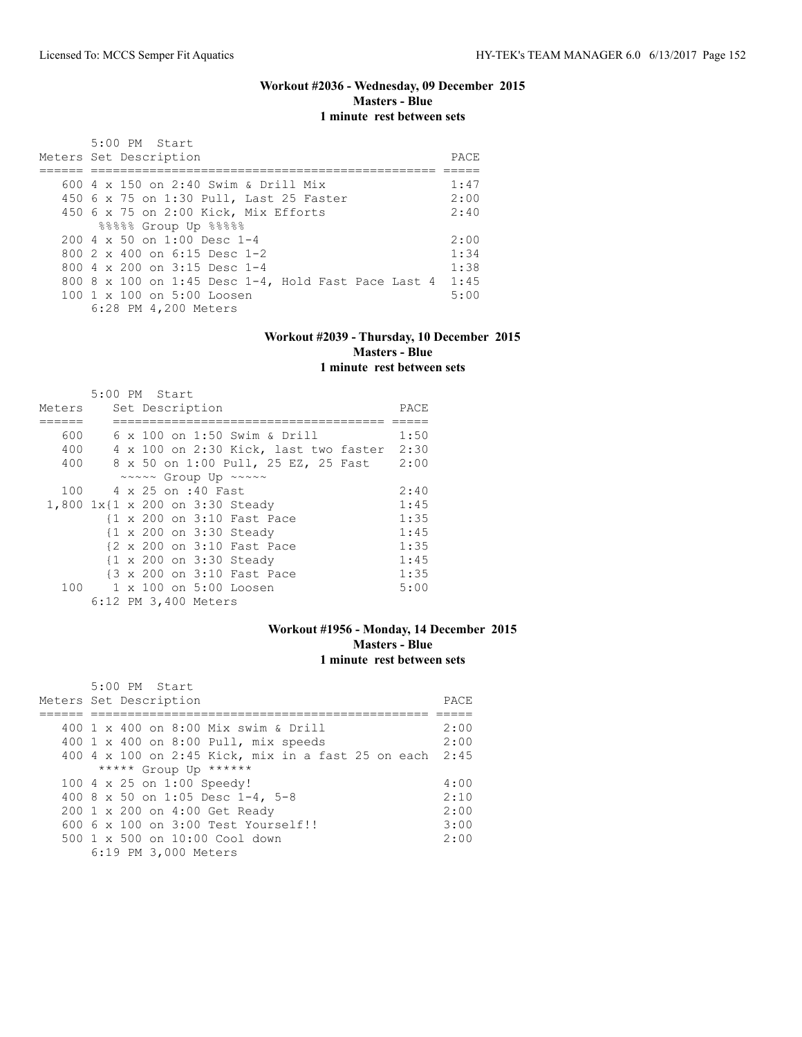### Workout #2036 - Wednesday, 09 December 2015
**Masters - Blue**
**1 minute rest between sets**

5:00 PM Start

| Meters | Set Description | PACE |
|---|---|---|
| 600 | 4 x 150 on 2:40 Swim & Drill Mix | 1:47 |
| 450 | 6 x 75 on 1:30 Pull, Last 25 Faster | 2:00 |
| 450 | 6 x 75 on 2:00 Kick, Mix Efforts | 2:40 |
| | %%%%% Group Up %%%%% | |
| 200 | 4 x 50 on 1:00 Desc 1-4 | 2:00 |
| 800 | 2 x 400 on 6:15 Desc 1-2 | 1:34 |
| 800 | 4 x 200 on 3:15 Desc 1-4 | 1:38 |
| 800 | 8 x 100 on 1:45 Desc 1-4, Hold Fast Pace Last 4 | 1:45 |
| 100 | 1 x 100 on 5:00 Loosen | 5:00 |
| | 6:28 PM 4,200 Meters | |

### Workout #2039 - Thursday, 10 December 2015
**Masters - Blue**
**1 minute rest between sets**

5:00 PM Start

| Meters | Set Description | PACE |
|---|---|---|
| 600 | 6 x 100 on 1:50 Swim & Drill | 1:50 |
| 400 | 4 x 100 on 2:30 Kick, last two faster | 2:30 |
| 400 | 8 x 50 on 1:00 Pull, 25 EZ, 25 Fast | 2:00 |
| | ~~~~~ Group Up ~~~~~ | |
| 100 | 4 x 25 on :40 Fast | 2:40 |
| 1,800 | 1x{1 x 200 on 3:30 Steady | 1:45 |
| | {1 x 200 on 3:10 Fast Pace | 1:35 |
| | {1 x 200 on 3:30 Steady | 1:45 |
| | {2 x 200 on 3:10 Fast Pace | 1:35 |
| | {1 x 200 on 3:30 Steady | 1:45 |
| | {3 x 200 on 3:10 Fast Pace | 1:35 |
| 100 | 1 x 100 on 5:00 Loosen | 5:00 |
| | 6:12 PM 3,400 Meters | |

### Workout #1956 - Monday, 14 December 2015
**Masters - Blue**
**1 minute rest between sets**

5:00 PM Start

| Meters | Set Description | PACE |
|---|---|---|
| 400 | 1 x 400 on 8:00 Mix swim & Drill | 2:00 |
| 400 | 1 x 400 on 8:00 Pull, mix speeds | 2:00 |
| 400 | 4 x 100 on 2:45 Kick, mix in a fast 25 on each | 2:45 |
| | ***** Group Up ****** | |
| 100 | 4 x 25 on 1:00 Speedy! | 4:00 |
| 400 | 8 x 50 on 1:05 Desc 1-4, 5-8 | 2:10 |
| 200 | 1 x 200 on 4:00 Get Ready | 2:00 |
| 600 | 6 x 100 on 3:00 Test Yourself!! | 3:00 |
| 500 | 1 x 500 on 10:00 Cool down | 2:00 |
| | 6:19 PM 3,000 Meters | |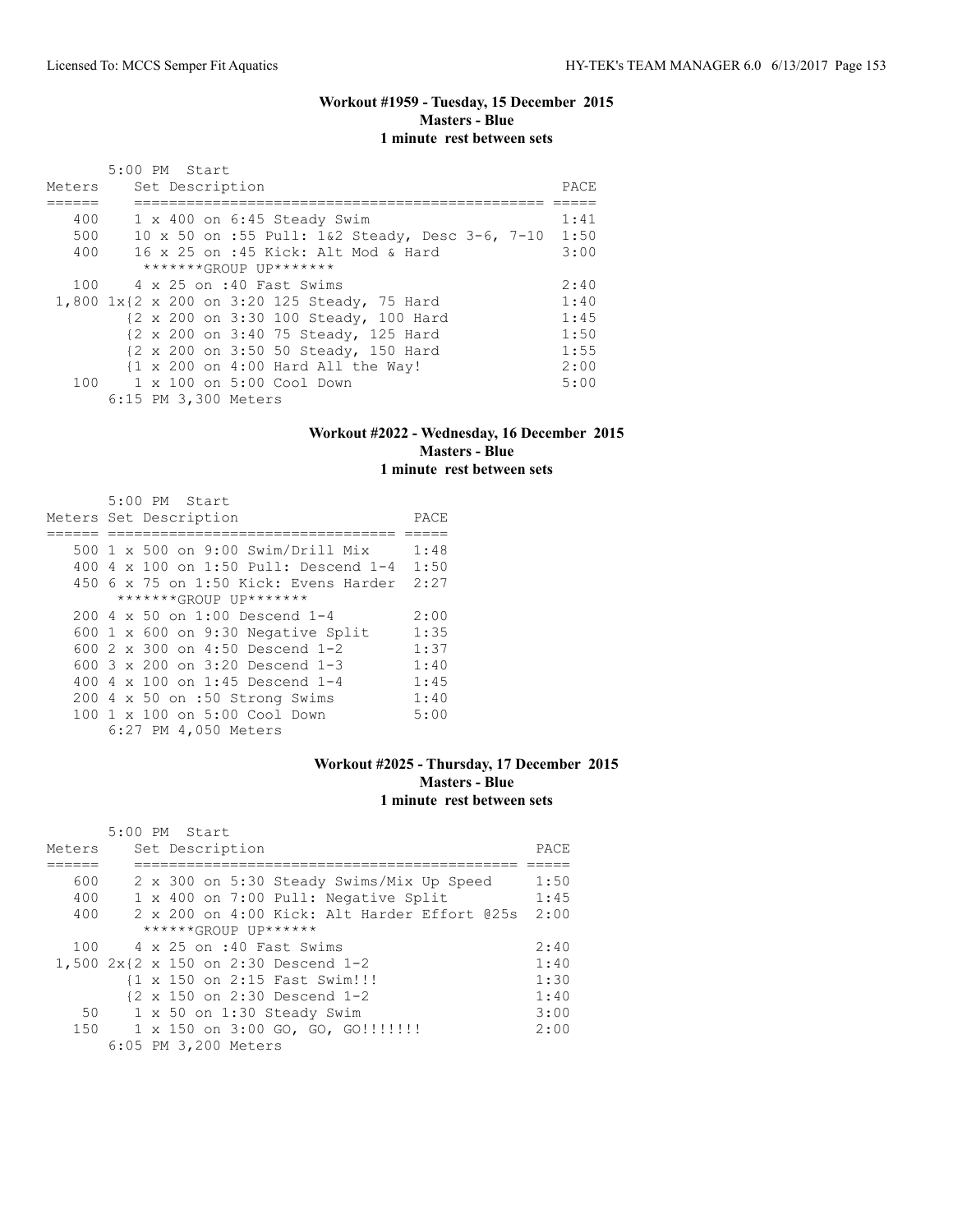### Workout #1959 - Tuesday, 15 December 2015
**Masters - Blue**
**1 minute rest between sets**

5:00 PM Start

| Meters | Set Description | PACE |
|---|---|---|
| 400 | 1 x 400 on 6:45 Steady Swim | 1:41 |
| 500 | 10 x 50 on :55 Pull: 1&2 Steady, Desc 3-6, 7-10 | 1:50 |
| 400 | 16 x 25 on :45 Kick: Alt Mod & Hard | 3:00 |
| | *******GROUP UP******* | |
| 100 | 4 x 25 on :40 Fast Swims | 2:40 |
| 1,800 | 1x{2 x 200 on 3:20 125 Steady, 75 Hard | 1:40 |
| | {2 x 200 on 3:30 100 Steady, 100 Hard | 1:45 |
| | {2 x 200 on 3:40 75 Steady, 125 Hard | 1:50 |
| | {2 x 200 on 3:50 50 Steady, 150 Hard | 1:55 |
| | {1 x 200 on 4:00 Hard All the Way! | 2:00 |
| 100 | 1 x 100 on 5:00 Cool Down | 5:00 |
| | 6:15 PM 3,300 Meters | |

### Workout #2022 - Wednesday, 16 December 2015
**Masters - Blue**
**1 minute rest between sets**

5:00 PM Start

| Meters | Set Description | PACE |
|---|---|---|
| 500 | 1 x 500 on 9:00 Swim/Drill Mix | 1:48 |
| 400 | 4 x 100 on 1:50 Pull: Descend 1-4 | 1:50 |
| 450 | 6 x 75 on 1:50 Kick: Evens Harder | 2:27 |
| | *******GROUP UP******* | |
| 200 | 4 x 50 on 1:00 Descend 1-4 | 2:00 |
| 600 | 1 x 600 on 9:30 Negative Split | 1:35 |
| 600 | 2 x 300 on 4:50 Descend 1-2 | 1:37 |
| 600 | 3 x 200 on 3:20 Descend 1-3 | 1:40 |
| 400 | 4 x 100 on 1:45 Descend 1-4 | 1:45 |
| 200 | 4 x 50 on :50 Strong Swims | 1:40 |
| 100 | 1 x 100 on 5:00 Cool Down | 5:00 |
| | 6:27 PM 4,050 Meters | |

### Workout #2025 - Thursday, 17 December 2015
**Masters - Blue**
**1 minute rest between sets**

5:00 PM Start

| Meters | Set Description | PACE |
|---|---|---|
| 600 | 2 x 300 on 5:30 Steady Swims/Mix Up Speed | 1:50 |
| 400 | 1 x 400 on 7:00 Pull: Negative Split | 1:45 |
| 400 | 2 x 200 on 4:00 Kick: Alt Harder Effort @25s | 2:00 |
| | ******GROUP UP****** | |
| 100 | 4 x 25 on :40 Fast Swims | 2:40 |
| 1,500 | 2x{2 x 150 on 2:30 Descend 1-2 | 1:40 |
| | {1 x 150 on 2:15 Fast Swim!!! | 1:30 |
| | {2 x 150 on 2:30 Descend 1-2 | 1:40 |
| 50 | 1 x 50 on 1:30 Steady Swim | 3:00 |
| 150 | 1 x 150 on 3:00 GO, GO, GO!!!!!!! | 2:00 |
| | 6:05 PM 3,200 Meters | |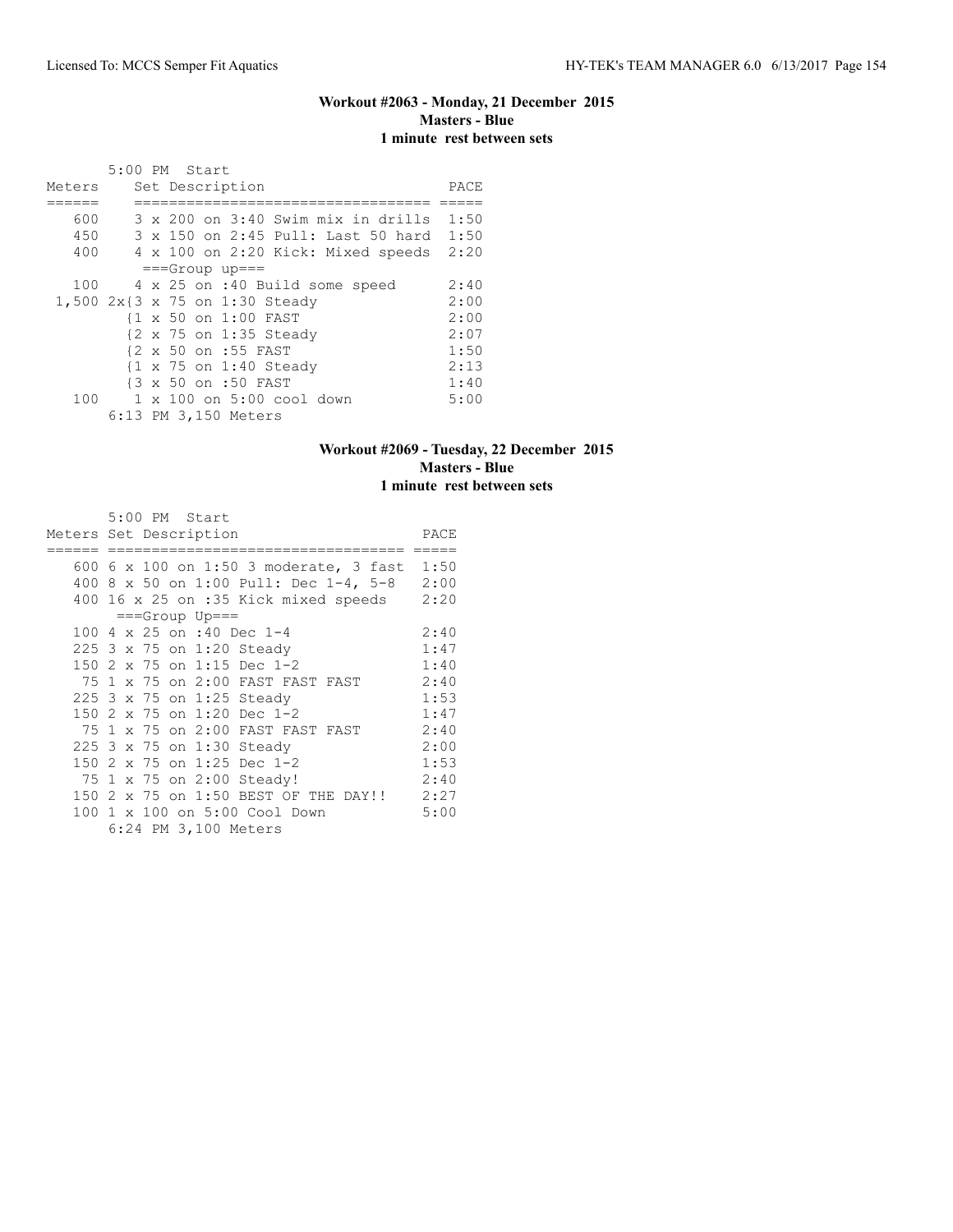### Workout #2063 - Monday, 21 December 2015
**Masters - Blue**
**1 minute rest between sets**

5:00 PM Start

| Meters | Set Description | PACE |
|---|---|---|
| 600 | 3 x 200 on 3:40 Swim mix in drills | 1:50 |
| 450 | 3 x 150 on 2:45 Pull: Last 50 hard | 1:50 |
| 400 | 4 x 100 on 2:20 Kick: Mixed speeds | 2:20 |
| | ===Group up=== | |
| 100 | 4 x 25 on :40 Build some speed | 2:40 |
| 1,500 | 2x{3 x 75 on 1:30 Steady | 2:00 |
| | {1 x 50 on 1:00 FAST | 2:00 |
| | {2 x 75 on 1:35 Steady | 2:07 |
| | {2 x 50 on :55 FAST | 1:50 |
| | {1 x 75 on 1:40 Steady | 2:13 |
| | {3 x 50 on :50 FAST | 1:40 |
| 100 | 1 x 100 on 5:00 cool down | 5:00 |

6:13 PM 3,150 Meters

### Workout #2069 - Tuesday, 22 December 2015
**Masters - Blue**
**1 minute rest between sets**

5:00 PM Start

| Meters | Set Description | PACE |
|---|---|---|
| 600 | 6 x 100 on 1:50 3 moderate, 3 fast | 1:50 |
| 400 | 8 x 50 on 1:00 Pull: Dec 1-4, 5-8 | 2:00 |
| 400 | 16 x 25 on :35 Kick mixed speeds | 2:20 |
| | ===Group Up=== | |
| 100 | 4 x 25 on :40 Dec 1-4 | 2:40 |
| 225 | 3 x 75 on 1:20 Steady | 1:47 |
| 150 | 2 x 75 on 1:15 Dec 1-2 | 1:40 |
| 75 | 1 x 75 on 2:00 FAST FAST FAST | 2:40 |
| 225 | 3 x 75 on 1:25 Steady | 1:53 |
| 150 | 2 x 75 on 1:20 Dec 1-2 | 1:47 |
| 75 | 1 x 75 on 2:00 FAST FAST FAST | 2:40 |
| 225 | 3 x 75 on 1:30 Steady | 2:00 |
| 150 | 2 x 75 on 1:25 Dec 1-2 | 1:53 |
| 75 | 1 x 75 on 2:00 Steady! | 2:40 |
| 150 | 2 x 75 on 1:50 BEST OF THE DAY!! | 2:27 |
| 100 | 1 x 100 on 5:00 Cool Down | 5:00 |

6:24 PM 3,100 Meters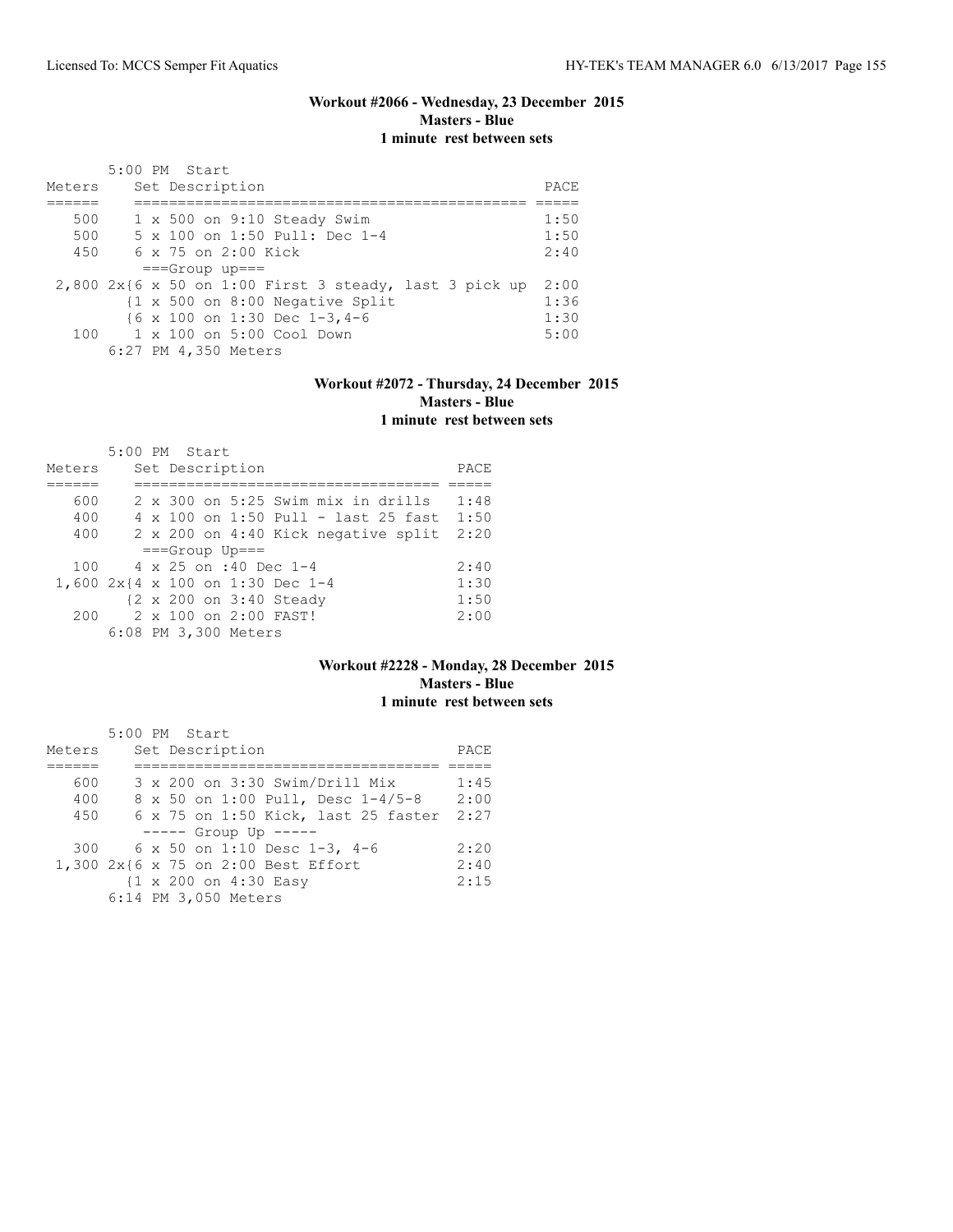## Workout #2066 - Wednesday, 23 December 2015
**Masters - Blue**
**1 minute rest between sets**

5:00 PM Start

| Meters | Set Description | PACE |
|---|---|---|
| 500 | 1 x 500 on 9:10 Steady Swim | 1:50 |
| 500 | 5 x 100 on 1:50 Pull: Dec 1-4 | 1:50 |
| 450 | 6 x 75 on 2:00 Kick | 2:40 |
| | ===Group up=== | |
| 2,800 | 2x{6 x 50 on 1:00 First 3 steady, last 3 pick up | 2:00 |
| | {1 x 500 on 8:00 Negative Split | 1:36 |
| | {6 x 100 on 1:30 Dec 1-3,4-6 | 1:30 |
| 100 | 1 x 100 on 5:00 Cool Down | 5:00 |
| | 6:27 PM 4,350 Meters | |

## Workout #2072 - Thursday, 24 December 2015
**Masters - Blue**
**1 minute rest between sets**

5:00 PM Start

| Meters | Set Description | PACE |
|---|---|---|
| 600 | 2 x 300 on 5:25 Swim mix in drills | 1:48 |
| 400 | 4 x 100 on 1:50 Pull - last 25 fast | 1:50 |
| 400 | 2 x 200 on 4:40 Kick negative split | 2:20 |
| | ===Group Up=== | |
| 100 | 4 x 25 on :40 Dec 1-4 | 2:40 |
| 1,600 | 2x{4 x 100 on 1:30 Dec 1-4 | 1:30 |
| | {2 x 200 on 3:40 Steady | 1:50 |
| 200 | 2 x 100 on 2:00 FAST! | 2:00 |
| | 6:08 PM 3,300 Meters | |

## Workout #2228 - Monday, 28 December 2015
**Masters - Blue**
**1 minute rest between sets**

5:00 PM Start

| Meters | Set Description | PACE |
|---|---|---|
| 600 | 3 x 200 on 3:30 Swim/Drill Mix | 1:45 |
| 400 | 8 x 50 on 1:00 Pull, Desc 1-4/5-8 | 2:00 |
| 450 | 6 x 75 on 1:50 Kick, last 25 faster | 2:27 |
| | ----- Group Up ----- | |
| 300 | 6 x 50 on 1:10 Desc 1-3, 4-6 | 2:20 |
| 1,300 | 2x{6 x 75 on 2:00 Best Effort | 2:40 |
| | {1 x 200 on 4:30 Easy | 2:15 |
| | 6:14 PM 3,050 Meters | |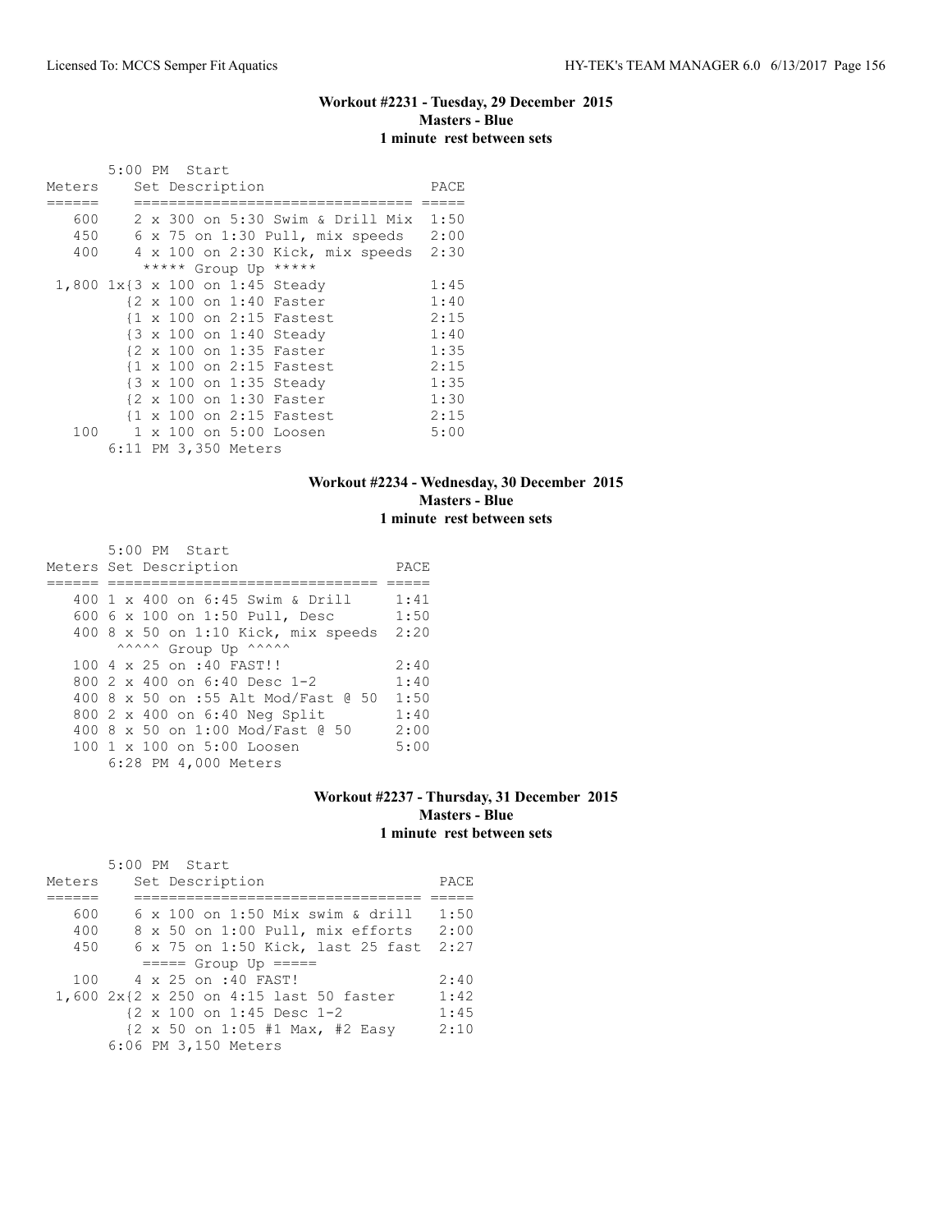### Workout #2231 - Tuesday, 29 December 2015
**Masters - Blue**
**1 minute rest between sets**

5:00 PM Start

| Meters | Set Description | PACE |
|---|---|---|
| 600 | 2 x 300 on 5:30 Swim & Drill Mix | 1:50 |
| 450 | 6 x 75 on 1:30 Pull, mix speeds | 2:00 |
| 400 | 4 x 100 on 2:30 Kick, mix speeds | 2:30 |
| | ***** Group Up ***** | |
| 1,800 | 1x{3 x 100 on 1:45 Steady | 1:45 |
| | {2 x 100 on 1:40 Faster | 1:40 |
| | {1 x 100 on 2:15 Fastest | 2:15 |
| | {3 x 100 on 1:40 Steady | 1:40 |
| | {2 x 100 on 1:35 Faster | 1:35 |
| | {1 x 100 on 2:15 Fastest | 2:15 |
| | {3 x 100 on 1:35 Steady | 1:35 |
| | {2 x 100 on 1:30 Faster | 1:30 |
| | {1 x 100 on 2:15 Fastest | 2:15 |
| 100 | 1 x 100 on 5:00 Loosen | 5:00 |

6:11 PM 3,350 Meters

### Workout #2234 - Wednesday, 30 December 2015
**Masters - Blue**
**1 minute rest between sets**

5:00 PM Start

| Meters | Set Description | PACE |
|---|---|---|
| 400 | 1 x 400 on 6:45 Swim & Drill | 1:41 |
| 600 | 6 x 100 on 1:50 Pull, Desc | 1:50 |
| 400 | 8 x 50 on 1:10 Kick, mix speeds | 2:20 |
| | ^^^^^ Group Up ^^^^^ | |
| 100 | 4 x 25 on :40 FAST!! | 2:40 |
| 800 | 2 x 400 on 6:40 Desc 1-2 | 1:40 |
| 400 | 8 x 50 on :55 Alt Mod/Fast @ 50 | 1:50 |
| 800 | 2 x 400 on 6:40 Neg Split | 1:40 |
| 400 | 8 x 50 on 1:00 Mod/Fast @ 50 | 2:00 |
| 100 | 1 x 100 on 5:00 Loosen | 5:00 |

6:28 PM 4,000 Meters

### Workout #2237 - Thursday, 31 December 2015
**Masters - Blue**
**1 minute rest between sets**

5:00 PM Start

| Meters | Set Description | PACE |
|---|---|---|
| 600 | 6 x 100 on 1:50 Mix swim & drill | 1:50 |
| 400 | 8 x 50 on 1:00 Pull, mix efforts | 2:00 |
| 450 | 6 x 75 on 1:50 Kick, last 25 fast | 2:27 |
| | ===== Group Up ===== | |
| 100 | 4 x 25 on :40 FAST! | 2:40 |
| 1,600 | 2x{2 x 250 on 4:15 last 50 faster | 1:42 |
| | {2 x 100 on 1:45 Desc 1-2 | 1:45 |
| | {2 x 50 on 1:05 #1 Max, #2 Easy | 2:10 |

6:06 PM 3,150 Meters